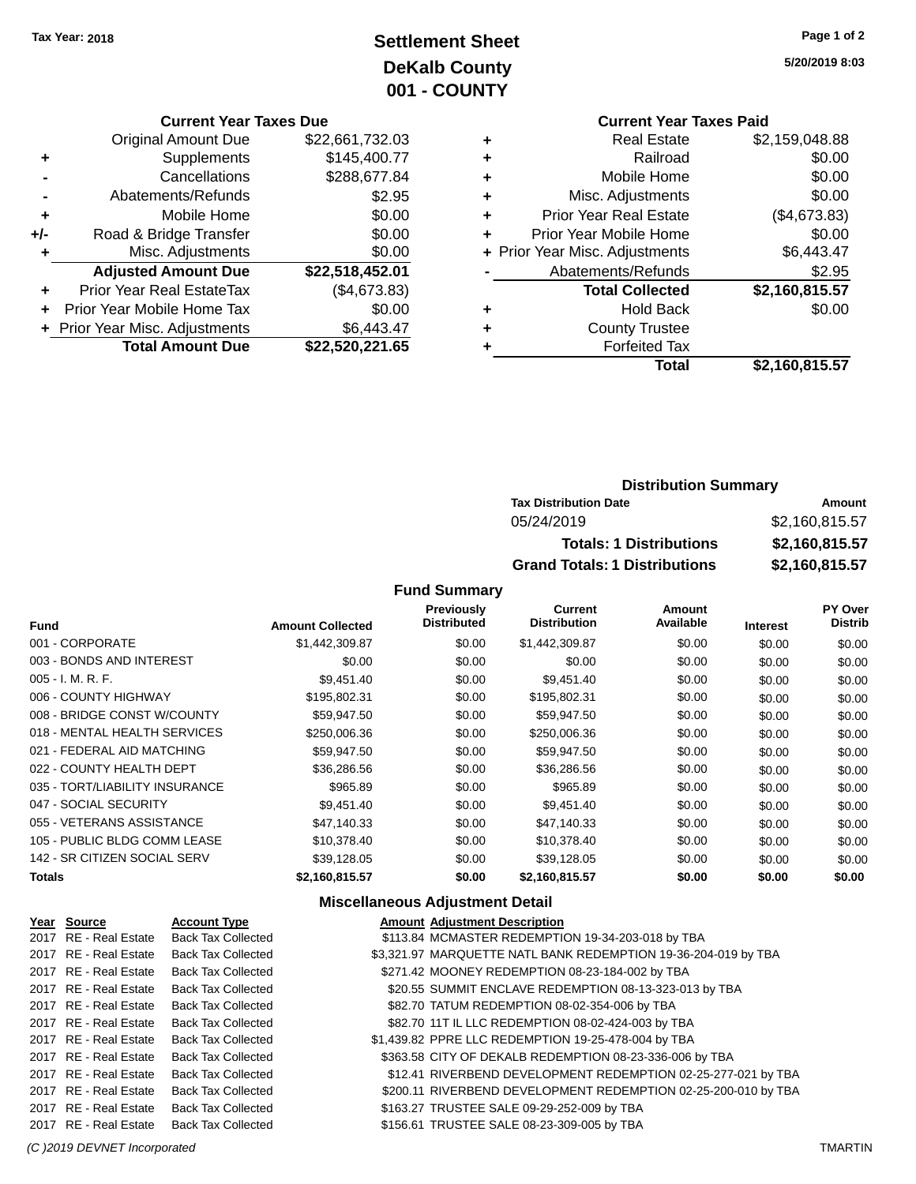Tax Year: 2018

# Settlement Sheet
## DeKalb County
## 001 - COUNTY

5/20/2019 8:03

### Current Year Taxes Due

| | | |
|---|---|---|
| | Original Amount Due | $22,661,732.03 |
| + | Supplements | $145,400.77 |
| - | Cancellations | $288,677.84 |
| - | Abatements/Refunds | $2.95 |
| + | Mobile Home | $0.00 |
| +/- | Road & Bridge Transfer | $0.00 |
| + | Misc. Adjustments | $0.00 |
| | **Adjusted Amount Due** | **$22,518,452.01** |
| + | Prior Year Real EstateTax | ($4,673.83) |
| + | Prior Year Mobile Home Tax | $0.00 |
| + | Prior Year Misc. Adjustments | $6,443.47 |
| | **Total Amount Due** | **$22,520,221.65** |

### Current Year Taxes Paid

| | | |
|---|---|---|
| + | Real Estate | $2,159,048.88 |
| + | Railroad | $0.00 |
| + | Mobile Home | $0.00 |
| + | Misc. Adjustments | $0.00 |
| + | Prior Year Real Estate | ($4,673.83) |
| + | Prior Year Mobile Home | $0.00 |
| + | Prior Year Misc. Adjustments | $6,443.47 |
| - | Abatements/Refunds | $2.95 |
| | **Total Collected** | **$2,160,815.57** |
| + | Hold Back | $0.00 |
| + | County Trustee | |
| + | Forfeited Tax | |
| | **Total** | **$2,160,815.57** |

### Distribution Summary

| Tax Distribution Date | Amount |
|---|---|
| 05/24/2019 | $2,160,815.57 |
| **Totals: 1 Distributions** | **$2,160,815.57** |
| **Grand Totals: 1 Distributions** | **$2,160,815.57** |

### Fund Summary

| Fund | Amount Collected | Previously Distributed | Current Distribution | Amount Available | Interest | PY Over Distrib |
|---|---|---|---|---|---|---|
| 001 - CORPORATE | $1,442,309.87 | $0.00 | $1,442,309.87 | $0.00 | $0.00 | $0.00 |
| 003 - BONDS AND INTEREST | $0.00 | $0.00 | $0.00 | $0.00 | $0.00 | $0.00 |
| 005 - I. M. R. F. | $9,451.40 | $0.00 | $9,451.40 | $0.00 | $0.00 | $0.00 |
| 006 - COUNTY HIGHWAY | $195,802.31 | $0.00 | $195,802.31 | $0.00 | $0.00 | $0.00 |
| 008 - BRIDGE CONST W/COUNTY | $59,947.50 | $0.00 | $59,947.50 | $0.00 | $0.00 | $0.00 |
| 018 - MENTAL HEALTH SERVICES | $250,006.36 | $0.00 | $250,006.36 | $0.00 | $0.00 | $0.00 |
| 021 - FEDERAL AID MATCHING | $59,947.50 | $0.00 | $59,947.50 | $0.00 | $0.00 | $0.00 |
| 022 - COUNTY HEALTH DEPT | $36,286.56 | $0.00 | $36,286.56 | $0.00 | $0.00 | $0.00 |
| 035 - TORT/LIABILITY INSURANCE | $965.89 | $0.00 | $965.89 | $0.00 | $0.00 | $0.00 |
| 047 - SOCIAL SECURITY | $9,451.40 | $0.00 | $9,451.40 | $0.00 | $0.00 | $0.00 |
| 055 - VETERANS ASSISTANCE | $47,140.33 | $0.00 | $47,140.33 | $0.00 | $0.00 | $0.00 |
| 105 - PUBLIC BLDG COMM LEASE | $10,378.40 | $0.00 | $10,378.40 | $0.00 | $0.00 | $0.00 |
| 142 - SR CITIZEN SOCIAL SERV | $39,128.05 | $0.00 | $39,128.05 | $0.00 | $0.00 | $0.00 |
| **Totals** | **$2,160,815.57** | **$0.00** | **$2,160,815.57** | **$0.00** | **$0.00** | **$0.00** |

### Miscellaneous Adjustment Detail

| Year | Source | Account Type | Amount | Adjustment Description |
|---|---|---|---|---|
| 2017 | RE - Real Estate | Back Tax Collected | $113.84 | MCMASTER REDEMPTION 19-34-203-018 by TBA |
| 2017 | RE - Real Estate | Back Tax Collected | $3,321.97 | MARQUETTE NATL BANK REDEMPTION 19-36-204-019 by TBA |
| 2017 | RE - Real Estate | Back Tax Collected | $271.42 | MOONEY REDEMPTION 08-23-184-002 by TBA |
| 2017 | RE - Real Estate | Back Tax Collected | $20.55 | SUMMIT ENCLAVE REDEMPTION 08-13-323-013 by TBA |
| 2017 | RE - Real Estate | Back Tax Collected | $82.70 | TATUM REDEMPTION 08-02-354-006 by TBA |
| 2017 | RE - Real Estate | Back Tax Collected | $82.70 | 11T IL LLC REDEMPTION 08-02-424-003 by TBA |
| 2017 | RE - Real Estate | Back Tax Collected | $1,439.82 | PPRE LLC REDEMPTION 19-25-478-004 by TBA |
| 2017 | RE - Real Estate | Back Tax Collected | $363.58 | CITY OF DEKALB REDEMPTION 08-23-336-006 by TBA |
| 2017 | RE - Real Estate | Back Tax Collected | $12.41 | RIVERBEND DEVELOPMENT REDEMPTION 02-25-277-021 by TBA |
| 2017 | RE - Real Estate | Back Tax Collected | $200.11 | RIVERBEND DEVELOPMENT REDEMPTION 02-25-200-010 by TBA |
| 2017 | RE - Real Estate | Back Tax Collected | $163.27 | TRUSTEE SALE 09-29-252-009 by TBA |
| 2017 | RE - Real Estate | Back Tax Collected | $156.61 | TRUSTEE SALE 08-23-309-005 by TBA |

(C )2019 DEVNET Incorporated TMARTIN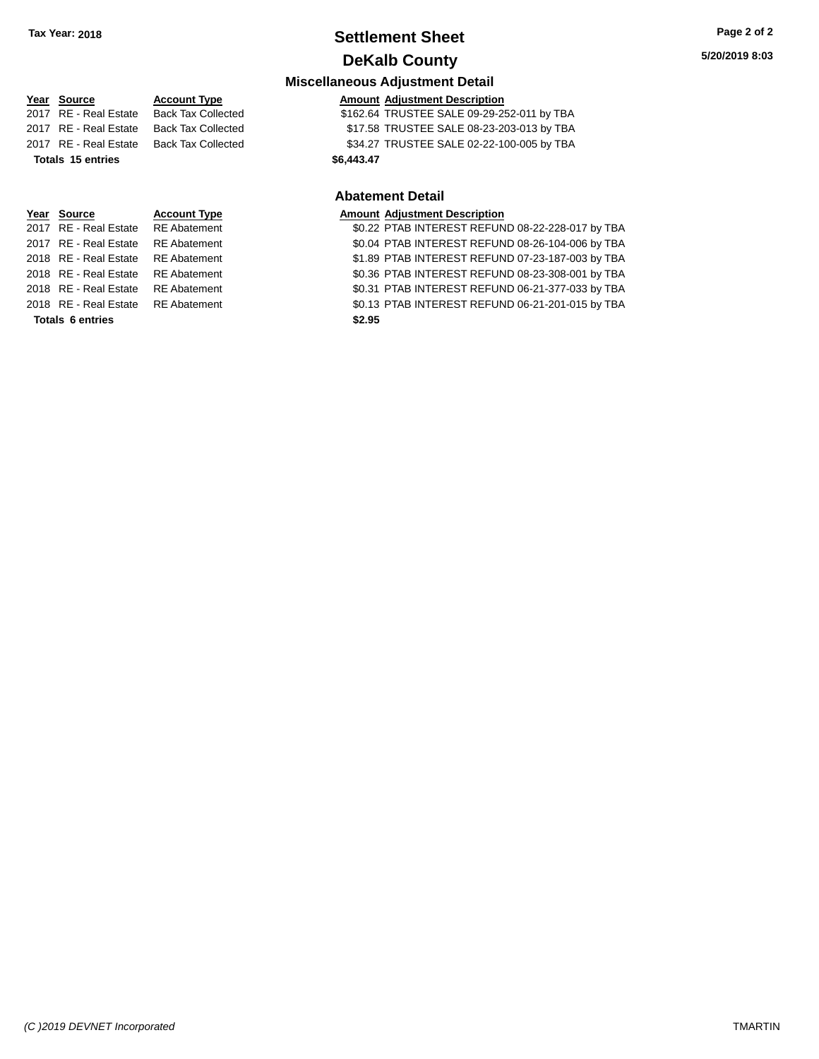## Miscellaneous Adjustment Detail

| Year | Source | Account Type | Amount | Adjustment Description |
|---|---|---|---|---|
| 2017 | RE - Real Estate | Back Tax Collected | $162.64 | TRUSTEE SALE 09-29-252-011 by TBA |
| 2017 | RE - Real Estate | Back Tax Collected | $17.58 | TRUSTEE SALE 08-23-203-013 by TBA |
| 2017 | RE - Real Estate | Back Tax Collected | $34.27 | TRUSTEE SALE 02-22-100-005 by TBA |
| **Totals 15 entries** | | | **$6,443.47** | |

## Abatement Detail

| Year | Source | Account Type | Amount | Adjustment Description |
|---|---|---|---|---|
| 2017 | RE - Real Estate | RE Abatement | $0.22 | PTAB INTEREST REFUND 08-22-228-017 by TBA |
| 2017 | RE - Real Estate | RE Abatement | $0.04 | PTAB INTEREST REFUND 08-26-104-006 by TBA |
| 2018 | RE - Real Estate | RE Abatement | $1.89 | PTAB INTEREST REFUND 07-23-187-003 by TBA |
| 2018 | RE - Real Estate | RE Abatement | $0.36 | PTAB INTEREST REFUND 08-23-308-001 by TBA |
| 2018 | RE - Real Estate | RE Abatement | $0.31 | PTAB INTEREST REFUND 06-21-377-033 by TBA |
| 2018 | RE - Real Estate | RE Abatement | $0.13 | PTAB INTEREST REFUND 06-21-201-015 by TBA |
| **Totals 6 entries** | | | **$2.95** | |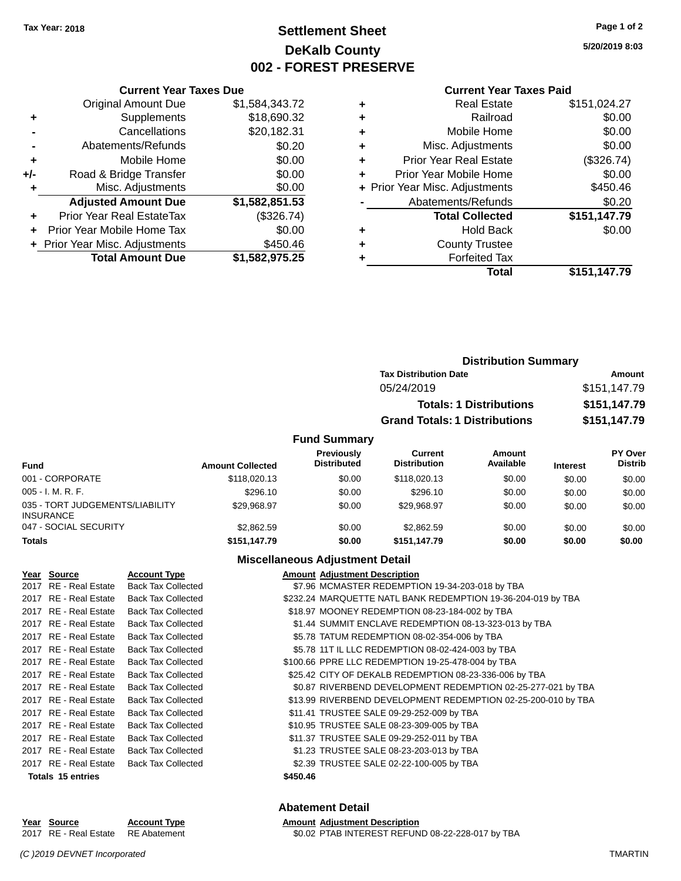Tax Year: 2018

# Settlement Sheet
## DeKalb County
## 002 - FOREST PRESERVE

5/20/2019 8:03

### Current Year Taxes Due

| | | |
|---|---|---|
| | Original Amount Due | $1,584,343.72 |
| + | Supplements | $18,690.32 |
| - | Cancellations | $20,182.31 |
| - | Abatements/Refunds | $0.20 |
| + | Mobile Home | $0.00 |
| +/- | Road & Bridge Transfer | $0.00 |
| + | Misc. Adjustments | $0.00 |
| | **Adjusted Amount Due** | **$1,582,851.53** |
| + | Prior Year Real EstateTax | ($326.74) |
| + | Prior Year Mobile Home Tax | $0.00 |
| + | Prior Year Misc. Adjustments | $450.46 |
| | **Total Amount Due** | **$1,582,975.25** |

### Current Year Taxes Paid

| | | |
|---|---|---|
| + | Real Estate | $151,024.27 |
| + | Railroad | $0.00 |
| + | Mobile Home | $0.00 |
| + | Misc. Adjustments | $0.00 |
| + | Prior Year Real Estate | ($326.74) |
| + | Prior Year Mobile Home | $0.00 |
| + | Prior Year Misc. Adjustments | $450.46 |
| - | Abatements/Refunds | $0.20 |
| | **Total Collected** | **$151,147.79** |
| + | Hold Back | $0.00 |
| + | County Trustee | |
| + | Forfeited Tax | |
| | **Total** | **$151,147.79** |

### Distribution Summary

| Tax Distribution Date | Amount |
|---|---|
| 05/24/2019 | $151,147.79 |
| **Totals: 1 Distributions** | **$151,147.79** |
| **Grand Totals: 1 Distributions** | **$151,147.79** |

### Fund Summary

| Fund | Amount Collected | Previously Distributed | Current Distribution | Amount Available | Interest | PY Over Distrib |
|---|---|---|---|---|---|---|
| 001 - CORPORATE | $118,020.13 | $0.00 | $118,020.13 | $0.00 | $0.00 | $0.00 |
| 005 - I. M. R. F. | $296.10 | $0.00 | $296.10 | $0.00 | $0.00 | $0.00 |
| 035 - TORT JUDGEMENTS/LIABILITY INSURANCE | $29,968.97 | $0.00 | $29,968.97 | $0.00 | $0.00 | $0.00 |
| 047 - SOCIAL SECURITY | $2,862.59 | $0.00 | $2,862.59 | $0.00 | $0.00 | $0.00 |
| **Totals** | **$151,147.79** | **$0.00** | **$151,147.79** | **$0.00** | **$0.00** | **$0.00** |

### Miscellaneous Adjustment Detail

| Year | Source | Account Type | Amount | Adjustment Description |
|---|---|---|---|---|
| 2017 | RE - Real Estate | Back Tax Collected | $7.96 | MCMASTER REDEMPTION 19-34-203-018 by TBA |
| 2017 | RE - Real Estate | Back Tax Collected | $232.24 | MARQUETTE NATL BANK REDEMPTION 19-36-204-019 by TBA |
| 2017 | RE - Real Estate | Back Tax Collected | $18.97 | MOONEY REDEMPTION 08-23-184-002 by TBA |
| 2017 | RE - Real Estate | Back Tax Collected | $1.44 | SUMMIT ENCLAVE REDEMPTION 08-13-323-013 by TBA |
| 2017 | RE - Real Estate | Back Tax Collected | $5.78 | TATUM REDEMPTION 08-02-354-006 by TBA |
| 2017 | RE - Real Estate | Back Tax Collected | $5.78 | 11T IL LLC REDEMPTION 08-02-424-003 by TBA |
| 2017 | RE - Real Estate | Back Tax Collected | $100.66 | PPRE LLC REDEMPTION 19-25-478-004 by TBA |
| 2017 | RE - Real Estate | Back Tax Collected | $25.42 | CITY OF DEKALB REDEMPTION 08-23-336-006 by TBA |
| 2017 | RE - Real Estate | Back Tax Collected | $0.87 | RIVERBEND DEVELOPMENT REDEMPTION 02-25-277-021 by TBA |
| 2017 | RE - Real Estate | Back Tax Collected | $13.99 | RIVERBEND DEVELOPMENT REDEMPTION 02-25-200-010 by TBA |
| 2017 | RE - Real Estate | Back Tax Collected | $11.41 | TRUSTEE SALE 09-29-252-009 by TBA |
| 2017 | RE - Real Estate | Back Tax Collected | $10.95 | TRUSTEE SALE 08-23-309-005 by TBA |
| 2017 | RE - Real Estate | Back Tax Collected | $11.37 | TRUSTEE SALE 09-29-252-011 by TBA |
| 2017 | RE - Real Estate | Back Tax Collected | $1.23 | TRUSTEE SALE 08-23-203-013 by TBA |
| 2017 | RE - Real Estate | Back Tax Collected | $2.39 | TRUSTEE SALE 02-22-100-005 by TBA |
| **Totals 15 entries** | | | **$450.46** | |

### Abatement Detail

| Year | Source | Account Type | Amount | Adjustment Description |
|---|---|---|---|---|
| 2017 | RE - Real Estate | RE Abatement | $0.02 | PTAB INTEREST REFUND 08-22-228-017 by TBA |

(C )2019 DEVNET Incorporated

TMARTIN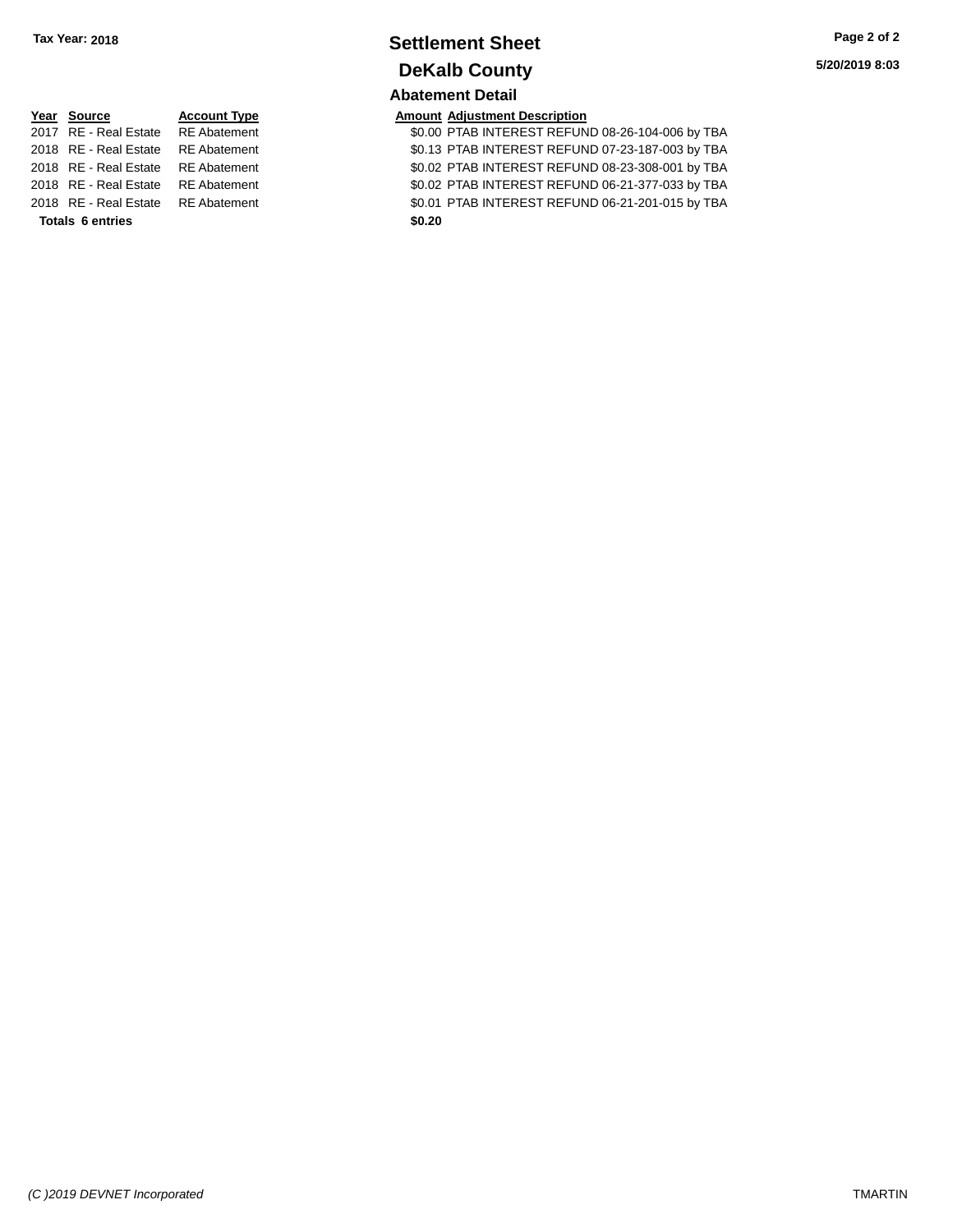Tax Year: 2018

# Settlement Sheet

## DeKalb County

5/20/2019 8:03

### Abatement Detail

| Year | Source | Account Type | Amount | Adjustment Description |
|---|---|---|---|---|
| 2017 | RE - Real Estate | RE Abatement | $0.00 | PTAB INTEREST REFUND 08-26-104-006 by TBA |
| 2018 | RE - Real Estate | RE Abatement | $0.13 | PTAB INTEREST REFUND 07-23-187-003 by TBA |
| 2018 | RE - Real Estate | RE Abatement | $0.02 | PTAB INTEREST REFUND 08-23-308-001 by TBA |
| 2018 | RE - Real Estate | RE Abatement | $0.02 | PTAB INTEREST REFUND 06-21-377-033 by TBA |
| 2018 | RE - Real Estate | RE Abatement | $0.01 | PTAB INTEREST REFUND 06-21-201-015 by TBA |
| **Totals** | **6 entries** | | **$0.20** | |

*(C )2019 DEVNET Incorporated*

TMARTIN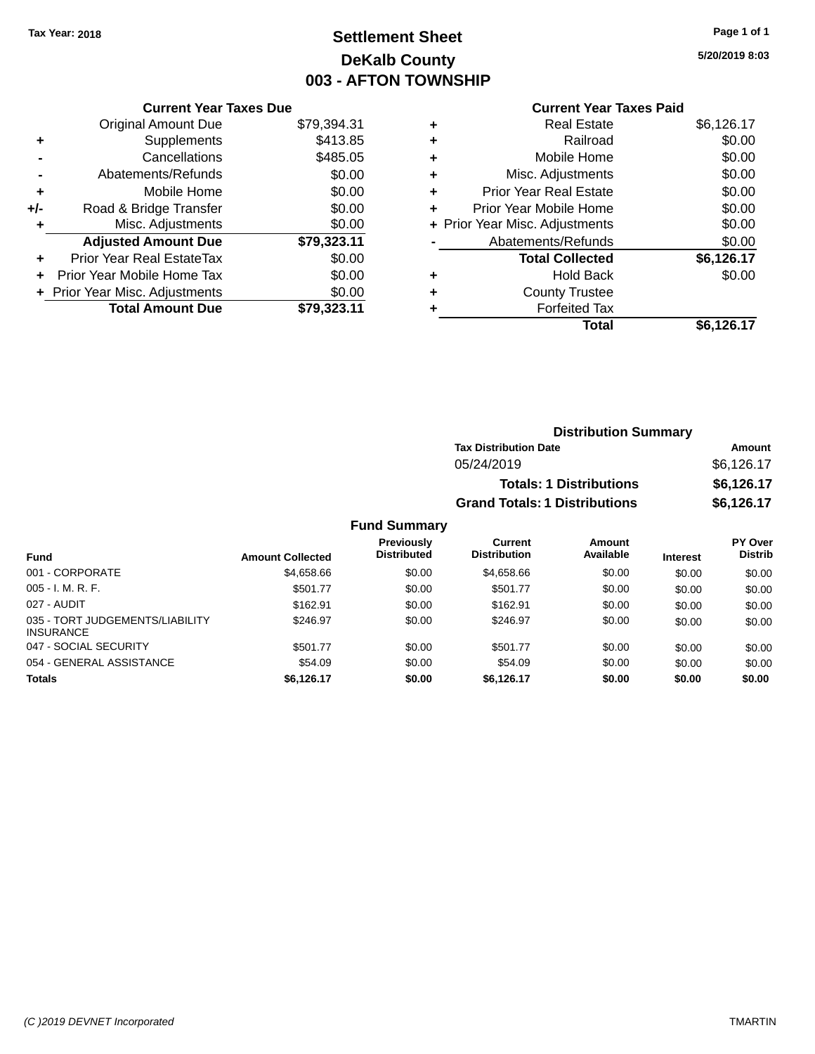Tax Year: 2018

# Settlement Sheet

## DeKalb County

## 003 - AFTON TOWNSHIP

5/20/2019 8:03

### Current Year Taxes Due

| | | |
|---|---|---|
| | Original Amount Due | $79,394.31 |
| + | Supplements | $413.85 |
| - | Cancellations | $485.05 |
| - | Abatements/Refunds | $0.00 |
| + | Mobile Home | $0.00 |
| +/- | Road & Bridge Transfer | $0.00 |
| + | Misc. Adjustments | $0.00 |
| | **Adjusted Amount Due** | **$79,323.11** |
| + | Prior Year Real EstateTax | $0.00 |
| + | Prior Year Mobile Home Tax | $0.00 |
| + | Prior Year Misc. Adjustments | $0.00 |
| | **Total Amount Due** | **$79,323.11** |

### Current Year Taxes Paid

| | | |
|---|---|---|
| + | Real Estate | $6,126.17 |
| + | Railroad | $0.00 |
| + | Mobile Home | $0.00 |
| + | Misc. Adjustments | $0.00 |
| + | Prior Year Real Estate | $0.00 |
| + | Prior Year Mobile Home | $0.00 |
| + | Prior Year Misc. Adjustments | $0.00 |
| - | Abatements/Refunds | $0.00 |
| | **Total Collected** | **$6,126.17** |
| + | Hold Back | $0.00 |
| + | County Trustee | |
| + | Forfeited Tax | |
| | **Total** | **$6,126.17** |

### Distribution Summary

| Tax Distribution Date | Amount |
|---|---|
| 05/24/2019 | $6,126.17 |
| **Totals: 1 Distributions** | **$6,126.17** |
| **Grand Totals: 1 Distributions** | **$6,126.17** |

### Fund Summary

| Fund | Amount Collected | Previously Distributed | Current Distribution | Amount Available | Interest | PY Over Distrib |
|---|---|---|---|---|---|---|
| 001 - CORPORATE | $4,658.66 | $0.00 | $4,658.66 | $0.00 | $0.00 | $0.00 |
| 005 - I. M. R. F. | $501.77 | $0.00 | $501.77 | $0.00 | $0.00 | $0.00 |
| 027 - AUDIT | $162.91 | $0.00 | $162.91 | $0.00 | $0.00 | $0.00 |
| 035 - TORT JUDGEMENTS/LIABILITY INSURANCE | $246.97 | $0.00 | $246.97 | $0.00 | $0.00 | $0.00 |
| 047 - SOCIAL SECURITY | $501.77 | $0.00 | $501.77 | $0.00 | $0.00 | $0.00 |
| 054 - GENERAL ASSISTANCE | $54.09 | $0.00 | $54.09 | $0.00 | $0.00 | $0.00 |
| **Totals** | **$6,126.17** | **$0.00** | **$6,126.17** | **$0.00** | **$0.00** | **$0.00** |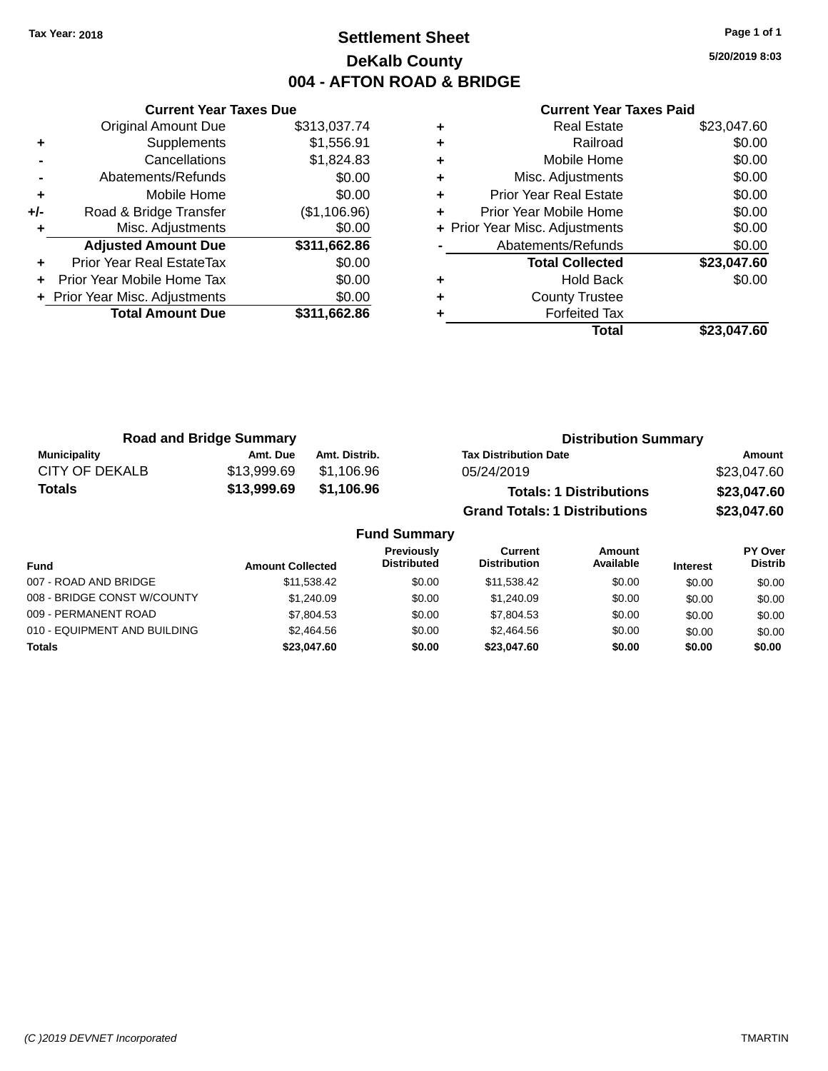Tax Year: 2018

# Settlement Sheet

## DeKalb County

## 004 - AFTON ROAD & BRIDGE

5/20/2019 8:03

### Current Year Taxes Due

| | | |
|---|---|---|
| | Original Amount Due | $313,037.74 |
| + | Supplements | $1,556.91 |
| - | Cancellations | $1,824.83 |
| - | Abatements/Refunds | $0.00 |
| + | Mobile Home | $0.00 |
| +/- | Road & Bridge Transfer | ($1,106.96) |
| + | Misc. Adjustments | $0.00 |
| | **Adjusted Amount Due** | **$311,662.86** |
| + | Prior Year Real EstateTax | $0.00 |
| + | Prior Year Mobile Home Tax | $0.00 |
| + | Prior Year Misc. Adjustments | $0.00 |
| | **Total Amount Due** | **$311,662.86** |

### Current Year Taxes Paid

| | | |
|---|---|---|
| + | Real Estate | $23,047.60 |
| + | Railroad | $0.00 |
| + | Mobile Home | $0.00 |
| + | Misc. Adjustments | $0.00 |
| + | Prior Year Real Estate | $0.00 |
| + | Prior Year Mobile Home | $0.00 |
| + | Prior Year Misc. Adjustments | $0.00 |
| - | Abatements/Refunds | $0.00 |
| | **Total Collected** | **$23,047.60** |
| + | Hold Back | $0.00 |
| + | County Trustee | |
| + | Forfeited Tax | |
| | **Total** | **$23,047.60** |

### Road and Bridge Summary

| Municipality | Amt. Due | Amt. Distrib. |
|---|---|---|
| CITY OF DEKALB | $13,999.69 | $1,106.96 |
| **Totals** | **$13,999.69** | **$1,106.96** |

### Distribution Summary

| Tax Distribution Date | Amount |
|---|---|
| 05/24/2019 | $23,047.60 |
| **Totals: 1 Distributions** | **$23,047.60** |
| **Grand Totals: 1 Distributions** | **$23,047.60** |

### Fund Summary

| Fund | Amount Collected | Previously Distributed | Current Distribution | Amount Available | Interest | PY Over Distrib |
|---|---|---|---|---|---|---|
| 007 - ROAD AND BRIDGE | $11,538.42 | $0.00 | $11,538.42 | $0.00 | $0.00 | $0.00 |
| 008 - BRIDGE CONST W/COUNTY | $1,240.09 | $0.00 | $1,240.09 | $0.00 | $0.00 | $0.00 |
| 009 - PERMANENT ROAD | $7,804.53 | $0.00 | $7,804.53 | $0.00 | $0.00 | $0.00 |
| 010 - EQUIPMENT AND BUILDING | $2,464.56 | $0.00 | $2,464.56 | $0.00 | $0.00 | $0.00 |
| **Totals** | **$23,047.60** | **$0.00** | **$23,047.60** | **$0.00** | **$0.00** | **$0.00** |

(C )2019 DEVNET Incorporated TMARTIN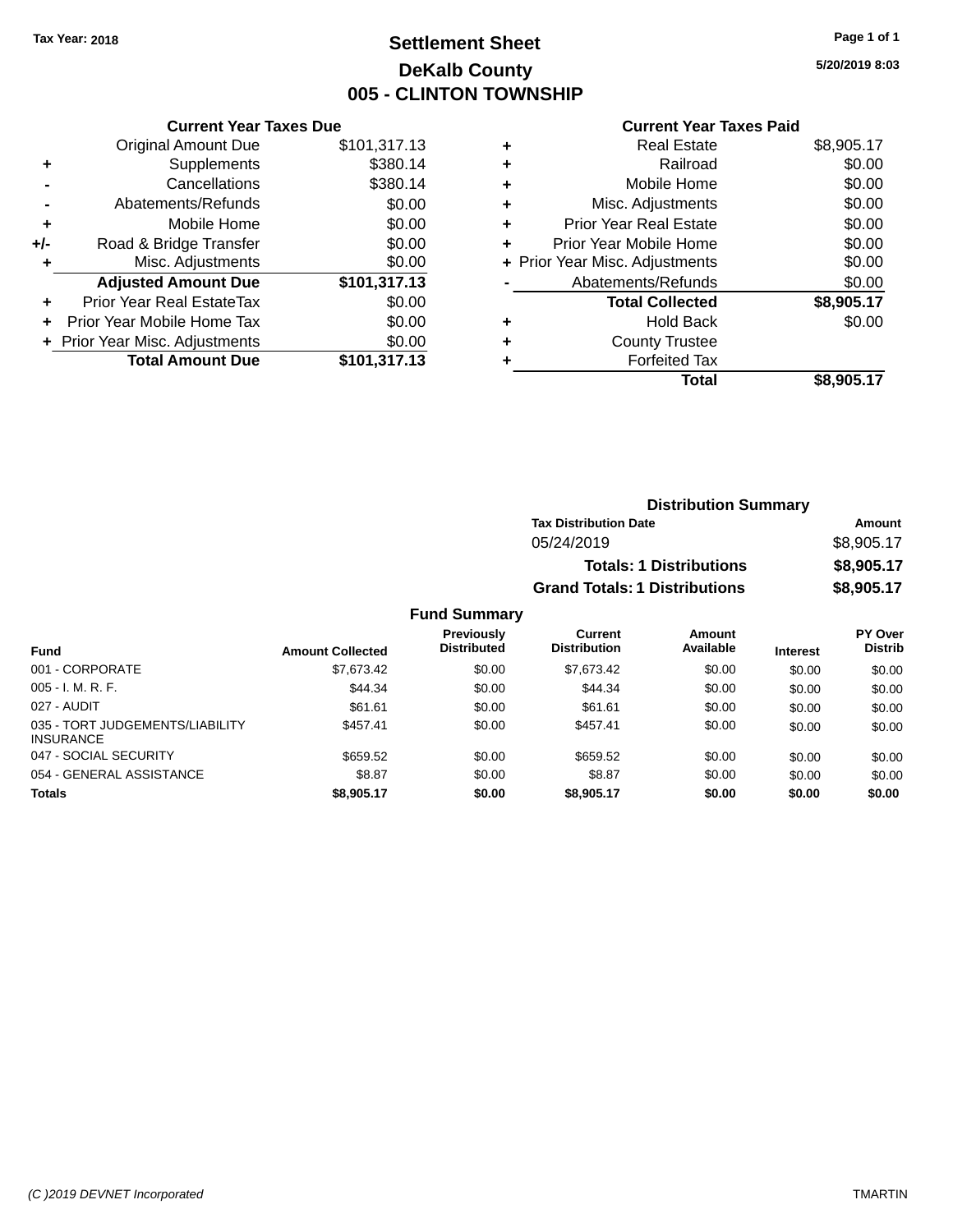Tax Year: 2018

# Settlement Sheet

## DeKalb County

## 005 - CLINTON TOWNSHIP

5/20/2019 8:03

### Current Year Taxes Due

| | | |
|---|---|---|
| | Original Amount Due | $101,317.13 |
| + | Supplements | $380.14 |
| - | Cancellations | $380.14 |
| - | Abatements/Refunds | $0.00 |
| + | Mobile Home | $0.00 |
| +/- | Road & Bridge Transfer | $0.00 |
| + | Misc. Adjustments | $0.00 |
| | **Adjusted Amount Due** | **$101,317.13** |
| + | Prior Year Real EstateTax | $0.00 |
| + | Prior Year Mobile Home Tax | $0.00 |
| + | Prior Year Misc. Adjustments | $0.00 |
| | **Total Amount Due** | **$101,317.13** |

### Current Year Taxes Paid

| | | |
|---|---|---|
| + | Real Estate | $8,905.17 |
| + | Railroad | $0.00 |
| + | Mobile Home | $0.00 |
| + | Misc. Adjustments | $0.00 |
| + | Prior Year Real Estate | $0.00 |
| + | Prior Year Mobile Home | $0.00 |
| + | Prior Year Misc. Adjustments | $0.00 |
| - | Abatements/Refunds | $0.00 |
| | **Total Collected** | **$8,905.17** |
| + | Hold Back | $0.00 |
| + | County Trustee | |
| + | Forfeited Tax | |
| | **Total** | **$8,905.17** |

### Distribution Summary

| Tax Distribution Date | Amount |
|---|---|
| 05/24/2019 | $8,905.17 |
| **Totals: 1 Distributions** | **$8,905.17** |
| **Grand Totals: 1 Distributions** | **$8,905.17** |

### Fund Summary

| Fund | Amount Collected | Previously Distributed | Current Distribution | Amount Available | Interest | PY Over Distrib |
|---|---|---|---|---|---|---|
| 001 - CORPORATE | $7,673.42 | $0.00 | $7,673.42 | $0.00 | $0.00 | $0.00 |
| 005 - I. M. R. F. | $44.34 | $0.00 | $44.34 | $0.00 | $0.00 | $0.00 |
| 027 - AUDIT | $61.61 | $0.00 | $61.61 | $0.00 | $0.00 | $0.00 |
| 035 - TORT JUDGEMENTS/LIABILITY INSURANCE | $457.41 | $0.00 | $457.41 | $0.00 | $0.00 | $0.00 |
| 047 - SOCIAL SECURITY | $659.52 | $0.00 | $659.52 | $0.00 | $0.00 | $0.00 |
| 054 - GENERAL ASSISTANCE | $8.87 | $0.00 | $8.87 | $0.00 | $0.00 | $0.00 |
| **Totals** | **$8,905.17** | **$0.00** | **$8,905.17** | **$0.00** | **$0.00** | **$0.00** |

(C )2019 DEVNET Incorporated TMARTIN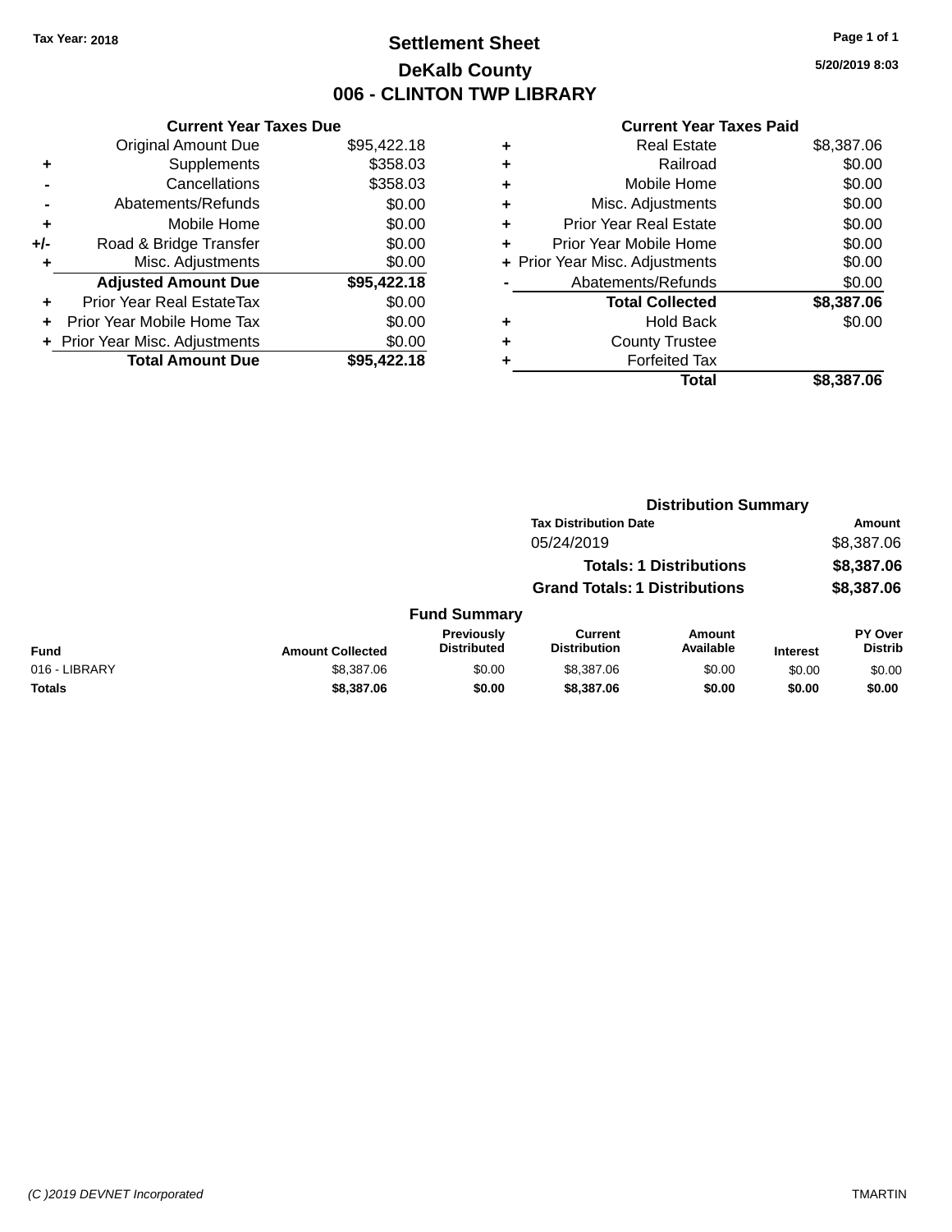Tax Year: 2018

# Settlement Sheet

## DeKalb County

## 006 - CLINTON TWP LIBRARY

5/20/2019 8:03

### Current Year Taxes Due

| | | |
|---|---|---|
| | Original Amount Due | $95,422.18 |
| + | Supplements | $358.03 |
| - | Cancellations | $358.03 |
| - | Abatements/Refunds | $0.00 |
| + | Mobile Home | $0.00 |
| +/- | Road & Bridge Transfer | $0.00 |
| + | Misc. Adjustments | $0.00 |
| | **Adjusted Amount Due** | **$95,422.18** |
| + | Prior Year Real EstateTax | $0.00 |
| + | Prior Year Mobile Home Tax | $0.00 |
| + | Prior Year Misc. Adjustments | $0.00 |
| | **Total Amount Due** | **$95,422.18** |

### Current Year Taxes Paid

| | | |
|---|---|---|
| + | Real Estate | $8,387.06 |
| + | Railroad | $0.00 |
| + | Mobile Home | $0.00 |
| + | Misc. Adjustments | $0.00 |
| + | Prior Year Real Estate | $0.00 |
| + | Prior Year Mobile Home | $0.00 |
| + | Prior Year Misc. Adjustments | $0.00 |
| - | Abatements/Refunds | $0.00 |
| | **Total Collected** | **$8,387.06** |
| + | Hold Back | $0.00 |
| + | County Trustee | |
| + | Forfeited Tax | |
| | **Total** | **$8,387.06** |

### Distribution Summary

| Tax Distribution Date | Amount |
|---|---|
| 05/24/2019 | $8,387.06 |
| **Totals: 1 Distributions** | **$8,387.06** |
| **Grand Totals: 1 Distributions** | **$8,387.06** |

### Fund Summary

| Fund | Amount Collected | Previously Distributed | Current Distribution | Amount Available | Interest | PY Over Distrib |
|---|---|---|---|---|---|---|
| 016 - LIBRARY | $8,387.06 | $0.00 | $8,387.06 | $0.00 | $0.00 | $0.00 |
| **Totals** | **$8,387.06** | **$0.00** | **$8,387.06** | **$0.00** | **$0.00** | **$0.00** |

(C )2019 DEVNET Incorporated TMARTIN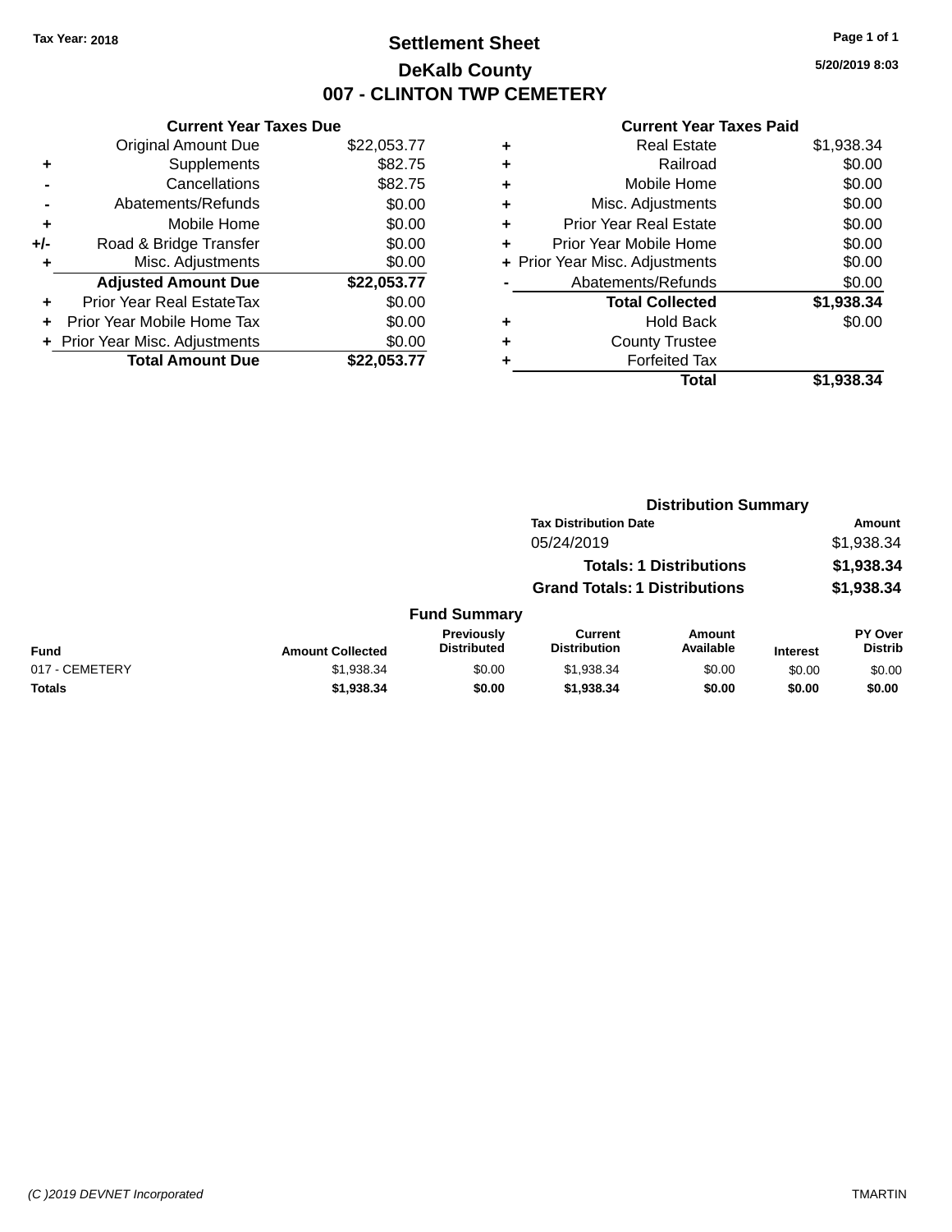Tax Year: 2018

# Settlement Sheet

## DeKalb County

## 007 - CLINTON TWP CEMETERY

5/20/2019 8:03

### Current Year Taxes Due

| | | |
|---|---|---|
| | Original Amount Due | $22,053.77 |
| + | Supplements | $82.75 |
| - | Cancellations | $82.75 |
| - | Abatements/Refunds | $0.00 |
| + | Mobile Home | $0.00 |
| +/- | Road & Bridge Transfer | $0.00 |
| + | Misc. Adjustments | $0.00 |
| | **Adjusted Amount Due** | **$22,053.77** |
| + | Prior Year Real EstateTax | $0.00 |
| + | Prior Year Mobile Home Tax | $0.00 |
| + | Prior Year Misc. Adjustments | $0.00 |
| | **Total Amount Due** | **$22,053.77** |

### Current Year Taxes Paid

| | | |
|---|---|---|
| + | Real Estate | $1,938.34 |
| + | Railroad | $0.00 |
| + | Mobile Home | $0.00 |
| + | Misc. Adjustments | $0.00 |
| + | Prior Year Real Estate | $0.00 |
| + | Prior Year Mobile Home | $0.00 |
| + | Prior Year Misc. Adjustments | $0.00 |
| - | Abatements/Refunds | $0.00 |
| | **Total Collected** | **$1,938.34** |
| + | Hold Back | $0.00 |
| + | County Trustee | |
| + | Forfeited Tax | |
| | **Total** | **$1,938.34** |

### Distribution Summary

| Tax Distribution Date | Amount |
|---|---|
| 05/24/2019 | $1,938.34 |
| **Totals: 1 Distributions** | **$1,938.34** |
| **Grand Totals: 1 Distributions** | **$1,938.34** |

### Fund Summary

| Fund | Amount Collected | Previously Distributed | Current Distribution | Amount Available | Interest | PY Over Distrib |
|---|---|---|---|---|---|---|
| 017 - CEMETERY | $1,938.34 | $0.00 | $1,938.34 | $0.00 | $0.00 | $0.00 |
| **Totals** | **$1,938.34** | **$0.00** | **$1,938.34** | **$0.00** | **$0.00** | **$0.00** |

(C )2019 DEVNET Incorporated TMARTIN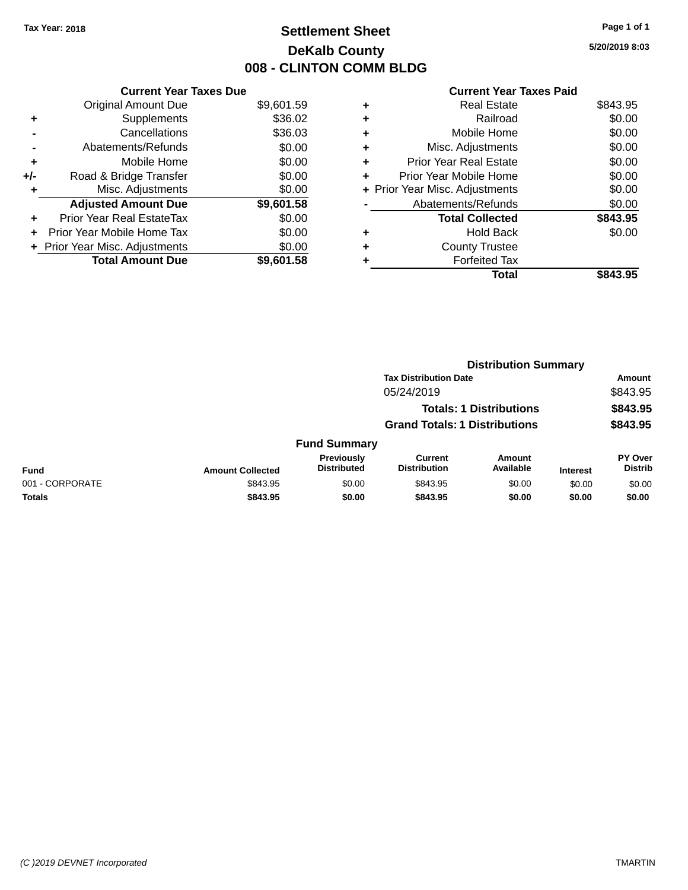Tax Year: 2018

# Settlement Sheet
## DeKalb County
## 008 - CLINTON COMM BLDG

5/20/2019 8:03

### Current Year Taxes Due

| | | |
|---|---|---|
| | Original Amount Due | $9,601.59 |
| + | Supplements | $36.02 |
| - | Cancellations | $36.03 |
| - | Abatements/Refunds | $0.00 |
| + | Mobile Home | $0.00 |
| +/- | Road & Bridge Transfer | $0.00 |
| + | Misc. Adjustments | $0.00 |
| | **Adjusted Amount Due** | **$9,601.58** |
| + | Prior Year Real EstateTax | $0.00 |
| + | Prior Year Mobile Home Tax | $0.00 |
| + | Prior Year Misc. Adjustments | $0.00 |
| | **Total Amount Due** | **$9,601.58** |

### Current Year Taxes Paid

| | | |
|---|---|---|
| + | Real Estate | $843.95 |
| + | Railroad | $0.00 |
| + | Mobile Home | $0.00 |
| + | Misc. Adjustments | $0.00 |
| + | Prior Year Real Estate | $0.00 |
| + | Prior Year Mobile Home | $0.00 |
| + | Prior Year Misc. Adjustments | $0.00 |
| - | Abatements/Refunds | $0.00 |
| | **Total Collected** | **$843.95** |
| + | Hold Back | $0.00 |
| + | County Trustee | |
| + | Forfeited Tax | |
| | **Total** | **$843.95** |

### Distribution Summary

| Tax Distribution Date | Amount |
|---|---|
| 05/24/2019 | $843.95 |
| **Totals: 1 Distributions** | **$843.95** |
| **Grand Totals: 1 Distributions** | **$843.95** |

### Fund Summary

| Fund | Amount Collected | Previously Distributed | Current Distribution | Amount Available | Interest | PY Over Distrib |
|---|---|---|---|---|---|---|
| 001 - CORPORATE | $843.95 | $0.00 | $843.95 | $0.00 | $0.00 | $0.00 |
| **Totals** | **$843.95** | **$0.00** | **$843.95** | **$0.00** | **$0.00** | **$0.00** |

(C )2019 DEVNET Incorporated TMARTIN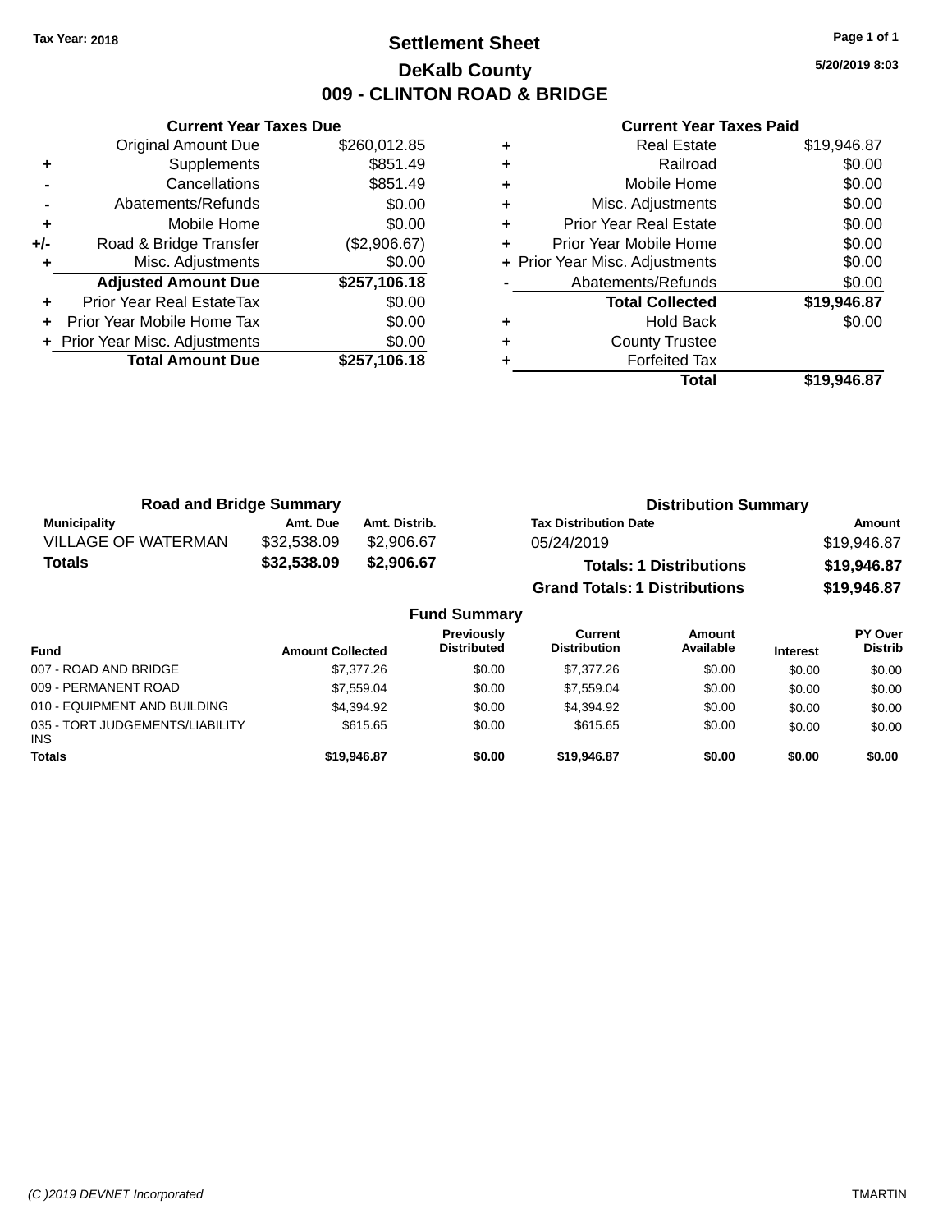Tax Year: 2018

# Settlement Sheet
## DeKalb County
## 009 - CLINTON ROAD & BRIDGE

5/20/2019 8:03

### Current Year Taxes Due

| | | |
|---|---|---|
| | Original Amount Due | $260,012.85 |
| + | Supplements | $851.49 |
| - | Cancellations | $851.49 |
| - | Abatements/Refunds | $0.00 |
| + | Mobile Home | $0.00 |
| +/- | Road & Bridge Transfer | ($2,906.67) |
| + | Misc. Adjustments | $0.00 |
| | **Adjusted Amount Due** | **$257,106.18** |
| + | Prior Year Real EstateTax | $0.00 |
| + | Prior Year Mobile Home Tax | $0.00 |
| + | Prior Year Misc. Adjustments | $0.00 |
| | **Total Amount Due** | **$257,106.18** |

### Current Year Taxes Paid

| | | |
|---|---|---|
| + | Real Estate | $19,946.87 |
| + | Railroad | $0.00 |
| + | Mobile Home | $0.00 |
| + | Misc. Adjustments | $0.00 |
| + | Prior Year Real Estate | $0.00 |
| + | Prior Year Mobile Home | $0.00 |
| + | Prior Year Misc. Adjustments | $0.00 |
| - | Abatements/Refunds | $0.00 |
| | **Total Collected** | **$19,946.87** |
| + | Hold Back | $0.00 |
| + | County Trustee | |
| + | Forfeited Tax | |
| | **Total** | **$19,946.87** |

### Road and Bridge Summary

| Municipality | Amt. Due | Amt. Distrib. |
|---|---|---|
| VILLAGE OF WATERMAN | $32,538.09 | $2,906.67 |
| **Totals** | **$32,538.09** | **$2,906.67** |

### Distribution Summary

| Tax Distribution Date | Amount |
|---|---|
| 05/24/2019 | $19,946.87 |
| **Totals: 1 Distributions** | **$19,946.87** |
| **Grand Totals: 1 Distributions** | **$19,946.87** |

### Fund Summary

| Fund | Amount Collected | Previously Distributed | Current Distribution | Amount Available | Interest | PY Over Distrib |
|---|---|---|---|---|---|---|
| 007 - ROAD AND BRIDGE | $7,377.26 | $0.00 | $7,377.26 | $0.00 | $0.00 | $0.00 |
| 009 - PERMANENT ROAD | $7,559.04 | $0.00 | $7,559.04 | $0.00 | $0.00 | $0.00 |
| 010 - EQUIPMENT AND BUILDING | $4,394.92 | $0.00 | $4,394.92 | $0.00 | $0.00 | $0.00 |
| 035 - TORT JUDGEMENTS/LIABILITY INS | $615.65 | $0.00 | $615.65 | $0.00 | $0.00 | $0.00 |
| **Totals** | **$19,946.87** | **$0.00** | **$19,946.87** | **$0.00** | **$0.00** | **$0.00** |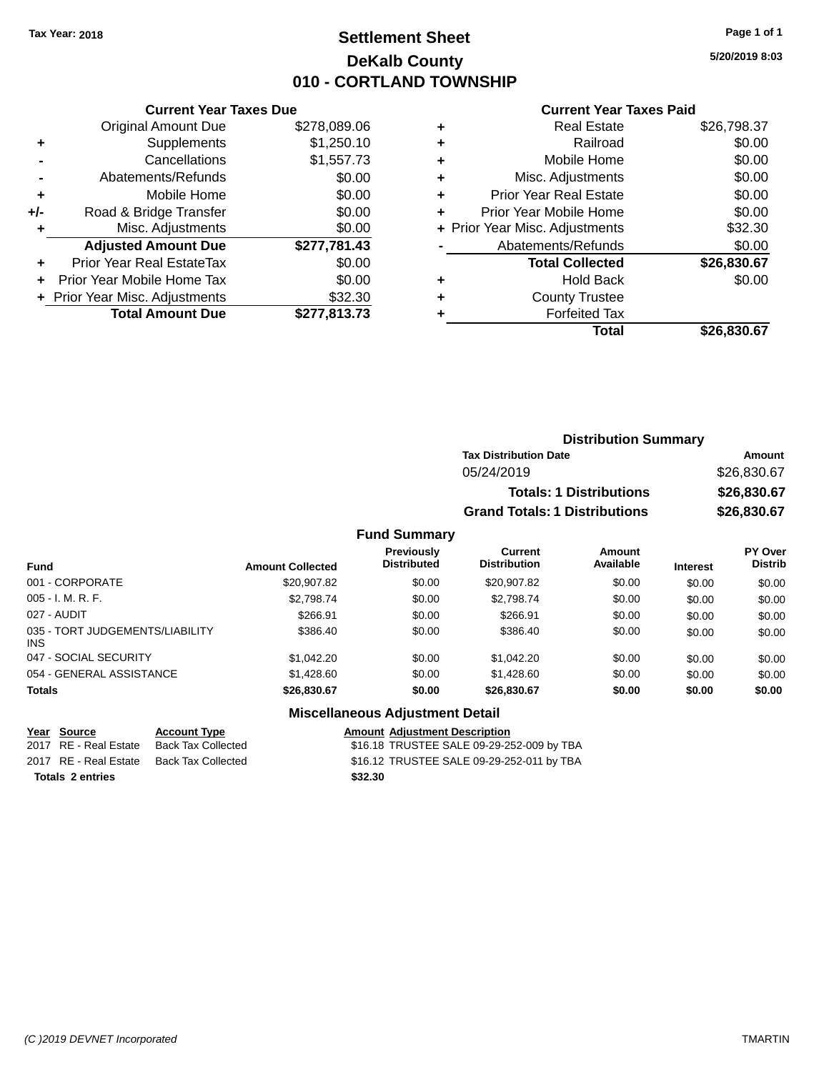Tax Year: 2018

# Settlement Sheet
## DeKalb County
## 010 - CORTLAND TOWNSHIP

5/20/2019 8:03

### Current Year Taxes Due

| | | |
|---|---|---|
| | Original Amount Due | $278,089.06 |
| + | Supplements | $1,250.10 |
| - | Cancellations | $1,557.73 |
| - | Abatements/Refunds | $0.00 |
| + | Mobile Home | $0.00 |
| +/- | Road & Bridge Transfer | $0.00 |
| + | Misc. Adjustments | $0.00 |
| | **Adjusted Amount Due** | **$277,781.43** |
| + | Prior Year Real EstateTax | $0.00 |
| + | Prior Year Mobile Home Tax | $0.00 |
| + | Prior Year Misc. Adjustments | $32.30 |
| | **Total Amount Due** | **$277,813.73** |

### Current Year Taxes Paid

| | | |
|---|---|---|
| + | Real Estate | $26,798.37 |
| + | Railroad | $0.00 |
| + | Mobile Home | $0.00 |
| + | Misc. Adjustments | $0.00 |
| + | Prior Year Real Estate | $0.00 |
| + | Prior Year Mobile Home | $0.00 |
| + | Prior Year Misc. Adjustments | $32.30 |
| - | Abatements/Refunds | $0.00 |
| | **Total Collected** | **$26,830.67** |
| + | Hold Back | $0.00 |
| + | County Trustee | |
| + | Forfeited Tax | |
| | **Total** | **$26,830.67** |

### Distribution Summary

| Tax Distribution Date | Amount |
|---|---|
| 05/24/2019 | $26,830.67 |
| **Totals: 1 Distributions** | **$26,830.67** |
| **Grand Totals: 1 Distributions** | **$26,830.67** |

### Fund Summary

| Fund | Amount Collected | Previously Distributed | Current Distribution | Amount Available | Interest | PY Over Distrib |
|---|---|---|---|---|---|---|
| 001 - CORPORATE | $20,907.82 | $0.00 | $20,907.82 | $0.00 | $0.00 | $0.00 |
| 005 - I. M. R. F. | $2,798.74 | $0.00 | $2,798.74 | $0.00 | $0.00 | $0.00 |
| 027 - AUDIT | $266.91 | $0.00 | $266.91 | $0.00 | $0.00 | $0.00 |
| 035 - TORT JUDGEMENTS/LIABILITY INS | $386.40 | $0.00 | $386.40 | $0.00 | $0.00 | $0.00 |
| 047 - SOCIAL SECURITY | $1,042.20 | $0.00 | $1,042.20 | $0.00 | $0.00 | $0.00 |
| 054 - GENERAL ASSISTANCE | $1,428.60 | $0.00 | $1,428.60 | $0.00 | $0.00 | $0.00 |
| **Totals** | **$26,830.67** | **$0.00** | **$26,830.67** | **$0.00** | **$0.00** | **$0.00** |

### Miscellaneous Adjustment Detail

| Year | Source | Account Type | Amount | Adjustment Description |
|---|---|---|---|---|
| 2017 | RE - Real Estate | Back Tax Collected | $16.18 | TRUSTEE SALE 09-29-252-009 by TBA |
| 2017 | RE - Real Estate | Back Tax Collected | $16.12 | TRUSTEE SALE 09-29-252-011 by TBA |
| **Totals 2 entries** | | | **$32.30** | |

(C )2019 DEVNET Incorporated TMARTIN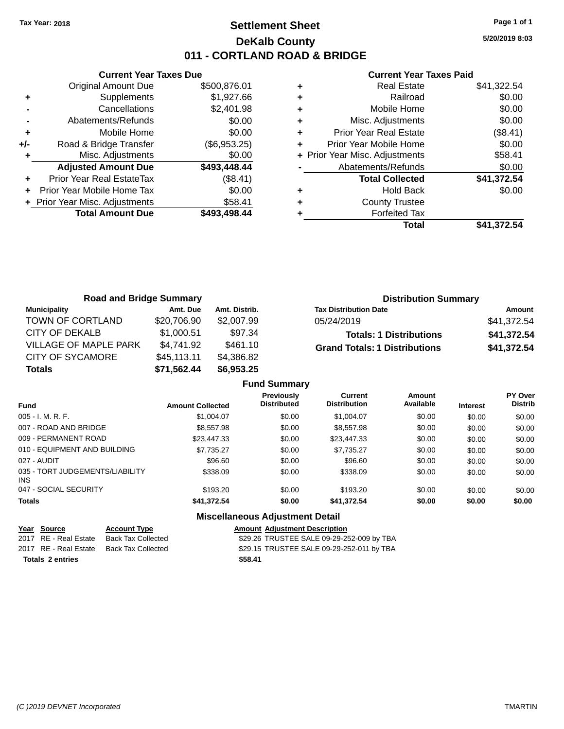Tax Year: 2018

# Settlement Sheet

## DeKalb County

## 011 - CORTLAND ROAD & BRIDGE

5/20/2019 8:03

### Current Year Taxes Due

| | | |
|---|---|---|
| | Original Amount Due | $500,876.01 |
| + | Supplements | $1,927.66 |
| - | Cancellations | $2,401.98 |
| - | Abatements/Refunds | $0.00 |
| + | Mobile Home | $0.00 |
| +/- | Road & Bridge Transfer | ($6,953.25) |
| + | Misc. Adjustments | $0.00 |
| | **Adjusted Amount Due** | **$493,448.44** |
| + | Prior Year Real EstateTax | ($8.41) |
| + | Prior Year Mobile Home Tax | $0.00 |
| + | Prior Year Misc. Adjustments | $58.41 |
| | **Total Amount Due** | **$493,498.44** |

### Current Year Taxes Paid

| | | |
|---|---|---|
| + | Real Estate | $41,322.54 |
| + | Railroad | $0.00 |
| + | Mobile Home | $0.00 |
| + | Misc. Adjustments | $0.00 |
| + | Prior Year Real Estate | ($8.41) |
| + | Prior Year Mobile Home | $0.00 |
| + | Prior Year Misc. Adjustments | $58.41 |
| - | Abatements/Refunds | $0.00 |
| | **Total Collected** | **$41,372.54** |
| + | Hold Back | $0.00 |
| + | County Trustee | |
| + | Forfeited Tax | |
| | **Total** | **$41,372.54** |

### Road and Bridge Summary

| Municipality | Amt. Due | Amt. Distrib. |
|---|---|---|
| TOWN OF CORTLAND | $20,706.90 | $2,007.99 |
| CITY OF DEKALB | $1,000.51 | $97.34 |
| VILLAGE OF MAPLE PARK | $4,741.92 | $461.10 |
| CITY OF SYCAMORE | $45,113.11 | $4,386.82 |
| **Totals** | **$71,562.44** | **$6,953.25** |

### Distribution Summary

| Tax Distribution Date | Amount |
|---|---|
| 05/24/2019 | $41,372.54 |
| **Totals: 1 Distributions** | **$41,372.54** |
| **Grand Totals: 1 Distributions** | **$41,372.54** |

### Fund Summary

| Fund | Amount Collected | Previously Distributed | Current Distribution | Amount Available | Interest | PY Over Distrib |
|---|---|---|---|---|---|---|
| 005 - I. M. R. F. | $1,004.07 | $0.00 | $1,004.07 | $0.00 | $0.00 | $0.00 |
| 007 - ROAD AND BRIDGE | $8,557.98 | $0.00 | $8,557.98 | $0.00 | $0.00 | $0.00 |
| 009 - PERMANENT ROAD | $23,447.33 | $0.00 | $23,447.33 | $0.00 | $0.00 | $0.00 |
| 010 - EQUIPMENT AND BUILDING | $7,735.27 | $0.00 | $7,735.27 | $0.00 | $0.00 | $0.00 |
| 027 - AUDIT | $96.60 | $0.00 | $96.60 | $0.00 | $0.00 | $0.00 |
| 035 - TORT JUDGEMENTS/LIABILITY INS | $338.09 | $0.00 | $338.09 | $0.00 | $0.00 | $0.00 |
| 047 - SOCIAL SECURITY | $193.20 | $0.00 | $193.20 | $0.00 | $0.00 | $0.00 |
| **Totals** | **$41,372.54** | **$0.00** | **$41,372.54** | **$0.00** | **$0.00** | **$0.00** |

### Miscellaneous Adjustment Detail

| Year | Source | Account Type | Amount | Adjustment Description |
|---|---|---|---|---|
| 2017 | RE - Real Estate | Back Tax Collected | $29.26 | TRUSTEE SALE 09-29-252-009 by TBA |
| 2017 | RE - Real Estate | Back Tax Collected | $29.15 | TRUSTEE SALE 09-29-252-011 by TBA |
| **Totals 2 entries** | | | **$58.41** | |

(C )2019 DEVNET Incorporated TMARTIN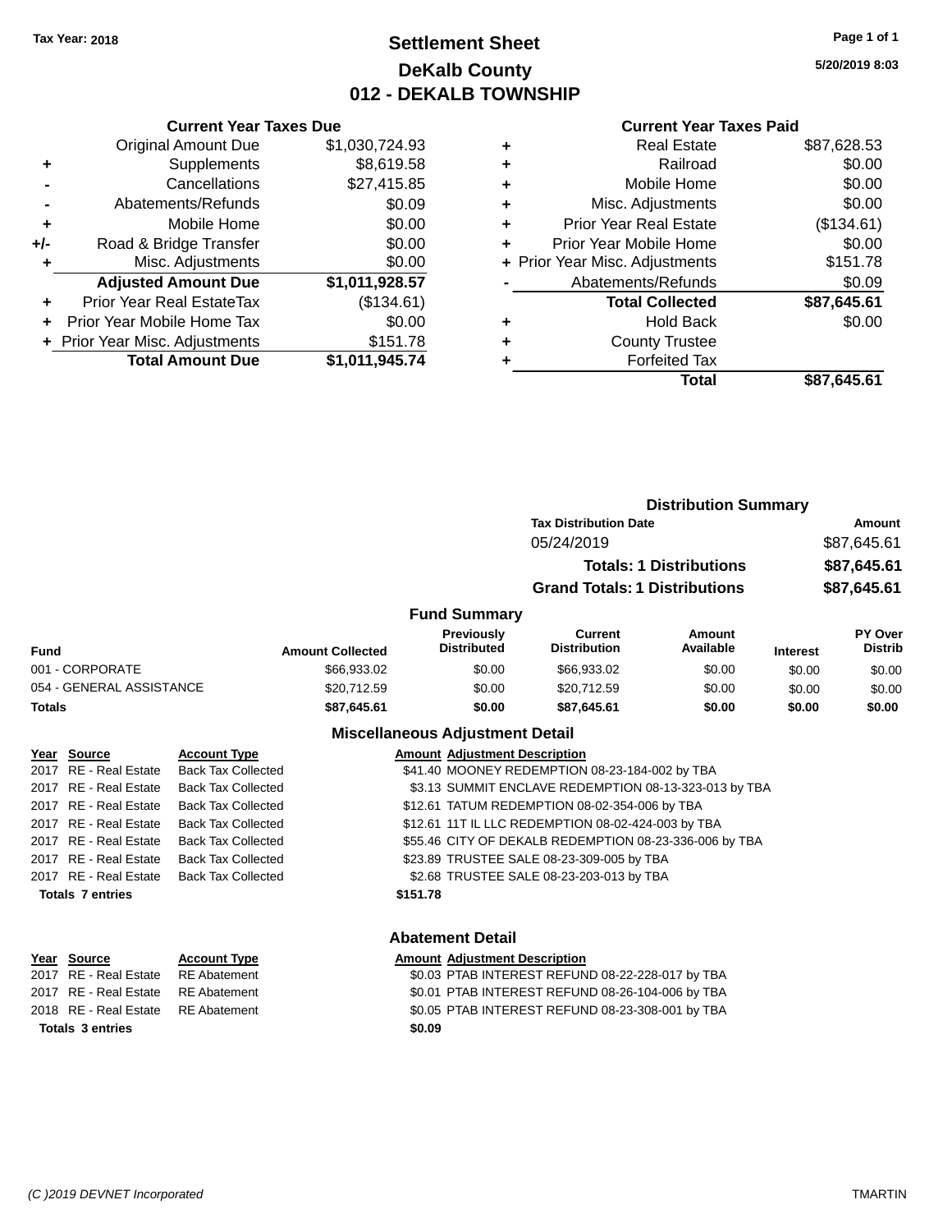Tax Year: 2018

# Settlement Sheet
## DeKalb County
## 012 - DEKALB TOWNSHIP

5/20/2019 8:03

### Current Year Taxes Due

| | | |
|---|---|---|
| | Original Amount Due | $1,030,724.93 |
| + | Supplements | $8,619.58 |
| - | Cancellations | $27,415.85 |
| - | Abatements/Refunds | $0.09 |
| + | Mobile Home | $0.00 |
| +/- | Road & Bridge Transfer | $0.00 |
| + | Misc. Adjustments | $0.00 |
| | **Adjusted Amount Due** | **$1,011,928.57** |
| + | Prior Year Real EstateTax | ($134.61) |
| + | Prior Year Mobile Home Tax | $0.00 |
| + | Prior Year Misc. Adjustments | $151.78 |
| | **Total Amount Due** | **$1,011,945.74** |

### Current Year Taxes Paid

| | | |
|---|---|---|
| + | Real Estate | $87,628.53 |
| + | Railroad | $0.00 |
| + | Mobile Home | $0.00 |
| + | Misc. Adjustments | $0.00 |
| + | Prior Year Real Estate | ($134.61) |
| + | Prior Year Mobile Home | $0.00 |
| + | Prior Year Misc. Adjustments | $151.78 |
| - | Abatements/Refunds | $0.09 |
| | **Total Collected** | **$87,645.61** |
| + | Hold Back | $0.00 |
| + | County Trustee | |
| + | Forfeited Tax | |
| | **Total** | **$87,645.61** |

### Distribution Summary

| Tax Distribution Date | Amount |
|---|---|
| 05/24/2019 | $87,645.61 |
| **Totals: 1 Distributions** | **$87,645.61** |
| **Grand Totals: 1 Distributions** | **$87,645.61** |

### Fund Summary

| Fund | Amount Collected | Previously Distributed | Current Distribution | Amount Available | Interest | PY Over Distrib |
|---|---|---|---|---|---|---|
| 001 - CORPORATE | $66,933.02 | $0.00 | $66,933.02 | $0.00 | $0.00 | $0.00 |
| 054 - GENERAL ASSISTANCE | $20,712.59 | $0.00 | $20,712.59 | $0.00 | $0.00 | $0.00 |
| **Totals** | **$87,645.61** | **$0.00** | **$87,645.61** | **$0.00** | **$0.00** | **$0.00** |

### Miscellaneous Adjustment Detail

| Year | Source | Account Type | Amount | Adjustment Description |
|---|---|---|---|---|
| 2017 | RE - Real Estate | Back Tax Collected | $41.40 | MOONEY REDEMPTION 08-23-184-002 by TBA |
| 2017 | RE - Real Estate | Back Tax Collected | $3.13 | SUMMIT ENCLAVE REDEMPTION 08-13-323-013 by TBA |
| 2017 | RE - Real Estate | Back Tax Collected | $12.61 | TATUM REDEMPTION 08-02-354-006 by TBA |
| 2017 | RE - Real Estate | Back Tax Collected | $12.61 | 11T IL LLC REDEMPTION 08-02-424-003 by TBA |
| 2017 | RE - Real Estate | Back Tax Collected | $55.46 | CITY OF DEKALB REDEMPTION 08-23-336-006 by TBA |
| 2017 | RE - Real Estate | Back Tax Collected | $23.89 | TRUSTEE SALE 08-23-309-005 by TBA |
| 2017 | RE - Real Estate | Back Tax Collected | $2.68 | TRUSTEE SALE 08-23-203-013 by TBA |
| **Totals 7 entries** | | | **$151.78** | |

### Abatement Detail

| Year | Source | Account Type | Amount | Adjustment Description |
|---|---|---|---|---|
| 2017 | RE - Real Estate | RE Abatement | $0.03 | PTAB INTEREST REFUND 08-22-228-017 by TBA |
| 2017 | RE - Real Estate | RE Abatement | $0.01 | PTAB INTEREST REFUND 08-26-104-006 by TBA |
| 2018 | RE - Real Estate | RE Abatement | $0.05 | PTAB INTEREST REFUND 08-23-308-001 by TBA |
| **Totals 3 entries** | | | **$0.09** | |

(C )2019 DEVNET Incorporated TMARTIN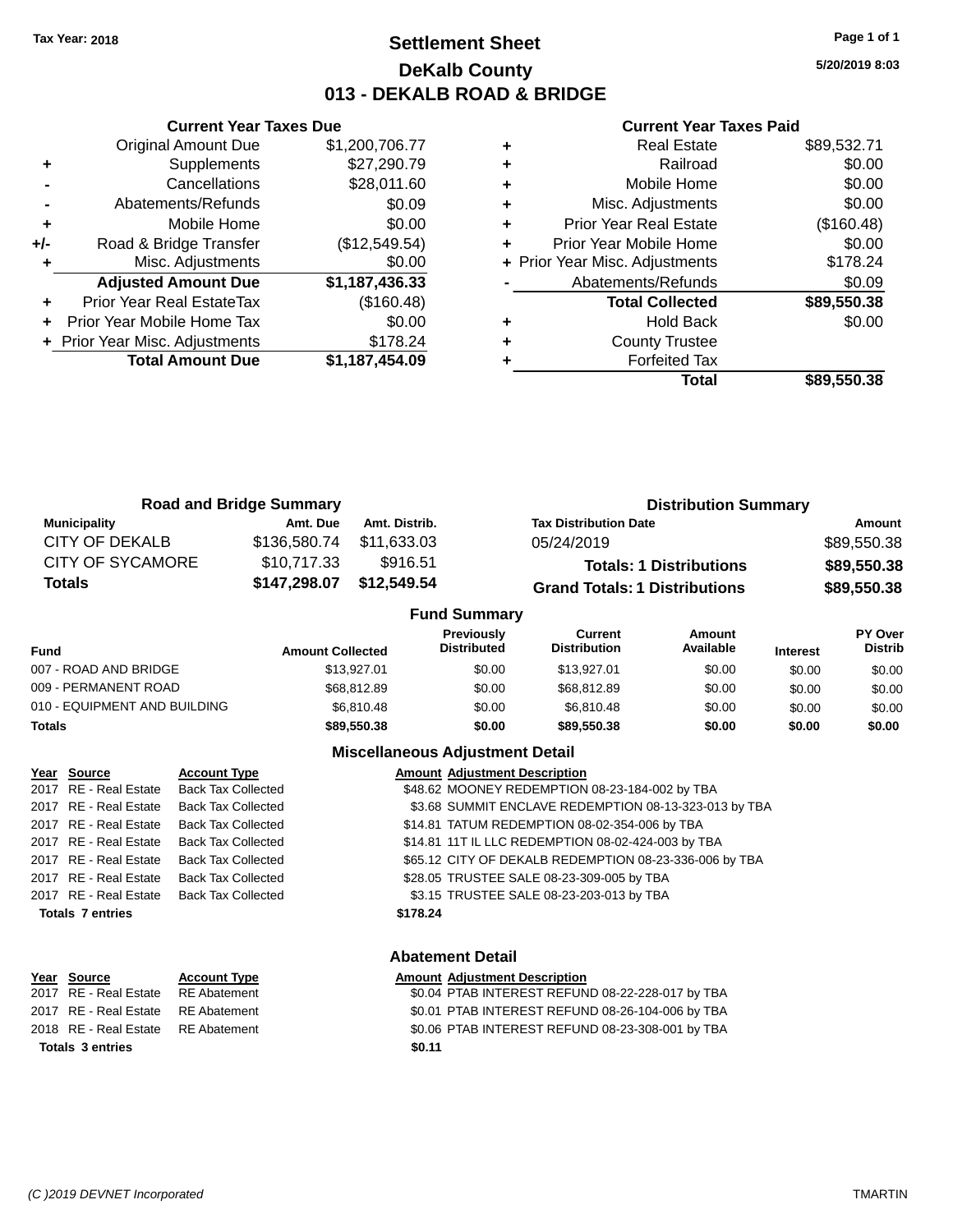Tax Year: 2018

# Settlement Sheet
## DeKalb County
## 013 - DEKALB ROAD & BRIDGE

5/20/2019 8:03

### Current Year Taxes Due

| | | |
|---|---|---|
| | Original Amount Due | $1,200,706.77 |
| + | Supplements | $27,290.79 |
| - | Cancellations | $28,011.60 |
| - | Abatements/Refunds | $0.09 |
| + | Mobile Home | $0.00 |
| +/- | Road & Bridge Transfer | ($12,549.54) |
| + | Misc. Adjustments | $0.00 |
| | **Adjusted Amount Due** | **$1,187,436.33** |
| + | Prior Year Real EstateTax | ($160.48) |
| + | Prior Year Mobile Home Tax | $0.00 |
| + | Prior Year Misc. Adjustments | $178.24 |
| | **Total Amount Due** | **$1,187,454.09** |

### Current Year Taxes Paid

| | | |
|---|---|---|
| + | Real Estate | $89,532.71 |
| + | Railroad | $0.00 |
| + | Mobile Home | $0.00 |
| + | Misc. Adjustments | $0.00 |
| + | Prior Year Real Estate | ($160.48) |
| + | Prior Year Mobile Home | $0.00 |
| + | Prior Year Misc. Adjustments | $178.24 |
| - | Abatements/Refunds | $0.09 |
| | **Total Collected** | **$89,550.38** |
| + | Hold Back | $0.00 |
| + | County Trustee | |
| + | Forfeited Tax | |
| | **Total** | **$89,550.38** |

### Road and Bridge Summary

| Municipality | Amt. Due | Amt. Distrib. |
|---|---|---|
| CITY OF DEKALB | $136,580.74 | $11,633.03 |
| CITY OF SYCAMORE | $10,717.33 | $916.51 |
| **Totals** | **$147,298.07** | **$12,549.54** |

### Distribution Summary

| Tax Distribution Date | Amount |
|---|---|
| 05/24/2019 | $89,550.38 |
| **Totals: 1 Distributions** | **$89,550.38** |
| **Grand Totals: 1 Distributions** | **$89,550.38** |

### Fund Summary

| Fund | Amount Collected | Previously Distributed | Current Distribution | Amount Available | Interest | PY Over Distrib |
|---|---|---|---|---|---|---|
| 007 - ROAD AND BRIDGE | $13,927.01 | $0.00 | $13,927.01 | $0.00 | $0.00 | $0.00 |
| 009 - PERMANENT ROAD | $68,812.89 | $0.00 | $68,812.89 | $0.00 | $0.00 | $0.00 |
| 010 - EQUIPMENT AND BUILDING | $6,810.48 | $0.00 | $6,810.48 | $0.00 | $0.00 | $0.00 |
| **Totals** | **$89,550.38** | **$0.00** | **$89,550.38** | **$0.00** | **$0.00** | **$0.00** |

### Miscellaneous Adjustment Detail

| Year | Source | Account Type | Amount | Adjustment Description |
|---|---|---|---|---|
| 2017 | RE - Real Estate | Back Tax Collected | $48.62 | MOONEY REDEMPTION 08-23-184-002 by TBA |
| 2017 | RE - Real Estate | Back Tax Collected | $3.68 | SUMMIT ENCLAVE REDEMPTION 08-13-323-013 by TBA |
| 2017 | RE - Real Estate | Back Tax Collected | $14.81 | TATUM REDEMPTION 08-02-354-006 by TBA |
| 2017 | RE - Real Estate | Back Tax Collected | $14.81 | 11T IL LLC REDEMPTION 08-02-424-003 by TBA |
| 2017 | RE - Real Estate | Back Tax Collected | $65.12 | CITY OF DEKALB REDEMPTION 08-23-336-006 by TBA |
| 2017 | RE - Real Estate | Back Tax Collected | $28.05 | TRUSTEE SALE 08-23-309-005 by TBA |
| 2017 | RE - Real Estate | Back Tax Collected | $3.15 | TRUSTEE SALE 08-23-203-013 by TBA |
| **Totals 7 entries** | | | **$178.24** | |

### Abatement Detail

| Year | Source | Account Type | Amount | Adjustment Description |
|---|---|---|---|---|
| 2017 | RE - Real Estate | RE Abatement | $0.04 | PTAB INTEREST REFUND 08-22-228-017 by TBA |
| 2017 | RE - Real Estate | RE Abatement | $0.01 | PTAB INTEREST REFUND 08-26-104-006 by TBA |
| 2018 | RE - Real Estate | RE Abatement | $0.06 | PTAB INTEREST REFUND 08-23-308-001 by TBA |
| **Totals 3 entries** | | | **$0.11** | |

(C )2019 DEVNET Incorporated TMARTIN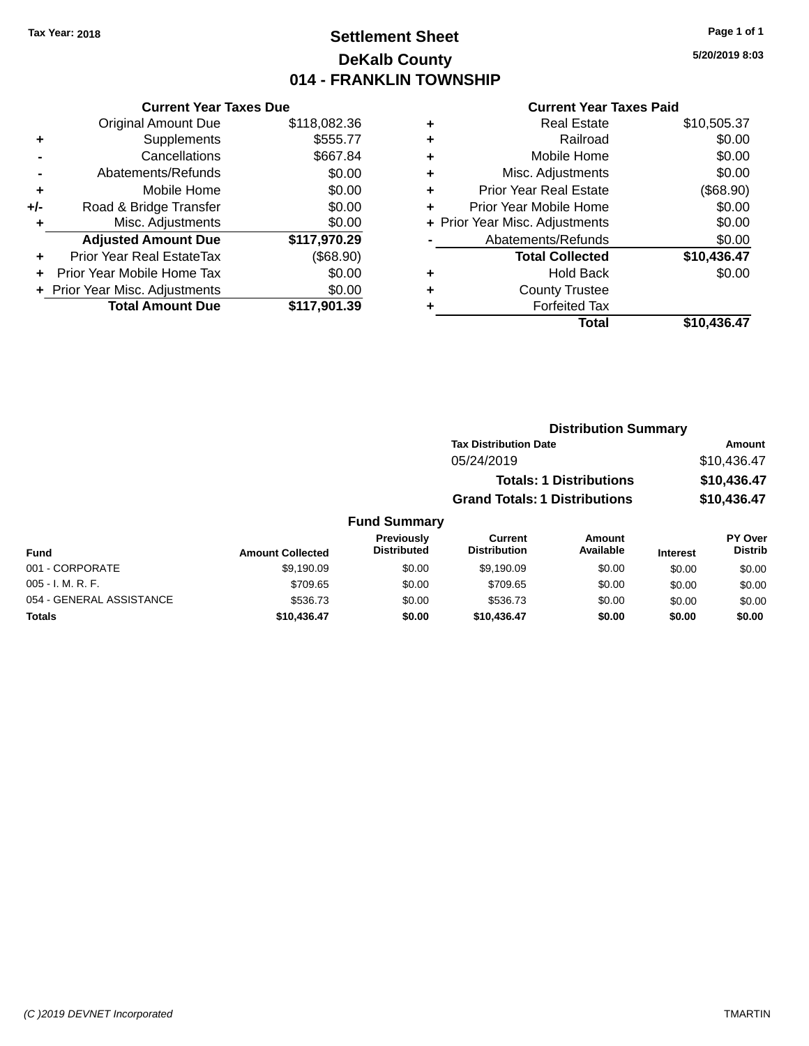Tax Year: 2018

# Settlement Sheet

## DeKalb County

## 014 - FRANKLIN TOWNSHIP

5/20/2019 8:03

### Current Year Taxes Due

| | | |
|---|---|---|
| | Original Amount Due | $118,082.36 |
| + | Supplements | $555.77 |
| - | Cancellations | $667.84 |
| - | Abatements/Refunds | $0.00 |
| + | Mobile Home | $0.00 |
| +/- | Road & Bridge Transfer | $0.00 |
| + | Misc. Adjustments | $0.00 |
| | **Adjusted Amount Due** | **$117,970.29** |
| + | Prior Year Real EstateTax | ($68.90) |
| + | Prior Year Mobile Home Tax | $0.00 |
| + | Prior Year Misc. Adjustments | $0.00 |
| | **Total Amount Due** | **$117,901.39** |

### Current Year Taxes Paid

| | | |
|---|---|---|
| + | Real Estate | $10,505.37 |
| + | Railroad | $0.00 |
| + | Mobile Home | $0.00 |
| + | Misc. Adjustments | $0.00 |
| + | Prior Year Real Estate | ($68.90) |
| + | Prior Year Mobile Home | $0.00 |
| + | Prior Year Misc. Adjustments | $0.00 |
| - | Abatements/Refunds | $0.00 |
| | **Total Collected** | **$10,436.47** |
| + | Hold Back | $0.00 |
| + | County Trustee | |
| + | Forfeited Tax | |
| | **Total** | **$10,436.47** |

### Distribution Summary

| Tax Distribution Date | Amount |
|---|---|
| 05/24/2019 | $10,436.47 |
| **Totals: 1 Distributions** | **$10,436.47** |
| **Grand Totals: 1 Distributions** | **$10,436.47** |

### Fund Summary

| Fund | Amount Collected | Previously Distributed | Current Distribution | Amount Available | Interest | PY Over Distrib |
|---|---|---|---|---|---|---|
| 001 - CORPORATE | $9,190.09 | $0.00 | $9,190.09 | $0.00 | $0.00 | $0.00 |
| 005 - I. M. R. F. | $709.65 | $0.00 | $709.65 | $0.00 | $0.00 | $0.00 |
| 054 - GENERAL ASSISTANCE | $536.73 | $0.00 | $536.73 | $0.00 | $0.00 | $0.00 |
| **Totals** | **$10,436.47** | **$0.00** | **$10,436.47** | **$0.00** | **$0.00** | **$0.00** |

(C )2019 DEVNET Incorporated

TMARTIN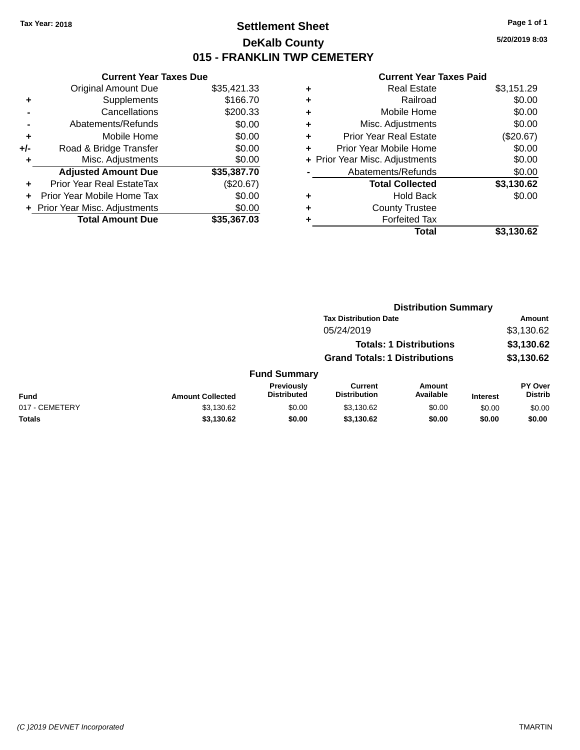Tax Year: 2018

# Settlement Sheet

## DeKalb County

## 015 - FRANKLIN TWP CEMETERY

5/20/2019 8:03

**Current Year Taxes Due**

| | | |
|---|---|---|
| | Original Amount Due | $35,421.33 |
| + | Supplements | $166.70 |
| - | Cancellations | $200.33 |
| - | Abatements/Refunds | $0.00 |
| + | Mobile Home | $0.00 |
| +/- | Road & Bridge Transfer | $0.00 |
| + | Misc. Adjustments | $0.00 |
| | **Adjusted Amount Due** | **$35,387.70** |
| + | Prior Year Real EstateTax | ($20.67) |
| + | Prior Year Mobile Home Tax | $0.00 |
| + | Prior Year Misc. Adjustments | $0.00 |
| | **Total Amount Due** | **$35,367.03** |

**Current Year Taxes Paid**

| | | |
|---|---|---|
| + | Real Estate | $3,151.29 |
| + | Railroad | $0.00 |
| + | Mobile Home | $0.00 |
| + | Misc. Adjustments | $0.00 |
| + | Prior Year Real Estate | ($20.67) |
| + | Prior Year Mobile Home | $0.00 |
| + | Prior Year Misc. Adjustments | $0.00 |
| - | Abatements/Refunds | $0.00 |
| | **Total Collected** | **$3,130.62** |
| + | Hold Back | $0.00 |
| + | County Trustee | |
| + | Forfeited Tax | |
| | **Total** | **$3,130.62** |

**Distribution Summary**

| Tax Distribution Date | Amount |
|---|---|
| 05/24/2019 | $3,130.62 |
| **Totals: 1 Distributions** | **$3,130.62** |
| **Grand Totals: 1 Distributions** | **$3,130.62** |

**Fund Summary**

| Fund | Amount Collected | Previously Distributed | Current Distribution | Amount Available | Interest | PY Over Distrib |
|---|---|---|---|---|---|---|
| 017 - CEMETERY | $3,130.62 | $0.00 | $3,130.62 | $0.00 | $0.00 | $0.00 |
| **Totals** | **$3,130.62** | **$0.00** | **$3,130.62** | **$0.00** | **$0.00** | **$0.00** |

(C )2019 DEVNET Incorporated TMARTIN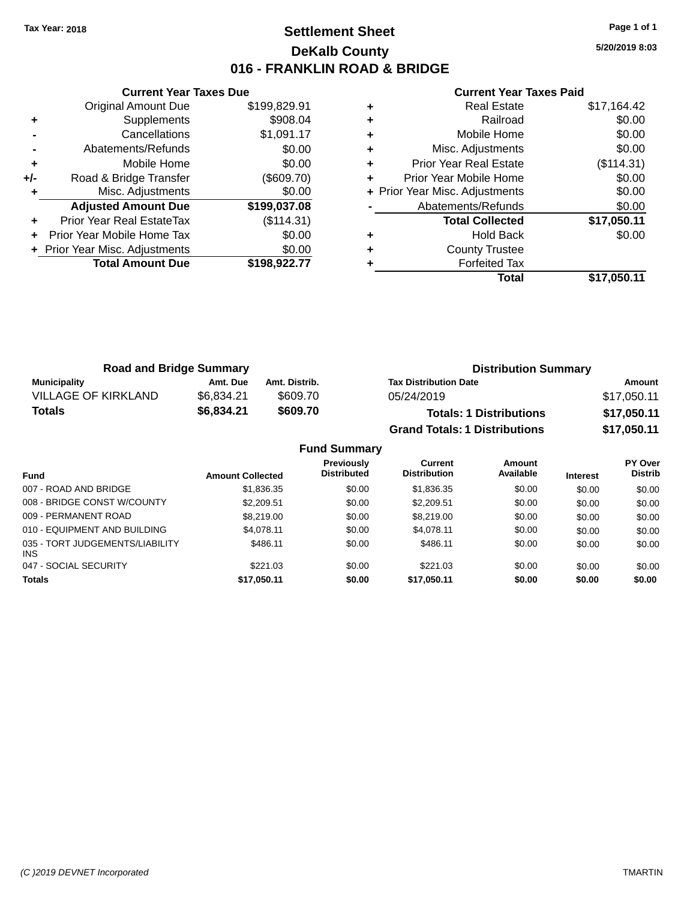Tax Year: 2018

# Settlement Sheet

## DeKalb County

## 016 - FRANKLIN ROAD & BRIDGE

5/20/2019 8:03

### Current Year Taxes Due

| | | |
|---|---|---|
| | Original Amount Due | $199,829.91 |
| + | Supplements | $908.04 |
| - | Cancellations | $1,091.17 |
| - | Abatements/Refunds | $0.00 |
| + | Mobile Home | $0.00 |
| +/- | Road & Bridge Transfer | ($609.70) |
| + | Misc. Adjustments | $0.00 |
| | **Adjusted Amount Due** | **$199,037.08** |
| + | Prior Year Real EstateTax | ($114.31) |
| + | Prior Year Mobile Home Tax | $0.00 |
| + | Prior Year Misc. Adjustments | $0.00 |
| | **Total Amount Due** | **$198,922.77** |

### Current Year Taxes Paid

| | | |
|---|---|---|
| + | Real Estate | $17,164.42 |
| + | Railroad | $0.00 |
| + | Mobile Home | $0.00 |
| + | Misc. Adjustments | $0.00 |
| + | Prior Year Real Estate | ($114.31) |
| + | Prior Year Mobile Home | $0.00 |
| + | Prior Year Misc. Adjustments | $0.00 |
| - | Abatements/Refunds | $0.00 |
| | **Total Collected** | **$17,050.11** |
| + | Hold Back | $0.00 |
| + | County Trustee | |
| + | Forfeited Tax | |
| | **Total** | **$17,050.11** |

### Road and Bridge Summary

| Municipality | Amt. Due | Amt. Distrib. |
|---|---|---|
| VILLAGE OF KIRKLAND | $6,834.21 | $609.70 |
| **Totals** | **$6,834.21** | **$609.70** |

### Distribution Summary

| Tax Distribution Date | Amount |
|---|---|
| 05/24/2019 | $17,050.11 |
| **Totals: 1 Distributions** | **$17,050.11** |
| **Grand Totals: 1 Distributions** | **$17,050.11** |

### Fund Summary

| Fund | Amount Collected | Previously Distributed | Current Distribution | Amount Available | Interest | PY Over Distrib |
|---|---|---|---|---|---|---|
| 007 - ROAD AND BRIDGE | $1,836.35 | $0.00 | $1,836.35 | $0.00 | $0.00 | $0.00 |
| 008 - BRIDGE CONST W/COUNTY | $2,209.51 | $0.00 | $2,209.51 | $0.00 | $0.00 | $0.00 |
| 009 - PERMANENT ROAD | $8,219.00 | $0.00 | $8,219.00 | $0.00 | $0.00 | $0.00 |
| 010 - EQUIPMENT AND BUILDING | $4,078.11 | $0.00 | $4,078.11 | $0.00 | $0.00 | $0.00 |
| 035 - TORT JUDGEMENTS/LIABILITY INS | $486.11 | $0.00 | $486.11 | $0.00 | $0.00 | $0.00 |
| 047 - SOCIAL SECURITY | $221.03 | $0.00 | $221.03 | $0.00 | $0.00 | $0.00 |
| **Totals** | **$17,050.11** | **$0.00** | **$17,050.11** | **$0.00** | **$0.00** | **$0.00** |

(C )2019 DEVNET Incorporated TMARTIN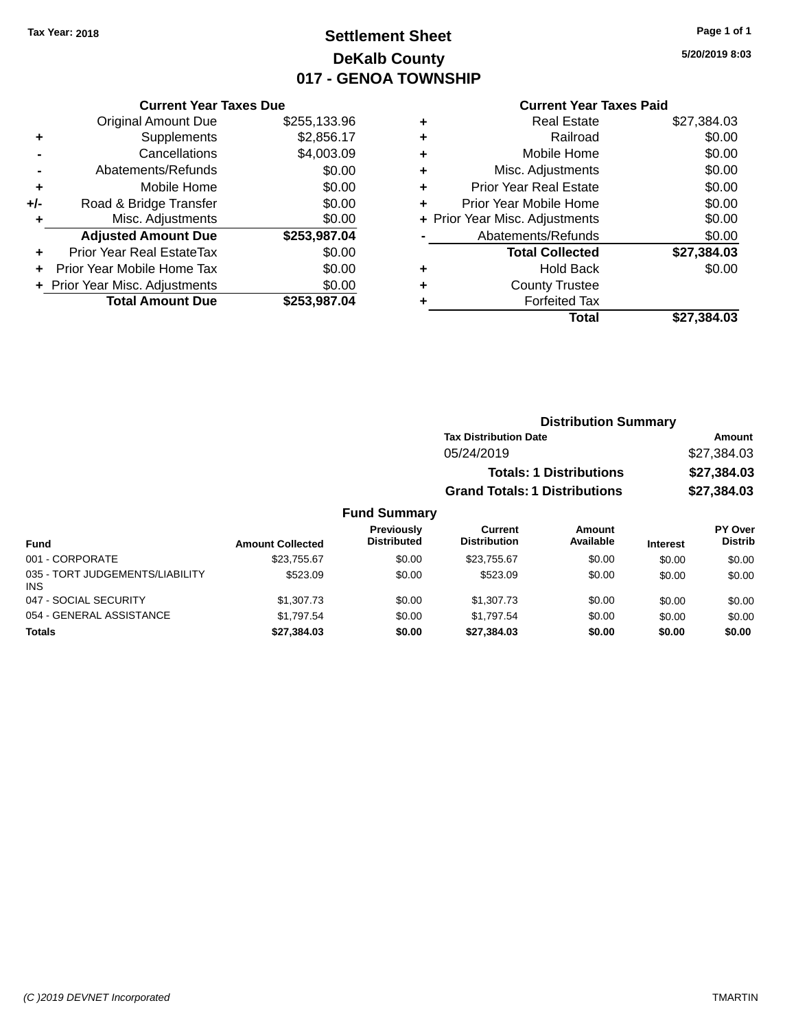Tax Year: 2018

# Settlement Sheet

## DeKalb County

## 017 - GENOA TOWNSHIP

5/20/2019 8:03

### Current Year Taxes Due

| | | |
|---|---|---|
| | Original Amount Due | $255,133.96 |
| + | Supplements | $2,856.17 |
| - | Cancellations | $4,003.09 |
| - | Abatements/Refunds | $0.00 |
| + | Mobile Home | $0.00 |
| +/- | Road & Bridge Transfer | $0.00 |
| + | Misc. Adjustments | $0.00 |
| | **Adjusted Amount Due** | **$253,987.04** |
| + | Prior Year Real EstateTax | $0.00 |
| + | Prior Year Mobile Home Tax | $0.00 |
| + | Prior Year Misc. Adjustments | $0.00 |
| | **Total Amount Due** | **$253,987.04** |

### Current Year Taxes Paid

| | | |
|---|---|---|
| + | Real Estate | $27,384.03 |
| + | Railroad | $0.00 |
| + | Mobile Home | $0.00 |
| + | Misc. Adjustments | $0.00 |
| + | Prior Year Real Estate | $0.00 |
| + | Prior Year Mobile Home | $0.00 |
| + | Prior Year Misc. Adjustments | $0.00 |
| - | Abatements/Refunds | $0.00 |
| | **Total Collected** | **$27,384.03** |
| + | Hold Back | $0.00 |
| + | County Trustee | |
| + | Forfeited Tax | |
| | **Total** | **$27,384.03** |

### Distribution Summary

| Tax Distribution Date | Amount |
|---|---|
| 05/24/2019 | $27,384.03 |
| **Totals: 1 Distributions** | **$27,384.03** |
| **Grand Totals: 1 Distributions** | **$27,384.03** |

### Fund Summary

| Fund | Amount Collected | Previously Distributed | Current Distribution | Amount Available | Interest | PY Over Distrib |
|---|---|---|---|---|---|---|
| 001 - CORPORATE | $23,755.67 | $0.00 | $23,755.67 | $0.00 | $0.00 | $0.00 |
| 035 - TORT JUDGEMENTS/LIABILITY INS | $523.09 | $0.00 | $523.09 | $0.00 | $0.00 | $0.00 |
| 047 - SOCIAL SECURITY | $1,307.73 | $0.00 | $1,307.73 | $0.00 | $0.00 | $0.00 |
| 054 - GENERAL ASSISTANCE | $1,797.54 | $0.00 | $1,797.54 | $0.00 | $0.00 | $0.00 |
| **Totals** | **$27,384.03** | **$0.00** | **$27,384.03** | **$0.00** | **$0.00** | **$0.00** |

(C )2019 DEVNET Incorporated TMARTIN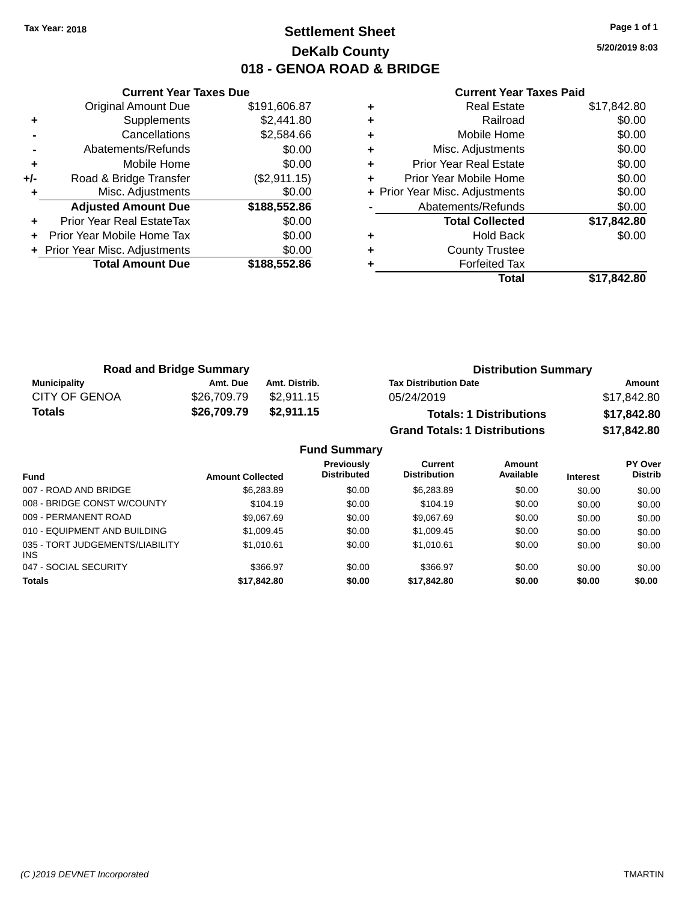**Tax Year: 2018**

# Settlement Sheet

## DeKalb County

## 018 - GENOA ROAD & BRIDGE

**5/20/2019 8:03**

### Current Year Taxes Due

| | | |
|---|---|---|
| | Original Amount Due | $191,606.87 |
| + | Supplements | $2,441.80 |
| - | Cancellations | $2,584.66 |
| - | Abatements/Refunds | $0.00 |
| + | Mobile Home | $0.00 |
| +/- | Road & Bridge Transfer | ($2,911.15) |
| + | Misc. Adjustments | $0.00 |
| | **Adjusted Amount Due** | **$188,552.86** |
| + | Prior Year Real EstateTax | $0.00 |
| + | Prior Year Mobile Home Tax | $0.00 |
| + | Prior Year Misc. Adjustments | $0.00 |
| | **Total Amount Due** | **$188,552.86** |

### Current Year Taxes Paid

| | | |
|---|---|---|
| + | Real Estate | $17,842.80 |
| + | Railroad | $0.00 |
| + | Mobile Home | $0.00 |
| + | Misc. Adjustments | $0.00 |
| + | Prior Year Real Estate | $0.00 |
| + | Prior Year Mobile Home | $0.00 |
| + | Prior Year Misc. Adjustments | $0.00 |
| - | Abatements/Refunds | $0.00 |
| | **Total Collected** | **$17,842.80** |
| + | Hold Back | $0.00 |
| + | County Trustee | |
| + | Forfeited Tax | |
| | **Total** | **$17,842.80** |

### Road and Bridge Summary

| Municipality | Amt. Due | Amt. Distrib. |
|---|---|---|
| CITY OF GENOA | $26,709.79 | $2,911.15 |
| **Totals** | **$26,709.79** | **$2,911.15** |

### Distribution Summary

| Tax Distribution Date | Amount |
|---|---|
| 05/24/2019 | $17,842.80 |
| **Totals: 1 Distributions** | **$17,842.80** |
| **Grand Totals: 1 Distributions** | **$17,842.80** |

### Fund Summary

| Fund | Amount Collected | Previously Distributed | Current Distribution | Amount Available | Interest | PY Over Distrib |
|---|---|---|---|---|---|---|
| 007 - ROAD AND BRIDGE | $6,283.89 | $0.00 | $6,283.89 | $0.00 | $0.00 | $0.00 |
| 008 - BRIDGE CONST W/COUNTY | $104.19 | $0.00 | $104.19 | $0.00 | $0.00 | $0.00 |
| 009 - PERMANENT ROAD | $9,067.69 | $0.00 | $9,067.69 | $0.00 | $0.00 | $0.00 |
| 010 - EQUIPMENT AND BUILDING | $1,009.45 | $0.00 | $1,009.45 | $0.00 | $0.00 | $0.00 |
| 035 - TORT JUDGEMENTS/LIABILITY INS | $1,010.61 | $0.00 | $1,010.61 | $0.00 | $0.00 | $0.00 |
| 047 - SOCIAL SECURITY | $366.97 | $0.00 | $366.97 | $0.00 | $0.00 | $0.00 |
| **Totals** | **$17,842.80** | **$0.00** | **$17,842.80** | **$0.00** | **$0.00** | **$0.00** |

*(C )2019 DEVNET Incorporated* TMARTIN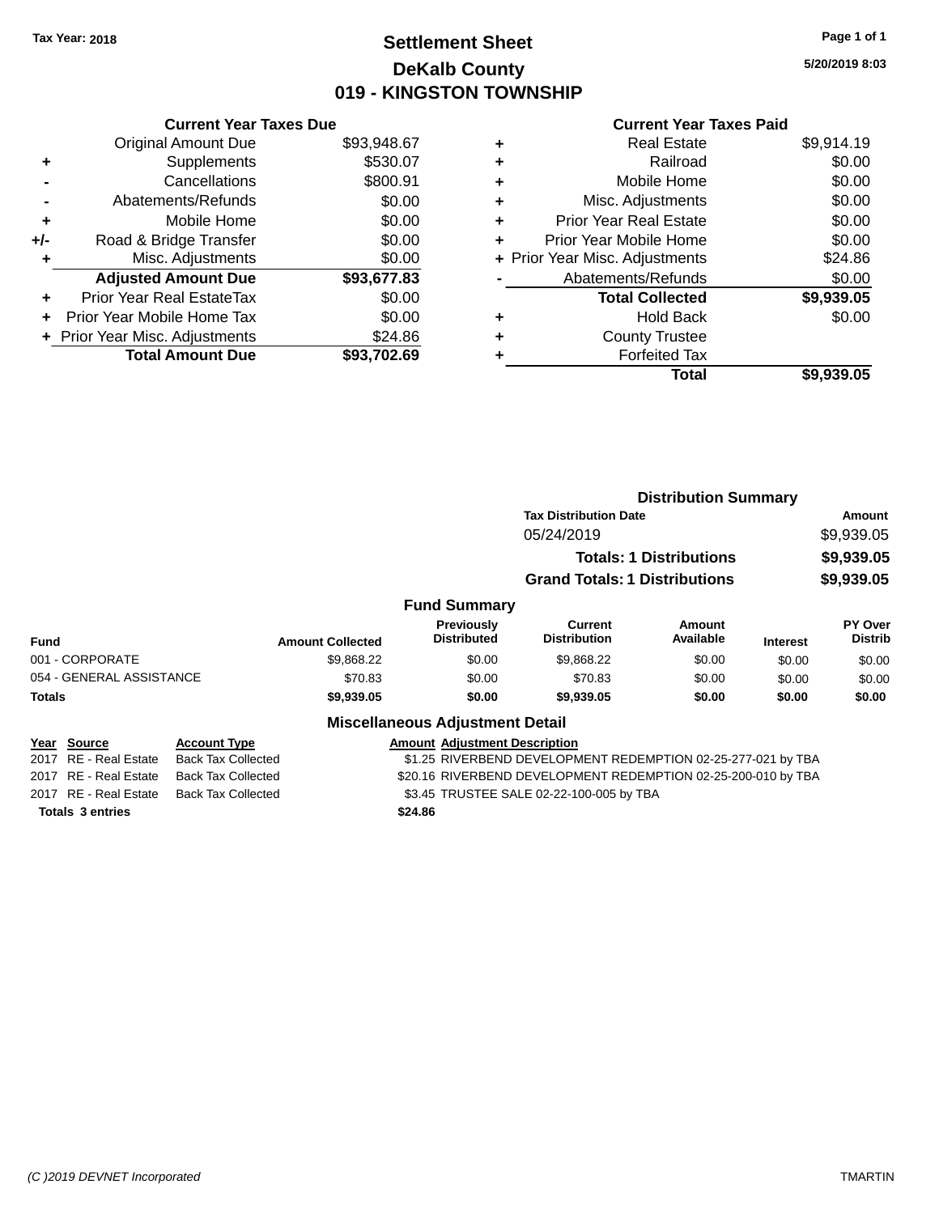Tax Year: 2018

# Settlement Sheet

## DeKalb County

## 019 - KINGSTON TOWNSHIP

5/20/2019 8:03

### Current Year Taxes Due

| | | |
|---|---|---|
| | Original Amount Due | $93,948.67 |
| + | Supplements | $530.07 |
| - | Cancellations | $800.91 |
| - | Abatements/Refunds | $0.00 |
| + | Mobile Home | $0.00 |
| +/- | Road & Bridge Transfer | $0.00 |
| + | Misc. Adjustments | $0.00 |
| | **Adjusted Amount Due** | **$93,677.83** |
| + | Prior Year Real EstateTax | $0.00 |
| + | Prior Year Mobile Home Tax | $0.00 |
| + | Prior Year Misc. Adjustments | $24.86 |
| | **Total Amount Due** | **$93,702.69** |

### Current Year Taxes Paid

| | | |
|---|---|---|
| + | Real Estate | $9,914.19 |
| + | Railroad | $0.00 |
| + | Mobile Home | $0.00 |
| + | Misc. Adjustments | $0.00 |
| + | Prior Year Real Estate | $0.00 |
| + | Prior Year Mobile Home | $0.00 |
| + | Prior Year Misc. Adjustments | $24.86 |
| - | Abatements/Refunds | $0.00 |
| | **Total Collected** | **$9,939.05** |
| + | Hold Back | $0.00 |
| + | County Trustee | |
| + | Forfeited Tax | |
| | **Total** | **$9,939.05** |

### Distribution Summary

| Tax Distribution Date | Amount |
|---|---|
| 05/24/2019 | $9,939.05 |
| **Totals: 1 Distributions** | **$9,939.05** |
| **Grand Totals: 1 Distributions** | **$9,939.05** |

### Fund Summary

| Fund | Amount Collected | Previously Distributed | Current Distribution | Amount Available | Interest | PY Over Distrib |
|---|---|---|---|---|---|---|
| 001 - CORPORATE | $9,868.22 | $0.00 | $9,868.22 | $0.00 | $0.00 | $0.00 |
| 054 - GENERAL ASSISTANCE | $70.83 | $0.00 | $70.83 | $0.00 | $0.00 | $0.00 |
| **Totals** | **$9,939.05** | **$0.00** | **$9,939.05** | **$0.00** | **$0.00** | **$0.00** |

### Miscellaneous Adjustment Detail

| Year | Source | Account Type | Amount | Adjustment Description |
|---|---|---|---|---|
| 2017 | RE - Real Estate | Back Tax Collected | $1.25 | RIVERBEND DEVELOPMENT REDEMPTION 02-25-277-021 by TBA |
| 2017 | RE - Real Estate | Back Tax Collected | $20.16 | RIVERBEND DEVELOPMENT REDEMPTION 02-25-200-010 by TBA |
| 2017 | RE - Real Estate | Back Tax Collected | $3.45 | TRUSTEE SALE 02-22-100-005 by TBA |
| **Totals 3 entries** | | | **$24.86** | |

(C )2019 DEVNET Incorporated — TMARTIN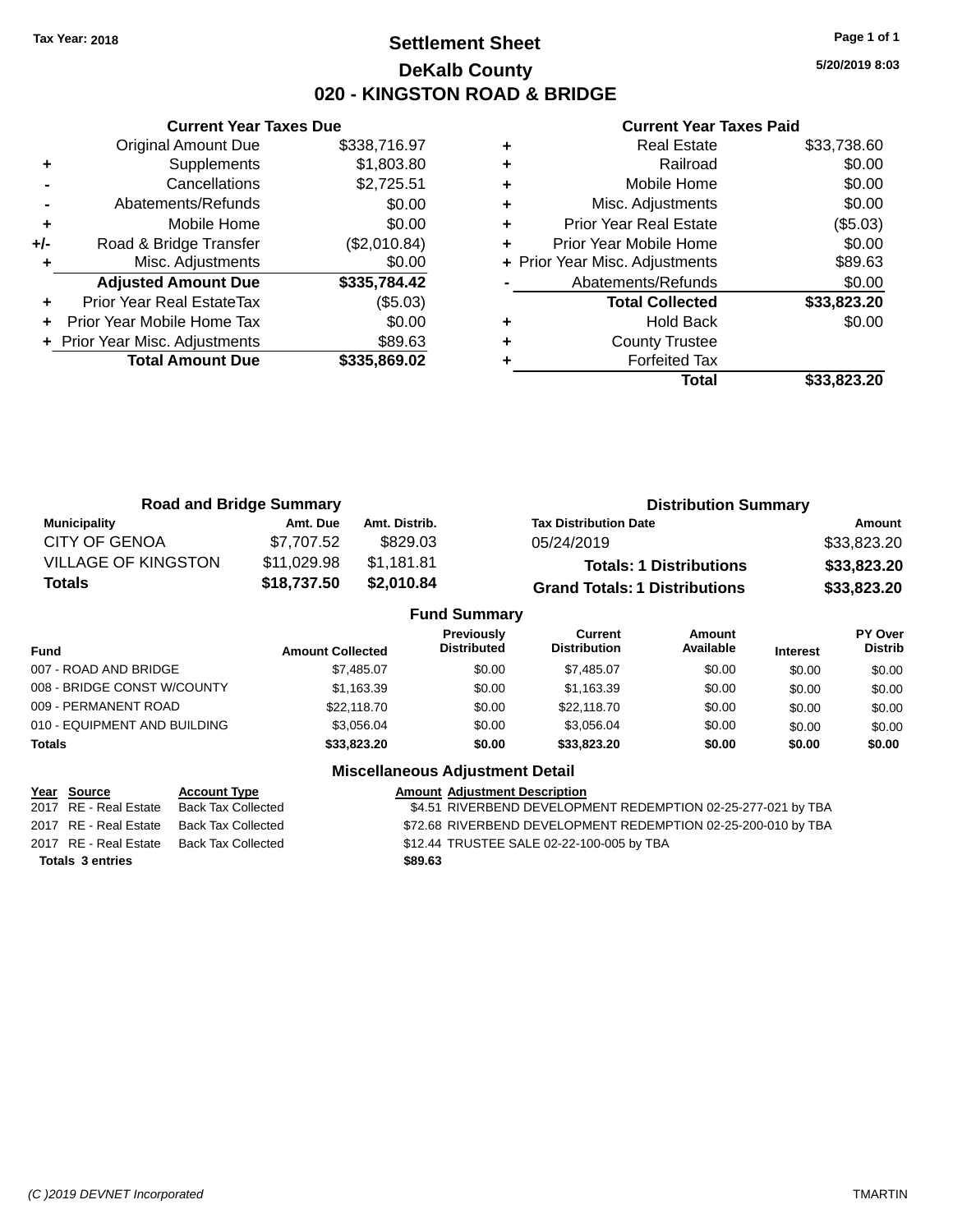Tax Year: 2018

# Settlement Sheet

## DeKalb County

## 020 - KINGSTON ROAD & BRIDGE

5/20/2019 8:03

### Current Year Taxes Due

| | | |
|---|---|---|
| | Original Amount Due | $338,716.97 |
| + | Supplements | $1,803.80 |
| - | Cancellations | $2,725.51 |
| - | Abatements/Refunds | $0.00 |
| + | Mobile Home | $0.00 |
| +/- | Road & Bridge Transfer | ($2,010.84) |
| + | Misc. Adjustments | $0.00 |
| | **Adjusted Amount Due** | **$335,784.42** |
| + | Prior Year Real EstateTax | ($5.03) |
| + | Prior Year Mobile Home Tax | $0.00 |
| + | Prior Year Misc. Adjustments | $89.63 |
| | **Total Amount Due** | **$335,869.02** |

### Current Year Taxes Paid

| | | |
|---|---|---|
| + | Real Estate | $33,738.60 |
| + | Railroad | $0.00 |
| + | Mobile Home | $0.00 |
| + | Misc. Adjustments | $0.00 |
| + | Prior Year Real Estate | ($5.03) |
| + | Prior Year Mobile Home | $0.00 |
| + | Prior Year Misc. Adjustments | $89.63 |
| - | Abatements/Refunds | $0.00 |
| | **Total Collected** | **$33,823.20** |
| + | Hold Back | $0.00 |
| + | County Trustee | |
| + | Forfeited Tax | |
| | **Total** | **$33,823.20** |

### Road and Bridge Summary

| Municipality | Amt. Due | Amt. Distrib. |
|---|---|---|
| CITY OF GENOA | $7,707.52 | $829.03 |
| VILLAGE OF KINGSTON | $11,029.98 | $1,181.81 |
| **Totals** | **$18,737.50** | **$2,010.84** |

### Distribution Summary

| Tax Distribution Date | Amount |
|---|---|
| 05/24/2019 | $33,823.20 |
| **Totals: 1 Distributions** | **$33,823.20** |
| **Grand Totals: 1 Distributions** | **$33,823.20** |

### Fund Summary

| Fund | Amount Collected | Previously Distributed | Current Distribution | Amount Available | Interest | PY Over Distrib |
|---|---|---|---|---|---|---|
| 007 - ROAD AND BRIDGE | $7,485.07 | $0.00 | $7,485.07 | $0.00 | $0.00 | $0.00 |
| 008 - BRIDGE CONST W/COUNTY | $1,163.39 | $0.00 | $1,163.39 | $0.00 | $0.00 | $0.00 |
| 009 - PERMANENT ROAD | $22,118.70 | $0.00 | $22,118.70 | $0.00 | $0.00 | $0.00 |
| 010 - EQUIPMENT AND BUILDING | $3,056.04 | $0.00 | $3,056.04 | $0.00 | $0.00 | $0.00 |
| **Totals** | **$33,823.20** | **$0.00** | **$33,823.20** | **$0.00** | **$0.00** | **$0.00** |

### Miscellaneous Adjustment Detail

| Year | Source | Account Type | Amount | Adjustment Description |
|---|---|---|---|---|
| 2017 | RE - Real Estate | Back Tax Collected | $4.51 | RIVERBEND DEVELOPMENT REDEMPTION 02-25-277-021 by TBA |
| 2017 | RE - Real Estate | Back Tax Collected | $72.68 | RIVERBEND DEVELOPMENT REDEMPTION 02-25-200-010 by TBA |
| 2017 | RE - Real Estate | Back Tax Collected | $12.44 | TRUSTEE SALE 02-22-100-005 by TBA |
| **Totals 3 entries** | | | **$89.63** | |

(C )2019 DEVNET Incorporated TMARTIN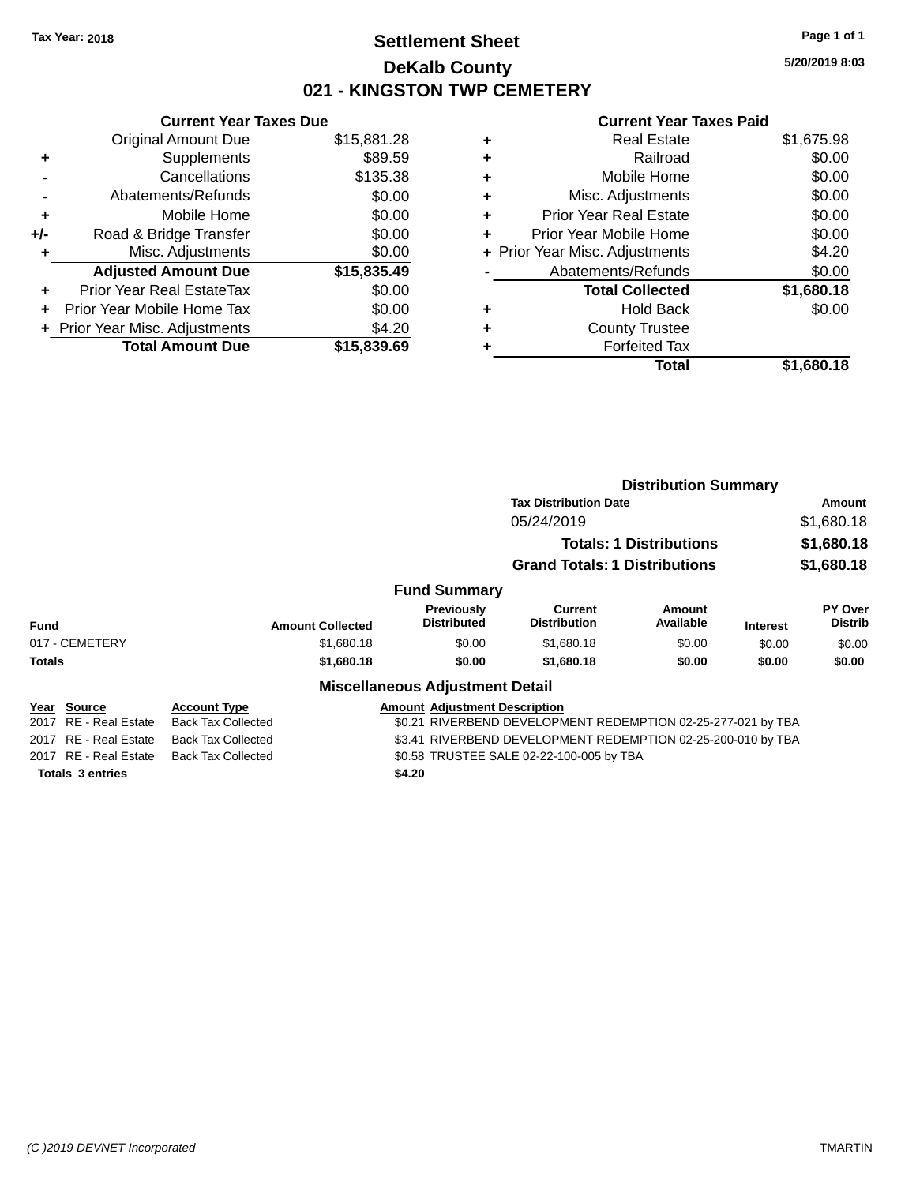Tax Year: 2018

# Settlement Sheet
## DeKalb County
## 021 - KINGSTON TWP CEMETERY

5/20/2019 8:03

### Current Year Taxes Due

| | | |
|---|---|---|
| | Original Amount Due | $15,881.28 |
| + | Supplements | $89.59 |
| - | Cancellations | $135.38 |
| - | Abatements/Refunds | $0.00 |
| + | Mobile Home | $0.00 |
| +/- | Road & Bridge Transfer | $0.00 |
| + | Misc. Adjustments | $0.00 |
| | **Adjusted Amount Due** | **$15,835.49** |
| + | Prior Year Real EstateTax | $0.00 |
| + | Prior Year Mobile Home Tax | $0.00 |
| + | Prior Year Misc. Adjustments | $4.20 |
| | **Total Amount Due** | **$15,839.69** |

### Current Year Taxes Paid

| | | |
|---|---|---|
| + | Real Estate | $1,675.98 |
| + | Railroad | $0.00 |
| + | Mobile Home | $0.00 |
| + | Misc. Adjustments | $0.00 |
| + | Prior Year Real Estate | $0.00 |
| + | Prior Year Mobile Home | $0.00 |
| + | Prior Year Misc. Adjustments | $4.20 |
| - | Abatements/Refunds | $0.00 |
| | **Total Collected** | **$1,680.18** |
| + | Hold Back | $0.00 |
| + | County Trustee | |
| + | Forfeited Tax | |
| | **Total** | **$1,680.18** |

### Distribution Summary

| Tax Distribution Date | Amount |
|---|---|
| 05/24/2019 | $1,680.18 |
| **Totals: 1 Distributions** | **$1,680.18** |
| **Grand Totals: 1 Distributions** | **$1,680.18** |

### Fund Summary

| Fund | Amount Collected | Previously Distributed | Current Distribution | Amount Available | Interest | PY Over Distrib |
|---|---|---|---|---|---|---|
| 017 - CEMETERY | $1,680.18 | $0.00 | $1,680.18 | $0.00 | $0.00 | $0.00 |
| **Totals** | **$1,680.18** | **$0.00** | **$1,680.18** | **$0.00** | **$0.00** | **$0.00** |

### Miscellaneous Adjustment Detail

| Year | Source | Account Type | Amount | Adjustment Description |
|---|---|---|---|---|
| 2017 | RE - Real Estate | Back Tax Collected | $0.21 | RIVERBEND DEVELOPMENT REDEMPTION 02-25-277-021 by TBA |
| 2017 | RE - Real Estate | Back Tax Collected | $3.41 | RIVERBEND DEVELOPMENT REDEMPTION 02-25-200-010 by TBA |
| 2017 | RE - Real Estate | Back Tax Collected | $0.58 | TRUSTEE SALE 02-22-100-005 by TBA |
| **Totals 3 entries** | | | **$4.20** | |

(C )2019 DEVNET Incorporated — TMARTIN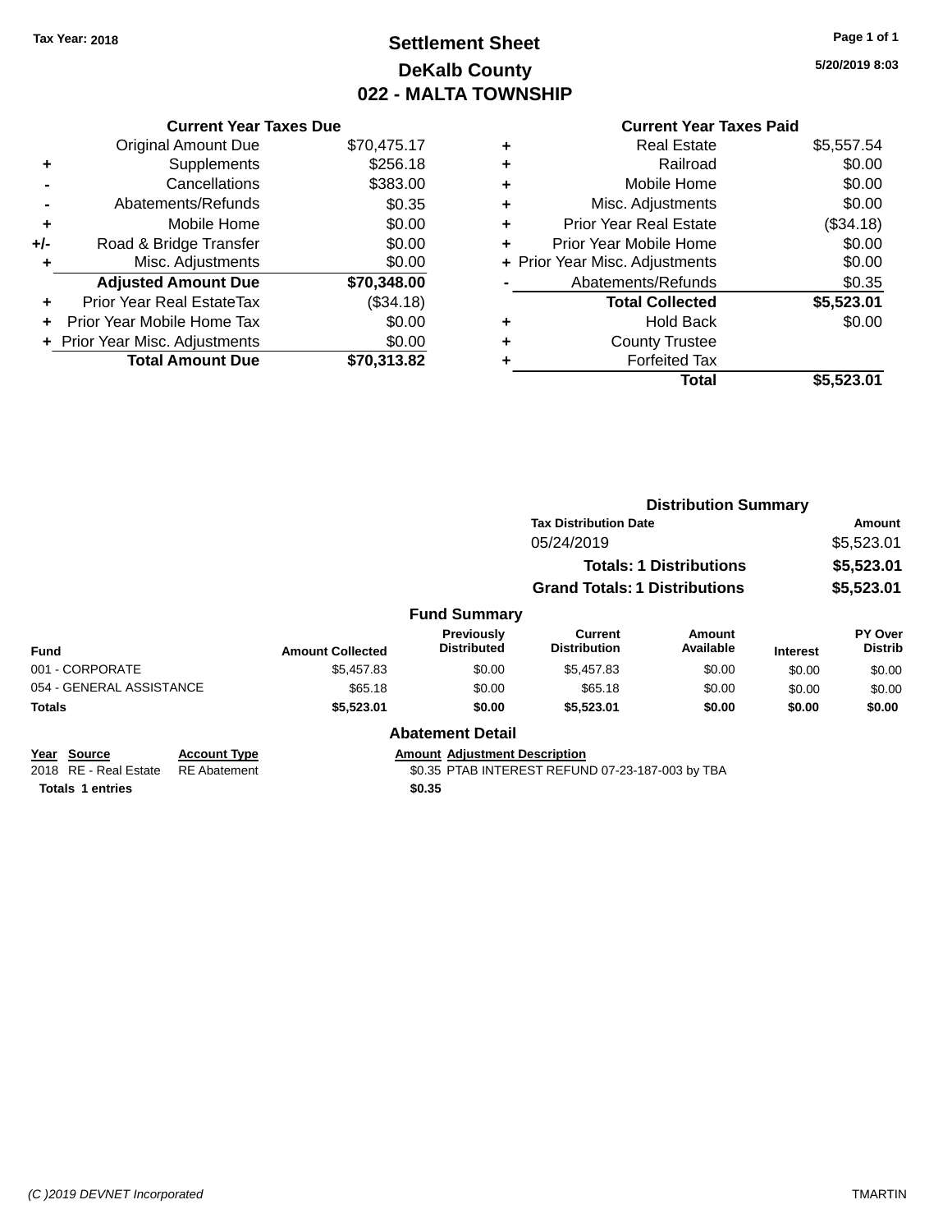Tax Year: 2018

# Settlement Sheet
## DeKalb County
## 022 - MALTA TOWNSHIP

5/20/2019 8:03

### Current Year Taxes Due

| | | |
|---|---|---|
| | Original Amount Due | $70,475.17 |
| + | Supplements | $256.18 |
| - | Cancellations | $383.00 |
| - | Abatements/Refunds | $0.35 |
| + | Mobile Home | $0.00 |
| +/- | Road & Bridge Transfer | $0.00 |
| + | Misc. Adjustments | $0.00 |
| | **Adjusted Amount Due** | **$70,348.00** |
| + | Prior Year Real EstateTax | ($34.18) |
| + | Prior Year Mobile Home Tax | $0.00 |
| + | Prior Year Misc. Adjustments | $0.00 |
| | **Total Amount Due** | **$70,313.82** |

### Current Year Taxes Paid

| | | |
|---|---|---|
| + | Real Estate | $5,557.54 |
| + | Railroad | $0.00 |
| + | Mobile Home | $0.00 |
| + | Misc. Adjustments | $0.00 |
| + | Prior Year Real Estate | ($34.18) |
| + | Prior Year Mobile Home | $0.00 |
| + | Prior Year Misc. Adjustments | $0.00 |
| - | Abatements/Refunds | $0.35 |
| | **Total Collected** | **$5,523.01** |
| + | Hold Back | $0.00 |
| + | County Trustee | |
| + | Forfeited Tax | |
| | **Total** | **$5,523.01** |

### Distribution Summary

| Tax Distribution Date | Amount |
|---|---|
| 05/24/2019 | $5,523.01 |
| **Totals: 1 Distributions** | **$5,523.01** |
| **Grand Totals: 1 Distributions** | **$5,523.01** |

### Fund Summary

| Fund | Amount Collected | Previously Distributed | Current Distribution | Amount Available | Interest | PY Over Distrib |
|---|---|---|---|---|---|---|
| 001 - CORPORATE | $5,457.83 | $0.00 | $5,457.83 | $0.00 | $0.00 | $0.00 |
| 054 - GENERAL ASSISTANCE | $65.18 | $0.00 | $65.18 | $0.00 | $0.00 | $0.00 |
| **Totals** | **$5,523.01** | **$0.00** | **$5,523.01** | **$0.00** | **$0.00** | **$0.00** |

### Abatement Detail

| Year | Source | Account Type | Amount | Adjustment Description |
|---|---|---|---|---|
| 2018 | RE - Real Estate | RE Abatement | $0.35 | PTAB INTEREST REFUND 07-23-187-003 by TBA |
| **Totals 1 entries** | | | **$0.35** | |

(C )2019 DEVNET Incorporated    TMARTIN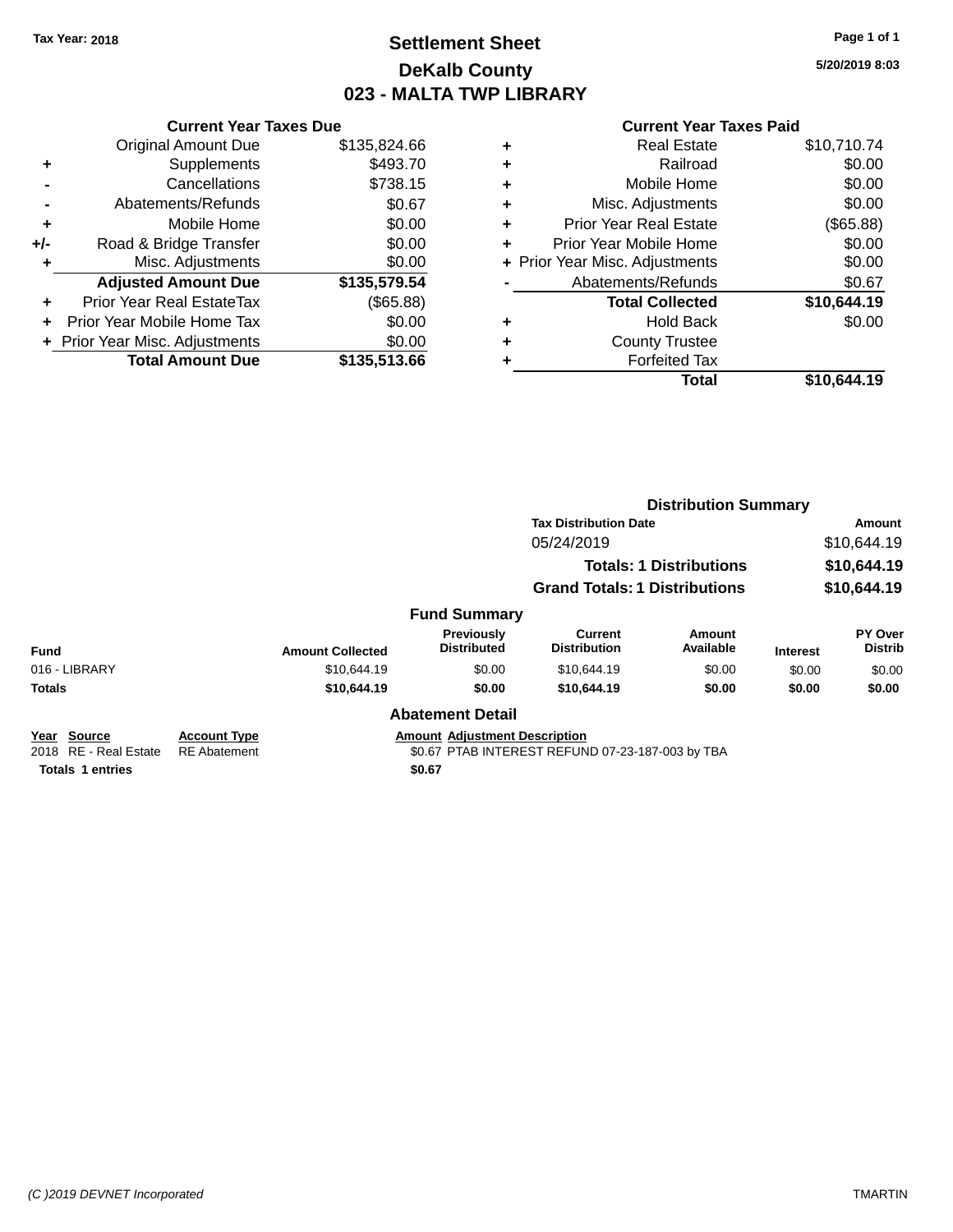Tax Year: 2018

# Settlement Sheet
## DeKalb County
## 023 - MALTA TWP LIBRARY

5/20/2019 8:03

### Current Year Taxes Due

| | | |
|---|---|---|
| | Original Amount Due | $135,824.66 |
| + | Supplements | $493.70 |
| - | Cancellations | $738.15 |
| - | Abatements/Refunds | $0.67 |
| + | Mobile Home | $0.00 |
| +/- | Road & Bridge Transfer | $0.00 |
| + | Misc. Adjustments | $0.00 |
| | **Adjusted Amount Due** | **$135,579.54** |
| + | Prior Year Real EstateTax | ($65.88) |
| + | Prior Year Mobile Home Tax | $0.00 |
| + | Prior Year Misc. Adjustments | $0.00 |
| | **Total Amount Due** | **$135,513.66** |

### Current Year Taxes Paid

| | | |
|---|---|---|
| + | Real Estate | $10,710.74 |
| + | Railroad | $0.00 |
| + | Mobile Home | $0.00 |
| + | Misc. Adjustments | $0.00 |
| + | Prior Year Real Estate | ($65.88) |
| + | Prior Year Mobile Home | $0.00 |
| + | Prior Year Misc. Adjustments | $0.00 |
| - | Abatements/Refunds | $0.67 |
| | **Total Collected** | **$10,644.19** |
| + | Hold Back | $0.00 |
| + | County Trustee | |
| + | Forfeited Tax | |
| | **Total** | **$10,644.19** |

### Distribution Summary

| Tax Distribution Date | Amount |
|---|---|
| 05/24/2019 | $10,644.19 |
| **Totals: 1 Distributions** | **$10,644.19** |
| **Grand Totals: 1 Distributions** | **$10,644.19** |

### Fund Summary

| Fund | Amount Collected | Previously Distributed | Current Distribution | Amount Available | Interest | PY Over Distrib |
|---|---|---|---|---|---|---|
| 016 - LIBRARY | $10,644.19 | $0.00 | $10,644.19 | $0.00 | $0.00 | $0.00 |
| **Totals** | **$10,644.19** | **$0.00** | **$10,644.19** | **$0.00** | **$0.00** | **$0.00** |

### Abatement Detail

| Year | Source | Account Type | Amount | Adjustment Description |
|---|---|---|---|---|
| 2018 | RE - Real Estate | RE Abatement | $0.67 | PTAB INTEREST REFUND 07-23-187-003 by TBA |
| **Totals** | **1 entries** | | **$0.67** | |

(C )2019 DEVNET Incorporated TMARTIN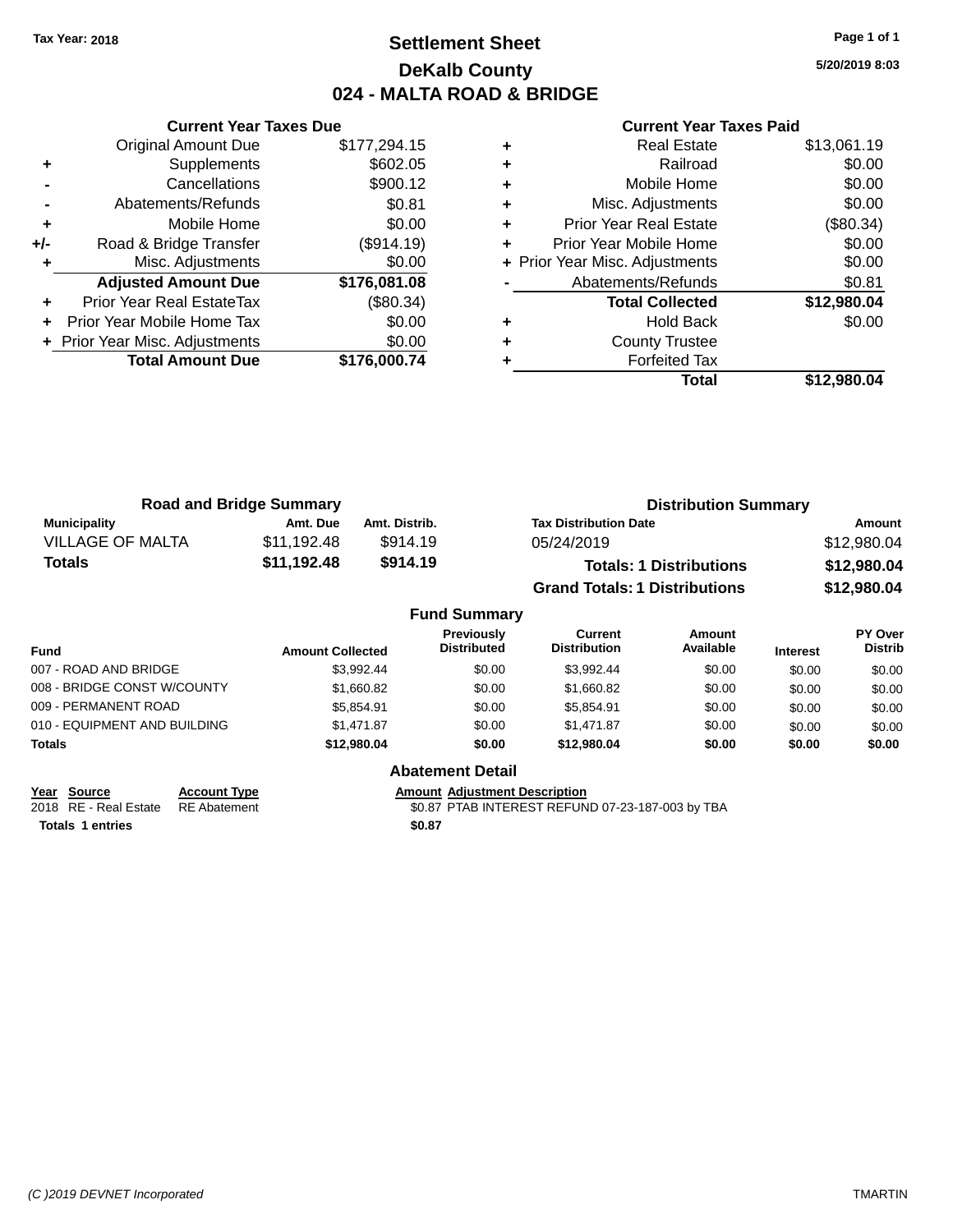Tax Year: 2018

# Settlement Sheet
## DeKalb County
## 024 - MALTA ROAD & BRIDGE

5/20/2019 8:03

| | Current Year Taxes Due | |
|---|---|---|
| | Original Amount Due | $177,294.15 |
| + | Supplements | $602.05 |
| - | Cancellations | $900.12 |
| - | Abatements/Refunds | $0.81 |
| + | Mobile Home | $0.00 |
| +/- | Road & Bridge Transfer | ($914.19) |
| + | Misc. Adjustments | $0.00 |
| | **Adjusted Amount Due** | **$176,081.08** |
| + | Prior Year Real EstateTax | ($80.34) |
| + | Prior Year Mobile Home Tax | $0.00 |
| + | Prior Year Misc. Adjustments | $0.00 |
| | **Total Amount Due** | **$176,000.74** |

| | Current Year Taxes Paid | |
|---|---|---|
| + | Real Estate | $13,061.19 |
| + | Railroad | $0.00 |
| + | Mobile Home | $0.00 |
| + | Misc. Adjustments | $0.00 |
| + | Prior Year Real Estate | ($80.34) |
| + | Prior Year Mobile Home | $0.00 |
| + | Prior Year Misc. Adjustments | $0.00 |
| - | Abatements/Refunds | $0.81 |
| | **Total Collected** | **$12,980.04** |
| + | Hold Back | $0.00 |
| + | County Trustee | |
| + | Forfeited Tax | |
| | **Total** | **$12,980.04** |

### Road and Bridge Summary

| Municipality | Amt. Due | Amt. Distrib. |
|---|---|---|
| VILLAGE OF MALTA | $11,192.48 | $914.19 |
| **Totals** | **$11,192.48** | **$914.19** |

### Distribution Summary

| Tax Distribution Date | Amount |
|---|---|
| 05/24/2019 | $12,980.04 |
| **Totals: 1 Distributions** | **$12,980.04** |
| **Grand Totals: 1 Distributions** | **$12,980.04** |

### Fund Summary

| Fund | Amount Collected | Previously Distributed | Current Distribution | Amount Available | Interest | PY Over Distrib |
|---|---|---|---|---|---|---|
| 007 - ROAD AND BRIDGE | $3,992.44 | $0.00 | $3,992.44 | $0.00 | $0.00 | $0.00 |
| 008 - BRIDGE CONST W/COUNTY | $1,660.82 | $0.00 | $1,660.82 | $0.00 | $0.00 | $0.00 |
| 009 - PERMANENT ROAD | $5,854.91 | $0.00 | $5,854.91 | $0.00 | $0.00 | $0.00 |
| 010 - EQUIPMENT AND BUILDING | $1,471.87 | $0.00 | $1,471.87 | $0.00 | $0.00 | $0.00 |
| **Totals** | **$12,980.04** | **$0.00** | **$12,980.04** | **$0.00** | **$0.00** | **$0.00** |

### Abatement Detail

| Year | Source | Account Type | Amount | Adjustment Description |
|---|---|---|---|---|
| 2018 | RE - Real Estate | RE Abatement | $0.87 | PTAB INTEREST REFUND 07-23-187-003 by TBA |
| **Totals** | **1 entries** | | **$0.87** | |

(C )2019 DEVNET Incorporated TMARTIN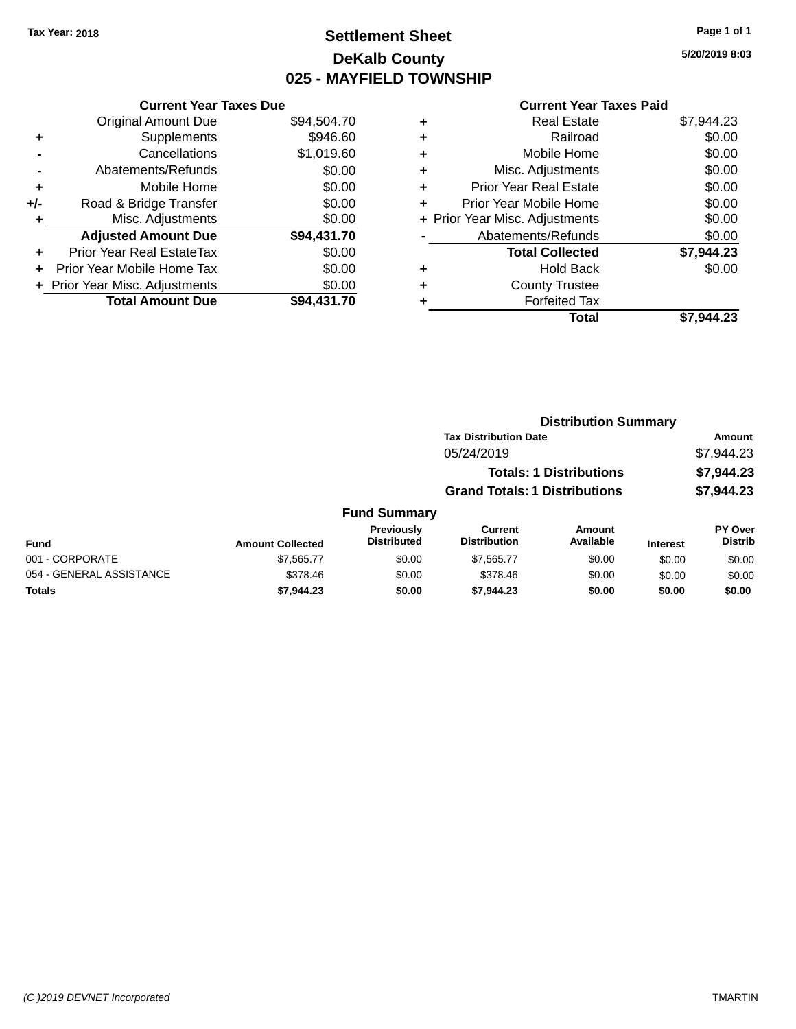Tax Year: 2018

# Settlement Sheet

## DeKalb County

## 025 - MAYFIELD TOWNSHIP

5/20/2019 8:03

### Current Year Taxes Due

| | | |
|---|---|---|
| | Original Amount Due | $94,504.70 |
| + | Supplements | $946.60 |
| - | Cancellations | $1,019.60 |
| - | Abatements/Refunds | $0.00 |
| + | Mobile Home | $0.00 |
| +/- | Road & Bridge Transfer | $0.00 |
| + | Misc. Adjustments | $0.00 |
| | **Adjusted Amount Due** | **$94,431.70** |
| + | Prior Year Real EstateTax | $0.00 |
| + | Prior Year Mobile Home Tax | $0.00 |
| + | Prior Year Misc. Adjustments | $0.00 |
| | **Total Amount Due** | **$94,431.70** |

### Current Year Taxes Paid

| | | |
|---|---|---|
| + | Real Estate | $7,944.23 |
| + | Railroad | $0.00 |
| + | Mobile Home | $0.00 |
| + | Misc. Adjustments | $0.00 |
| + | Prior Year Real Estate | $0.00 |
| + | Prior Year Mobile Home | $0.00 |
| + | Prior Year Misc. Adjustments | $0.00 |
| - | Abatements/Refunds | $0.00 |
| | **Total Collected** | **$7,944.23** |
| + | Hold Back | $0.00 |
| + | County Trustee | |
| + | Forfeited Tax | |
| | **Total** | **$7,944.23** |

### Distribution Summary

| Tax Distribution Date | Amount |
|---|---|
| 05/24/2019 | $7,944.23 |
| **Totals: 1 Distributions** | **$7,944.23** |
| **Grand Totals: 1 Distributions** | **$7,944.23** |

### Fund Summary

| Fund | Amount Collected | Previously Distributed | Current Distribution | Amount Available | Interest | PY Over Distrib |
|---|---|---|---|---|---|---|
| 001 - CORPORATE | $7,565.77 | $0.00 | $7,565.77 | $0.00 | $0.00 | $0.00 |
| 054 - GENERAL ASSISTANCE | $378.46 | $0.00 | $378.46 | $0.00 | $0.00 | $0.00 |
| **Totals** | **$7,944.23** | **$0.00** | **$7,944.23** | **$0.00** | **$0.00** | **$0.00** |

(C )2019 DEVNET Incorporated TMARTIN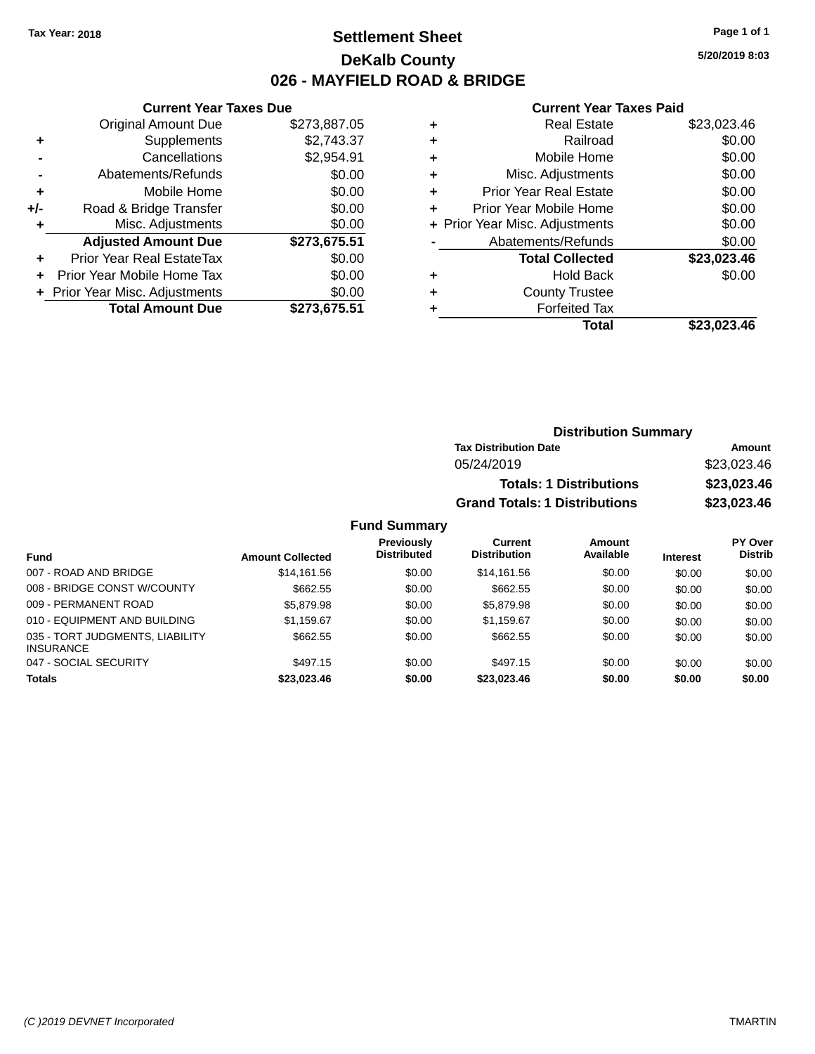Tax Year: 2018

# Settlement Sheet

## DeKalb County

## 026 - MAYFIELD ROAD & BRIDGE

5/20/2019 8:03

### Current Year Taxes Due

| | | |
|---|---|---|
| | Original Amount Due | $273,887.05 |
| + | Supplements | $2,743.37 |
| - | Cancellations | $2,954.91 |
| - | Abatements/Refunds | $0.00 |
| + | Mobile Home | $0.00 |
| +/- | Road & Bridge Transfer | $0.00 |
| + | Misc. Adjustments | $0.00 |
| | **Adjusted Amount Due** | **$273,675.51** |
| + | Prior Year Real EstateTax | $0.00 |
| + | Prior Year Mobile Home Tax | $0.00 |
| + | Prior Year Misc. Adjustments | $0.00 |
| | **Total Amount Due** | **$273,675.51** |

### Current Year Taxes Paid

| | | |
|---|---|---|
| + | Real Estate | $23,023.46 |
| + | Railroad | $0.00 |
| + | Mobile Home | $0.00 |
| + | Misc. Adjustments | $0.00 |
| + | Prior Year Real Estate | $0.00 |
| + | Prior Year Mobile Home | $0.00 |
| + | Prior Year Misc. Adjustments | $0.00 |
| - | Abatements/Refunds | $0.00 |
| | **Total Collected** | **$23,023.46** |
| + | Hold Back | $0.00 |
| + | County Trustee | |
| + | Forfeited Tax | |
| | **Total** | **$23,023.46** |

### Distribution Summary

| Tax Distribution Date | Amount |
|---|---|
| 05/24/2019 | $23,023.46 |
| **Totals: 1 Distributions** | **$23,023.46** |
| **Grand Totals: 1 Distributions** | **$23,023.46** |

### Fund Summary

| Fund | Amount Collected | Previously Distributed | Current Distribution | Amount Available | Interest | PY Over Distrib |
|---|---|---|---|---|---|---|
| 007 - ROAD AND BRIDGE | $14,161.56 | $0.00 | $14,161.56 | $0.00 | $0.00 | $0.00 |
| 008 - BRIDGE CONST W/COUNTY | $662.55 | $0.00 | $662.55 | $0.00 | $0.00 | $0.00 |
| 009 - PERMANENT ROAD | $5,879.98 | $0.00 | $5,879.98 | $0.00 | $0.00 | $0.00 |
| 010 - EQUIPMENT AND BUILDING | $1,159.67 | $0.00 | $1,159.67 | $0.00 | $0.00 | $0.00 |
| 035 - TORT JUDGMENTS, LIABILITY INSURANCE | $662.55 | $0.00 | $662.55 | $0.00 | $0.00 | $0.00 |
| 047 - SOCIAL SECURITY | $497.15 | $0.00 | $497.15 | $0.00 | $0.00 | $0.00 |
| **Totals** | **$23,023.46** | **$0.00** | **$23,023.46** | **$0.00** | **$0.00** | **$0.00** |

(C )2019 DEVNET Incorporated TMARTIN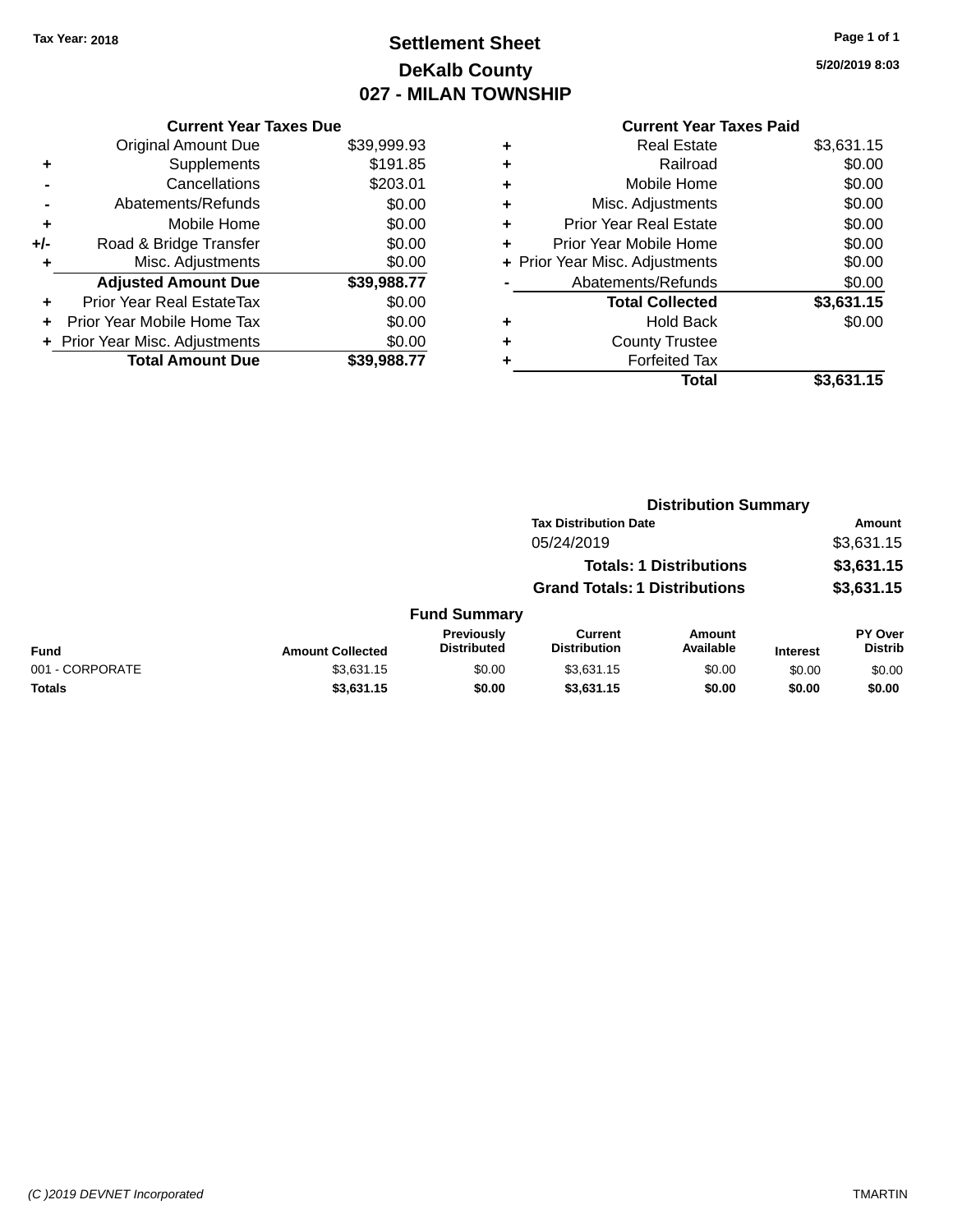Tax Year: 2018

# Settlement Sheet

## DeKalb County

## 027 - MILAN TOWNSHIP

5/20/2019 8:03

### Current Year Taxes Due

| | | |
|---|---|---|
| | Original Amount Due | $39,999.93 |
| + | Supplements | $191.85 |
| - | Cancellations | $203.01 |
| - | Abatements/Refunds | $0.00 |
| + | Mobile Home | $0.00 |
| +/- | Road & Bridge Transfer | $0.00 |
| + | Misc. Adjustments | $0.00 |
| | **Adjusted Amount Due** | **$39,988.77** |
| + | Prior Year Real EstateTax | $0.00 |
| + | Prior Year Mobile Home Tax | $0.00 |
| + | Prior Year Misc. Adjustments | $0.00 |
| | **Total Amount Due** | **$39,988.77** |

### Current Year Taxes Paid

| | | |
|---|---|---|
| + | Real Estate | $3,631.15 |
| + | Railroad | $0.00 |
| + | Mobile Home | $0.00 |
| + | Misc. Adjustments | $0.00 |
| + | Prior Year Real Estate | $0.00 |
| + | Prior Year Mobile Home | $0.00 |
| + | Prior Year Misc. Adjustments | $0.00 |
| - | Abatements/Refunds | $0.00 |
| | **Total Collected** | **$3,631.15** |
| + | Hold Back | $0.00 |
| + | County Trustee | |
| + | Forfeited Tax | |
| | **Total** | **$3,631.15** |

### Distribution Summary

| Tax Distribution Date | Amount |
|---|---|
| 05/24/2019 | $3,631.15 |
| **Totals: 1 Distributions** | **$3,631.15** |
| **Grand Totals: 1 Distributions** | **$3,631.15** |

### Fund Summary

| Fund | Amount Collected | Previously Distributed | Current Distribution | Amount Available | Interest | PY Over Distrib |
|---|---|---|---|---|---|---|
| 001 - CORPORATE | $3,631.15 | $0.00 | $3,631.15 | $0.00 | $0.00 | $0.00 |
| **Totals** | **$3,631.15** | **$0.00** | **$3,631.15** | **$0.00** | **$0.00** | **$0.00** |

(C )2019 DEVNET Incorporated TMARTIN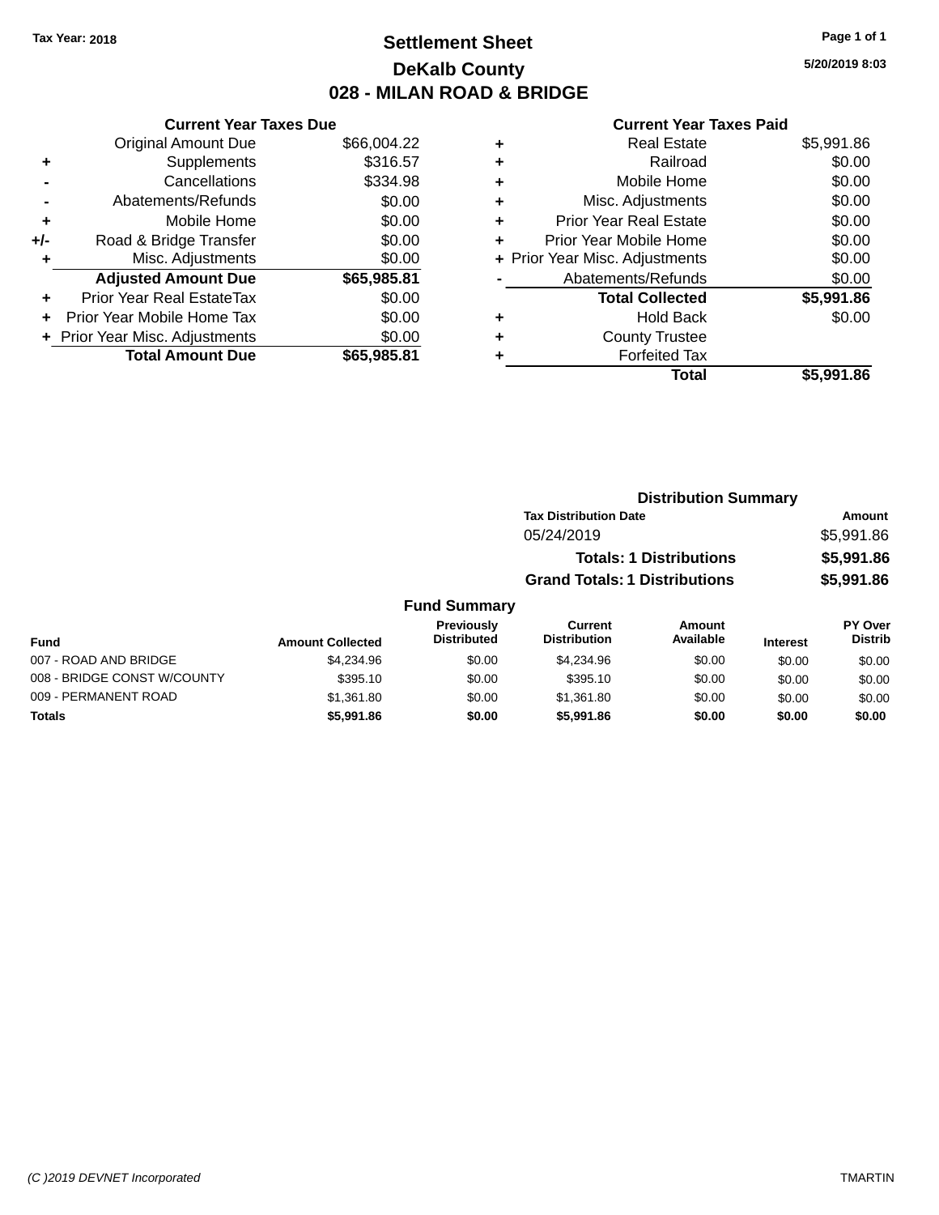Tax Year: 2018

# Settlement Sheet
## DeKalb County
## 028 - MILAN ROAD & BRIDGE

5/20/2019 8:03

### Current Year Taxes Due

| | | |
|---|---|---|
| | Original Amount Due | $66,004.22 |
| + | Supplements | $316.57 |
| - | Cancellations | $334.98 |
| - | Abatements/Refunds | $0.00 |
| + | Mobile Home | $0.00 |
| +/- | Road & Bridge Transfer | $0.00 |
| + | Misc. Adjustments | $0.00 |
| | **Adjusted Amount Due** | **$65,985.81** |
| + | Prior Year Real EstateTax | $0.00 |
| + | Prior Year Mobile Home Tax | $0.00 |
| + | Prior Year Misc. Adjustments | $0.00 |
| | **Total Amount Due** | **$65,985.81** |

### Current Year Taxes Paid

| | | |
|---|---|---|
| + | Real Estate | $5,991.86 |
| + | Railroad | $0.00 |
| + | Mobile Home | $0.00 |
| + | Misc. Adjustments | $0.00 |
| + | Prior Year Real Estate | $0.00 |
| + | Prior Year Mobile Home | $0.00 |
| + | Prior Year Misc. Adjustments | $0.00 |
| - | Abatements/Refunds | $0.00 |
| | **Total Collected** | **$5,991.86** |
| + | Hold Back | $0.00 |
| + | County Trustee | |
| + | Forfeited Tax | |
| | **Total** | **$5,991.86** |

### Distribution Summary

| Tax Distribution Date | Amount |
|---|---|
| 05/24/2019 | $5,991.86 |
| **Totals: 1 Distributions** | **$5,991.86** |
| **Grand Totals: 1 Distributions** | **$5,991.86** |

### Fund Summary

| Fund | Amount Collected | Previously Distributed | Current Distribution | Amount Available | Interest | PY Over Distrib |
|---|---|---|---|---|---|---|
| 007 - ROAD AND BRIDGE | $4,234.96 | $0.00 | $4,234.96 | $0.00 | $0.00 | $0.00 |
| 008 - BRIDGE CONST W/COUNTY | $395.10 | $0.00 | $395.10 | $0.00 | $0.00 | $0.00 |
| 009 - PERMANENT ROAD | $1,361.80 | $0.00 | $1,361.80 | $0.00 | $0.00 | $0.00 |
| **Totals** | **$5,991.86** | **$0.00** | **$5,991.86** | **$0.00** | **$0.00** | **$0.00** |

(C )2019 DEVNET Incorporated TMARTIN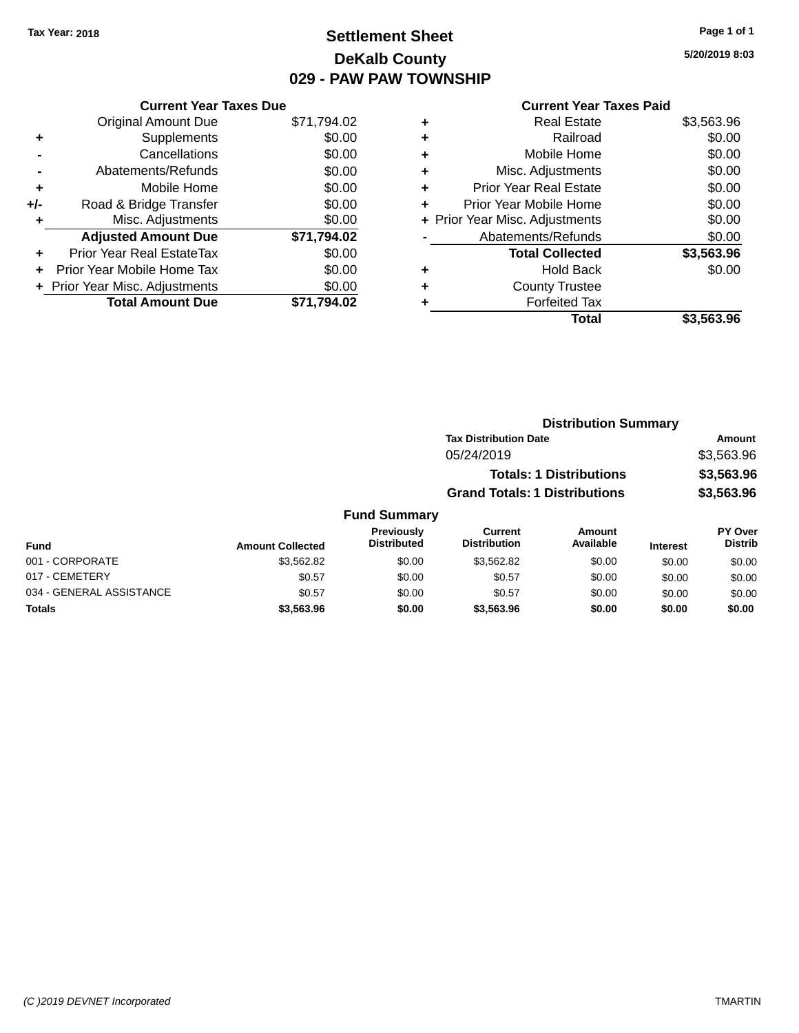Tax Year: 2018

# Settlement Sheet
## DeKalb County
## 029 - PAW PAW TOWNSHIP

5/20/2019 8:03

### Current Year Taxes Due

| | | |
|---|---|---|
| | Original Amount Due | $71,794.02 |
| + | Supplements | $0.00 |
| - | Cancellations | $0.00 |
| - | Abatements/Refunds | $0.00 |
| + | Mobile Home | $0.00 |
| +/- | Road & Bridge Transfer | $0.00 |
| + | Misc. Adjustments | $0.00 |
| | **Adjusted Amount Due** | **$71,794.02** |
| + | Prior Year Real EstateTax | $0.00 |
| + | Prior Year Mobile Home Tax | $0.00 |
| + | Prior Year Misc. Adjustments | $0.00 |
| | **Total Amount Due** | **$71,794.02** |

### Current Year Taxes Paid

| | | |
|---|---|---|
| + | Real Estate | $3,563.96 |
| + | Railroad | $0.00 |
| + | Mobile Home | $0.00 |
| + | Misc. Adjustments | $0.00 |
| + | Prior Year Real Estate | $0.00 |
| + | Prior Year Mobile Home | $0.00 |
| + | Prior Year Misc. Adjustments | $0.00 |
| - | Abatements/Refunds | $0.00 |
| | **Total Collected** | **$3,563.96** |
| + | Hold Back | $0.00 |
| + | County Trustee | |
| + | Forfeited Tax | |
| | **Total** | **$3,563.96** |

### Distribution Summary

| Tax Distribution Date | Amount |
|---|---|
| 05/24/2019 | $3,563.96 |
| **Totals: 1 Distributions** | **$3,563.96** |
| **Grand Totals: 1 Distributions** | **$3,563.96** |

### Fund Summary

| Fund | Amount Collected | Previously Distributed | Current Distribution | Amount Available | Interest | PY Over Distrib |
|---|---|---|---|---|---|---|
| 001 - CORPORATE | $3,562.82 | $0.00 | $3,562.82 | $0.00 | $0.00 | $0.00 |
| 017 - CEMETERY | $0.57 | $0.00 | $0.57 | $0.00 | $0.00 | $0.00 |
| 034 - GENERAL ASSISTANCE | $0.57 | $0.00 | $0.57 | $0.00 | $0.00 | $0.00 |
| **Totals** | **$3,563.96** | **$0.00** | **$3,563.96** | **$0.00** | **$0.00** | **$0.00** |

(C )2019 DEVNET Incorporated — TMARTIN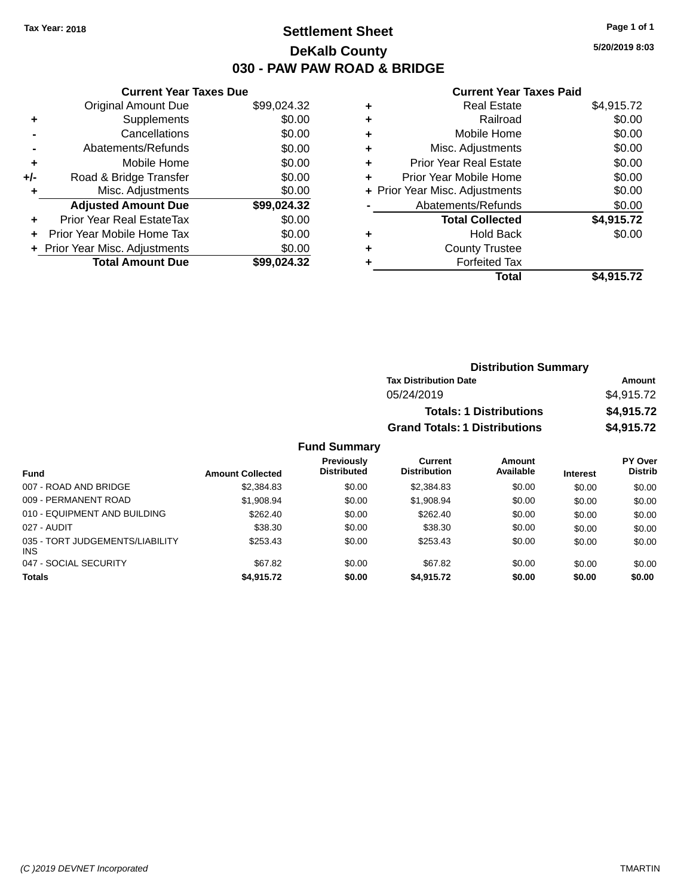Tax Year: 2018

# Settlement Sheet

## DeKalb County

## 030 - PAW PAW ROAD & BRIDGE

5/20/2019 8:03

### Current Year Taxes Due

| | | |
|---|---|---|
| | Original Amount Due | $99,024.32 |
| + | Supplements | $0.00 |
| - | Cancellations | $0.00 |
| - | Abatements/Refunds | $0.00 |
| + | Mobile Home | $0.00 |
| +/- | Road & Bridge Transfer | $0.00 |
| + | Misc. Adjustments | $0.00 |
| | **Adjusted Amount Due** | **$99,024.32** |
| + | Prior Year Real EstateTax | $0.00 |
| + | Prior Year Mobile Home Tax | $0.00 |
| + | Prior Year Misc. Adjustments | $0.00 |
| | **Total Amount Due** | **$99,024.32** |

### Current Year Taxes Paid

| | | |
|---|---|---|
| + | Real Estate | $4,915.72 |
| + | Railroad | $0.00 |
| + | Mobile Home | $0.00 |
| + | Misc. Adjustments | $0.00 |
| + | Prior Year Real Estate | $0.00 |
| + | Prior Year Mobile Home | $0.00 |
| + | Prior Year Misc. Adjustments | $0.00 |
| - | Abatements/Refunds | $0.00 |
| | **Total Collected** | **$4,915.72** |
| + | Hold Back | $0.00 |
| + | County Trustee | |
| + | Forfeited Tax | |
| | **Total** | **$4,915.72** |

### Distribution Summary

| Tax Distribution Date | Amount |
|---|---|
| 05/24/2019 | $4,915.72 |
| **Totals: 1 Distributions** | **$4,915.72** |
| **Grand Totals: 1 Distributions** | **$4,915.72** |

### Fund Summary

| Fund | Amount Collected | Previously Distributed | Current Distribution | Amount Available | Interest | PY Over Distrib |
|---|---|---|---|---|---|---|
| 007 - ROAD AND BRIDGE | $2,384.83 | $0.00 | $2,384.83 | $0.00 | $0.00 | $0.00 |
| 009 - PERMANENT ROAD | $1,908.94 | $0.00 | $1,908.94 | $0.00 | $0.00 | $0.00 |
| 010 - EQUIPMENT AND BUILDING | $262.40 | $0.00 | $262.40 | $0.00 | $0.00 | $0.00 |
| 027 - AUDIT | $38.30 | $0.00 | $38.30 | $0.00 | $0.00 | $0.00 |
| 035 - TORT JUDGEMENTS/LIABILITY INS | $253.43 | $0.00 | $253.43 | $0.00 | $0.00 | $0.00 |
| 047 - SOCIAL SECURITY | $67.82 | $0.00 | $67.82 | $0.00 | $0.00 | $0.00 |
| **Totals** | **$4,915.72** | **$0.00** | **$4,915.72** | **$0.00** | **$0.00** | **$0.00** |

(C )2019 DEVNET Incorporated — TMARTIN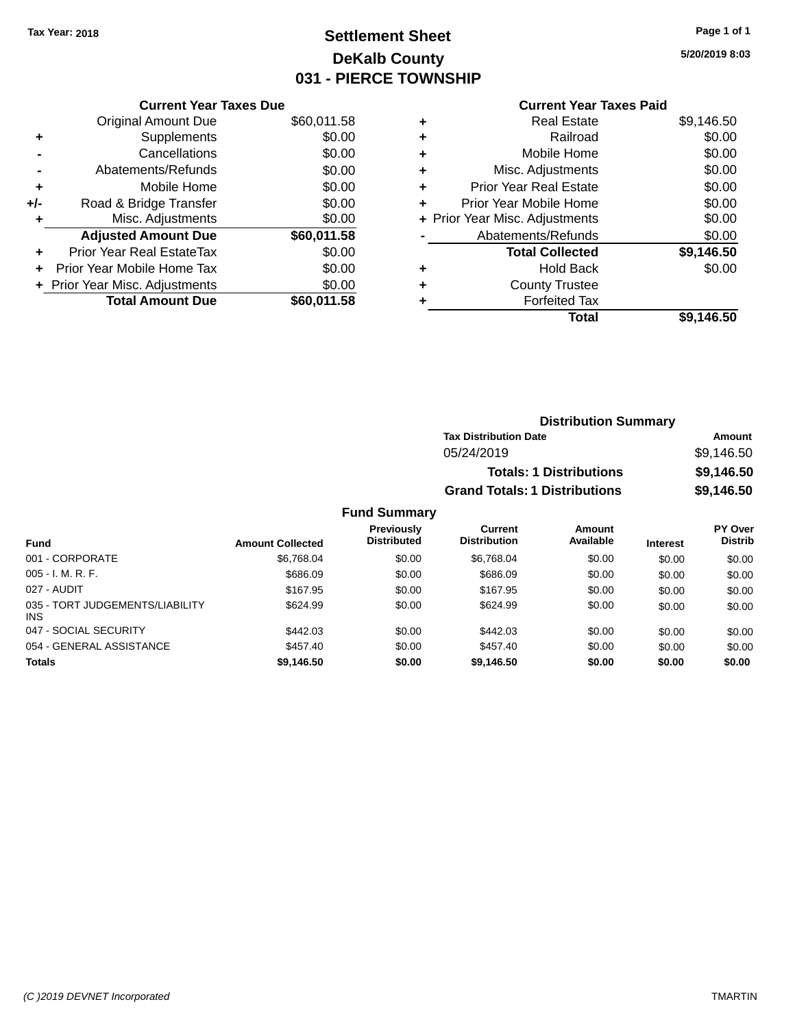Tax Year: 2018

# Settlement Sheet
## DeKalb County
## 031 - PIERCE TOWNSHIP

5/20/2019 8:03

### Current Year Taxes Due

| | | |
|---|---|---|
| | Original Amount Due | $60,011.58 |
| + | Supplements | $0.00 |
| - | Cancellations | $0.00 |
| - | Abatements/Refunds | $0.00 |
| + | Mobile Home | $0.00 |
| +/- | Road & Bridge Transfer | $0.00 |
| + | Misc. Adjustments | $0.00 |
| | **Adjusted Amount Due** | **$60,011.58** |
| + | Prior Year Real EstateTax | $0.00 |
| + | Prior Year Mobile Home Tax | $0.00 |
| + | Prior Year Misc. Adjustments | $0.00 |
| | **Total Amount Due** | **$60,011.58** |

### Current Year Taxes Paid

| | | |
|---|---|---|
| + | Real Estate | $9,146.50 |
| + | Railroad | $0.00 |
| + | Mobile Home | $0.00 |
| + | Misc. Adjustments | $0.00 |
| + | Prior Year Real Estate | $0.00 |
| + | Prior Year Mobile Home | $0.00 |
| + | Prior Year Misc. Adjustments | $0.00 |
| - | Abatements/Refunds | $0.00 |
| | **Total Collected** | **$9,146.50** |
| + | Hold Back | $0.00 |
| + | County Trustee | |
| + | Forfeited Tax | |
| | **Total** | **$9,146.50** |

### Distribution Summary

| Tax Distribution Date | Amount |
|---|---|
| 05/24/2019 | $9,146.50 |
| **Totals: 1 Distributions** | **$9,146.50** |
| **Grand Totals: 1 Distributions** | **$9,146.50** |

### Fund Summary

| Fund | Amount Collected | Previously Distributed | Current Distribution | Amount Available | Interest | PY Over Distrib |
|---|---|---|---|---|---|---|
| 001 - CORPORATE | $6,768.04 | $0.00 | $6,768.04 | $0.00 | $0.00 | $0.00 |
| 005 - I. M. R. F. | $686.09 | $0.00 | $686.09 | $0.00 | $0.00 | $0.00 |
| 027 - AUDIT | $167.95 | $0.00 | $167.95 | $0.00 | $0.00 | $0.00 |
| 035 - TORT JUDGEMENTS/LIABILITY INS | $624.99 | $0.00 | $624.99 | $0.00 | $0.00 | $0.00 |
| 047 - SOCIAL SECURITY | $442.03 | $0.00 | $442.03 | $0.00 | $0.00 | $0.00 |
| 054 - GENERAL ASSISTANCE | $457.40 | $0.00 | $457.40 | $0.00 | $0.00 | $0.00 |
| **Totals** | **$9,146.50** | **$0.00** | **$9,146.50** | **$0.00** | **$0.00** | **$0.00** |

(C )2019 DEVNET Incorporated — TMARTIN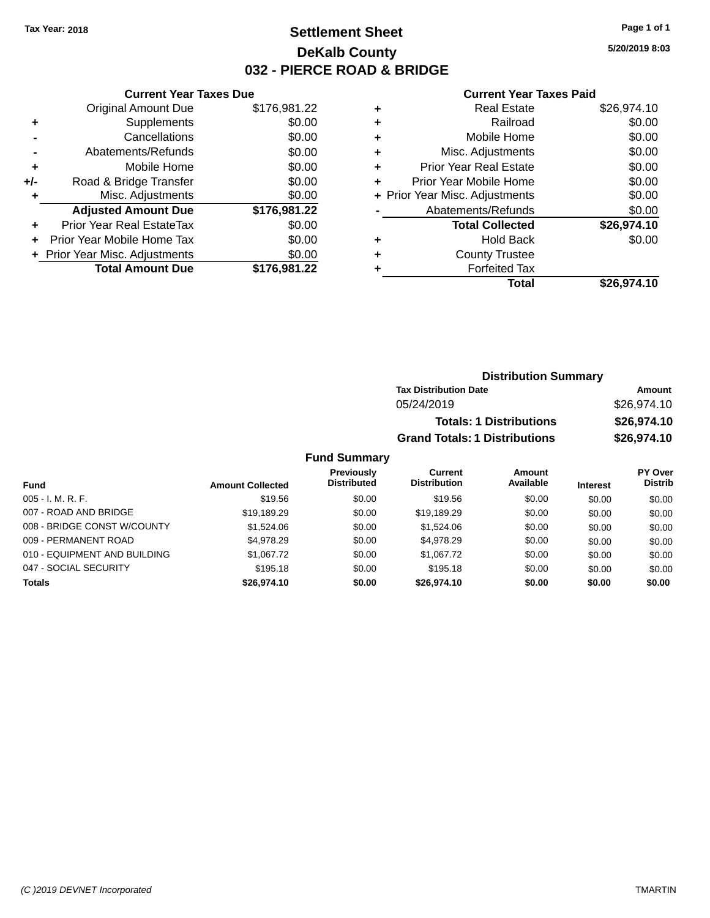Tax Year: 2018

# Settlement Sheet

## DeKalb County

## 032 - PIERCE ROAD & BRIDGE

5/20/2019 8:03

### Current Year Taxes Due

| | | |
|---|---|---|
| | Original Amount Due | $176,981.22 |
| + | Supplements | $0.00 |
| - | Cancellations | $0.00 |
| - | Abatements/Refunds | $0.00 |
| + | Mobile Home | $0.00 |
| +/- | Road & Bridge Transfer | $0.00 |
| + | Misc. Adjustments | $0.00 |
| | **Adjusted Amount Due** | **$176,981.22** |
| + | Prior Year Real EstateTax | $0.00 |
| + | Prior Year Mobile Home Tax | $0.00 |
| + | Prior Year Misc. Adjustments | $0.00 |
| | **Total Amount Due** | **$176,981.22** |

### Current Year Taxes Paid

| | | |
|---|---|---|
| + | Real Estate | $26,974.10 |
| + | Railroad | $0.00 |
| + | Mobile Home | $0.00 |
| + | Misc. Adjustments | $0.00 |
| + | Prior Year Real Estate | $0.00 |
| + | Prior Year Mobile Home | $0.00 |
| + | Prior Year Misc. Adjustments | $0.00 |
| - | Abatements/Refunds | $0.00 |
| | **Total Collected** | **$26,974.10** |
| + | Hold Back | $0.00 |
| + | County Trustee | |
| + | Forfeited Tax | |
| | **Total** | **$26,974.10** |

### Distribution Summary

| Tax Distribution Date | Amount |
|---|---|
| 05/24/2019 | $26,974.10 |
| **Totals: 1 Distributions** | **$26,974.10** |
| **Grand Totals: 1 Distributions** | **$26,974.10** |

### Fund Summary

| Fund | Amount Collected | Previously Distributed | Current Distribution | Amount Available | Interest | PY Over Distrib |
|---|---|---|---|---|---|---|
| 005 - I. M. R. F. | $19.56 | $0.00 | $19.56 | $0.00 | $0.00 | $0.00 |
| 007 - ROAD AND BRIDGE | $19,189.29 | $0.00 | $19,189.29 | $0.00 | $0.00 | $0.00 |
| 008 - BRIDGE CONST W/COUNTY | $1,524.06 | $0.00 | $1,524.06 | $0.00 | $0.00 | $0.00 |
| 009 - PERMANENT ROAD | $4,978.29 | $0.00 | $4,978.29 | $0.00 | $0.00 | $0.00 |
| 010 - EQUIPMENT AND BUILDING | $1,067.72 | $0.00 | $1,067.72 | $0.00 | $0.00 | $0.00 |
| 047 - SOCIAL SECURITY | $195.18 | $0.00 | $195.18 | $0.00 | $0.00 | $0.00 |
| **Totals** | **$26,974.10** | **$0.00** | **$26,974.10** | **$0.00** | **$0.00** | **$0.00** |

(C )2019 DEVNET Incorporated TMARTIN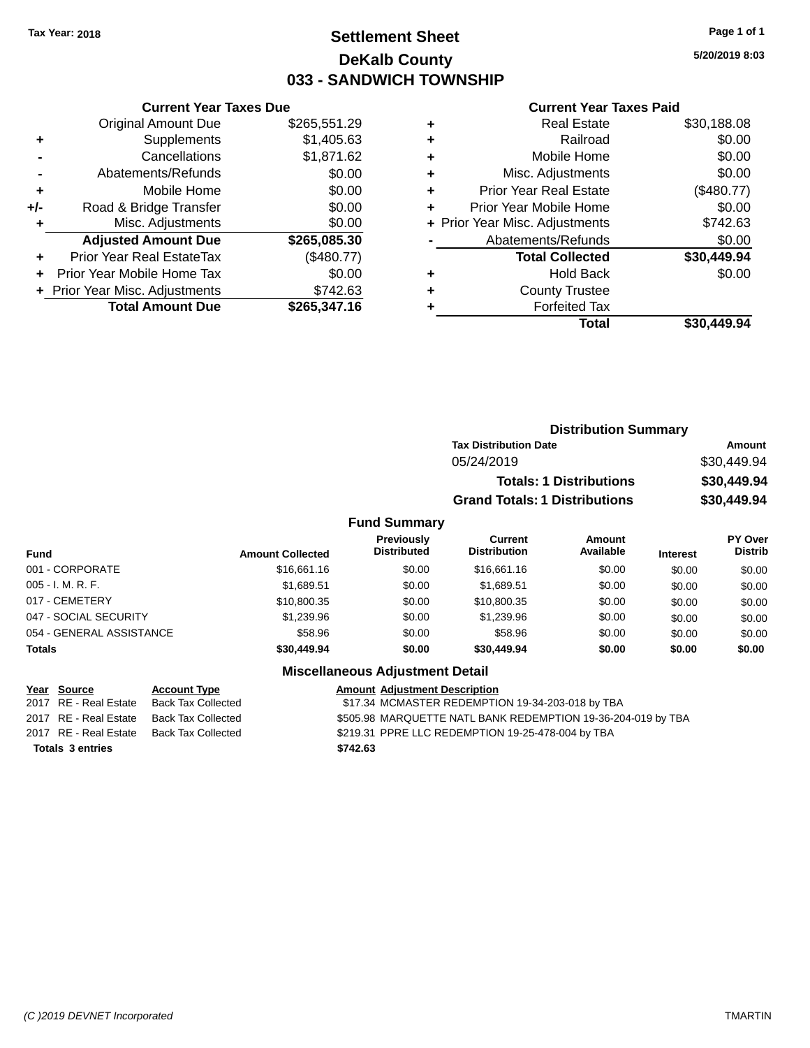Tax Year: 2018

# Settlement Sheet
## DeKalb County
## 033 - SANDWICH TOWNSHIP

5/20/2019 8:03

### Current Year Taxes Due

| | | |
|---|---|---|
| | Original Amount Due | $265,551.29 |
| + | Supplements | $1,405.63 |
| - | Cancellations | $1,871.62 |
| - | Abatements/Refunds | $0.00 |
| + | Mobile Home | $0.00 |
| +/- | Road & Bridge Transfer | $0.00 |
| + | Misc. Adjustments | $0.00 |
| | **Adjusted Amount Due** | **$265,085.30** |
| + | Prior Year Real EstateTax | ($480.77) |
| + | Prior Year Mobile Home Tax | $0.00 |
| + | Prior Year Misc. Adjustments | $742.63 |
| | **Total Amount Due** | **$265,347.16** |

### Current Year Taxes Paid

| | | |
|---|---|---|
| + | Real Estate | $30,188.08 |
| + | Railroad | $0.00 |
| + | Mobile Home | $0.00 |
| + | Misc. Adjustments | $0.00 |
| + | Prior Year Real Estate | ($480.77) |
| + | Prior Year Mobile Home | $0.00 |
| + | Prior Year Misc. Adjustments | $742.63 |
| - | Abatements/Refunds | $0.00 |
| | **Total Collected** | **$30,449.94** |
| + | Hold Back | $0.00 |
| + | County Trustee | |
| + | Forfeited Tax | |
| | **Total** | **$30,449.94** |

### Distribution Summary

| Tax Distribution Date | Amount |
|---|---|
| 05/24/2019 | $30,449.94 |
| **Totals: 1 Distributions** | **$30,449.94** |
| **Grand Totals: 1 Distributions** | **$30,449.94** |

### Fund Summary

| Fund | Amount Collected | Previously Distributed | Current Distribution | Amount Available | Interest | PY Over Distrib |
|---|---|---|---|---|---|---|
| 001 - CORPORATE | $16,661.16 | $0.00 | $16,661.16 | $0.00 | $0.00 | $0.00 |
| 005 - I. M. R. F. | $1,689.51 | $0.00 | $1,689.51 | $0.00 | $0.00 | $0.00 |
| 017 - CEMETERY | $10,800.35 | $0.00 | $10,800.35 | $0.00 | $0.00 | $0.00 |
| 047 - SOCIAL SECURITY | $1,239.96 | $0.00 | $1,239.96 | $0.00 | $0.00 | $0.00 |
| 054 - GENERAL ASSISTANCE | $58.96 | $0.00 | $58.96 | $0.00 | $0.00 | $0.00 |
| **Totals** | **$30,449.94** | **$0.00** | **$30,449.94** | **$0.00** | **$0.00** | **$0.00** |

### Miscellaneous Adjustment Detail

| Year | Source | Account Type | Amount | Adjustment Description |
|---|---|---|---|---|
| 2017 | RE - Real Estate | Back Tax Collected | $17.34 | MCMASTER REDEMPTION 19-34-203-018 by TBA |
| 2017 | RE - Real Estate | Back Tax Collected | $505.98 | MARQUETTE NATL BANK REDEMPTION 19-36-204-019 by TBA |
| 2017 | RE - Real Estate | Back Tax Collected | $219.31 | PPRE LLC REDEMPTION 19-25-478-004 by TBA |
| **Totals 3 entries** | | | **$742.63** | |

(C )2019 DEVNET Incorporated TMARTIN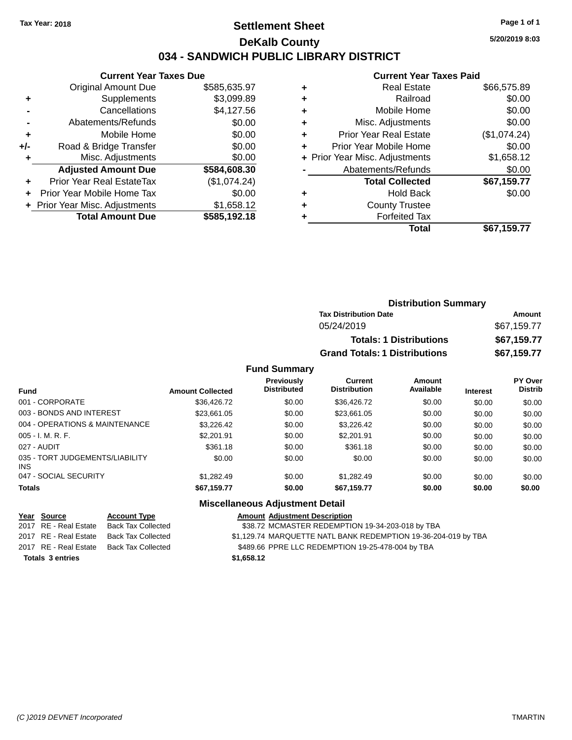Tax Year: 2018

# Settlement Sheet

## DeKalb County

## 034 - SANDWICH PUBLIC LIBRARY DISTRICT

5/20/2019 8:03

### Current Year Taxes Due

| | | |
|---|---|---|
| | Original Amount Due | $585,635.97 |
| + | Supplements | $3,099.89 |
| - | Cancellations | $4,127.56 |
| - | Abatements/Refunds | $0.00 |
| + | Mobile Home | $0.00 |
| +/- | Road & Bridge Transfer | $0.00 |
| + | Misc. Adjustments | $0.00 |
| | **Adjusted Amount Due** | **$584,608.30** |
| + | Prior Year Real EstateTax | ($1,074.24) |
| + | Prior Year Mobile Home Tax | $0.00 |
| + | Prior Year Misc. Adjustments | $1,658.12 |
| | **Total Amount Due** | **$585,192.18** |

### Current Year Taxes Paid

| | | |
|---|---|---|
| + | Real Estate | $66,575.89 |
| + | Railroad | $0.00 |
| + | Mobile Home | $0.00 |
| + | Misc. Adjustments | $0.00 |
| + | Prior Year Real Estate | ($1,074.24) |
| + | Prior Year Mobile Home | $0.00 |
| + | Prior Year Misc. Adjustments | $1,658.12 |
| - | Abatements/Refunds | $0.00 |
| | **Total Collected** | **$67,159.77** |
| + | Hold Back | $0.00 |
| + | County Trustee | |
| + | Forfeited Tax | |
| | **Total** | **$67,159.77** |

### Distribution Summary

| Tax Distribution Date | Amount |
|---|---|
| 05/24/2019 | $67,159.77 |
| **Totals: 1 Distributions** | **$67,159.77** |
| **Grand Totals: 1 Distributions** | **$67,159.77** |

### Fund Summary

| Fund | Amount Collected | Previously Distributed | Current Distribution | Amount Available | Interest | PY Over Distrib |
|---|---|---|---|---|---|---|
| 001 - CORPORATE | $36,426.72 | $0.00 | $36,426.72 | $0.00 | $0.00 | $0.00 |
| 003 - BONDS AND INTEREST | $23,661.05 | $0.00 | $23,661.05 | $0.00 | $0.00 | $0.00 |
| 004 - OPERATIONS & MAINTENANCE | $3,226.42 | $0.00 | $3,226.42 | $0.00 | $0.00 | $0.00 |
| 005 - I. M. R. F. | $2,201.91 | $0.00 | $2,201.91 | $0.00 | $0.00 | $0.00 |
| 027 - AUDIT | $361.18 | $0.00 | $361.18 | $0.00 | $0.00 | $0.00 |
| 035 - TORT JUDGEMENTS/LIABILITY INS | $0.00 | $0.00 | $0.00 | $0.00 | $0.00 | $0.00 |
| 047 - SOCIAL SECURITY | $1,282.49 | $0.00 | $1,282.49 | $0.00 | $0.00 | $0.00 |
| **Totals** | **$67,159.77** | **$0.00** | **$67,159.77** | **$0.00** | **$0.00** | **$0.00** |

### Miscellaneous Adjustment Detail

| Year | Source | Account Type | Amount | Adjustment Description |
|---|---|---|---|---|
| 2017 | RE - Real Estate | Back Tax Collected | $38.72 | MCMASTER REDEMPTION 19-34-203-018 by TBA |
| 2017 | RE - Real Estate | Back Tax Collected | $1,129.74 | MARQUETTE NATL BANK REDEMPTION 19-36-204-019 by TBA |
| 2017 | RE - Real Estate | Back Tax Collected | $489.66 | PPRE LLC REDEMPTION 19-25-478-004 by TBA |
| **Totals 3 entries** | | | **$1,658.12** | |

(C )2019 DEVNET Incorporated TMARTIN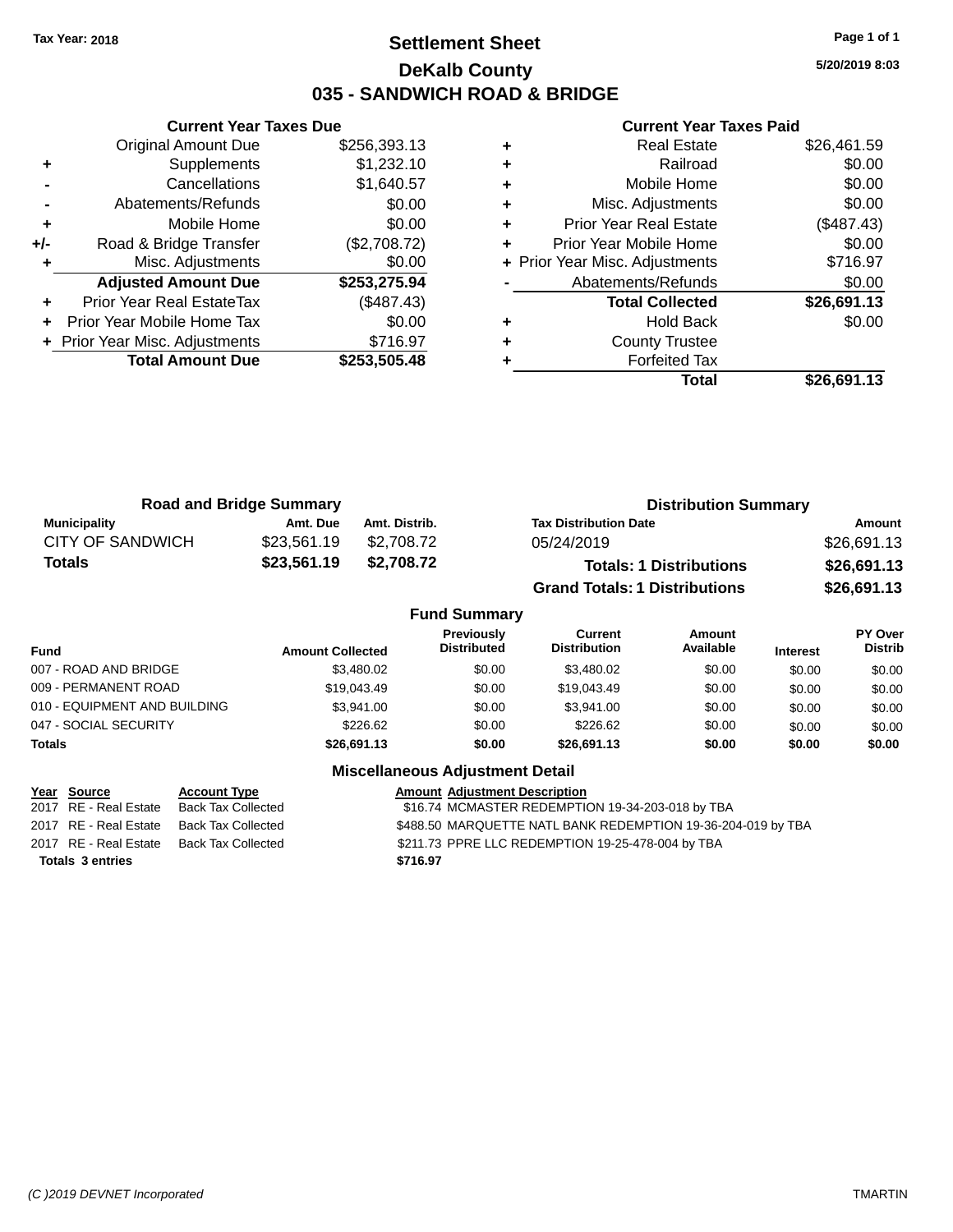**Tax Year: 2018**

# Settlement Sheet
## DeKalb County
## 035 - SANDWICH ROAD & BRIDGE

5/20/2019 8:03

### Current Year Taxes Due

| | | |
|---|---|---|
| | Original Amount Due | $256,393.13 |
| + | Supplements | $1,232.10 |
| - | Cancellations | $1,640.57 |
| - | Abatements/Refunds | $0.00 |
| + | Mobile Home | $0.00 |
| +/- | Road & Bridge Transfer | ($2,708.72) |
| + | Misc. Adjustments | $0.00 |
| | **Adjusted Amount Due** | **$253,275.94** |
| + | Prior Year Real EstateTax | ($487.43) |
| + | Prior Year Mobile Home Tax | $0.00 |
| + | Prior Year Misc. Adjustments | $716.97 |
| | **Total Amount Due** | **$253,505.48** |

### Current Year Taxes Paid

| | | |
|---|---|---|
| + | Real Estate | $26,461.59 |
| + | Railroad | $0.00 |
| + | Mobile Home | $0.00 |
| + | Misc. Adjustments | $0.00 |
| + | Prior Year Real Estate | ($487.43) |
| + | Prior Year Mobile Home | $0.00 |
| + | Prior Year Misc. Adjustments | $716.97 |
| - | Abatements/Refunds | $0.00 |
| | **Total Collected** | **$26,691.13** |
| + | Hold Back | $0.00 |
| + | County Trustee | |
| + | Forfeited Tax | |
| | **Total** | **$26,691.13** |

### Road and Bridge Summary

| Municipality | Amt. Due | Amt. Distrib. |
|---|---|---|
| CITY OF SANDWICH | $23,561.19 | $2,708.72 |
| **Totals** | **$23,561.19** | **$2,708.72** |

### Distribution Summary

| Tax Distribution Date | Amount |
|---|---|
| 05/24/2019 | $26,691.13 |
| **Totals: 1 Distributions** | **$26,691.13** |
| **Grand Totals: 1 Distributions** | **$26,691.13** |

### Fund Summary

| Fund | Amount Collected | Previously Distributed | Current Distribution | Amount Available | Interest | PY Over Distrib |
|---|---|---|---|---|---|---|
| 007 - ROAD AND BRIDGE | $3,480.02 | $0.00 | $3,480.02 | $0.00 | $0.00 | $0.00 |
| 009 - PERMANENT ROAD | $19,043.49 | $0.00 | $19,043.49 | $0.00 | $0.00 | $0.00 |
| 010 - EQUIPMENT AND BUILDING | $3,941.00 | $0.00 | $3,941.00 | $0.00 | $0.00 | $0.00 |
| 047 - SOCIAL SECURITY | $226.62 | $0.00 | $226.62 | $0.00 | $0.00 | $0.00 |
| **Totals** | **$26,691.13** | **$0.00** | **$26,691.13** | **$0.00** | **$0.00** | **$0.00** |

### Miscellaneous Adjustment Detail

| Year | Source | Account Type | Amount | Adjustment Description |
|---|---|---|---|---|
| 2017 | RE - Real Estate | Back Tax Collected | $16.74 | MCMASTER REDEMPTION 19-34-203-018 by TBA |
| 2017 | RE - Real Estate | Back Tax Collected | $488.50 | MARQUETTE NATL BANK REDEMPTION 19-36-204-019 by TBA |
| 2017 | RE - Real Estate | Back Tax Collected | $211.73 | PPRE LLC REDEMPTION 19-25-478-004 by TBA |
| **Totals 3 entries** | | | **$716.97** | |

(C )2019 DEVNET Incorporated — TMARTIN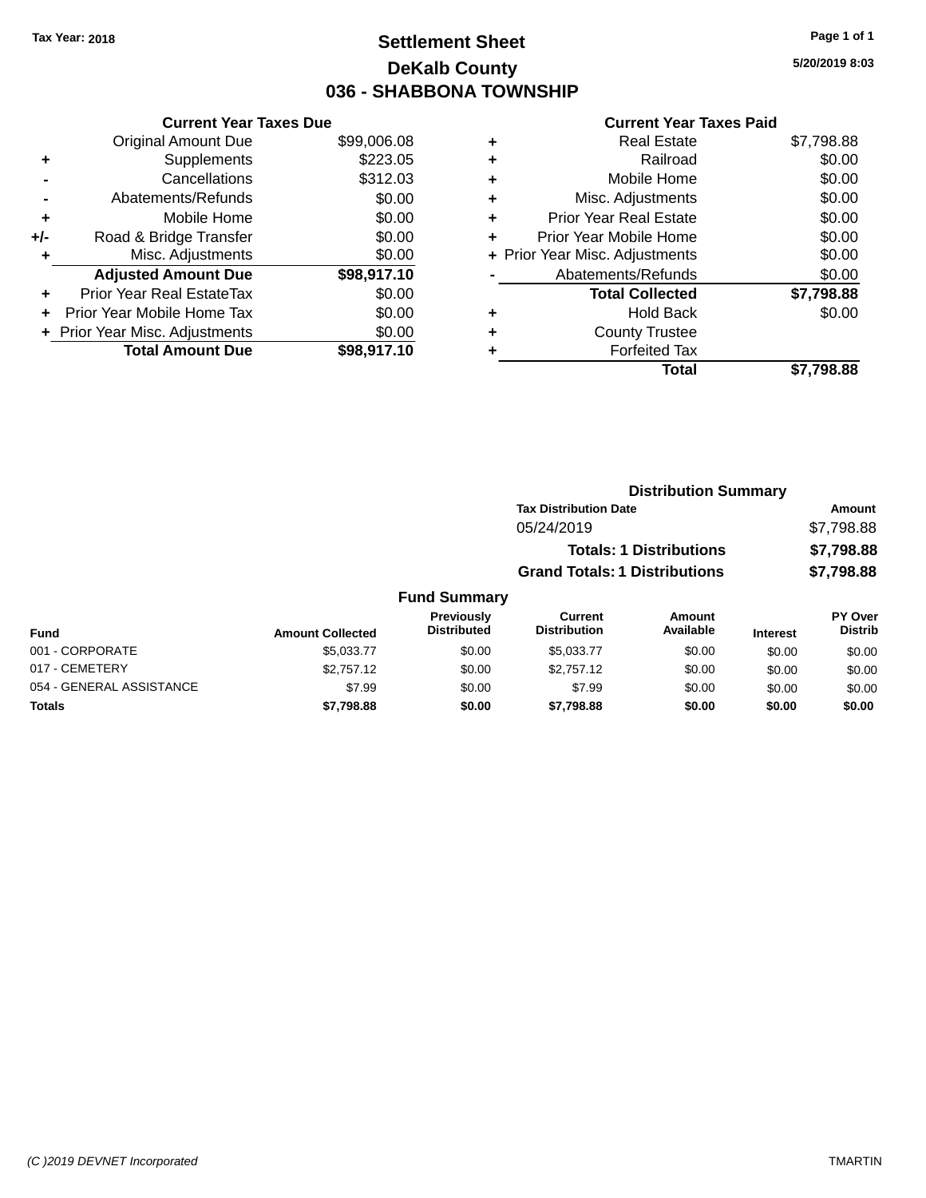Tax Year: 2018

# Settlement Sheet

## DeKalb County

## 036 - SHABBONA TOWNSHIP

5/20/2019 8:03

### Current Year Taxes Due

| | | |
|---|---|---|
| | Original Amount Due | $99,006.08 |
| + | Supplements | $223.05 |
| - | Cancellations | $312.03 |
| - | Abatements/Refunds | $0.00 |
| + | Mobile Home | $0.00 |
| +/- | Road & Bridge Transfer | $0.00 |
| + | Misc. Adjustments | $0.00 |
| | **Adjusted Amount Due** | **$98,917.10** |
| + | Prior Year Real EstateTax | $0.00 |
| + | Prior Year Mobile Home Tax | $0.00 |
| + | Prior Year Misc. Adjustments | $0.00 |
| | **Total Amount Due** | **$98,917.10** |

### Current Year Taxes Paid

| | | |
|---|---|---|
| + | Real Estate | $7,798.88 |
| + | Railroad | $0.00 |
| + | Mobile Home | $0.00 |
| + | Misc. Adjustments | $0.00 |
| + | Prior Year Real Estate | $0.00 |
| + | Prior Year Mobile Home | $0.00 |
| + | Prior Year Misc. Adjustments | $0.00 |
| - | Abatements/Refunds | $0.00 |
| | **Total Collected** | **$7,798.88** |
| + | Hold Back | $0.00 |
| + | County Trustee | |
| + | Forfeited Tax | |
| | **Total** | **$7,798.88** |

### Distribution Summary

| Tax Distribution Date | Amount |
|---|---|
| 05/24/2019 | $7,798.88 |
| **Totals: 1 Distributions** | **$7,798.88** |
| **Grand Totals: 1 Distributions** | **$7,798.88** |

### Fund Summary

| Fund | Amount Collected | Previously Distributed | Current Distribution | Amount Available | Interest | PY Over Distrib |
|---|---|---|---|---|---|---|
| 001 - CORPORATE | $5,033.77 | $0.00 | $5,033.77 | $0.00 | $0.00 | $0.00 |
| 017 - CEMETERY | $2,757.12 | $0.00 | $2,757.12 | $0.00 | $0.00 | $0.00 |
| 054 - GENERAL ASSISTANCE | $7.99 | $0.00 | $7.99 | $0.00 | $0.00 | $0.00 |
| **Totals** | **$7,798.88** | **$0.00** | **$7,798.88** | **$0.00** | **$0.00** | **$0.00** |

(C )2019 DEVNET Incorporated

TMARTIN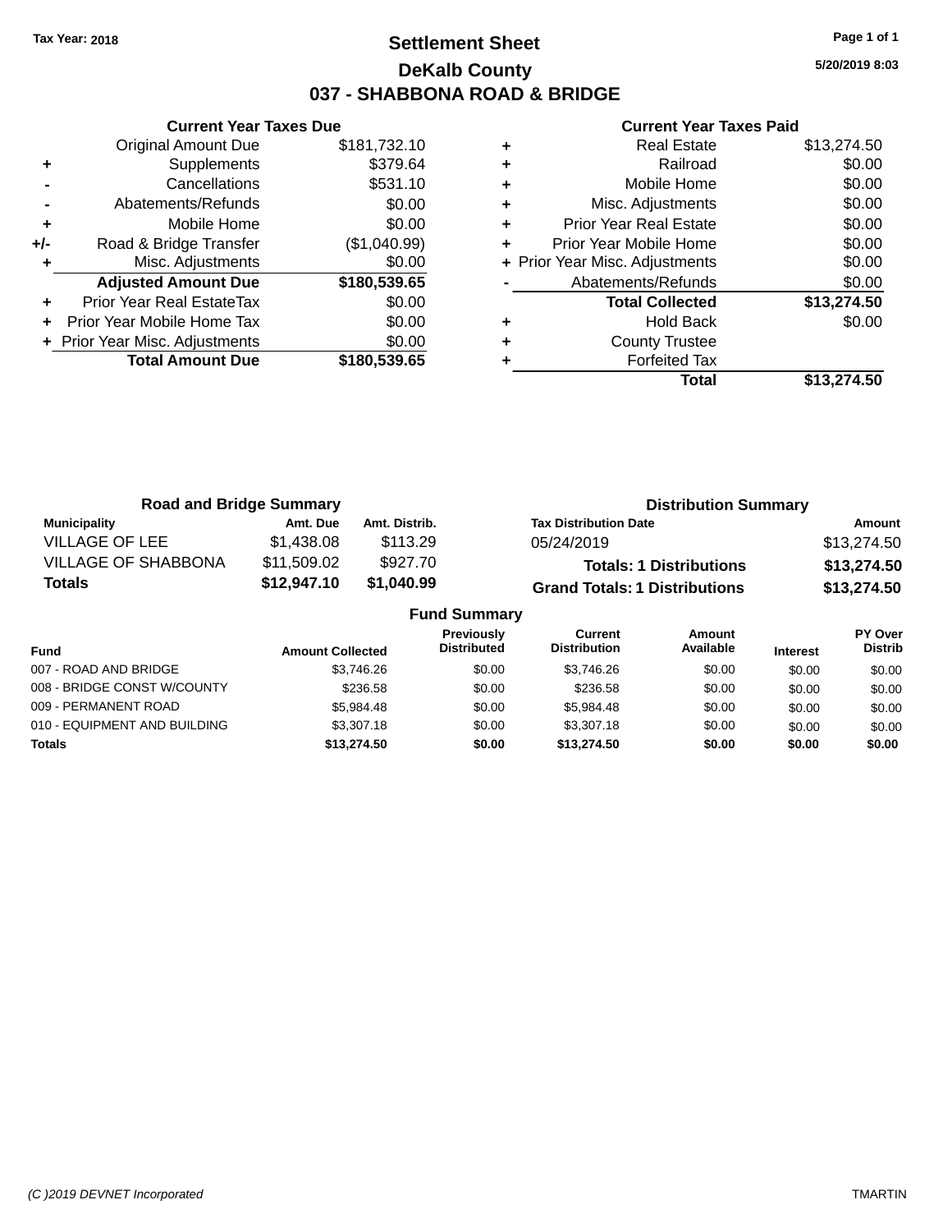Tax Year: 2018

# Settlement Sheet

## DeKalb County

## 037 - SHABBONA ROAD & BRIDGE

5/20/2019 8:03

### Current Year Taxes Due

| | | |
|---|---|---|
| | Original Amount Due | $181,732.10 |
| + | Supplements | $379.64 |
| - | Cancellations | $531.10 |
| - | Abatements/Refunds | $0.00 |
| + | Mobile Home | $0.00 |
| +/- | Road & Bridge Transfer | ($1,040.99) |
| + | Misc. Adjustments | $0.00 |
| | **Adjusted Amount Due** | **$180,539.65** |
| + | Prior Year Real EstateTax | $0.00 |
| + | Prior Year Mobile Home Tax | $0.00 |
| + | Prior Year Misc. Adjustments | $0.00 |
| | **Total Amount Due** | **$180,539.65** |

### Current Year Taxes Paid

| | | |
|---|---|---|
| + | Real Estate | $13,274.50 |
| + | Railroad | $0.00 |
| + | Mobile Home | $0.00 |
| + | Misc. Adjustments | $0.00 |
| + | Prior Year Real Estate | $0.00 |
| + | Prior Year Mobile Home | $0.00 |
| + | Prior Year Misc. Adjustments | $0.00 |
| - | Abatements/Refunds | $0.00 |
| | **Total Collected** | **$13,274.50** |
| + | Hold Back | $0.00 |
| + | County Trustee | |
| + | Forfeited Tax | |
| | **Total** | **$13,274.50** |

### Road and Bridge Summary

| Municipality | Amt. Due | Amt. Distrib. |
|---|---|---|
| VILLAGE OF LEE | $1,438.08 | $113.29 |
| VILLAGE OF SHABBONA | $11,509.02 | $927.70 |
| **Totals** | **$12,947.10** | **$1,040.99** |

### Distribution Summary

| Tax Distribution Date | Amount |
|---|---|
| 05/24/2019 | $13,274.50 |
| **Totals: 1 Distributions** | **$13,274.50** |
| **Grand Totals: 1 Distributions** | **$13,274.50** |

### Fund Summary

| Fund | Amount Collected | Previously Distributed | Current Distribution | Amount Available | Interest | PY Over Distrib |
|---|---|---|---|---|---|---|
| 007 - ROAD AND BRIDGE | $3,746.26 | $0.00 | $3,746.26 | $0.00 | $0.00 | $0.00 |
| 008 - BRIDGE CONST W/COUNTY | $236.58 | $0.00 | $236.58 | $0.00 | $0.00 | $0.00 |
| 009 - PERMANENT ROAD | $5,984.48 | $0.00 | $5,984.48 | $0.00 | $0.00 | $0.00 |
| 010 - EQUIPMENT AND BUILDING | $3,307.18 | $0.00 | $3,307.18 | $0.00 | $0.00 | $0.00 |
| **Totals** | **$13,274.50** | **$0.00** | **$13,274.50** | **$0.00** | **$0.00** | **$0.00** |

(C )2019 DEVNET Incorporated — TMARTIN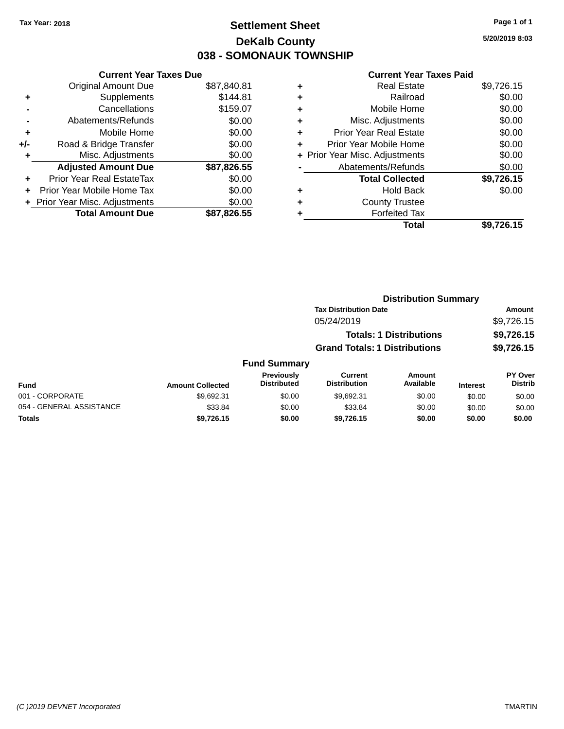Tax Year: 2018

# Settlement Sheet

## DeKalb County

## 038 - SOMONAUK TOWNSHIP

5/20/2019 8:03

### Current Year Taxes Due

| | | |
|---|---|---|
| | Original Amount Due | $87,840.81 |
| + | Supplements | $144.81 |
| - | Cancellations | $159.07 |
| - | Abatements/Refunds | $0.00 |
| + | Mobile Home | $0.00 |
| +/- | Road & Bridge Transfer | $0.00 |
| + | Misc. Adjustments | $0.00 |
| | **Adjusted Amount Due** | **$87,826.55** |
| + | Prior Year Real EstateTax | $0.00 |
| + | Prior Year Mobile Home Tax | $0.00 |
| + | Prior Year Misc. Adjustments | $0.00 |
| | **Total Amount Due** | **$87,826.55** |

### Current Year Taxes Paid

| | | |
|---|---|---|
| + | Real Estate | $9,726.15 |
| + | Railroad | $0.00 |
| + | Mobile Home | $0.00 |
| + | Misc. Adjustments | $0.00 |
| + | Prior Year Real Estate | $0.00 |
| + | Prior Year Mobile Home | $0.00 |
| + | Prior Year Misc. Adjustments | $0.00 |
| - | Abatements/Refunds | $0.00 |
| | **Total Collected** | **$9,726.15** |
| + | Hold Back | $0.00 |
| + | County Trustee | |
| + | Forfeited Tax | |
| | **Total** | **$9,726.15** |

### Distribution Summary

| Tax Distribution Date | Amount |
|---|---|
| 05/24/2019 | $9,726.15 |
| **Totals: 1 Distributions** | **$9,726.15** |
| **Grand Totals: 1 Distributions** | **$9,726.15** |

### Fund Summary

| Fund | Amount Collected | Previously Distributed | Current Distribution | Amount Available | Interest | PY Over Distrib |
|---|---|---|---|---|---|---|
| 001 - CORPORATE | $9,692.31 | $0.00 | $9,692.31 | $0.00 | $0.00 | $0.00 |
| 054 - GENERAL ASSISTANCE | $33.84 | $0.00 | $33.84 | $0.00 | $0.00 | $0.00 |
| **Totals** | **$9,726.15** | **$0.00** | **$9,726.15** | **$0.00** | **$0.00** | **$0.00** |

(C )2019 DEVNET Incorporated TMARTIN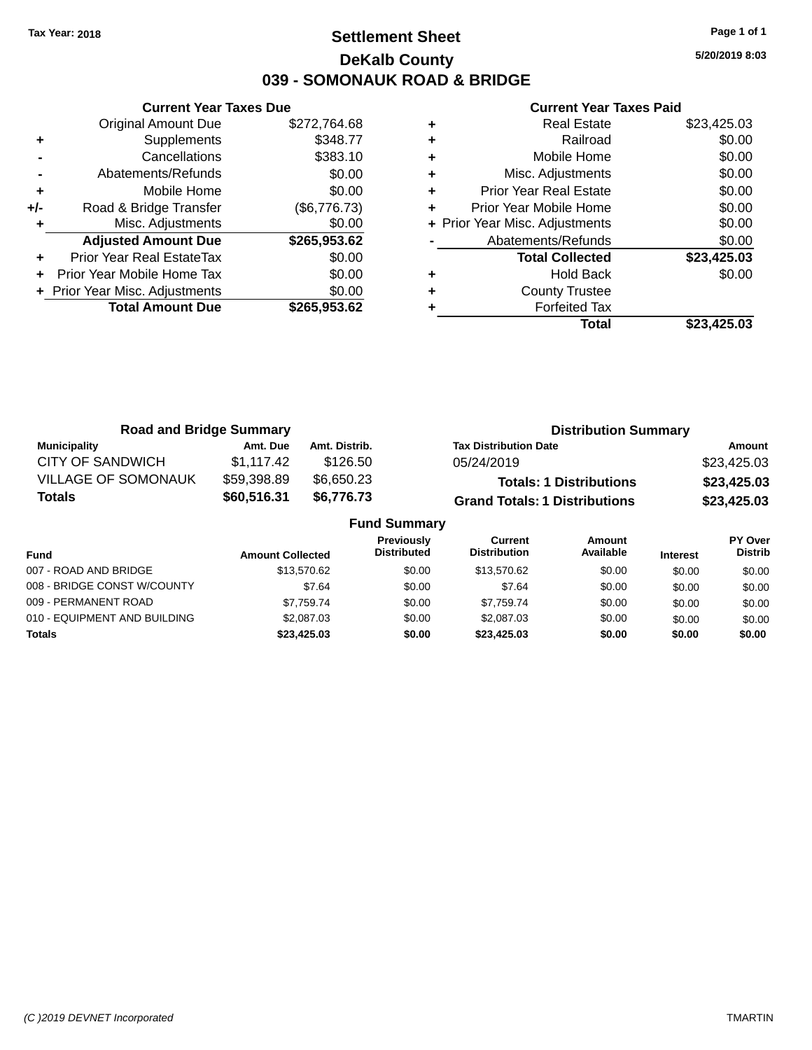Tax Year: 2018

# Settlement Sheet
## DeKalb County
## 039 - SOMONAUK ROAD & BRIDGE

5/20/2019 8:03

### Current Year Taxes Due

| | | |
|---|---|---|
| | Original Amount Due | $272,764.68 |
| + | Supplements | $348.77 |
| - | Cancellations | $383.10 |
| - | Abatements/Refunds | $0.00 |
| + | Mobile Home | $0.00 |
| +/- | Road & Bridge Transfer | ($6,776.73) |
| + | Misc. Adjustments | $0.00 |
| | **Adjusted Amount Due** | **$265,953.62** |
| + | Prior Year Real EstateTax | $0.00 |
| + | Prior Year Mobile Home Tax | $0.00 |
| + | Prior Year Misc. Adjustments | $0.00 |
| | **Total Amount Due** | **$265,953.62** |

### Current Year Taxes Paid

| | | |
|---|---|---|
| + | Real Estate | $23,425.03 |
| + | Railroad | $0.00 |
| + | Mobile Home | $0.00 |
| + | Misc. Adjustments | $0.00 |
| + | Prior Year Real Estate | $0.00 |
| + | Prior Year Mobile Home | $0.00 |
| + | Prior Year Misc. Adjustments | $0.00 |
| - | Abatements/Refunds | $0.00 |
| | **Total Collected** | **$23,425.03** |
| + | Hold Back | $0.00 |
| + | County Trustee | |
| + | Forfeited Tax | |
| | **Total** | **$23,425.03** |

### Road and Bridge Summary

| Municipality | Amt. Due | Amt. Distrib. |
|---|---|---|
| CITY OF SANDWICH | $1,117.42 | $126.50 |
| VILLAGE OF SOMONAUK | $59,398.89 | $6,650.23 |
| **Totals** | **$60,516.31** | **$6,776.73** |

### Distribution Summary

| Tax Distribution Date | Amount |
|---|---|
| 05/24/2019 | $23,425.03 |
| **Totals: 1 Distributions** | **$23,425.03** |
| **Grand Totals: 1 Distributions** | **$23,425.03** |

### Fund Summary

| Fund | Amount Collected | Previously Distributed | Current Distribution | Amount Available | Interest | PY Over Distrib |
|---|---|---|---|---|---|---|
| 007 - ROAD AND BRIDGE | $13,570.62 | $0.00 | $13,570.62 | $0.00 | $0.00 | $0.00 |
| 008 - BRIDGE CONST W/COUNTY | $7.64 | $0.00 | $7.64 | $0.00 | $0.00 | $0.00 |
| 009 - PERMANENT ROAD | $7,759.74 | $0.00 | $7,759.74 | $0.00 | $0.00 | $0.00 |
| 010 - EQUIPMENT AND BUILDING | $2,087.03 | $0.00 | $2,087.03 | $0.00 | $0.00 | $0.00 |
| **Totals** | **$23,425.03** | **$0.00** | **$23,425.03** | **$0.00** | **$0.00** | **$0.00** |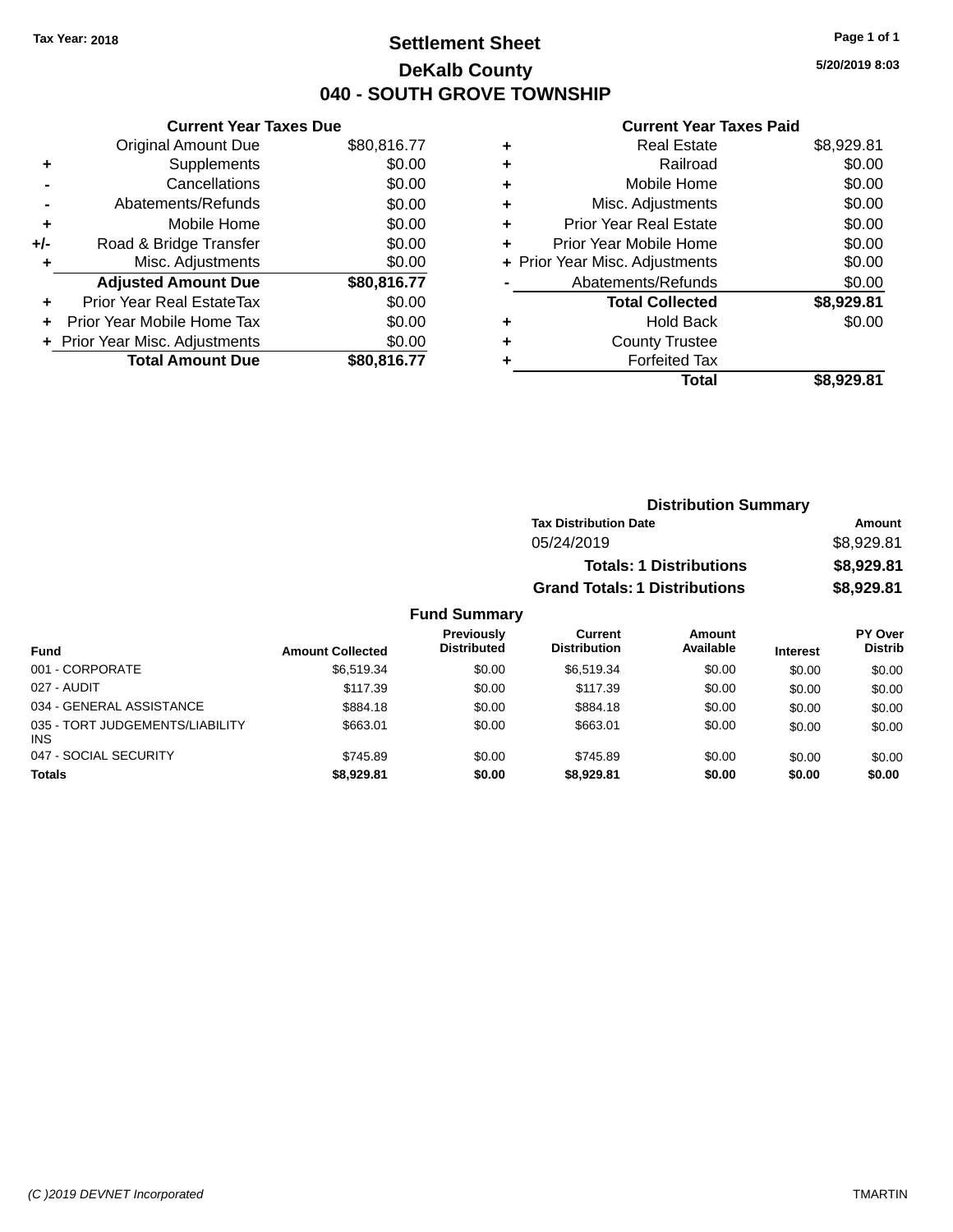Tax Year: 2018

# Settlement Sheet

## DeKalb County

## 040 - SOUTH GROVE TOWNSHIP

5/20/2019 8:03

### Current Year Taxes Due

| | | |
|---|---|---|
| | Original Amount Due | $80,816.77 |
| + | Supplements | $0.00 |
| - | Cancellations | $0.00 |
| - | Abatements/Refunds | $0.00 |
| + | Mobile Home | $0.00 |
| +/- | Road & Bridge Transfer | $0.00 |
| + | Misc. Adjustments | $0.00 |
| | **Adjusted Amount Due** | **$80,816.77** |
| + | Prior Year Real EstateTax | $0.00 |
| + | Prior Year Mobile Home Tax | $0.00 |
| + | Prior Year Misc. Adjustments | $0.00 |
| | **Total Amount Due** | **$80,816.77** |

### Current Year Taxes Paid

| | | |
|---|---|---|
| + | Real Estate | $8,929.81 |
| + | Railroad | $0.00 |
| + | Mobile Home | $0.00 |
| + | Misc. Adjustments | $0.00 |
| + | Prior Year Real Estate | $0.00 |
| + | Prior Year Mobile Home | $0.00 |
| + | Prior Year Misc. Adjustments | $0.00 |
| - | Abatements/Refunds | $0.00 |
| | **Total Collected** | **$8,929.81** |
| + | Hold Back | $0.00 |
| + | County Trustee | |
| + | Forfeited Tax | |
| | **Total** | **$8,929.81** |

### Distribution Summary

| Tax Distribution Date | Amount |
|---|---|
| 05/24/2019 | $8,929.81 |
| **Totals: 1 Distributions** | **$8,929.81** |
| **Grand Totals: 1 Distributions** | **$8,929.81** |

### Fund Summary

| Fund | Amount Collected | Previously Distributed | Current Distribution | Amount Available | Interest | PY Over Distrib |
|---|---|---|---|---|---|---|
| 001 - CORPORATE | $6,519.34 | $0.00 | $6,519.34 | $0.00 | $0.00 | $0.00 |
| 027 - AUDIT | $117.39 | $0.00 | $117.39 | $0.00 | $0.00 | $0.00 |
| 034 - GENERAL ASSISTANCE | $884.18 | $0.00 | $884.18 | $0.00 | $0.00 | $0.00 |
| 035 - TORT JUDGEMENTS/LIABILITY INS | $663.01 | $0.00 | $663.01 | $0.00 | $0.00 | $0.00 |
| 047 - SOCIAL SECURITY | $745.89 | $0.00 | $745.89 | $0.00 | $0.00 | $0.00 |
| **Totals** | **$8,929.81** | **$0.00** | **$8,929.81** | **$0.00** | **$0.00** | **$0.00** |

(C )2019 DEVNET Incorporated — TMARTIN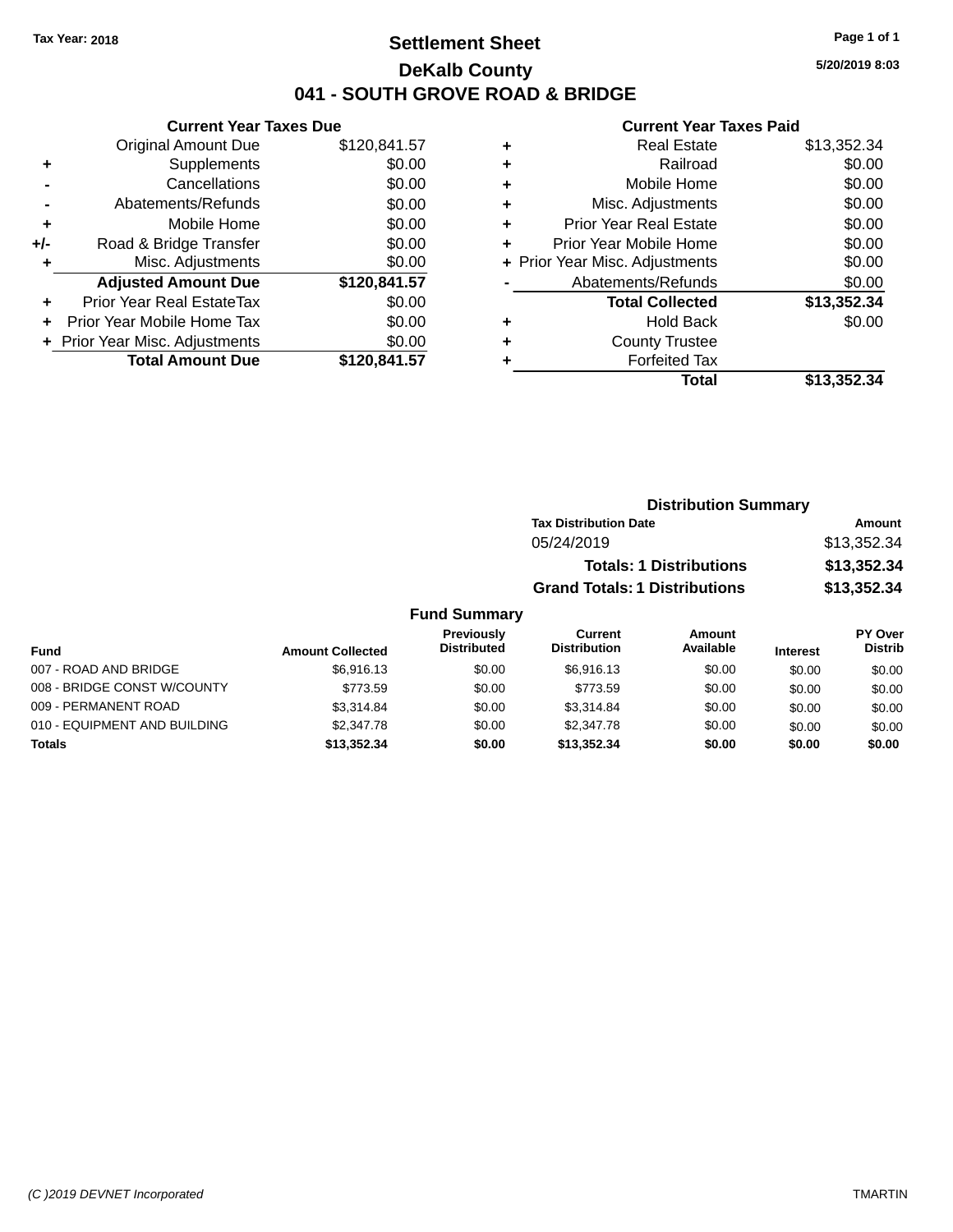Tax Year: 2018

# Settlement Sheet

## DeKalb County

## 041 - SOUTH GROVE ROAD & BRIDGE

5/20/2019 8:03

### Current Year Taxes Due

| | | |
|---|---|---|
| | Original Amount Due | $120,841.57 |
| + | Supplements | $0.00 |
| - | Cancellations | $0.00 |
| - | Abatements/Refunds | $0.00 |
| + | Mobile Home | $0.00 |
| +/- | Road & Bridge Transfer | $0.00 |
| + | Misc. Adjustments | $0.00 |
| | **Adjusted Amount Due** | **$120,841.57** |
| + | Prior Year Real EstateTax | $0.00 |
| + | Prior Year Mobile Home Tax | $0.00 |
| + | Prior Year Misc. Adjustments | $0.00 |
| | **Total Amount Due** | **$120,841.57** |

### Current Year Taxes Paid

| | | |
|---|---|---|
| + | Real Estate | $13,352.34 |
| + | Railroad | $0.00 |
| + | Mobile Home | $0.00 |
| + | Misc. Adjustments | $0.00 |
| + | Prior Year Real Estate | $0.00 |
| + | Prior Year Mobile Home | $0.00 |
| + | Prior Year Misc. Adjustments | $0.00 |
| - | Abatements/Refunds | $0.00 |
| | **Total Collected** | **$13,352.34** |
| + | Hold Back | $0.00 |
| + | County Trustee | |
| + | Forfeited Tax | |
| | **Total** | **$13,352.34** |

### Distribution Summary

| Tax Distribution Date | Amount |
|---|---|
| 05/24/2019 | $13,352.34 |
| **Totals: 1 Distributions** | **$13,352.34** |
| **Grand Totals: 1 Distributions** | **$13,352.34** |

### Fund Summary

| Fund | Amount Collected | Previously Distributed | Current Distribution | Amount Available | Interest | PY Over Distrib |
|---|---|---|---|---|---|---|
| 007 - ROAD AND BRIDGE | $6,916.13 | $0.00 | $6,916.13 | $0.00 | $0.00 | $0.00 |
| 008 - BRIDGE CONST W/COUNTY | $773.59 | $0.00 | $773.59 | $0.00 | $0.00 | $0.00 |
| 009 - PERMANENT ROAD | $3,314.84 | $0.00 | $3,314.84 | $0.00 | $0.00 | $0.00 |
| 010 - EQUIPMENT AND BUILDING | $2,347.78 | $0.00 | $2,347.78 | $0.00 | $0.00 | $0.00 |
| **Totals** | **$13,352.34** | **$0.00** | **$13,352.34** | **$0.00** | **$0.00** | **$0.00** |

(C )2019 DEVNET Incorporated TMARTIN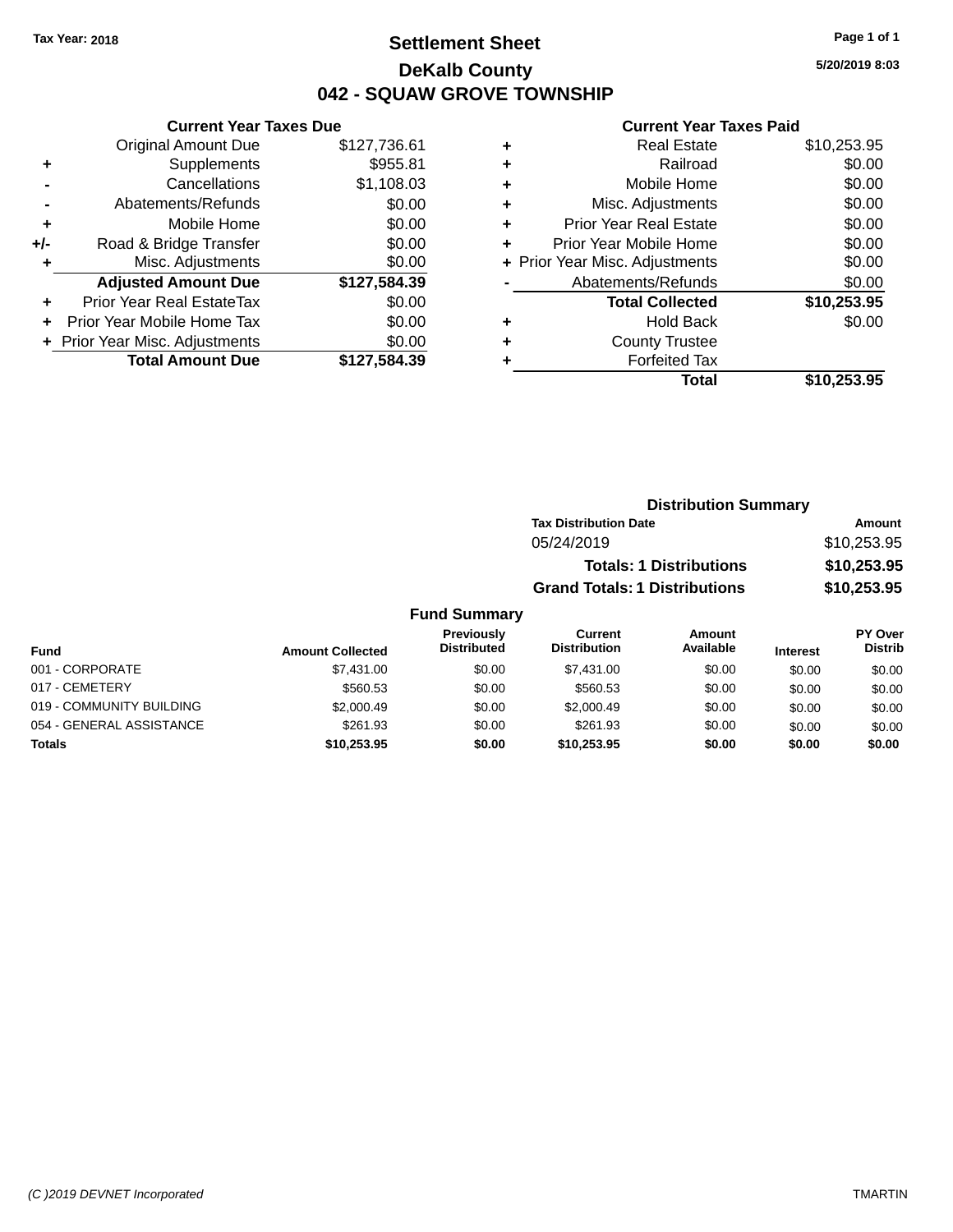Tax Year: 2018

# Settlement Sheet

## DeKalb County

## 042 - SQUAW GROVE TOWNSHIP

5/20/2019 8:03

### Current Year Taxes Due

| | | |
|---|---|---|
| | Original Amount Due | $127,736.61 |
| + | Supplements | $955.81 |
| - | Cancellations | $1,108.03 |
| - | Abatements/Refunds | $0.00 |
| + | Mobile Home | $0.00 |
| +/- | Road & Bridge Transfer | $0.00 |
| + | Misc. Adjustments | $0.00 |
| | **Adjusted Amount Due** | **$127,584.39** |
| + | Prior Year Real EstateTax | $0.00 |
| + | Prior Year Mobile Home Tax | $0.00 |
| + | Prior Year Misc. Adjustments | $0.00 |
| | **Total Amount Due** | **$127,584.39** |

### Current Year Taxes Paid

| | | |
|---|---|---|
| + | Real Estate | $10,253.95 |
| + | Railroad | $0.00 |
| + | Mobile Home | $0.00 |
| + | Misc. Adjustments | $0.00 |
| + | Prior Year Real Estate | $0.00 |
| + | Prior Year Mobile Home | $0.00 |
| + | Prior Year Misc. Adjustments | $0.00 |
| - | Abatements/Refunds | $0.00 |
| | **Total Collected** | **$10,253.95** |
| + | Hold Back | $0.00 |
| + | County Trustee | |
| + | Forfeited Tax | |
| | **Total** | **$10,253.95** |

### Distribution Summary

| Tax Distribution Date | Amount |
|---|---|
| 05/24/2019 | $10,253.95 |
| **Totals: 1 Distributions** | **$10,253.95** |
| **Grand Totals: 1 Distributions** | **$10,253.95** |

### Fund Summary

| Fund | Amount Collected | Previously Distributed | Current Distribution | Amount Available | Interest | PY Over Distrib |
|---|---|---|---|---|---|---|
| 001 - CORPORATE | $7,431.00 | $0.00 | $7,431.00 | $0.00 | $0.00 | $0.00 |
| 017 - CEMETERY | $560.53 | $0.00 | $560.53 | $0.00 | $0.00 | $0.00 |
| 019 - COMMUNITY BUILDING | $2,000.49 | $0.00 | $2,000.49 | $0.00 | $0.00 | $0.00 |
| 054 - GENERAL ASSISTANCE | $261.93 | $0.00 | $261.93 | $0.00 | $0.00 | $0.00 |
| **Totals** | **$10,253.95** | **$0.00** | **$10,253.95** | **$0.00** | **$0.00** | **$0.00** |

(C )2019 DEVNET Incorporated TMARTIN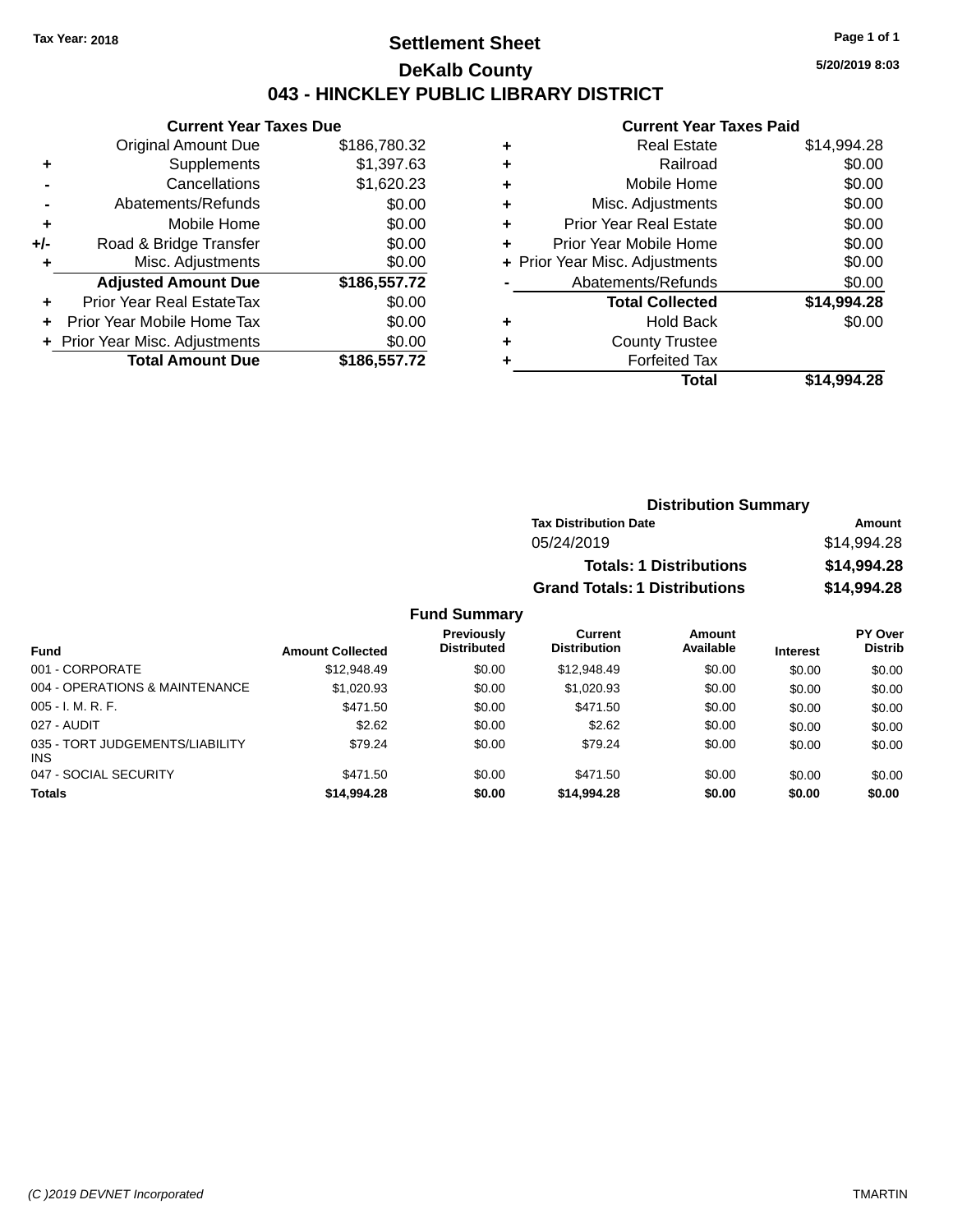Tax Year: 2018

# Settlement Sheet

## DeKalb County

## 043 - HINCKLEY PUBLIC LIBRARY DISTRICT

5/20/2019 8:03

### Current Year Taxes Due

| | | |
|---|---|---|
| | Original Amount Due | $186,780.32 |
| + | Supplements | $1,397.63 |
| - | Cancellations | $1,620.23 |
| - | Abatements/Refunds | $0.00 |
| + | Mobile Home | $0.00 |
| +/- | Road & Bridge Transfer | $0.00 |
| + | Misc. Adjustments | $0.00 |
| | **Adjusted Amount Due** | **$186,557.72** |
| + | Prior Year Real EstateTax | $0.00 |
| + | Prior Year Mobile Home Tax | $0.00 |
| + | Prior Year Misc. Adjustments | $0.00 |
| | **Total Amount Due** | **$186,557.72** |

### Current Year Taxes Paid

| | | |
|---|---|---|
| + | Real Estate | $14,994.28 |
| + | Railroad | $0.00 |
| + | Mobile Home | $0.00 |
| + | Misc. Adjustments | $0.00 |
| + | Prior Year Real Estate | $0.00 |
| + | Prior Year Mobile Home | $0.00 |
| + | Prior Year Misc. Adjustments | $0.00 |
| - | Abatements/Refunds | $0.00 |
| | **Total Collected** | **$14,994.28** |
| + | Hold Back | $0.00 |
| + | County Trustee | |
| + | Forfeited Tax | |
| | **Total** | **$14,994.28** |

### Distribution Summary

| Tax Distribution Date | Amount |
|---|---|
| 05/24/2019 | $14,994.28 |
| **Totals: 1 Distributions** | **$14,994.28** |
| **Grand Totals: 1 Distributions** | **$14,994.28** |

### Fund Summary

| Fund | Amount Collected | Previously Distributed | Current Distribution | Amount Available | Interest | PY Over Distrib |
|---|---|---|---|---|---|---|
| 001 - CORPORATE | $12,948.49 | $0.00 | $12,948.49 | $0.00 | $0.00 | $0.00 |
| 004 - OPERATIONS & MAINTENANCE | $1,020.93 | $0.00 | $1,020.93 | $0.00 | $0.00 | $0.00 |
| 005 - I. M. R. F. | $471.50 | $0.00 | $471.50 | $0.00 | $0.00 | $0.00 |
| 027 - AUDIT | $2.62 | $0.00 | $2.62 | $0.00 | $0.00 | $0.00 |
| 035 - TORT JUDGEMENTS/LIABILITY INS | $79.24 | $0.00 | $79.24 | $0.00 | $0.00 | $0.00 |
| 047 - SOCIAL SECURITY | $471.50 | $0.00 | $471.50 | $0.00 | $0.00 | $0.00 |
| **Totals** | **$14,994.28** | **$0.00** | **$14,994.28** | **$0.00** | **$0.00** | **$0.00** |

(C )2019 DEVNET Incorporated TMARTIN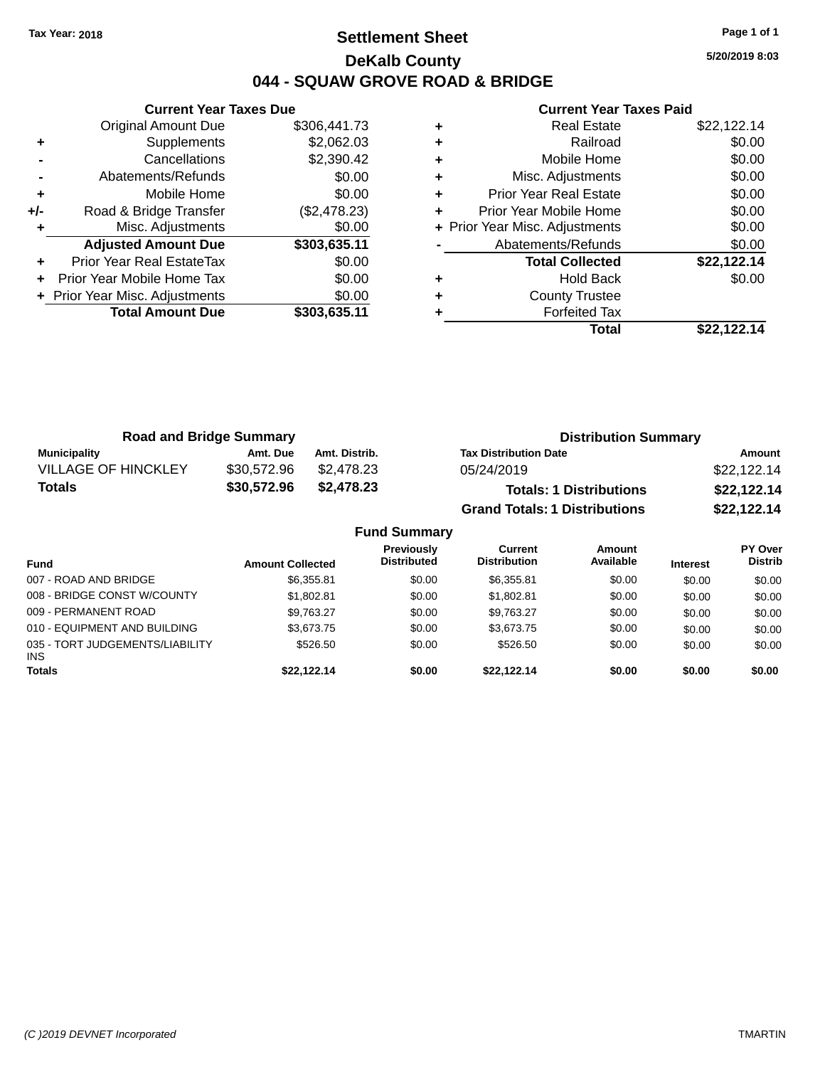Tax Year: 2018

# Settlement Sheet

## DeKalb County

## 044 - SQUAW GROVE ROAD & BRIDGE

5/20/2019 8:03

### Current Year Taxes Due

| | | |
|---|---|---|
| | Original Amount Due | $306,441.73 |
| + | Supplements | $2,062.03 |
| - | Cancellations | $2,390.42 |
| - | Abatements/Refunds | $0.00 |
| + | Mobile Home | $0.00 |
| +/- | Road & Bridge Transfer | ($2,478.23) |
| + | Misc. Adjustments | $0.00 |
| | **Adjusted Amount Due** | **$303,635.11** |
| + | Prior Year Real EstateTax | $0.00 |
| + | Prior Year Mobile Home Tax | $0.00 |
| + | Prior Year Misc. Adjustments | $0.00 |
| | **Total Amount Due** | **$303,635.11** |

### Current Year Taxes Paid

| | | |
|---|---|---|
| + | Real Estate | $22,122.14 |
| + | Railroad | $0.00 |
| + | Mobile Home | $0.00 |
| + | Misc. Adjustments | $0.00 |
| + | Prior Year Real Estate | $0.00 |
| + | Prior Year Mobile Home | $0.00 |
| + | Prior Year Misc. Adjustments | $0.00 |
| - | Abatements/Refunds | $0.00 |
| | **Total Collected** | **$22,122.14** |
| + | Hold Back | $0.00 |
| + | County Trustee | |
| + | Forfeited Tax | |
| | **Total** | **$22,122.14** |

### Road and Bridge Summary

| Municipality | Amt. Due | Amt. Distrib. |
|---|---|---|
| VILLAGE OF HINCKLEY | $30,572.96 | $2,478.23 |
| **Totals** | **$30,572.96** | **$2,478.23** |

### Distribution Summary

| Tax Distribution Date | Amount |
|---|---|
| 05/24/2019 | $22,122.14 |
| **Totals: 1 Distributions** | **$22,122.14** |
| **Grand Totals: 1 Distributions** | **$22,122.14** |

### Fund Summary

| Fund | Amount Collected | Previously Distributed | Current Distribution | Amount Available | Interest | PY Over Distrib |
|---|---|---|---|---|---|---|
| 007 - ROAD AND BRIDGE | $6,355.81 | $0.00 | $6,355.81 | $0.00 | $0.00 | $0.00 |
| 008 - BRIDGE CONST W/COUNTY | $1,802.81 | $0.00 | $1,802.81 | $0.00 | $0.00 | $0.00 |
| 009 - PERMANENT ROAD | $9,763.27 | $0.00 | $9,763.27 | $0.00 | $0.00 | $0.00 |
| 010 - EQUIPMENT AND BUILDING | $3,673.75 | $0.00 | $3,673.75 | $0.00 | $0.00 | $0.00 |
| 035 - TORT JUDGEMENTS/LIABILITY INS | $526.50 | $0.00 | $526.50 | $0.00 | $0.00 | $0.00 |
| **Totals** | **$22,122.14** | **$0.00** | **$22,122.14** | **$0.00** | **$0.00** | **$0.00** |

(C )2019 DEVNET Incorporated TMARTIN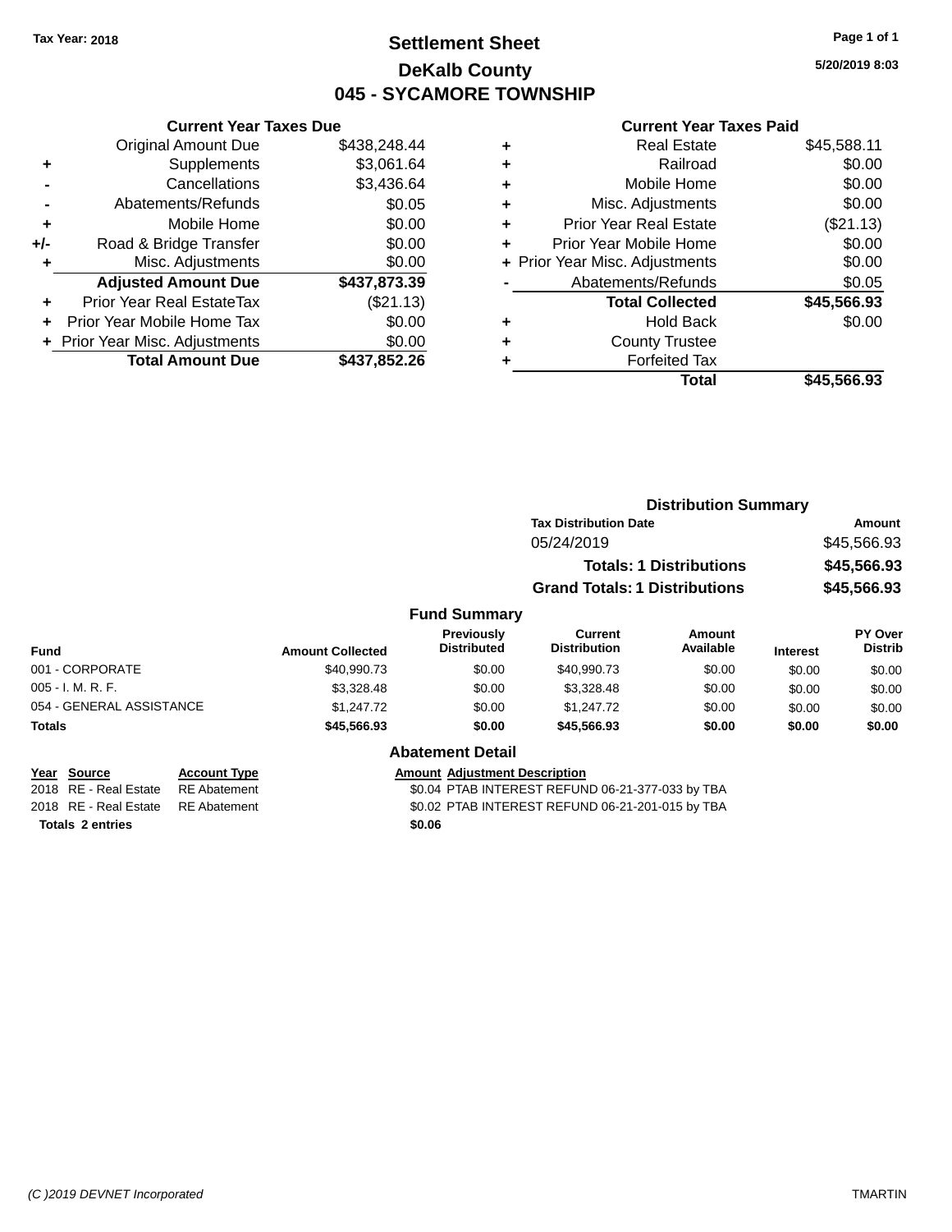Tax Year: 2018

# Settlement Sheet
## DeKalb County
## 045 - SYCAMORE TOWNSHIP

5/20/2019 8:03

### Current Year Taxes Due

| | | |
|---|---|---|
| | Original Amount Due | $438,248.44 |
| + | Supplements | $3,061.64 |
| - | Cancellations | $3,436.64 |
| - | Abatements/Refunds | $0.05 |
| + | Mobile Home | $0.00 |
| +/- | Road & Bridge Transfer | $0.00 |
| + | Misc. Adjustments | $0.00 |
| | **Adjusted Amount Due** | **$437,873.39** |
| + | Prior Year Real EstateTax | ($21.13) |
| + | Prior Year Mobile Home Tax | $0.00 |
| + | Prior Year Misc. Adjustments | $0.00 |
| | **Total Amount Due** | **$437,852.26** |

### Current Year Taxes Paid

| | | |
|---|---|---|
| + | Real Estate | $45,588.11 |
| + | Railroad | $0.00 |
| + | Mobile Home | $0.00 |
| + | Misc. Adjustments | $0.00 |
| + | Prior Year Real Estate | ($21.13) |
| + | Prior Year Mobile Home | $0.00 |
| + | Prior Year Misc. Adjustments | $0.00 |
| - | Abatements/Refunds | $0.05 |
| | **Total Collected** | **$45,566.93** |
| + | Hold Back | $0.00 |
| + | County Trustee | |
| + | Forfeited Tax | |
| | **Total** | **$45,566.93** |

### Distribution Summary

| Tax Distribution Date | Amount |
|---|---|
| 05/24/2019 | $45,566.93 |
| **Totals: 1 Distributions** | **$45,566.93** |
| **Grand Totals: 1 Distributions** | **$45,566.93** |

### Fund Summary

| Fund | Amount Collected | Previously Distributed | Current Distribution | Amount Available | Interest | PY Over Distrib |
|---|---|---|---|---|---|---|
| 001 - CORPORATE | $40,990.73 | $0.00 | $40,990.73 | $0.00 | $0.00 | $0.00 |
| 005 - I. M. R. F. | $3,328.48 | $0.00 | $3,328.48 | $0.00 | $0.00 | $0.00 |
| 054 - GENERAL ASSISTANCE | $1,247.72 | $0.00 | $1,247.72 | $0.00 | $0.00 | $0.00 |
| **Totals** | **$45,566.93** | **$0.00** | **$45,566.93** | **$0.00** | **$0.00** | **$0.00** |

### Abatement Detail

| Year | Source | Account Type | Amount | Adjustment Description |
|---|---|---|---|---|
| 2018 | RE - Real Estate | RE Abatement | $0.04 | PTAB INTEREST REFUND 06-21-377-033 by TBA |
| 2018 | RE - Real Estate | RE Abatement | $0.02 | PTAB INTEREST REFUND 06-21-201-015 by TBA |
| **Totals 2 entries** | | | **$0.06** | |

(C )2019 DEVNET Incorporated TMARTIN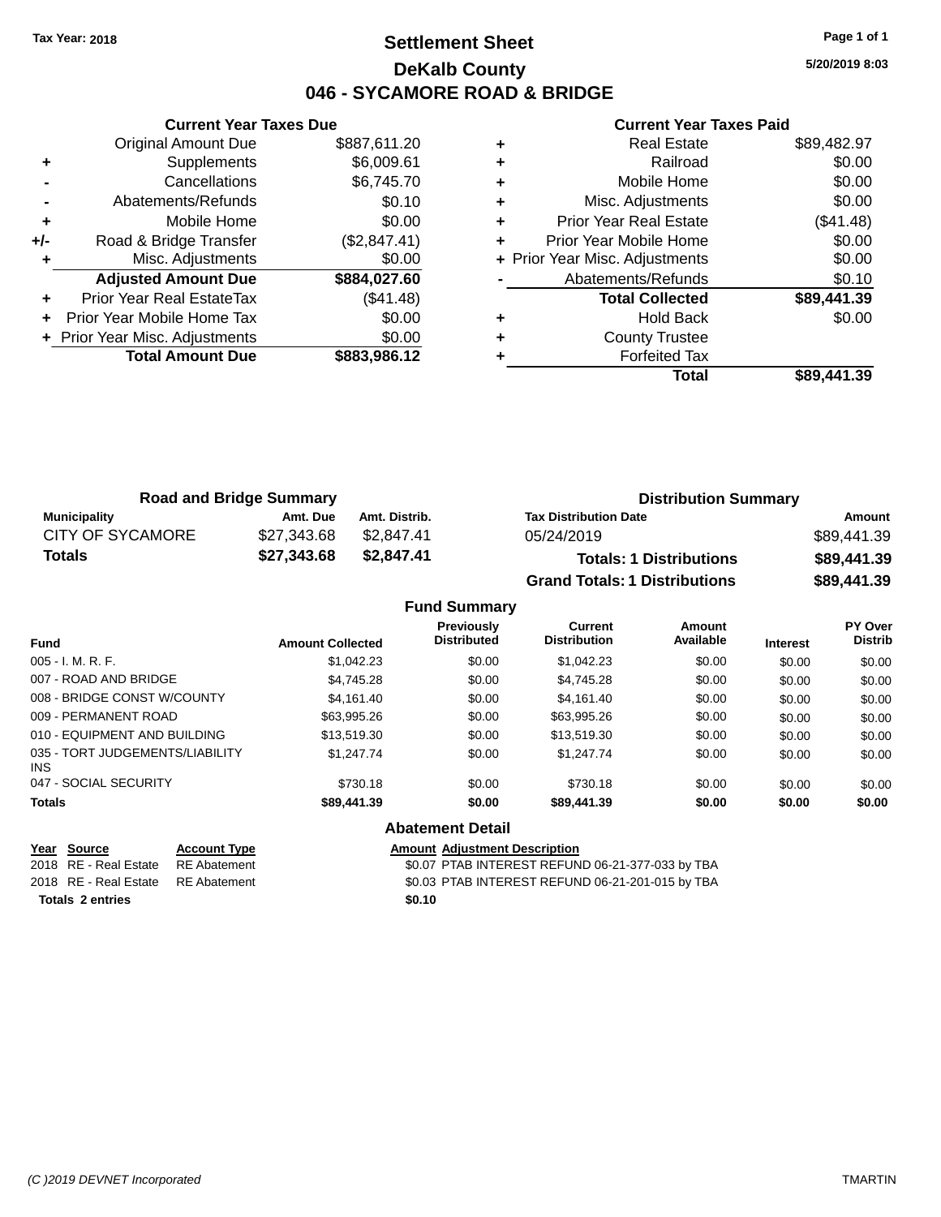**Tax Year: 2018**

# Settlement Sheet

## DeKalb County

## 046 - SYCAMORE ROAD & BRIDGE

5/20/2019 8:03

### Current Year Taxes Due

| | | |
|---|---|---|
| | Original Amount Due | $887,611.20 |
| + | Supplements | $6,009.61 |
| - | Cancellations | $6,745.70 |
| - | Abatements/Refunds | $0.10 |
| + | Mobile Home | $0.00 |
| +/- | Road & Bridge Transfer | ($2,847.41) |
| + | Misc. Adjustments | $0.00 |
| | **Adjusted Amount Due** | **$884,027.60** |
| + | Prior Year Real EstateTax | ($41.48) |
| + | Prior Year Mobile Home Tax | $0.00 |
| + | Prior Year Misc. Adjustments | $0.00 |
| | **Total Amount Due** | **$883,986.12** |

### Current Year Taxes Paid

| | | |
|---|---|---|
| + | Real Estate | $89,482.97 |
| + | Railroad | $0.00 |
| + | Mobile Home | $0.00 |
| + | Misc. Adjustments | $0.00 |
| + | Prior Year Real Estate | ($41.48) |
| + | Prior Year Mobile Home | $0.00 |
| + | Prior Year Misc. Adjustments | $0.00 |
| - | Abatements/Refunds | $0.10 |
| | **Total Collected** | **$89,441.39** |
| + | Hold Back | $0.00 |
| + | County Trustee | |
| + | Forfeited Tax | |
| | **Total** | **$89,441.39** |

### Road and Bridge Summary

| Municipality | Amt. Due | Amt. Distrib. |
|---|---|---|
| CITY OF SYCAMORE | $27,343.68 | $2,847.41 |
| **Totals** | **$27,343.68** | **$2,847.41** |

### Distribution Summary

| Tax Distribution Date | Amount |
|---|---|
| 05/24/2019 | $89,441.39 |
| **Totals: 1 Distributions** | **$89,441.39** |
| **Grand Totals: 1 Distributions** | **$89,441.39** |

### Fund Summary

| Fund | Amount Collected | Previously Distributed | Current Distribution | Amount Available | Interest | PY Over Distrib |
|---|---|---|---|---|---|---|
| 005 - I. M. R. F. | $1,042.23 | $0.00 | $1,042.23 | $0.00 | $0.00 | $0.00 |
| 007 - ROAD AND BRIDGE | $4,745.28 | $0.00 | $4,745.28 | $0.00 | $0.00 | $0.00 |
| 008 - BRIDGE CONST W/COUNTY | $4,161.40 | $0.00 | $4,161.40 | $0.00 | $0.00 | $0.00 |
| 009 - PERMANENT ROAD | $63,995.26 | $0.00 | $63,995.26 | $0.00 | $0.00 | $0.00 |
| 010 - EQUIPMENT AND BUILDING | $13,519.30 | $0.00 | $13,519.30 | $0.00 | $0.00 | $0.00 |
| 035 - TORT JUDGEMENTS/LIABILITY INS | $1,247.74 | $0.00 | $1,247.74 | $0.00 | $0.00 | $0.00 |
| 047 - SOCIAL SECURITY | $730.18 | $0.00 | $730.18 | $0.00 | $0.00 | $0.00 |
| **Totals** | **$89,441.39** | **$0.00** | **$89,441.39** | **$0.00** | **$0.00** | **$0.00** |

### Abatement Detail

| Year | Source | Account Type | Amount | Adjustment Description |
|---|---|---|---|---|
| 2018 | RE - Real Estate | RE Abatement | $0.07 | PTAB INTEREST REFUND 06-21-377-033 by TBA |
| 2018 | RE - Real Estate | RE Abatement | $0.03 | PTAB INTEREST REFUND 06-21-201-015 by TBA |
| **Totals 2 entries** | | | **$0.10** | |

(C )2019 DEVNET Incorporated TMARTIN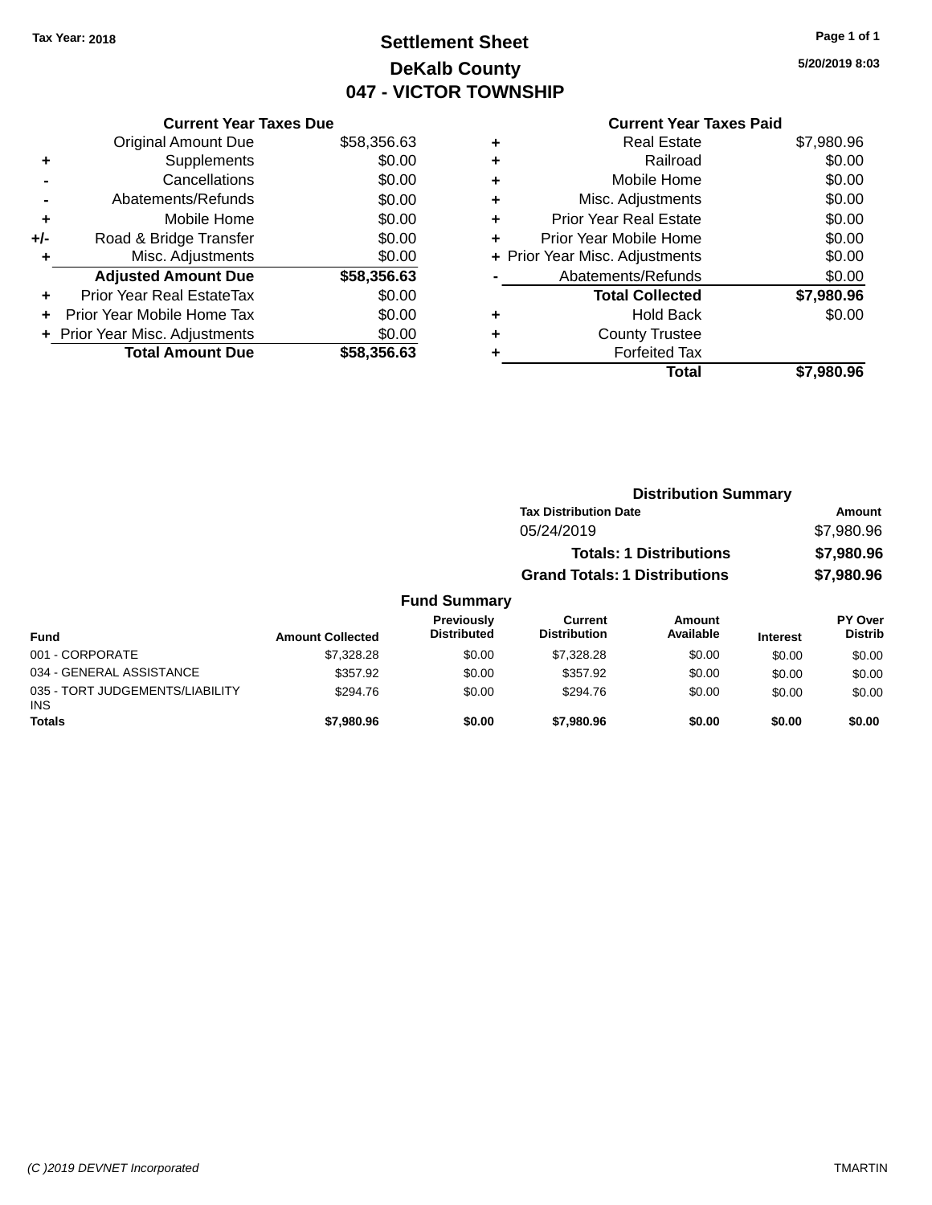Tax Year: 2018

# Settlement Sheet
## DeKalb County
## 047 - VICTOR TOWNSHIP

5/20/2019 8:03

| | Current Year Taxes Due | |
|---|---|---|
| | Original Amount Due | $58,356.63 |
| + | Supplements | $0.00 |
| - | Cancellations | $0.00 |
| - | Abatements/Refunds | $0.00 |
| + | Mobile Home | $0.00 |
| +/- | Road & Bridge Transfer | $0.00 |
| + | Misc. Adjustments | $0.00 |
| | **Adjusted Amount Due** | **$58,356.63** |
| + | Prior Year Real EstateTax | $0.00 |
| + | Prior Year Mobile Home Tax | $0.00 |
| + | Prior Year Misc. Adjustments | $0.00 |
| | **Total Amount Due** | **$58,356.63** |

| | Current Year Taxes Paid | |
|---|---|---|
| + | Real Estate | $7,980.96 |
| + | Railroad | $0.00 |
| + | Mobile Home | $0.00 |
| + | Misc. Adjustments | $0.00 |
| + | Prior Year Real Estate | $0.00 |
| + | Prior Year Mobile Home | $0.00 |
| + | Prior Year Misc. Adjustments | $0.00 |
| - | Abatements/Refunds | $0.00 |
| | **Total Collected** | **$7,980.96** |
| + | Hold Back | $0.00 |
| + | County Trustee | |
| + | Forfeited Tax | |
| | **Total** | **$7,980.96** |

### Distribution Summary

| Tax Distribution Date | Amount |
|---|---|
| 05/24/2019 | $7,980.96 |
| **Totals: 1 Distributions** | **$7,980.96** |
| **Grand Totals: 1 Distributions** | **$7,980.96** |

### Fund Summary

| Fund | Amount Collected | Previously Distributed | Current Distribution | Amount Available | Interest | PY Over Distrib |
|---|---|---|---|---|---|---|
| 001 - CORPORATE | $7,328.28 | $0.00 | $7,328.28 | $0.00 | $0.00 | $0.00 |
| 034 - GENERAL ASSISTANCE | $357.92 | $0.00 | $357.92 | $0.00 | $0.00 | $0.00 |
| 035 - TORT JUDGEMENTS/LIABILITY INS | $294.76 | $0.00 | $294.76 | $0.00 | $0.00 | $0.00 |
| **Totals** | **$7,980.96** | **$0.00** | **$7,980.96** | **$0.00** | **$0.00** | **$0.00** |

(C )2019 DEVNET Incorporated TMARTIN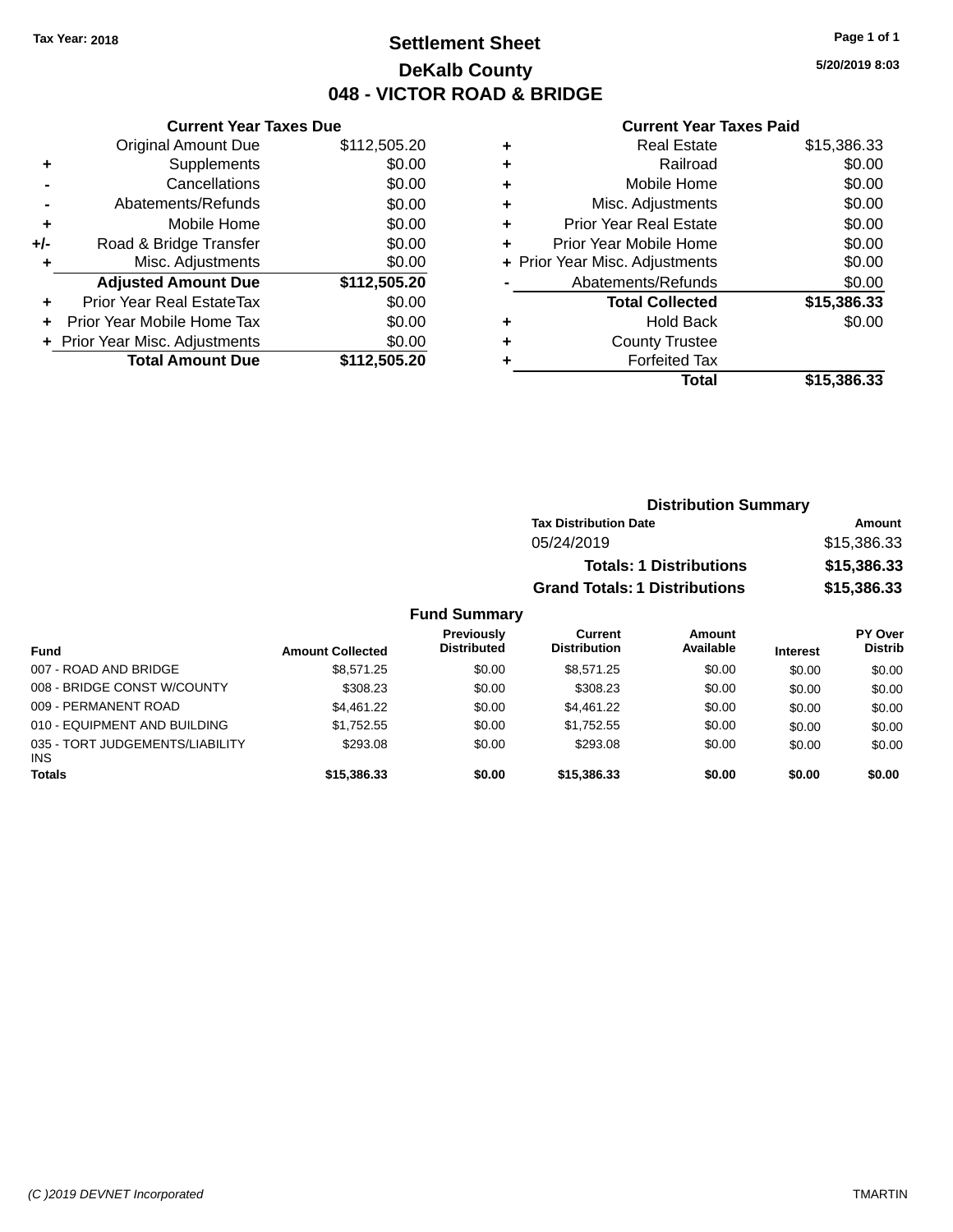Tax Year: 2018

# Settlement Sheet

## DeKalb County

## 048 - VICTOR ROAD & BRIDGE

5/20/2019 8:03

### Current Year Taxes Due

| | | |
|---|---|---|
| | Original Amount Due | $112,505.20 |
| + | Supplements | $0.00 |
| - | Cancellations | $0.00 |
| - | Abatements/Refunds | $0.00 |
| + | Mobile Home | $0.00 |
| +/- | Road & Bridge Transfer | $0.00 |
| + | Misc. Adjustments | $0.00 |
| | **Adjusted Amount Due** | **$112,505.20** |
| + | Prior Year Real EstateTax | $0.00 |
| + | Prior Year Mobile Home Tax | $0.00 |
| + | Prior Year Misc. Adjustments | $0.00 |
| | **Total Amount Due** | **$112,505.20** |

### Current Year Taxes Paid

| | | |
|---|---|---|
| + | Real Estate | $15,386.33 |
| + | Railroad | $0.00 |
| + | Mobile Home | $0.00 |
| + | Misc. Adjustments | $0.00 |
| + | Prior Year Real Estate | $0.00 |
| + | Prior Year Mobile Home | $0.00 |
| + | Prior Year Misc. Adjustments | $0.00 |
| - | Abatements/Refunds | $0.00 |
| | **Total Collected** | **$15,386.33** |
| + | Hold Back | $0.00 |
| + | County Trustee | |
| + | Forfeited Tax | |
| | **Total** | **$15,386.33** |

### Distribution Summary

| Tax Distribution Date | Amount |
|---|---|
| 05/24/2019 | $15,386.33 |
| **Totals: 1 Distributions** | **$15,386.33** |
| **Grand Totals: 1 Distributions** | **$15,386.33** |

### Fund Summary

| Fund | Amount Collected | Previously Distributed | Current Distribution | Amount Available | Interest | PY Over Distrib |
|---|---|---|---|---|---|---|
| 007 - ROAD AND BRIDGE | $8,571.25 | $0.00 | $8,571.25 | $0.00 | $0.00 | $0.00 |
| 008 - BRIDGE CONST W/COUNTY | $308.23 | $0.00 | $308.23 | $0.00 | $0.00 | $0.00 |
| 009 - PERMANENT ROAD | $4,461.22 | $0.00 | $4,461.22 | $0.00 | $0.00 | $0.00 |
| 010 - EQUIPMENT AND BUILDING | $1,752.55 | $0.00 | $1,752.55 | $0.00 | $0.00 | $0.00 |
| 035 - TORT JUDGEMENTS/LIABILITY INS | $293.08 | $0.00 | $293.08 | $0.00 | $0.00 | $0.00 |
| **Totals** | **$15,386.33** | **$0.00** | **$15,386.33** | **$0.00** | **$0.00** | **$0.00** |

(C )2019 DEVNET Incorporated TMARTIN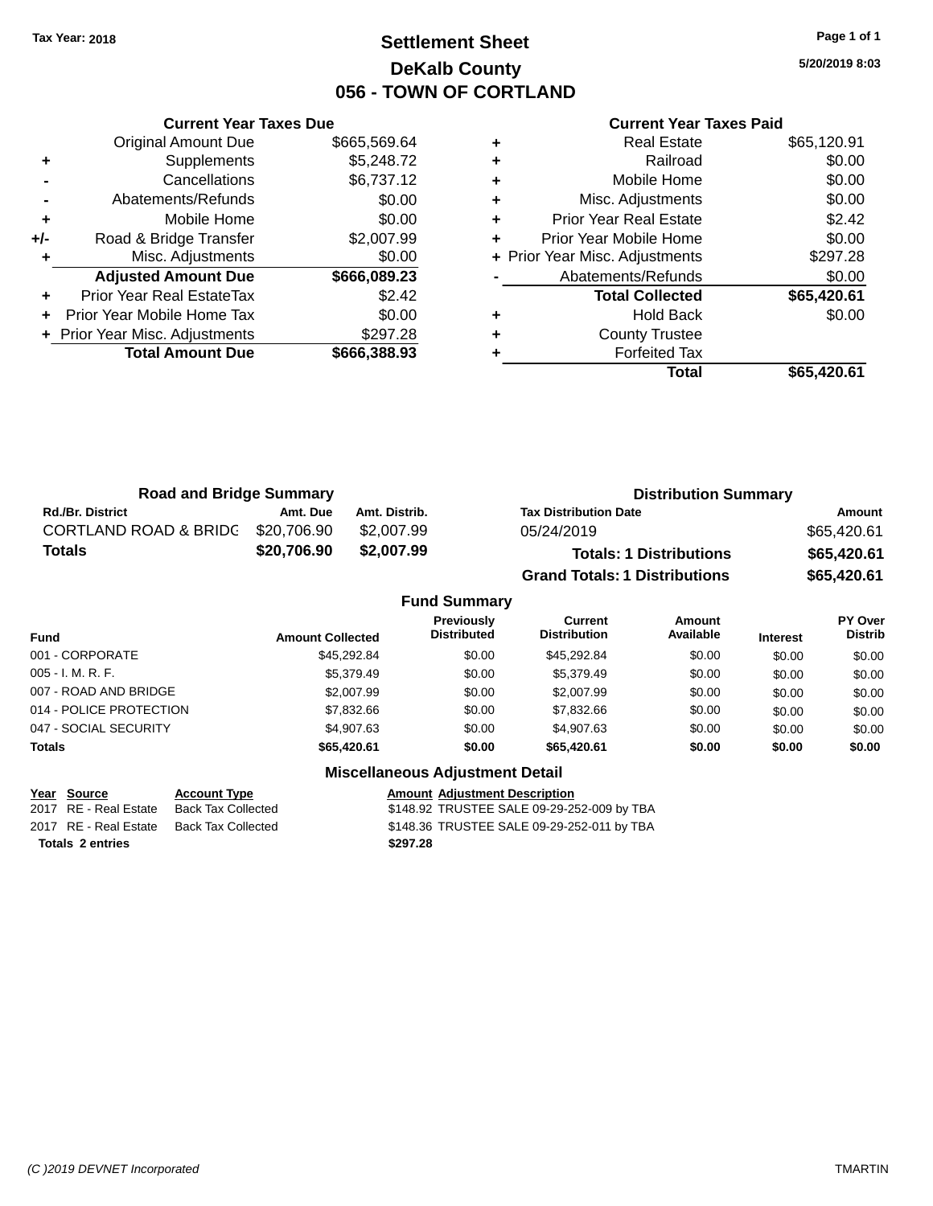Tax Year: 2018

# Settlement Sheet
## DeKalb County
## 056 - TOWN OF CORTLAND

5/20/2019 8:03

### Current Year Taxes Due

| | | |
|---|---|---|
| | Original Amount Due | $665,569.64 |
| + | Supplements | $5,248.72 |
| - | Cancellations | $6,737.12 |
| - | Abatements/Refunds | $0.00 |
| + | Mobile Home | $0.00 |
| +/- | Road & Bridge Transfer | $2,007.99 |
| + | Misc. Adjustments | $0.00 |
| | **Adjusted Amount Due** | **$666,089.23** |
| + | Prior Year Real EstateTax | $2.42 |
| + | Prior Year Mobile Home Tax | $0.00 |
| + | Prior Year Misc. Adjustments | $297.28 |
| | **Total Amount Due** | **$666,388.93** |

### Current Year Taxes Paid

| | | |
|---|---|---|
| + | Real Estate | $65,120.91 |
| + | Railroad | $0.00 |
| + | Mobile Home | $0.00 |
| + | Misc. Adjustments | $0.00 |
| + | Prior Year Real Estate | $2.42 |
| + | Prior Year Mobile Home | $0.00 |
| + | Prior Year Misc. Adjustments | $297.28 |
| - | Abatements/Refunds | $0.00 |
| | **Total Collected** | **$65,420.61** |
| + | Hold Back | $0.00 |
| + | County Trustee | |
| + | Forfeited Tax | |
| | **Total** | **$65,420.61** |

### Road and Bridge Summary

| Rd./Br. District | Amt. Due | Amt. Distrib. |
|---|---|---|
| CORTLAND ROAD & BRIDG | $20,706.90 | $2,007.99 |
| **Totals** | **$20,706.90** | **$2,007.99** |

### Distribution Summary

| Tax Distribution Date | Amount |
|---|---|
| 05/24/2019 | $65,420.61 |
| **Totals: 1 Distributions** | **$65,420.61** |
| **Grand Totals: 1 Distributions** | **$65,420.61** |

### Fund Summary

| Fund | Amount Collected | Previously Distributed | Current Distribution | Amount Available | Interest | PY Over Distrib |
|---|---|---|---|---|---|---|
| 001 - CORPORATE | $45,292.84 | $0.00 | $45,292.84 | $0.00 | $0.00 | $0.00 |
| 005 - I. M. R. F. | $5,379.49 | $0.00 | $5,379.49 | $0.00 | $0.00 | $0.00 |
| 007 - ROAD AND BRIDGE | $2,007.99 | $0.00 | $2,007.99 | $0.00 | $0.00 | $0.00 |
| 014 - POLICE PROTECTION | $7,832.66 | $0.00 | $7,832.66 | $0.00 | $0.00 | $0.00 |
| 047 - SOCIAL SECURITY | $4,907.63 | $0.00 | $4,907.63 | $0.00 | $0.00 | $0.00 |
| **Totals** | **$65,420.61** | **$0.00** | **$65,420.61** | **$0.00** | **$0.00** | **$0.00** |

### Miscellaneous Adjustment Detail

| Year | Source | Account Type | Amount | Adjustment Description |
|---|---|---|---|---|
| 2017 | RE - Real Estate | Back Tax Collected | $148.92 | TRUSTEE SALE 09-29-252-009 by TBA |
| 2017 | RE - Real Estate | Back Tax Collected | $148.36 | TRUSTEE SALE 09-29-252-011 by TBA |
| **Totals 2 entries** | | | **$297.28** | |

(C )2019 DEVNET Incorporated TMARTIN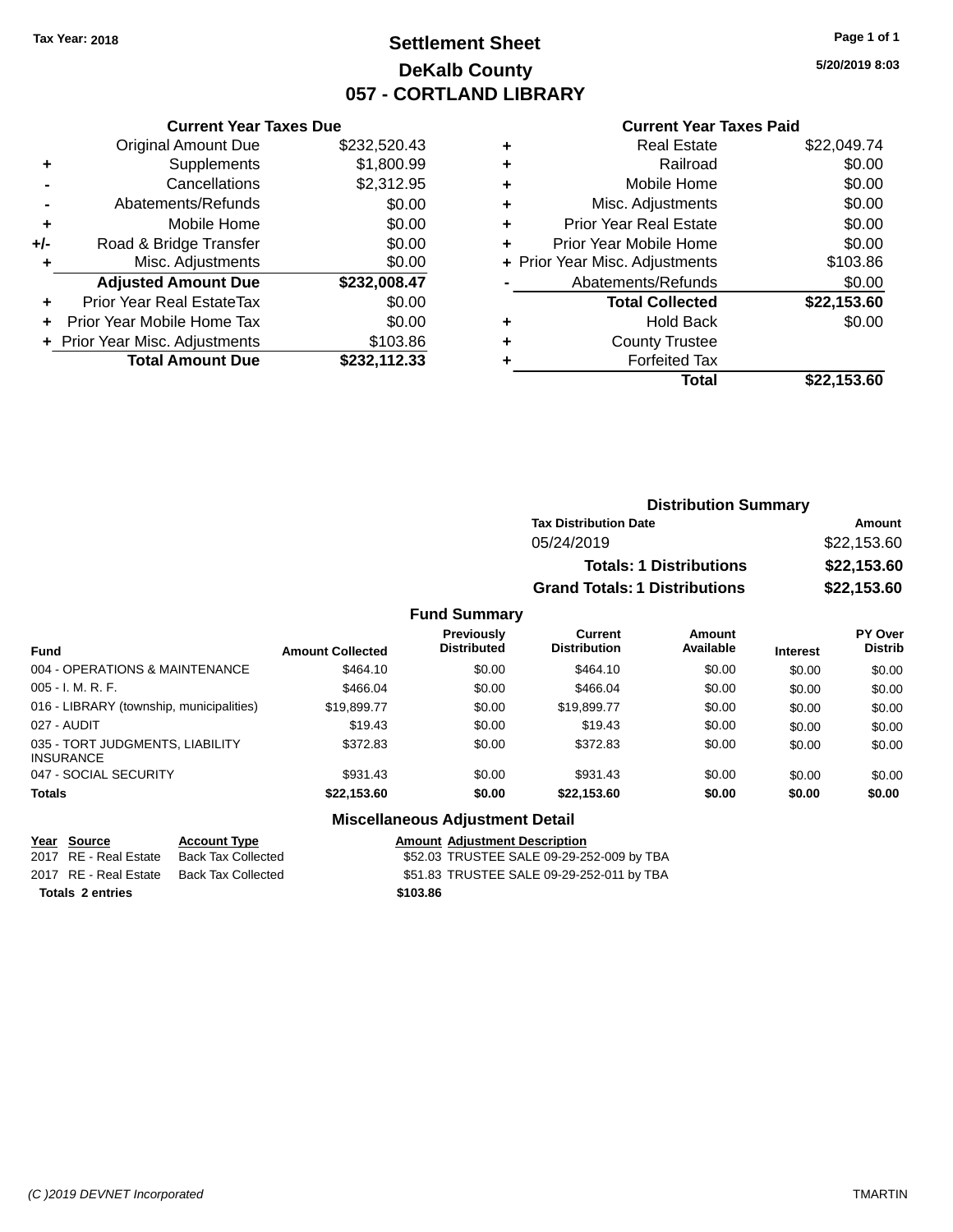**Tax Year: 2018**

# Settlement Sheet
## DeKalb County
## 057 - CORTLAND LIBRARY

5/20/2019 8:03

### Current Year Taxes Due

| | | |
|---|---|---|
| | Original Amount Due | $232,520.43 |
| + | Supplements | $1,800.99 |
| - | Cancellations | $2,312.95 |
| - | Abatements/Refunds | $0.00 |
| + | Mobile Home | $0.00 |
| +/- | Road & Bridge Transfer | $0.00 |
| + | Misc. Adjustments | $0.00 |
| | **Adjusted Amount Due** | **$232,008.47** |
| + | Prior Year Real EstateTax | $0.00 |
| + | Prior Year Mobile Home Tax | $0.00 |
| + | Prior Year Misc. Adjustments | $103.86 |
| | **Total Amount Due** | **$232,112.33** |

### Current Year Taxes Paid

| | | |
|---|---|---|
| + | Real Estate | $22,049.74 |
| + | Railroad | $0.00 |
| + | Mobile Home | $0.00 |
| + | Misc. Adjustments | $0.00 |
| + | Prior Year Real Estate | $0.00 |
| + | Prior Year Mobile Home | $0.00 |
| + | Prior Year Misc. Adjustments | $103.86 |
| - | Abatements/Refunds | $0.00 |
| | **Total Collected** | **$22,153.60** |
| + | Hold Back | $0.00 |
| + | County Trustee | |
| + | Forfeited Tax | |
| | **Total** | **$22,153.60** |

### Distribution Summary

| Tax Distribution Date | Amount |
|---|---|
| 05/24/2019 | $22,153.60 |
| **Totals: 1 Distributions** | **$22,153.60** |
| **Grand Totals: 1 Distributions** | **$22,153.60** |

### Fund Summary

| Fund | Amount Collected | Previously Distributed | Current Distribution | Amount Available | Interest | PY Over Distrib |
|---|---|---|---|---|---|---|
| 004 - OPERATIONS & MAINTENANCE | $464.10 | $0.00 | $464.10 | $0.00 | $0.00 | $0.00 |
| 005 - I. M. R. F. | $466.04 | $0.00 | $466.04 | $0.00 | $0.00 | $0.00 |
| 016 - LIBRARY (township, municipalities) | $19,899.77 | $0.00 | $19,899.77 | $0.00 | $0.00 | $0.00 |
| 027 - AUDIT | $19.43 | $0.00 | $19.43 | $0.00 | $0.00 | $0.00 |
| 035 - TORT JUDGMENTS, LIABILITY INSURANCE | $372.83 | $0.00 | $372.83 | $0.00 | $0.00 | $0.00 |
| 047 - SOCIAL SECURITY | $931.43 | $0.00 | $931.43 | $0.00 | $0.00 | $0.00 |
| **Totals** | **$22,153.60** | **$0.00** | **$22,153.60** | **$0.00** | **$0.00** | **$0.00** |

### Miscellaneous Adjustment Detail

| Year | Source | Account Type | Amount | Adjustment Description |
|---|---|---|---|---|
| 2017 | RE - Real Estate | Back Tax Collected | $52.03 | TRUSTEE SALE 09-29-252-009 by TBA |
| 2017 | RE - Real Estate | Back Tax Collected | $51.83 | TRUSTEE SALE 09-29-252-011 by TBA |
| **Totals 2 entries** | | | **$103.86** | |

(C )2019 DEVNET Incorporated — TMARTIN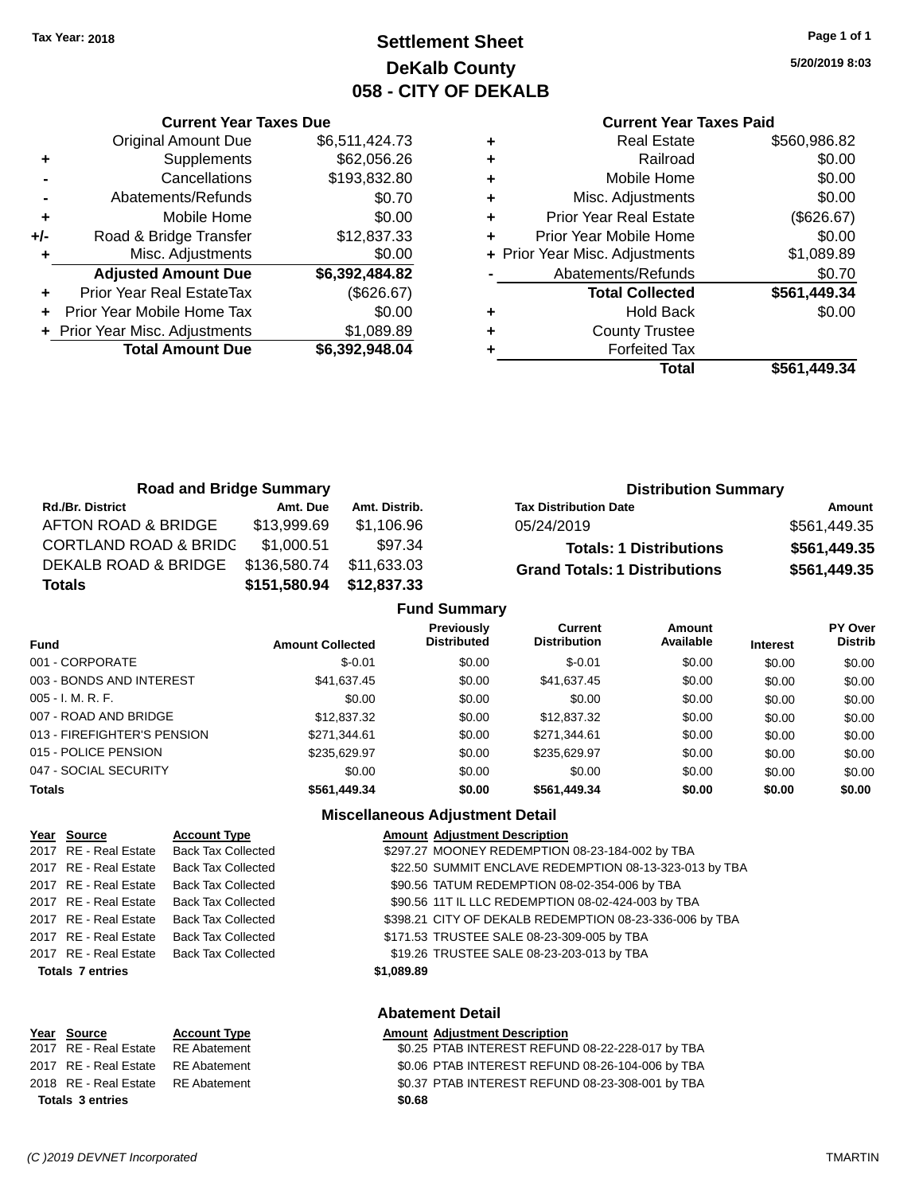Tax Year: 2018

# Settlement Sheet
## DeKalb County
## 058 - CITY OF DEKALB

5/20/2019 8:03

### Current Year Taxes Due

| | | |
|---|---|---|
| | Original Amount Due | $6,511,424.73 |
| + | Supplements | $62,056.26 |
| - | Cancellations | $193,832.80 |
| - | Abatements/Refunds | $0.70 |
| + | Mobile Home | $0.00 |
| +/- | Road & Bridge Transfer | $12,837.33 |
| + | Misc. Adjustments | $0.00 |
| | **Adjusted Amount Due** | **$6,392,484.82** |
| + | Prior Year Real EstateTax | ($626.67) |
| + | Prior Year Mobile Home Tax | $0.00 |
| + | Prior Year Misc. Adjustments | $1,089.89 |
| | **Total Amount Due** | **$6,392,948.04** |

### Current Year Taxes Paid

| | | |
|---|---|---|
| + | Real Estate | $560,986.82 |
| + | Railroad | $0.00 |
| + | Mobile Home | $0.00 |
| + | Misc. Adjustments | $0.00 |
| + | Prior Year Real Estate | ($626.67) |
| + | Prior Year Mobile Home | $0.00 |
| + | Prior Year Misc. Adjustments | $1,089.89 |
| - | Abatements/Refunds | $0.70 |
| | **Total Collected** | **$561,449.34** |
| + | Hold Back | $0.00 |
| + | County Trustee | |
| + | Forfeited Tax | |
| | **Total** | **$561,449.34** |

### Road and Bridge Summary

| Rd./Br. District | Amt. Due | Amt. Distrib. |
|---|---|---|
| AFTON ROAD & BRIDGE | $13,999.69 | $1,106.96 |
| CORTLAND ROAD & BRIDG | $1,000.51 | $97.34 |
| DEKALB ROAD & BRIDGE | $136,580.74 | $11,633.03 |
| **Totals** | **$151,580.94** | **$12,837.33** |

### Distribution Summary

| Tax Distribution Date | Amount |
|---|---|
| 05/24/2019 | $561,449.35 |
| **Totals: 1 Distributions** | **$561,449.35** |
| **Grand Totals: 1 Distributions** | **$561,449.35** |

### Fund Summary

| Fund | Amount Collected | Previously Distributed | Current Distribution | Amount Available | Interest | PY Over Distrib |
|---|---|---|---|---|---|---|
| 001 - CORPORATE | $-0.01 | $0.00 | $-0.01 | $0.00 | $0.00 | $0.00 |
| 003 - BONDS AND INTEREST | $41,637.45 | $0.00 | $41,637.45 | $0.00 | $0.00 | $0.00 |
| 005 - I. M. R. F. | $0.00 | $0.00 | $0.00 | $0.00 | $0.00 | $0.00 |
| 007 - ROAD AND BRIDGE | $12,837.32 | $0.00 | $12,837.32 | $0.00 | $0.00 | $0.00 |
| 013 - FIREFIGHTER'S PENSION | $271,344.61 | $0.00 | $271,344.61 | $0.00 | $0.00 | $0.00 |
| 015 - POLICE PENSION | $235,629.97 | $0.00 | $235,629.97 | $0.00 | $0.00 | $0.00 |
| 047 - SOCIAL SECURITY | $0.00 | $0.00 | $0.00 | $0.00 | $0.00 | $0.00 |
| **Totals** | **$561,449.34** | **$0.00** | **$561,449.34** | **$0.00** | **$0.00** | **$0.00** |

### Miscellaneous Adjustment Detail

| Year | Source | Account Type | Amount | Adjustment Description |
|---|---|---|---|---|
| 2017 | RE - Real Estate | Back Tax Collected | $297.27 | MOONEY REDEMPTION 08-23-184-002 by TBA |
| 2017 | RE - Real Estate | Back Tax Collected | $22.50 | SUMMIT ENCLAVE REDEMPTION 08-13-323-013 by TBA |
| 2017 | RE - Real Estate | Back Tax Collected | $90.56 | TATUM REDEMPTION 08-02-354-006 by TBA |
| 2017 | RE - Real Estate | Back Tax Collected | $90.56 | 11T IL LLC REDEMPTION 08-02-424-003 by TBA |
| 2017 | RE - Real Estate | Back Tax Collected | $398.21 | CITY OF DEKALB REDEMPTION 08-23-336-006 by TBA |
| 2017 | RE - Real Estate | Back Tax Collected | $171.53 | TRUSTEE SALE 08-23-309-005 by TBA |
| 2017 | RE - Real Estate | Back Tax Collected | $19.26 | TRUSTEE SALE 08-23-203-013 by TBA |
| **Totals 7 entries** | | | **$1,089.89** | |

### Abatement Detail

| Year | Source | Account Type | Amount | Adjustment Description |
|---|---|---|---|---|
| 2017 | RE - Real Estate | RE Abatement | $0.25 | PTAB INTEREST REFUND 08-22-228-017 by TBA |
| 2017 | RE - Real Estate | RE Abatement | $0.06 | PTAB INTEREST REFUND 08-26-104-006 by TBA |
| 2018 | RE - Real Estate | RE Abatement | $0.37 | PTAB INTEREST REFUND 08-23-308-001 by TBA |
| **Totals 3 entries** | | | **$0.68** | |

(C )2019 DEVNET Incorporated TMARTIN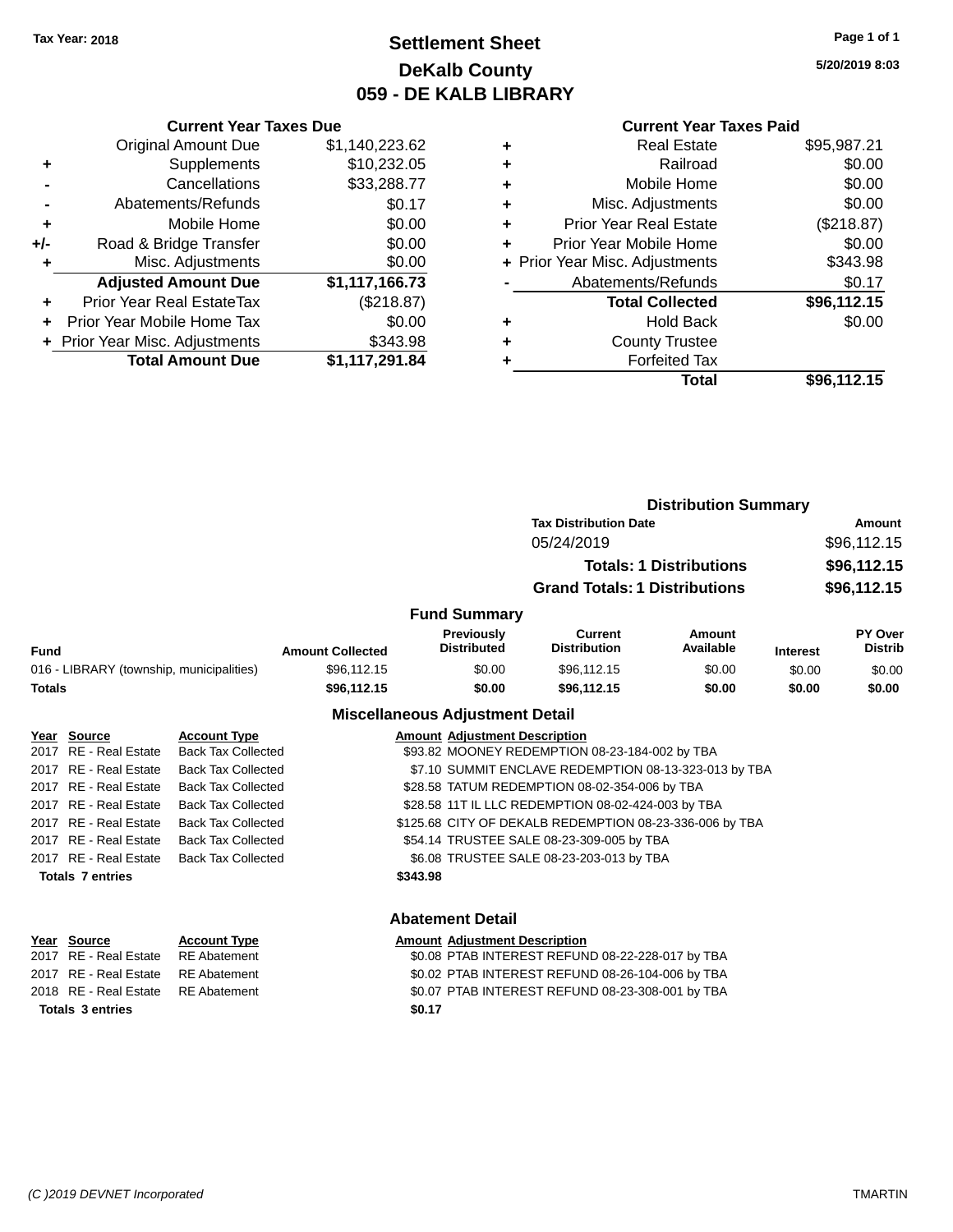**Tax Year: 2018**

# Settlement Sheet
## DeKalb County
## 059 - DE KALB LIBRARY

**5/20/2019 8:03**

### Current Year Taxes Due

| | | |
|---|---|---|
| | Original Amount Due | $1,140,223.62 |
| + | Supplements | $10,232.05 |
| - | Cancellations | $33,288.77 |
| - | Abatements/Refunds | $0.17 |
| + | Mobile Home | $0.00 |
| +/- | Road & Bridge Transfer | $0.00 |
| + | Misc. Adjustments | $0.00 |
| | **Adjusted Amount Due** | **$1,117,166.73** |
| + | Prior Year Real EstateTax | ($218.87) |
| + | Prior Year Mobile Home Tax | $0.00 |
| + | Prior Year Misc. Adjustments | $343.98 |
| | **Total Amount Due** | **$1,117,291.84** |

### Current Year Taxes Paid

| | | |
|---|---|---|
| + | Real Estate | $95,987.21 |
| + | Railroad | $0.00 |
| + | Mobile Home | $0.00 |
| + | Misc. Adjustments | $0.00 |
| + | Prior Year Real Estate | ($218.87) |
| + | Prior Year Mobile Home | $0.00 |
| + | Prior Year Misc. Adjustments | $343.98 |
| - | Abatements/Refunds | $0.17 |
| | **Total Collected** | **$96,112.15** |
| + | Hold Back | $0.00 |
| + | County Trustee | |
| + | Forfeited Tax | |
| | **Total** | **$96,112.15** |

### Distribution Summary

| Tax Distribution Date | Amount |
|---|---|
| 05/24/2019 | $96,112.15 |
| **Totals: 1 Distributions** | **$96,112.15** |
| **Grand Totals: 1 Distributions** | **$96,112.15** |

### Fund Summary

| Fund | Amount Collected | Previously Distributed | Current Distribution | Amount Available | Interest | PY Over Distrib |
|---|---|---|---|---|---|---|
| 016 - LIBRARY (township, municipalities) | $96,112.15 | $0.00 | $96,112.15 | $0.00 | $0.00 | $0.00 |
| **Totals** | **$96,112.15** | **$0.00** | **$96,112.15** | **$0.00** | **$0.00** | **$0.00** |

### Miscellaneous Adjustment Detail

| Year | Source | Account Type | Amount | Adjustment Description |
|---|---|---|---|---|
| 2017 | RE - Real Estate | Back Tax Collected | $93.82 | MOONEY REDEMPTION 08-23-184-002 by TBA |
| 2017 | RE - Real Estate | Back Tax Collected | $7.10 | SUMMIT ENCLAVE REDEMPTION 08-13-323-013 by TBA |
| 2017 | RE - Real Estate | Back Tax Collected | $28.58 | TATUM REDEMPTION 08-02-354-006 by TBA |
| 2017 | RE - Real Estate | Back Tax Collected | $28.58 | 11T IL LLC REDEMPTION 08-02-424-003 by TBA |
| 2017 | RE - Real Estate | Back Tax Collected | $125.68 | CITY OF DEKALB REDEMPTION 08-23-336-006 by TBA |
| 2017 | RE - Real Estate | Back Tax Collected | $54.14 | TRUSTEE SALE 08-23-309-005 by TBA |
| 2017 | RE - Real Estate | Back Tax Collected | $6.08 | TRUSTEE SALE 08-23-203-013 by TBA |
| **Totals 7 entries** | | | **$343.98** | |

### Abatement Detail

| Year | Source | Account Type | Amount | Adjustment Description |
|---|---|---|---|---|
| 2017 | RE - Real Estate | RE Abatement | $0.08 | PTAB INTEREST REFUND 08-22-228-017 by TBA |
| 2017 | RE - Real Estate | RE Abatement | $0.02 | PTAB INTEREST REFUND 08-26-104-006 by TBA |
| 2018 | RE - Real Estate | RE Abatement | $0.07 | PTAB INTEREST REFUND 08-23-308-001 by TBA |
| **Totals 3 entries** | | | **$0.17** | |

(C )2019 DEVNET Incorporated — TMARTIN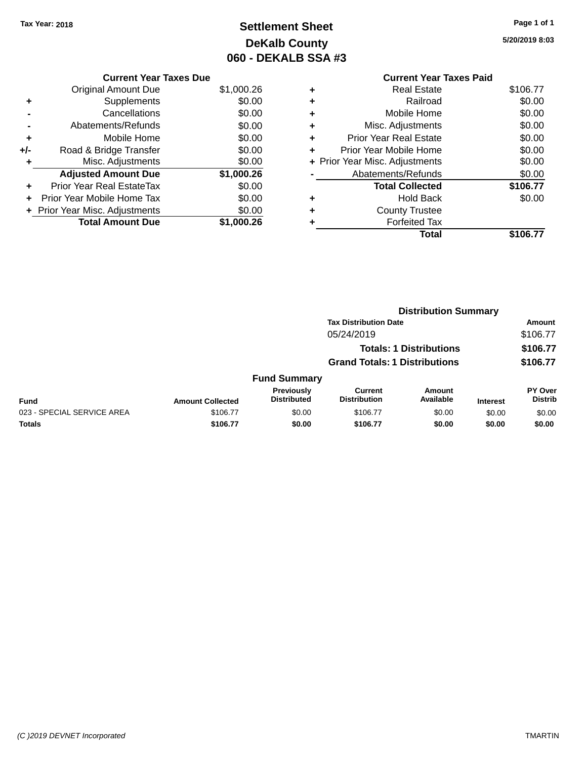Tax Year: 2018

# Settlement Sheet
## DeKalb County
## 060 - DEKALB SSA #3

5/20/2019 8:03

### Current Year Taxes Due

| | | |
|---|---|---|
| | Original Amount Due | $1,000.26 |
| + | Supplements | $0.00 |
| - | Cancellations | $0.00 |
| - | Abatements/Refunds | $0.00 |
| + | Mobile Home | $0.00 |
| +/- | Road & Bridge Transfer | $0.00 |
| + | Misc. Adjustments | $0.00 |
| | **Adjusted Amount Due** | **$1,000.26** |
| + | Prior Year Real EstateTax | $0.00 |
| + | Prior Year Mobile Home Tax | $0.00 |
| + | Prior Year Misc. Adjustments | $0.00 |
| | **Total Amount Due** | **$1,000.26** |

### Current Year Taxes Paid

| | | |
|---|---|---|
| + | Real Estate | $106.77 |
| + | Railroad | $0.00 |
| + | Mobile Home | $0.00 |
| + | Misc. Adjustments | $0.00 |
| + | Prior Year Real Estate | $0.00 |
| + | Prior Year Mobile Home | $0.00 |
| + | Prior Year Misc. Adjustments | $0.00 |
| - | Abatements/Refunds | $0.00 |
| | **Total Collected** | **$106.77** |
| + | Hold Back | $0.00 |
| + | County Trustee | |
| + | Forfeited Tax | |
| | **Total** | **$106.77** |

### Distribution Summary

| Tax Distribution Date | Amount |
|---|---|
| 05/24/2019 | $106.77 |
| **Totals: 1 Distributions** | **$106.77** |
| **Grand Totals: 1 Distributions** | **$106.77** |

### Fund Summary

| Fund | Amount Collected | Previously Distributed | Current Distribution | Amount Available | Interest | PY Over Distrib |
|---|---|---|---|---|---|---|
| 023 - SPECIAL SERVICE AREA | $106.77 | $0.00 | $106.77 | $0.00 | $0.00 | $0.00 |
| **Totals** | **$106.77** | **$0.00** | **$106.77** | **$0.00** | **$0.00** | **$0.00** |

(C )2019 DEVNET Incorporated TMARTIN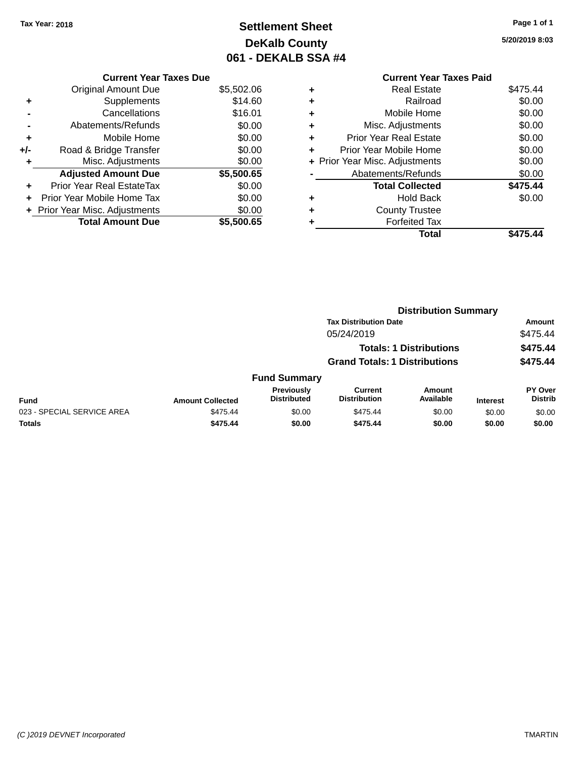Tax Year: 2018

# Settlement Sheet
## DeKalb County
## 061 - DEKALB SSA #4

5/20/2019 8:03

| | Current Year Taxes Due | |
|---|---|---|
| | Original Amount Due | $5,502.06 |
| + | Supplements | $14.60 |
| - | Cancellations | $16.01 |
| - | Abatements/Refunds | $0.00 |
| + | Mobile Home | $0.00 |
| +/- | Road & Bridge Transfer | $0.00 |
| + | Misc. Adjustments | $0.00 |
| | **Adjusted Amount Due** | **$5,500.65** |
| + | Prior Year Real EstateTax | $0.00 |
| + | Prior Year Mobile Home Tax | $0.00 |
| + | Prior Year Misc. Adjustments | $0.00 |
| | **Total Amount Due** | **$5,500.65** |

| | Current Year Taxes Paid | |
|---|---|---|
| + | Real Estate | $475.44 |
| + | Railroad | $0.00 |
| + | Mobile Home | $0.00 |
| + | Misc. Adjustments | $0.00 |
| + | Prior Year Real Estate | $0.00 |
| + | Prior Year Mobile Home | $0.00 |
| + | Prior Year Misc. Adjustments | $0.00 |
| - | Abatements/Refunds | $0.00 |
| | **Total Collected** | **$475.44** |
| + | Hold Back | $0.00 |
| + | County Trustee | |
| + | Forfeited Tax | |
| | **Total** | **$475.44** |

### Distribution Summary

| Tax Distribution Date | Amount |
|---|---|
| 05/24/2019 | $475.44 |
| **Totals: 1 Distributions** | **$475.44** |
| **Grand Totals: 1 Distributions** | **$475.44** |

### Fund Summary

| Fund | Amount Collected | Previously Distributed | Current Distribution | Amount Available | Interest | PY Over Distrib |
|---|---|---|---|---|---|---|
| 023 - SPECIAL SERVICE AREA | $475.44 | $0.00 | $475.44 | $0.00 | $0.00 | $0.00 |
| **Totals** | **$475.44** | **$0.00** | **$475.44** | **$0.00** | **$0.00** | **$0.00** |

(C )2019 DEVNET Incorporated TMARTIN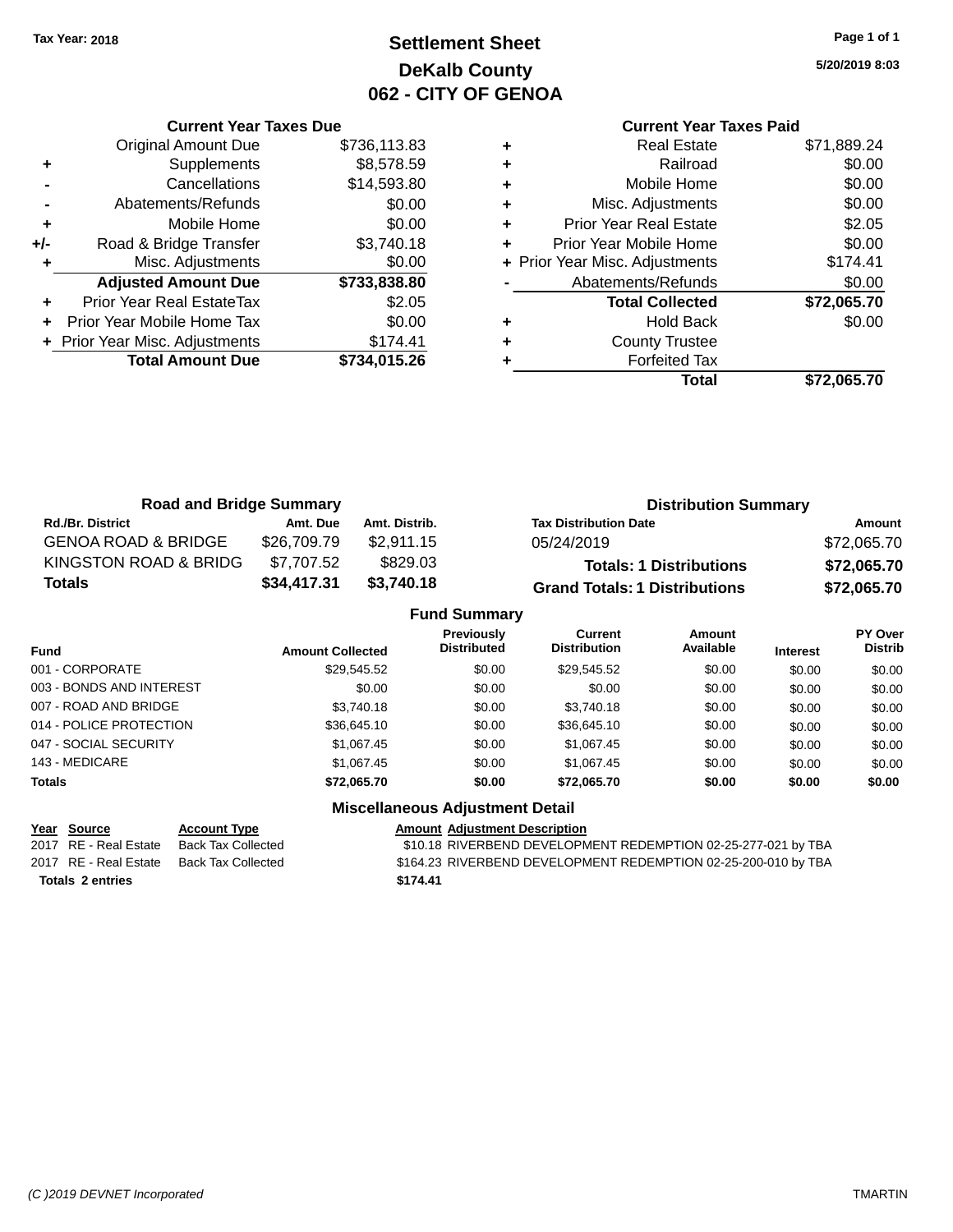Tax Year: 2018

# Settlement Sheet
## DeKalb County
## 062 - CITY OF GENOA

5/20/2019 8:03

### Current Year Taxes Due

| | | |
|---|---|---|
| | Original Amount Due | $736,113.83 |
| + | Supplements | $8,578.59 |
| - | Cancellations | $14,593.80 |
| - | Abatements/Refunds | $0.00 |
| + | Mobile Home | $0.00 |
| +/- | Road & Bridge Transfer | $3,740.18 |
| + | Misc. Adjustments | $0.00 |
| | **Adjusted Amount Due** | **$733,838.80** |
| + | Prior Year Real EstateTax | $2.05 |
| + | Prior Year Mobile Home Tax | $0.00 |
| + | Prior Year Misc. Adjustments | $174.41 |
| | **Total Amount Due** | **$734,015.26** |

### Current Year Taxes Paid

| | | |
|---|---|---|
| + | Real Estate | $71,889.24 |
| + | Railroad | $0.00 |
| + | Mobile Home | $0.00 |
| + | Misc. Adjustments | $0.00 |
| + | Prior Year Real Estate | $2.05 |
| + | Prior Year Mobile Home | $0.00 |
| + | Prior Year Misc. Adjustments | $174.41 |
| - | Abatements/Refunds | $0.00 |
| | **Total Collected** | **$72,065.70** |
| + | Hold Back | $0.00 |
| + | County Trustee | |
| + | Forfeited Tax | |
| | **Total** | **$72,065.70** |

### Road and Bridge Summary

| Rd./Br. District | Amt. Due | Amt. Distrib. |
|---|---|---|
| GENOA ROAD & BRIDGE | $26,709.79 | $2,911.15 |
| KINGSTON ROAD & BRIDG | $7,707.52 | $829.03 |
| **Totals** | **$34,417.31** | **$3,740.18** |

### Distribution Summary

| Tax Distribution Date | Amount |
|---|---|
| 05/24/2019 | $72,065.70 |
| **Totals: 1 Distributions** | **$72,065.70** |
| **Grand Totals: 1 Distributions** | **$72,065.70** |

### Fund Summary

| Fund | Amount Collected | Previously Distributed | Current Distribution | Amount Available | Interest | PY Over Distrib |
|---|---|---|---|---|---|---|
| 001 - CORPORATE | $29,545.52 | $0.00 | $29,545.52 | $0.00 | $0.00 | $0.00 |
| 003 - BONDS AND INTEREST | $0.00 | $0.00 | $0.00 | $0.00 | $0.00 | $0.00 |
| 007 - ROAD AND BRIDGE | $3,740.18 | $0.00 | $3,740.18 | $0.00 | $0.00 | $0.00 |
| 014 - POLICE PROTECTION | $36,645.10 | $0.00 | $36,645.10 | $0.00 | $0.00 | $0.00 |
| 047 - SOCIAL SECURITY | $1,067.45 | $0.00 | $1,067.45 | $0.00 | $0.00 | $0.00 |
| 143 - MEDICARE | $1,067.45 | $0.00 | $1,067.45 | $0.00 | $0.00 | $0.00 |
| **Totals** | **$72,065.70** | **$0.00** | **$72,065.70** | **$0.00** | **$0.00** | **$0.00** |

### Miscellaneous Adjustment Detail

| Year | Source | Account Type | Amount | Adjustment Description |
|---|---|---|---|---|
| 2017 | RE - Real Estate | Back Tax Collected | $10.18 | RIVERBEND DEVELOPMENT REDEMPTION 02-25-277-021 by TBA |
| 2017 | RE - Real Estate | Back Tax Collected | $164.23 | RIVERBEND DEVELOPMENT REDEMPTION 02-25-200-010 by TBA |
| **Totals 2 entries** | | | **$174.41** | |

(C )2019 DEVNET Incorporated TMARTIN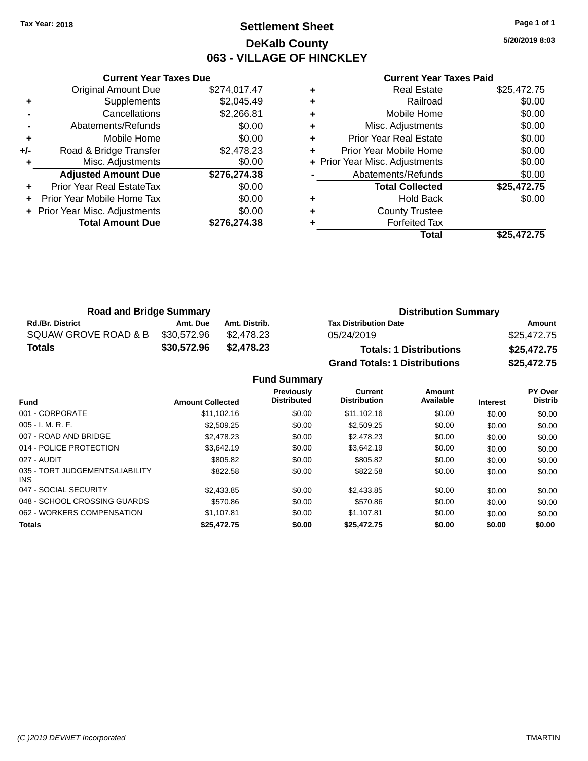Tax Year: 2018

# Settlement Sheet
## DeKalb County
## 063 - VILLAGE OF HINCKLEY

5/20/2019 8:03

### Current Year Taxes Due

| | | |
|---|---|---|
| | Original Amount Due | $274,017.47 |
| + | Supplements | $2,045.49 |
| - | Cancellations | $2,266.81 |
| - | Abatements/Refunds | $0.00 |
| + | Mobile Home | $0.00 |
| +/- | Road & Bridge Transfer | $2,478.23 |
| + | Misc. Adjustments | $0.00 |
| | **Adjusted Amount Due** | **$276,274.38** |
| + | Prior Year Real EstateTax | $0.00 |
| + | Prior Year Mobile Home Tax | $0.00 |
| + | Prior Year Misc. Adjustments | $0.00 |
| | **Total Amount Due** | **$276,274.38** |

### Current Year Taxes Paid

| | | |
|---|---|---|
| + | Real Estate | $25,472.75 |
| + | Railroad | $0.00 |
| + | Mobile Home | $0.00 |
| + | Misc. Adjustments | $0.00 |
| + | Prior Year Real Estate | $0.00 |
| + | Prior Year Mobile Home | $0.00 |
| + | Prior Year Misc. Adjustments | $0.00 |
| - | Abatements/Refunds | $0.00 |
| | **Total Collected** | **$25,472.75** |
| + | Hold Back | $0.00 |
| + | County Trustee | |
| + | Forfeited Tax | |
| | **Total** | **$25,472.75** |

### Road and Bridge Summary

| Rd./Br. District | Amt. Due | Amt. Distrib. |
|---|---|---|
| SQUAW GROVE ROAD & B | $30,572.96 | $2,478.23 |
| **Totals** | **$30,572.96** | **$2,478.23** |

### Distribution Summary

| Tax Distribution Date | Amount |
|---|---|
| 05/24/2019 | $25,472.75 |
| **Totals: 1 Distributions** | **$25,472.75** |
| **Grand Totals: 1 Distributions** | **$25,472.75** |

### Fund Summary

| Fund | Amount Collected | Previously Distributed | Current Distribution | Amount Available | Interest | PY Over Distrib |
|---|---|---|---|---|---|---|
| 001 - CORPORATE | $11,102.16 | $0.00 | $11,102.16 | $0.00 | $0.00 | $0.00 |
| 005 - I. M. R. F. | $2,509.25 | $0.00 | $2,509.25 | $0.00 | $0.00 | $0.00 |
| 007 - ROAD AND BRIDGE | $2,478.23 | $0.00 | $2,478.23 | $0.00 | $0.00 | $0.00 |
| 014 - POLICE PROTECTION | $3,642.19 | $0.00 | $3,642.19 | $0.00 | $0.00 | $0.00 |
| 027 - AUDIT | $805.82 | $0.00 | $805.82 | $0.00 | $0.00 | $0.00 |
| 035 - TORT JUDGEMENTS/LIABILITY INS | $822.58 | $0.00 | $822.58 | $0.00 | $0.00 | $0.00 |
| 047 - SOCIAL SECURITY | $2,433.85 | $0.00 | $2,433.85 | $0.00 | $0.00 | $0.00 |
| 048 - SCHOOL CROSSING GUARDS | $570.86 | $0.00 | $570.86 | $0.00 | $0.00 | $0.00 |
| 062 - WORKERS COMPENSATION | $1,107.81 | $0.00 | $1,107.81 | $0.00 | $0.00 | $0.00 |
| **Totals** | **$25,472.75** | **$0.00** | **$25,472.75** | **$0.00** | **$0.00** | **$0.00** |

(C )2019 DEVNET Incorporated TMARTIN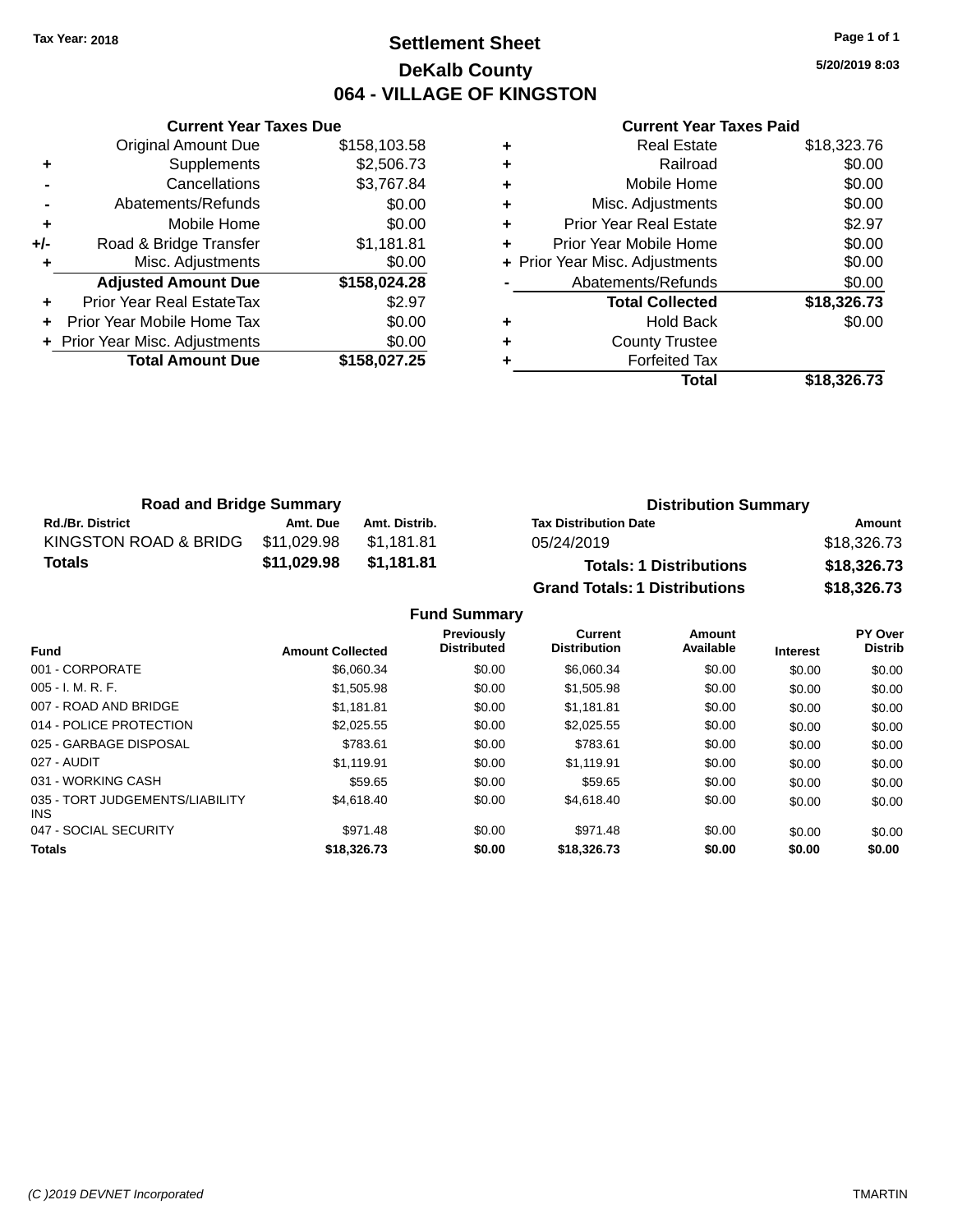Tax Year: 2018

# Settlement Sheet

## DeKalb County

## 064 - VILLAGE OF KINGSTON

5/20/2019 8:03

### Current Year Taxes Due

| | | |
|---|---|---|
| | Original Amount Due | $158,103.58 |
| + | Supplements | $2,506.73 |
| - | Cancellations | $3,767.84 |
| - | Abatements/Refunds | $0.00 |
| + | Mobile Home | $0.00 |
| +/- | Road & Bridge Transfer | $1,181.81 |
| + | Misc. Adjustments | $0.00 |
| | **Adjusted Amount Due** | **$158,024.28** |
| + | Prior Year Real EstateTax | $2.97 |
| + | Prior Year Mobile Home Tax | $0.00 |
| + | Prior Year Misc. Adjustments | $0.00 |
| | **Total Amount Due** | **$158,027.25** |

### Current Year Taxes Paid

| | | |
|---|---|---|
| + | Real Estate | $18,323.76 |
| + | Railroad | $0.00 |
| + | Mobile Home | $0.00 |
| + | Misc. Adjustments | $0.00 |
| + | Prior Year Real Estate | $2.97 |
| + | Prior Year Mobile Home | $0.00 |
| + | Prior Year Misc. Adjustments | $0.00 |
| - | Abatements/Refunds | $0.00 |
| | **Total Collected** | **$18,326.73** |
| + | Hold Back | $0.00 |
| + | County Trustee | |
| + | Forfeited Tax | |
| | **Total** | **$18,326.73** |

### Road and Bridge Summary

| Rd./Br. District | Amt. Due | Amt. Distrib. |
|---|---|---|
| KINGSTON ROAD & BRIDG | $11,029.98 | $1,181.81 |
| **Totals** | **$11,029.98** | **$1,181.81** |

### Distribution Summary

| Tax Distribution Date | Amount |
|---|---|
| 05/24/2019 | $18,326.73 |
| **Totals: 1 Distributions** | **$18,326.73** |
| **Grand Totals: 1 Distributions** | **$18,326.73** |

### Fund Summary

| Fund | Amount Collected | Previously Distributed | Current Distribution | Amount Available | Interest | PY Over Distrib |
|---|---|---|---|---|---|---|
| 001 - CORPORATE | $6,060.34 | $0.00 | $6,060.34 | $0.00 | $0.00 | $0.00 |
| 005 - I. M. R. F. | $1,505.98 | $0.00 | $1,505.98 | $0.00 | $0.00 | $0.00 |
| 007 - ROAD AND BRIDGE | $1,181.81 | $0.00 | $1,181.81 | $0.00 | $0.00 | $0.00 |
| 014 - POLICE PROTECTION | $2,025.55 | $0.00 | $2,025.55 | $0.00 | $0.00 | $0.00 |
| 025 - GARBAGE DISPOSAL | $783.61 | $0.00 | $783.61 | $0.00 | $0.00 | $0.00 |
| 027 - AUDIT | $1,119.91 | $0.00 | $1,119.91 | $0.00 | $0.00 | $0.00 |
| 031 - WORKING CASH | $59.65 | $0.00 | $59.65 | $0.00 | $0.00 | $0.00 |
| 035 - TORT JUDGEMENTS/LIABILITY INS | $4,618.40 | $0.00 | $4,618.40 | $0.00 | $0.00 | $0.00 |
| 047 - SOCIAL SECURITY | $971.48 | $0.00 | $971.48 | $0.00 | $0.00 | $0.00 |
| **Totals** | **$18,326.73** | **$0.00** | **$18,326.73** | **$0.00** | **$0.00** | **$0.00** |

(C )2019 DEVNET Incorporated TMARTIN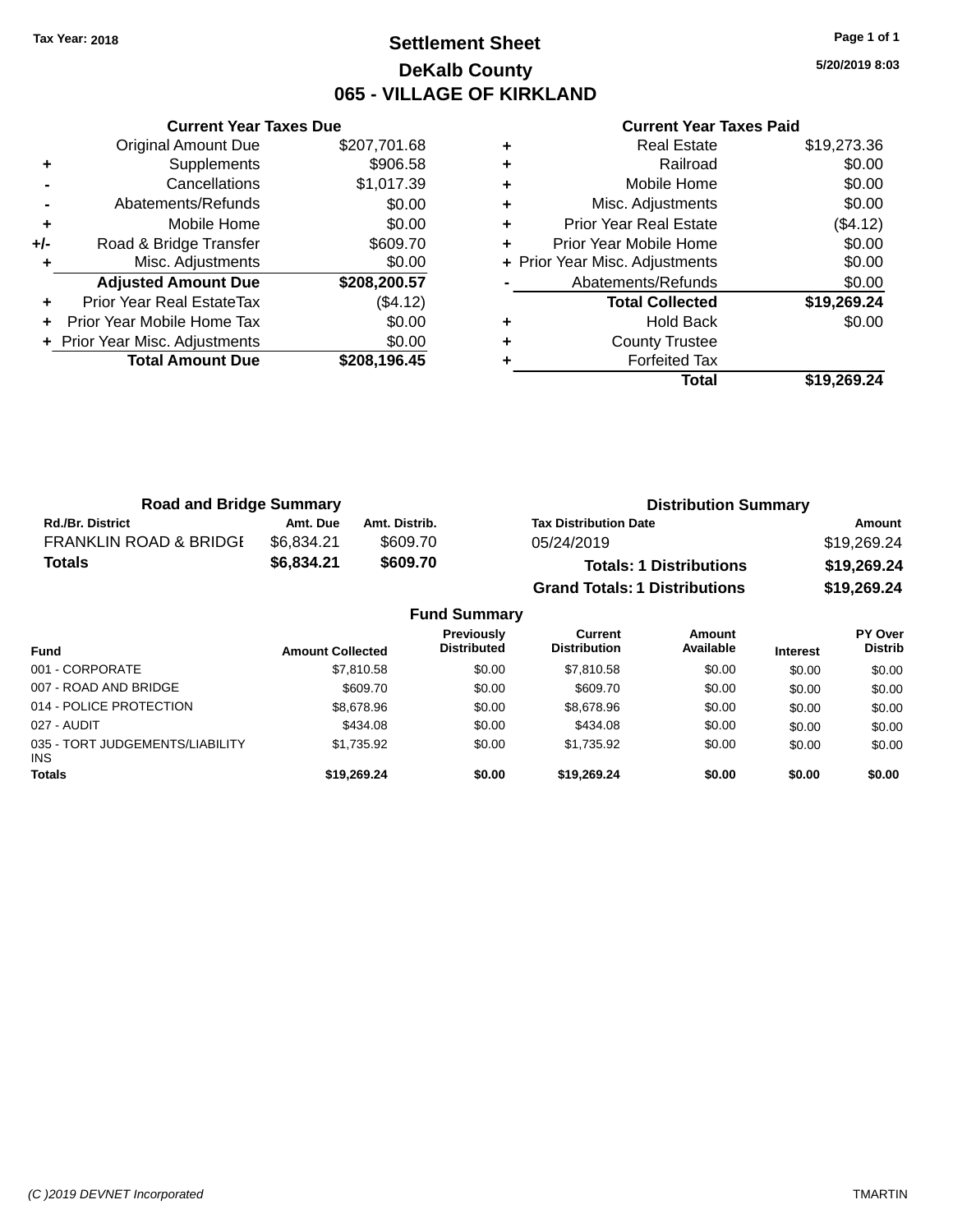Tax Year: 2018

# Settlement Sheet

## DeKalb County

## 065 - VILLAGE OF KIRKLAND

5/20/2019 8:03

### Current Year Taxes Due

| | | |
|---|---|---|
| | Original Amount Due | $207,701.68 |
| + | Supplements | $906.58 |
| - | Cancellations | $1,017.39 |
| - | Abatements/Refunds | $0.00 |
| + | Mobile Home | $0.00 |
| +/- | Road & Bridge Transfer | $609.70 |
| + | Misc. Adjustments | $0.00 |
| | **Adjusted Amount Due** | **$208,200.57** |
| + | Prior Year Real EstateTax | ($4.12) |
| + | Prior Year Mobile Home Tax | $0.00 |
| + | Prior Year Misc. Adjustments | $0.00 |
| | **Total Amount Due** | **$208,196.45** |

### Current Year Taxes Paid

| | | |
|---|---|---|
| + | Real Estate | $19,273.36 |
| + | Railroad | $0.00 |
| + | Mobile Home | $0.00 |
| + | Misc. Adjustments | $0.00 |
| + | Prior Year Real Estate | ($4.12) |
| + | Prior Year Mobile Home | $0.00 |
| + | Prior Year Misc. Adjustments | $0.00 |
| - | Abatements/Refunds | $0.00 |
| | **Total Collected** | **$19,269.24** |
| + | Hold Back | $0.00 |
| + | County Trustee | |
| + | Forfeited Tax | |
| | **Total** | **$19,269.24** |

### Road and Bridge Summary

| Rd./Br. District | Amt. Due | Amt. Distrib. |
|---|---|---|
| FRANKLIN ROAD & BRIDGE | $6,834.21 | $609.70 |
| **Totals** | **$6,834.21** | **$609.70** |

### Distribution Summary

| Tax Distribution Date | Amount |
|---|---|
| 05/24/2019 | $19,269.24 |
| **Totals: 1 Distributions** | **$19,269.24** |
| **Grand Totals: 1 Distributions** | **$19,269.24** |

### Fund Summary

| Fund | Amount Collected | Previously Distributed | Current Distribution | Amount Available | Interest | PY Over Distrib |
|---|---|---|---|---|---|---|
| 001 - CORPORATE | $7,810.58 | $0.00 | $7,810.58 | $0.00 | $0.00 | $0.00 |
| 007 - ROAD AND BRIDGE | $609.70 | $0.00 | $609.70 | $0.00 | $0.00 | $0.00 |
| 014 - POLICE PROTECTION | $8,678.96 | $0.00 | $8,678.96 | $0.00 | $0.00 | $0.00 |
| 027 - AUDIT | $434.08 | $0.00 | $434.08 | $0.00 | $0.00 | $0.00 |
| 035 - TORT JUDGEMENTS/LIABILITY INS | $1,735.92 | $0.00 | $1,735.92 | $0.00 | $0.00 | $0.00 |
| **Totals** | **$19,269.24** | **$0.00** | **$19,269.24** | **$0.00** | **$0.00** | **$0.00** |

(C )2019 DEVNET Incorporated TMARTIN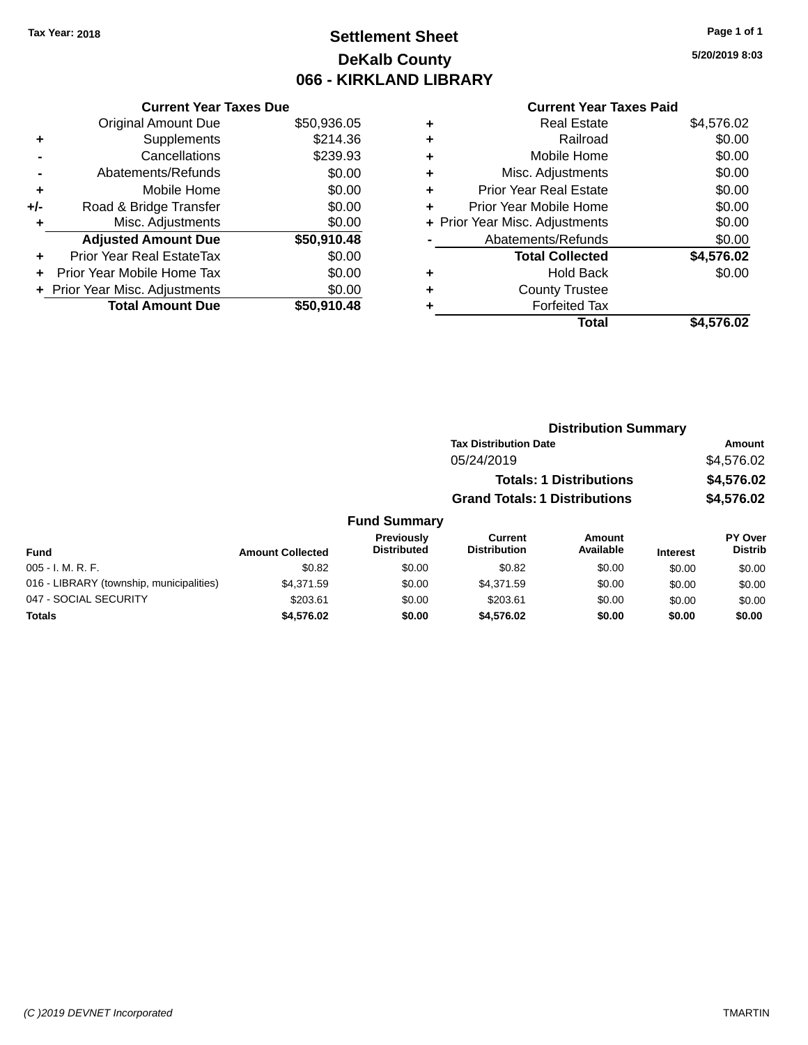Tax Year: 2018

# Settlement Sheet

## DeKalb County

## 066 - KIRKLAND LIBRARY

5/20/2019 8:03

### Current Year Taxes Due

| | | |
|---|---|---|
| | Original Amount Due | $50,936.05 |
| + | Supplements | $214.36 |
| - | Cancellations | $239.93 |
| - | Abatements/Refunds | $0.00 |
| + | Mobile Home | $0.00 |
| +/- | Road & Bridge Transfer | $0.00 |
| + | Misc. Adjustments | $0.00 |
| | **Adjusted Amount Due** | **$50,910.48** |
| + | Prior Year Real EstateTax | $0.00 |
| + | Prior Year Mobile Home Tax | $0.00 |
| + | Prior Year Misc. Adjustments | $0.00 |
| | **Total Amount Due** | **$50,910.48** |

### Current Year Taxes Paid

| | | |
|---|---|---|
| + | Real Estate | $4,576.02 |
| + | Railroad | $0.00 |
| + | Mobile Home | $0.00 |
| + | Misc. Adjustments | $0.00 |
| + | Prior Year Real Estate | $0.00 |
| + | Prior Year Mobile Home | $0.00 |
| + | Prior Year Misc. Adjustments | $0.00 |
| - | Abatements/Refunds | $0.00 |
| | **Total Collected** | **$4,576.02** |
| + | Hold Back | $0.00 |
| + | County Trustee | |
| + | Forfeited Tax | |
| | **Total** | **$4,576.02** |

### Distribution Summary

| Tax Distribution Date | Amount |
|---|---|
| 05/24/2019 | $4,576.02 |
| **Totals: 1 Distributions** | **$4,576.02** |
| **Grand Totals: 1 Distributions** | **$4,576.02** |

### Fund Summary

| Fund | Amount Collected | Previously Distributed | Current Distribution | Amount Available | Interest | PY Over Distrib |
|---|---|---|---|---|---|---|
| 005 - I. M. R. F. | $0.82 | $0.00 | $0.82 | $0.00 | $0.00 | $0.00 |
| 016 - LIBRARY (township, municipalities) | $4,371.59 | $0.00 | $4,371.59 | $0.00 | $0.00 | $0.00 |
| 047 - SOCIAL SECURITY | $203.61 | $0.00 | $203.61 | $0.00 | $0.00 | $0.00 |
| **Totals** | **$4,576.02** | **$0.00** | **$4,576.02** | **$0.00** | **$0.00** | **$0.00** |

(C )2019 DEVNET Incorporated TMARTIN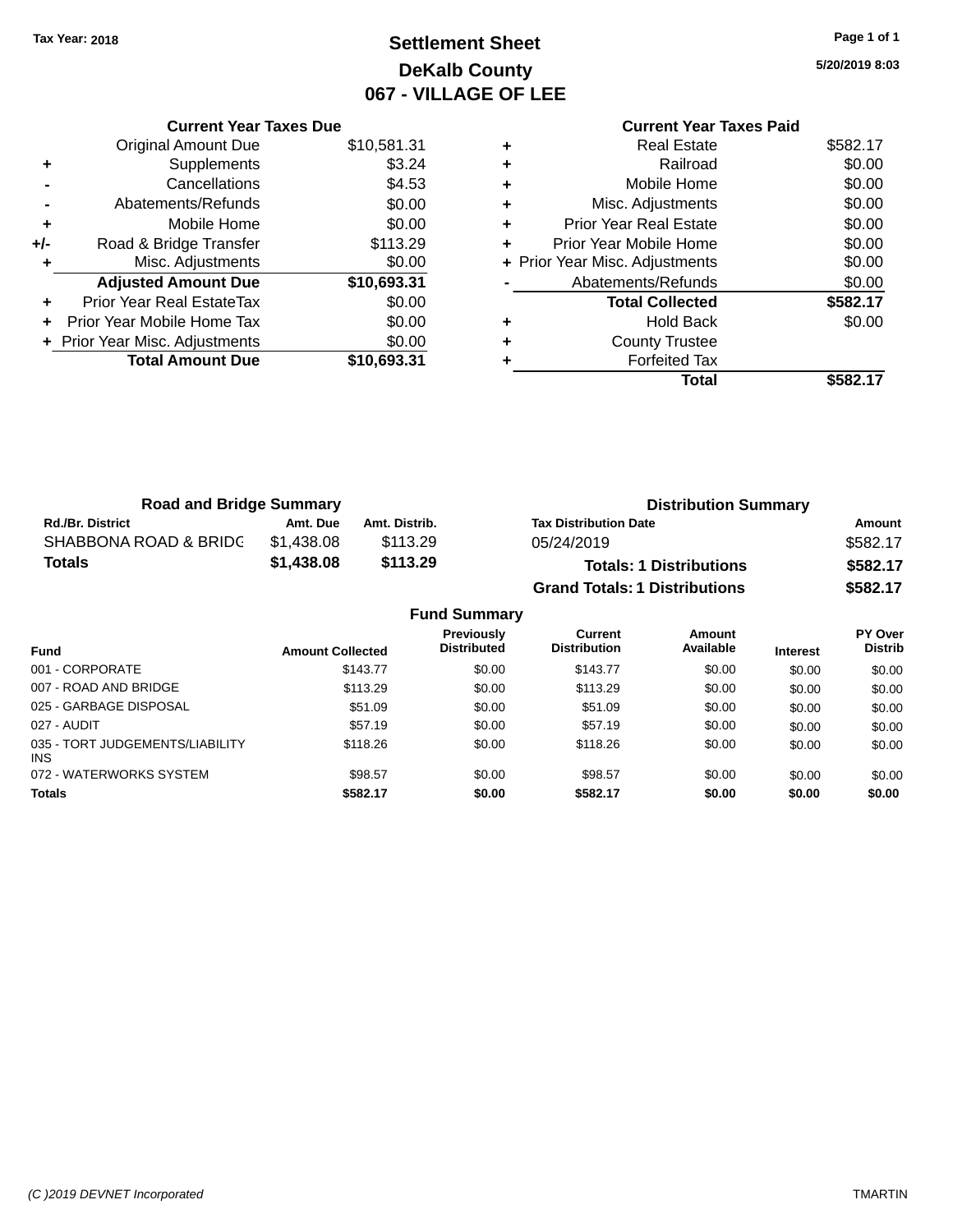Tax Year: 2018

# Settlement Sheet
## DeKalb County
## 067 - VILLAGE OF LEE

5/20/2019 8:03

### Current Year Taxes Due

| | | |
|---|---|---|
| | Original Amount Due | $10,581.31 |
| + | Supplements | $3.24 |
| - | Cancellations | $4.53 |
| - | Abatements/Refunds | $0.00 |
| + | Mobile Home | $0.00 |
| +/- | Road & Bridge Transfer | $113.29 |
| + | Misc. Adjustments | $0.00 |
| | **Adjusted Amount Due** | **$10,693.31** |
| + | Prior Year Real EstateTax | $0.00 |
| + | Prior Year Mobile Home Tax | $0.00 |
| + | Prior Year Misc. Adjustments | $0.00 |
| | **Total Amount Due** | **$10,693.31** |

### Current Year Taxes Paid

| | | |
|---|---|---|
| + | Real Estate | $582.17 |
| + | Railroad | $0.00 |
| + | Mobile Home | $0.00 |
| + | Misc. Adjustments | $0.00 |
| + | Prior Year Real Estate | $0.00 |
| + | Prior Year Mobile Home | $0.00 |
| + | Prior Year Misc. Adjustments | $0.00 |
| - | Abatements/Refunds | $0.00 |
| | **Total Collected** | **$582.17** |
| + | Hold Back | $0.00 |
| + | County Trustee | |
| + | Forfeited Tax | |
| | **Total** | **$582.17** |

### Road and Bridge Summary

| Rd./Br. District | Amt. Due | Amt. Distrib. |
|---|---|---|
| SHABBONA ROAD & BRIDG | $1,438.08 | $113.29 |
| **Totals** | **$1,438.08** | **$113.29** |

### Distribution Summary

| Tax Distribution Date | Amount |
|---|---|
| 05/24/2019 | $582.17 |
| **Totals: 1 Distributions** | **$582.17** |
| **Grand Totals: 1 Distributions** | **$582.17** |

### Fund Summary

| Fund | Amount Collected | Previously Distributed | Current Distribution | Amount Available | Interest | PY Over Distrib |
|---|---|---|---|---|---|---|
| 001 - CORPORATE | $143.77 | $0.00 | $143.77 | $0.00 | $0.00 | $0.00 |
| 007 - ROAD AND BRIDGE | $113.29 | $0.00 | $113.29 | $0.00 | $0.00 | $0.00 |
| 025 - GARBAGE DISPOSAL | $51.09 | $0.00 | $51.09 | $0.00 | $0.00 | $0.00 |
| 027 - AUDIT | $57.19 | $0.00 | $57.19 | $0.00 | $0.00 | $0.00 |
| 035 - TORT JUDGEMENTS/LIABILITY INS | $118.26 | $0.00 | $118.26 | $0.00 | $0.00 | $0.00 |
| 072 - WATERWORKS SYSTEM | $98.57 | $0.00 | $98.57 | $0.00 | $0.00 | $0.00 |
| **Totals** | **$582.17** | **$0.00** | **$582.17** | **$0.00** | **$0.00** | **$0.00** |

(C )2019 DEVNET Incorporated TMARTIN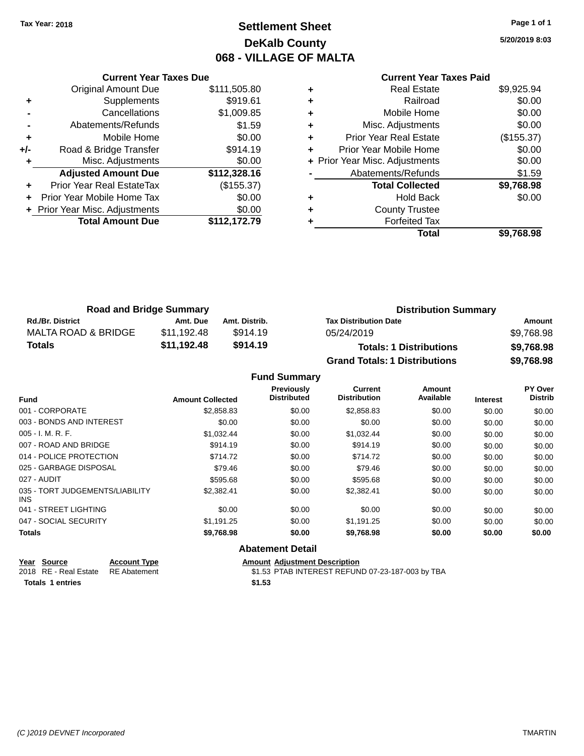Tax Year: 2018

# Settlement Sheet
## DeKalb County
## 068 - VILLAGE OF MALTA

5/20/2019 8:03

### Current Year Taxes Due

| | | |
|---|---|---|
| | Original Amount Due | $111,505.80 |
| + | Supplements | $919.61 |
| - | Cancellations | $1,009.85 |
| - | Abatements/Refunds | $1.59 |
| + | Mobile Home | $0.00 |
| +/- | Road & Bridge Transfer | $914.19 |
| + | Misc. Adjustments | $0.00 |
| | **Adjusted Amount Due** | **$112,328.16** |
| + | Prior Year Real EstateTax | ($155.37) |
| + | Prior Year Mobile Home Tax | $0.00 |
| + | Prior Year Misc. Adjustments | $0.00 |
| | **Total Amount Due** | **$112,172.79** |

### Current Year Taxes Paid

| | | |
|---|---|---|
| + | Real Estate | $9,925.94 |
| + | Railroad | $0.00 |
| + | Mobile Home | $0.00 |
| + | Misc. Adjustments | $0.00 |
| + | Prior Year Real Estate | ($155.37) |
| + | Prior Year Mobile Home | $0.00 |
| + | Prior Year Misc. Adjustments | $0.00 |
| - | Abatements/Refunds | $1.59 |
| | **Total Collected** | **$9,768.98** |
| + | Hold Back | $0.00 |
| + | County Trustee | |
| + | Forfeited Tax | |
| | **Total** | **$9,768.98** |

### Road and Bridge Summary

| Rd./Br. District | Amt. Due | Amt. Distrib. |
|---|---|---|
| MALTA ROAD & BRIDGE | $11,192.48 | $914.19 |
| **Totals** | **$11,192.48** | **$914.19** |

### Distribution Summary

| Tax Distribution Date | Amount |
|---|---|
| 05/24/2019 | $9,768.98 |
| **Totals: 1 Distributions** | **$9,768.98** |
| **Grand Totals: 1 Distributions** | **$9,768.98** |

### Fund Summary

| Fund | Amount Collected | Previously Distributed | Current Distribution | Amount Available | Interest | PY Over Distrib |
|---|---|---|---|---|---|---|
| 001 - CORPORATE | $2,858.83 | $0.00 | $2,858.83 | $0.00 | $0.00 | $0.00 |
| 003 - BONDS AND INTEREST | $0.00 | $0.00 | $0.00 | $0.00 | $0.00 | $0.00 |
| 005 - I. M. R. F. | $1,032.44 | $0.00 | $1,032.44 | $0.00 | $0.00 | $0.00 |
| 007 - ROAD AND BRIDGE | $914.19 | $0.00 | $914.19 | $0.00 | $0.00 | $0.00 |
| 014 - POLICE PROTECTION | $714.72 | $0.00 | $714.72 | $0.00 | $0.00 | $0.00 |
| 025 - GARBAGE DISPOSAL | $79.46 | $0.00 | $79.46 | $0.00 | $0.00 | $0.00 |
| 027 - AUDIT | $595.68 | $0.00 | $595.68 | $0.00 | $0.00 | $0.00 |
| 035 - TORT JUDGEMENTS/LIABILITY INS | $2,382.41 | $0.00 | $2,382.41 | $0.00 | $0.00 | $0.00 |
| 041 - STREET LIGHTING | $0.00 | $0.00 | $0.00 | $0.00 | $0.00 | $0.00 |
| 047 - SOCIAL SECURITY | $1,191.25 | $0.00 | $1,191.25 | $0.00 | $0.00 | $0.00 |
| **Totals** | **$9,768.98** | **$0.00** | **$9,768.98** | **$0.00** | **$0.00** | **$0.00** |

### Abatement Detail

| Year | Source | Account Type | Amount | Adjustment Description |
|---|---|---|---|---|
| 2018 | RE - Real Estate | RE Abatement | $1.53 | PTAB INTEREST REFUND 07-23-187-003 by TBA |
| **Totals 1 entries** | | | **$1.53** | |

(C )2019 DEVNET Incorporated TMARTIN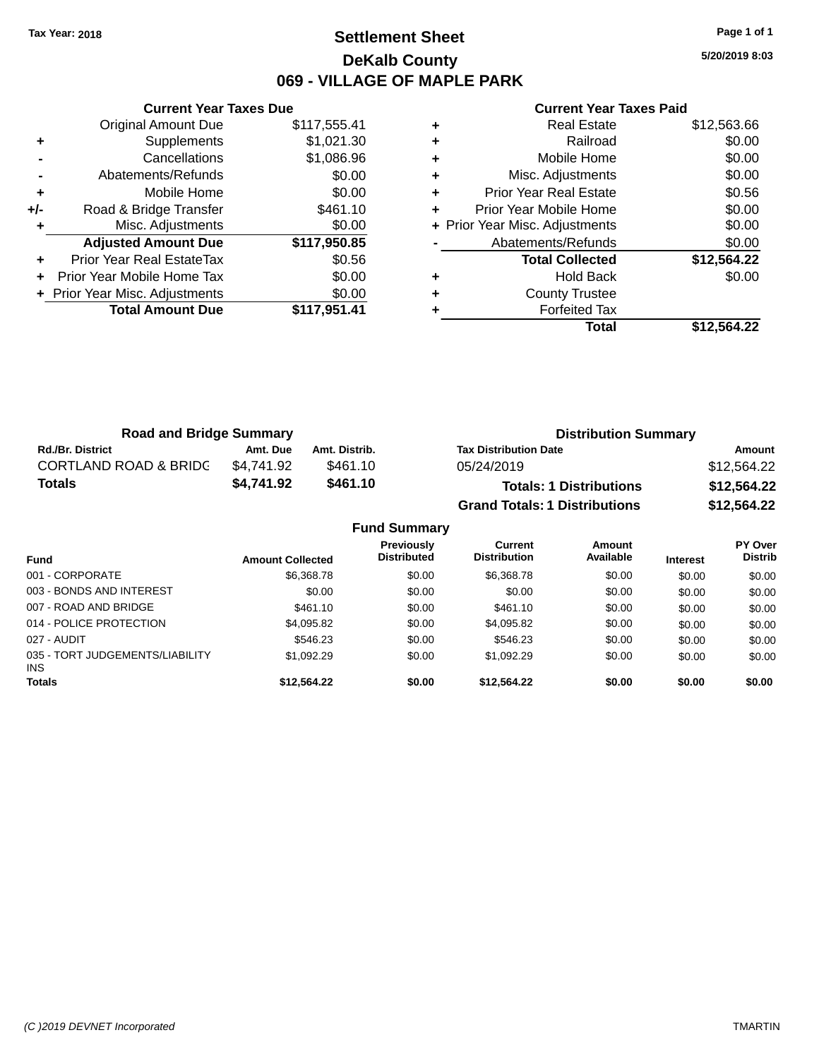**Tax Year: 2018**

# Settlement Sheet

## DeKalb County

## 069 - VILLAGE OF MAPLE PARK

5/20/2019 8:03

### Current Year Taxes Due

| | | |
|---|---|---|
| | Original Amount Due | $117,555.41 |
| + | Supplements | $1,021.30 |
| - | Cancellations | $1,086.96 |
| - | Abatements/Refunds | $0.00 |
| + | Mobile Home | $0.00 |
| +/- | Road & Bridge Transfer | $461.10 |
| + | Misc. Adjustments | $0.00 |
| | **Adjusted Amount Due** | **$117,950.85** |
| + | Prior Year Real EstateTax | $0.56 |
| + | Prior Year Mobile Home Tax | $0.00 |
| + | Prior Year Misc. Adjustments | $0.00 |
| | **Total Amount Due** | **$117,951.41** |

### Current Year Taxes Paid

| | | |
|---|---|---|
| + | Real Estate | $12,563.66 |
| + | Railroad | $0.00 |
| + | Mobile Home | $0.00 |
| + | Misc. Adjustments | $0.00 |
| + | Prior Year Real Estate | $0.56 |
| + | Prior Year Mobile Home | $0.00 |
| + | Prior Year Misc. Adjustments | $0.00 |
| - | Abatements/Refunds | $0.00 |
| | **Total Collected** | **$12,564.22** |
| + | Hold Back | $0.00 |
| + | County Trustee | |
| + | Forfeited Tax | |
| | **Total** | **$12,564.22** |

### Road and Bridge Summary

| Rd./Br. District | Amt. Due | Amt. Distrib. |
|---|---|---|
| CORTLAND ROAD & BRIDG | $4,741.92 | $461.10 |
| **Totals** | **$4,741.92** | **$461.10** |

### Distribution Summary

| Tax Distribution Date | Amount |
|---|---|
| 05/24/2019 | $12,564.22 |
| **Totals: 1 Distributions** | **$12,564.22** |
| **Grand Totals: 1 Distributions** | **$12,564.22** |

### Fund Summary

| Fund | Amount Collected | Previously Distributed | Current Distribution | Amount Available | Interest | PY Over Distrib |
|---|---|---|---|---|---|---|
| 001 - CORPORATE | $6,368.78 | $0.00 | $6,368.78 | $0.00 | $0.00 | $0.00 |
| 003 - BONDS AND INTEREST | $0.00 | $0.00 | $0.00 | $0.00 | $0.00 | $0.00 |
| 007 - ROAD AND BRIDGE | $461.10 | $0.00 | $461.10 | $0.00 | $0.00 | $0.00 |
| 014 - POLICE PROTECTION | $4,095.82 | $0.00 | $4,095.82 | $0.00 | $0.00 | $0.00 |
| 027 - AUDIT | $546.23 | $0.00 | $546.23 | $0.00 | $0.00 | $0.00 |
| 035 - TORT JUDGEMENTS/LIABILITY INS | $1,092.29 | $0.00 | $1,092.29 | $0.00 | $0.00 | $0.00 |
| **Totals** | **$12,564.22** | **$0.00** | **$12,564.22** | **$0.00** | **$0.00** | **$0.00** |

*(C )2019 DEVNET Incorporated* TMARTIN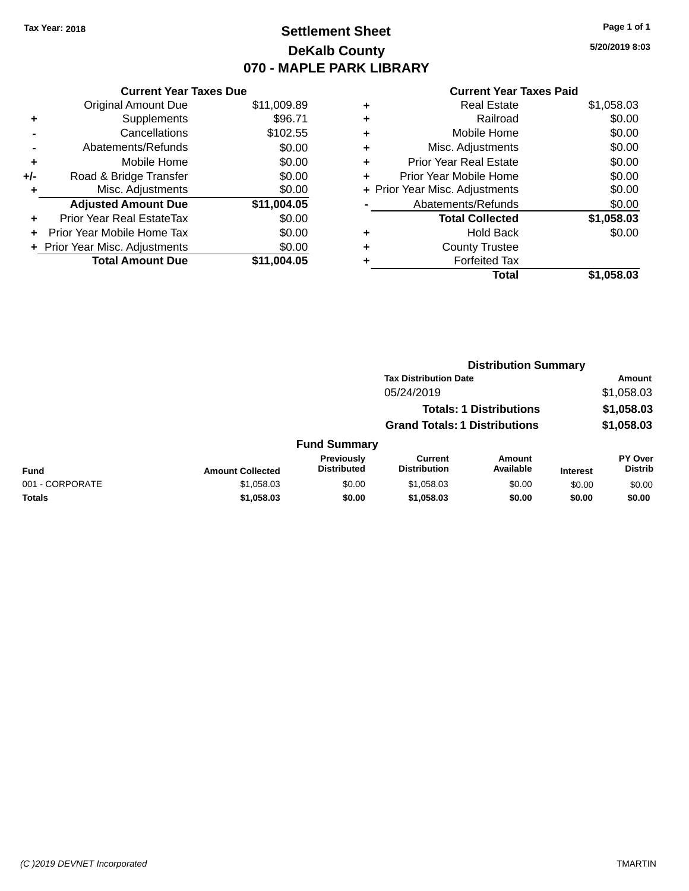Tax Year: 2018

# Settlement Sheet

## DeKalb County

## 070 - MAPLE PARK LIBRARY

5/20/2019 8:03

### Current Year Taxes Due

| | | |
|---|---|---|
| | Original Amount Due | $11,009.89 |
| + | Supplements | $96.71 |
| - | Cancellations | $102.55 |
| - | Abatements/Refunds | $0.00 |
| + | Mobile Home | $0.00 |
| +/- | Road & Bridge Transfer | $0.00 |
| + | Misc. Adjustments | $0.00 |
| | **Adjusted Amount Due** | **$11,004.05** |
| + | Prior Year Real EstateTax | $0.00 |
| + | Prior Year Mobile Home Tax | $0.00 |
| + | Prior Year Misc. Adjustments | $0.00 |
| | **Total Amount Due** | **$11,004.05** |

### Current Year Taxes Paid

| | | |
|---|---|---|
| + | Real Estate | $1,058.03 |
| + | Railroad | $0.00 |
| + | Mobile Home | $0.00 |
| + | Misc. Adjustments | $0.00 |
| + | Prior Year Real Estate | $0.00 |
| + | Prior Year Mobile Home | $0.00 |
| + | Prior Year Misc. Adjustments | $0.00 |
| - | Abatements/Refunds | $0.00 |
| | **Total Collected** | **$1,058.03** |
| + | Hold Back | $0.00 |
| + | County Trustee | |
| + | Forfeited Tax | |
| | **Total** | **$1,058.03** |

### Distribution Summary

| Tax Distribution Date | Amount |
|---|---|
| 05/24/2019 | $1,058.03 |
| **Totals: 1 Distributions** | **$1,058.03** |
| **Grand Totals: 1 Distributions** | **$1,058.03** |

### Fund Summary

| Fund | Amount Collected | Previously Distributed | Current Distribution | Amount Available | Interest | PY Over Distrib |
|---|---|---|---|---|---|---|
| 001 - CORPORATE | $1,058.03 | $0.00 | $1,058.03 | $0.00 | $0.00 | $0.00 |
| **Totals** | **$1,058.03** | **$0.00** | **$1,058.03** | **$0.00** | **$0.00** | **$0.00** |

(C )2019 DEVNET Incorporated — TMARTIN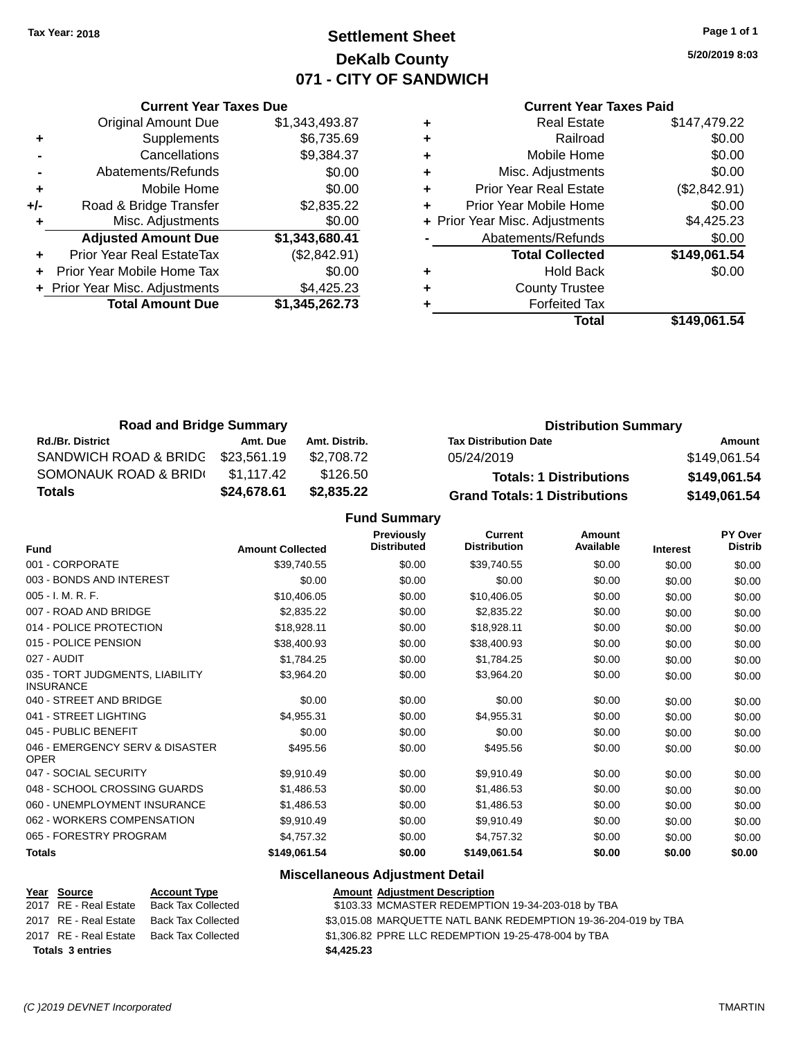Tax Year: 2018

# Settlement Sheet
## DeKalb County
## 071 - CITY OF SANDWICH

5/20/2019 8:03

### Current Year Taxes Due

| | | |
|---|---|---|
| | Original Amount Due | $1,343,493.87 |
| + | Supplements | $6,735.69 |
| - | Cancellations | $9,384.37 |
| - | Abatements/Refunds | $0.00 |
| + | Mobile Home | $0.00 |
| +/- | Road & Bridge Transfer | $2,835.22 |
| + | Misc. Adjustments | $0.00 |
| | **Adjusted Amount Due** | **$1,343,680.41** |
| + | Prior Year Real EstateTax | ($2,842.91) |
| + | Prior Year Mobile Home Tax | $0.00 |
| + | Prior Year Misc. Adjustments | $4,425.23 |
| | **Total Amount Due** | **$1,345,262.73** |

### Current Year Taxes Paid

| | | |
|---|---|---|
| + | Real Estate | $147,479.22 |
| + | Railroad | $0.00 |
| + | Mobile Home | $0.00 |
| + | Misc. Adjustments | $0.00 |
| + | Prior Year Real Estate | ($2,842.91) |
| + | Prior Year Mobile Home | $0.00 |
| + | Prior Year Misc. Adjustments | $4,425.23 |
| - | Abatements/Refunds | $0.00 |
| | **Total Collected** | **$149,061.54** |
| + | Hold Back | $0.00 |
| + | County Trustee | |
| + | Forfeited Tax | |
| | **Total** | **$149,061.54** |

### Road and Bridge Summary

| Rd./Br. District | Amt. Due | Amt. Distrib. |
|---|---|---|
| SANDWICH ROAD & BRIDG | $23,561.19 | $2,708.72 |
| SOMONAUK ROAD & BRID( | $1,117.42 | $126.50 |
| **Totals** | **$24,678.61** | **$2,835.22** |

### Distribution Summary

| Tax Distribution Date | Amount |
|---|---|
| 05/24/2019 | $149,061.54 |
| **Totals: 1 Distributions** | **$149,061.54** |
| **Grand Totals: 1 Distributions** | **$149,061.54** |

### Fund Summary

| Fund | Amount Collected | Previously Distributed | Current Distribution | Amount Available | Interest | PY Over Distrib |
|---|---|---|---|---|---|---|
| 001 - CORPORATE | $39,740.55 | $0.00 | $39,740.55 | $0.00 | $0.00 | $0.00 |
| 003 - BONDS AND INTEREST | $0.00 | $0.00 | $0.00 | $0.00 | $0.00 | $0.00 |
| 005 - I. M. R. F. | $10,406.05 | $0.00 | $10,406.05 | $0.00 | $0.00 | $0.00 |
| 007 - ROAD AND BRIDGE | $2,835.22 | $0.00 | $2,835.22 | $0.00 | $0.00 | $0.00 |
| 014 - POLICE PROTECTION | $18,928.11 | $0.00 | $18,928.11 | $0.00 | $0.00 | $0.00 |
| 015 - POLICE PENSION | $38,400.93 | $0.00 | $38,400.93 | $0.00 | $0.00 | $0.00 |
| 027 - AUDIT | $1,784.25 | $0.00 | $1,784.25 | $0.00 | $0.00 | $0.00 |
| 035 - TORT JUDGMENTS, LIABILITY INSURANCE | $3,964.20 | $0.00 | $3,964.20 | $0.00 | $0.00 | $0.00 |
| 040 - STREET AND BRIDGE | $0.00 | $0.00 | $0.00 | $0.00 | $0.00 | $0.00 |
| 041 - STREET LIGHTING | $4,955.31 | $0.00 | $4,955.31 | $0.00 | $0.00 | $0.00 |
| 045 - PUBLIC BENEFIT | $0.00 | $0.00 | $0.00 | $0.00 | $0.00 | $0.00 |
| 046 - EMERGENCY SERV & DISASTER OPER | $495.56 | $0.00 | $495.56 | $0.00 | $0.00 | $0.00 |
| 047 - SOCIAL SECURITY | $9,910.49 | $0.00 | $9,910.49 | $0.00 | $0.00 | $0.00 |
| 048 - SCHOOL CROSSING GUARDS | $1,486.53 | $0.00 | $1,486.53 | $0.00 | $0.00 | $0.00 |
| 060 - UNEMPLOYMENT INSURANCE | $1,486.53 | $0.00 | $1,486.53 | $0.00 | $0.00 | $0.00 |
| 062 - WORKERS COMPENSATION | $9,910.49 | $0.00 | $9,910.49 | $0.00 | $0.00 | $0.00 |
| 065 - FORESTRY PROGRAM | $4,757.32 | $0.00 | $4,757.32 | $0.00 | $0.00 | $0.00 |
| **Totals** | **$149,061.54** | **$0.00** | **$149,061.54** | **$0.00** | **$0.00** | **$0.00** |

### Miscellaneous Adjustment Detail

| Year | Source | Account Type | Amount | Adjustment Description |
|---|---|---|---|---|
| 2017 | RE - Real Estate | Back Tax Collected | $103.33 | MCMASTER REDEMPTION 19-34-203-018 by TBA |
| 2017 | RE - Real Estate | Back Tax Collected | $3,015.08 | MARQUETTE NATL BANK REDEMPTION 19-36-204-019 by TBA |
| 2017 | RE - Real Estate | Back Tax Collected | $1,306.82 | PPRE LLC REDEMPTION 19-25-478-004 by TBA |
| **Totals 3 entries** | | | **$4,425.23** | |

(C )2019 DEVNET Incorporated — TMARTIN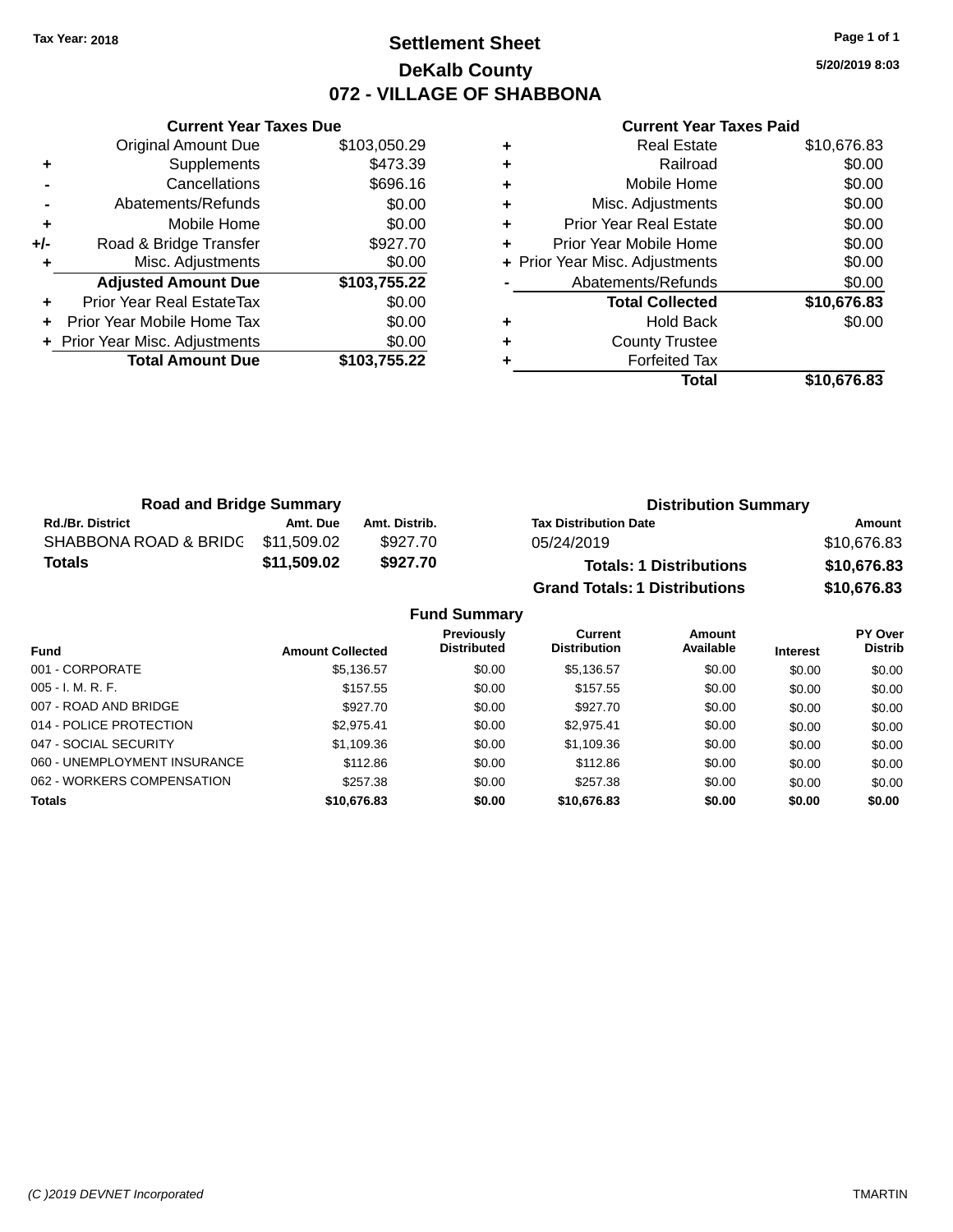Tax Year: 2018

# Settlement Sheet

## DeKalb County

## 072 - VILLAGE OF SHABBONA

5/20/2019 8:03

### Current Year Taxes Due

| | | |
|---|---|---|
| | Original Amount Due | $103,050.29 |
| + | Supplements | $473.39 |
| - | Cancellations | $696.16 |
| - | Abatements/Refunds | $0.00 |
| + | Mobile Home | $0.00 |
| +/- | Road & Bridge Transfer | $927.70 |
| + | Misc. Adjustments | $0.00 |
| | **Adjusted Amount Due** | **$103,755.22** |
| + | Prior Year Real EstateTax | $0.00 |
| + | Prior Year Mobile Home Tax | $0.00 |
| + | Prior Year Misc. Adjustments | $0.00 |
| | **Total Amount Due** | **$103,755.22** |

### Current Year Taxes Paid

| | | |
|---|---|---|
| + | Real Estate | $10,676.83 |
| + | Railroad | $0.00 |
| + | Mobile Home | $0.00 |
| + | Misc. Adjustments | $0.00 |
| + | Prior Year Real Estate | $0.00 |
| + | Prior Year Mobile Home | $0.00 |
| + | Prior Year Misc. Adjustments | $0.00 |
| - | Abatements/Refunds | $0.00 |
| | **Total Collected** | **$10,676.83** |
| + | Hold Back | $0.00 |
| + | County Trustee | |
| + | Forfeited Tax | |
| | **Total** | **$10,676.83** |

### Road and Bridge Summary

| Rd./Br. District | Amt. Due | Amt. Distrib. |
|---|---|---|
| SHABBONA ROAD & BRIDG | $11,509.02 | $927.70 |
| **Totals** | **$11,509.02** | **$927.70** |

### Distribution Summary

| Tax Distribution Date | Amount |
|---|---|
| 05/24/2019 | $10,676.83 |
| **Totals: 1 Distributions** | **$10,676.83** |
| **Grand Totals: 1 Distributions** | **$10,676.83** |

### Fund Summary

| Fund | Amount Collected | Previously Distributed | Current Distribution | Amount Available | Interest | PY Over Distrib |
|---|---|---|---|---|---|---|
| 001 - CORPORATE | $5,136.57 | $0.00 | $5,136.57 | $0.00 | $0.00 | $0.00 |
| 005 - I. M. R. F. | $157.55 | $0.00 | $157.55 | $0.00 | $0.00 | $0.00 |
| 007 - ROAD AND BRIDGE | $927.70 | $0.00 | $927.70 | $0.00 | $0.00 | $0.00 |
| 014 - POLICE PROTECTION | $2,975.41 | $0.00 | $2,975.41 | $0.00 | $0.00 | $0.00 |
| 047 - SOCIAL SECURITY | $1,109.36 | $0.00 | $1,109.36 | $0.00 | $0.00 | $0.00 |
| 060 - UNEMPLOYMENT INSURANCE | $112.86 | $0.00 | $112.86 | $0.00 | $0.00 | $0.00 |
| 062 - WORKERS COMPENSATION | $257.38 | $0.00 | $257.38 | $0.00 | $0.00 | $0.00 |
| **Totals** | **$10,676.83** | **$0.00** | **$10,676.83** | **$0.00** | **$0.00** | **$0.00** |

(C )2019 DEVNET Incorporated TMARTIN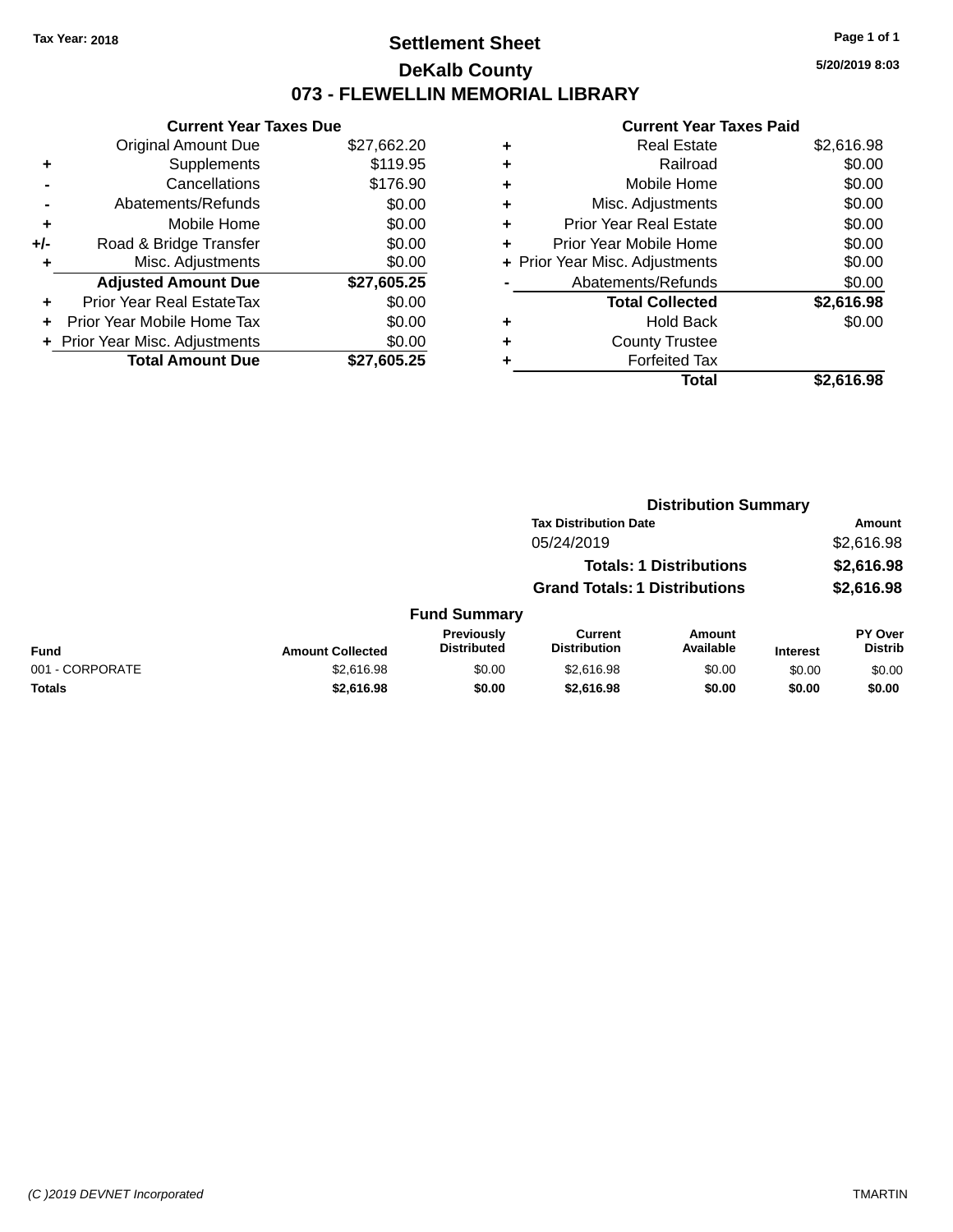Tax Year: 2018

# Settlement Sheet

## DeKalb County

## 073 - FLEWELLIN MEMORIAL LIBRARY

5/20/2019 8:03

### Current Year Taxes Due

| | | |
|---|---|---|
| | Original Amount Due | $27,662.20 |
| + | Supplements | $119.95 |
| - | Cancellations | $176.90 |
| - | Abatements/Refunds | $0.00 |
| + | Mobile Home | $0.00 |
| +/- | Road & Bridge Transfer | $0.00 |
| + | Misc. Adjustments | $0.00 |
| | **Adjusted Amount Due** | **$27,605.25** |
| + | Prior Year Real EstateTax | $0.00 |
| + | Prior Year Mobile Home Tax | $0.00 |
| + | Prior Year Misc. Adjustments | $0.00 |
| | **Total Amount Due** | **$27,605.25** |

### Current Year Taxes Paid

| | | |
|---|---|---|
| + | Real Estate | $2,616.98 |
| + | Railroad | $0.00 |
| + | Mobile Home | $0.00 |
| + | Misc. Adjustments | $0.00 |
| + | Prior Year Real Estate | $0.00 |
| + | Prior Year Mobile Home | $0.00 |
| + | Prior Year Misc. Adjustments | $0.00 |
| - | Abatements/Refunds | $0.00 |
| | **Total Collected** | **$2,616.98** |
| + | Hold Back | $0.00 |
| + | County Trustee | |
| + | Forfeited Tax | |
| | **Total** | **$2,616.98** |

### Distribution Summary

| Tax Distribution Date | Amount |
|---|---|
| 05/24/2019 | $2,616.98 |
| **Totals: 1 Distributions** | **$2,616.98** |
| **Grand Totals: 1 Distributions** | **$2,616.98** |

### Fund Summary

| Fund | Amount Collected | Previously Distributed | Current Distribution | Amount Available | Interest | PY Over Distrib |
|---|---|---|---|---|---|---|
| 001 - CORPORATE | $2,616.98 | $0.00 | $2,616.98 | $0.00 | $0.00 | $0.00 |
| **Totals** | **$2,616.98** | **$0.00** | **$2,616.98** | **$0.00** | **$0.00** | **$0.00** |

(C )2019 DEVNET Incorporated TMARTIN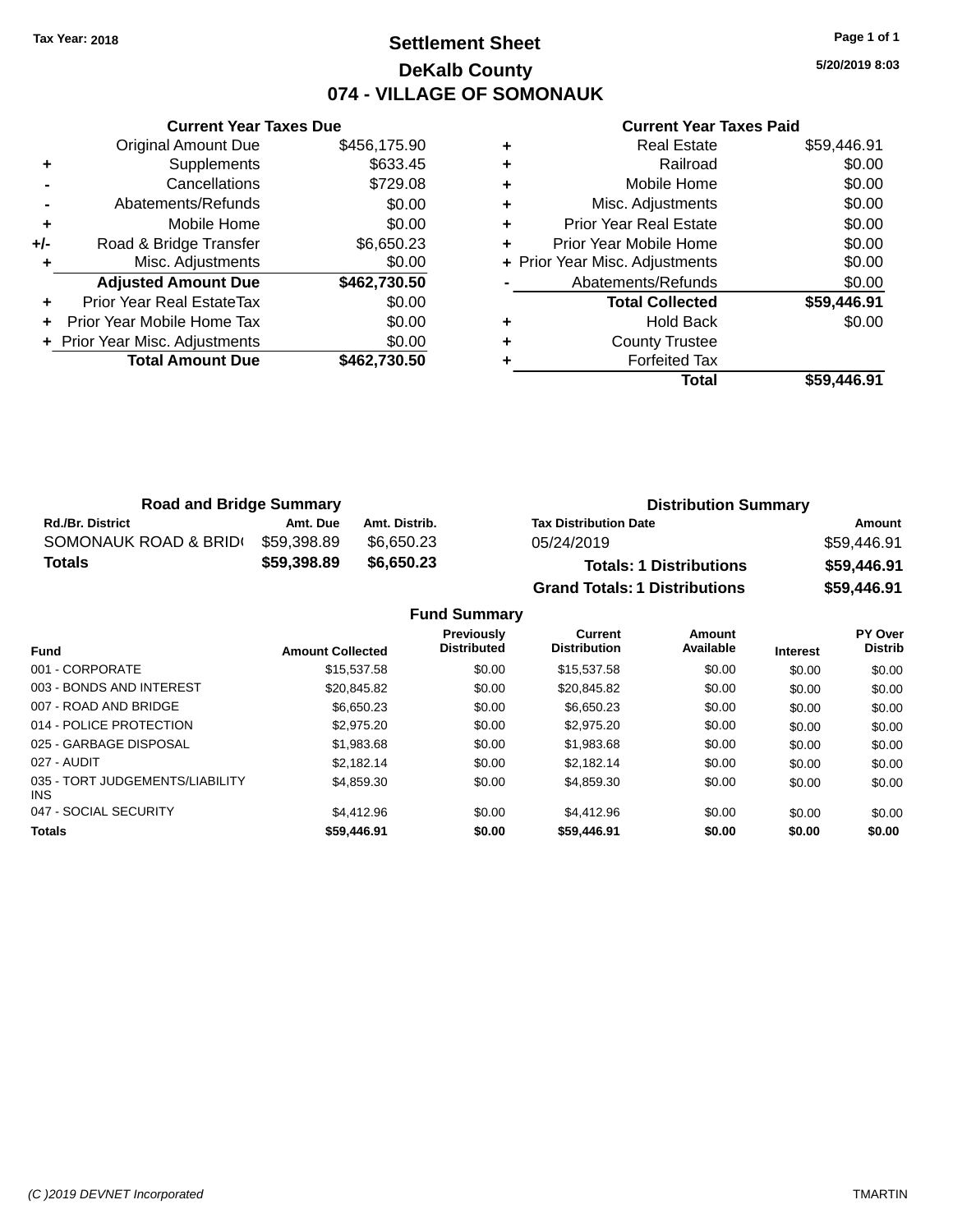Tax Year: 2018

# Settlement Sheet

## DeKalb County

## 074 - VILLAGE OF SOMONAUK

5/20/2019 8:03

| | Current Year Taxes Due | |
|---|---|---|
| | Original Amount Due | $456,175.90 |
| + | Supplements | $633.45 |
| - | Cancellations | $729.08 |
| - | Abatements/Refunds | $0.00 |
| + | Mobile Home | $0.00 |
| +/- | Road & Bridge Transfer | $6,650.23 |
| + | Misc. Adjustments | $0.00 |
| | **Adjusted Amount Due** | **$462,730.50** |
| + | Prior Year Real EstateTax | $0.00 |
| + | Prior Year Mobile Home Tax | $0.00 |
| + | Prior Year Misc. Adjustments | $0.00 |
| | **Total Amount Due** | **$462,730.50** |

| | Current Year Taxes Paid | |
|---|---|---|
| + | Real Estate | $59,446.91 |
| + | Railroad | $0.00 |
| + | Mobile Home | $0.00 |
| + | Misc. Adjustments | $0.00 |
| + | Prior Year Real Estate | $0.00 |
| + | Prior Year Mobile Home | $0.00 |
| + | Prior Year Misc. Adjustments | $0.00 |
| - | Abatements/Refunds | $0.00 |
| | **Total Collected** | **$59,446.91** |
| + | Hold Back | $0.00 |
| + | County Trustee | |
| + | Forfeited Tax | |
| | **Total** | **$59,446.91** |

### Road and Bridge Summary

| Rd./Br. District | Amt. Due | Amt. Distrib. |
|---|---|---|
| SOMONAUK ROAD & BRID( | $59,398.89 | $6,650.23 |
| **Totals** | **$59,398.89** | **$6,650.23** |

### Distribution Summary

| Tax Distribution Date | Amount |
|---|---|
| 05/24/2019 | $59,446.91 |
| **Totals: 1 Distributions** | **$59,446.91** |
| **Grand Totals: 1 Distributions** | **$59,446.91** |

### Fund Summary

| Fund | Amount Collected | Previously Distributed | Current Distribution | Amount Available | Interest | PY Over Distrib |
|---|---|---|---|---|---|---|
| 001 - CORPORATE | $15,537.58 | $0.00 | $15,537.58 | $0.00 | $0.00 | $0.00 |
| 003 - BONDS AND INTEREST | $20,845.82 | $0.00 | $20,845.82 | $0.00 | $0.00 | $0.00 |
| 007 - ROAD AND BRIDGE | $6,650.23 | $0.00 | $6,650.23 | $0.00 | $0.00 | $0.00 |
| 014 - POLICE PROTECTION | $2,975.20 | $0.00 | $2,975.20 | $0.00 | $0.00 | $0.00 |
| 025 - GARBAGE DISPOSAL | $1,983.68 | $0.00 | $1,983.68 | $0.00 | $0.00 | $0.00 |
| 027 - AUDIT | $2,182.14 | $0.00 | $2,182.14 | $0.00 | $0.00 | $0.00 |
| 035 - TORT JUDGEMENTS/LIABILITY INS | $4,859.30 | $0.00 | $4,859.30 | $0.00 | $0.00 | $0.00 |
| 047 - SOCIAL SECURITY | $4,412.96 | $0.00 | $4,412.96 | $0.00 | $0.00 | $0.00 |
| **Totals** | **$59,446.91** | **$0.00** | **$59,446.91** | **$0.00** | **$0.00** | **$0.00** |

(C )2019 DEVNET Incorporated TMARTIN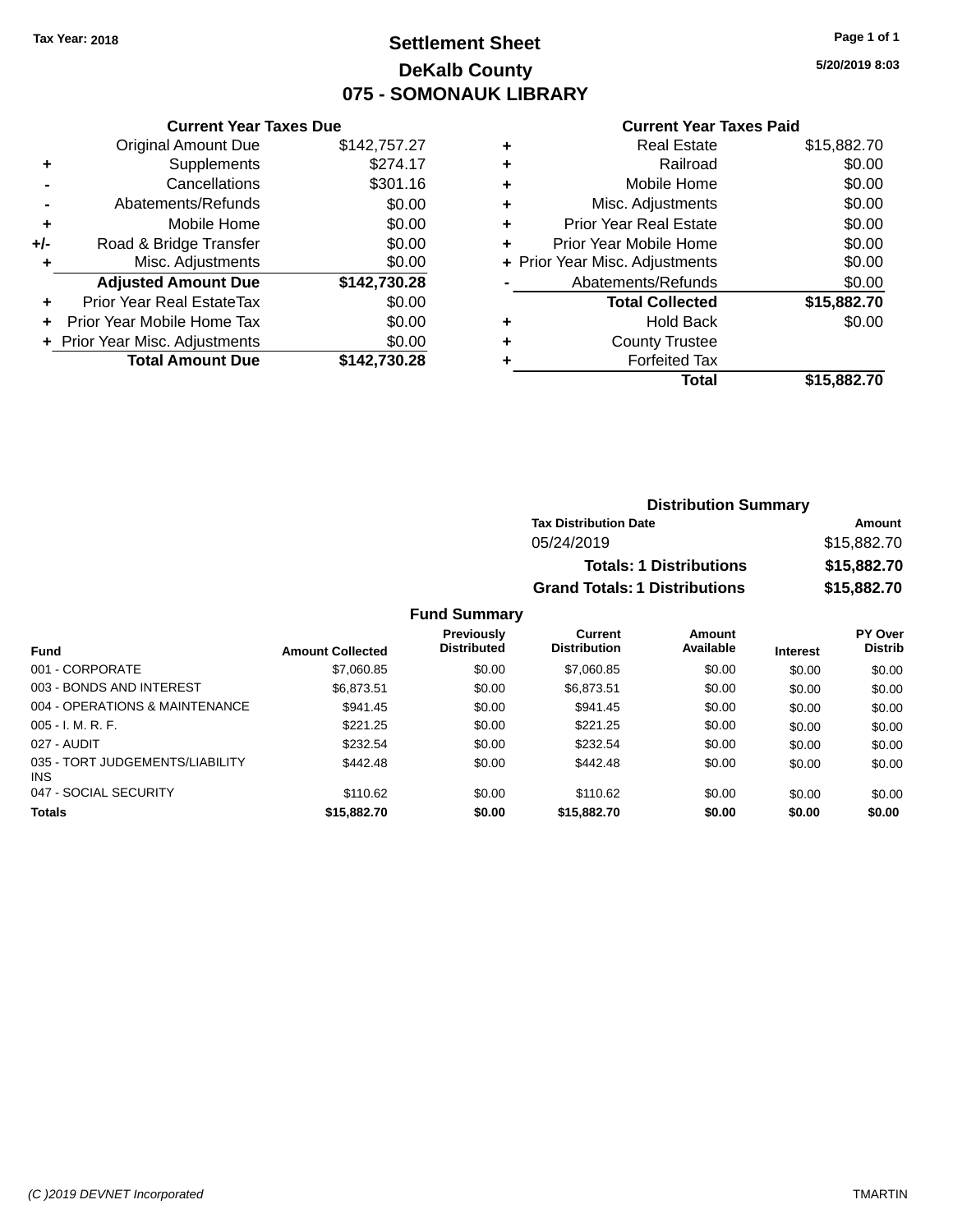Tax Year: 2018

# Settlement Sheet
## DeKalb County
## 075 - SOMONAUK LIBRARY

5/20/2019 8:03

### Current Year Taxes Due

| | | |
|---|---|---|
| | Original Amount Due | $142,757.27 |
| + | Supplements | $274.17 |
| - | Cancellations | $301.16 |
| - | Abatements/Refunds | $0.00 |
| + | Mobile Home | $0.00 |
| +/- | Road & Bridge Transfer | $0.00 |
| + | Misc. Adjustments | $0.00 |
| | **Adjusted Amount Due** | **$142,730.28** |
| + | Prior Year Real EstateTax | $0.00 |
| + | Prior Year Mobile Home Tax | $0.00 |
| + | Prior Year Misc. Adjustments | $0.00 |
| | **Total Amount Due** | **$142,730.28** |

### Current Year Taxes Paid

| | | |
|---|---|---|
| + | Real Estate | $15,882.70 |
| + | Railroad | $0.00 |
| + | Mobile Home | $0.00 |
| + | Misc. Adjustments | $0.00 |
| + | Prior Year Real Estate | $0.00 |
| + | Prior Year Mobile Home | $0.00 |
| + | Prior Year Misc. Adjustments | $0.00 |
| - | Abatements/Refunds | $0.00 |
| | **Total Collected** | **$15,882.70** |
| + | Hold Back | $0.00 |
| + | County Trustee | |
| + | Forfeited Tax | |
| | **Total** | **$15,882.70** |

### Distribution Summary

| Tax Distribution Date | Amount |
|---|---|
| 05/24/2019 | $15,882.70 |
| **Totals: 1 Distributions** | **$15,882.70** |
| **Grand Totals: 1 Distributions** | **$15,882.70** |

### Fund Summary

| Fund | Amount Collected | Previously Distributed | Current Distribution | Amount Available | Interest | PY Over Distrib |
|---|---|---|---|---|---|---|
| 001 - CORPORATE | $7,060.85 | $0.00 | $7,060.85 | $0.00 | $0.00 | $0.00 |
| 003 - BONDS AND INTEREST | $6,873.51 | $0.00 | $6,873.51 | $0.00 | $0.00 | $0.00 |
| 004 - OPERATIONS & MAINTENANCE | $941.45 | $0.00 | $941.45 | $0.00 | $0.00 | $0.00 |
| 005 - I. M. R. F. | $221.25 | $0.00 | $221.25 | $0.00 | $0.00 | $0.00 |
| 027 - AUDIT | $232.54 | $0.00 | $232.54 | $0.00 | $0.00 | $0.00 |
| 035 - TORT JUDGEMENTS/LIABILITY INS | $442.48 | $0.00 | $442.48 | $0.00 | $0.00 | $0.00 |
| 047 - SOCIAL SECURITY | $110.62 | $0.00 | $110.62 | $0.00 | $0.00 | $0.00 |
| **Totals** | **$15,882.70** | **$0.00** | **$15,882.70** | **$0.00** | **$0.00** | **$0.00** |

(C )2019 DEVNET Incorporated TMARTIN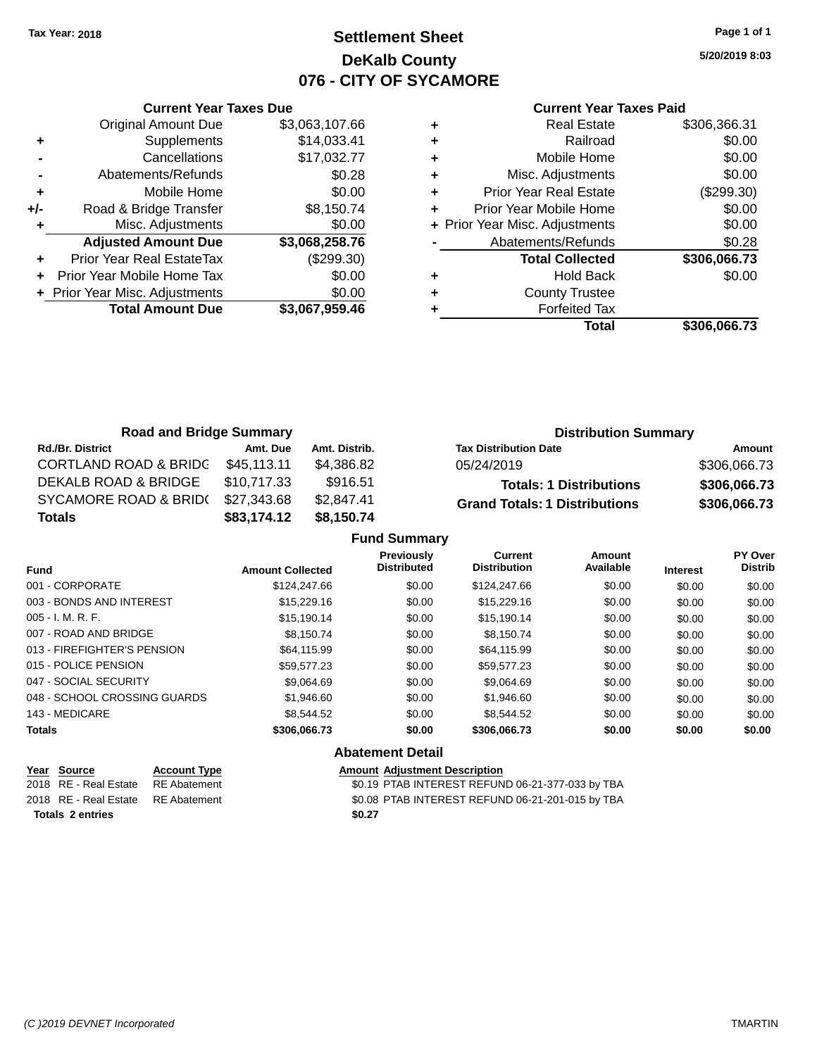Tax Year: 2018

# Settlement Sheet

## DeKalb County

## 076 - CITY OF SYCAMORE

5/20/2019 8:03

### Current Year Taxes Due

| | | |
|---|---|---|
| | Original Amount Due | $3,063,107.66 |
| + | Supplements | $14,033.41 |
| - | Cancellations | $17,032.77 |
| - | Abatements/Refunds | $0.28 |
| + | Mobile Home | $0.00 |
| +/- | Road & Bridge Transfer | $8,150.74 |
| + | Misc. Adjustments | $0.00 |
| | **Adjusted Amount Due** | **$3,068,258.76** |
| + | Prior Year Real EstateTax | ($299.30) |
| + | Prior Year Mobile Home Tax | $0.00 |
| + | Prior Year Misc. Adjustments | $0.00 |
| | **Total Amount Due** | **$3,067,959.46** |

### Current Year Taxes Paid

| | | |
|---|---|---|
| + | Real Estate | $306,366.31 |
| + | Railroad | $0.00 |
| + | Mobile Home | $0.00 |
| + | Misc. Adjustments | $0.00 |
| + | Prior Year Real Estate | ($299.30) |
| + | Prior Year Mobile Home | $0.00 |
| + | Prior Year Misc. Adjustments | $0.00 |
| - | Abatements/Refunds | $0.28 |
| | **Total Collected** | **$306,066.73** |
| + | Hold Back | $0.00 |
| + | County Trustee | |
| + | Forfeited Tax | |
| | **Total** | **$306,066.73** |

### Road and Bridge Summary

| Rd./Br. District | Amt. Due | Amt. Distrib. |
|---|---|---|
| CORTLAND ROAD & BRIDG | $45,113.11 | $4,386.82 |
| DEKALB ROAD & BRIDGE | $10,717.33 | $916.51 |
| SYCAMORE ROAD & BRID( | $27,343.68 | $2,847.41 |
| **Totals** | **$83,174.12** | **$8,150.74** |

### Distribution Summary

| Tax Distribution Date | Amount |
|---|---|
| 05/24/2019 | $306,066.73 |
| **Totals: 1 Distributions** | **$306,066.73** |
| **Grand Totals: 1 Distributions** | **$306,066.73** |

### Fund Summary

| Fund | Amount Collected | Previously Distributed | Current Distribution | Amount Available | Interest | PY Over Distrib |
|---|---|---|---|---|---|---|
| 001 - CORPORATE | $124,247.66 | $0.00 | $124,247.66 | $0.00 | $0.00 | $0.00 |
| 003 - BONDS AND INTEREST | $15,229.16 | $0.00 | $15,229.16 | $0.00 | $0.00 | $0.00 |
| 005 - I. M. R. F. | $15,190.14 | $0.00 | $15,190.14 | $0.00 | $0.00 | $0.00 |
| 007 - ROAD AND BRIDGE | $8,150.74 | $0.00 | $8,150.74 | $0.00 | $0.00 | $0.00 |
| 013 - FIREFIGHTER'S PENSION | $64,115.99 | $0.00 | $64,115.99 | $0.00 | $0.00 | $0.00 |
| 015 - POLICE PENSION | $59,577.23 | $0.00 | $59,577.23 | $0.00 | $0.00 | $0.00 |
| 047 - SOCIAL SECURITY | $9,064.69 | $0.00 | $9,064.69 | $0.00 | $0.00 | $0.00 |
| 048 - SCHOOL CROSSING GUARDS | $1,946.60 | $0.00 | $1,946.60 | $0.00 | $0.00 | $0.00 |
| 143 - MEDICARE | $8,544.52 | $0.00 | $8,544.52 | $0.00 | $0.00 | $0.00 |
| **Totals** | **$306,066.73** | **$0.00** | **$306,066.73** | **$0.00** | **$0.00** | **$0.00** |

### Abatement Detail

| Year | Source | Account Type | Amount | Adjustment Description |
|---|---|---|---|---|
| 2018 | RE - Real Estate | RE Abatement | $0.19 | PTAB INTEREST REFUND 06-21-377-033 by TBA |
| 2018 | RE - Real Estate | RE Abatement | $0.08 | PTAB INTEREST REFUND 06-21-201-015 by TBA |
| **Totals 2 entries** | | | **$0.27** | |

(C )2019 DEVNET Incorporated TMARTIN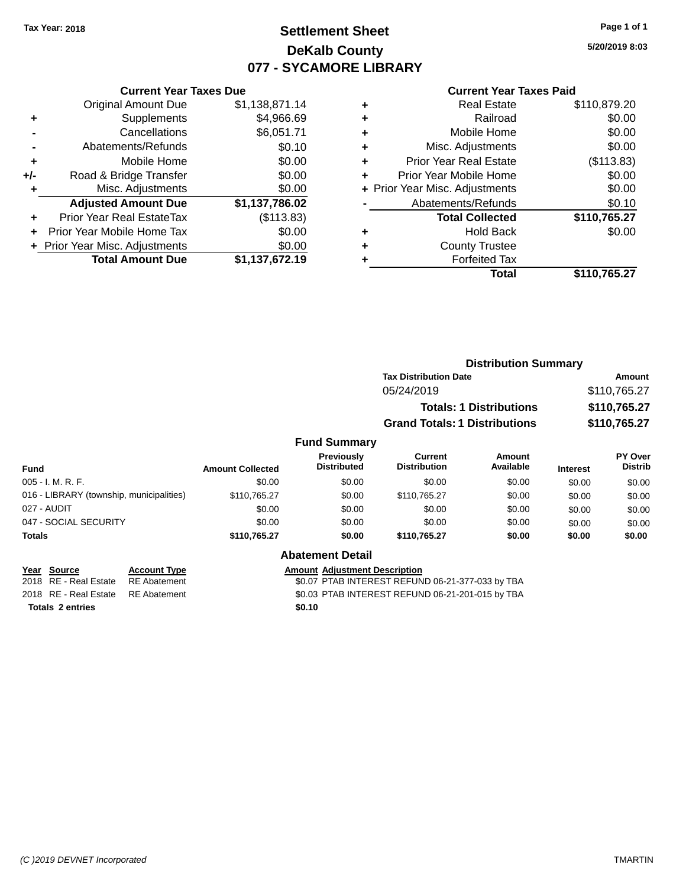Tax Year: 2018

# Settlement Sheet
## DeKalb County
## 077 - SYCAMORE LIBRARY

5/20/2019 8:03

### Current Year Taxes Due

| | | |
|---|---|---|
| | Original Amount Due | $1,138,871.14 |
| + | Supplements | $4,966.69 |
| - | Cancellations | $6,051.71 |
| - | Abatements/Refunds | $0.10 |
| + | Mobile Home | $0.00 |
| +/- | Road & Bridge Transfer | $0.00 |
| + | Misc. Adjustments | $0.00 |
| | **Adjusted Amount Due** | **$1,137,786.02** |
| + | Prior Year Real EstateTax | ($113.83) |
| + | Prior Year Mobile Home Tax | $0.00 |
| + | Prior Year Misc. Adjustments | $0.00 |
| | **Total Amount Due** | **$1,137,672.19** |

### Current Year Taxes Paid

| | | |
|---|---|---|
| + | Real Estate | $110,879.20 |
| + | Railroad | $0.00 |
| + | Mobile Home | $0.00 |
| + | Misc. Adjustments | $0.00 |
| + | Prior Year Real Estate | ($113.83) |
| + | Prior Year Mobile Home | $0.00 |
| + | Prior Year Misc. Adjustments | $0.00 |
| - | Abatements/Refunds | $0.10 |
| | **Total Collected** | **$110,765.27** |
| + | Hold Back | $0.00 |
| + | County Trustee | |
| + | Forfeited Tax | |
| | **Total** | **$110,765.27** |

### Distribution Summary

| Tax Distribution Date | Amount |
|---|---|
| 05/24/2019 | $110,765.27 |
| **Totals: 1 Distributions** | **$110,765.27** |
| **Grand Totals: 1 Distributions** | **$110,765.27** |

### Fund Summary

| Fund | Amount Collected | Previously Distributed | Current Distribution | Amount Available | Interest | PY Over Distrib |
|---|---|---|---|---|---|---|
| 005 - I. M. R. F. | $0.00 | $0.00 | $0.00 | $0.00 | $0.00 | $0.00 |
| 016 - LIBRARY (township, municipalities) | $110,765.27 | $0.00 | $110,765.27 | $0.00 | $0.00 | $0.00 |
| 027 - AUDIT | $0.00 | $0.00 | $0.00 | $0.00 | $0.00 | $0.00 |
| 047 - SOCIAL SECURITY | $0.00 | $0.00 | $0.00 | $0.00 | $0.00 | $0.00 |
| **Totals** | **$110,765.27** | **$0.00** | **$110,765.27** | **$0.00** | **$0.00** | **$0.00** |

### Abatement Detail

| Year | Source | Account Type | Amount | Adjustment Description |
|---|---|---|---|---|
| 2018 | RE - Real Estate | RE Abatement | $0.07 | PTAB INTEREST REFUND 06-21-377-033 by TBA |
| 2018 | RE - Real Estate | RE Abatement | $0.03 | PTAB INTEREST REFUND 06-21-201-015 by TBA |
| **Totals 2 entries** | | | **$0.10** | |

(C )2019 DEVNET Incorporated TMARTIN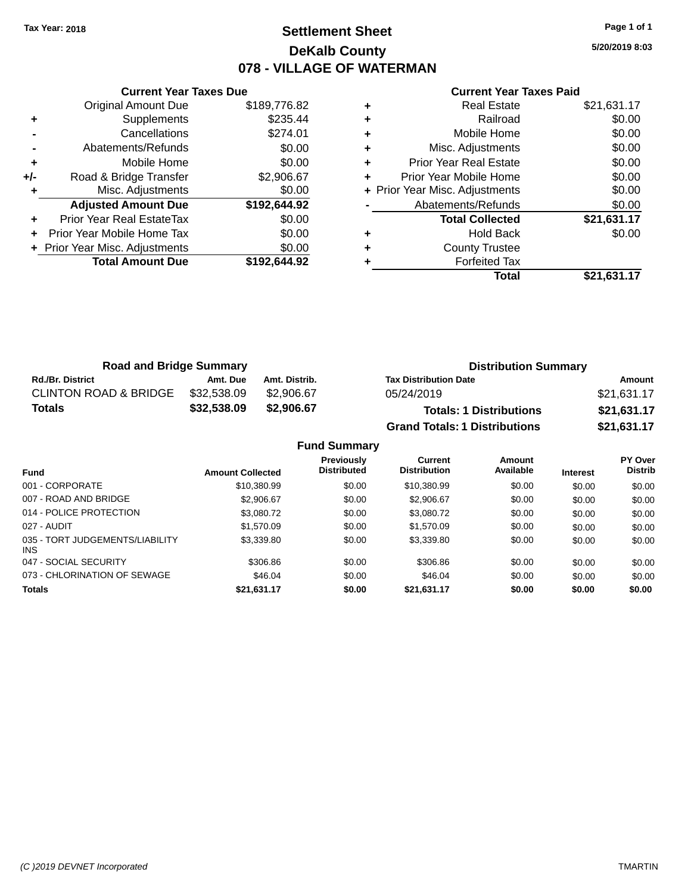Tax Year: 2018

# Settlement Sheet

## DeKalb County

## 078 - VILLAGE OF WATERMAN

5/20/2019 8:03

### Current Year Taxes Due

| | | |
|---|---|---|
| | Original Amount Due | $189,776.82 |
| + | Supplements | $235.44 |
| - | Cancellations | $274.01 |
| - | Abatements/Refunds | $0.00 |
| + | Mobile Home | $0.00 |
| +/- | Road & Bridge Transfer | $2,906.67 |
| + | Misc. Adjustments | $0.00 |
| | **Adjusted Amount Due** | **$192,644.92** |
| + | Prior Year Real EstateTax | $0.00 |
| + | Prior Year Mobile Home Tax | $0.00 |
| + | Prior Year Misc. Adjustments | $0.00 |
| | **Total Amount Due** | **$192,644.92** |

### Current Year Taxes Paid

| | | |
|---|---|---|
| + | Real Estate | $21,631.17 |
| + | Railroad | $0.00 |
| + | Mobile Home | $0.00 |
| + | Misc. Adjustments | $0.00 |
| + | Prior Year Real Estate | $0.00 |
| + | Prior Year Mobile Home | $0.00 |
| + | Prior Year Misc. Adjustments | $0.00 |
| - | Abatements/Refunds | $0.00 |
| | **Total Collected** | **$21,631.17** |
| + | Hold Back | $0.00 |
| + | County Trustee | |
| + | Forfeited Tax | |
| | **Total** | **$21,631.17** |

### Road and Bridge Summary

| Rd./Br. District | Amt. Due | Amt. Distrib. |
|---|---|---|
| CLINTON ROAD & BRIDGE | $32,538.09 | $2,906.67 |
| **Totals** | **$32,538.09** | **$2,906.67** |

### Distribution Summary

| Tax Distribution Date | Amount |
|---|---|
| 05/24/2019 | $21,631.17 |
| **Totals: 1 Distributions** | **$21,631.17** |
| **Grand Totals: 1 Distributions** | **$21,631.17** |

### Fund Summary

| Fund | Amount Collected | Previously Distributed | Current Distribution | Amount Available | Interest | PY Over Distrib |
|---|---|---|---|---|---|---|
| 001 - CORPORATE | $10,380.99 | $0.00 | $10,380.99 | $0.00 | $0.00 | $0.00 |
| 007 - ROAD AND BRIDGE | $2,906.67 | $0.00 | $2,906.67 | $0.00 | $0.00 | $0.00 |
| 014 - POLICE PROTECTION | $3,080.72 | $0.00 | $3,080.72 | $0.00 | $0.00 | $0.00 |
| 027 - AUDIT | $1,570.09 | $0.00 | $1,570.09 | $0.00 | $0.00 | $0.00 |
| 035 - TORT JUDGEMENTS/LIABILITY INS | $3,339.80 | $0.00 | $3,339.80 | $0.00 | $0.00 | $0.00 |
| 047 - SOCIAL SECURITY | $306.86 | $0.00 | $306.86 | $0.00 | $0.00 | $0.00 |
| 073 - CHLORINATION OF SEWAGE | $46.04 | $0.00 | $46.04 | $0.00 | $0.00 | $0.00 |
| **Totals** | **$21,631.17** | **$0.00** | **$21,631.17** | **$0.00** | **$0.00** | **$0.00** |

(C )2019 DEVNET Incorporated TMARTIN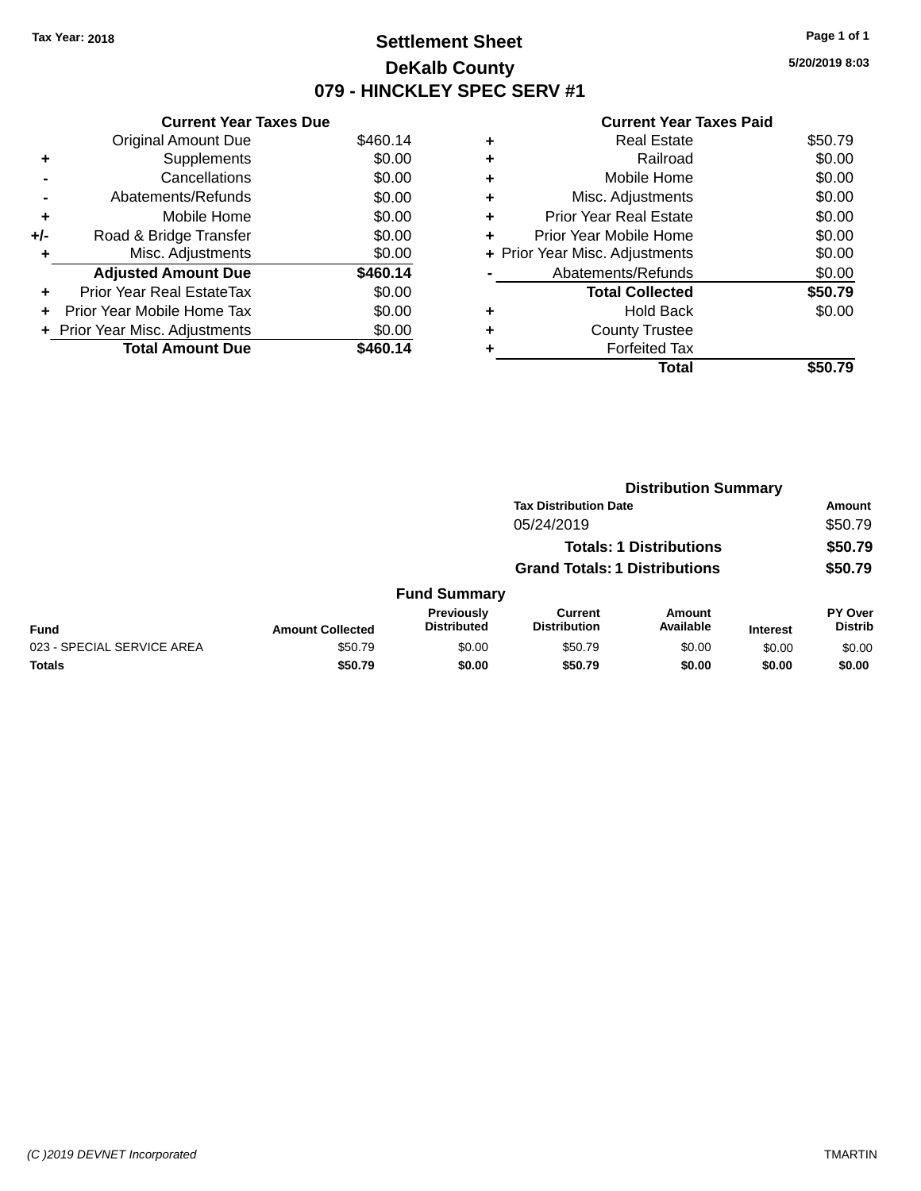Tax Year: 2018

# Settlement Sheet

## DeKalb County

## 079 - HINCKLEY SPEC SERV #1

5/20/2019 8:03

### Current Year Taxes Due

| | | |
|---|---|---|
| | Original Amount Due | $460.14 |
| + | Supplements | $0.00 |
| - | Cancellations | $0.00 |
| - | Abatements/Refunds | $0.00 |
| + | Mobile Home | $0.00 |
| +/- | Road & Bridge Transfer | $0.00 |
| + | Misc. Adjustments | $0.00 |
| | **Adjusted Amount Due** | **$460.14** |
| + | Prior Year Real EstateTax | $0.00 |
| + | Prior Year Mobile Home Tax | $0.00 |
| + | Prior Year Misc. Adjustments | $0.00 |
| | **Total Amount Due** | **$460.14** |

### Current Year Taxes Paid

| | | |
|---|---|---|
| + | Real Estate | $50.79 |
| + | Railroad | $0.00 |
| + | Mobile Home | $0.00 |
| + | Misc. Adjustments | $0.00 |
| + | Prior Year Real Estate | $0.00 |
| + | Prior Year Mobile Home | $0.00 |
| + | Prior Year Misc. Adjustments | $0.00 |
| - | Abatements/Refunds | $0.00 |
| | **Total Collected** | **$50.79** |
| + | Hold Back | $0.00 |
| + | County Trustee | |
| + | Forfeited Tax | |
| | **Total** | **$50.79** |

### Distribution Summary

| Tax Distribution Date | Amount |
|---|---|
| 05/24/2019 | $50.79 |
| **Totals: 1 Distributions** | **$50.79** |
| **Grand Totals: 1 Distributions** | **$50.79** |

### Fund Summary

| Fund | Amount Collected | Previously Distributed | Current Distribution | Amount Available | Interest | PY Over Distrib |
|---|---|---|---|---|---|---|
| 023 - SPECIAL SERVICE AREA | $50.79 | $0.00 | $50.79 | $0.00 | $0.00 | $0.00 |
| **Totals** | **$50.79** | **$0.00** | **$50.79** | **$0.00** | **$0.00** | **$0.00** |

(C )2019 DEVNET Incorporated TMARTIN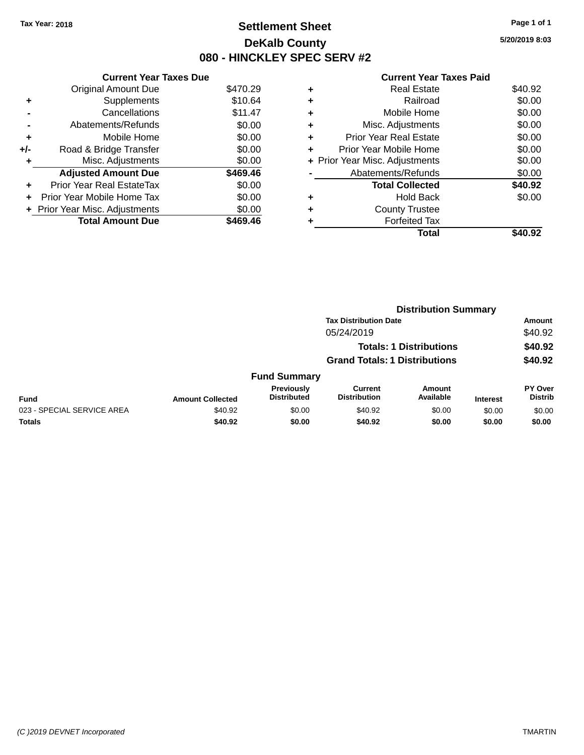Tax Year: 2018

# Settlement Sheet
## DeKalb County
## 080 - HINCKLEY SPEC SERV #2

5/20/2019 8:03

### Current Year Taxes Due

| | | |
|---|---|---|
| | Original Amount Due | $470.29 |
| + | Supplements | $10.64 |
| - | Cancellations | $11.47 |
| - | Abatements/Refunds | $0.00 |
| + | Mobile Home | $0.00 |
| +/- | Road & Bridge Transfer | $0.00 |
| + | Misc. Adjustments | $0.00 |
| | **Adjusted Amount Due** | **$469.46** |
| + | Prior Year Real EstateTax | $0.00 |
| + | Prior Year Mobile Home Tax | $0.00 |
| + | Prior Year Misc. Adjustments | $0.00 |
| | **Total Amount Due** | **$469.46** |

### Current Year Taxes Paid

| | | |
|---|---|---|
| + | Real Estate | $40.92 |
| + | Railroad | $0.00 |
| + | Mobile Home | $0.00 |
| + | Misc. Adjustments | $0.00 |
| + | Prior Year Real Estate | $0.00 |
| + | Prior Year Mobile Home | $0.00 |
| + | Prior Year Misc. Adjustments | $0.00 |
| - | Abatements/Refunds | $0.00 |
| | **Total Collected** | **$40.92** |
| + | Hold Back | $0.00 |
| + | County Trustee | |
| + | Forfeited Tax | |
| | **Total** | **$40.92** |

### Distribution Summary

| Tax Distribution Date | Amount |
|---|---|
| 05/24/2019 | $40.92 |
| **Totals: 1 Distributions** | **$40.92** |
| **Grand Totals: 1 Distributions** | **$40.92** |

### Fund Summary

| Fund | Amount Collected | Previously Distributed | Current Distribution | Amount Available | Interest | PY Over Distrib |
|---|---|---|---|---|---|---|
| 023 - SPECIAL SERVICE AREA | $40.92 | $0.00 | $40.92 | $0.00 | $0.00 | $0.00 |
| **Totals** | **$40.92** | **$0.00** | **$40.92** | **$0.00** | **$0.00** | **$0.00** |

(C )2019 DEVNET Incorporated TMARTIN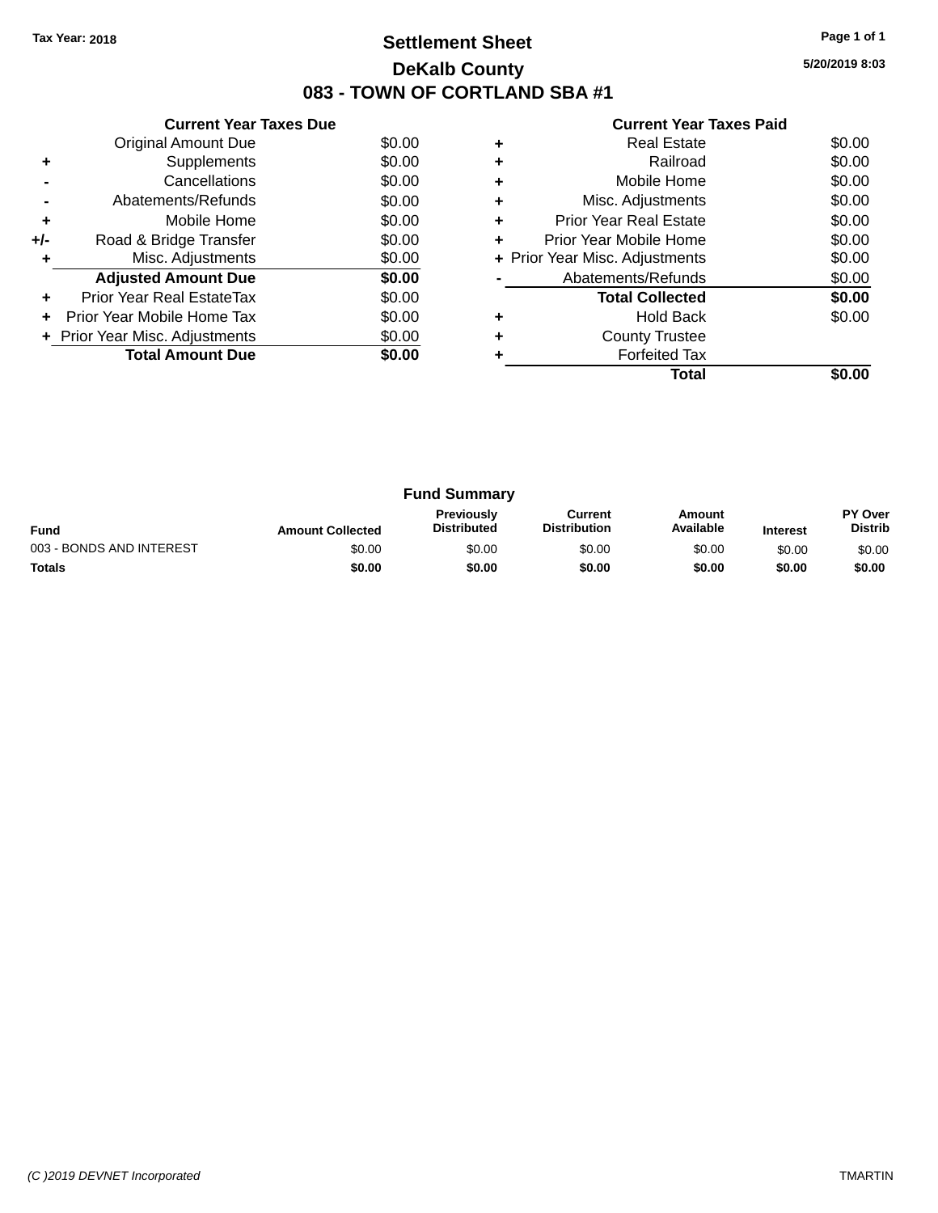Tax Year: 2018

# Settlement Sheet

## DeKalb County

## 083 - TOWN OF CORTLAND SBA #1

5/20/2019 8:03

### Current Year Taxes Due

| | | |
|---|---|---|
| | Original Amount Due | $0.00 |
| + | Supplements | $0.00 |
| - | Cancellations | $0.00 |
| - | Abatements/Refunds | $0.00 |
| + | Mobile Home | $0.00 |
| +/- | Road & Bridge Transfer | $0.00 |
| + | Misc. Adjustments | $0.00 |
| | **Adjusted Amount Due** | **$0.00** |
| + | Prior Year Real EstateTax | $0.00 |
| + | Prior Year Mobile Home Tax | $0.00 |
| + | Prior Year Misc. Adjustments | $0.00 |
| | **Total Amount Due** | **$0.00** |

### Current Year Taxes Paid

| | | |
|---|---|---|
| + | Real Estate | $0.00 |
| + | Railroad | $0.00 |
| + | Mobile Home | $0.00 |
| + | Misc. Adjustments | $0.00 |
| + | Prior Year Real Estate | $0.00 |
| + | Prior Year Mobile Home | $0.00 |
| + | Prior Year Misc. Adjustments | $0.00 |
| - | Abatements/Refunds | $0.00 |
| | **Total Collected** | **$0.00** |
| + | Hold Back | $0.00 |
| + | County Trustee | |
| + | Forfeited Tax | |
| | **Total** | **$0.00** |

### Fund Summary

| Fund | Amount Collected | Previously Distributed | Current Distribution | Amount Available | Interest | PY Over Distrib |
|---|---|---|---|---|---|---|
| 003 - BONDS AND INTEREST | $0.00 | $0.00 | $0.00 | $0.00 | $0.00 | $0.00 |
| **Totals** | **$0.00** | **$0.00** | **$0.00** | **$0.00** | **$0.00** | **$0.00** |

(C )2019 DEVNET Incorporated

TMARTIN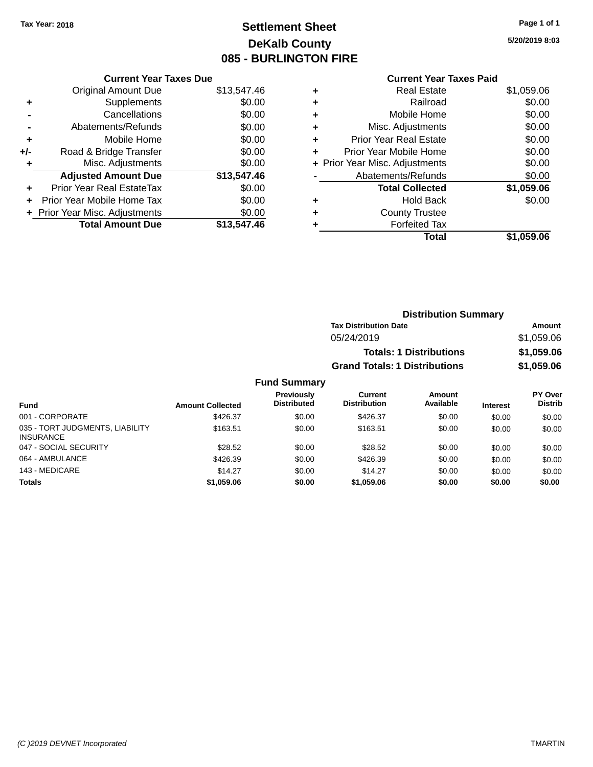Tax Year: 2018

# Settlement Sheet
## DeKalb County
## 085 - BURLINGTON FIRE

5/20/2019 8:03

### Current Year Taxes Due

| | | |
|---|---|---|
| | Original Amount Due | $13,547.46 |
| + | Supplements | $0.00 |
| - | Cancellations | $0.00 |
| - | Abatements/Refunds | $0.00 |
| + | Mobile Home | $0.00 |
| +/- | Road & Bridge Transfer | $0.00 |
| + | Misc. Adjustments | $0.00 |
| | **Adjusted Amount Due** | **$13,547.46** |
| + | Prior Year Real EstateTax | $0.00 |
| + | Prior Year Mobile Home Tax | $0.00 |
| + | Prior Year Misc. Adjustments | $0.00 |
| | **Total Amount Due** | **$13,547.46** |

### Current Year Taxes Paid

| | | |
|---|---|---|
| + | Real Estate | $1,059.06 |
| + | Railroad | $0.00 |
| + | Mobile Home | $0.00 |
| + | Misc. Adjustments | $0.00 |
| + | Prior Year Real Estate | $0.00 |
| + | Prior Year Mobile Home | $0.00 |
| + | Prior Year Misc. Adjustments | $0.00 |
| - | Abatements/Refunds | $0.00 |
| | **Total Collected** | **$1,059.06** |
| + | Hold Back | $0.00 |
| + | County Trustee | |
| + | Forfeited Tax | |
| | **Total** | **$1,059.06** |

### Distribution Summary

| Tax Distribution Date | Amount |
|---|---|
| 05/24/2019 | $1,059.06 |
| **Totals: 1 Distributions** | **$1,059.06** |
| **Grand Totals: 1 Distributions** | **$1,059.06** |

### Fund Summary

| Fund | Amount Collected | Previously Distributed | Current Distribution | Amount Available | Interest | PY Over Distrib |
|---|---|---|---|---|---|---|
| 001 - CORPORATE | $426.37 | $0.00 | $426.37 | $0.00 | $0.00 | $0.00 |
| 035 - TORT JUDGMENTS, LIABILITY INSURANCE | $163.51 | $0.00 | $163.51 | $0.00 | $0.00 | $0.00 |
| 047 - SOCIAL SECURITY | $28.52 | $0.00 | $28.52 | $0.00 | $0.00 | $0.00 |
| 064 - AMBULANCE | $426.39 | $0.00 | $426.39 | $0.00 | $0.00 | $0.00 |
| 143 - MEDICARE | $14.27 | $0.00 | $14.27 | $0.00 | $0.00 | $0.00 |
| **Totals** | **$1,059.06** | **$0.00** | **$1,059.06** | **$0.00** | **$0.00** | **$0.00** |

(C )2019 DEVNET Incorporated TMARTIN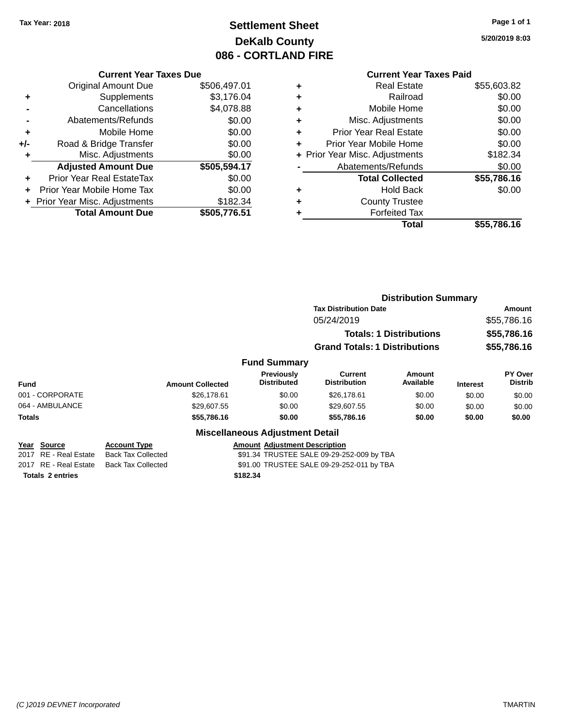Tax Year: 2018

# Settlement Sheet
## DeKalb County
## 086 - CORTLAND FIRE

5/20/2019 8:03

### Current Year Taxes Due

| | | |
|---|---|---|
| | Original Amount Due | $506,497.01 |
| + | Supplements | $3,176.04 |
| - | Cancellations | $4,078.88 |
| - | Abatements/Refunds | $0.00 |
| + | Mobile Home | $0.00 |
| +/- | Road & Bridge Transfer | $0.00 |
| + | Misc. Adjustments | $0.00 |
| | **Adjusted Amount Due** | **$505,594.17** |
| + | Prior Year Real EstateTax | $0.00 |
| + | Prior Year Mobile Home Tax | $0.00 |
| + | Prior Year Misc. Adjustments | $182.34 |
| | **Total Amount Due** | **$505,776.51** |

### Current Year Taxes Paid

| | | |
|---|---|---|
| + | Real Estate | $55,603.82 |
| + | Railroad | $0.00 |
| + | Mobile Home | $0.00 |
| + | Misc. Adjustments | $0.00 |
| + | Prior Year Real Estate | $0.00 |
| + | Prior Year Mobile Home | $0.00 |
| + | Prior Year Misc. Adjustments | $182.34 |
| - | Abatements/Refunds | $0.00 |
| | **Total Collected** | **$55,786.16** |
| + | Hold Back | $0.00 |
| + | County Trustee | |
| + | Forfeited Tax | |
| | **Total** | **$55,786.16** |

### Distribution Summary

| Tax Distribution Date | Amount |
|---|---|
| 05/24/2019 | $55,786.16 |
| **Totals: 1 Distributions** | **$55,786.16** |
| **Grand Totals: 1 Distributions** | **$55,786.16** |

### Fund Summary

| Fund | Amount Collected | Previously Distributed | Current Distribution | Amount Available | Interest | PY Over Distrib |
|---|---|---|---|---|---|---|
| 001 - CORPORATE | $26,178.61 | $0.00 | $26,178.61 | $0.00 | $0.00 | $0.00 |
| 064 - AMBULANCE | $29,607.55 | $0.00 | $29,607.55 | $0.00 | $0.00 | $0.00 |
| **Totals** | **$55,786.16** | **$0.00** | **$55,786.16** | **$0.00** | **$0.00** | **$0.00** |

### Miscellaneous Adjustment Detail

| Year | Source | Account Type | Amount | Adjustment Description |
|---|---|---|---|---|
| 2017 | RE - Real Estate | Back Tax Collected | $91.34 | TRUSTEE SALE 09-29-252-009 by TBA |
| 2017 | RE - Real Estate | Back Tax Collected | $91.00 | TRUSTEE SALE 09-29-252-011 by TBA |
| **Totals 2 entries** | | | **$182.34** | |

(C )2019 DEVNET Incorporated    TMARTIN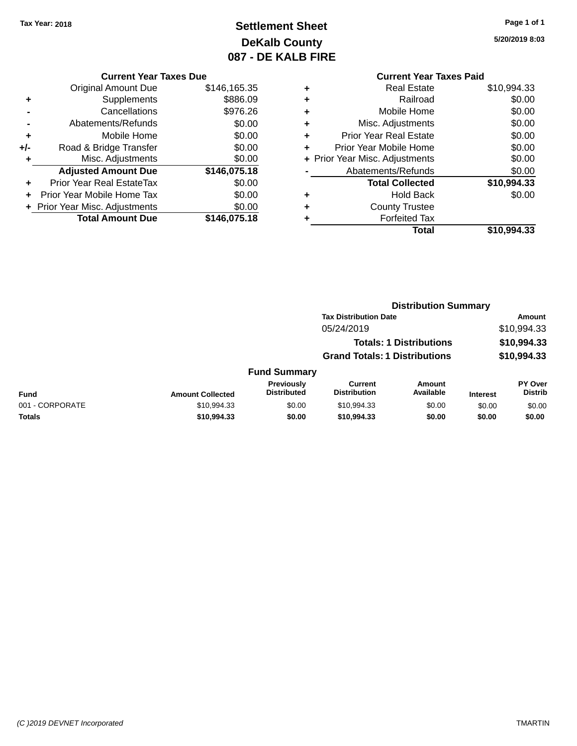Tax Year: 2018

# Settlement Sheet
## DeKalb County
## 087 - DE KALB FIRE

5/20/2019 8:03

### Current Year Taxes Due

| | | |
|---|---|---|
| | Original Amount Due | $146,165.35 |
| + | Supplements | $886.09 |
| - | Cancellations | $976.26 |
| - | Abatements/Refunds | $0.00 |
| + | Mobile Home | $0.00 |
| +/- | Road & Bridge Transfer | $0.00 |
| + | Misc. Adjustments | $0.00 |
| | **Adjusted Amount Due** | **$146,075.18** |
| + | Prior Year Real EstateTax | $0.00 |
| + | Prior Year Mobile Home Tax | $0.00 |
| + | Prior Year Misc. Adjustments | $0.00 |
| | **Total Amount Due** | **$146,075.18** |

### Current Year Taxes Paid

| | | |
|---|---|---|
| + | Real Estate | $10,994.33 |
| + | Railroad | $0.00 |
| + | Mobile Home | $0.00 |
| + | Misc. Adjustments | $0.00 |
| + | Prior Year Real Estate | $0.00 |
| + | Prior Year Mobile Home | $0.00 |
| + | Prior Year Misc. Adjustments | $0.00 |
| - | Abatements/Refunds | $0.00 |
| | **Total Collected** | **$10,994.33** |
| + | Hold Back | $0.00 |
| + | County Trustee | |
| + | Forfeited Tax | |
| | **Total** | **$10,994.33** |

### Distribution Summary

| Tax Distribution Date | Amount |
|---|---|
| 05/24/2019 | $10,994.33 |
| **Totals: 1 Distributions** | **$10,994.33** |
| **Grand Totals: 1 Distributions** | **$10,994.33** |

### Fund Summary

| Fund | Amount Collected | Previously Distributed | Current Distribution | Amount Available | Interest | PY Over Distrib |
|---|---|---|---|---|---|---|
| 001 - CORPORATE | $10,994.33 | $0.00 | $10,994.33 | $0.00 | $0.00 | $0.00 |
| **Totals** | **$10,994.33** | **$0.00** | **$10,994.33** | **$0.00** | **$0.00** | **$0.00** |

(C )2019 DEVNET Incorporated — TMARTIN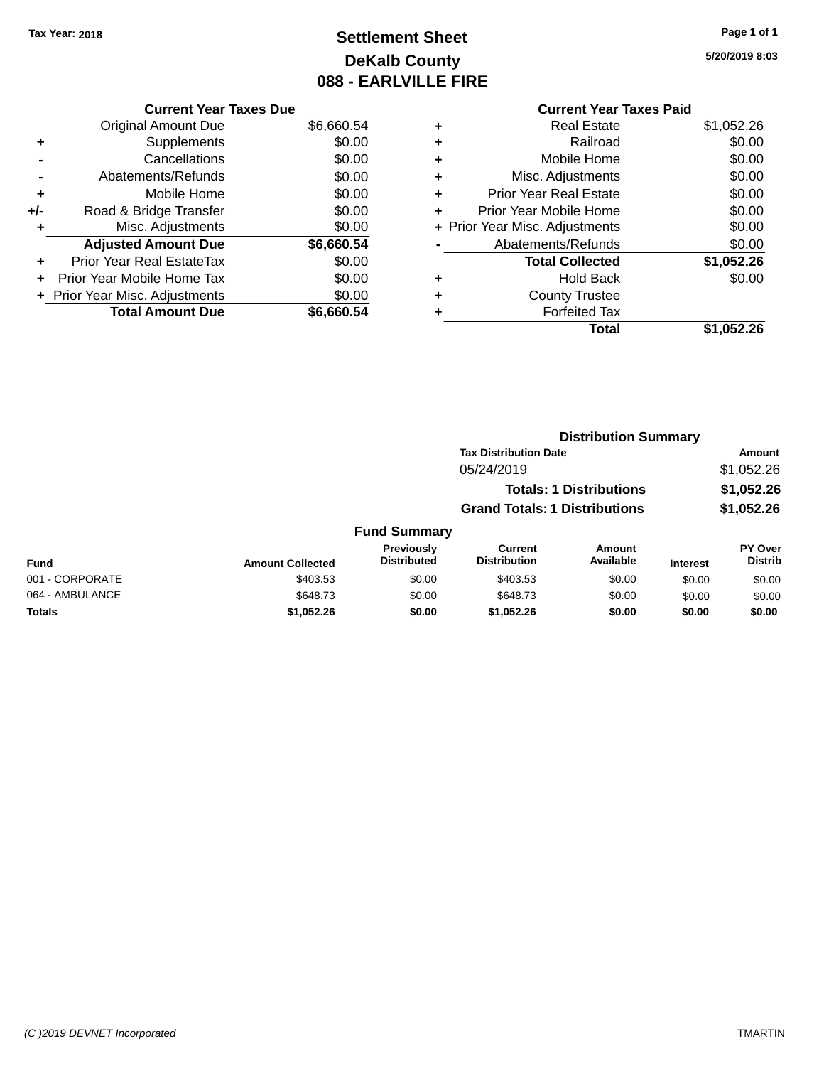Tax Year: 2018

# Settlement Sheet
## DeKalb County
## 088 - EARLVILLE FIRE

5/20/2019 8:03

### Current Year Taxes Due

| | | |
|---|---|---|
| | Original Amount Due | $6,660.54 |
| + | Supplements | $0.00 |
| - | Cancellations | $0.00 |
| - | Abatements/Refunds | $0.00 |
| + | Mobile Home | $0.00 |
| +/- | Road & Bridge Transfer | $0.00 |
| + | Misc. Adjustments | $0.00 |
| | **Adjusted Amount Due** | **$6,660.54** |
| + | Prior Year Real EstateTax | $0.00 |
| + | Prior Year Mobile Home Tax | $0.00 |
| + | Prior Year Misc. Adjustments | $0.00 |
| | **Total Amount Due** | **$6,660.54** |

### Current Year Taxes Paid

| | | |
|---|---|---|
| + | Real Estate | $1,052.26 |
| + | Railroad | $0.00 |
| + | Mobile Home | $0.00 |
| + | Misc. Adjustments | $0.00 |
| + | Prior Year Real Estate | $0.00 |
| + | Prior Year Mobile Home | $0.00 |
| + | Prior Year Misc. Adjustments | $0.00 |
| - | Abatements/Refunds | $0.00 |
| | **Total Collected** | **$1,052.26** |
| + | Hold Back | $0.00 |
| + | County Trustee | |
| + | Forfeited Tax | |
| | **Total** | **$1,052.26** |

### Distribution Summary

| Tax Distribution Date | Amount |
|---|---|
| 05/24/2019 | $1,052.26 |
| **Totals: 1 Distributions** | **$1,052.26** |
| **Grand Totals: 1 Distributions** | **$1,052.26** |

### Fund Summary

| Fund | Amount Collected | Previously Distributed | Current Distribution | Amount Available | Interest | PY Over Distrib |
|---|---|---|---|---|---|---|
| 001 - CORPORATE | $403.53 | $0.00 | $403.53 | $0.00 | $0.00 | $0.00 |
| 064 - AMBULANCE | $648.73 | $0.00 | $648.73 | $0.00 | $0.00 | $0.00 |
| **Totals** | **$1,052.26** | **$0.00** | **$1,052.26** | **$0.00** | **$0.00** | **$0.00** |

(C )2019 DEVNET Incorporated TMARTIN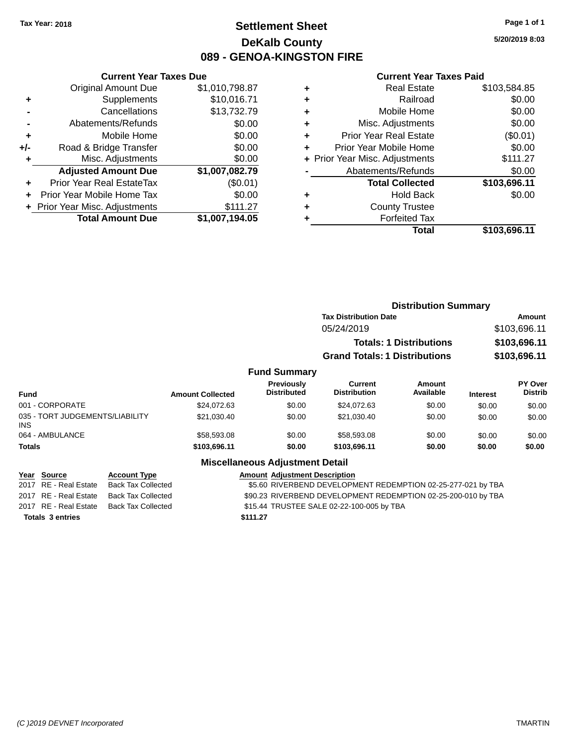Tax Year: 2018

# Settlement Sheet
## DeKalb County
## 089 - GENOA-KINGSTON FIRE

5/20/2019 8:03

### Current Year Taxes Due

| | | |
|---|---|---|
| | Original Amount Due | $1,010,798.87 |
| + | Supplements | $10,016.71 |
| - | Cancellations | $13,732.79 |
| - | Abatements/Refunds | $0.00 |
| + | Mobile Home | $0.00 |
| +/- | Road & Bridge Transfer | $0.00 |
| + | Misc. Adjustments | $0.00 |
| | **Adjusted Amount Due** | **$1,007,082.79** |
| + | Prior Year Real EstateTax | ($0.01) |
| + | Prior Year Mobile Home Tax | $0.00 |
| + | Prior Year Misc. Adjustments | $111.27 |
| | **Total Amount Due** | **$1,007,194.05** |

### Current Year Taxes Paid

| | | |
|---|---|---|
| + | Real Estate | $103,584.85 |
| + | Railroad | $0.00 |
| + | Mobile Home | $0.00 |
| + | Misc. Adjustments | $0.00 |
| + | Prior Year Real Estate | ($0.01) |
| + | Prior Year Mobile Home | $0.00 |
| + | Prior Year Misc. Adjustments | $111.27 |
| - | Abatements/Refunds | $0.00 |
| | **Total Collected** | **$103,696.11** |
| + | Hold Back | $0.00 |
| + | County Trustee | |
| + | Forfeited Tax | |
| | **Total** | **$103,696.11** |

### Distribution Summary

| Tax Distribution Date | Amount |
|---|---|
| 05/24/2019 | $103,696.11 |
| **Totals: 1 Distributions** | **$103,696.11** |
| **Grand Totals: 1 Distributions** | **$103,696.11** |

### Fund Summary

| Fund | Amount Collected | Previously Distributed | Current Distribution | Amount Available | Interest | PY Over Distrib |
|---|---|---|---|---|---|---|
| 001 - CORPORATE | $24,072.63 | $0.00 | $24,072.63 | $0.00 | $0.00 | $0.00 |
| 035 - TORT JUDGEMENTS/LIABILITY INS | $21,030.40 | $0.00 | $21,030.40 | $0.00 | $0.00 | $0.00 |
| 064 - AMBULANCE | $58,593.08 | $0.00 | $58,593.08 | $0.00 | $0.00 | $0.00 |
| **Totals** | **$103,696.11** | **$0.00** | **$103,696.11** | **$0.00** | **$0.00** | **$0.00** |

### Miscellaneous Adjustment Detail

| Year | Source | Account Type | Amount | Adjustment Description |
|---|---|---|---|---|
| 2017 | RE - Real Estate | Back Tax Collected | $5.60 | RIVERBEND DEVELOPMENT REDEMPTION 02-25-277-021 by TBA |
| 2017 | RE - Real Estate | Back Tax Collected | $90.23 | RIVERBEND DEVELOPMENT REDEMPTION 02-25-200-010 by TBA |
| 2017 | RE - Real Estate | Back Tax Collected | $15.44 | TRUSTEE SALE 02-22-100-005 by TBA |
| **Totals 3 entries** | | | **$111.27** | |

(C )2019 DEVNET Incorporated TMARTIN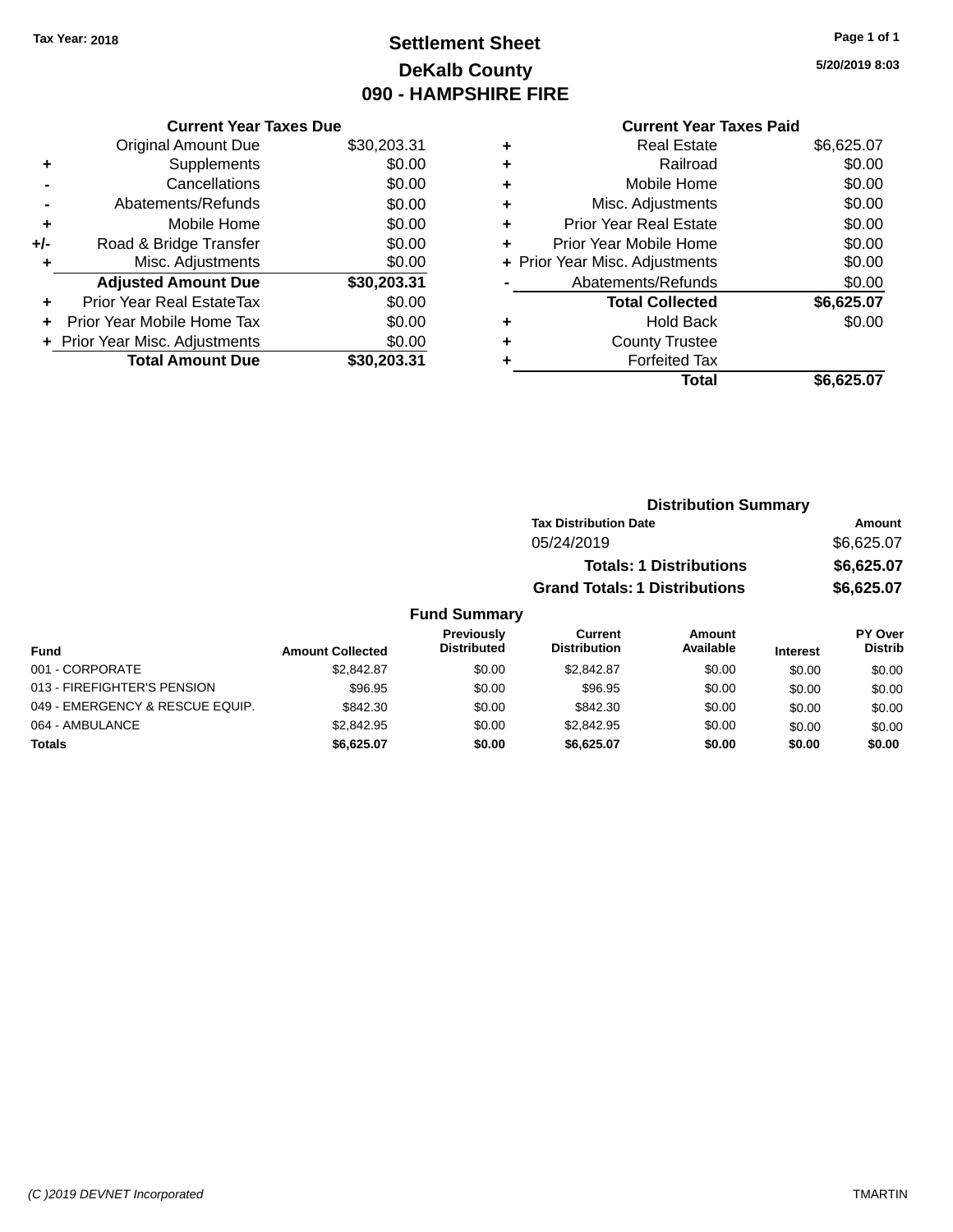Tax Year: 2018

# Settlement Sheet
## DeKalb County
## 090 - HAMPSHIRE FIRE

5/20/2019 8:03

### Current Year Taxes Due

| | | |
|---|---|---|
| | Original Amount Due | $30,203.31 |
| + | Supplements | $0.00 |
| - | Cancellations | $0.00 |
| - | Abatements/Refunds | $0.00 |
| + | Mobile Home | $0.00 |
| +/- | Road & Bridge Transfer | $0.00 |
| + | Misc. Adjustments | $0.00 |
| | **Adjusted Amount Due** | **$30,203.31** |
| + | Prior Year Real EstateTax | $0.00 |
| + | Prior Year Mobile Home Tax | $0.00 |
| + | Prior Year Misc. Adjustments | $0.00 |
| | **Total Amount Due** | **$30,203.31** |

### Current Year Taxes Paid

| | | |
|---|---|---|
| + | Real Estate | $6,625.07 |
| + | Railroad | $0.00 |
| + | Mobile Home | $0.00 |
| + | Misc. Adjustments | $0.00 |
| + | Prior Year Real Estate | $0.00 |
| + | Prior Year Mobile Home | $0.00 |
| + | Prior Year Misc. Adjustments | $0.00 |
| - | Abatements/Refunds | $0.00 |
| | **Total Collected** | **$6,625.07** |
| + | Hold Back | $0.00 |
| + | County Trustee | |
| + | Forfeited Tax | |
| | **Total** | **$6,625.07** |

### Distribution Summary

| Tax Distribution Date | Amount |
|---|---|
| 05/24/2019 | $6,625.07 |
| **Totals: 1 Distributions** | **$6,625.07** |
| **Grand Totals: 1 Distributions** | **$6,625.07** |

### Fund Summary

| Fund | Amount Collected | Previously Distributed | Current Distribution | Amount Available | Interest | PY Over Distrib |
|---|---|---|---|---|---|---|
| 001 - CORPORATE | $2,842.87 | $0.00 | $2,842.87 | $0.00 | $0.00 | $0.00 |
| 013 - FIREFIGHTER'S PENSION | $96.95 | $0.00 | $96.95 | $0.00 | $0.00 | $0.00 |
| 049 - EMERGENCY & RESCUE EQUIP. | $842.30 | $0.00 | $842.30 | $0.00 | $0.00 | $0.00 |
| 064 - AMBULANCE | $2,842.95 | $0.00 | $2,842.95 | $0.00 | $0.00 | $0.00 |
| **Totals** | **$6,625.07** | **$0.00** | **$6,625.07** | **$0.00** | **$0.00** | **$0.00** |

(C )2019 DEVNET Incorporated

TMARTIN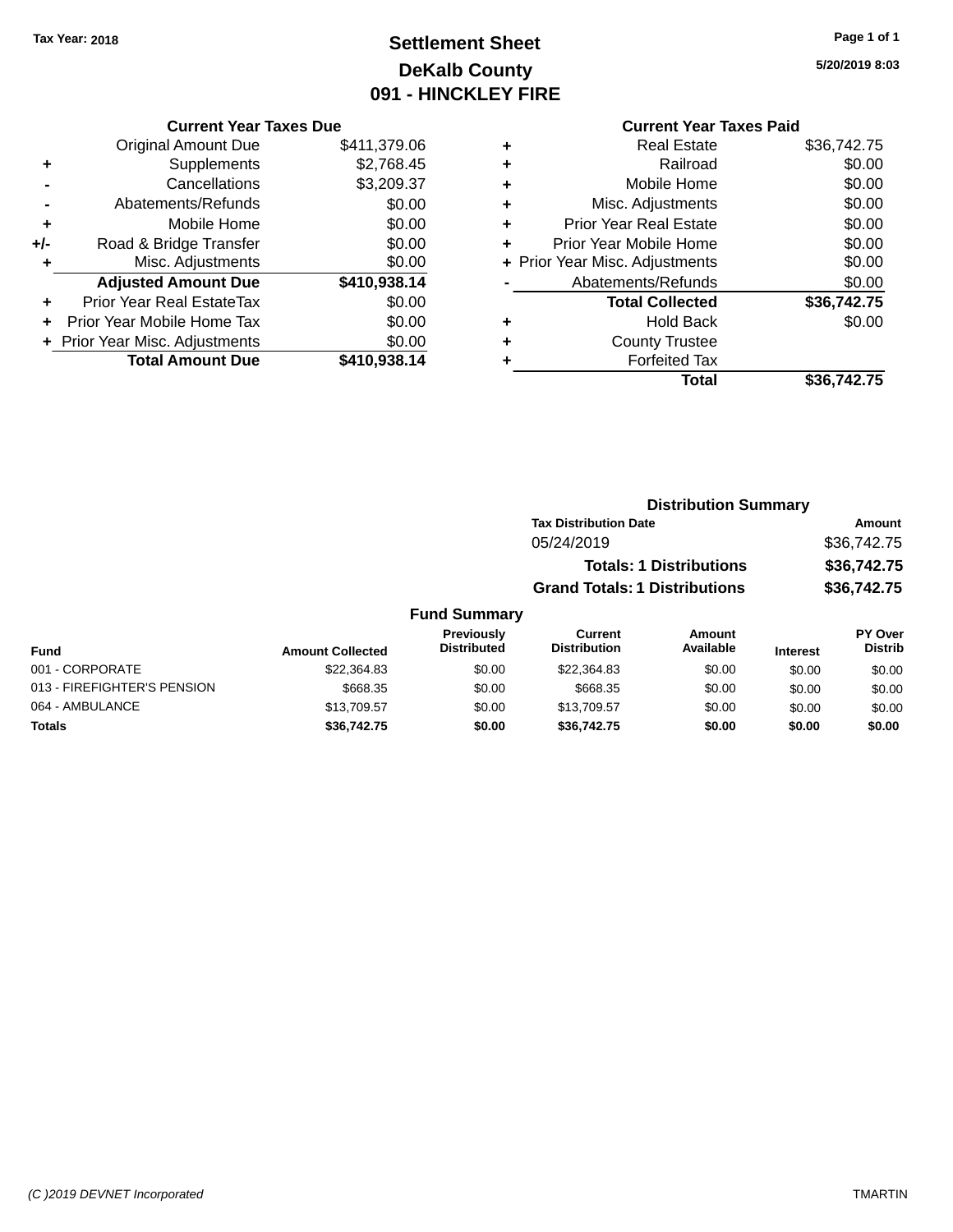Tax Year: 2018

# Settlement Sheet

## DeKalb County

## 091 - HINCKLEY FIRE

5/20/2019 8:03

### Current Year Taxes Due

| | | |
|---|---|---|
| | Original Amount Due | $411,379.06 |
| + | Supplements | $2,768.45 |
| - | Cancellations | $3,209.37 |
| - | Abatements/Refunds | $0.00 |
| + | Mobile Home | $0.00 |
| +/- | Road & Bridge Transfer | $0.00 |
| + | Misc. Adjustments | $0.00 |
| | **Adjusted Amount Due** | **$410,938.14** |
| + | Prior Year Real EstateTax | $0.00 |
| + | Prior Year Mobile Home Tax | $0.00 |
| + | Prior Year Misc. Adjustments | $0.00 |
| | **Total Amount Due** | **$410,938.14** |

### Current Year Taxes Paid

| | | |
|---|---|---|
| + | Real Estate | $36,742.75 |
| + | Railroad | $0.00 |
| + | Mobile Home | $0.00 |
| + | Misc. Adjustments | $0.00 |
| + | Prior Year Real Estate | $0.00 |
| + | Prior Year Mobile Home | $0.00 |
| + | Prior Year Misc. Adjustments | $0.00 |
| - | Abatements/Refunds | $0.00 |
| | **Total Collected** | **$36,742.75** |
| + | Hold Back | $0.00 |
| + | County Trustee | |
| + | Forfeited Tax | |
| | **Total** | **$36,742.75** |

### Distribution Summary

| Tax Distribution Date | Amount |
|---|---|
| 05/24/2019 | $36,742.75 |
| **Totals: 1 Distributions** | **$36,742.75** |
| **Grand Totals: 1 Distributions** | **$36,742.75** |

### Fund Summary

| Fund | Amount Collected | Previously Distributed | Current Distribution | Amount Available | Interest | PY Over Distrib |
|---|---|---|---|---|---|---|
| 001 - CORPORATE | $22,364.83 | $0.00 | $22,364.83 | $0.00 | $0.00 | $0.00 |
| 013 - FIREFIGHTER'S PENSION | $668.35 | $0.00 | $668.35 | $0.00 | $0.00 | $0.00 |
| 064 - AMBULANCE | $13,709.57 | $0.00 | $13,709.57 | $0.00 | $0.00 | $0.00 |
| **Totals** | **$36,742.75** | **$0.00** | **$36,742.75** | **$0.00** | **$0.00** | **$0.00** |

(C )2019 DEVNET Incorporated TMARTIN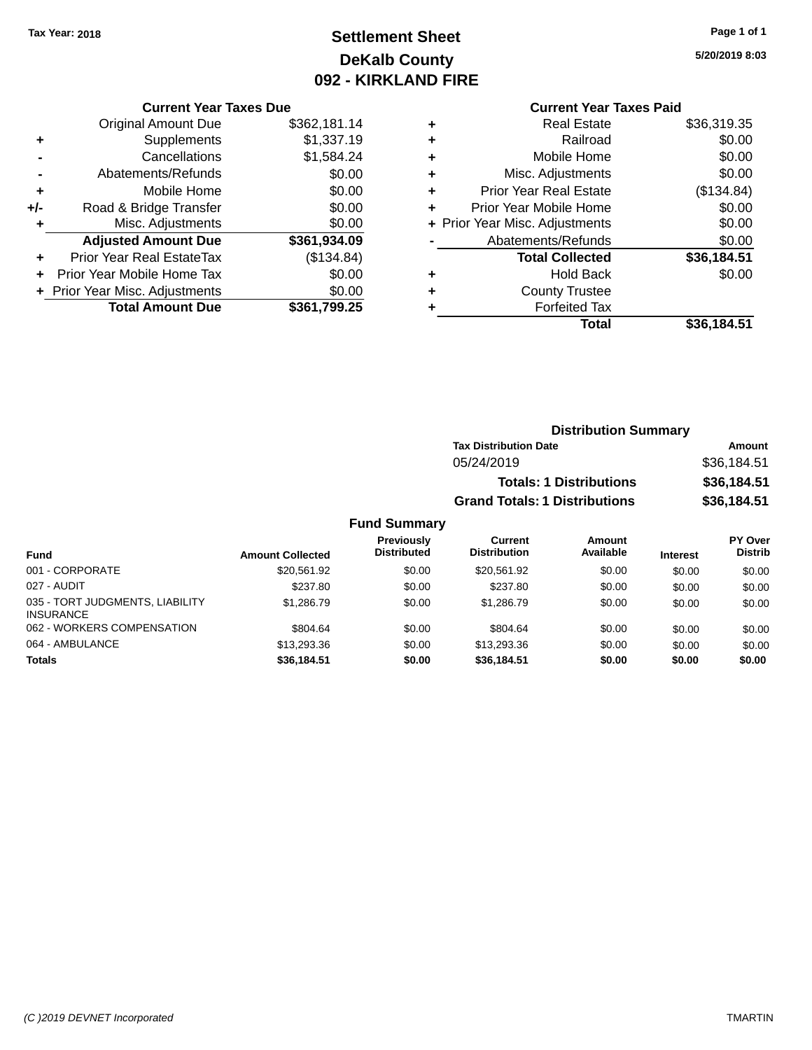Tax Year: 2018

# Settlement Sheet
## DeKalb County
## 092 - KIRKLAND FIRE

5/20/2019 8:03

### Current Year Taxes Due

| | | |
|---|---|---|
| | Original Amount Due | $362,181.14 |
| + | Supplements | $1,337.19 |
| - | Cancellations | $1,584.24 |
| - | Abatements/Refunds | $0.00 |
| + | Mobile Home | $0.00 |
| +/- | Road & Bridge Transfer | $0.00 |
| + | Misc. Adjustments | $0.00 |
| | **Adjusted Amount Due** | **$361,934.09** |
| + | Prior Year Real EstateTax | ($134.84) |
| + | Prior Year Mobile Home Tax | $0.00 |
| + | Prior Year Misc. Adjustments | $0.00 |
| | **Total Amount Due** | **$361,799.25** |

### Current Year Taxes Paid

| | | |
|---|---|---|
| + | Real Estate | $36,319.35 |
| + | Railroad | $0.00 |
| + | Mobile Home | $0.00 |
| + | Misc. Adjustments | $0.00 |
| + | Prior Year Real Estate | ($134.84) |
| + | Prior Year Mobile Home | $0.00 |
| + | Prior Year Misc. Adjustments | $0.00 |
| - | Abatements/Refunds | $0.00 |
| | **Total Collected** | **$36,184.51** |
| + | Hold Back | $0.00 |
| + | County Trustee | |
| + | Forfeited Tax | |
| | **Total** | **$36,184.51** |

### Distribution Summary

| Tax Distribution Date | Amount |
|---|---|
| 05/24/2019 | $36,184.51 |
| **Totals: 1 Distributions** | **$36,184.51** |
| **Grand Totals: 1 Distributions** | **$36,184.51** |

### Fund Summary

| Fund | Amount Collected | Previously Distributed | Current Distribution | Amount Available | Interest | PY Over Distrib |
|---|---|---|---|---|---|---|
| 001 - CORPORATE | $20,561.92 | $0.00 | $20,561.92 | $0.00 | $0.00 | $0.00 |
| 027 - AUDIT | $237.80 | $0.00 | $237.80 | $0.00 | $0.00 | $0.00 |
| 035 - TORT JUDGMENTS, LIABILITY INSURANCE | $1,286.79 | $0.00 | $1,286.79 | $0.00 | $0.00 | $0.00 |
| 062 - WORKERS COMPENSATION | $804.64 | $0.00 | $804.64 | $0.00 | $0.00 | $0.00 |
| 064 - AMBULANCE | $13,293.36 | $0.00 | $13,293.36 | $0.00 | $0.00 | $0.00 |
| **Totals** | **$36,184.51** | **$0.00** | **$36,184.51** | **$0.00** | **$0.00** | **$0.00** |

(C )2019 DEVNET Incorporated — TMARTIN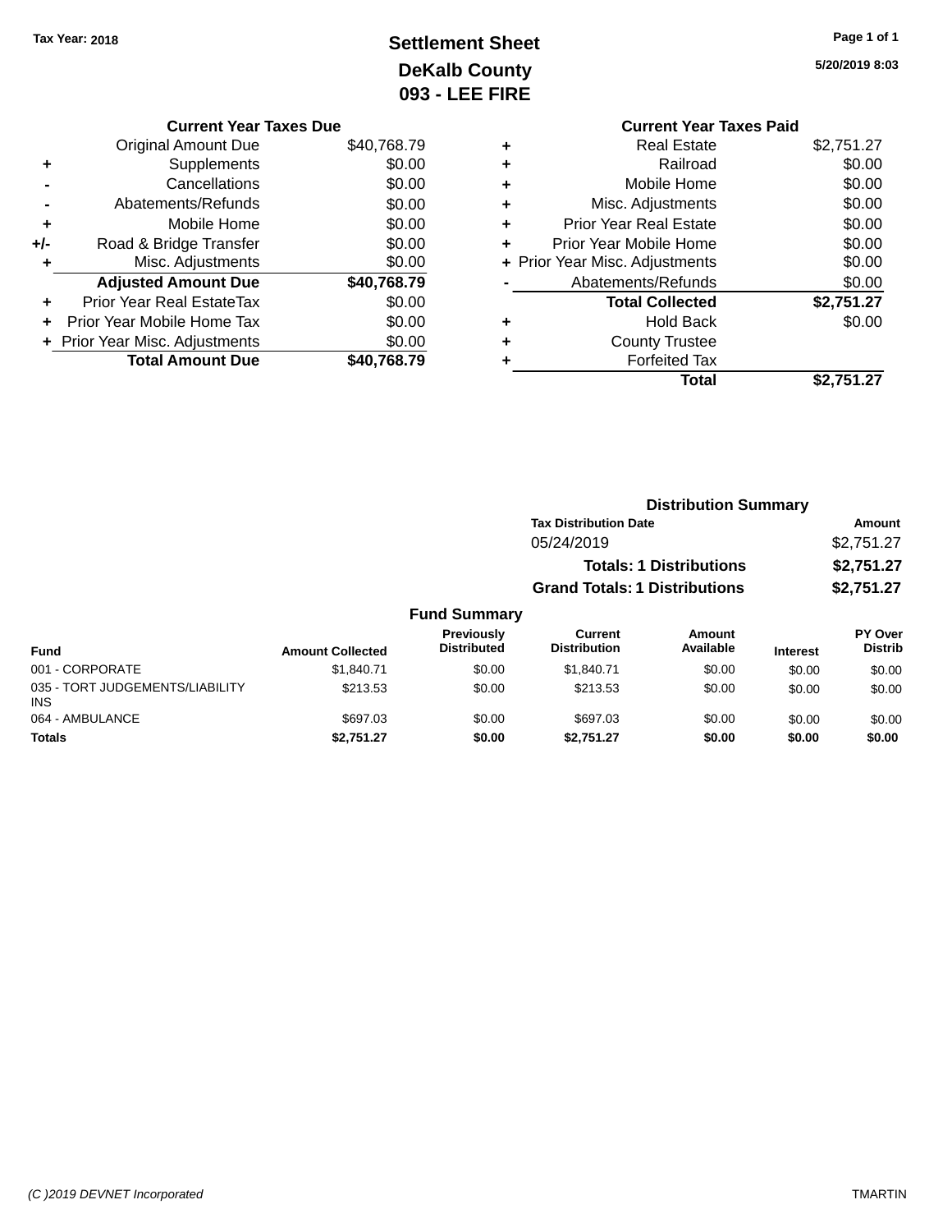Tax Year: 2018

# Settlement Sheet
## DeKalb County
## 093 - LEE FIRE

5/20/2019 8:03

**Current Year Taxes Due**

| | | |
|---|---|---|
| | Original Amount Due | $40,768.79 |
| + | Supplements | $0.00 |
| - | Cancellations | $0.00 |
| - | Abatements/Refunds | $0.00 |
| + | Mobile Home | $0.00 |
| +/- | Road & Bridge Transfer | $0.00 |
| + | Misc. Adjustments | $0.00 |
| | **Adjusted Amount Due** | **$40,768.79** |
| + | Prior Year Real EstateTax | $0.00 |
| + | Prior Year Mobile Home Tax | $0.00 |
| + | Prior Year Misc. Adjustments | $0.00 |
| | **Total Amount Due** | **$40,768.79** |

**Current Year Taxes Paid**

| | | |
|---|---|---|
| + | Real Estate | $2,751.27 |
| + | Railroad | $0.00 |
| + | Mobile Home | $0.00 |
| + | Misc. Adjustments | $0.00 |
| + | Prior Year Real Estate | $0.00 |
| + | Prior Year Mobile Home | $0.00 |
| + | Prior Year Misc. Adjustments | $0.00 |
| - | Abatements/Refunds | $0.00 |
| | **Total Collected** | **$2,751.27** |
| + | Hold Back | $0.00 |
| + | County Trustee | |
| + | Forfeited Tax | |
| | **Total** | **$2,751.27** |

**Distribution Summary**

| Tax Distribution Date | Amount |
|---|---|
| 05/24/2019 | $2,751.27 |
| **Totals: 1 Distributions** | **$2,751.27** |
| **Grand Totals: 1 Distributions** | **$2,751.27** |

**Fund Summary**

| Fund | Amount Collected | Previously Distributed | Current Distribution | Amount Available | Interest | PY Over Distrib |
|---|---|---|---|---|---|---|
| 001 - CORPORATE | $1,840.71 | $0.00 | $1,840.71 | $0.00 | $0.00 | $0.00 |
| 035 - TORT JUDGEMENTS/LIABILITY INS | $213.53 | $0.00 | $213.53 | $0.00 | $0.00 | $0.00 |
| 064 - AMBULANCE | $697.03 | $0.00 | $697.03 | $0.00 | $0.00 | $0.00 |
| **Totals** | **$2,751.27** | **$0.00** | **$2,751.27** | **$0.00** | **$0.00** | **$0.00** |

(C )2019 DEVNET Incorporated TMARTIN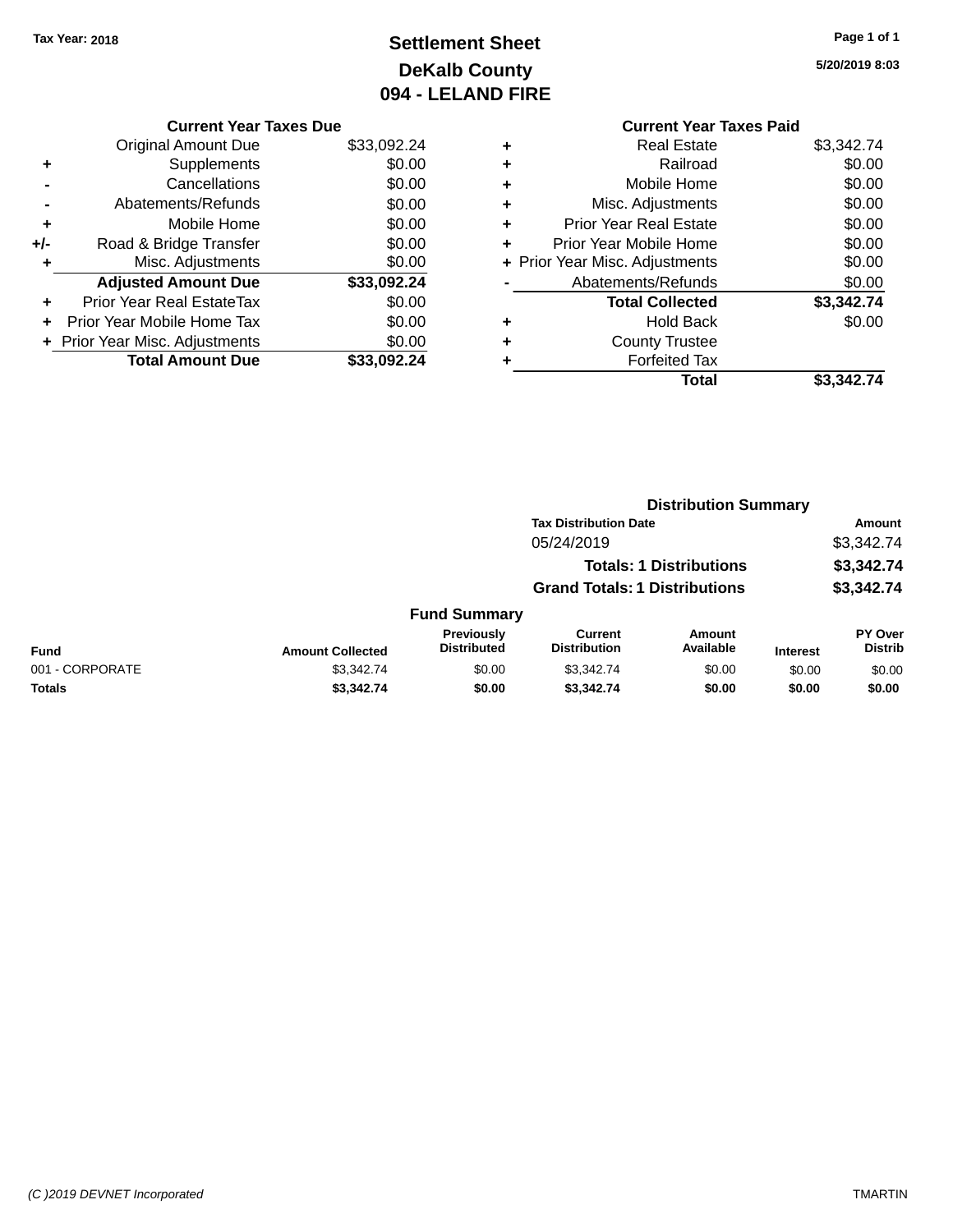Tax Year: 2018

# Settlement Sheet

## DeKalb County

## 094 - LELAND FIRE

5/20/2019 8:03

### Current Year Taxes Due

| | | |
|---|---|---|
| | Original Amount Due | $33,092.24 |
| + | Supplements | $0.00 |
| - | Cancellations | $0.00 |
| - | Abatements/Refunds | $0.00 |
| + | Mobile Home | $0.00 |
| +/- | Road & Bridge Transfer | $0.00 |
| + | Misc. Adjustments | $0.00 |
| | **Adjusted Amount Due** | **$33,092.24** |
| + | Prior Year Real EstateTax | $0.00 |
| + | Prior Year Mobile Home Tax | $0.00 |
| + | Prior Year Misc. Adjustments | $0.00 |
| | **Total Amount Due** | **$33,092.24** |

### Current Year Taxes Paid

| | | |
|---|---|---|
| + | Real Estate | $3,342.74 |
| + | Railroad | $0.00 |
| + | Mobile Home | $0.00 |
| + | Misc. Adjustments | $0.00 |
| + | Prior Year Real Estate | $0.00 |
| + | Prior Year Mobile Home | $0.00 |
| + | Prior Year Misc. Adjustments | $0.00 |
| - | Abatements/Refunds | $0.00 |
| | **Total Collected** | **$3,342.74** |
| + | Hold Back | $0.00 |
| + | County Trustee | |
| + | Forfeited Tax | |
| | **Total** | **$3,342.74** |

### Distribution Summary

| Tax Distribution Date | Amount |
|---|---|
| 05/24/2019 | $3,342.74 |
| **Totals: 1 Distributions** | **$3,342.74** |
| **Grand Totals: 1 Distributions** | **$3,342.74** |

### Fund Summary

| Fund | Amount Collected | Previously Distributed | Current Distribution | Amount Available | Interest | PY Over Distrib |
|---|---|---|---|---|---|---|
| 001 - CORPORATE | $3,342.74 | $0.00 | $3,342.74 | $0.00 | $0.00 | $0.00 |
| **Totals** | **$3,342.74** | **$0.00** | **$3,342.74** | **$0.00** | **$0.00** | **$0.00** |

(C )2019 DEVNET Incorporated TMARTIN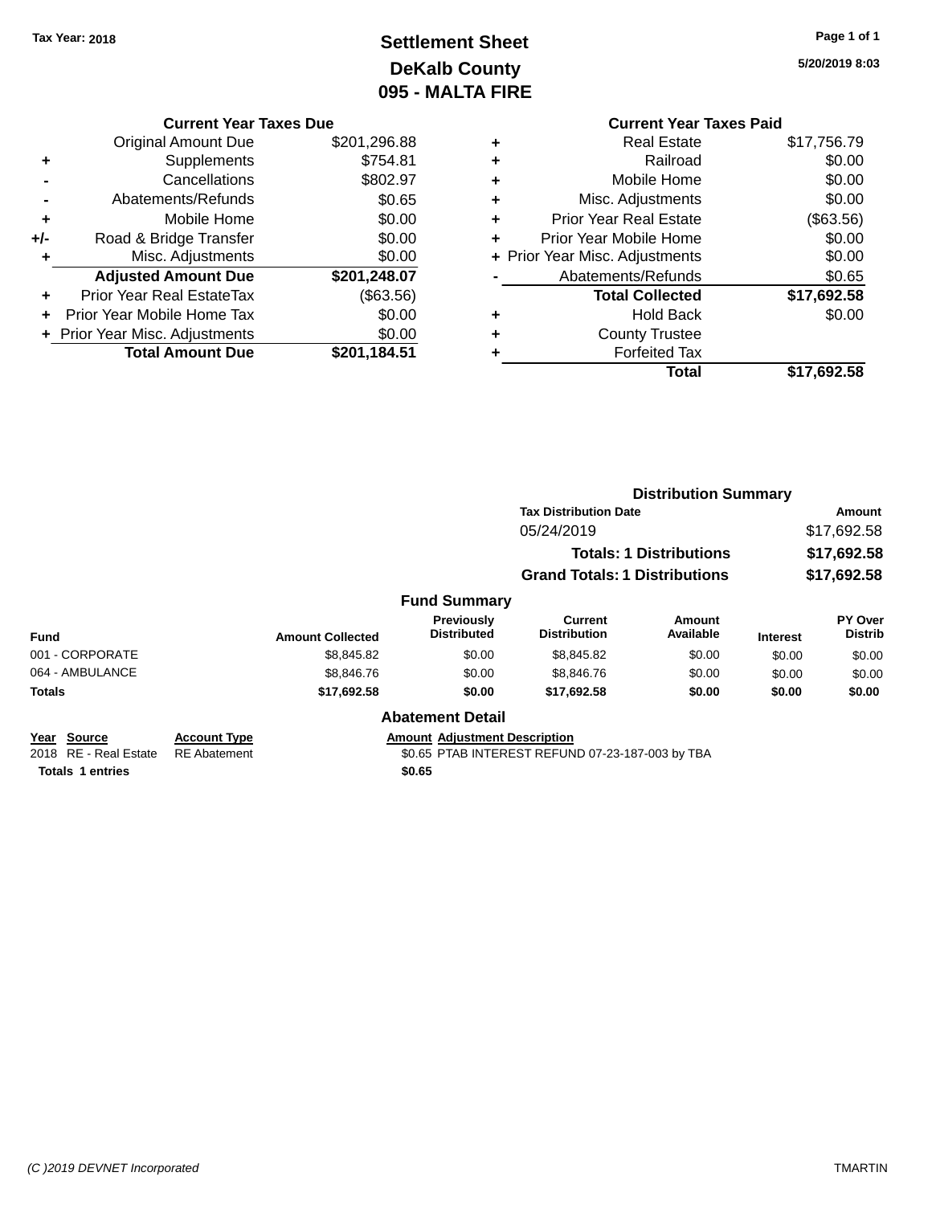Tax Year: 2018

# Settlement Sheet
## DeKalb County
## 095 - MALTA FIRE

5/20/2019 8:03

### Current Year Taxes Due

| | | |
|---|---|---|
| | Original Amount Due | $201,296.88 |
| + | Supplements | $754.81 |
| - | Cancellations | $802.97 |
| - | Abatements/Refunds | $0.65 |
| + | Mobile Home | $0.00 |
| +/- | Road & Bridge Transfer | $0.00 |
| + | Misc. Adjustments | $0.00 |
| | **Adjusted Amount Due** | **$201,248.07** |
| + | Prior Year Real EstateTax | ($63.56) |
| + | Prior Year Mobile Home Tax | $0.00 |
| + | Prior Year Misc. Adjustments | $0.00 |
| | **Total Amount Due** | **$201,184.51** |

### Current Year Taxes Paid

| | | |
|---|---|---|
| + | Real Estate | $17,756.79 |
| + | Railroad | $0.00 |
| + | Mobile Home | $0.00 |
| + | Misc. Adjustments | $0.00 |
| + | Prior Year Real Estate | ($63.56) |
| + | Prior Year Mobile Home | $0.00 |
| + | Prior Year Misc. Adjustments | $0.00 |
| - | Abatements/Refunds | $0.65 |
| | **Total Collected** | **$17,692.58** |
| + | Hold Back | $0.00 |
| + | County Trustee | |
| + | Forfeited Tax | |
| | **Total** | **$17,692.58** |

### Distribution Summary

| Tax Distribution Date | Amount |
|---|---|
| 05/24/2019 | $17,692.58 |
| **Totals: 1 Distributions** | **$17,692.58** |
| **Grand Totals: 1 Distributions** | **$17,692.58** |

### Fund Summary

| Fund | Amount Collected | Previously Distributed | Current Distribution | Amount Available | Interest | PY Over Distrib |
|---|---|---|---|---|---|---|
| 001 - CORPORATE | $8,845.82 | $0.00 | $8,845.82 | $0.00 | $0.00 | $0.00 |
| 064 - AMBULANCE | $8,846.76 | $0.00 | $8,846.76 | $0.00 | $0.00 | $0.00 |
| **Totals** | **$17,692.58** | **$0.00** | **$17,692.58** | **$0.00** | **$0.00** | **$0.00** |

### Abatement Detail

| Year | Source | Account Type | Amount | Adjustment Description |
|---|---|---|---|---|
| 2018 | RE - Real Estate | RE Abatement | $0.65 | PTAB INTEREST REFUND 07-23-187-003 by TBA |
| **Totals 1 entries** | | | **$0.65** | |

(C )2019 DEVNET Incorporated TMARTIN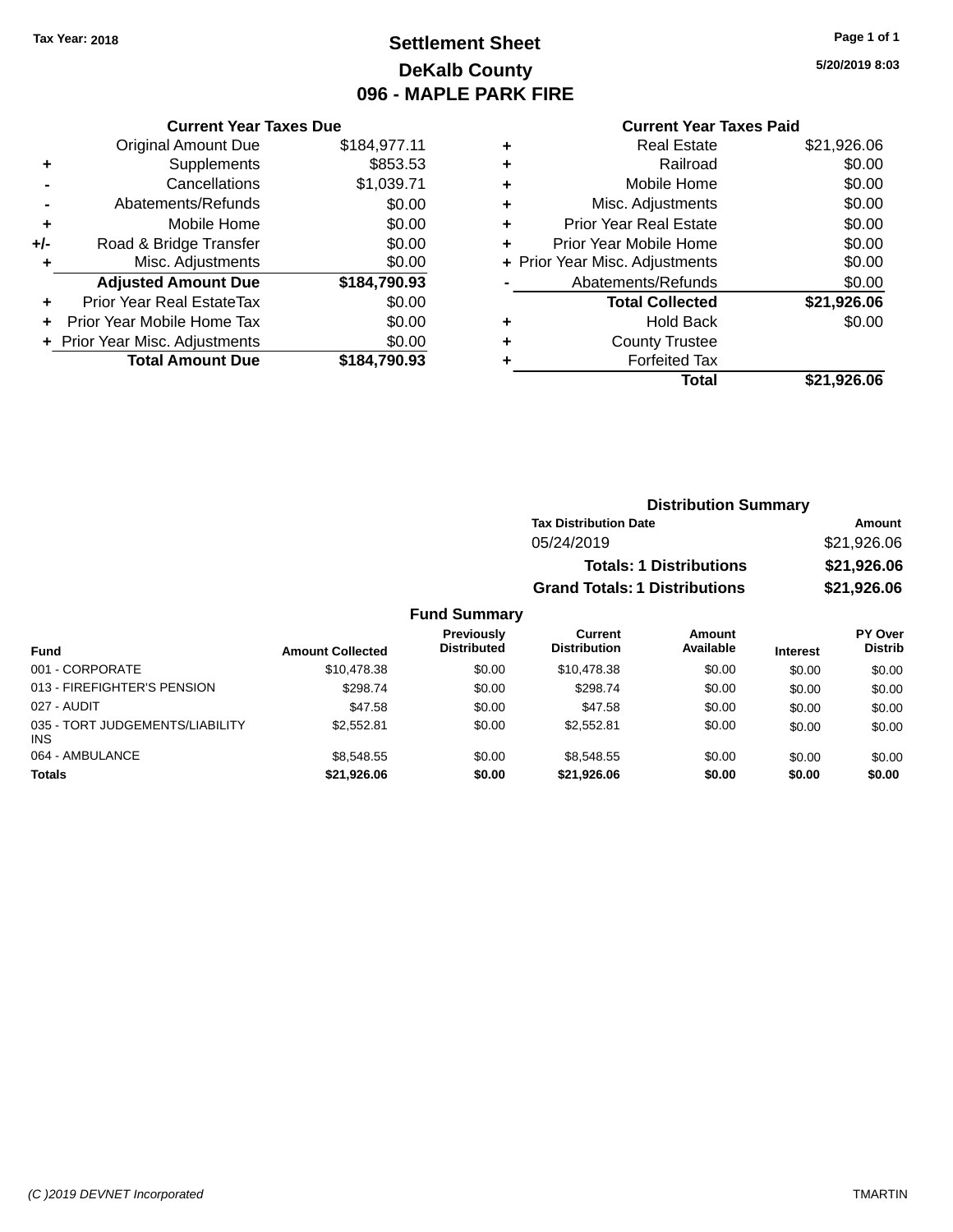Tax Year: 2018

# Settlement Sheet
## DeKalb County
## 096 - MAPLE PARK FIRE

5/20/2019 8:03

### Current Year Taxes Due

| | | |
|---|---|---|
| | Original Amount Due | $184,977.11 |
| + | Supplements | $853.53 |
| - | Cancellations | $1,039.71 |
| - | Abatements/Refunds | $0.00 |
| + | Mobile Home | $0.00 |
| +/- | Road & Bridge Transfer | $0.00 |
| + | Misc. Adjustments | $0.00 |
| | **Adjusted Amount Due** | **$184,790.93** |
| + | Prior Year Real EstateTax | $0.00 |
| + | Prior Year Mobile Home Tax | $0.00 |
| + | Prior Year Misc. Adjustments | $0.00 |
| | **Total Amount Due** | **$184,790.93** |

### Current Year Taxes Paid

| | | |
|---|---|---|
| + | Real Estate | $21,926.06 |
| + | Railroad | $0.00 |
| + | Mobile Home | $0.00 |
| + | Misc. Adjustments | $0.00 |
| + | Prior Year Real Estate | $0.00 |
| + | Prior Year Mobile Home | $0.00 |
| + | Prior Year Misc. Adjustments | $0.00 |
| - | Abatements/Refunds | $0.00 |
| | **Total Collected** | **$21,926.06** |
| + | Hold Back | $0.00 |
| + | County Trustee | |
| + | Forfeited Tax | |
| | **Total** | **$21,926.06** |

### Distribution Summary

| Tax Distribution Date | Amount |
|---|---|
| 05/24/2019 | $21,926.06 |
| **Totals: 1 Distributions** | **$21,926.06** |
| **Grand Totals: 1 Distributions** | **$21,926.06** |

### Fund Summary

| Fund | Amount Collected | Previously Distributed | Current Distribution | Amount Available | Interest | PY Over Distrib |
|---|---|---|---|---|---|---|
| 001 - CORPORATE | $10,478.38 | $0.00 | $10,478.38 | $0.00 | $0.00 | $0.00 |
| 013 - FIREFIGHTER'S PENSION | $298.74 | $0.00 | $298.74 | $0.00 | $0.00 | $0.00 |
| 027 - AUDIT | $47.58 | $0.00 | $47.58 | $0.00 | $0.00 | $0.00 |
| 035 - TORT JUDGEMENTS/LIABILITY INS | $2,552.81 | $0.00 | $2,552.81 | $0.00 | $0.00 | $0.00 |
| 064 - AMBULANCE | $8,548.55 | $0.00 | $8,548.55 | $0.00 | $0.00 | $0.00 |
| **Totals** | **$21,926.06** | **$0.00** | **$21,926.06** | **$0.00** | **$0.00** | **$0.00** |

(C )2019 DEVNET Incorporated — TMARTIN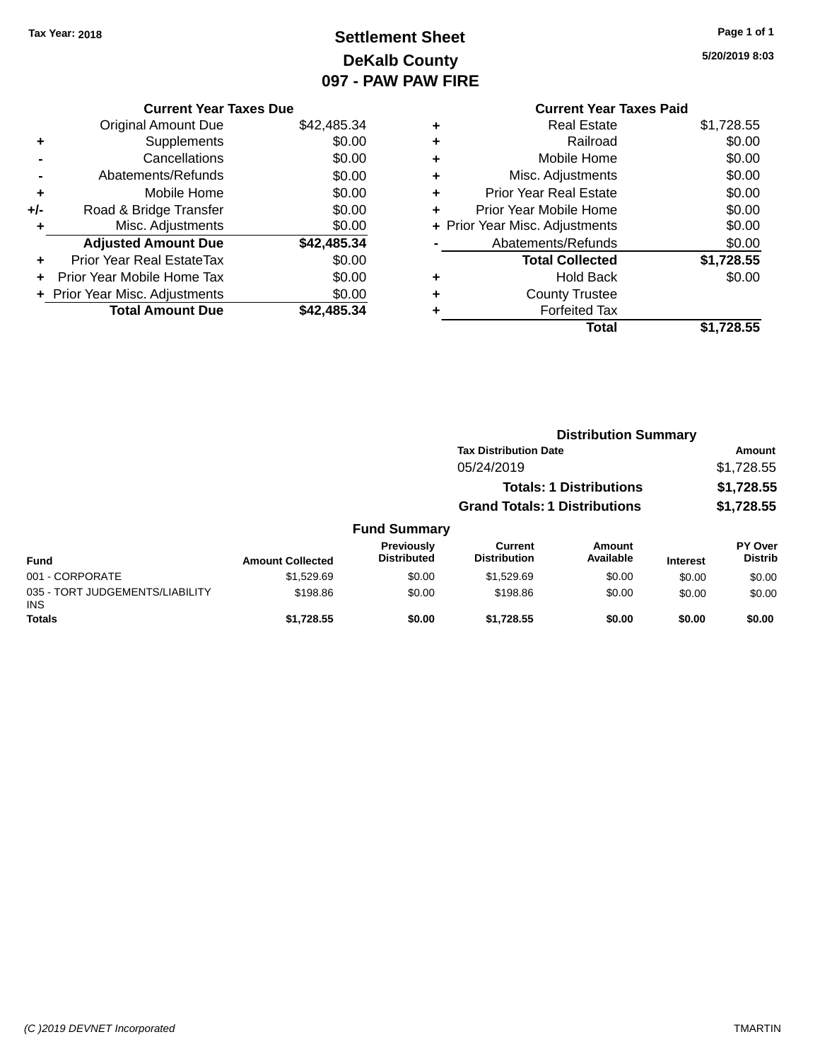Tax Year: 2018

# Settlement Sheet
## DeKalb County
## 097 - PAW PAW FIRE

5/20/2019 8:03

### Current Year Taxes Due

| | | |
|---|---|---|
| | Original Amount Due | $42,485.34 |
| + | Supplements | $0.00 |
| - | Cancellations | $0.00 |
| - | Abatements/Refunds | $0.00 |
| + | Mobile Home | $0.00 |
| +/- | Road & Bridge Transfer | $0.00 |
| + | Misc. Adjustments | $0.00 |
| | **Adjusted Amount Due** | **$42,485.34** |
| + | Prior Year Real EstateTax | $0.00 |
| + | Prior Year Mobile Home Tax | $0.00 |
| + | Prior Year Misc. Adjustments | $0.00 |
| | **Total Amount Due** | **$42,485.34** |

### Current Year Taxes Paid

| | | |
|---|---|---|
| + | Real Estate | $1,728.55 |
| + | Railroad | $0.00 |
| + | Mobile Home | $0.00 |
| + | Misc. Adjustments | $0.00 |
| + | Prior Year Real Estate | $0.00 |
| + | Prior Year Mobile Home | $0.00 |
| + | Prior Year Misc. Adjustments | $0.00 |
| - | Abatements/Refunds | $0.00 |
| | **Total Collected** | **$1,728.55** |
| + | Hold Back | $0.00 |
| + | County Trustee | |
| + | Forfeited Tax | |
| | **Total** | **$1,728.55** |

### Distribution Summary

| Tax Distribution Date | Amount |
|---|---|
| 05/24/2019 | $1,728.55 |
| **Totals: 1 Distributions** | **$1,728.55** |
| **Grand Totals: 1 Distributions** | **$1,728.55** |

### Fund Summary

| Fund | Amount Collected | Previously Distributed | Current Distribution | Amount Available | Interest | PY Over Distrib |
|---|---|---|---|---|---|---|
| 001 - CORPORATE | $1,529.69 | $0.00 | $1,529.69 | $0.00 | $0.00 | $0.00 |
| 035 - TORT JUDGEMENTS/LIABILITY INS | $198.86 | $0.00 | $198.86 | $0.00 | $0.00 | $0.00 |
| **Totals** | **$1,728.55** | **$0.00** | **$1,728.55** | **$0.00** | **$0.00** | **$0.00** |

(C )2019 DEVNET Incorporated    TMARTIN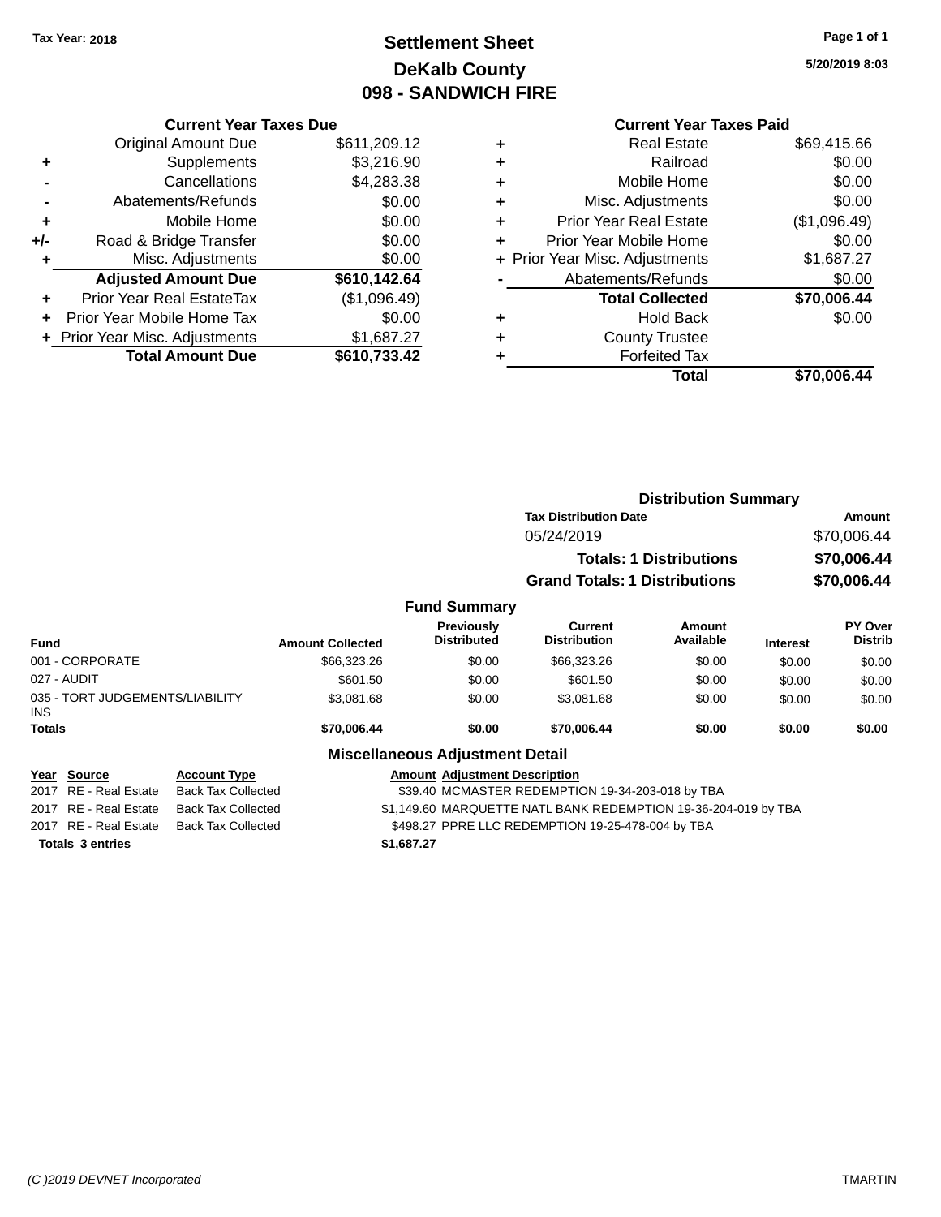Tax Year: 2018

# Settlement Sheet
## DeKalb County
## 098 - SANDWICH FIRE

5/20/2019 8:03

### Current Year Taxes Due

| | | |
|---|---|---|
| | Original Amount Due | $611,209.12 |
| + | Supplements | $3,216.90 |
| - | Cancellations | $4,283.38 |
| - | Abatements/Refunds | $0.00 |
| + | Mobile Home | $0.00 |
| +/- | Road & Bridge Transfer | $0.00 |
| + | Misc. Adjustments | $0.00 |
| | **Adjusted Amount Due** | **$610,142.64** |
| + | Prior Year Real EstateTax | ($1,096.49) |
| + | Prior Year Mobile Home Tax | $0.00 |
| + | Prior Year Misc. Adjustments | $1,687.27 |
| | **Total Amount Due** | **$610,733.42** |

### Current Year Taxes Paid

| | | |
|---|---|---|
| + | Real Estate | $69,415.66 |
| + | Railroad | $0.00 |
| + | Mobile Home | $0.00 |
| + | Misc. Adjustments | $0.00 |
| + | Prior Year Real Estate | ($1,096.49) |
| + | Prior Year Mobile Home | $0.00 |
| + | Prior Year Misc. Adjustments | $1,687.27 |
| - | Abatements/Refunds | $0.00 |
| | **Total Collected** | **$70,006.44** |
| + | Hold Back | $0.00 |
| + | County Trustee | |
| + | Forfeited Tax | |
| | **Total** | **$70,006.44** |

### Distribution Summary

| Tax Distribution Date | Amount |
|---|---|
| 05/24/2019 | $70,006.44 |
| **Totals: 1 Distributions** | **$70,006.44** |
| **Grand Totals: 1 Distributions** | **$70,006.44** |

### Fund Summary

| Fund | Amount Collected | Previously Distributed | Current Distribution | Amount Available | Interest | PY Over Distrib |
|---|---|---|---|---|---|---|
| 001 - CORPORATE | $66,323.26 | $0.00 | $66,323.26 | $0.00 | $0.00 | $0.00 |
| 027 - AUDIT | $601.50 | $0.00 | $601.50 | $0.00 | $0.00 | $0.00 |
| 035 - TORT JUDGEMENTS/LIABILITY INS | $3,081.68 | $0.00 | $3,081.68 | $0.00 | $0.00 | $0.00 |
| **Totals** | **$70,006.44** | **$0.00** | **$70,006.44** | **$0.00** | **$0.00** | **$0.00** |

### Miscellaneous Adjustment Detail

| Year | Source | Account Type | Amount | Adjustment Description |
|---|---|---|---|---|
| 2017 | RE - Real Estate | Back Tax Collected | $39.40 | MCMASTER REDEMPTION 19-34-203-018 by TBA |
| 2017 | RE - Real Estate | Back Tax Collected | $1,149.60 | MARQUETTE NATL BANK REDEMPTION 19-36-204-019 by TBA |
| 2017 | RE - Real Estate | Back Tax Collected | $498.27 | PPRE LLC REDEMPTION 19-25-478-004 by TBA |
| **Totals 3 entries** | | | **$1,687.27** | |

(C )2019 DEVNET Incorporated — TMARTIN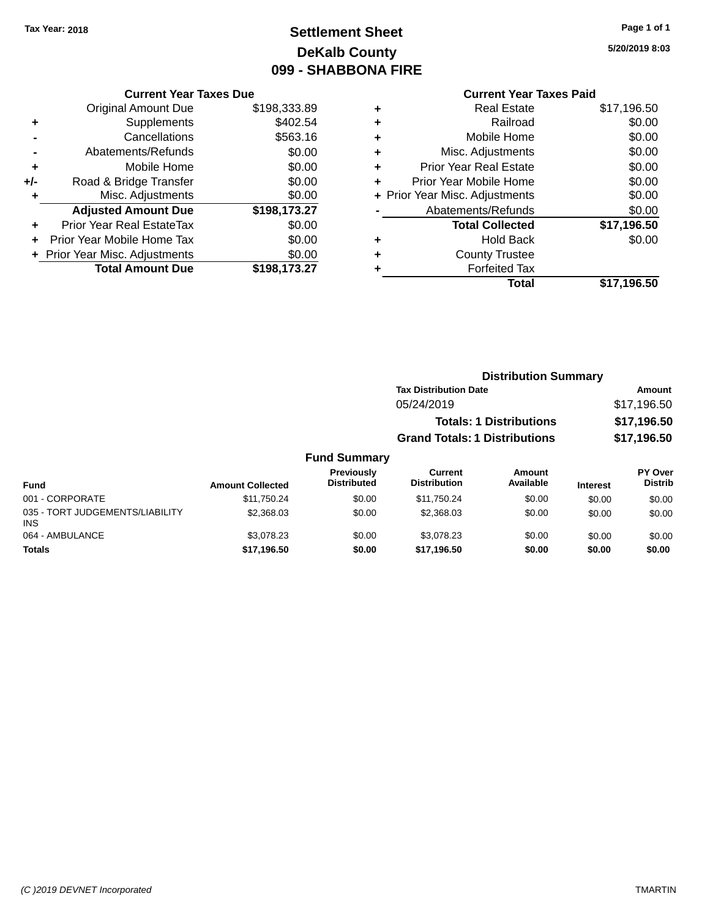**Tax Year: 2018**

# Settlement Sheet
## DeKalb County
## 099 - SHABBONA FIRE

**Page 1 of 1**

**5/20/2019 8:03**

### Current Year Taxes Due

| | | Amount |
|---|---|---|
| | Original Amount Due | $198,333.89 |
| + | Supplements | $402.54 |
| - | Cancellations | $563.16 |
| - | Abatements/Refunds | $0.00 |
| + | Mobile Home | $0.00 |
| +/- | Road & Bridge Transfer | $0.00 |
| + | Misc. Adjustments | $0.00 |
| | **Adjusted Amount Due** | **$198,173.27** |
| + | Prior Year Real EstateTax | $0.00 |
| + | Prior Year Mobile Home Tax | $0.00 |
| + | Prior Year Misc. Adjustments | $0.00 |
| | **Total Amount Due** | **$198,173.27** |

### Current Year Taxes Paid

| | | Amount |
|---|---|---|
| + | Real Estate | $17,196.50 |
| + | Railroad | $0.00 |
| + | Mobile Home | $0.00 |
| + | Misc. Adjustments | $0.00 |
| + | Prior Year Real Estate | $0.00 |
| + | Prior Year Mobile Home | $0.00 |
| + | Prior Year Misc. Adjustments | $0.00 |
| - | Abatements/Refunds | $0.00 |
| | **Total Collected** | **$17,196.50** |
| + | Hold Back | $0.00 |
| + | County Trustee | |
| + | Forfeited Tax | |
| | **Total** | **$17,196.50** |

### Distribution Summary

| Tax Distribution Date | Amount |
|---|---|
| 05/24/2019 | $17,196.50 |
| **Totals: 1 Distributions** | **$17,196.50** |
| **Grand Totals: 1 Distributions** | **$17,196.50** |

### Fund Summary

| Fund | Amount Collected | Previously Distributed | Current Distribution | Amount Available | Interest | PY Over Distrib |
|---|---|---|---|---|---|---|
| 001 - CORPORATE | $11,750.24 | $0.00 | $11,750.24 | $0.00 | $0.00 | $0.00 |
| 035 - TORT JUDGEMENTS/LIABILITY INS | $2,368.03 | $0.00 | $2,368.03 | $0.00 | $0.00 | $0.00 |
| 064 - AMBULANCE | $3,078.23 | $0.00 | $3,078.23 | $0.00 | $0.00 | $0.00 |
| **Totals** | **$17,196.50** | **$0.00** | **$17,196.50** | **$0.00** | **$0.00** | **$0.00** |

(C )2019 DEVNET Incorporated TMARTIN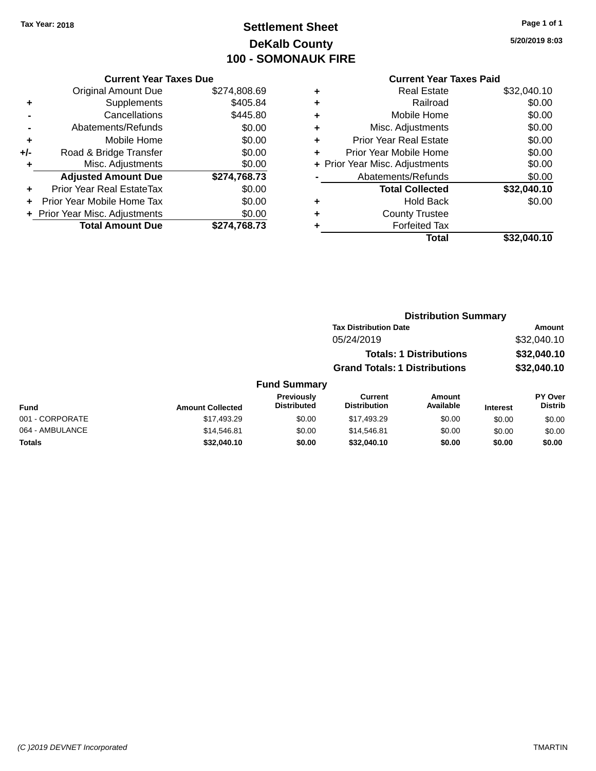Tax Year: 2018

# Settlement Sheet

## DeKalb County

## 100 - SOMONAUK FIRE

5/20/2019 8:03

### Current Year Taxes Due

| | | |
|---|---|---|
| | Original Amount Due | $274,808.69 |
| + | Supplements | $405.84 |
| - | Cancellations | $445.80 |
| - | Abatements/Refunds | $0.00 |
| + | Mobile Home | $0.00 |
| +/- | Road & Bridge Transfer | $0.00 |
| + | Misc. Adjustments | $0.00 |
| | **Adjusted Amount Due** | **$274,768.73** |
| + | Prior Year Real EstateTax | $0.00 |
| + | Prior Year Mobile Home Tax | $0.00 |
| + | Prior Year Misc. Adjustments | $0.00 |
| | **Total Amount Due** | **$274,768.73** |

### Current Year Taxes Paid

| | | |
|---|---|---|
| + | Real Estate | $32,040.10 |
| + | Railroad | $0.00 |
| + | Mobile Home | $0.00 |
| + | Misc. Adjustments | $0.00 |
| + | Prior Year Real Estate | $0.00 |
| + | Prior Year Mobile Home | $0.00 |
| + | Prior Year Misc. Adjustments | $0.00 |
| - | Abatements/Refunds | $0.00 |
| | **Total Collected** | **$32,040.10** |
| + | Hold Back | $0.00 |
| + | County Trustee | |
| + | Forfeited Tax | |
| | **Total** | **$32,040.10** |

### Distribution Summary

| Tax Distribution Date | Amount |
|---|---|
| 05/24/2019 | $32,040.10 |
| **Totals: 1 Distributions** | **$32,040.10** |
| **Grand Totals: 1 Distributions** | **$32,040.10** |

### Fund Summary

| Fund | Amount Collected | Previously Distributed | Current Distribution | Amount Available | Interest | PY Over Distrib |
|---|---|---|---|---|---|---|
| 001 - CORPORATE | $17,493.29 | $0.00 | $17,493.29 | $0.00 | $0.00 | $0.00 |
| 064 - AMBULANCE | $14,546.81 | $0.00 | $14,546.81 | $0.00 | $0.00 | $0.00 |
| **Totals** | **$32,040.10** | **$0.00** | **$32,040.10** | **$0.00** | **$0.00** | **$0.00** |

*(C )2019 DEVNET Incorporated* TMARTIN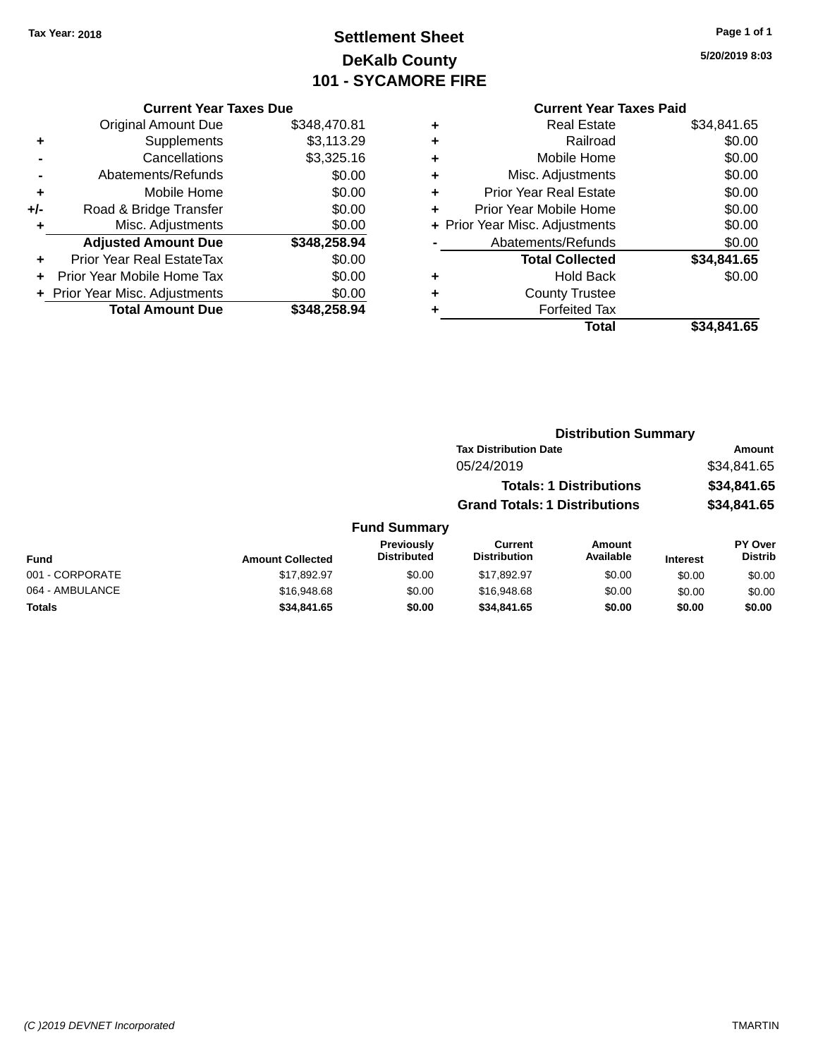Tax Year: 2018

# Settlement Sheet
## DeKalb County
## 101 - SYCAMORE FIRE

5/20/2019 8:03

### Current Year Taxes Due

| | | |
|---|---|---|
| | Original Amount Due | $348,470.81 |
| + | Supplements | $3,113.29 |
| - | Cancellations | $3,325.16 |
| - | Abatements/Refunds | $0.00 |
| + | Mobile Home | $0.00 |
| +/- | Road & Bridge Transfer | $0.00 |
| + | Misc. Adjustments | $0.00 |
| | **Adjusted Amount Due** | **$348,258.94** |
| + | Prior Year Real EstateTax | $0.00 |
| + | Prior Year Mobile Home Tax | $0.00 |
| + | Prior Year Misc. Adjustments | $0.00 |
| | **Total Amount Due** | **$348,258.94** |

### Current Year Taxes Paid

| | | |
|---|---|---|
| + | Real Estate | $34,841.65 |
| + | Railroad | $0.00 |
| + | Mobile Home | $0.00 |
| + | Misc. Adjustments | $0.00 |
| + | Prior Year Real Estate | $0.00 |
| + | Prior Year Mobile Home | $0.00 |
| + | Prior Year Misc. Adjustments | $0.00 |
| - | Abatements/Refunds | $0.00 |
| | **Total Collected** | **$34,841.65** |
| + | Hold Back | $0.00 |
| + | County Trustee | |
| + | Forfeited Tax | |
| | **Total** | **$34,841.65** |

### Distribution Summary

| Tax Distribution Date | Amount |
|---|---|
| 05/24/2019 | $34,841.65 |
| **Totals: 1 Distributions** | **$34,841.65** |
| **Grand Totals: 1 Distributions** | **$34,841.65** |

### Fund Summary

| Fund | Amount Collected | Previously Distributed | Current Distribution | Amount Available | Interest | PY Over Distrib |
|---|---|---|---|---|---|---|
| 001 - CORPORATE | $17,892.97 | $0.00 | $17,892.97 | $0.00 | $0.00 | $0.00 |
| 064 - AMBULANCE | $16,948.68 | $0.00 | $16,948.68 | $0.00 | $0.00 | $0.00 |
| **Totals** | **$34,841.65** | **$0.00** | **$34,841.65** | **$0.00** | **$0.00** | **$0.00** |

(C )2019 DEVNET Incorporated TMARTIN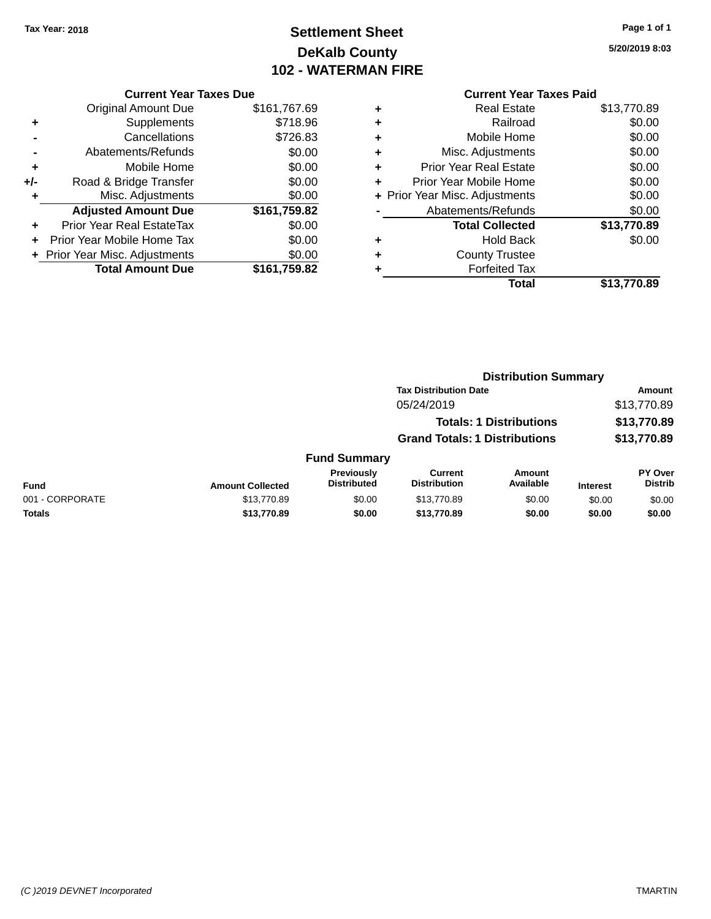Tax Year: 2018

# Settlement Sheet

## DeKalb County

## 102 - WATERMAN FIRE

5/20/2019 8:03

### Current Year Taxes Due

| | | |
|---|---|---|
| | Original Amount Due | $161,767.69 |
| + | Supplements | $718.96 |
| - | Cancellations | $726.83 |
| - | Abatements/Refunds | $0.00 |
| + | Mobile Home | $0.00 |
| +/- | Road & Bridge Transfer | $0.00 |
| + | Misc. Adjustments | $0.00 |
| | **Adjusted Amount Due** | **$161,759.82** |
| + | Prior Year Real EstateTax | $0.00 |
| + | Prior Year Mobile Home Tax | $0.00 |
| + | Prior Year Misc. Adjustments | $0.00 |
| | **Total Amount Due** | **$161,759.82** |

### Current Year Taxes Paid

| | | |
|---|---|---|
| + | Real Estate | $13,770.89 |
| + | Railroad | $0.00 |
| + | Mobile Home | $0.00 |
| + | Misc. Adjustments | $0.00 |
| + | Prior Year Real Estate | $0.00 |
| + | Prior Year Mobile Home | $0.00 |
| + | Prior Year Misc. Adjustments | $0.00 |
| - | Abatements/Refunds | $0.00 |
| | **Total Collected** | **$13,770.89** |
| + | Hold Back | $0.00 |
| + | County Trustee | |
| + | Forfeited Tax | |
| | **Total** | **$13,770.89** |

### Distribution Summary

| Tax Distribution Date | Amount |
|---|---|
| 05/24/2019 | $13,770.89 |
| **Totals: 1 Distributions** | **$13,770.89** |
| **Grand Totals: 1 Distributions** | **$13,770.89** |

### Fund Summary

| Fund | Amount Collected | Previously Distributed | Current Distribution | Amount Available | Interest | PY Over Distrib |
|---|---|---|---|---|---|---|
| 001 - CORPORATE | $13,770.89 | $0.00 | $13,770.89 | $0.00 | $0.00 | $0.00 |
| **Totals** | **$13,770.89** | **$0.00** | **$13,770.89** | **$0.00** | **$0.00** | **$0.00** |

(C )2019 DEVNET Incorporated TMARTIN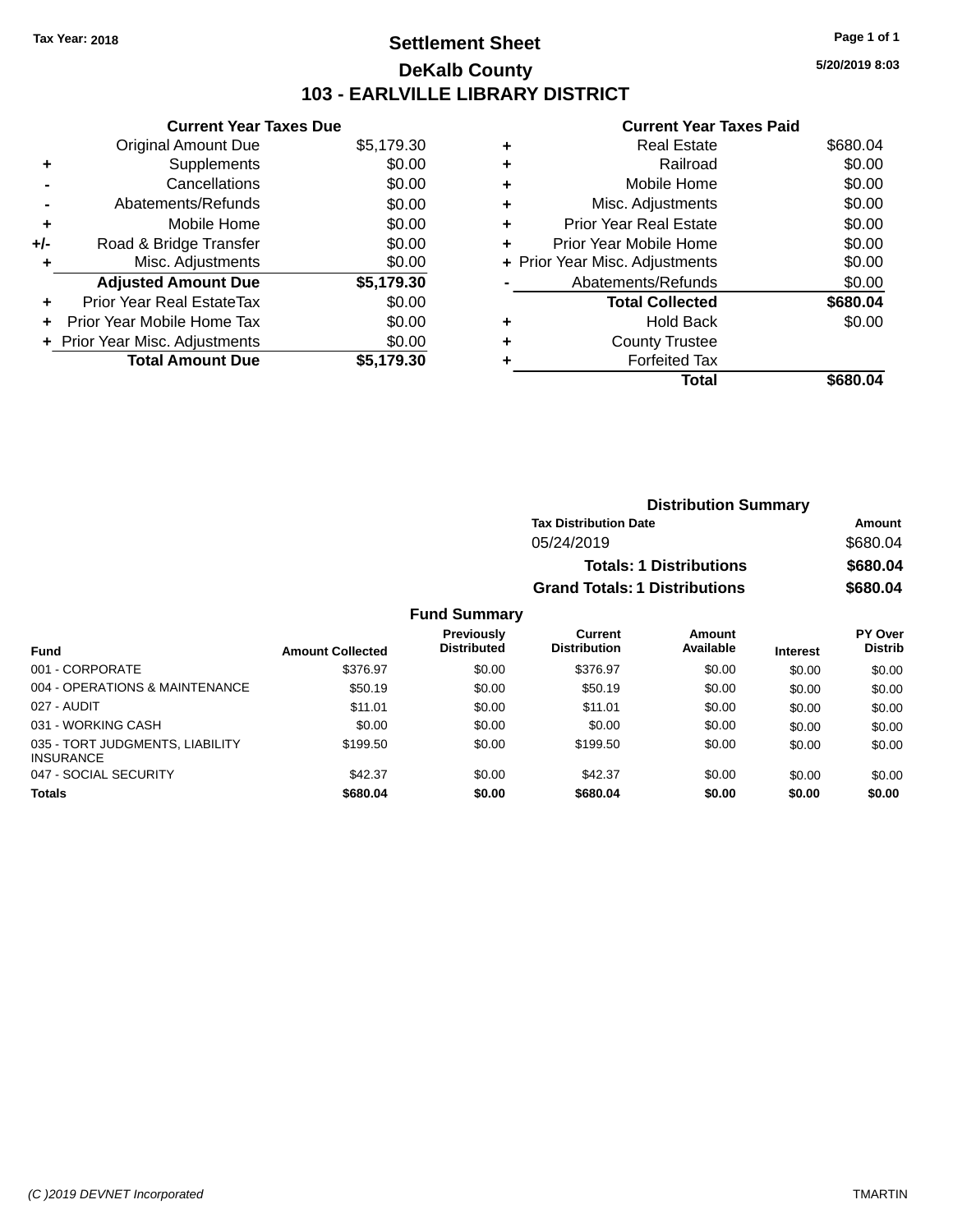Tax Year: 2018

# Settlement Sheet

## DeKalb County

## 103 - EARLVILLE LIBRARY DISTRICT

5/20/2019 8:03

### Current Year Taxes Due

| | | |
|---|---|---|
| | Original Amount Due | $5,179.30 |
| + | Supplements | $0.00 |
| - | Cancellations | $0.00 |
| - | Abatements/Refunds | $0.00 |
| + | Mobile Home | $0.00 |
| +/- | Road & Bridge Transfer | $0.00 |
| + | Misc. Adjustments | $0.00 |
| | **Adjusted Amount Due** | **$5,179.30** |
| + | Prior Year Real EstateTax | $0.00 |
| + | Prior Year Mobile Home Tax | $0.00 |
| + | Prior Year Misc. Adjustments | $0.00 |
| | **Total Amount Due** | **$5,179.30** |

### Current Year Taxes Paid

| | | |
|---|---|---|
| + | Real Estate | $680.04 |
| + | Railroad | $0.00 |
| + | Mobile Home | $0.00 |
| + | Misc. Adjustments | $0.00 |
| + | Prior Year Real Estate | $0.00 |
| + | Prior Year Mobile Home | $0.00 |
| + | Prior Year Misc. Adjustments | $0.00 |
| - | Abatements/Refunds | $0.00 |
| | **Total Collected** | **$680.04** |
| + | Hold Back | $0.00 |
| + | County Trustee | |
| + | Forfeited Tax | |
| | **Total** | **$680.04** |

### Distribution Summary

| Tax Distribution Date | Amount |
|---|---|
| 05/24/2019 | $680.04 |
| **Totals: 1 Distributions** | **$680.04** |
| **Grand Totals: 1 Distributions** | **$680.04** |

### Fund Summary

| Fund | Amount Collected | Previously Distributed | Current Distribution | Amount Available | Interest | PY Over Distrib |
|---|---|---|---|---|---|---|
| 001 - CORPORATE | $376.97 | $0.00 | $376.97 | $0.00 | $0.00 | $0.00 |
| 004 - OPERATIONS & MAINTENANCE | $50.19 | $0.00 | $50.19 | $0.00 | $0.00 | $0.00 |
| 027 - AUDIT | $11.01 | $0.00 | $11.01 | $0.00 | $0.00 | $0.00 |
| 031 - WORKING CASH | $0.00 | $0.00 | $0.00 | $0.00 | $0.00 | $0.00 |
| 035 - TORT JUDGMENTS, LIABILITY INSURANCE | $199.50 | $0.00 | $199.50 | $0.00 | $0.00 | $0.00 |
| 047 - SOCIAL SECURITY | $42.37 | $0.00 | $42.37 | $0.00 | $0.00 | $0.00 |
| **Totals** | **$680.04** | **$0.00** | **$680.04** | **$0.00** | **$0.00** | **$0.00** |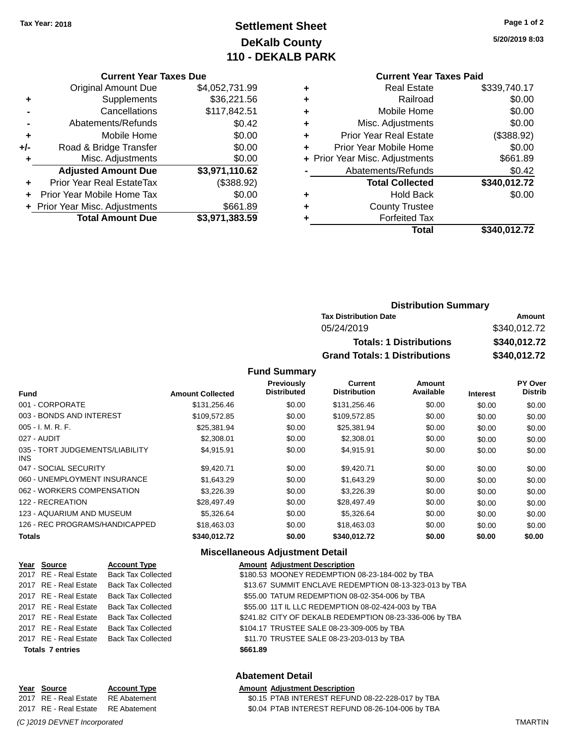Tax Year: 2018

# Settlement Sheet
## DeKalb County
## 110 - DEKALB PARK

5/20/2019 8:03

### Current Year Taxes Due

| | | |
|---|---|---|
| | Original Amount Due | $4,052,731.99 |
| + | Supplements | $36,221.56 |
| - | Cancellations | $117,842.51 |
| - | Abatements/Refunds | $0.42 |
| + | Mobile Home | $0.00 |
| +/- | Road & Bridge Transfer | $0.00 |
| + | Misc. Adjustments | $0.00 |
| | **Adjusted Amount Due** | **$3,971,110.62** |
| + | Prior Year Real EstateTax | ($388.92) |
| + | Prior Year Mobile Home Tax | $0.00 |
| + | Prior Year Misc. Adjustments | $661.89 |
| | **Total Amount Due** | **$3,971,383.59** |

### Current Year Taxes Paid

| | | |
|---|---|---|
| + | Real Estate | $339,740.17 |
| + | Railroad | $0.00 |
| + | Mobile Home | $0.00 |
| + | Misc. Adjustments | $0.00 |
| + | Prior Year Real Estate | ($388.92) |
| + | Prior Year Mobile Home | $0.00 |
| + | Prior Year Misc. Adjustments | $661.89 |
| - | Abatements/Refunds | $0.42 |
| | **Total Collected** | **$340,012.72** |
| + | Hold Back | $0.00 |
| + | County Trustee | |
| + | Forfeited Tax | |
| | **Total** | **$340,012.72** |

### Distribution Summary

| Tax Distribution Date | Amount |
|---|---|
| 05/24/2019 | $340,012.72 |
| **Totals: 1 Distributions** | **$340,012.72** |
| **Grand Totals: 1 Distributions** | **$340,012.72** |

### Fund Summary

| Fund | Amount Collected | Previously Distributed | Current Distribution | Amount Available | Interest | PY Over Distrib |
|---|---|---|---|---|---|---|
| 001 - CORPORATE | $131,256.46 | $0.00 | $131,256.46 | $0.00 | $0.00 | $0.00 |
| 003 - BONDS AND INTEREST | $109,572.85 | $0.00 | $109,572.85 | $0.00 | $0.00 | $0.00 |
| 005 - I. M. R. F. | $25,381.94 | $0.00 | $25,381.94 | $0.00 | $0.00 | $0.00 |
| 027 - AUDIT | $2,308.01 | $0.00 | $2,308.01 | $0.00 | $0.00 | $0.00 |
| 035 - TORT JUDGEMENTS/LIABILITY INS | $4,915.91 | $0.00 | $4,915.91 | $0.00 | $0.00 | $0.00 |
| 047 - SOCIAL SECURITY | $9,420.71 | $0.00 | $9,420.71 | $0.00 | $0.00 | $0.00 |
| 060 - UNEMPLOYMENT INSURANCE | $1,643.29 | $0.00 | $1,643.29 | $0.00 | $0.00 | $0.00 |
| 062 - WORKERS COMPENSATION | $3,226.39 | $0.00 | $3,226.39 | $0.00 | $0.00 | $0.00 |
| 122 - RECREATION | $28,497.49 | $0.00 | $28,497.49 | $0.00 | $0.00 | $0.00 |
| 123 - AQUARIUM AND MUSEUM | $5,326.64 | $0.00 | $5,326.64 | $0.00 | $0.00 | $0.00 |
| 126 - REC PROGRAMS/HANDICAPPED | $18,463.03 | $0.00 | $18,463.03 | $0.00 | $0.00 | $0.00 |
| **Totals** | **$340,012.72** | **$0.00** | **$340,012.72** | **$0.00** | **$0.00** | **$0.00** |

### Miscellaneous Adjustment Detail

| Year | Source | Account Type | Amount | Adjustment Description |
|---|---|---|---|---|
| 2017 | RE - Real Estate | Back Tax Collected | $180.53 | MOONEY REDEMPTION 08-23-184-002 by TBA |
| 2017 | RE - Real Estate | Back Tax Collected | $13.67 | SUMMIT ENCLAVE REDEMPTION 08-13-323-013 by TBA |
| 2017 | RE - Real Estate | Back Tax Collected | $55.00 | TATUM REDEMPTION 08-02-354-006 by TBA |
| 2017 | RE - Real Estate | Back Tax Collected | $55.00 | 11T IL LLC REDEMPTION 08-02-424-003 by TBA |
| 2017 | RE - Real Estate | Back Tax Collected | $241.82 | CITY OF DEKALB REDEMPTION 08-23-336-006 by TBA |
| 2017 | RE - Real Estate | Back Tax Collected | $104.17 | TRUSTEE SALE 08-23-309-005 by TBA |
| 2017 | RE - Real Estate | Back Tax Collected | $11.70 | TRUSTEE SALE 08-23-203-013 by TBA |
| **Totals 7 entries** | | | **$661.89** | |

### Abatement Detail

| Year | Source | Account Type | Amount | Adjustment Description |
|---|---|---|---|---|
| 2017 | RE - Real Estate | RE Abatement | $0.15 | PTAB INTEREST REFUND 08-22-228-017 by TBA |
| 2017 | RE - Real Estate | RE Abatement | $0.04 | PTAB INTEREST REFUND 08-26-104-006 by TBA |

(C )2019 DEVNET Incorporated TMARTIN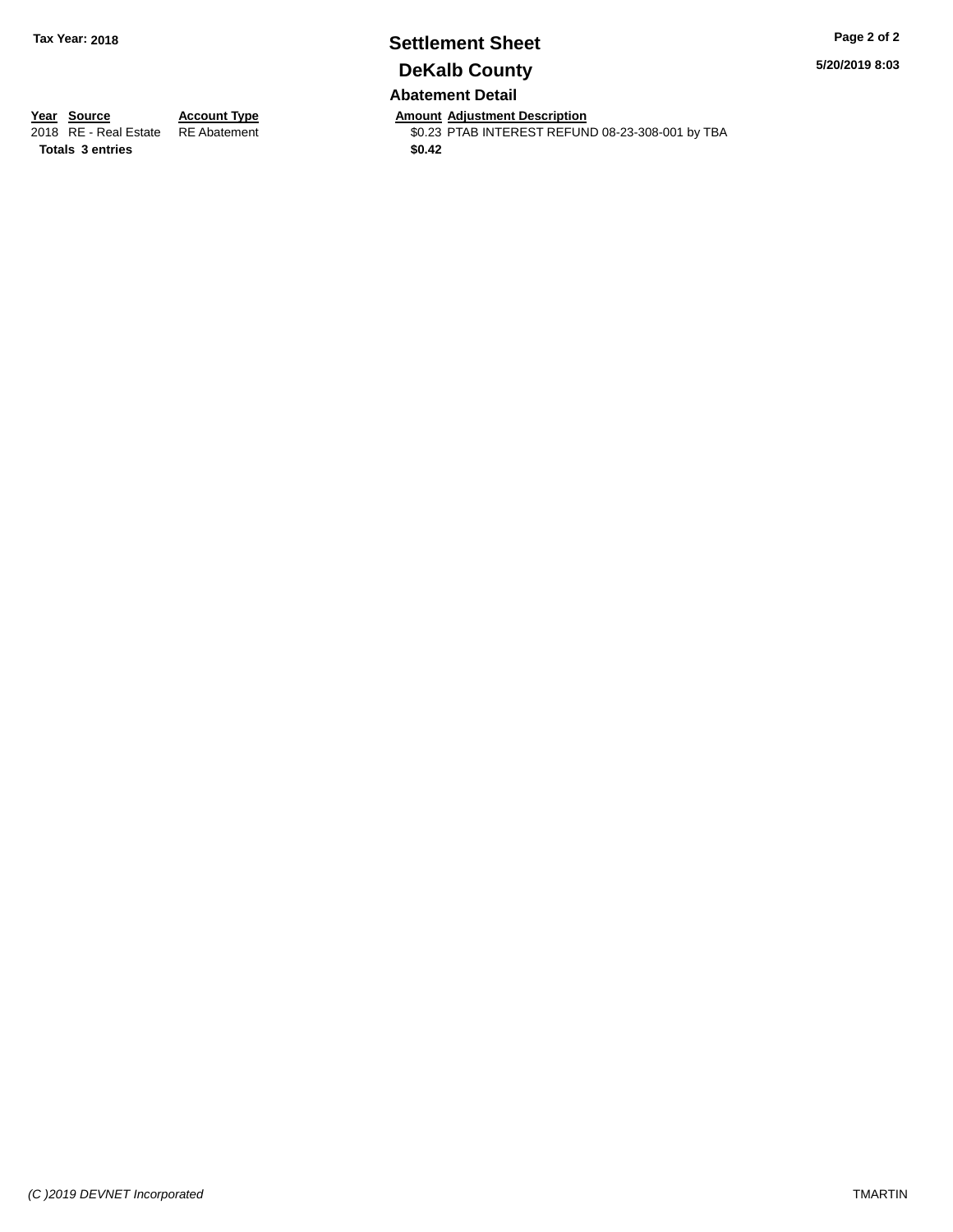**Tax Year: 2018**

# Settlement Sheet

## DeKalb County

### Abatement Detail

| Year | Source | Account Type | Amount | Adjustment Description |
| --- | --- | --- | --- | --- |
| 2018 | RE - Real Estate | RE Abatement | $0.23 | PTAB INTEREST REFUND 08-23-308-001 by TBA |
| **Totals** | **3 entries** | | **$0.42** | |

*(C )2019 DEVNET Incorporated*

TMARTIN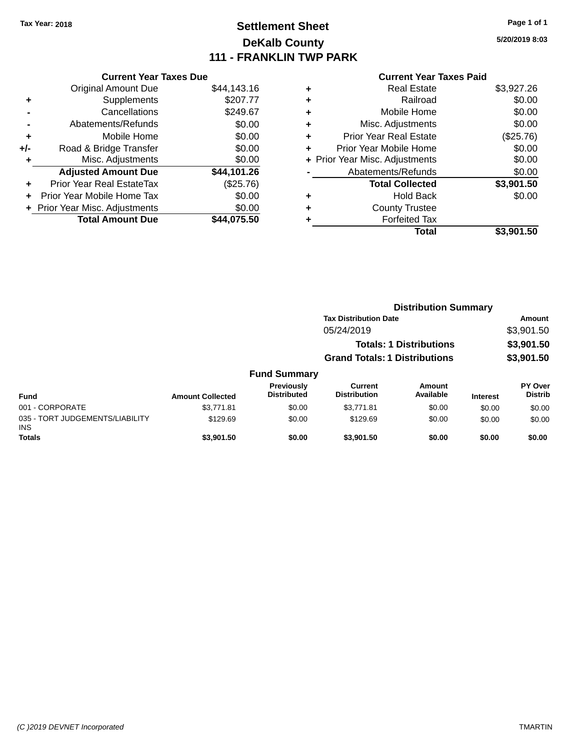Tax Year: 2018

# Settlement Sheet

## DeKalb County

## 111 - FRANKLIN TWP PARK

5/20/2019 8:03

### Current Year Taxes Due

| | | |
|---|---|---|
| | Original Amount Due | $44,143.16 |
| + | Supplements | $207.77 |
| - | Cancellations | $249.67 |
| - | Abatements/Refunds | $0.00 |
| + | Mobile Home | $0.00 |
| +/- | Road & Bridge Transfer | $0.00 |
| + | Misc. Adjustments | $0.00 |
| | **Adjusted Amount Due** | **$44,101.26** |
| + | Prior Year Real EstateTax | ($25.76) |
| + | Prior Year Mobile Home Tax | $0.00 |
| + | Prior Year Misc. Adjustments | $0.00 |
| | **Total Amount Due** | **$44,075.50** |

### Current Year Taxes Paid

| | | |
|---|---|---|
| + | Real Estate | $3,927.26 |
| + | Railroad | $0.00 |
| + | Mobile Home | $0.00 |
| + | Misc. Adjustments | $0.00 |
| + | Prior Year Real Estate | ($25.76) |
| + | Prior Year Mobile Home | $0.00 |
| + | Prior Year Misc. Adjustments | $0.00 |
| - | Abatements/Refunds | $0.00 |
| | **Total Collected** | **$3,901.50** |
| + | Hold Back | $0.00 |
| + | County Trustee | |
| + | Forfeited Tax | |
| | **Total** | **$3,901.50** |

### Distribution Summary

| Tax Distribution Date | Amount |
|---|---|
| 05/24/2019 | $3,901.50 |
| **Totals: 1 Distributions** | **$3,901.50** |
| **Grand Totals: 1 Distributions** | **$3,901.50** |

### Fund Summary

| Fund | Amount Collected | Previously Distributed | Current Distribution | Amount Available | Interest | PY Over Distrib |
|---|---|---|---|---|---|---|
| 001 - CORPORATE | $3,771.81 | $0.00 | $3,771.81 | $0.00 | $0.00 | $0.00 |
| 035 - TORT JUDGEMENTS/LIABILITY INS | $129.69 | $0.00 | $129.69 | $0.00 | $0.00 | $0.00 |
| **Totals** | **$3,901.50** | **$0.00** | **$3,901.50** | **$0.00** | **$0.00** | **$0.00** |

(C )2019 DEVNET Incorporated — TMARTIN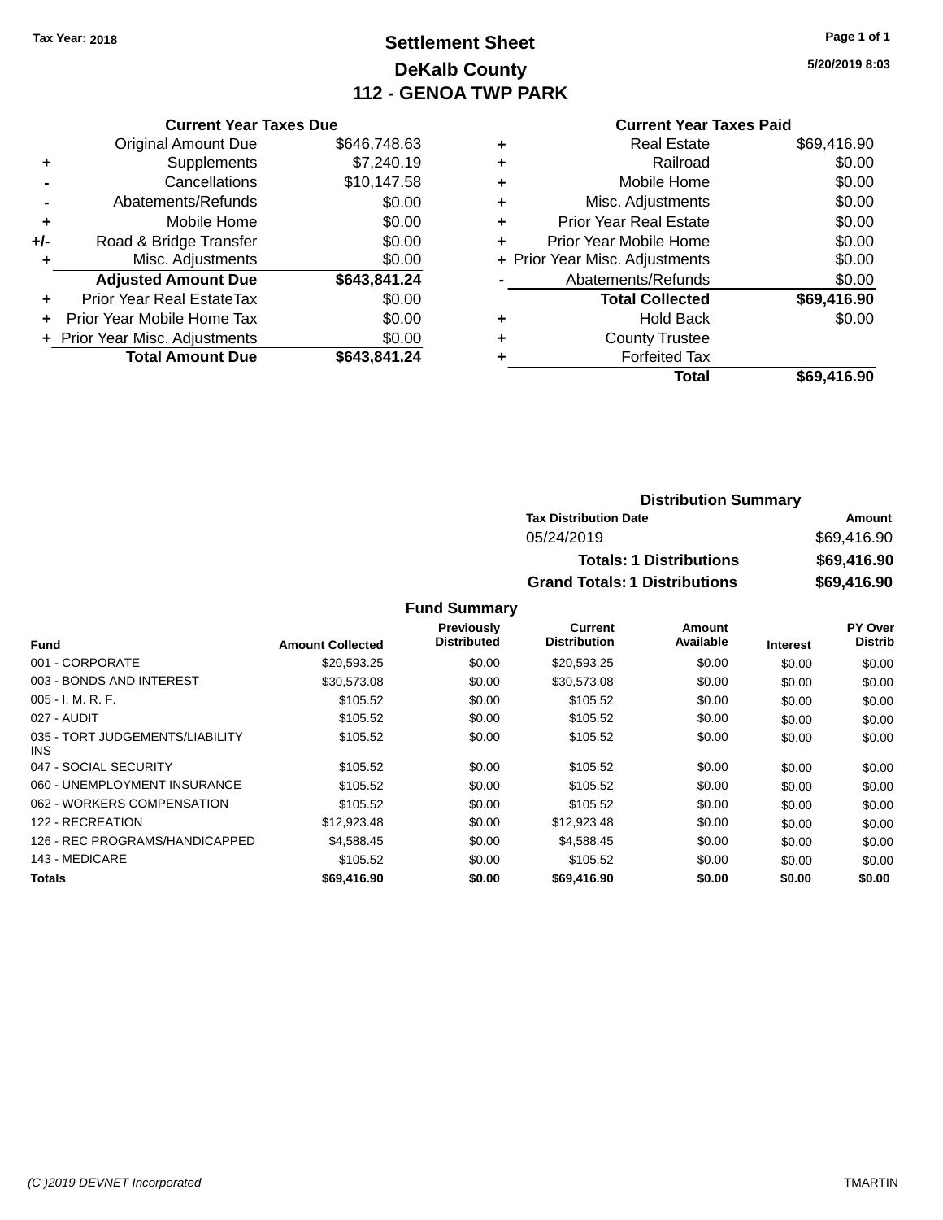Tax Year: 2018

# Settlement Sheet
# DeKalb County
# 112 - GENOA TWP PARK

5/20/2019 8:03

## Current Year Taxes Due

| | | |
|---|---|---|
| | Original Amount Due | $646,748.63 |
| + | Supplements | $7,240.19 |
| - | Cancellations | $10,147.58 |
| - | Abatements/Refunds | $0.00 |
| + | Mobile Home | $0.00 |
| +/- | Road & Bridge Transfer | $0.00 |
| + | Misc. Adjustments | $0.00 |
| | **Adjusted Amount Due** | **$643,841.24** |
| + | Prior Year Real EstateTax | $0.00 |
| + | Prior Year Mobile Home Tax | $0.00 |
| + | Prior Year Misc. Adjustments | $0.00 |
| | **Total Amount Due** | **$643,841.24** |

## Current Year Taxes Paid

| | | |
|---|---|---|
| + | Real Estate | $69,416.90 |
| + | Railroad | $0.00 |
| + | Mobile Home | $0.00 |
| + | Misc. Adjustments | $0.00 |
| + | Prior Year Real Estate | $0.00 |
| + | Prior Year Mobile Home | $0.00 |
| + | Prior Year Misc. Adjustments | $0.00 |
| - | Abatements/Refunds | $0.00 |
| | **Total Collected** | **$69,416.90** |
| + | Hold Back | $0.00 |
| + | County Trustee | |
| + | Forfeited Tax | |
| | **Total** | **$69,416.90** |

## Distribution Summary

| Tax Distribution Date | Amount |
|---|---|
| 05/24/2019 | $69,416.90 |
| **Totals: 1 Distributions** | **$69,416.90** |
| **Grand Totals: 1 Distributions** | **$69,416.90** |

## Fund Summary

| Fund | Amount Collected | Previously Distributed | Current Distribution | Amount Available | Interest | PY Over Distrib |
|---|---|---|---|---|---|---|
| 001 - CORPORATE | $20,593.25 | $0.00 | $20,593.25 | $0.00 | $0.00 | $0.00 |
| 003 - BONDS AND INTEREST | $30,573.08 | $0.00 | $30,573.08 | $0.00 | $0.00 | $0.00 |
| 005 - I. M. R. F. | $105.52 | $0.00 | $105.52 | $0.00 | $0.00 | $0.00 |
| 027 - AUDIT | $105.52 | $0.00 | $105.52 | $0.00 | $0.00 | $0.00 |
| 035 - TORT JUDGEMENTS/LIABILITY INS | $105.52 | $0.00 | $105.52 | $0.00 | $0.00 | $0.00 |
| 047 - SOCIAL SECURITY | $105.52 | $0.00 | $105.52 | $0.00 | $0.00 | $0.00 |
| 060 - UNEMPLOYMENT INSURANCE | $105.52 | $0.00 | $105.52 | $0.00 | $0.00 | $0.00 |
| 062 - WORKERS COMPENSATION | $105.52 | $0.00 | $105.52 | $0.00 | $0.00 | $0.00 |
| 122 - RECREATION | $12,923.48 | $0.00 | $12,923.48 | $0.00 | $0.00 | $0.00 |
| 126 - REC PROGRAMS/HANDICAPPED | $4,588.45 | $0.00 | $4,588.45 | $0.00 | $0.00 | $0.00 |
| 143 - MEDICARE | $105.52 | $0.00 | $105.52 | $0.00 | $0.00 | $0.00 |
| **Totals** | **$69,416.90** | **$0.00** | **$69,416.90** | **$0.00** | **$0.00** | **$0.00** |

(C )2019 DEVNET Incorporated — TMARTIN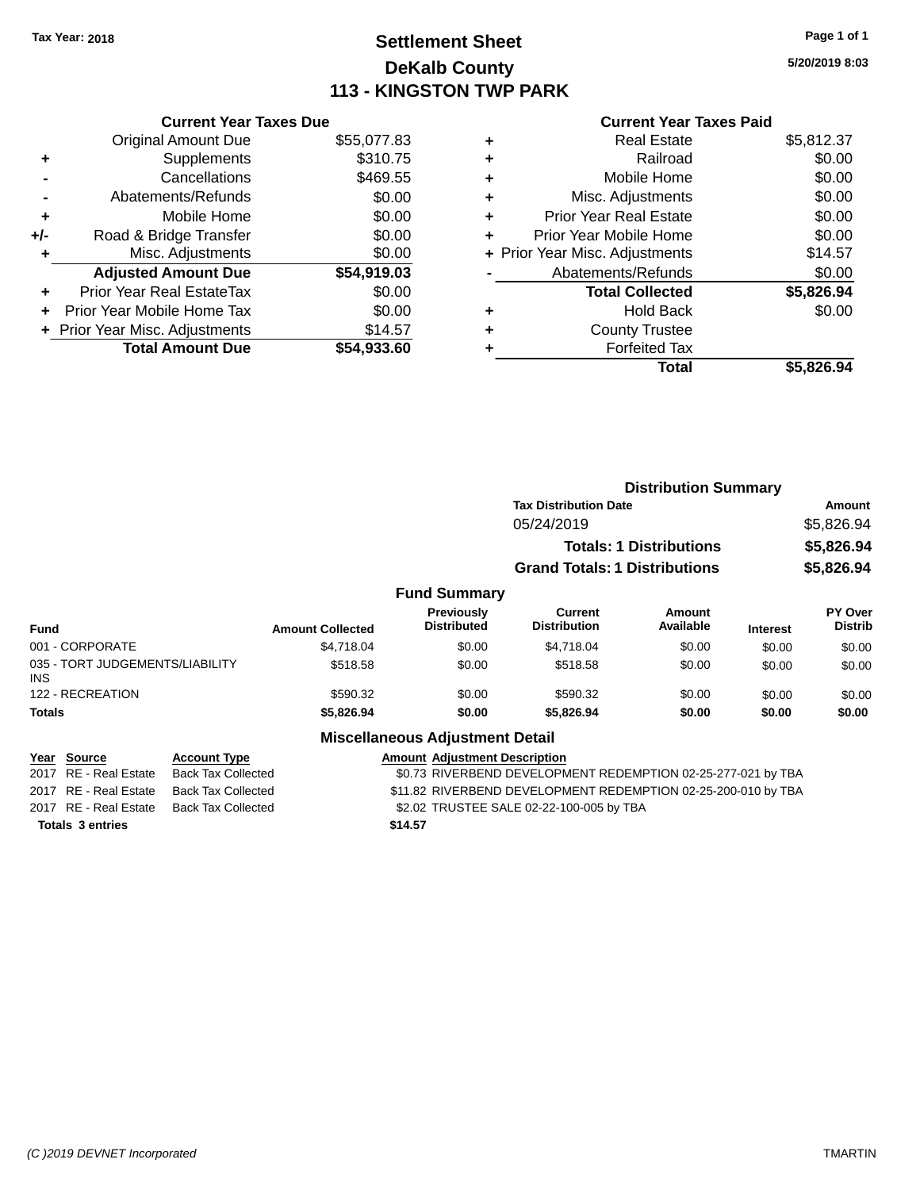Tax Year: 2018

# Settlement Sheet
## DeKalb County
## 113 - KINGSTON TWP PARK

5/20/2019 8:03

### Current Year Taxes Due

| | | |
|---|---|---|
| | Original Amount Due | $55,077.83 |
| + | Supplements | $310.75 |
| - | Cancellations | $469.55 |
| - | Abatements/Refunds | $0.00 |
| + | Mobile Home | $0.00 |
| +/- | Road & Bridge Transfer | $0.00 |
| + | Misc. Adjustments | $0.00 |
| | **Adjusted Amount Due** | **$54,919.03** |
| + | Prior Year Real EstateTax | $0.00 |
| + | Prior Year Mobile Home Tax | $0.00 |
| + | Prior Year Misc. Adjustments | $14.57 |
| | **Total Amount Due** | **$54,933.60** |

### Current Year Taxes Paid

| | | |
|---|---|---|
| + | Real Estate | $5,812.37 |
| + | Railroad | $0.00 |
| + | Mobile Home | $0.00 |
| + | Misc. Adjustments | $0.00 |
| + | Prior Year Real Estate | $0.00 |
| + | Prior Year Mobile Home | $0.00 |
| + | Prior Year Misc. Adjustments | $14.57 |
| - | Abatements/Refunds | $0.00 |
| | **Total Collected** | **$5,826.94** |
| + | Hold Back | $0.00 |
| + | County Trustee | |
| + | Forfeited Tax | |
| | **Total** | **$5,826.94** |

### Distribution Summary

| Tax Distribution Date | Amount |
|---|---|
| 05/24/2019 | $5,826.94 |
| **Totals: 1 Distributions** | **$5,826.94** |
| **Grand Totals: 1 Distributions** | **$5,826.94** |

### Fund Summary

| Fund | Amount Collected | Previously Distributed | Current Distribution | Amount Available | Interest | PY Over Distrib |
|---|---|---|---|---|---|---|
| 001 - CORPORATE | $4,718.04 | $0.00 | $4,718.04 | $0.00 | $0.00 | $0.00 |
| 035 - TORT JUDGEMENTS/LIABILITY INS | $518.58 | $0.00 | $518.58 | $0.00 | $0.00 | $0.00 |
| 122 - RECREATION | $590.32 | $0.00 | $590.32 | $0.00 | $0.00 | $0.00 |
| **Totals** | **$5,826.94** | **$0.00** | **$5,826.94** | **$0.00** | **$0.00** | **$0.00** |

### Miscellaneous Adjustment Detail

| Year | Source | Account Type | Amount | Adjustment Description |
|---|---|---|---|---|
| 2017 | RE - Real Estate | Back Tax Collected | $0.73 | RIVERBEND DEVELOPMENT REDEMPTION 02-25-277-021 by TBA |
| 2017 | RE - Real Estate | Back Tax Collected | $11.82 | RIVERBEND DEVELOPMENT REDEMPTION 02-25-200-010 by TBA |
| 2017 | RE - Real Estate | Back Tax Collected | $2.02 | TRUSTEE SALE 02-22-100-005 by TBA |
| **Totals 3 entries** | | | **$14.57** | |

(C )2019 DEVNET Incorporated — TMARTIN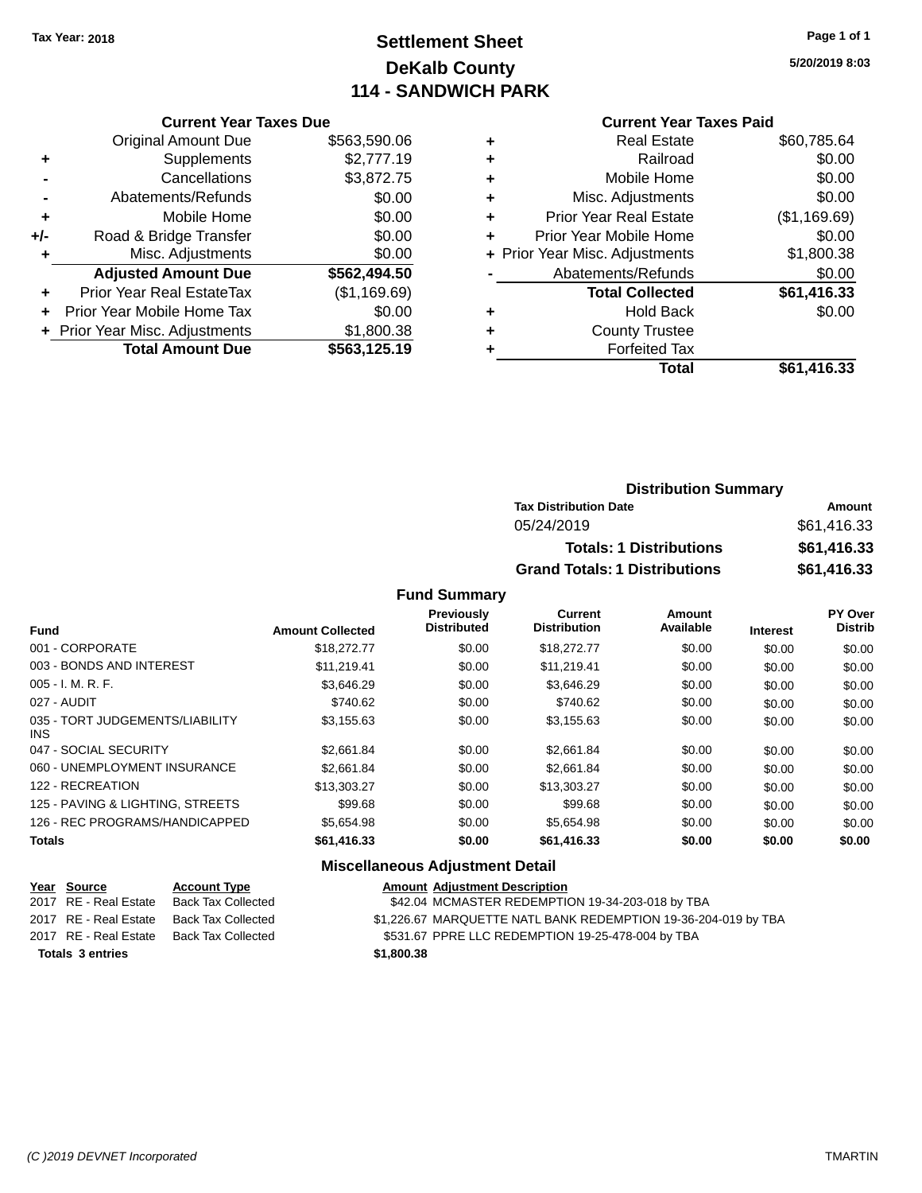Tax Year: 2018

# Settlement Sheet
## DeKalb County
## 114 - SANDWICH PARK

5/20/2019 8:03

### Current Year Taxes Due

| | | |
|---|---|---|
| | Original Amount Due | $563,590.06 |
| + | Supplements | $2,777.19 |
| - | Cancellations | $3,872.75 |
| - | Abatements/Refunds | $0.00 |
| + | Mobile Home | $0.00 |
| +/- | Road & Bridge Transfer | $0.00 |
| + | Misc. Adjustments | $0.00 |
| | **Adjusted Amount Due** | **$562,494.50** |
| + | Prior Year Real EstateTax | ($1,169.69) |
| + | Prior Year Mobile Home Tax | $0.00 |
| + | Prior Year Misc. Adjustments | $1,800.38 |
| | **Total Amount Due** | **$563,125.19** |

### Current Year Taxes Paid

| | | |
|---|---|---|
| + | Real Estate | $60,785.64 |
| + | Railroad | $0.00 |
| + | Mobile Home | $0.00 |
| + | Misc. Adjustments | $0.00 |
| + | Prior Year Real Estate | ($1,169.69) |
| + | Prior Year Mobile Home | $0.00 |
| + | Prior Year Misc. Adjustments | $1,800.38 |
| - | Abatements/Refunds | $0.00 |
| | **Total Collected** | **$61,416.33** |
| + | Hold Back | $0.00 |
| + | County Trustee | |
| + | Forfeited Tax | |
| | **Total** | **$61,416.33** |

### Distribution Summary

| Tax Distribution Date | Amount |
|---|---|
| 05/24/2019 | $61,416.33 |
| **Totals: 1 Distributions** | **$61,416.33** |
| **Grand Totals: 1 Distributions** | **$61,416.33** |

### Fund Summary

| Fund | Amount Collected | Previously Distributed | Current Distribution | Amount Available | Interest | PY Over Distrib |
|---|---|---|---|---|---|---|
| 001 - CORPORATE | $18,272.77 | $0.00 | $18,272.77 | $0.00 | $0.00 | $0.00 |
| 003 - BONDS AND INTEREST | $11,219.41 | $0.00 | $11,219.41 | $0.00 | $0.00 | $0.00 |
| 005 - I. M. R. F. | $3,646.29 | $0.00 | $3,646.29 | $0.00 | $0.00 | $0.00 |
| 027 - AUDIT | $740.62 | $0.00 | $740.62 | $0.00 | $0.00 | $0.00 |
| 035 - TORT JUDGEMENTS/LIABILITY INS | $3,155.63 | $0.00 | $3,155.63 | $0.00 | $0.00 | $0.00 |
| 047 - SOCIAL SECURITY | $2,661.84 | $0.00 | $2,661.84 | $0.00 | $0.00 | $0.00 |
| 060 - UNEMPLOYMENT INSURANCE | $2,661.84 | $0.00 | $2,661.84 | $0.00 | $0.00 | $0.00 |
| 122 - RECREATION | $13,303.27 | $0.00 | $13,303.27 | $0.00 | $0.00 | $0.00 |
| 125 - PAVING & LIGHTING, STREETS | $99.68 | $0.00 | $99.68 | $0.00 | $0.00 | $0.00 |
| 126 - REC PROGRAMS/HANDICAPPED | $5,654.98 | $0.00 | $5,654.98 | $0.00 | $0.00 | $0.00 |
| **Totals** | **$61,416.33** | **$0.00** | **$61,416.33** | **$0.00** | **$0.00** | **$0.00** |

### Miscellaneous Adjustment Detail

| Year | Source | Account Type | Amount | Adjustment Description |
|---|---|---|---|---|
| 2017 | RE - Real Estate | Back Tax Collected | $42.04 | MCMASTER REDEMPTION 19-34-203-018 by TBA |
| 2017 | RE - Real Estate | Back Tax Collected | $1,226.67 | MARQUETTE NATL BANK REDEMPTION 19-36-204-019 by TBA |
| 2017 | RE - Real Estate | Back Tax Collected | $531.67 | PPRE LLC REDEMPTION 19-25-478-004 by TBA |
| **Totals 3 entries** | | | **$1,800.38** | |

(C )2019 DEVNET Incorporated TMARTIN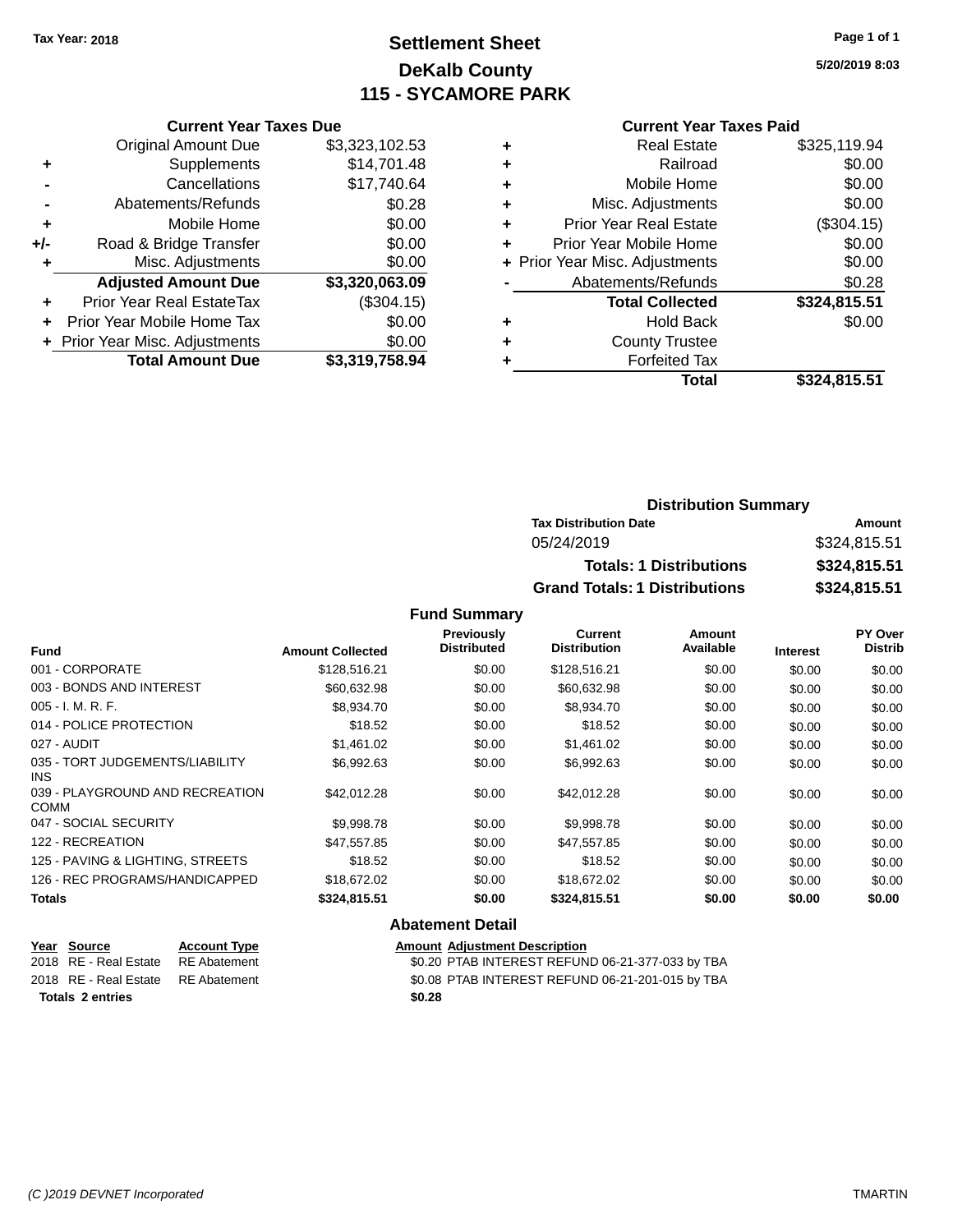Tax Year: 2018

# Settlement Sheet
## DeKalb County
## 115 - SYCAMORE PARK

5/20/2019 8:03

### Current Year Taxes Due

| | | |
|---|---|---|
| | Original Amount Due | $3,323,102.53 |
| + | Supplements | $14,701.48 |
| - | Cancellations | $17,740.64 |
| - | Abatements/Refunds | $0.28 |
| + | Mobile Home | $0.00 |
| +/- | Road & Bridge Transfer | $0.00 |
| + | Misc. Adjustments | $0.00 |
| | **Adjusted Amount Due** | **$3,320,063.09** |
| + | Prior Year Real EstateTax | ($304.15) |
| + | Prior Year Mobile Home Tax | $0.00 |
| + | Prior Year Misc. Adjustments | $0.00 |
| | **Total Amount Due** | **$3,319,758.94** |

### Current Year Taxes Paid

| | | |
|---|---|---|
| + | Real Estate | $325,119.94 |
| + | Railroad | $0.00 |
| + | Mobile Home | $0.00 |
| + | Misc. Adjustments | $0.00 |
| + | Prior Year Real Estate | ($304.15) |
| + | Prior Year Mobile Home | $0.00 |
| + | Prior Year Misc. Adjustments | $0.00 |
| - | Abatements/Refunds | $0.28 |
| | **Total Collected** | **$324,815.51** |
| + | Hold Back | $0.00 |
| + | County Trustee | |
| + | Forfeited Tax | |
| | **Total** | **$324,815.51** |

### Distribution Summary

| Tax Distribution Date | Amount |
|---|---|
| 05/24/2019 | $324,815.51 |
| **Totals: 1 Distributions** | **$324,815.51** |
| **Grand Totals: 1 Distributions** | **$324,815.51** |

### Fund Summary

| Fund | Amount Collected | Previously Distributed | Current Distribution | Amount Available | Interest | PY Over Distrib |
|---|---|---|---|---|---|---|
| 001 - CORPORATE | $128,516.21 | $0.00 | $128,516.21 | $0.00 | $0.00 | $0.00 |
| 003 - BONDS AND INTEREST | $60,632.98 | $0.00 | $60,632.98 | $0.00 | $0.00 | $0.00 |
| 005 - I. M. R. F. | $8,934.70 | $0.00 | $8,934.70 | $0.00 | $0.00 | $0.00 |
| 014 - POLICE PROTECTION | $18.52 | $0.00 | $18.52 | $0.00 | $0.00 | $0.00 |
| 027 - AUDIT | $1,461.02 | $0.00 | $1,461.02 | $0.00 | $0.00 | $0.00 |
| 035 - TORT JUDGEMENTS/LIABILITY INS | $6,992.63 | $0.00 | $6,992.63 | $0.00 | $0.00 | $0.00 |
| 039 - PLAYGROUND AND RECREATION COMM | $42,012.28 | $0.00 | $42,012.28 | $0.00 | $0.00 | $0.00 |
| 047 - SOCIAL SECURITY | $9,998.78 | $0.00 | $9,998.78 | $0.00 | $0.00 | $0.00 |
| 122 - RECREATION | $47,557.85 | $0.00 | $47,557.85 | $0.00 | $0.00 | $0.00 |
| 125 - PAVING & LIGHTING, STREETS | $18.52 | $0.00 | $18.52 | $0.00 | $0.00 | $0.00 |
| 126 - REC PROGRAMS/HANDICAPPED | $18,672.02 | $0.00 | $18,672.02 | $0.00 | $0.00 | $0.00 |
| **Totals** | **$324,815.51** | **$0.00** | **$324,815.51** | **$0.00** | **$0.00** | **$0.00** |

### Abatement Detail

| Year | Source | Account Type | Amount | Adjustment Description |
|---|---|---|---|---|
| 2018 | RE - Real Estate | RE Abatement | $0.20 | PTAB INTEREST REFUND 06-21-377-033 by TBA |
| 2018 | RE - Real Estate | RE Abatement | $0.08 | PTAB INTEREST REFUND 06-21-201-015 by TBA |
| **Totals** | **2 entries** | | **$0.28** | |

(C )2019 DEVNET Incorporated TMARTIN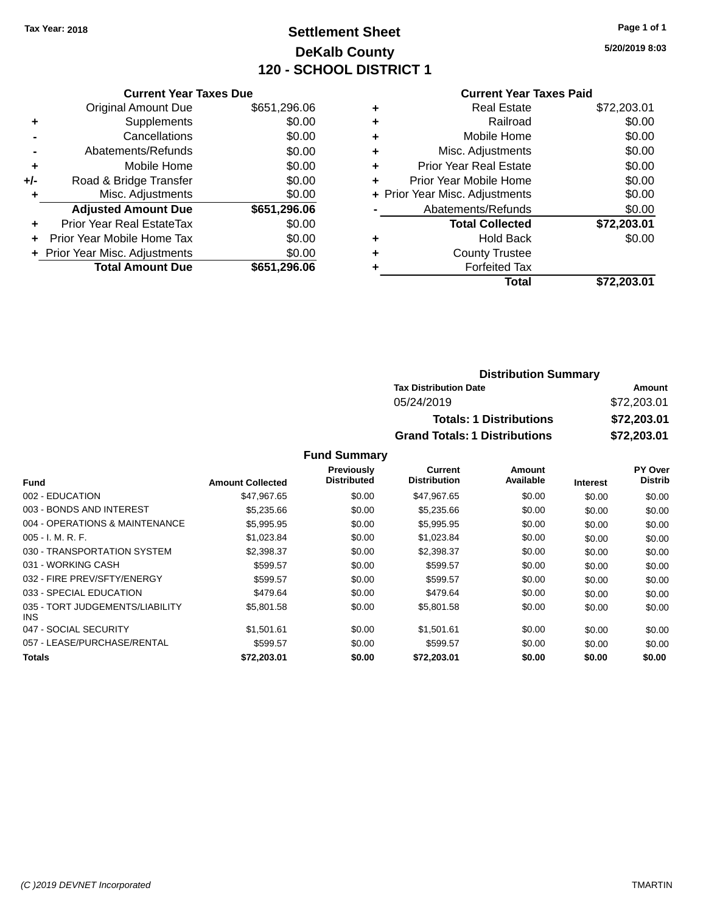Tax Year: 2018

# Settlement Sheet

## DeKalb County

## 120 - SCHOOL DISTRICT 1

5/20/2019 8:03

### Current Year Taxes Due

| | | |
|---|---|---|
| | Original Amount Due | $651,296.06 |
| + | Supplements | $0.00 |
| - | Cancellations | $0.00 |
| - | Abatements/Refunds | $0.00 |
| + | Mobile Home | $0.00 |
| +/- | Road & Bridge Transfer | $0.00 |
| + | Misc. Adjustments | $0.00 |
| | **Adjusted Amount Due** | **$651,296.06** |
| + | Prior Year Real EstateTax | $0.00 |
| + | Prior Year Mobile Home Tax | $0.00 |
| + | Prior Year Misc. Adjustments | $0.00 |
| | **Total Amount Due** | **$651,296.06** |

### Current Year Taxes Paid

| | | |
|---|---|---|
| + | Real Estate | $72,203.01 |
| + | Railroad | $0.00 |
| + | Mobile Home | $0.00 |
| + | Misc. Adjustments | $0.00 |
| + | Prior Year Real Estate | $0.00 |
| + | Prior Year Mobile Home | $0.00 |
| + | Prior Year Misc. Adjustments | $0.00 |
| - | Abatements/Refunds | $0.00 |
| | **Total Collected** | **$72,203.01** |
| + | Hold Back | $0.00 |
| + | County Trustee | |
| + | Forfeited Tax | |
| | **Total** | **$72,203.01** |

### Distribution Summary

| Tax Distribution Date | Amount |
|---|---|
| 05/24/2019 | $72,203.01 |
| **Totals: 1 Distributions** | **$72,203.01** |
| **Grand Totals: 1 Distributions** | **$72,203.01** |

### Fund Summary

| Fund | Amount Collected | Previously Distributed | Current Distribution | Amount Available | Interest | PY Over Distrib |
|---|---|---|---|---|---|---|
| 002 - EDUCATION | $47,967.65 | $0.00 | $47,967.65 | $0.00 | $0.00 | $0.00 |
| 003 - BONDS AND INTEREST | $5,235.66 | $0.00 | $5,235.66 | $0.00 | $0.00 | $0.00 |
| 004 - OPERATIONS & MAINTENANCE | $5,995.95 | $0.00 | $5,995.95 | $0.00 | $0.00 | $0.00 |
| 005 - I. M. R. F. | $1,023.84 | $0.00 | $1,023.84 | $0.00 | $0.00 | $0.00 |
| 030 - TRANSPORTATION SYSTEM | $2,398.37 | $0.00 | $2,398.37 | $0.00 | $0.00 | $0.00 |
| 031 - WORKING CASH | $599.57 | $0.00 | $599.57 | $0.00 | $0.00 | $0.00 |
| 032 - FIRE PREV/SFTY/ENERGY | $599.57 | $0.00 | $599.57 | $0.00 | $0.00 | $0.00 |
| 033 - SPECIAL EDUCATION | $479.64 | $0.00 | $479.64 | $0.00 | $0.00 | $0.00 |
| 035 - TORT JUDGEMENTS/LIABILITY INS | $5,801.58 | $0.00 | $5,801.58 | $0.00 | $0.00 | $0.00 |
| 047 - SOCIAL SECURITY | $1,501.61 | $0.00 | $1,501.61 | $0.00 | $0.00 | $0.00 |
| 057 - LEASE/PURCHASE/RENTAL | $599.57 | $0.00 | $599.57 | $0.00 | $0.00 | $0.00 |
| **Totals** | **$72,203.01** | **$0.00** | **$72,203.01** | **$0.00** | **$0.00** | **$0.00** |

(C )2019 DEVNET Incorporated TMARTIN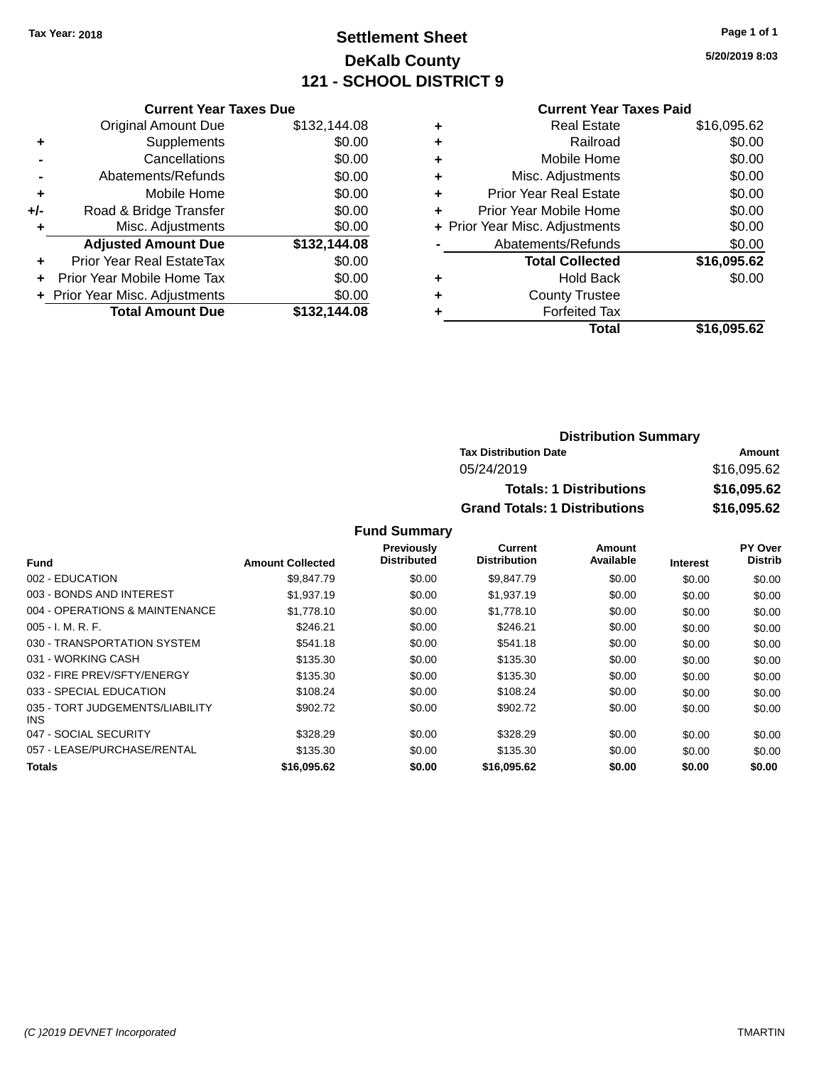Tax Year: 2018

# Settlement Sheet
## DeKalb County
## 121 - SCHOOL DISTRICT 9

5/20/2019 8:03

### Current Year Taxes Due

| | | |
|---|---|---|
| | Original Amount Due | $132,144.08 |
| + | Supplements | $0.00 |
| - | Cancellations | $0.00 |
| - | Abatements/Refunds | $0.00 |
| + | Mobile Home | $0.00 |
| +/- | Road & Bridge Transfer | $0.00 |
| + | Misc. Adjustments | $0.00 |
| | **Adjusted Amount Due** | **$132,144.08** |
| + | Prior Year Real EstateTax | $0.00 |
| + | Prior Year Mobile Home Tax | $0.00 |
| + | Prior Year Misc. Adjustments | $0.00 |
| | **Total Amount Due** | **$132,144.08** |

### Current Year Taxes Paid

| | | |
|---|---|---|
| + | Real Estate | $16,095.62 |
| + | Railroad | $0.00 |
| + | Mobile Home | $0.00 |
| + | Misc. Adjustments | $0.00 |
| + | Prior Year Real Estate | $0.00 |
| + | Prior Year Mobile Home | $0.00 |
| + | Prior Year Misc. Adjustments | $0.00 |
| - | Abatements/Refunds | $0.00 |
| | **Total Collected** | **$16,095.62** |
| + | Hold Back | $0.00 |
| + | County Trustee | |
| + | Forfeited Tax | |
| | **Total** | **$16,095.62** |

### Distribution Summary

| Tax Distribution Date | Amount |
|---|---|
| 05/24/2019 | $16,095.62 |
| **Totals: 1 Distributions** | **$16,095.62** |
| **Grand Totals: 1 Distributions** | **$16,095.62** |

### Fund Summary

| Fund | Amount Collected | Previously Distributed | Current Distribution | Amount Available | Interest | PY Over Distrib |
|---|---|---|---|---|---|---|
| 002 - EDUCATION | $9,847.79 | $0.00 | $9,847.79 | $0.00 | $0.00 | $0.00 |
| 003 - BONDS AND INTEREST | $1,937.19 | $0.00 | $1,937.19 | $0.00 | $0.00 | $0.00 |
| 004 - OPERATIONS & MAINTENANCE | $1,778.10 | $0.00 | $1,778.10 | $0.00 | $0.00 | $0.00 |
| 005 - I. M. R. F. | $246.21 | $0.00 | $246.21 | $0.00 | $0.00 | $0.00 |
| 030 - TRANSPORTATION SYSTEM | $541.18 | $0.00 | $541.18 | $0.00 | $0.00 | $0.00 |
| 031 - WORKING CASH | $135.30 | $0.00 | $135.30 | $0.00 | $0.00 | $0.00 |
| 032 - FIRE PREV/SFTY/ENERGY | $135.30 | $0.00 | $135.30 | $0.00 | $0.00 | $0.00 |
| 033 - SPECIAL EDUCATION | $108.24 | $0.00 | $108.24 | $0.00 | $0.00 | $0.00 |
| 035 - TORT JUDGEMENTS/LIABILITY INS | $902.72 | $0.00 | $902.72 | $0.00 | $0.00 | $0.00 |
| 047 - SOCIAL SECURITY | $328.29 | $0.00 | $328.29 | $0.00 | $0.00 | $0.00 |
| 057 - LEASE/PURCHASE/RENTAL | $135.30 | $0.00 | $135.30 | $0.00 | $0.00 | $0.00 |
| **Totals** | **$16,095.62** | **$0.00** | **$16,095.62** | **$0.00** | **$0.00** | **$0.00** |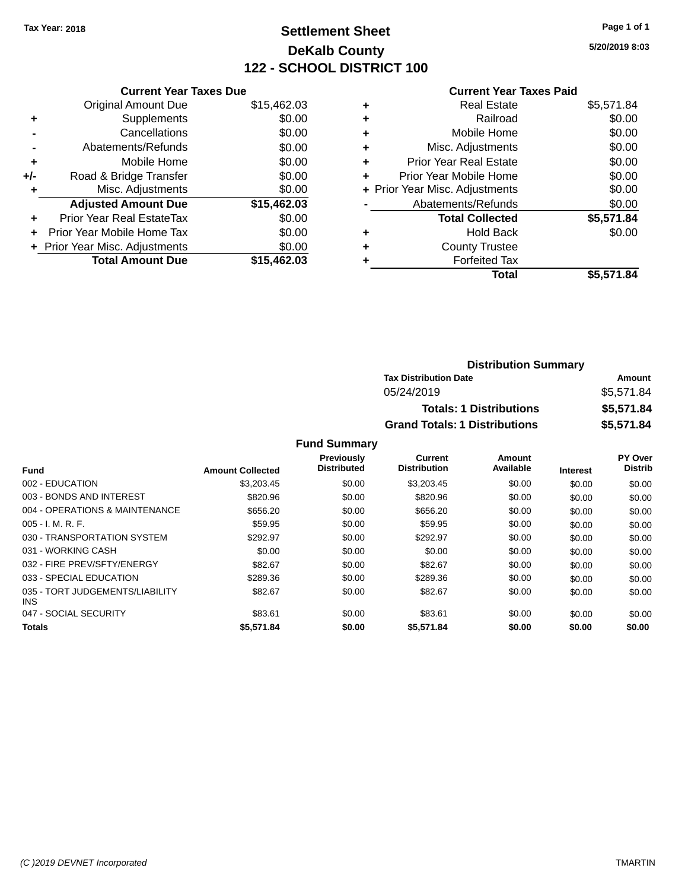Tax Year: 2018

# Settlement Sheet

## DeKalb County

## 122 - SCHOOL DISTRICT 100

5/20/2019 8:03

### Current Year Taxes Due

| | | |
|---|---|---|
| | Original Amount Due | $15,462.03 |
| + | Supplements | $0.00 |
| - | Cancellations | $0.00 |
| - | Abatements/Refunds | $0.00 |
| + | Mobile Home | $0.00 |
| +/- | Road & Bridge Transfer | $0.00 |
| + | Misc. Adjustments | $0.00 |
| | **Adjusted Amount Due** | **$15,462.03** |
| + | Prior Year Real EstateTax | $0.00 |
| + | Prior Year Mobile Home Tax | $0.00 |
| + | Prior Year Misc. Adjustments | $0.00 |
| | **Total Amount Due** | **$15,462.03** |

### Current Year Taxes Paid

| | | |
|---|---|---|
| + | Real Estate | $5,571.84 |
| + | Railroad | $0.00 |
| + | Mobile Home | $0.00 |
| + | Misc. Adjustments | $0.00 |
| + | Prior Year Real Estate | $0.00 |
| + | Prior Year Mobile Home | $0.00 |
| + | Prior Year Misc. Adjustments | $0.00 |
| - | Abatements/Refunds | $0.00 |
| | **Total Collected** | **$5,571.84** |
| + | Hold Back | $0.00 |
| + | County Trustee | |
| + | Forfeited Tax | |
| | **Total** | **$5,571.84** |

### Distribution Summary

| Tax Distribution Date | Amount |
|---|---|
| 05/24/2019 | $5,571.84 |
| **Totals: 1 Distributions** | **$5,571.84** |
| **Grand Totals: 1 Distributions** | **$5,571.84** |

### Fund Summary

| Fund | Amount Collected | Previously Distributed | Current Distribution | Amount Available | Interest | PY Over Distrib |
|---|---|---|---|---|---|---|
| 002 - EDUCATION | $3,203.45 | $0.00 | $3,203.45 | $0.00 | $0.00 | $0.00 |
| 003 - BONDS AND INTEREST | $820.96 | $0.00 | $820.96 | $0.00 | $0.00 | $0.00 |
| 004 - OPERATIONS & MAINTENANCE | $656.20 | $0.00 | $656.20 | $0.00 | $0.00 | $0.00 |
| 005 - I. M. R. F. | $59.95 | $0.00 | $59.95 | $0.00 | $0.00 | $0.00 |
| 030 - TRANSPORTATION SYSTEM | $292.97 | $0.00 | $292.97 | $0.00 | $0.00 | $0.00 |
| 031 - WORKING CASH | $0.00 | $0.00 | $0.00 | $0.00 | $0.00 | $0.00 |
| 032 - FIRE PREV/SFTY/ENERGY | $82.67 | $0.00 | $82.67 | $0.00 | $0.00 | $0.00 |
| 033 - SPECIAL EDUCATION | $289.36 | $0.00 | $289.36 | $0.00 | $0.00 | $0.00 |
| 035 - TORT JUDGEMENTS/LIABILITY INS | $82.67 | $0.00 | $82.67 | $0.00 | $0.00 | $0.00 |
| 047 - SOCIAL SECURITY | $83.61 | $0.00 | $83.61 | $0.00 | $0.00 | $0.00 |
| **Totals** | **$5,571.84** | **$0.00** | **$5,571.84** | **$0.00** | **$0.00** | **$0.00** |

(C )2019 DEVNET Incorporated TMARTIN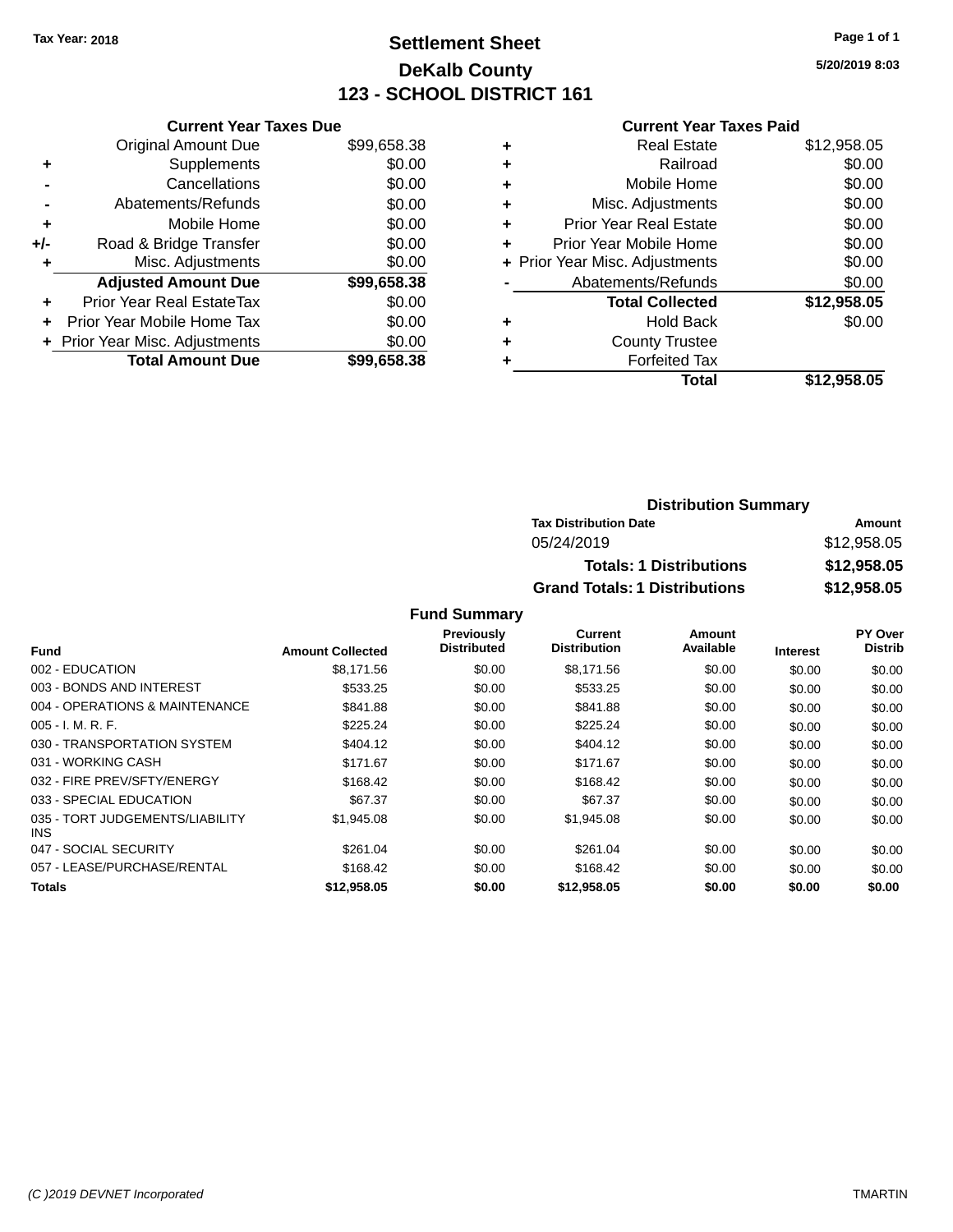Tax Year: 2018

# Settlement Sheet

## DeKalb County

## 123 - SCHOOL DISTRICT 161

5/20/2019 8:03

### Current Year Taxes Due

| | | |
|---|---|---|
| | Original Amount Due | $99,658.38 |
| + | Supplements | $0.00 |
| - | Cancellations | $0.00 |
| - | Abatements/Refunds | $0.00 |
| + | Mobile Home | $0.00 |
| +/- | Road & Bridge Transfer | $0.00 |
| + | Misc. Adjustments | $0.00 |
| | **Adjusted Amount Due** | **$99,658.38** |
| + | Prior Year Real EstateTax | $0.00 |
| + | Prior Year Mobile Home Tax | $0.00 |
| + | Prior Year Misc. Adjustments | $0.00 |
| | **Total Amount Due** | **$99,658.38** |

### Current Year Taxes Paid

| | | |
|---|---|---|
| + | Real Estate | $12,958.05 |
| + | Railroad | $0.00 |
| + | Mobile Home | $0.00 |
| + | Misc. Adjustments | $0.00 |
| + | Prior Year Real Estate | $0.00 |
| + | Prior Year Mobile Home | $0.00 |
| + | Prior Year Misc. Adjustments | $0.00 |
| - | Abatements/Refunds | $0.00 |
| | **Total Collected** | **$12,958.05** |
| + | Hold Back | $0.00 |
| + | County Trustee | |
| + | Forfeited Tax | |
| | **Total** | **$12,958.05** |

### Distribution Summary

| Tax Distribution Date | Amount |
|---|---|
| 05/24/2019 | $12,958.05 |
| **Totals: 1 Distributions** | **$12,958.05** |
| **Grand Totals: 1 Distributions** | **$12,958.05** |

### Fund Summary

| Fund | Amount Collected | Previously Distributed | Current Distribution | Amount Available | Interest | PY Over Distrib |
|---|---|---|---|---|---|---|
| 002 - EDUCATION | $8,171.56 | $0.00 | $8,171.56 | $0.00 | $0.00 | $0.00 |
| 003 - BONDS AND INTEREST | $533.25 | $0.00 | $533.25 | $0.00 | $0.00 | $0.00 |
| 004 - OPERATIONS & MAINTENANCE | $841.88 | $0.00 | $841.88 | $0.00 | $0.00 | $0.00 |
| 005 - I. M. R. F. | $225.24 | $0.00 | $225.24 | $0.00 | $0.00 | $0.00 |
| 030 - TRANSPORTATION SYSTEM | $404.12 | $0.00 | $404.12 | $0.00 | $0.00 | $0.00 |
| 031 - WORKING CASH | $171.67 | $0.00 | $171.67 | $0.00 | $0.00 | $0.00 |
| 032 - FIRE PREV/SFTY/ENERGY | $168.42 | $0.00 | $168.42 | $0.00 | $0.00 | $0.00 |
| 033 - SPECIAL EDUCATION | $67.37 | $0.00 | $67.37 | $0.00 | $0.00 | $0.00 |
| 035 - TORT JUDGEMENTS/LIABILITY INS | $1,945.08 | $0.00 | $1,945.08 | $0.00 | $0.00 | $0.00 |
| 047 - SOCIAL SECURITY | $261.04 | $0.00 | $261.04 | $0.00 | $0.00 | $0.00 |
| 057 - LEASE/PURCHASE/RENTAL | $168.42 | $0.00 | $168.42 | $0.00 | $0.00 | $0.00 |
| **Totals** | **$12,958.05** | **$0.00** | **$12,958.05** | **$0.00** | **$0.00** | **$0.00** |

(C )2019 DEVNET Incorporated TMARTIN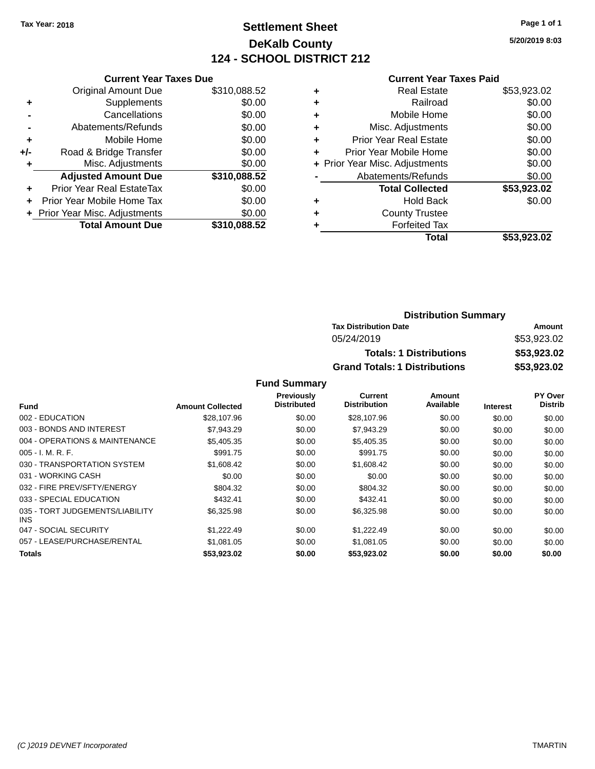Tax Year: 2018

# Settlement Sheet

## DeKalb County

## 124 - SCHOOL DISTRICT 212

5/20/2019 8:03

### Current Year Taxes Due

| | | |
|---|---|---|
| | Original Amount Due | $310,088.52 |
| + | Supplements | $0.00 |
| - | Cancellations | $0.00 |
| - | Abatements/Refunds | $0.00 |
| + | Mobile Home | $0.00 |
| +/- | Road & Bridge Transfer | $0.00 |
| + | Misc. Adjustments | $0.00 |
| | **Adjusted Amount Due** | **$310,088.52** |
| + | Prior Year Real EstateTax | $0.00 |
| + | Prior Year Mobile Home Tax | $0.00 |
| + | Prior Year Misc. Adjustments | $0.00 |
| | **Total Amount Due** | **$310,088.52** |

### Current Year Taxes Paid

| | | |
|---|---|---|
| + | Real Estate | $53,923.02 |
| + | Railroad | $0.00 |
| + | Mobile Home | $0.00 |
| + | Misc. Adjustments | $0.00 |
| + | Prior Year Real Estate | $0.00 |
| + | Prior Year Mobile Home | $0.00 |
| + | Prior Year Misc. Adjustments | $0.00 |
| - | Abatements/Refunds | $0.00 |
| | **Total Collected** | **$53,923.02** |
| + | Hold Back | $0.00 |
| + | County Trustee | |
| + | Forfeited Tax | |
| | **Total** | **$53,923.02** |

### Distribution Summary

| Tax Distribution Date | Amount |
|---|---|
| 05/24/2019 | $53,923.02 |
| **Totals: 1 Distributions** | **$53,923.02** |
| **Grand Totals: 1 Distributions** | **$53,923.02** |

### Fund Summary

| Fund | Amount Collected | Previously Distributed | Current Distribution | Amount Available | Interest | PY Over Distrib |
|---|---|---|---|---|---|---|
| 002 - EDUCATION | $28,107.96 | $0.00 | $28,107.96 | $0.00 | $0.00 | $0.00 |
| 003 - BONDS AND INTEREST | $7,943.29 | $0.00 | $7,943.29 | $0.00 | $0.00 | $0.00 |
| 004 - OPERATIONS & MAINTENANCE | $5,405.35 | $0.00 | $5,405.35 | $0.00 | $0.00 | $0.00 |
| 005 - I. M. R. F. | $991.75 | $0.00 | $991.75 | $0.00 | $0.00 | $0.00 |
| 030 - TRANSPORTATION SYSTEM | $1,608.42 | $0.00 | $1,608.42 | $0.00 | $0.00 | $0.00 |
| 031 - WORKING CASH | $0.00 | $0.00 | $0.00 | $0.00 | $0.00 | $0.00 |
| 032 - FIRE PREV/SFTY/ENERGY | $804.32 | $0.00 | $804.32 | $0.00 | $0.00 | $0.00 |
| 033 - SPECIAL EDUCATION | $432.41 | $0.00 | $432.41 | $0.00 | $0.00 | $0.00 |
| 035 - TORT JUDGEMENTS/LIABILITY INS | $6,325.98 | $0.00 | $6,325.98 | $0.00 | $0.00 | $0.00 |
| 047 - SOCIAL SECURITY | $1,222.49 | $0.00 | $1,222.49 | $0.00 | $0.00 | $0.00 |
| 057 - LEASE/PURCHASE/RENTAL | $1,081.05 | $0.00 | $1,081.05 | $0.00 | $0.00 | $0.00 |
| **Totals** | **$53,923.02** | **$0.00** | **$53,923.02** | **$0.00** | **$0.00** | **$0.00** |

(C )2019 DEVNET Incorporated — TMARTIN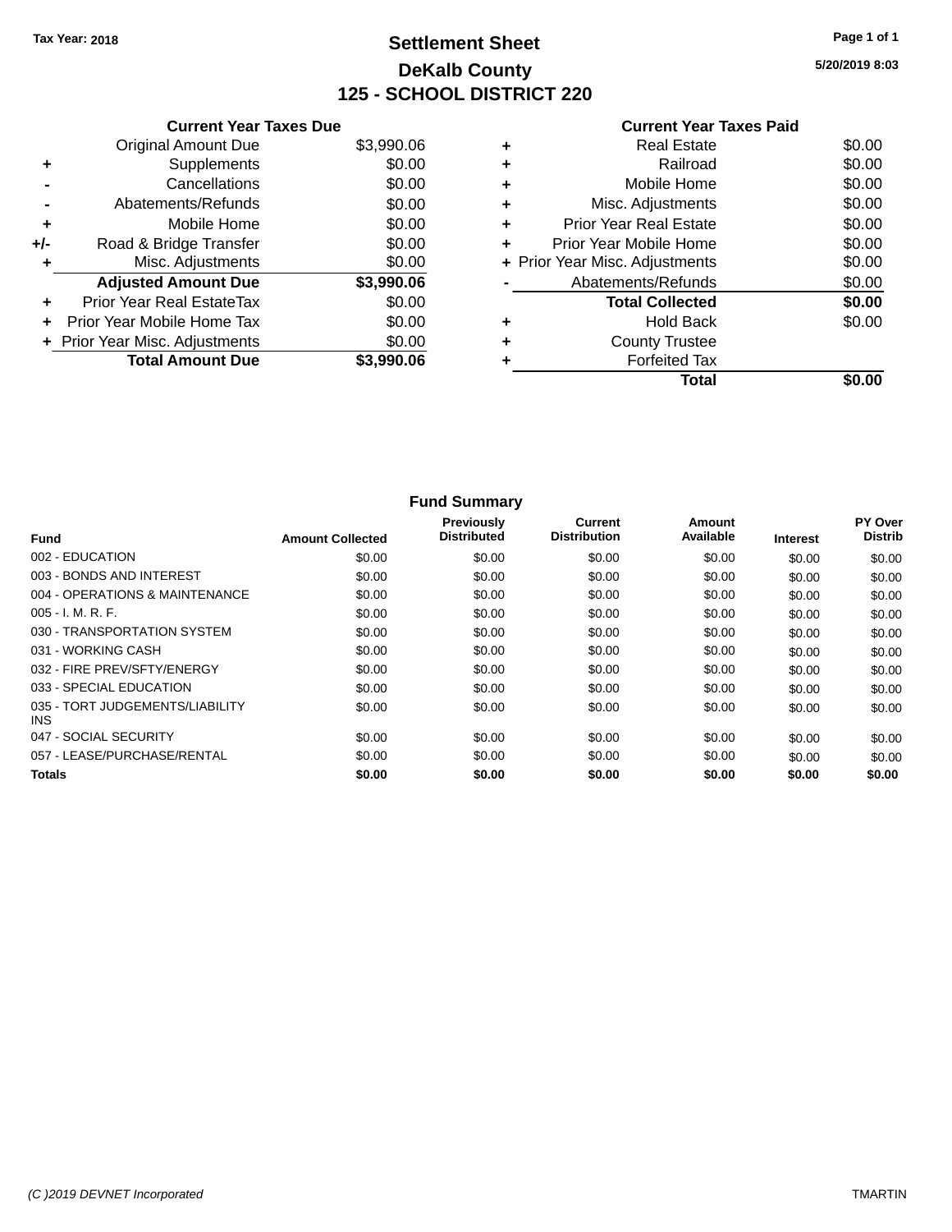Tax Year: 2018

# Settlement Sheet

## DeKalb County

## 125 - SCHOOL DISTRICT 220

5/20/2019 8:03

### Current Year Taxes Due

| | | |
|---|---|---|
| | Original Amount Due | $3,990.06 |
| + | Supplements | $0.00 |
| - | Cancellations | $0.00 |
| - | Abatements/Refunds | $0.00 |
| + | Mobile Home | $0.00 |
| +/- | Road & Bridge Transfer | $0.00 |
| + | Misc. Adjustments | $0.00 |
| | **Adjusted Amount Due** | **$3,990.06** |
| + | Prior Year Real EstateTax | $0.00 |
| + | Prior Year Mobile Home Tax | $0.00 |
| + | Prior Year Misc. Adjustments | $0.00 |
| | **Total Amount Due** | **$3,990.06** |

### Current Year Taxes Paid

| | | |
|---|---|---|
| + | Real Estate | $0.00 |
| + | Railroad | $0.00 |
| + | Mobile Home | $0.00 |
| + | Misc. Adjustments | $0.00 |
| + | Prior Year Real Estate | $0.00 |
| + | Prior Year Mobile Home | $0.00 |
| + | Prior Year Misc. Adjustments | $0.00 |
| - | Abatements/Refunds | $0.00 |
| | **Total Collected** | **$0.00** |
| + | Hold Back | $0.00 |
| + | County Trustee | |
| + | Forfeited Tax | |
| | **Total** | **$0.00** |

### Fund Summary

| Fund | Amount Collected | Previously Distributed | Current Distribution | Amount Available | Interest | PY Over Distrib |
|---|---|---|---|---|---|---|
| 002 - EDUCATION | $0.00 | $0.00 | $0.00 | $0.00 | $0.00 | $0.00 |
| 003 - BONDS AND INTEREST | $0.00 | $0.00 | $0.00 | $0.00 | $0.00 | $0.00 |
| 004 - OPERATIONS & MAINTENANCE | $0.00 | $0.00 | $0.00 | $0.00 | $0.00 | $0.00 |
| 005 - I. M. R. F. | $0.00 | $0.00 | $0.00 | $0.00 | $0.00 | $0.00 |
| 030 - TRANSPORTATION SYSTEM | $0.00 | $0.00 | $0.00 | $0.00 | $0.00 | $0.00 |
| 031 - WORKING CASH | $0.00 | $0.00 | $0.00 | $0.00 | $0.00 | $0.00 |
| 032 - FIRE PREV/SFTY/ENERGY | $0.00 | $0.00 | $0.00 | $0.00 | $0.00 | $0.00 |
| 033 - SPECIAL EDUCATION | $0.00 | $0.00 | $0.00 | $0.00 | $0.00 | $0.00 |
| 035 - TORT JUDGEMENTS/LIABILITY INS | $0.00 | $0.00 | $0.00 | $0.00 | $0.00 | $0.00 |
| 047 - SOCIAL SECURITY | $0.00 | $0.00 | $0.00 | $0.00 | $0.00 | $0.00 |
| 057 - LEASE/PURCHASE/RENTAL | $0.00 | $0.00 | $0.00 | $0.00 | $0.00 | $0.00 |
| **Totals** | **$0.00** | **$0.00** | **$0.00** | **$0.00** | **$0.00** | **$0.00** |

(C )2019 DEVNET Incorporated TMARTIN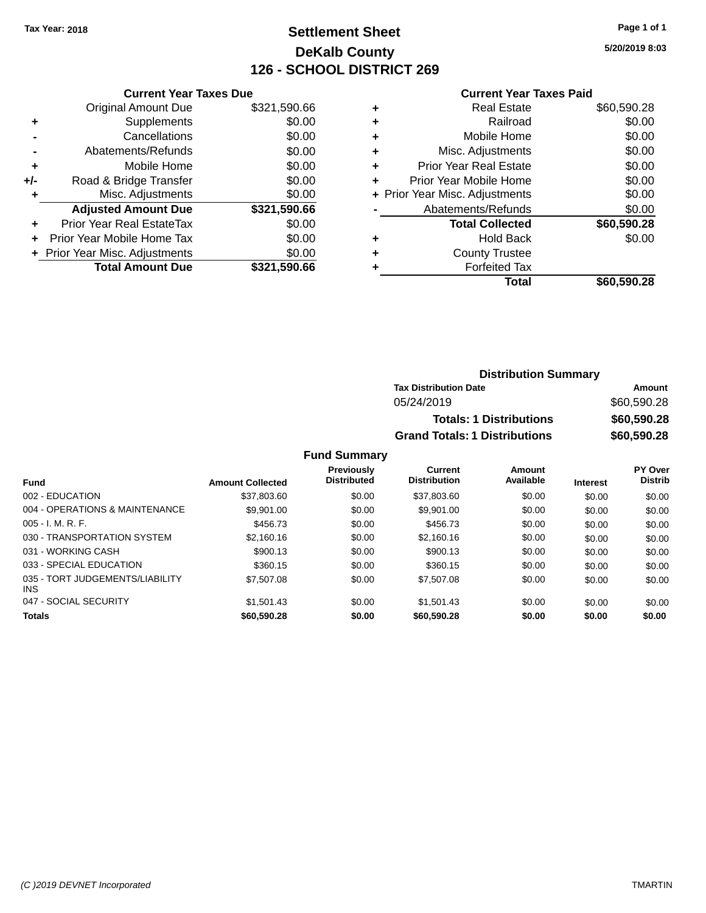Tax Year: 2018

# Settlement Sheet

## DeKalb County

## 126 - SCHOOL DISTRICT 269

5/20/2019 8:03

### Current Year Taxes Due

| | | |
|---|---|---|
| | Original Amount Due | $321,590.66 |
| + | Supplements | $0.00 |
| - | Cancellations | $0.00 |
| - | Abatements/Refunds | $0.00 |
| + | Mobile Home | $0.00 |
| +/- | Road & Bridge Transfer | $0.00 |
| + | Misc. Adjustments | $0.00 |
| | **Adjusted Amount Due** | **$321,590.66** |
| + | Prior Year Real EstateTax | $0.00 |
| + | Prior Year Mobile Home Tax | $0.00 |
| + | Prior Year Misc. Adjustments | $0.00 |
| | **Total Amount Due** | **$321,590.66** |

### Current Year Taxes Paid

| | | |
|---|---|---|
| + | Real Estate | $60,590.28 |
| + | Railroad | $0.00 |
| + | Mobile Home | $0.00 |
| + | Misc. Adjustments | $0.00 |
| + | Prior Year Real Estate | $0.00 |
| + | Prior Year Mobile Home | $0.00 |
| + | Prior Year Misc. Adjustments | $0.00 |
| - | Abatements/Refunds | $0.00 |
| | **Total Collected** | **$60,590.28** |
| + | Hold Back | $0.00 |
| + | County Trustee | |
| + | Forfeited Tax | |
| | **Total** | **$60,590.28** |

### Distribution Summary

| Tax Distribution Date | Amount |
|---|---|
| 05/24/2019 | $60,590.28 |
| **Totals: 1 Distributions** | **$60,590.28** |
| **Grand Totals: 1 Distributions** | **$60,590.28** |

### Fund Summary

| Fund | Amount Collected | Previously Distributed | Current Distribution | Amount Available | Interest | PY Over Distrib |
|---|---|---|---|---|---|---|
| 002 - EDUCATION | $37,803.60 | $0.00 | $37,803.60 | $0.00 | $0.00 | $0.00 |
| 004 - OPERATIONS & MAINTENANCE | $9,901.00 | $0.00 | $9,901.00 | $0.00 | $0.00 | $0.00 |
| 005 - I. M. R. F. | $456.73 | $0.00 | $456.73 | $0.00 | $0.00 | $0.00 |
| 030 - TRANSPORTATION SYSTEM | $2,160.16 | $0.00 | $2,160.16 | $0.00 | $0.00 | $0.00 |
| 031 - WORKING CASH | $900.13 | $0.00 | $900.13 | $0.00 | $0.00 | $0.00 |
| 033 - SPECIAL EDUCATION | $360.15 | $0.00 | $360.15 | $0.00 | $0.00 | $0.00 |
| 035 - TORT JUDGEMENTS/LIABILITY INS | $7,507.08 | $0.00 | $7,507.08 | $0.00 | $0.00 | $0.00 |
| 047 - SOCIAL SECURITY | $1,501.43 | $0.00 | $1,501.43 | $0.00 | $0.00 | $0.00 |
| **Totals** | **$60,590.28** | **$0.00** | **$60,590.28** | **$0.00** | **$0.00** | **$0.00** |

(C )2019 DEVNET Incorporated — TMARTIN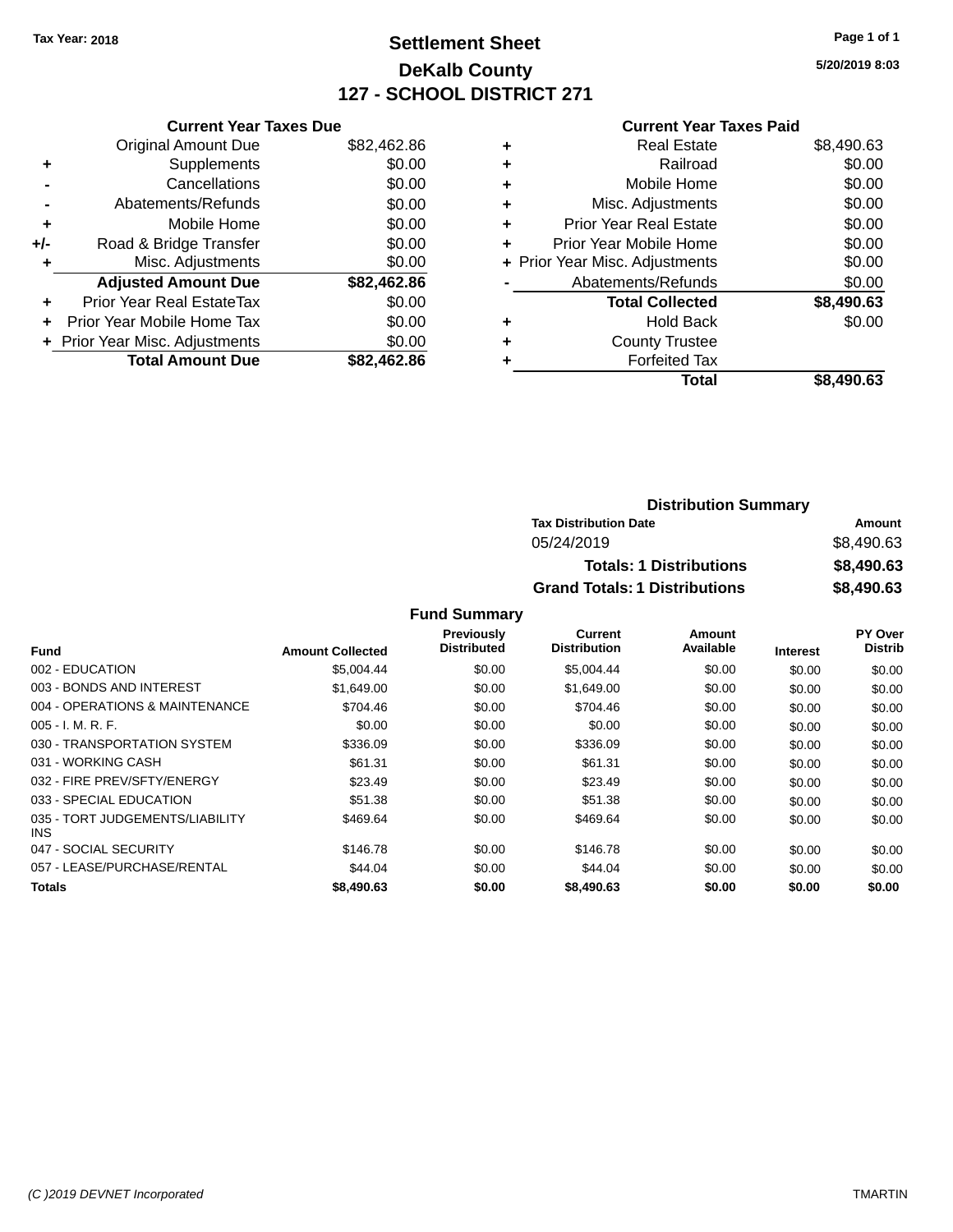Tax Year: 2018

# Settlement Sheet

## DeKalb County

## 127 - SCHOOL DISTRICT 271

5/20/2019 8:03

### Current Year Taxes Due

| | | |
|---|---|---|
| | Original Amount Due | $82,462.86 |
| + | Supplements | $0.00 |
| - | Cancellations | $0.00 |
| - | Abatements/Refunds | $0.00 |
| + | Mobile Home | $0.00 |
| +/- | Road & Bridge Transfer | $0.00 |
| + | Misc. Adjustments | $0.00 |
| | **Adjusted Amount Due** | **$82,462.86** |
| + | Prior Year Real EstateTax | $0.00 |
| + | Prior Year Mobile Home Tax | $0.00 |
| + | Prior Year Misc. Adjustments | $0.00 |
| | **Total Amount Due** | **$82,462.86** |

### Current Year Taxes Paid

| | | |
|---|---|---|
| + | Real Estate | $8,490.63 |
| + | Railroad | $0.00 |
| + | Mobile Home | $0.00 |
| + | Misc. Adjustments | $0.00 |
| + | Prior Year Real Estate | $0.00 |
| + | Prior Year Mobile Home | $0.00 |
| + | Prior Year Misc. Adjustments | $0.00 |
| - | Abatements/Refunds | $0.00 |
| | **Total Collected** | **$8,490.63** |
| + | Hold Back | $0.00 |
| + | County Trustee | |
| + | Forfeited Tax | |
| | **Total** | **$8,490.63** |

### Distribution Summary

| Tax Distribution Date | Amount |
|---|---|
| 05/24/2019 | $8,490.63 |
| **Totals: 1 Distributions** | **$8,490.63** |
| **Grand Totals: 1 Distributions** | **$8,490.63** |

### Fund Summary

| Fund | Amount Collected | Previously Distributed | Current Distribution | Amount Available | Interest | PY Over Distrib |
|---|---|---|---|---|---|---|
| 002 - EDUCATION | $5,004.44 | $0.00 | $5,004.44 | $0.00 | $0.00 | $0.00 |
| 003 - BONDS AND INTEREST | $1,649.00 | $0.00 | $1,649.00 | $0.00 | $0.00 | $0.00 |
| 004 - OPERATIONS & MAINTENANCE | $704.46 | $0.00 | $704.46 | $0.00 | $0.00 | $0.00 |
| 005 - I. M. R. F. | $0.00 | $0.00 | $0.00 | $0.00 | $0.00 | $0.00 |
| 030 - TRANSPORTATION SYSTEM | $336.09 | $0.00 | $336.09 | $0.00 | $0.00 | $0.00 |
| 031 - WORKING CASH | $61.31 | $0.00 | $61.31 | $0.00 | $0.00 | $0.00 |
| 032 - FIRE PREV/SFTY/ENERGY | $23.49 | $0.00 | $23.49 | $0.00 | $0.00 | $0.00 |
| 033 - SPECIAL EDUCATION | $51.38 | $0.00 | $51.38 | $0.00 | $0.00 | $0.00 |
| 035 - TORT JUDGEMENTS/LIABILITY INS | $469.64 | $0.00 | $469.64 | $0.00 | $0.00 | $0.00 |
| 047 - SOCIAL SECURITY | $146.78 | $0.00 | $146.78 | $0.00 | $0.00 | $0.00 |
| 057 - LEASE/PURCHASE/RENTAL | $44.04 | $0.00 | $44.04 | $0.00 | $0.00 | $0.00 |
| **Totals** | **$8,490.63** | **$0.00** | **$8,490.63** | **$0.00** | **$0.00** | **$0.00** |

(C )2019 DEVNET Incorporated — TMARTIN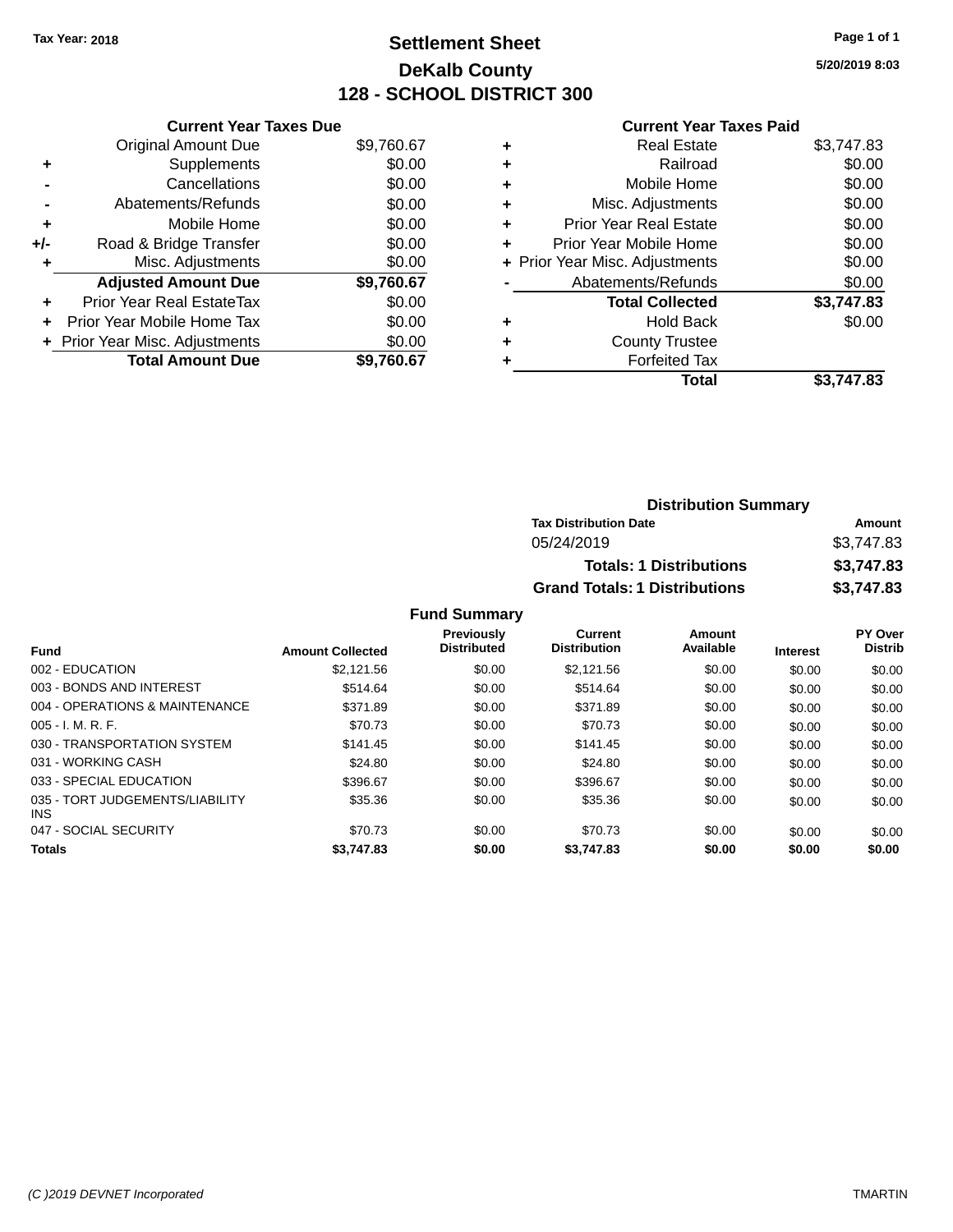Tax Year: 2018

# Settlement Sheet

## DeKalb County

## 128 - SCHOOL DISTRICT 300

5/20/2019 8:03

**Current Year Taxes Due**

| | | |
|---|---|---|
| | Original Amount Due | $9,760.67 |
| + | Supplements | $0.00 |
| - | Cancellations | $0.00 |
| - | Abatements/Refunds | $0.00 |
| + | Mobile Home | $0.00 |
| +/- | Road & Bridge Transfer | $0.00 |
| + | Misc. Adjustments | $0.00 |
| | **Adjusted Amount Due** | **$9,760.67** |
| + | Prior Year Real EstateTax | $0.00 |
| + | Prior Year Mobile Home Tax | $0.00 |
| + | Prior Year Misc. Adjustments | $0.00 |
| | **Total Amount Due** | **$9,760.67** |

**Current Year Taxes Paid**

| | | |
|---|---|---|
| + | Real Estate | $3,747.83 |
| + | Railroad | $0.00 |
| + | Mobile Home | $0.00 |
| + | Misc. Adjustments | $0.00 |
| + | Prior Year Real Estate | $0.00 |
| + | Prior Year Mobile Home | $0.00 |
| + | Prior Year Misc. Adjustments | $0.00 |
| - | Abatements/Refunds | $0.00 |
| | **Total Collected** | **$3,747.83** |
| + | Hold Back | $0.00 |
| + | County Trustee | |
| + | Forfeited Tax | |
| | **Total** | **$3,747.83** |

**Distribution Summary**

| Tax Distribution Date | Amount |
|---|---|
| 05/24/2019 | $3,747.83 |
| **Totals: 1 Distributions** | **$3,747.83** |
| **Grand Totals: 1 Distributions** | **$3,747.83** |

**Fund Summary**

| Fund | Amount Collected | Previously Distributed | Current Distribution | Amount Available | Interest | PY Over Distrib |
|---|---|---|---|---|---|---|
| 002 - EDUCATION | $2,121.56 | $0.00 | $2,121.56 | $0.00 | $0.00 | $0.00 |
| 003 - BONDS AND INTEREST | $514.64 | $0.00 | $514.64 | $0.00 | $0.00 | $0.00 |
| 004 - OPERATIONS & MAINTENANCE | $371.89 | $0.00 | $371.89 | $0.00 | $0.00 | $0.00 |
| 005 - I. M. R. F. | $70.73 | $0.00 | $70.73 | $0.00 | $0.00 | $0.00 |
| 030 - TRANSPORTATION SYSTEM | $141.45 | $0.00 | $141.45 | $0.00 | $0.00 | $0.00 |
| 031 - WORKING CASH | $24.80 | $0.00 | $24.80 | $0.00 | $0.00 | $0.00 |
| 033 - SPECIAL EDUCATION | $396.67 | $0.00 | $396.67 | $0.00 | $0.00 | $0.00 |
| 035 - TORT JUDGEMENTS/LIABILITY INS | $35.36 | $0.00 | $35.36 | $0.00 | $0.00 | $0.00 |
| 047 - SOCIAL SECURITY | $70.73 | $0.00 | $70.73 | $0.00 | $0.00 | $0.00 |
| **Totals** | **$3,747.83** | **$0.00** | **$3,747.83** | **$0.00** | **$0.00** | **$0.00** |

(C )2019 DEVNET Incorporated TMARTIN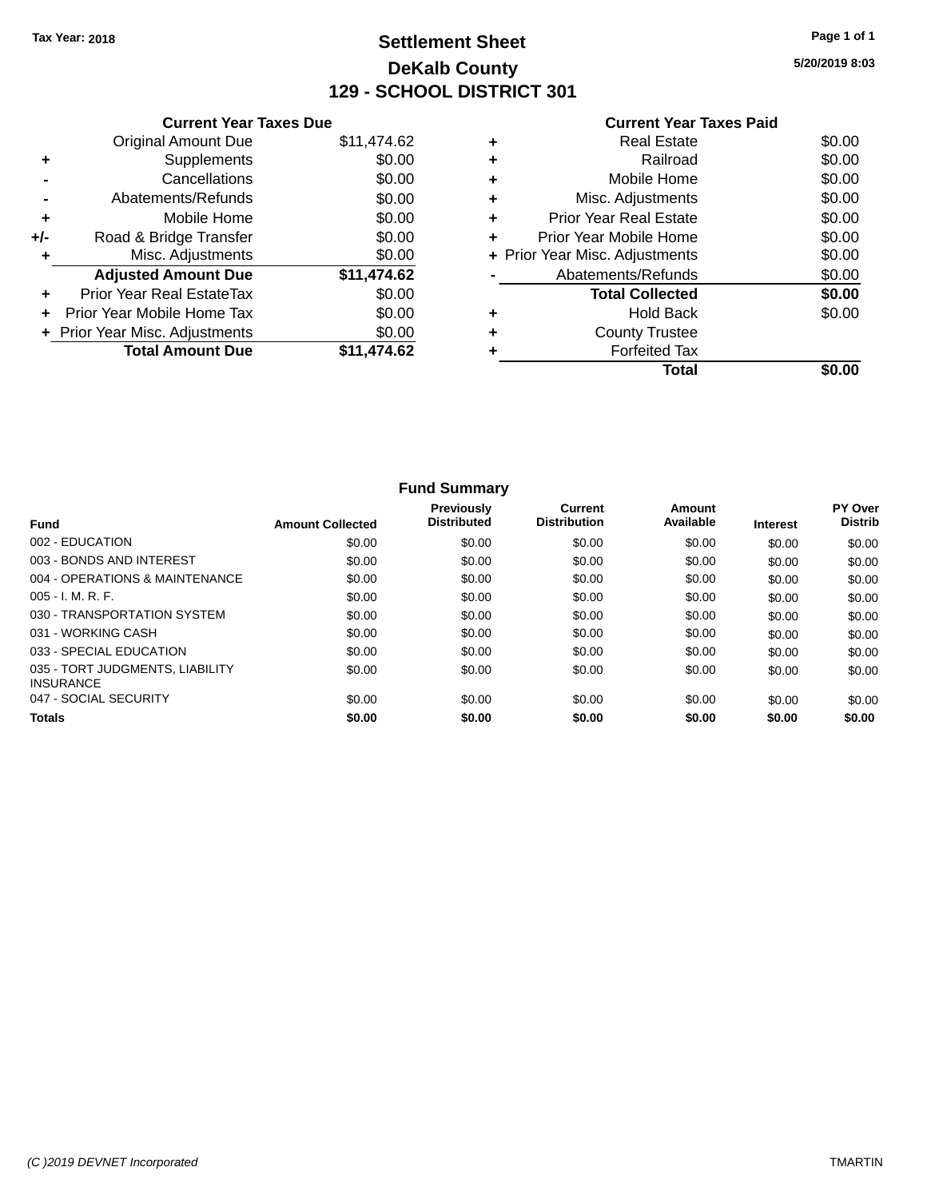Tax Year: 2018

# Settlement Sheet
## DeKalb County
## 129 - SCHOOL DISTRICT 301

5/20/2019 8:03

### Current Year Taxes Due

| | | |
|---|---|---|
| | Original Amount Due | $11,474.62 |
| + | Supplements | $0.00 |
| - | Cancellations | $0.00 |
| - | Abatements/Refunds | $0.00 |
| + | Mobile Home | $0.00 |
| +/- | Road & Bridge Transfer | $0.00 |
| + | Misc. Adjustments | $0.00 |
| | **Adjusted Amount Due** | **$11,474.62** |
| + | Prior Year Real EstateTax | $0.00 |
| + | Prior Year Mobile Home Tax | $0.00 |
| + | Prior Year Misc. Adjustments | $0.00 |
| | **Total Amount Due** | **$11,474.62** |

### Current Year Taxes Paid

| | | |
|---|---|---|
| + | Real Estate | $0.00 |
| + | Railroad | $0.00 |
| + | Mobile Home | $0.00 |
| + | Misc. Adjustments | $0.00 |
| + | Prior Year Real Estate | $0.00 |
| + | Prior Year Mobile Home | $0.00 |
| + | Prior Year Misc. Adjustments | $0.00 |
| - | Abatements/Refunds | $0.00 |
| | **Total Collected** | **$0.00** |
| + | Hold Back | $0.00 |
| + | County Trustee | |
| + | Forfeited Tax | |
| | **Total** | **$0.00** |

### Fund Summary

| Fund | Amount Collected | Previously Distributed | Current Distribution | Amount Available | Interest | PY Over Distrib |
|---|---|---|---|---|---|---|
| 002 - EDUCATION | $0.00 | $0.00 | $0.00 | $0.00 | $0.00 | $0.00 |
| 003 - BONDS AND INTEREST | $0.00 | $0.00 | $0.00 | $0.00 | $0.00 | $0.00 |
| 004 - OPERATIONS & MAINTENANCE | $0.00 | $0.00 | $0.00 | $0.00 | $0.00 | $0.00 |
| 005 - I. M. R. F. | $0.00 | $0.00 | $0.00 | $0.00 | $0.00 | $0.00 |
| 030 - TRANSPORTATION SYSTEM | $0.00 | $0.00 | $0.00 | $0.00 | $0.00 | $0.00 |
| 031 - WORKING CASH | $0.00 | $0.00 | $0.00 | $0.00 | $0.00 | $0.00 |
| 033 - SPECIAL EDUCATION | $0.00 | $0.00 | $0.00 | $0.00 | $0.00 | $0.00 |
| 035 - TORT JUDGMENTS, LIABILITY INSURANCE | $0.00 | $0.00 | $0.00 | $0.00 | $0.00 | $0.00 |
| 047 - SOCIAL SECURITY | $0.00 | $0.00 | $0.00 | $0.00 | $0.00 | $0.00 |
| **Totals** | **$0.00** | **$0.00** | **$0.00** | **$0.00** | **$0.00** | **$0.00** |

(C )2019 DEVNET Incorporated — TMARTIN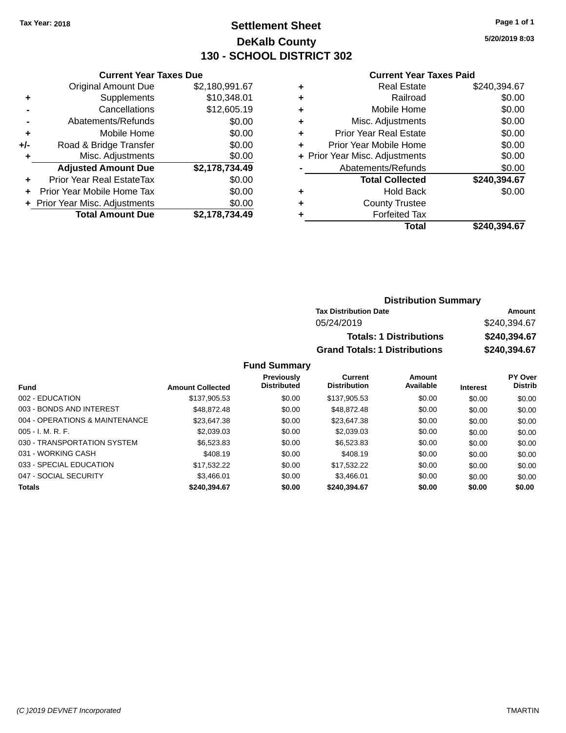Tax Year: 2018

# Settlement Sheet
## DeKalb County
## 130 - SCHOOL DISTRICT 302

5/20/2019 8:03

### Current Year Taxes Due

| | | |
|---|---|---|
| | Original Amount Due | $2,180,991.67 |
| + | Supplements | $10,348.01 |
| - | Cancellations | $12,605.19 |
| - | Abatements/Refunds | $0.00 |
| + | Mobile Home | $0.00 |
| +/- | Road & Bridge Transfer | $0.00 |
| + | Misc. Adjustments | $0.00 |
| | **Adjusted Amount Due** | **$2,178,734.49** |
| + | Prior Year Real EstateTax | $0.00 |
| + | Prior Year Mobile Home Tax | $0.00 |
| + | Prior Year Misc. Adjustments | $0.00 |
| | **Total Amount Due** | **$2,178,734.49** |

### Current Year Taxes Paid

| | | |
|---|---|---|
| + | Real Estate | $240,394.67 |
| + | Railroad | $0.00 |
| + | Mobile Home | $0.00 |
| + | Misc. Adjustments | $0.00 |
| + | Prior Year Real Estate | $0.00 |
| + | Prior Year Mobile Home | $0.00 |
| + | Prior Year Misc. Adjustments | $0.00 |
| - | Abatements/Refunds | $0.00 |
| | **Total Collected** | **$240,394.67** |
| + | Hold Back | $0.00 |
| + | County Trustee | |
| + | Forfeited Tax | |
| | **Total** | **$240,394.67** |

### Distribution Summary

| Tax Distribution Date | Amount |
|---|---|
| 05/24/2019 | $240,394.67 |
| **Totals: 1 Distributions** | **$240,394.67** |
| **Grand Totals: 1 Distributions** | **$240,394.67** |

### Fund Summary

| Fund | Amount Collected | Previously Distributed | Current Distribution | Amount Available | Interest | PY Over Distrib |
|---|---|---|---|---|---|---|
| 002 - EDUCATION | $137,905.53 | $0.00 | $137,905.53 | $0.00 | $0.00 | $0.00 |
| 003 - BONDS AND INTEREST | $48,872.48 | $0.00 | $48,872.48 | $0.00 | $0.00 | $0.00 |
| 004 - OPERATIONS & MAINTENANCE | $23,647.38 | $0.00 | $23,647.38 | $0.00 | $0.00 | $0.00 |
| 005 - I. M. R. F. | $2,039.03 | $0.00 | $2,039.03 | $0.00 | $0.00 | $0.00 |
| 030 - TRANSPORTATION SYSTEM | $6,523.83 | $0.00 | $6,523.83 | $0.00 | $0.00 | $0.00 |
| 031 - WORKING CASH | $408.19 | $0.00 | $408.19 | $0.00 | $0.00 | $0.00 |
| 033 - SPECIAL EDUCATION | $17,532.22 | $0.00 | $17,532.22 | $0.00 | $0.00 | $0.00 |
| 047 - SOCIAL SECURITY | $3,466.01 | $0.00 | $3,466.01 | $0.00 | $0.00 | $0.00 |
| **Totals** | **$240,394.67** | **$0.00** | **$240,394.67** | **$0.00** | **$0.00** | **$0.00** |

(C )2019 DEVNET Incorporated — TMARTIN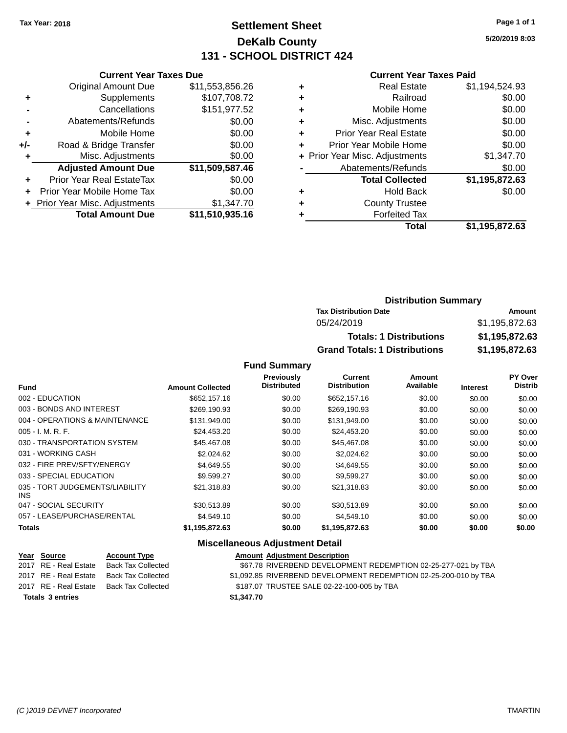Tax Year: 2018

# Settlement Sheet
## DeKalb County
## 131 - SCHOOL DISTRICT 424

5/20/2019 8:03

### Current Year Taxes Due

| | | |
|---|---|---|
| | Original Amount Due | $11,553,856.26 |
| + | Supplements | $107,708.72 |
| - | Cancellations | $151,977.52 |
| - | Abatements/Refunds | $0.00 |
| + | Mobile Home | $0.00 |
| +/- | Road & Bridge Transfer | $0.00 |
| + | Misc. Adjustments | $0.00 |
| | **Adjusted Amount Due** | **$11,509,587.46** |
| + | Prior Year Real EstateTax | $0.00 |
| + | Prior Year Mobile Home Tax | $0.00 |
| + | Prior Year Misc. Adjustments | $1,347.70 |
| | **Total Amount Due** | **$11,510,935.16** |

### Current Year Taxes Paid

| | | |
|---|---|---|
| + | Real Estate | $1,194,524.93 |
| + | Railroad | $0.00 |
| + | Mobile Home | $0.00 |
| + | Misc. Adjustments | $0.00 |
| + | Prior Year Real Estate | $0.00 |
| + | Prior Year Mobile Home | $0.00 |
| + | Prior Year Misc. Adjustments | $1,347.70 |
| - | Abatements/Refunds | $0.00 |
| | **Total Collected** | **$1,195,872.63** |
| + | Hold Back | $0.00 |
| + | County Trustee | |
| + | Forfeited Tax | |
| | **Total** | **$1,195,872.63** |

### Distribution Summary

| Tax Distribution Date | Amount |
|---|---|
| 05/24/2019 | $1,195,872.63 |
| **Totals: 1 Distributions** | **$1,195,872.63** |
| **Grand Totals: 1 Distributions** | **$1,195,872.63** |

### Fund Summary

| Fund | Amount Collected | Previously Distributed | Current Distribution | Amount Available | Interest | PY Over Distrib |
|---|---|---|---|---|---|---|
| 002 - EDUCATION | $652,157.16 | $0.00 | $652,157.16 | $0.00 | $0.00 | $0.00 |
| 003 - BONDS AND INTEREST | $269,190.93 | $0.00 | $269,190.93 | $0.00 | $0.00 | $0.00 |
| 004 - OPERATIONS & MAINTENANCE | $131,949.00 | $0.00 | $131,949.00 | $0.00 | $0.00 | $0.00 |
| 005 - I. M. R. F. | $24,453.20 | $0.00 | $24,453.20 | $0.00 | $0.00 | $0.00 |
| 030 - TRANSPORTATION SYSTEM | $45,467.08 | $0.00 | $45,467.08 | $0.00 | $0.00 | $0.00 |
| 031 - WORKING CASH | $2,024.62 | $0.00 | $2,024.62 | $0.00 | $0.00 | $0.00 |
| 032 - FIRE PREV/SFTY/ENERGY | $4,649.55 | $0.00 | $4,649.55 | $0.00 | $0.00 | $0.00 |
| 033 - SPECIAL EDUCATION | $9,599.27 | $0.00 | $9,599.27 | $0.00 | $0.00 | $0.00 |
| 035 - TORT JUDGEMENTS/LIABILITY INS | $21,318.83 | $0.00 | $21,318.83 | $0.00 | $0.00 | $0.00 |
| 047 - SOCIAL SECURITY | $30,513.89 | $0.00 | $30,513.89 | $0.00 | $0.00 | $0.00 |
| 057 - LEASE/PURCHASE/RENTAL | $4,549.10 | $0.00 | $4,549.10 | $0.00 | $0.00 | $0.00 |
| **Totals** | **$1,195,872.63** | **$0.00** | **$1,195,872.63** | **$0.00** | **$0.00** | **$0.00** |

### Miscellaneous Adjustment Detail

| Year | Source | Account Type | Amount | Adjustment Description |
|---|---|---|---|---|
| 2017 | RE - Real Estate | Back Tax Collected | $67.78 | RIVERBEND DEVELOPMENT REDEMPTION 02-25-277-021 by TBA |
| 2017 | RE - Real Estate | Back Tax Collected | $1,092.85 | RIVERBEND DEVELOPMENT REDEMPTION 02-25-200-010 by TBA |
| 2017 | RE - Real Estate | Back Tax Collected | $187.07 | TRUSTEE SALE 02-22-100-005 by TBA |
| **Totals 3 entries** | | | **$1,347.70** | |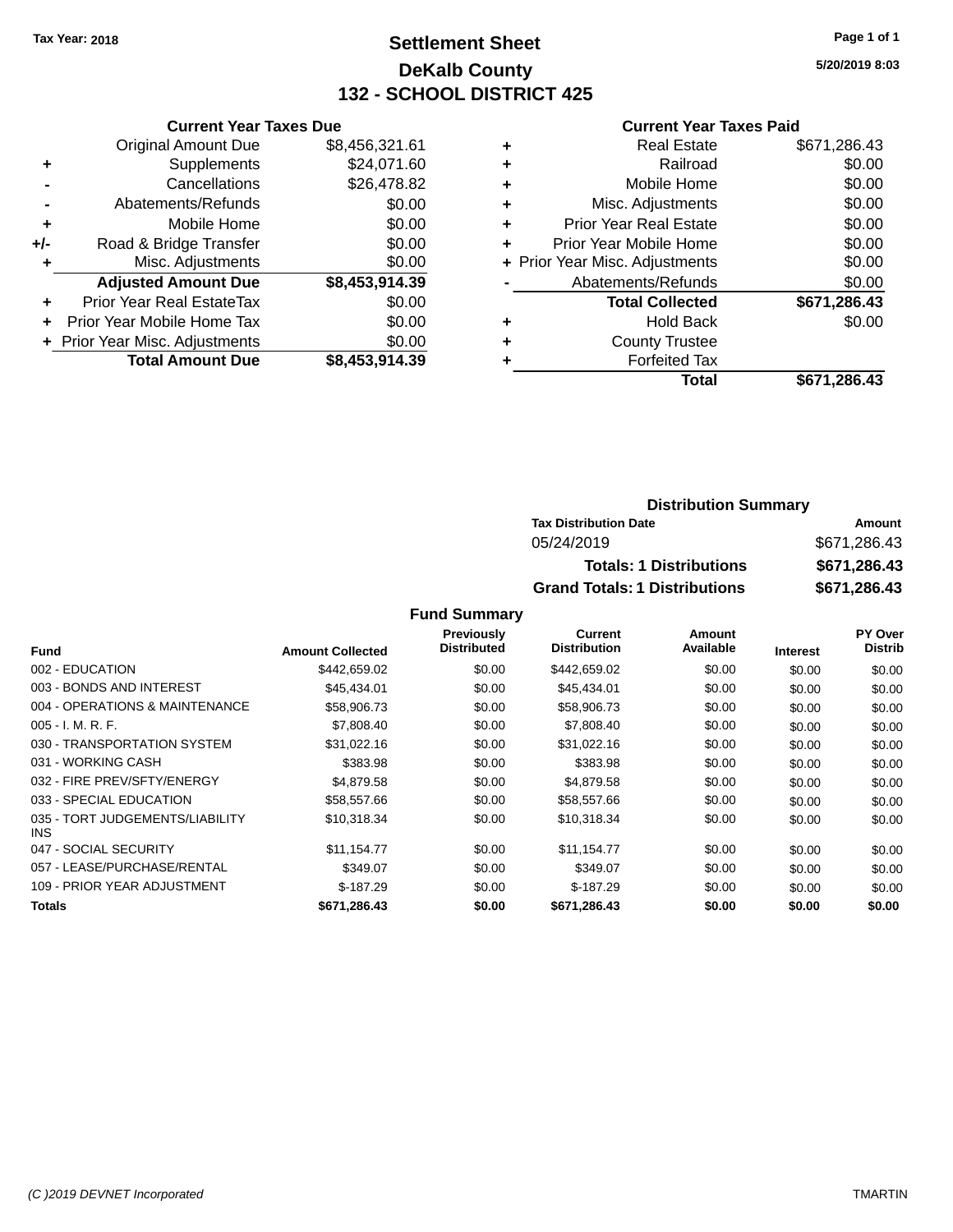Tax Year: 2018

# Settlement Sheet
## DeKalb County
## 132 - SCHOOL DISTRICT 425

5/20/2019 8:03

### Current Year Taxes Due

| | | |
|---|---|---|
| | Original Amount Due | $8,456,321.61 |
| + | Supplements | $24,071.60 |
| - | Cancellations | $26,478.82 |
| - | Abatements/Refunds | $0.00 |
| + | Mobile Home | $0.00 |
| +/- | Road & Bridge Transfer | $0.00 |
| + | Misc. Adjustments | $0.00 |
| | **Adjusted Amount Due** | **$8,453,914.39** |
| + | Prior Year Real EstateTax | $0.00 |
| + | Prior Year Mobile Home Tax | $0.00 |
| + | Prior Year Misc. Adjustments | $0.00 |
| | **Total Amount Due** | **$8,453,914.39** |

### Current Year Taxes Paid

| | | |
|---|---|---|
| + | Real Estate | $671,286.43 |
| + | Railroad | $0.00 |
| + | Mobile Home | $0.00 |
| + | Misc. Adjustments | $0.00 |
| + | Prior Year Real Estate | $0.00 |
| + | Prior Year Mobile Home | $0.00 |
| + | Prior Year Misc. Adjustments | $0.00 |
| - | Abatements/Refunds | $0.00 |
| | **Total Collected** | **$671,286.43** |
| + | Hold Back | $0.00 |
| + | County Trustee | |
| + | Forfeited Tax | |
| | **Total** | **$671,286.43** |

### Distribution Summary

| Tax Distribution Date | Amount |
|---|---|
| 05/24/2019 | $671,286.43 |
| **Totals: 1 Distributions** | **$671,286.43** |
| **Grand Totals: 1 Distributions** | **$671,286.43** |

### Fund Summary

| Fund | Amount Collected | Previously Distributed | Current Distribution | Amount Available | Interest | PY Over Distrib |
|---|---|---|---|---|---|---|
| 002 - EDUCATION | $442,659.02 | $0.00 | $442,659.02 | $0.00 | $0.00 | $0.00 |
| 003 - BONDS AND INTEREST | $45,434.01 | $0.00 | $45,434.01 | $0.00 | $0.00 | $0.00 |
| 004 - OPERATIONS & MAINTENANCE | $58,906.73 | $0.00 | $58,906.73 | $0.00 | $0.00 | $0.00 |
| 005 - I. M. R. F. | $7,808.40 | $0.00 | $7,808.40 | $0.00 | $0.00 | $0.00 |
| 030 - TRANSPORTATION SYSTEM | $31,022.16 | $0.00 | $31,022.16 | $0.00 | $0.00 | $0.00 |
| 031 - WORKING CASH | $383.98 | $0.00 | $383.98 | $0.00 | $0.00 | $0.00 |
| 032 - FIRE PREV/SFTY/ENERGY | $4,879.58 | $0.00 | $4,879.58 | $0.00 | $0.00 | $0.00 |
| 033 - SPECIAL EDUCATION | $58,557.66 | $0.00 | $58,557.66 | $0.00 | $0.00 | $0.00 |
| 035 - TORT JUDGEMENTS/LIABILITY INS | $10,318.34 | $0.00 | $10,318.34 | $0.00 | $0.00 | $0.00 |
| 047 - SOCIAL SECURITY | $11,154.77 | $0.00 | $11,154.77 | $0.00 | $0.00 | $0.00 |
| 057 - LEASE/PURCHASE/RENTAL | $349.07 | $0.00 | $349.07 | $0.00 | $0.00 | $0.00 |
| 109 - PRIOR YEAR ADJUSTMENT | $-187.29 | $0.00 | $-187.29 | $0.00 | $0.00 | $0.00 |
| **Totals** | **$671,286.43** | **$0.00** | **$671,286.43** | **$0.00** | **$0.00** | **$0.00** |

(C )2019 DEVNET Incorporated — TMARTIN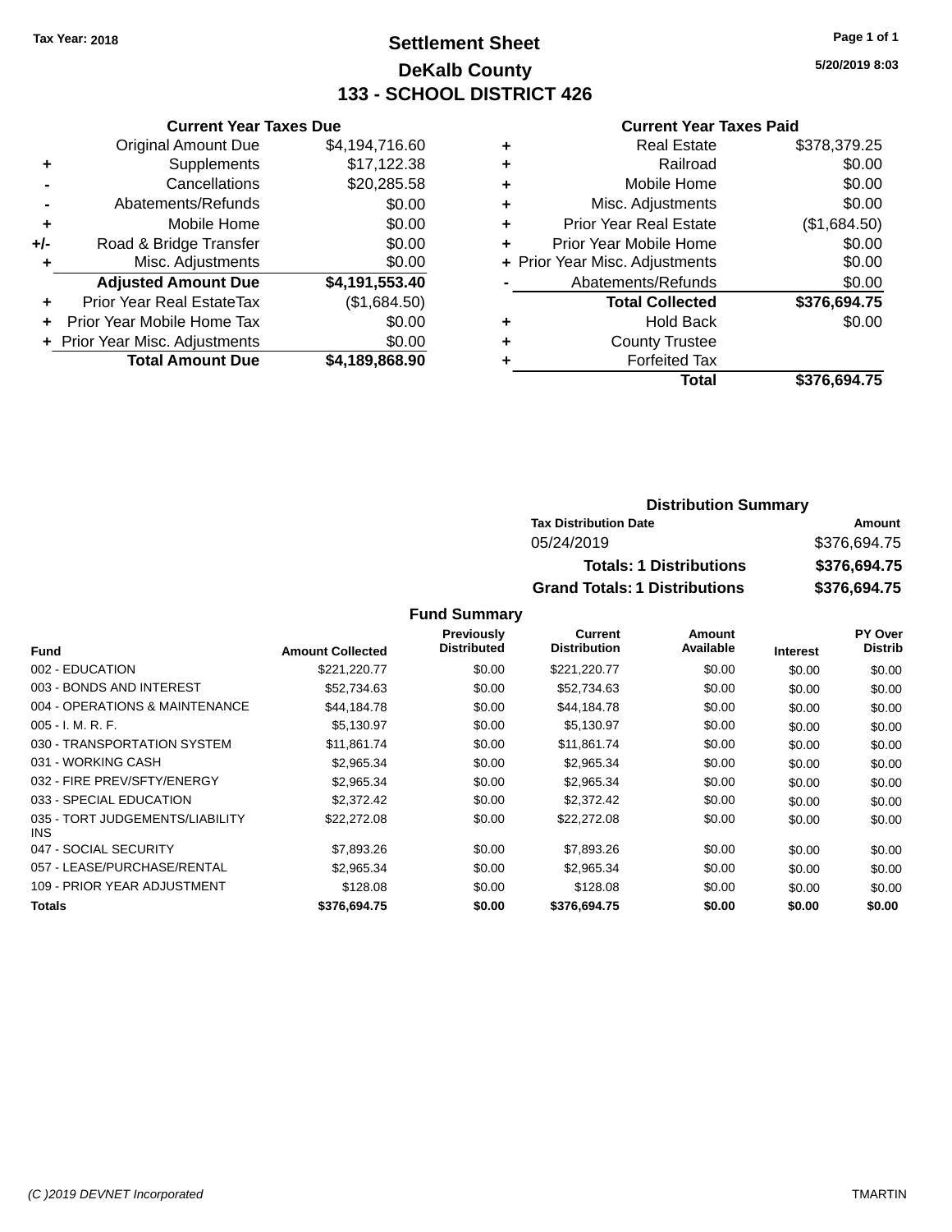Tax Year: 2018

# Settlement Sheet
## DeKalb County
## 133 - SCHOOL DISTRICT 426

5/20/2019 8:03

### Current Year Taxes Due

| | | |
|---|---|---|
| | Original Amount Due | $4,194,716.60 |
| + | Supplements | $17,122.38 |
| - | Cancellations | $20,285.58 |
| - | Abatements/Refunds | $0.00 |
| + | Mobile Home | $0.00 |
| +/- | Road & Bridge Transfer | $0.00 |
| + | Misc. Adjustments | $0.00 |
| | **Adjusted Amount Due** | **$4,191,553.40** |
| + | Prior Year Real EstateTax | ($1,684.50) |
| + | Prior Year Mobile Home Tax | $0.00 |
| + | Prior Year Misc. Adjustments | $0.00 |
| | **Total Amount Due** | **$4,189,868.90** |

### Current Year Taxes Paid

| | | |
|---|---|---|
| + | Real Estate | $378,379.25 |
| + | Railroad | $0.00 |
| + | Mobile Home | $0.00 |
| + | Misc. Adjustments | $0.00 |
| + | Prior Year Real Estate | ($1,684.50) |
| + | Prior Year Mobile Home | $0.00 |
| + | Prior Year Misc. Adjustments | $0.00 |
| - | Abatements/Refunds | $0.00 |
| | **Total Collected** | **$376,694.75** |
| + | Hold Back | $0.00 |
| + | County Trustee | |
| + | Forfeited Tax | |
| | **Total** | **$376,694.75** |

### Distribution Summary

| Tax Distribution Date | Amount |
|---|---|
| 05/24/2019 | $376,694.75 |
| **Totals: 1 Distributions** | **$376,694.75** |
| **Grand Totals: 1 Distributions** | **$376,694.75** |

### Fund Summary

| Fund | Amount Collected | Previously Distributed | Current Distribution | Amount Available | Interest | PY Over Distrib |
|---|---|---|---|---|---|---|
| 002 - EDUCATION | $221,220.77 | $0.00 | $221,220.77 | $0.00 | $0.00 | $0.00 |
| 003 - BONDS AND INTEREST | $52,734.63 | $0.00 | $52,734.63 | $0.00 | $0.00 | $0.00 |
| 004 - OPERATIONS & MAINTENANCE | $44,184.78 | $0.00 | $44,184.78 | $0.00 | $0.00 | $0.00 |
| 005 - I. M. R. F. | $5,130.97 | $0.00 | $5,130.97 | $0.00 | $0.00 | $0.00 |
| 030 - TRANSPORTATION SYSTEM | $11,861.74 | $0.00 | $11,861.74 | $0.00 | $0.00 | $0.00 |
| 031 - WORKING CASH | $2,965.34 | $0.00 | $2,965.34 | $0.00 | $0.00 | $0.00 |
| 032 - FIRE PREV/SFTY/ENERGY | $2,965.34 | $0.00 | $2,965.34 | $0.00 | $0.00 | $0.00 |
| 033 - SPECIAL EDUCATION | $2,372.42 | $0.00 | $2,372.42 | $0.00 | $0.00 | $0.00 |
| 035 - TORT JUDGEMENTS/LIABILITY INS | $22,272.08 | $0.00 | $22,272.08 | $0.00 | $0.00 | $0.00 |
| 047 - SOCIAL SECURITY | $7,893.26 | $0.00 | $7,893.26 | $0.00 | $0.00 | $0.00 |
| 057 - LEASE/PURCHASE/RENTAL | $2,965.34 | $0.00 | $2,965.34 | $0.00 | $0.00 | $0.00 |
| 109 - PRIOR YEAR ADJUSTMENT | $128.08 | $0.00 | $128.08 | $0.00 | $0.00 | $0.00 |
| **Totals** | **$376,694.75** | **$0.00** | **$376,694.75** | **$0.00** | **$0.00** | **$0.00** |

(C )2019 DEVNET Incorporated TMARTIN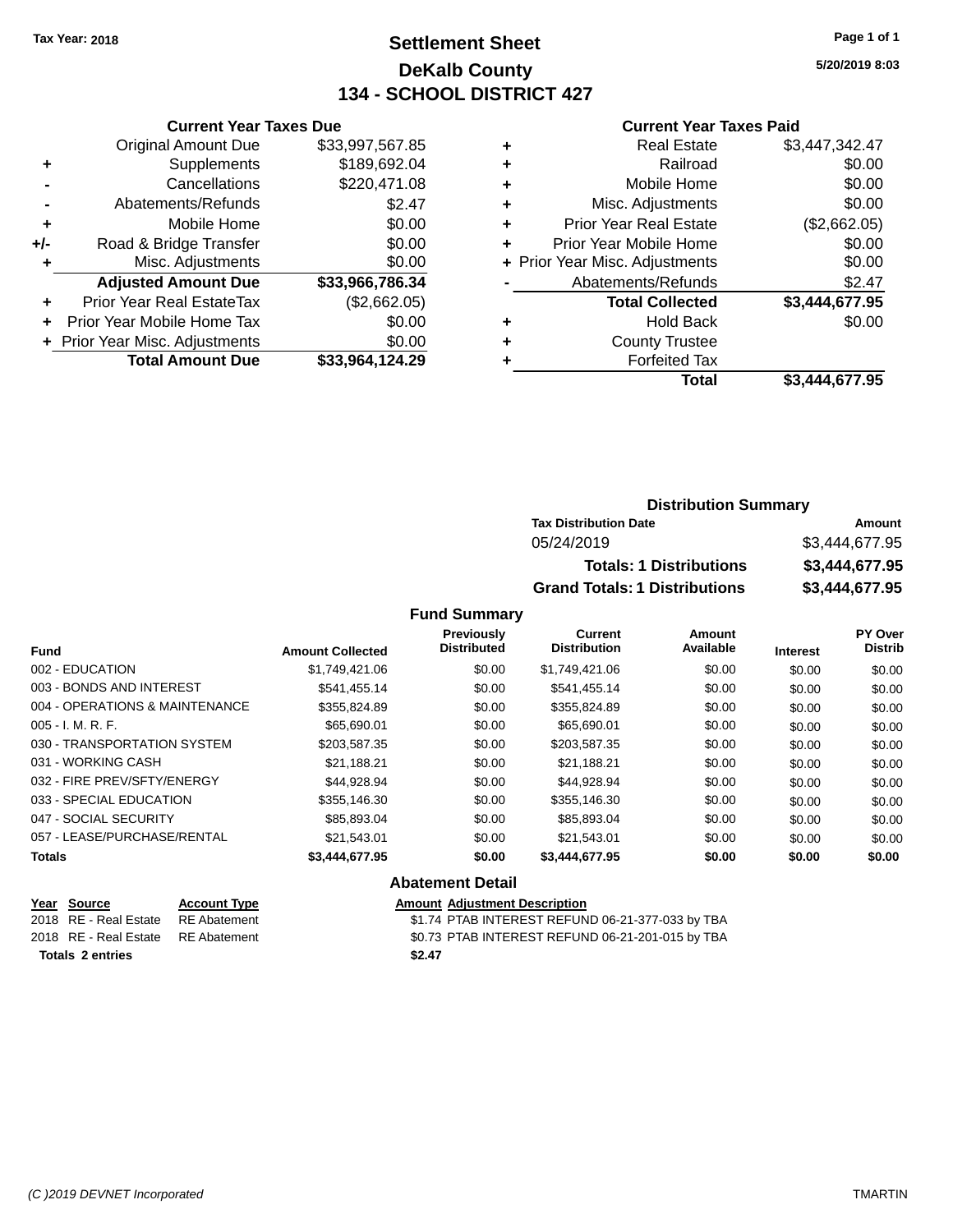Tax Year: 2018

# Settlement Sheet
## DeKalb County
## 134 - SCHOOL DISTRICT 427

5/20/2019 8:03

### Current Year Taxes Due

| | | |
|---|---|---|
| | Original Amount Due | $33,997,567.85 |
| + | Supplements | $189,692.04 |
| - | Cancellations | $220,471.08 |
| - | Abatements/Refunds | $2.47 |
| + | Mobile Home | $0.00 |
| +/- | Road & Bridge Transfer | $0.00 |
| + | Misc. Adjustments | $0.00 |
| | **Adjusted Amount Due** | **$33,966,786.34** |
| + | Prior Year Real EstateTax | ($2,662.05) |
| + | Prior Year Mobile Home Tax | $0.00 |
| + | Prior Year Misc. Adjustments | $0.00 |
| | **Total Amount Due** | **$33,964,124.29** |

### Current Year Taxes Paid

| | | |
|---|---|---|
| + | Real Estate | $3,447,342.47 |
| + | Railroad | $0.00 |
| + | Mobile Home | $0.00 |
| + | Misc. Adjustments | $0.00 |
| + | Prior Year Real Estate | ($2,662.05) |
| + | Prior Year Mobile Home | $0.00 |
| + | Prior Year Misc. Adjustments | $0.00 |
| - | Abatements/Refunds | $2.47 |
| | **Total Collected** | **$3,444,677.95** |
| + | Hold Back | $0.00 |
| + | County Trustee | |
| + | Forfeited Tax | |
| | **Total** | **$3,444,677.95** |

### Distribution Summary

| Tax Distribution Date | Amount |
|---|---|
| 05/24/2019 | $3,444,677.95 |
| **Totals: 1 Distributions** | **$3,444,677.95** |
| **Grand Totals: 1 Distributions** | **$3,444,677.95** |

### Fund Summary

| Fund | Amount Collected | Previously Distributed | Current Distribution | Amount Available | Interest | PY Over Distrib |
|---|---|---|---|---|---|---|
| 002 - EDUCATION | $1,749,421.06 | $0.00 | $1,749,421.06 | $0.00 | $0.00 | $0.00 |
| 003 - BONDS AND INTEREST | $541,455.14 | $0.00 | $541,455.14 | $0.00 | $0.00 | $0.00 |
| 004 - OPERATIONS & MAINTENANCE | $355,824.89 | $0.00 | $355,824.89 | $0.00 | $0.00 | $0.00 |
| 005 - I. M. R. F. | $65,690.01 | $0.00 | $65,690.01 | $0.00 | $0.00 | $0.00 |
| 030 - TRANSPORTATION SYSTEM | $203,587.35 | $0.00 | $203,587.35 | $0.00 | $0.00 | $0.00 |
| 031 - WORKING CASH | $21,188.21 | $0.00 | $21,188.21 | $0.00 | $0.00 | $0.00 |
| 032 - FIRE PREV/SFTY/ENERGY | $44,928.94 | $0.00 | $44,928.94 | $0.00 | $0.00 | $0.00 |
| 033 - SPECIAL EDUCATION | $355,146.30 | $0.00 | $355,146.30 | $0.00 | $0.00 | $0.00 |
| 047 - SOCIAL SECURITY | $85,893.04 | $0.00 | $85,893.04 | $0.00 | $0.00 | $0.00 |
| 057 - LEASE/PURCHASE/RENTAL | $21,543.01 | $0.00 | $21,543.01 | $0.00 | $0.00 | $0.00 |
| **Totals** | **$3,444,677.95** | **$0.00** | **$3,444,677.95** | **$0.00** | **$0.00** | **$0.00** |

### Abatement Detail

| Year | Source | Account Type | Amount | Adjustment Description |
|---|---|---|---|---|
| 2018 | RE - Real Estate | RE Abatement | $1.74 | PTAB INTEREST REFUND 06-21-377-033 by TBA |
| 2018 | RE - Real Estate | RE Abatement | $0.73 | PTAB INTEREST REFUND 06-21-201-015 by TBA |
| **Totals 2 entries** | | | **$2.47** | |

(C )2019 DEVNET Incorporated TMARTIN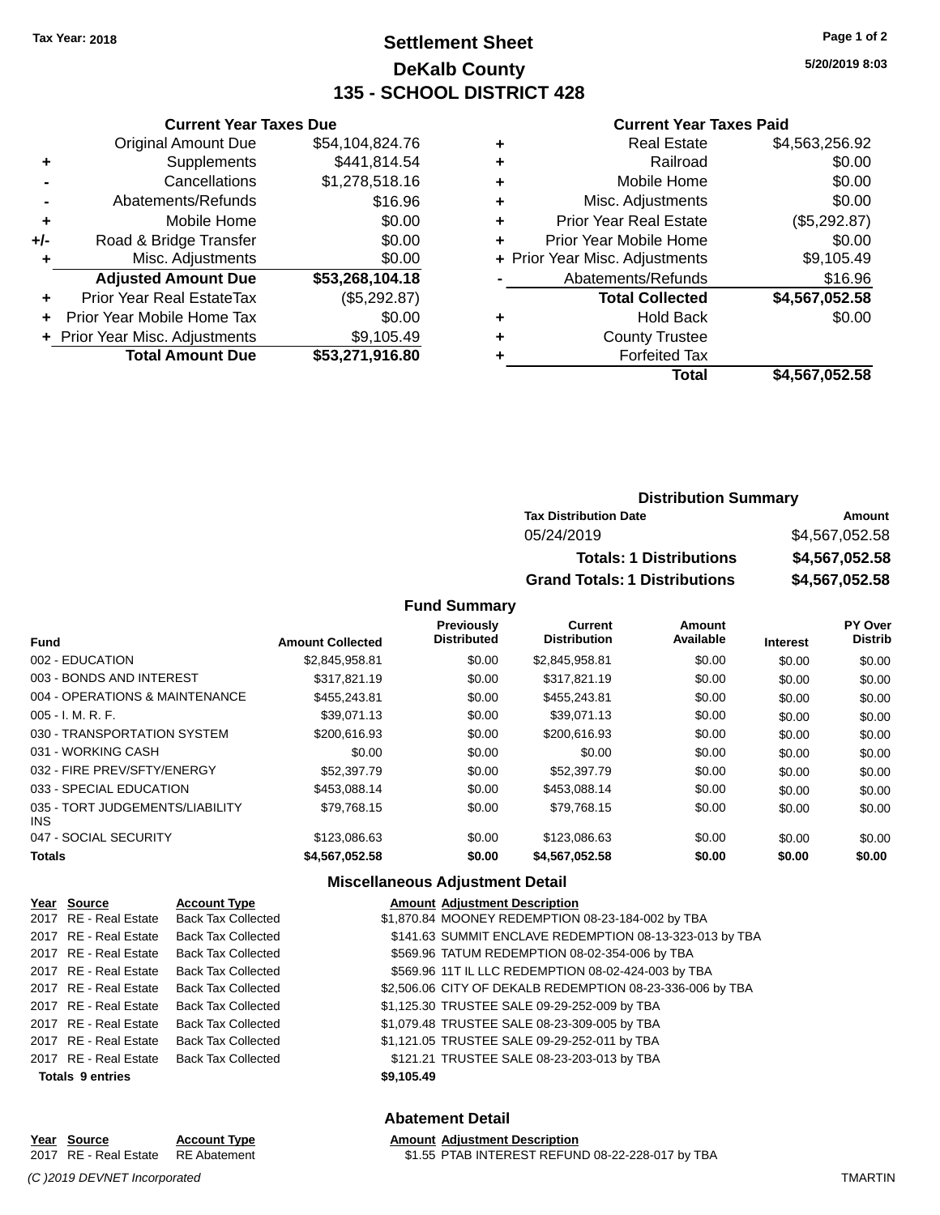Tax Year: 2018

# Settlement Sheet
## DeKalb County
## 135 - SCHOOL DISTRICT 428

5/20/2019 8:03

### Current Year Taxes Due

| | | |
|---|---|---|
| | Original Amount Due | $54,104,824.76 |
| + | Supplements | $441,814.54 |
| - | Cancellations | $1,278,518.16 |
| - | Abatements/Refunds | $16.96 |
| + | Mobile Home | $0.00 |
| +/- | Road & Bridge Transfer | $0.00 |
| + | Misc. Adjustments | $0.00 |
| | **Adjusted Amount Due** | **$53,268,104.18** |
| + | Prior Year Real EstateTax | ($5,292.87) |
| + | Prior Year Mobile Home Tax | $0.00 |
| + | Prior Year Misc. Adjustments | $9,105.49 |
| | **Total Amount Due** | **$53,271,916.80** |

### Current Year Taxes Paid

| | | |
|---|---|---|
| + | Real Estate | $4,563,256.92 |
| + | Railroad | $0.00 |
| + | Mobile Home | $0.00 |
| + | Misc. Adjustments | $0.00 |
| + | Prior Year Real Estate | ($5,292.87) |
| + | Prior Year Mobile Home | $0.00 |
| + | Prior Year Misc. Adjustments | $9,105.49 |
| - | Abatements/Refunds | $16.96 |
| | **Total Collected** | **$4,567,052.58** |
| + | Hold Back | $0.00 |
| + | County Trustee | |
| + | Forfeited Tax | |
| | **Total** | **$4,567,052.58** |

### Distribution Summary

| Tax Distribution Date | Amount |
|---|---|
| 05/24/2019 | $4,567,052.58 |
| **Totals: 1 Distributions** | **$4,567,052.58** |
| **Grand Totals: 1 Distributions** | **$4,567,052.58** |

### Fund Summary

| Fund | Amount Collected | Previously Distributed | Current Distribution | Amount Available | Interest | PY Over Distrib |
|---|---|---|---|---|---|---|
| 002 - EDUCATION | $2,845,958.81 | $0.00 | $2,845,958.81 | $0.00 | $0.00 | $0.00 |
| 003 - BONDS AND INTEREST | $317,821.19 | $0.00 | $317,821.19 | $0.00 | $0.00 | $0.00 |
| 004 - OPERATIONS & MAINTENANCE | $455,243.81 | $0.00 | $455,243.81 | $0.00 | $0.00 | $0.00 |
| 005 - I. M. R. F. | $39,071.13 | $0.00 | $39,071.13 | $0.00 | $0.00 | $0.00 |
| 030 - TRANSPORTATION SYSTEM | $200,616.93 | $0.00 | $200,616.93 | $0.00 | $0.00 | $0.00 |
| 031 - WORKING CASH | $0.00 | $0.00 | $0.00 | $0.00 | $0.00 | $0.00 |
| 032 - FIRE PREV/SFTY/ENERGY | $52,397.79 | $0.00 | $52,397.79 | $0.00 | $0.00 | $0.00 |
| 033 - SPECIAL EDUCATION | $453,088.14 | $0.00 | $453,088.14 | $0.00 | $0.00 | $0.00 |
| 035 - TORT JUDGEMENTS/LIABILITY INS | $79,768.15 | $0.00 | $79,768.15 | $0.00 | $0.00 | $0.00 |
| 047 - SOCIAL SECURITY | $123,086.63 | $0.00 | $123,086.63 | $0.00 | $0.00 | $0.00 |
| **Totals** | **$4,567,052.58** | **$0.00** | **$4,567,052.58** | **$0.00** | **$0.00** | **$0.00** |

### Miscellaneous Adjustment Detail

| Year | Source | Account Type | Amount | Adjustment Description |
|---|---|---|---|---|
| 2017 | RE - Real Estate | Back Tax Collected | $1,870.84 | MOONEY REDEMPTION 08-23-184-002 by TBA |
| 2017 | RE - Real Estate | Back Tax Collected | $141.63 | SUMMIT ENCLAVE REDEMPTION 08-13-323-013 by TBA |
| 2017 | RE - Real Estate | Back Tax Collected | $569.96 | TATUM REDEMPTION 08-02-354-006 by TBA |
| 2017 | RE - Real Estate | Back Tax Collected | $569.96 | 11T IL LLC REDEMPTION 08-02-424-003 by TBA |
| 2017 | RE - Real Estate | Back Tax Collected | $2,506.06 | CITY OF DEKALB REDEMPTION 08-23-336-006 by TBA |
| 2017 | RE - Real Estate | Back Tax Collected | $1,125.30 | TRUSTEE SALE 09-29-252-009 by TBA |
| 2017 | RE - Real Estate | Back Tax Collected | $1,079.48 | TRUSTEE SALE 08-23-309-005 by TBA |
| 2017 | RE - Real Estate | Back Tax Collected | $1,121.05 | TRUSTEE SALE 09-29-252-011 by TBA |
| 2017 | RE - Real Estate | Back Tax Collected | $121.21 | TRUSTEE SALE 08-23-203-013 by TBA |
| **Totals 9 entries** | | | **$9,105.49** | |

### Abatement Detail

| Year | Source | Account Type | Amount | Adjustment Description |
|---|---|---|---|---|
| 2017 | RE - Real Estate | RE Abatement | $1.55 | PTAB INTEREST REFUND 08-22-228-017 by TBA |

(C )2019 DEVNET Incorporated TMARTIN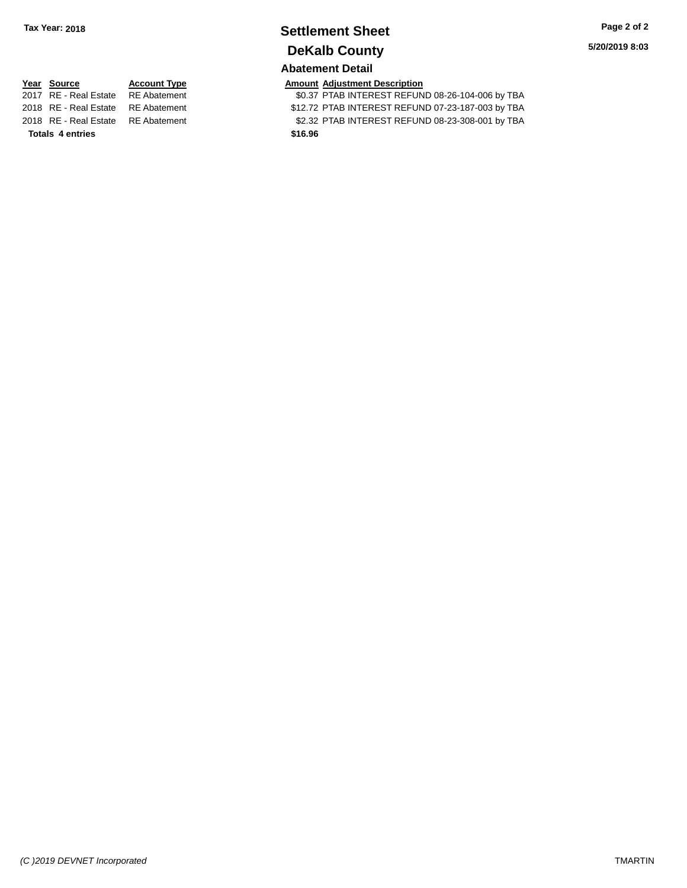**Tax Year: 2018**

# Settlement Sheet

## DeKalb County

**5/20/2019 8:03**

### Abatement Detail

| Year | Source | Account Type | Amount | Adjustment Description |
|---|---|---|---|---|
| 2017 | RE - Real Estate | RE Abatement | $0.37 | PTAB INTEREST REFUND 08-26-104-006 by TBA |
| 2018 | RE - Real Estate | RE Abatement | $12.72 | PTAB INTEREST REFUND 07-23-187-003 by TBA |
| 2018 | RE - Real Estate | RE Abatement | $2.32 | PTAB INTEREST REFUND 08-23-308-001 by TBA |
| **Totals** | **4 entries** | | **$16.96** | |

*(C )2019 DEVNET Incorporated*

TMARTIN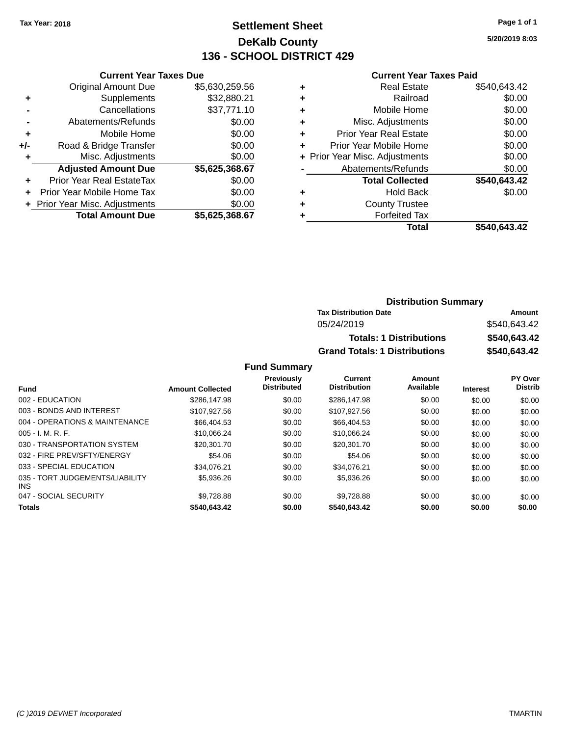Tax Year: 2018

# Settlement Sheet

## DeKalb County

## 136 - SCHOOL DISTRICT 429

5/20/2019 8:03

### Current Year Taxes Due

| | | |
|---|---|---|
| | Original Amount Due | $5,630,259.56 |
| + | Supplements | $32,880.21 |
| - | Cancellations | $37,771.10 |
| - | Abatements/Refunds | $0.00 |
| + | Mobile Home | $0.00 |
| +/- | Road & Bridge Transfer | $0.00 |
| + | Misc. Adjustments | $0.00 |
| | **Adjusted Amount Due** | **$5,625,368.67** |
| + | Prior Year Real EstateTax | $0.00 |
| + | Prior Year Mobile Home Tax | $0.00 |
| + | Prior Year Misc. Adjustments | $0.00 |
| | **Total Amount Due** | **$5,625,368.67** |

### Current Year Taxes Paid

| | | |
|---|---|---|
| + | Real Estate | $540,643.42 |
| + | Railroad | $0.00 |
| + | Mobile Home | $0.00 |
| + | Misc. Adjustments | $0.00 |
| + | Prior Year Real Estate | $0.00 |
| + | Prior Year Mobile Home | $0.00 |
| + | Prior Year Misc. Adjustments | $0.00 |
| - | Abatements/Refunds | $0.00 |
| | **Total Collected** | **$540,643.42** |
| + | Hold Back | $0.00 |
| + | County Trustee | |
| + | Forfeited Tax | |
| | **Total** | **$540,643.42** |

### Distribution Summary

| Tax Distribution Date | Amount |
|---|---|
| 05/24/2019 | $540,643.42 |
| **Totals: 1 Distributions** | **$540,643.42** |
| **Grand Totals: 1 Distributions** | **$540,643.42** |

### Fund Summary

| Fund | Amount Collected | Previously Distributed | Current Distribution | Amount Available | Interest | PY Over Distrib |
|---|---|---|---|---|---|---|
| 002 - EDUCATION | $286,147.98 | $0.00 | $286,147.98 | $0.00 | $0.00 | $0.00 |
| 003 - BONDS AND INTEREST | $107,927.56 | $0.00 | $107,927.56 | $0.00 | $0.00 | $0.00 |
| 004 - OPERATIONS & MAINTENANCE | $66,404.53 | $0.00 | $66,404.53 | $0.00 | $0.00 | $0.00 |
| 005 - I. M. R. F. | $10,066.24 | $0.00 | $10,066.24 | $0.00 | $0.00 | $0.00 |
| 030 - TRANSPORTATION SYSTEM | $20,301.70 | $0.00 | $20,301.70 | $0.00 | $0.00 | $0.00 |
| 032 - FIRE PREV/SFTY/ENERGY | $54.06 | $0.00 | $54.06 | $0.00 | $0.00 | $0.00 |
| 033 - SPECIAL EDUCATION | $34,076.21 | $0.00 | $34,076.21 | $0.00 | $0.00 | $0.00 |
| 035 - TORT JUDGEMENTS/LIABILITY INS | $5,936.26 | $0.00 | $5,936.26 | $0.00 | $0.00 | $0.00 |
| 047 - SOCIAL SECURITY | $9,728.88 | $0.00 | $9,728.88 | $0.00 | $0.00 | $0.00 |
| **Totals** | **$540,643.42** | **$0.00** | **$540,643.42** | **$0.00** | **$0.00** | **$0.00** |

(C )2019 DEVNET Incorporated

TMARTIN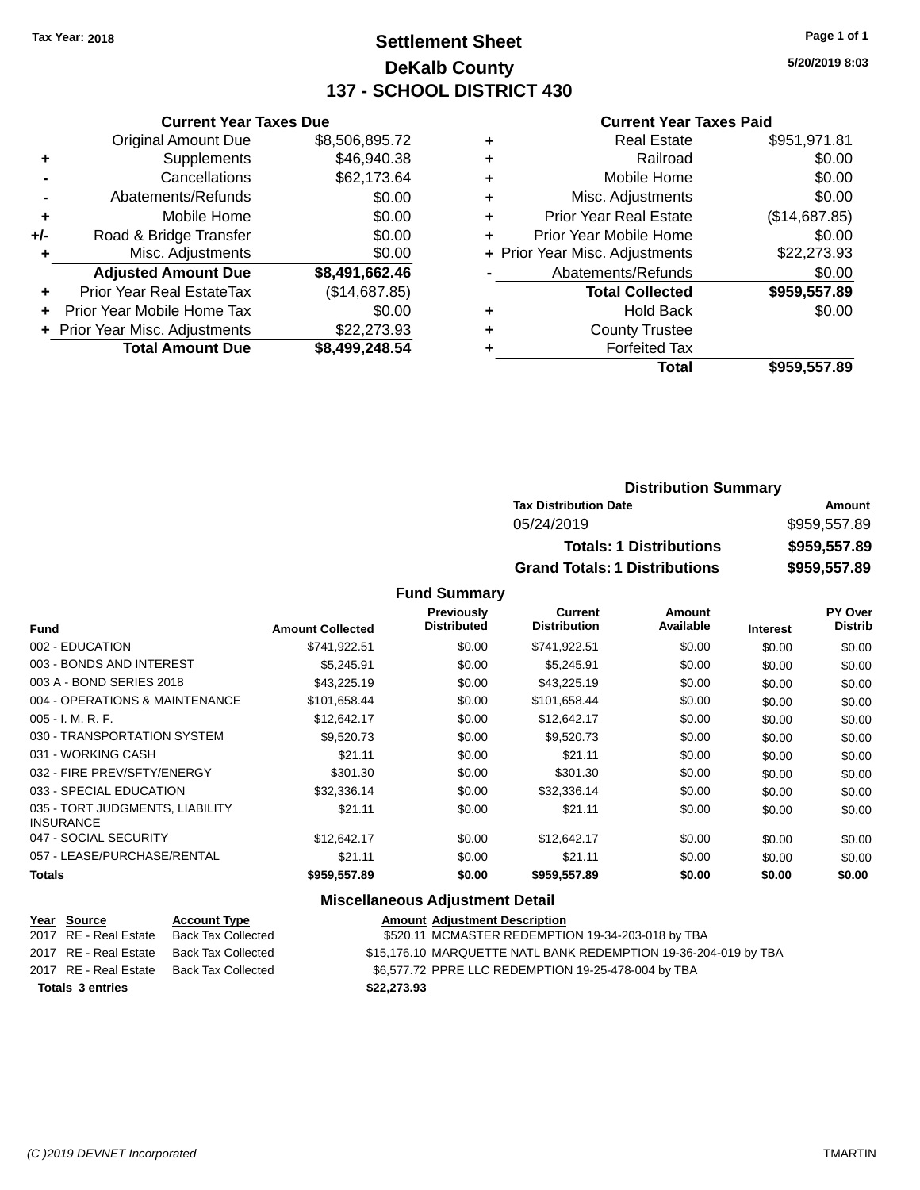Tax Year: 2018

# Settlement Sheet
## DeKalb County
## 137 - SCHOOL DISTRICT 430

5/20/2019 8:03

### Current Year Taxes Due

| | | |
|---|---|---|
| | Original Amount Due | $8,506,895.72 |
| + | Supplements | $46,940.38 |
| - | Cancellations | $62,173.64 |
| - | Abatements/Refunds | $0.00 |
| + | Mobile Home | $0.00 |
| +/- | Road & Bridge Transfer | $0.00 |
| + | Misc. Adjustments | $0.00 |
| | **Adjusted Amount Due** | **$8,491,662.46** |
| + | Prior Year Real EstateTax | ($14,687.85) |
| + | Prior Year Mobile Home Tax | $0.00 |
| + | Prior Year Misc. Adjustments | $22,273.93 |
| | **Total Amount Due** | **$8,499,248.54** |

### Current Year Taxes Paid

| | | |
|---|---|---|
| + | Real Estate | $951,971.81 |
| + | Railroad | $0.00 |
| + | Mobile Home | $0.00 |
| + | Misc. Adjustments | $0.00 |
| + | Prior Year Real Estate | ($14,687.85) |
| + | Prior Year Mobile Home | $0.00 |
| + | Prior Year Misc. Adjustments | $22,273.93 |
| - | Abatements/Refunds | $0.00 |
| | **Total Collected** | **$959,557.89** |
| + | Hold Back | $0.00 |
| + | County Trustee | |
| + | Forfeited Tax | |
| | **Total** | **$959,557.89** |

### Distribution Summary

| Tax Distribution Date | Amount |
|---|---|
| 05/24/2019 | $959,557.89 |
| **Totals: 1 Distributions** | **$959,557.89** |
| **Grand Totals: 1 Distributions** | **$959,557.89** |

### Fund Summary

| Fund | Amount Collected | Previously Distributed | Current Distribution | Amount Available | Interest | PY Over Distrib |
|---|---|---|---|---|---|---|
| 002 - EDUCATION | $741,922.51 | $0.00 | $741,922.51 | $0.00 | $0.00 | $0.00 |
| 003 - BONDS AND INTEREST | $5,245.91 | $0.00 | $5,245.91 | $0.00 | $0.00 | $0.00 |
| 003 A - BOND SERIES 2018 | $43,225.19 | $0.00 | $43,225.19 | $0.00 | $0.00 | $0.00 |
| 004 - OPERATIONS & MAINTENANCE | $101,658.44 | $0.00 | $101,658.44 | $0.00 | $0.00 | $0.00 |
| 005 - I. M. R. F. | $12,642.17 | $0.00 | $12,642.17 | $0.00 | $0.00 | $0.00 |
| 030 - TRANSPORTATION SYSTEM | $9,520.73 | $0.00 | $9,520.73 | $0.00 | $0.00 | $0.00 |
| 031 - WORKING CASH | $21.11 | $0.00 | $21.11 | $0.00 | $0.00 | $0.00 |
| 032 - FIRE PREV/SFTY/ENERGY | $301.30 | $0.00 | $301.30 | $0.00 | $0.00 | $0.00 |
| 033 - SPECIAL EDUCATION | $32,336.14 | $0.00 | $32,336.14 | $0.00 | $0.00 | $0.00 |
| 035 - TORT JUDGMENTS, LIABILITY INSURANCE | $21.11 | $0.00 | $21.11 | $0.00 | $0.00 | $0.00 |
| 047 - SOCIAL SECURITY | $12,642.17 | $0.00 | $12,642.17 | $0.00 | $0.00 | $0.00 |
| 057 - LEASE/PURCHASE/RENTAL | $21.11 | $0.00 | $21.11 | $0.00 | $0.00 | $0.00 |
| **Totals** | **$959,557.89** | **$0.00** | **$959,557.89** | **$0.00** | **$0.00** | **$0.00** |

### Miscellaneous Adjustment Detail

| Year | Source | Account Type | Amount | Adjustment Description |
|---|---|---|---|---|
| 2017 | RE - Real Estate | Back Tax Collected | $520.11 | MCMASTER REDEMPTION 19-34-203-018 by TBA |
| 2017 | RE - Real Estate | Back Tax Collected | $15,176.10 | MARQUETTE NATL BANK REDEMPTION 19-36-204-019 by TBA |
| 2017 | RE - Real Estate | Back Tax Collected | $6,577.72 | PPRE LLC REDEMPTION 19-25-478-004 by TBA |
| **Totals 3 entries** | | | **$22,273.93** | |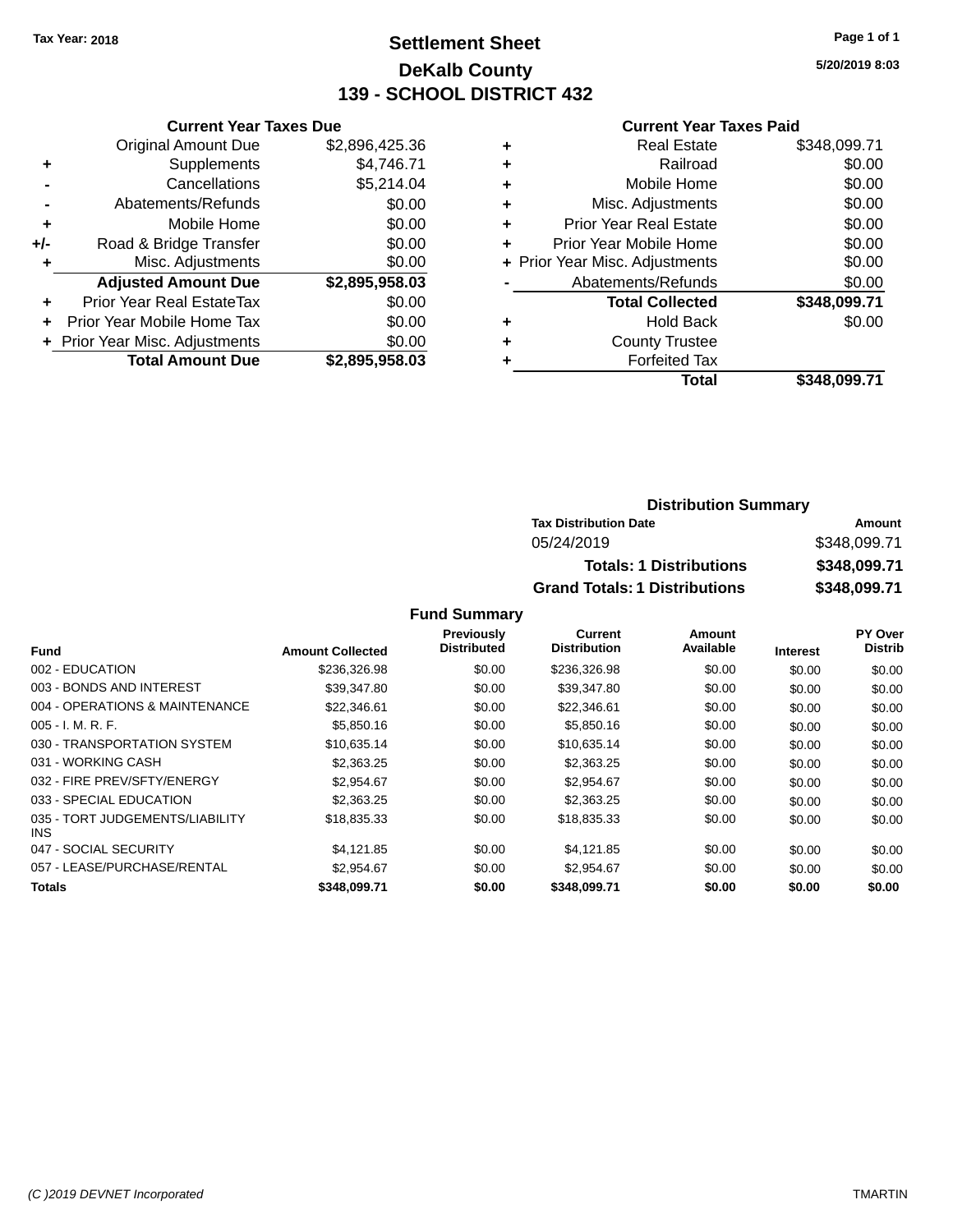Tax Year: 2018

# Settlement Sheet
## DeKalb County
## 139 - SCHOOL DISTRICT 432

5/20/2019 8:03

### Current Year Taxes Due

| | | |
|---|---|---|
| | Original Amount Due | $2,896,425.36 |
| + | Supplements | $4,746.71 |
| - | Cancellations | $5,214.04 |
| - | Abatements/Refunds | $0.00 |
| + | Mobile Home | $0.00 |
| +/- | Road & Bridge Transfer | $0.00 |
| + | Misc. Adjustments | $0.00 |
| | **Adjusted Amount Due** | **$2,895,958.03** |
| + | Prior Year Real EstateTax | $0.00 |
| + | Prior Year Mobile Home Tax | $0.00 |
| + | Prior Year Misc. Adjustments | $0.00 |
| | **Total Amount Due** | **$2,895,958.03** |

### Current Year Taxes Paid

| | | |
|---|---|---|
| + | Real Estate | $348,099.71 |
| + | Railroad | $0.00 |
| + | Mobile Home | $0.00 |
| + | Misc. Adjustments | $0.00 |
| + | Prior Year Real Estate | $0.00 |
| + | Prior Year Mobile Home | $0.00 |
| + | Prior Year Misc. Adjustments | $0.00 |
| - | Abatements/Refunds | $0.00 |
| | **Total Collected** | **$348,099.71** |
| + | Hold Back | $0.00 |
| + | County Trustee | |
| + | Forfeited Tax | |
| | **Total** | **$348,099.71** |

### Distribution Summary

| Tax Distribution Date | Amount |
|---|---|
| 05/24/2019 | $348,099.71 |
| **Totals: 1 Distributions** | **$348,099.71** |
| **Grand Totals: 1 Distributions** | **$348,099.71** |

### Fund Summary

| Fund | Amount Collected | Previously Distributed | Current Distribution | Amount Available | Interest | PY Over Distrib |
|---|---|---|---|---|---|---|
| 002 - EDUCATION | $236,326.98 | $0.00 | $236,326.98 | $0.00 | $0.00 | $0.00 |
| 003 - BONDS AND INTEREST | $39,347.80 | $0.00 | $39,347.80 | $0.00 | $0.00 | $0.00 |
| 004 - OPERATIONS & MAINTENANCE | $22,346.61 | $0.00 | $22,346.61 | $0.00 | $0.00 | $0.00 |
| 005 - I. M. R. F. | $5,850.16 | $0.00 | $5,850.16 | $0.00 | $0.00 | $0.00 |
| 030 - TRANSPORTATION SYSTEM | $10,635.14 | $0.00 | $10,635.14 | $0.00 | $0.00 | $0.00 |
| 031 - WORKING CASH | $2,363.25 | $0.00 | $2,363.25 | $0.00 | $0.00 | $0.00 |
| 032 - FIRE PREV/SFTY/ENERGY | $2,954.67 | $0.00 | $2,954.67 | $0.00 | $0.00 | $0.00 |
| 033 - SPECIAL EDUCATION | $2,363.25 | $0.00 | $2,363.25 | $0.00 | $0.00 | $0.00 |
| 035 - TORT JUDGEMENTS/LIABILITY INS | $18,835.33 | $0.00 | $18,835.33 | $0.00 | $0.00 | $0.00 |
| 047 - SOCIAL SECURITY | $4,121.85 | $0.00 | $4,121.85 | $0.00 | $0.00 | $0.00 |
| 057 - LEASE/PURCHASE/RENTAL | $2,954.67 | $0.00 | $2,954.67 | $0.00 | $0.00 | $0.00 |
| **Totals** | **$348,099.71** | **$0.00** | **$348,099.71** | **$0.00** | **$0.00** | **$0.00** |

(C )2019 DEVNET Incorporated — TMARTIN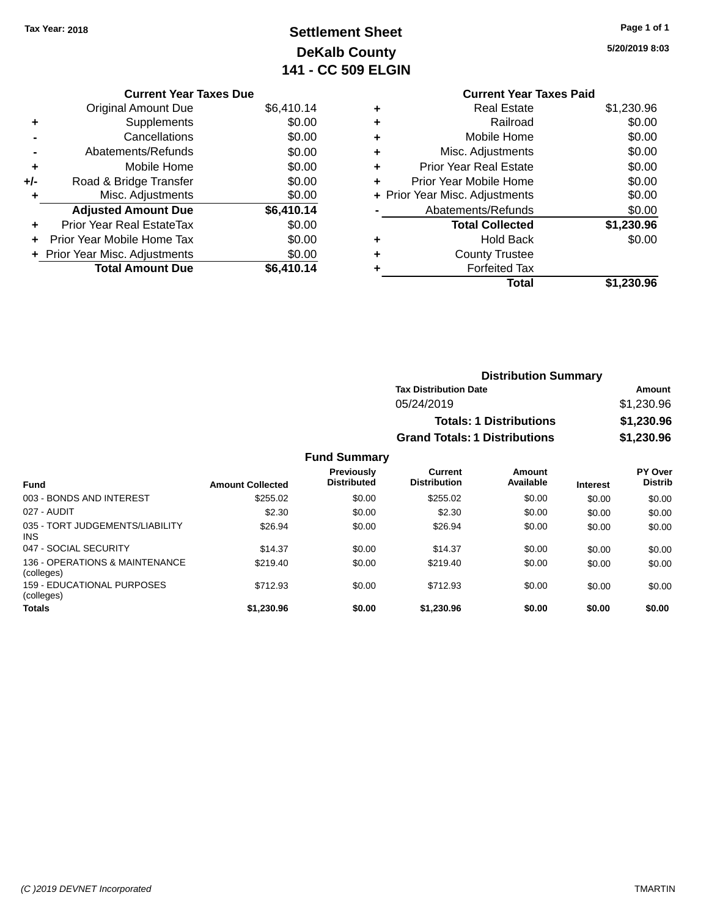Tax Year: 2018

# Settlement Sheet
## DeKalb County
## 141 - CC 509 ELGIN

5/20/2019 8:03

### Current Year Taxes Due

| | | |
|---|---|---|
| | Original Amount Due | $6,410.14 |
| + | Supplements | $0.00 |
| - | Cancellations | $0.00 |
| - | Abatements/Refunds | $0.00 |
| + | Mobile Home | $0.00 |
| +/- | Road & Bridge Transfer | $0.00 |
| + | Misc. Adjustments | $0.00 |
| | **Adjusted Amount Due** | **$6,410.14** |
| + | Prior Year Real EstateTax | $0.00 |
| + | Prior Year Mobile Home Tax | $0.00 |
| + | Prior Year Misc. Adjustments | $0.00 |
| | **Total Amount Due** | **$6,410.14** |

### Current Year Taxes Paid

| | | |
|---|---|---|
| + | Real Estate | $1,230.96 |
| + | Railroad | $0.00 |
| + | Mobile Home | $0.00 |
| + | Misc. Adjustments | $0.00 |
| + | Prior Year Real Estate | $0.00 |
| + | Prior Year Mobile Home | $0.00 |
| + | Prior Year Misc. Adjustments | $0.00 |
| - | Abatements/Refunds | $0.00 |
| | **Total Collected** | **$1,230.96** |
| + | Hold Back | $0.00 |
| + | County Trustee | |
| + | Forfeited Tax | |
| | **Total** | **$1,230.96** |

### Distribution Summary

| Tax Distribution Date | Amount |
|---|---|
| 05/24/2019 | $1,230.96 |
| **Totals: 1 Distributions** | **$1,230.96** |
| **Grand Totals: 1 Distributions** | **$1,230.96** |

### Fund Summary

| Fund | Amount Collected | Previously Distributed | Current Distribution | Amount Available | Interest | PY Over Distrib |
|---|---|---|---|---|---|---|
| 003 - BONDS AND INTEREST | $255.02 | $0.00 | $255.02 | $0.00 | $0.00 | $0.00 |
| 027 - AUDIT | $2.30 | $0.00 | $2.30 | $0.00 | $0.00 | $0.00 |
| 035 - TORT JUDGEMENTS/LIABILITY INS | $26.94 | $0.00 | $26.94 | $0.00 | $0.00 | $0.00 |
| 047 - SOCIAL SECURITY | $14.37 | $0.00 | $14.37 | $0.00 | $0.00 | $0.00 |
| 136 - OPERATIONS & MAINTENANCE (colleges) | $219.40 | $0.00 | $219.40 | $0.00 | $0.00 | $0.00 |
| 159 - EDUCATIONAL PURPOSES (colleges) | $712.93 | $0.00 | $712.93 | $0.00 | $0.00 | $0.00 |
| **Totals** | **$1,230.96** | **$0.00** | **$1,230.96** | **$0.00** | **$0.00** | **$0.00** |

(C )2019 DEVNET Incorporated — TMARTIN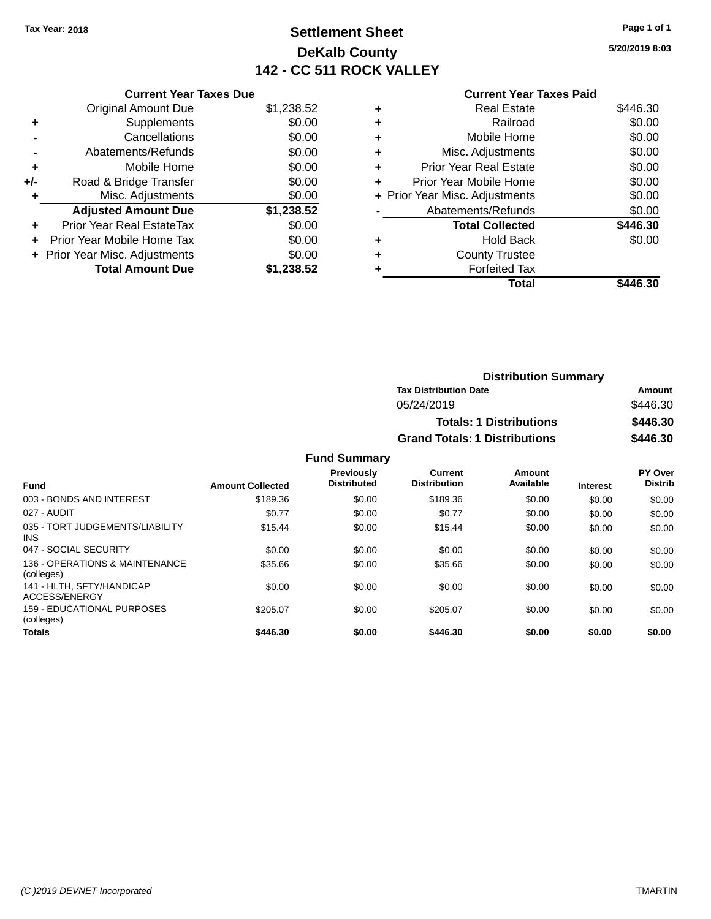Tax Year: 2018

# Settlement Sheet

## DeKalb County

## 142 - CC 511 ROCK VALLEY

5/20/2019 8:03

### Current Year Taxes Due

| | | |
|---|---|---|
| | Original Amount Due | $1,238.52 |
| + | Supplements | $0.00 |
| - | Cancellations | $0.00 |
| - | Abatements/Refunds | $0.00 |
| + | Mobile Home | $0.00 |
| +/- | Road & Bridge Transfer | $0.00 |
| + | Misc. Adjustments | $0.00 |
| | **Adjusted Amount Due** | **$1,238.52** |
| + | Prior Year Real EstateTax | $0.00 |
| + | Prior Year Mobile Home Tax | $0.00 |
| + | Prior Year Misc. Adjustments | $0.00 |
| | **Total Amount Due** | **$1,238.52** |

### Current Year Taxes Paid

| | | |
|---|---|---|
| + | Real Estate | $446.30 |
| + | Railroad | $0.00 |
| + | Mobile Home | $0.00 |
| + | Misc. Adjustments | $0.00 |
| + | Prior Year Real Estate | $0.00 |
| + | Prior Year Mobile Home | $0.00 |
| + | Prior Year Misc. Adjustments | $0.00 |
| - | Abatements/Refunds | $0.00 |
| | **Total Collected** | **$446.30** |
| + | Hold Back | $0.00 |
| + | County Trustee | |
| + | Forfeited Tax | |
| | **Total** | **$446.30** |

### Distribution Summary

| Tax Distribution Date | Amount |
|---|---|
| 05/24/2019 | $446.30 |
| **Totals: 1 Distributions** | **$446.30** |
| **Grand Totals: 1 Distributions** | **$446.30** |

### Fund Summary

| Fund | Amount Collected | Previously Distributed | Current Distribution | Amount Available | Interest | PY Over Distrib |
|---|---|---|---|---|---|---|
| 003 - BONDS AND INTEREST | $189.36 | $0.00 | $189.36 | $0.00 | $0.00 | $0.00 |
| 027 - AUDIT | $0.77 | $0.00 | $0.77 | $0.00 | $0.00 | $0.00 |
| 035 - TORT JUDGEMENTS/LIABILITY INS | $15.44 | $0.00 | $15.44 | $0.00 | $0.00 | $0.00 |
| 047 - SOCIAL SECURITY | $0.00 | $0.00 | $0.00 | $0.00 | $0.00 | $0.00 |
| 136 - OPERATIONS & MAINTENANCE (colleges) | $35.66 | $0.00 | $35.66 | $0.00 | $0.00 | $0.00 |
| 141 - HLTH, SFTY/HANDICAP ACCESS/ENERGY | $0.00 | $0.00 | $0.00 | $0.00 | $0.00 | $0.00 |
| 159 - EDUCATIONAL PURPOSES (colleges) | $205.07 | $0.00 | $205.07 | $0.00 | $0.00 | $0.00 |
| **Totals** | **$446.30** | **$0.00** | **$446.30** | **$0.00** | **$0.00** | **$0.00** |

(C )2019 DEVNET Incorporated — TMARTIN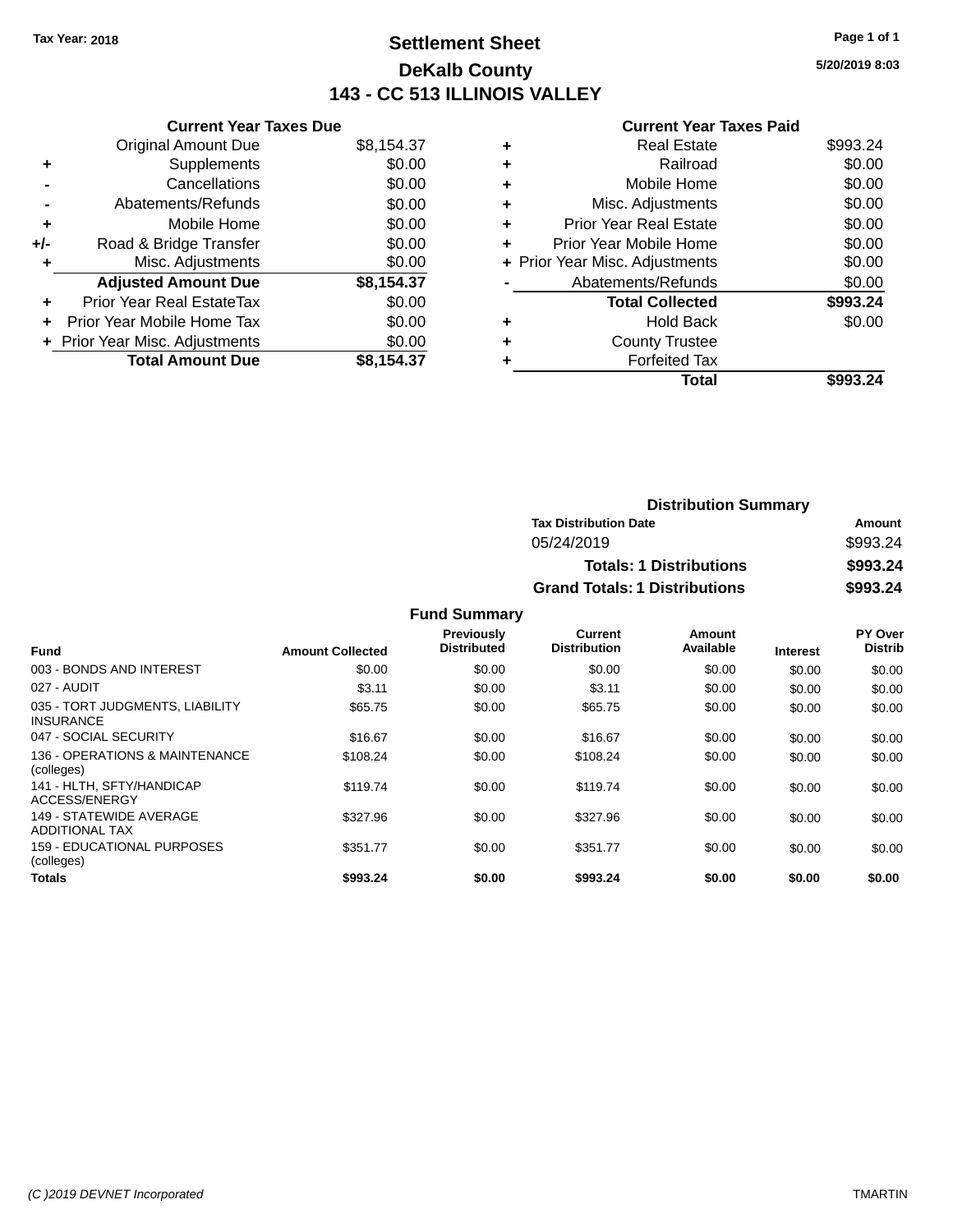Tax Year: 2018

# Settlement Sheet

## DeKalb County

## 143 - CC 513 ILLINOIS VALLEY

5/20/2019 8:03

### Current Year Taxes Due

| | | |
|---|---|---|
| | Original Amount Due | $8,154.37 |
| + | Supplements | $0.00 |
| - | Cancellations | $0.00 |
| - | Abatements/Refunds | $0.00 |
| + | Mobile Home | $0.00 |
| +/- | Road & Bridge Transfer | $0.00 |
| + | Misc. Adjustments | $0.00 |
| | **Adjusted Amount Due** | **$8,154.37** |
| + | Prior Year Real EstateTax | $0.00 |
| + | Prior Year Mobile Home Tax | $0.00 |
| + | Prior Year Misc. Adjustments | $0.00 |
| | **Total Amount Due** | **$8,154.37** |

### Current Year Taxes Paid

| | | |
|---|---|---|
| + | Real Estate | $993.24 |
| + | Railroad | $0.00 |
| + | Mobile Home | $0.00 |
| + | Misc. Adjustments | $0.00 |
| + | Prior Year Real Estate | $0.00 |
| + | Prior Year Mobile Home | $0.00 |
| + | Prior Year Misc. Adjustments | $0.00 |
| - | Abatements/Refunds | $0.00 |
| | **Total Collected** | **$993.24** |
| + | Hold Back | $0.00 |
| + | County Trustee | |
| + | Forfeited Tax | |
| | **Total** | **$993.24** |

### Distribution Summary

| Tax Distribution Date | Amount |
|---|---|
| 05/24/2019 | $993.24 |
| **Totals: 1 Distributions** | **$993.24** |
| **Grand Totals: 1 Distributions** | **$993.24** |

### Fund Summary

| Fund | Amount Collected | Previously Distributed | Current Distribution | Amount Available | Interest | PY Over Distrib |
|---|---|---|---|---|---|---|
| 003 - BONDS AND INTEREST | $0.00 | $0.00 | $0.00 | $0.00 | $0.00 | $0.00 |
| 027 - AUDIT | $3.11 | $0.00 | $3.11 | $0.00 | $0.00 | $0.00 |
| 035 - TORT JUDGMENTS, LIABILITY INSURANCE | $65.75 | $0.00 | $65.75 | $0.00 | $0.00 | $0.00 |
| 047 - SOCIAL SECURITY | $16.67 | $0.00 | $16.67 | $0.00 | $0.00 | $0.00 |
| 136 - OPERATIONS & MAINTENANCE (colleges) | $108.24 | $0.00 | $108.24 | $0.00 | $0.00 | $0.00 |
| 141 - HLTH, SFTY/HANDICAP ACCESS/ENERGY | $119.74 | $0.00 | $119.74 | $0.00 | $0.00 | $0.00 |
| 149 - STATEWIDE AVERAGE ADDITIONAL TAX | $327.96 | $0.00 | $327.96 | $0.00 | $0.00 | $0.00 |
| 159 - EDUCATIONAL PURPOSES (colleges) | $351.77 | $0.00 | $351.77 | $0.00 | $0.00 | $0.00 |
| **Totals** | **$993.24** | **$0.00** | **$993.24** | **$0.00** | **$0.00** | **$0.00** |

(C )2019 DEVNET Incorporated TMARTIN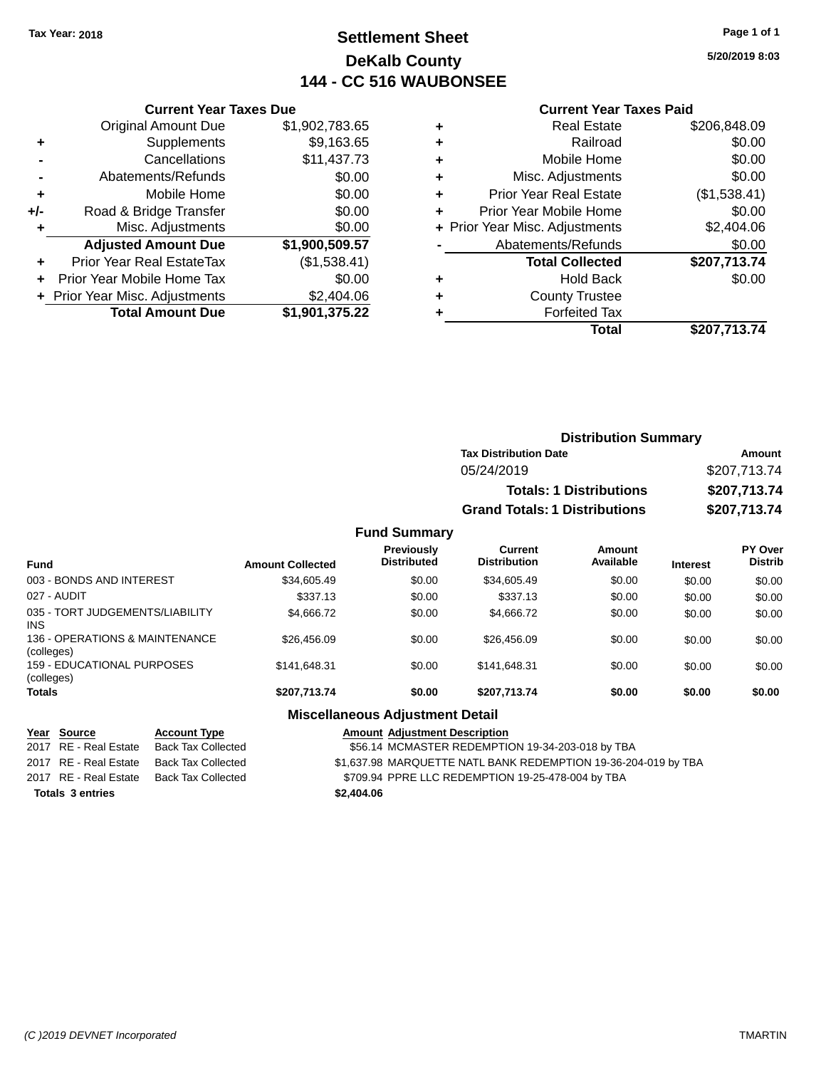Tax Year: 2018

# Settlement Sheet
## DeKalb County
## 144 - CC 516 WAUBONSEE

5/20/2019 8:03

### Current Year Taxes Due

| | | |
|---|---|---|
| | Original Amount Due | $1,902,783.65 |
| + | Supplements | $9,163.65 |
| - | Cancellations | $11,437.73 |
| - | Abatements/Refunds | $0.00 |
| + | Mobile Home | $0.00 |
| +/- | Road & Bridge Transfer | $0.00 |
| + | Misc. Adjustments | $0.00 |
| | **Adjusted Amount Due** | **$1,900,509.57** |
| + | Prior Year Real EstateTax | ($1,538.41) |
| + | Prior Year Mobile Home Tax | $0.00 |
| + | Prior Year Misc. Adjustments | $2,404.06 |
| | **Total Amount Due** | **$1,901,375.22** |

### Current Year Taxes Paid

| | | |
|---|---|---|
| + | Real Estate | $206,848.09 |
| + | Railroad | $0.00 |
| + | Mobile Home | $0.00 |
| + | Misc. Adjustments | $0.00 |
| + | Prior Year Real Estate | ($1,538.41) |
| + | Prior Year Mobile Home | $0.00 |
| + | Prior Year Misc. Adjustments | $2,404.06 |
| - | Abatements/Refunds | $0.00 |
| | **Total Collected** | **$207,713.74** |
| + | Hold Back | $0.00 |
| + | County Trustee | |
| + | Forfeited Tax | |
| | **Total** | **$207,713.74** |

### Distribution Summary

| Tax Distribution Date | Amount |
|---|---|
| 05/24/2019 | $207,713.74 |
| **Totals: 1 Distributions** | **$207,713.74** |
| **Grand Totals: 1 Distributions** | **$207,713.74** |

### Fund Summary

| Fund | Amount Collected | Previously Distributed | Current Distribution | Amount Available | Interest | PY Over Distrib |
|---|---|---|---|---|---|---|
| 003 - BONDS AND INTEREST | $34,605.49 | $0.00 | $34,605.49 | $0.00 | $0.00 | $0.00 |
| 027 - AUDIT | $337.13 | $0.00 | $337.13 | $0.00 | $0.00 | $0.00 |
| 035 - TORT JUDGEMENTS/LIABILITY INS | $4,666.72 | $0.00 | $4,666.72 | $0.00 | $0.00 | $0.00 |
| 136 - OPERATIONS & MAINTENANCE (colleges) | $26,456.09 | $0.00 | $26,456.09 | $0.00 | $0.00 | $0.00 |
| 159 - EDUCATIONAL PURPOSES (colleges) | $141,648.31 | $0.00 | $141,648.31 | $0.00 | $0.00 | $0.00 |
| **Totals** | **$207,713.74** | **$0.00** | **$207,713.74** | **$0.00** | **$0.00** | **$0.00** |

### Miscellaneous Adjustment Detail

| Year | Source | Account Type | Amount | Adjustment Description |
|---|---|---|---|---|
| 2017 | RE - Real Estate | Back Tax Collected | $56.14 | MCMASTER REDEMPTION 19-34-203-018 by TBA |
| 2017 | RE - Real Estate | Back Tax Collected | $1,637.98 | MARQUETTE NATL BANK REDEMPTION 19-36-204-019 by TBA |
| 2017 | RE - Real Estate | Back Tax Collected | $709.94 | PPRE LLC REDEMPTION 19-25-478-004 by TBA |
| **Totals 3 entries** | | | **$2,404.06** | |

(C )2019 DEVNET Incorporated TMARTIN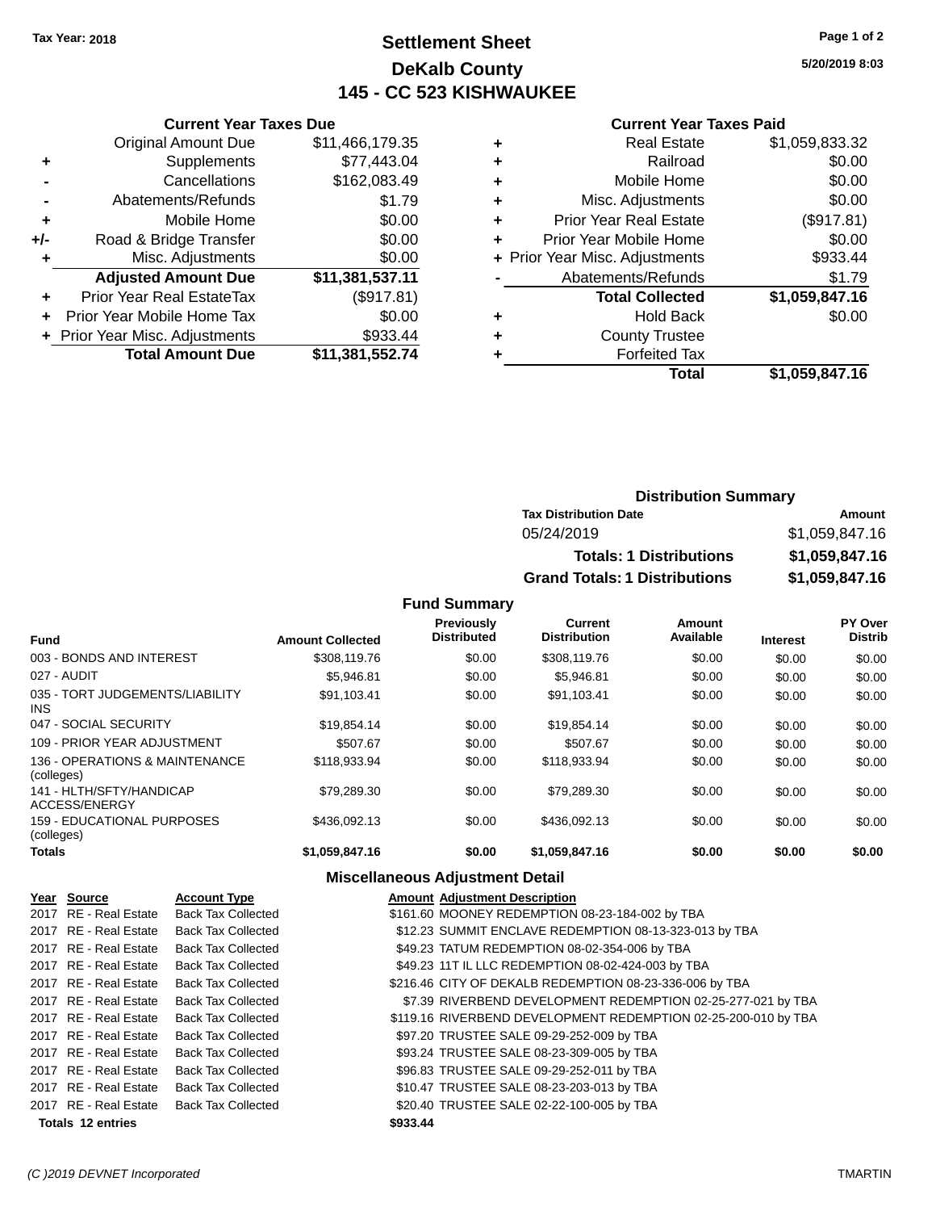Tax Year: 2018

# Settlement Sheet
## DeKalb County
## 145 - CC 523 KISHWAUKEE

5/20/2019 8:03

### Current Year Taxes Due

| | | |
|---|---|---|
| | Original Amount Due | $11,466,179.35 |
| + | Supplements | $77,443.04 |
| - | Cancellations | $162,083.49 |
| - | Abatements/Refunds | $1.79 |
| + | Mobile Home | $0.00 |
| +/- | Road & Bridge Transfer | $0.00 |
| + | Misc. Adjustments | $0.00 |
| | **Adjusted Amount Due** | **$11,381,537.11** |
| + | Prior Year Real EstateTax | ($917.81) |
| + | Prior Year Mobile Home Tax | $0.00 |
| + | Prior Year Misc. Adjustments | $933.44 |
| | **Total Amount Due** | **$11,381,552.74** |

### Current Year Taxes Paid

| | | |
|---|---|---|
| + | Real Estate | $1,059,833.32 |
| + | Railroad | $0.00 |
| + | Mobile Home | $0.00 |
| + | Misc. Adjustments | $0.00 |
| + | Prior Year Real Estate | ($917.81) |
| + | Prior Year Mobile Home | $0.00 |
| + | Prior Year Misc. Adjustments | $933.44 |
| - | Abatements/Refunds | $1.79 |
| | **Total Collected** | **$1,059,847.16** |
| + | Hold Back | $0.00 |
| + | County Trustee | |
| + | Forfeited Tax | |
| | **Total** | **$1,059,847.16** |

### Distribution Summary

| Tax Distribution Date | Amount |
|---|---|
| 05/24/2019 | $1,059,847.16 |
| **Totals: 1 Distributions** | **$1,059,847.16** |
| **Grand Totals: 1 Distributions** | **$1,059,847.16** |

### Fund Summary

| Fund | Amount Collected | Previously Distributed | Current Distribution | Amount Available | Interest | PY Over Distrib |
|---|---|---|---|---|---|---|
| 003 - BONDS AND INTEREST | $308,119.76 | $0.00 | $308,119.76 | $0.00 | $0.00 | $0.00 |
| 027 - AUDIT | $5,946.81 | $0.00 | $5,946.81 | $0.00 | $0.00 | $0.00 |
| 035 - TORT JUDGEMENTS/LIABILITY INS | $91,103.41 | $0.00 | $91,103.41 | $0.00 | $0.00 | $0.00 |
| 047 - SOCIAL SECURITY | $19,854.14 | $0.00 | $19,854.14 | $0.00 | $0.00 | $0.00 |
| 109 - PRIOR YEAR ADJUSTMENT | $507.67 | $0.00 | $507.67 | $0.00 | $0.00 | $0.00 |
| 136 - OPERATIONS & MAINTENANCE (colleges) | $118,933.94 | $0.00 | $118,933.94 | $0.00 | $0.00 | $0.00 |
| 141 - HLTH/SFTY/HANDICAP ACCESS/ENERGY | $79,289.30 | $0.00 | $79,289.30 | $0.00 | $0.00 | $0.00 |
| 159 - EDUCATIONAL PURPOSES (colleges) | $436,092.13 | $0.00 | $436,092.13 | $0.00 | $0.00 | $0.00 |
| **Totals** | **$1,059,847.16** | **$0.00** | **$1,059,847.16** | **$0.00** | **$0.00** | **$0.00** |

### Miscellaneous Adjustment Detail

| Year | Source | Account Type | Amount | Adjustment Description |
|---|---|---|---|---|
| 2017 | RE - Real Estate | Back Tax Collected | $161.60 | MOONEY REDEMPTION 08-23-184-002 by TBA |
| 2017 | RE - Real Estate | Back Tax Collected | $12.23 | SUMMIT ENCLAVE REDEMPTION 08-13-323-013 by TBA |
| 2017 | RE - Real Estate | Back Tax Collected | $49.23 | TATUM REDEMPTION 08-02-354-006 by TBA |
| 2017 | RE - Real Estate | Back Tax Collected | $49.23 | 11T IL LLC REDEMPTION 08-02-424-003 by TBA |
| 2017 | RE - Real Estate | Back Tax Collected | $216.46 | CITY OF DEKALB REDEMPTION 08-23-336-006 by TBA |
| 2017 | RE - Real Estate | Back Tax Collected | $7.39 | RIVERBEND DEVELOPMENT REDEMPTION 02-25-277-021 by TBA |
| 2017 | RE - Real Estate | Back Tax Collected | $119.16 | RIVERBEND DEVELOPMENT REDEMPTION 02-25-200-010 by TBA |
| 2017 | RE - Real Estate | Back Tax Collected | $97.20 | TRUSTEE SALE 09-29-252-009 by TBA |
| 2017 | RE - Real Estate | Back Tax Collected | $93.24 | TRUSTEE SALE 08-23-309-005 by TBA |
| 2017 | RE - Real Estate | Back Tax Collected | $96.83 | TRUSTEE SALE 09-29-252-011 by TBA |
| 2017 | RE - Real Estate | Back Tax Collected | $10.47 | TRUSTEE SALE 08-23-203-013 by TBA |
| 2017 | RE - Real Estate | Back Tax Collected | $20.40 | TRUSTEE SALE 02-22-100-005 by TBA |
| **Totals 12 entries** | | | **$933.44** | |

(C )2019 DEVNET Incorporated TMARTIN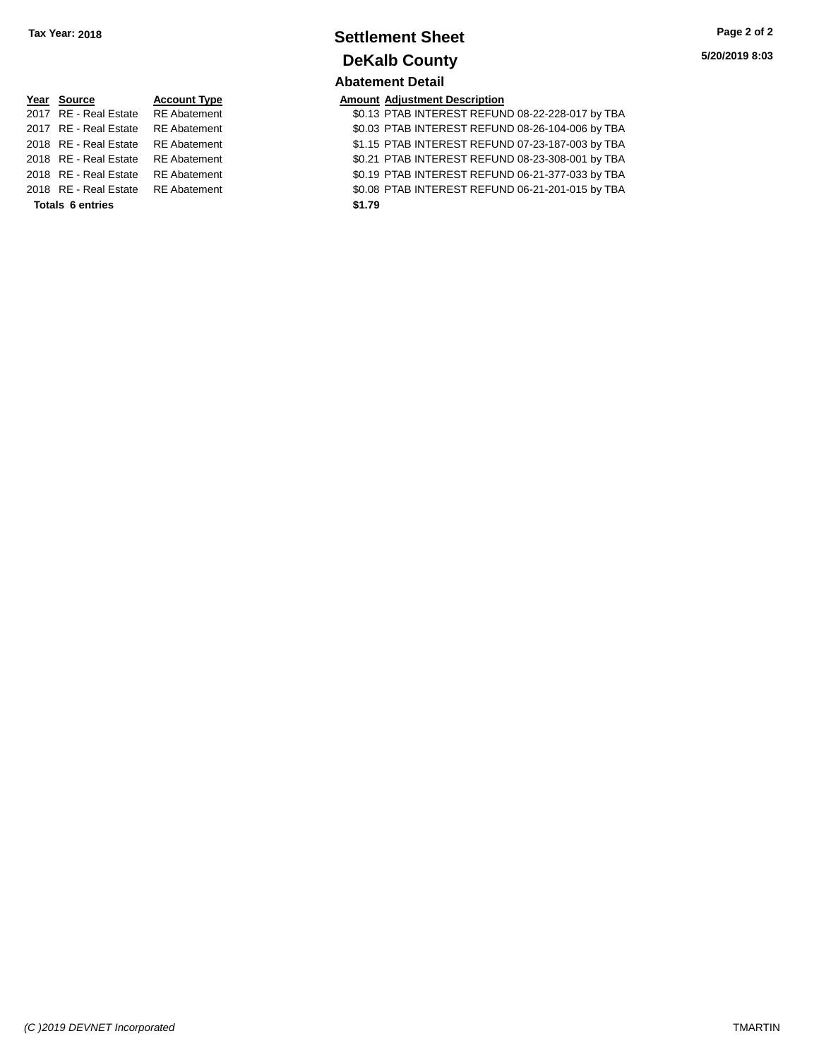**Tax Year: 2018**

# Settlement Sheet

## DeKalb County

### Abatement Detail

| Year | Source | Account Type | Amount | Adjustment Description |
|---|---|---|---|---|
| 2017 | RE - Real Estate | RE Abatement | $0.13 | PTAB INTEREST REFUND 08-22-228-017 by TBA |
| 2017 | RE - Real Estate | RE Abatement | $0.03 | PTAB INTEREST REFUND 08-26-104-006 by TBA |
| 2018 | RE - Real Estate | RE Abatement | $1.15 | PTAB INTEREST REFUND 07-23-187-003 by TBA |
| 2018 | RE - Real Estate | RE Abatement | $0.21 | PTAB INTEREST REFUND 08-23-308-001 by TBA |
| 2018 | RE - Real Estate | RE Abatement | $0.19 | PTAB INTEREST REFUND 06-21-377-033 by TBA |
| 2018 | RE - Real Estate | RE Abatement | $0.08 | PTAB INTEREST REFUND 06-21-201-015 by TBA |
| **Totals 6 entries** | | | **$1.79** | |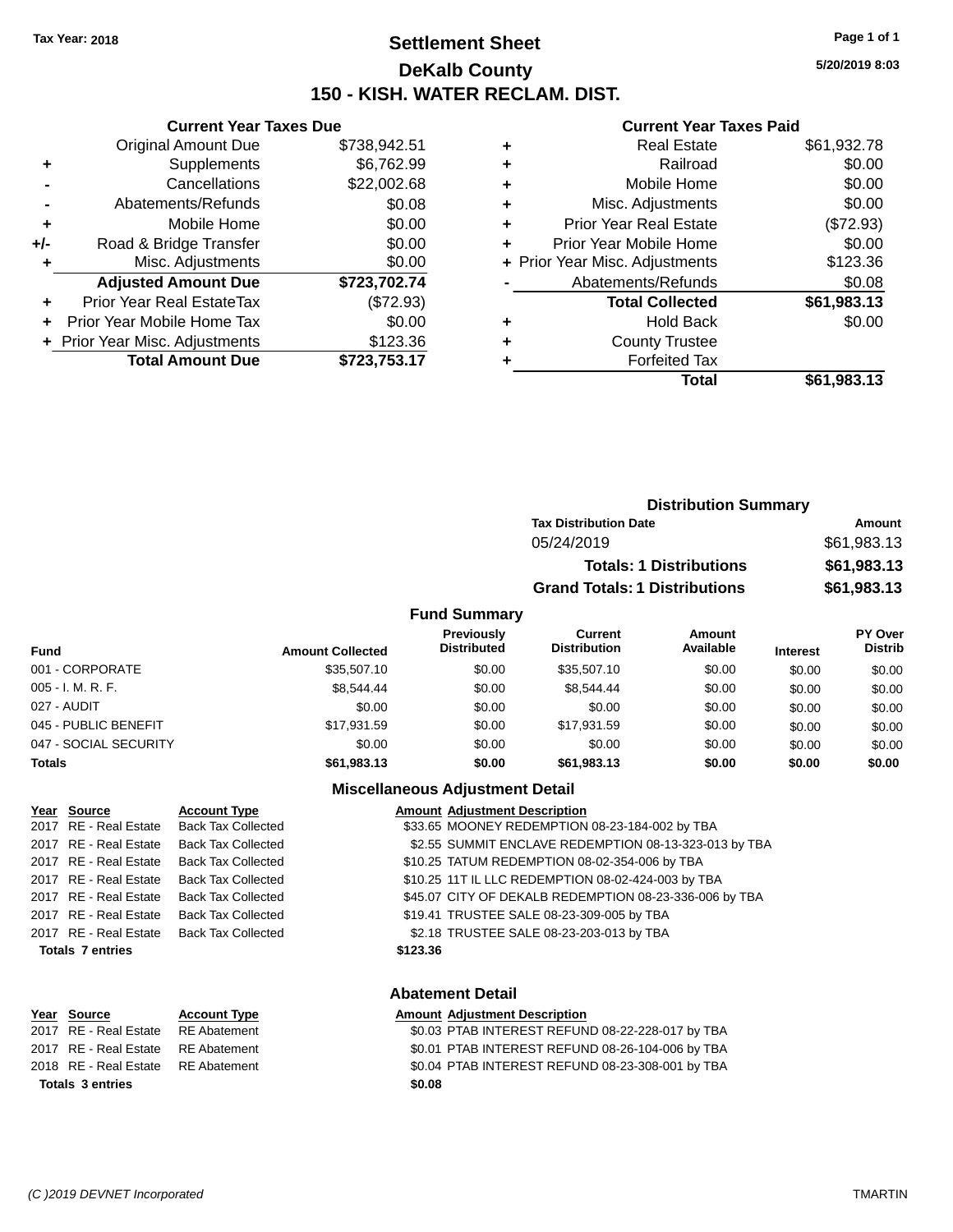Tax Year: 2018

# Settlement Sheet

## DeKalb County

## 150 - KISH. WATER RECLAM. DIST.

5/20/2019 8:03

### Current Year Taxes Due

| | | |
|---|---|---|
| | Original Amount Due | $738,942.51 |
| + | Supplements | $6,762.99 |
| - | Cancellations | $22,002.68 |
| - | Abatements/Refunds | $0.08 |
| + | Mobile Home | $0.00 |
| +/- | Road & Bridge Transfer | $0.00 |
| + | Misc. Adjustments | $0.00 |
| | **Adjusted Amount Due** | **$723,702.74** |
| + | Prior Year Real EstateTax | ($72.93) |
| + | Prior Year Mobile Home Tax | $0.00 |
| + | Prior Year Misc. Adjustments | $123.36 |
| | **Total Amount Due** | **$723,753.17** |

### Current Year Taxes Paid

| | | |
|---|---|---|
| + | Real Estate | $61,932.78 |
| + | Railroad | $0.00 |
| + | Mobile Home | $0.00 |
| + | Misc. Adjustments | $0.00 |
| + | Prior Year Real Estate | ($72.93) |
| + | Prior Year Mobile Home | $0.00 |
| + | Prior Year Misc. Adjustments | $123.36 |
| - | Abatements/Refunds | $0.08 |
| | **Total Collected** | **$61,983.13** |
| + | Hold Back | $0.00 |
| + | County Trustee | |
| + | Forfeited Tax | |
| | **Total** | **$61,983.13** |

### Distribution Summary

| Tax Distribution Date | Amount |
|---|---|
| 05/24/2019 | $61,983.13 |
| **Totals: 1 Distributions** | **$61,983.13** |
| **Grand Totals: 1 Distributions** | **$61,983.13** |

### Fund Summary

| Fund | Amount Collected | Previously Distributed | Current Distribution | Amount Available | Interest | PY Over Distrib |
|---|---|---|---|---|---|---|
| 001 - CORPORATE | $35,507.10 | $0.00 | $35,507.10 | $0.00 | $0.00 | $0.00 |
| 005 - I. M. R. F. | $8,544.44 | $0.00 | $8,544.44 | $0.00 | $0.00 | $0.00 |
| 027 - AUDIT | $0.00 | $0.00 | $0.00 | $0.00 | $0.00 | $0.00 |
| 045 - PUBLIC BENEFIT | $17,931.59 | $0.00 | $17,931.59 | $0.00 | $0.00 | $0.00 |
| 047 - SOCIAL SECURITY | $0.00 | $0.00 | $0.00 | $0.00 | $0.00 | $0.00 |
| **Totals** | **$61,983.13** | **$0.00** | **$61,983.13** | **$0.00** | **$0.00** | **$0.00** |

### Miscellaneous Adjustment Detail

| Year | Source | Account Type | Amount | Adjustment Description |
|---|---|---|---|---|
| 2017 | RE - Real Estate | Back Tax Collected | $33.65 | MOONEY REDEMPTION 08-23-184-002 by TBA |
| 2017 | RE - Real Estate | Back Tax Collected | $2.55 | SUMMIT ENCLAVE REDEMPTION 08-13-323-013 by TBA |
| 2017 | RE - Real Estate | Back Tax Collected | $10.25 | TATUM REDEMPTION 08-02-354-006 by TBA |
| 2017 | RE - Real Estate | Back Tax Collected | $10.25 | 11T IL LLC REDEMPTION 08-02-424-003 by TBA |
| 2017 | RE - Real Estate | Back Tax Collected | $45.07 | CITY OF DEKALB REDEMPTION 08-23-336-006 by TBA |
| 2017 | RE - Real Estate | Back Tax Collected | $19.41 | TRUSTEE SALE 08-23-309-005 by TBA |
| 2017 | RE - Real Estate | Back Tax Collected | $2.18 | TRUSTEE SALE 08-23-203-013 by TBA |
| **Totals 7 entries** | | | **$123.36** | |

### Abatement Detail

| Year | Source | Account Type | Amount | Adjustment Description |
|---|---|---|---|---|
| 2017 | RE - Real Estate | RE Abatement | $0.03 | PTAB INTEREST REFUND 08-22-228-017 by TBA |
| 2017 | RE - Real Estate | RE Abatement | $0.01 | PTAB INTEREST REFUND 08-26-104-006 by TBA |
| 2018 | RE - Real Estate | RE Abatement | $0.04 | PTAB INTEREST REFUND 08-23-308-001 by TBA |
| **Totals 3 entries** | | | **$0.08** | |

(C )2019 DEVNET Incorporated TMARTIN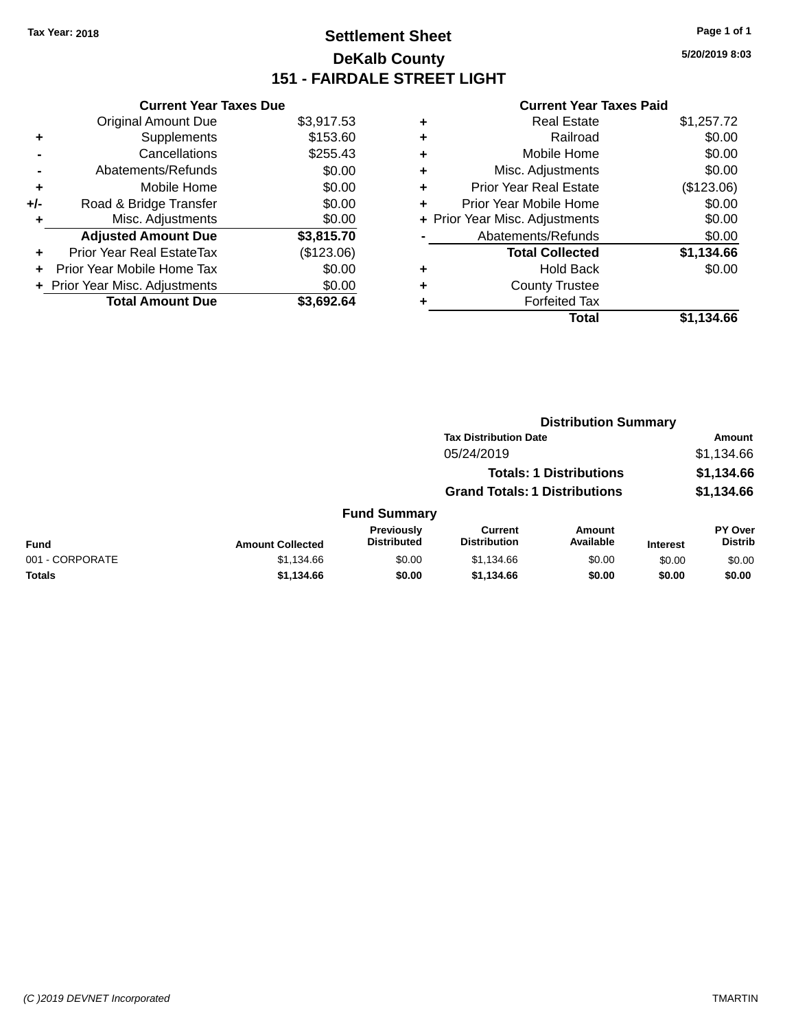Tax Year: 2018

# Settlement Sheet

## DeKalb County

## 151 - FAIRDALE STREET LIGHT

5/20/2019 8:03

### Current Year Taxes Due

| | | Amount |
|---|---|---|
| | Original Amount Due | $3,917.53 |
| + | Supplements | $153.60 |
| - | Cancellations | $255.43 |
| - | Abatements/Refunds | $0.00 |
| + | Mobile Home | $0.00 |
| +/- | Road & Bridge Transfer | $0.00 |
| + | Misc. Adjustments | $0.00 |
| | **Adjusted Amount Due** | **$3,815.70** |
| + | Prior Year Real EstateTax | ($123.06) |
| + | Prior Year Mobile Home Tax | $0.00 |
| + | Prior Year Misc. Adjustments | $0.00 |
| | **Total Amount Due** | **$3,692.64** |

### Current Year Taxes Paid

| | | Amount |
|---|---|---|
| + | Real Estate | $1,257.72 |
| + | Railroad | $0.00 |
| + | Mobile Home | $0.00 |
| + | Misc. Adjustments | $0.00 |
| + | Prior Year Real Estate | ($123.06) |
| + | Prior Year Mobile Home | $0.00 |
| + | Prior Year Misc. Adjustments | $0.00 |
| - | Abatements/Refunds | $0.00 |
| | **Total Collected** | **$1,134.66** |
| + | Hold Back | $0.00 |
| + | County Trustee | |
| + | Forfeited Tax | |
| | **Total** | **$1,134.66** |

### Distribution Summary

| Tax Distribution Date | Amount |
|---|---|
| 05/24/2019 | $1,134.66 |
| **Totals: 1 Distributions** | **$1,134.66** |
| **Grand Totals: 1 Distributions** | **$1,134.66** |

### Fund Summary

| Fund | Amount Collected | Previously Distributed | Current Distribution | Amount Available | Interest | PY Over Distrib |
|---|---|---|---|---|---|---|
| 001 - CORPORATE | $1,134.66 | $0.00 | $1,134.66 | $0.00 | $0.00 | $0.00 |
| **Totals** | **$1,134.66** | **$0.00** | **$1,134.66** | **$0.00** | **$0.00** | **$0.00** |

(C )2019 DEVNET Incorporated TMARTIN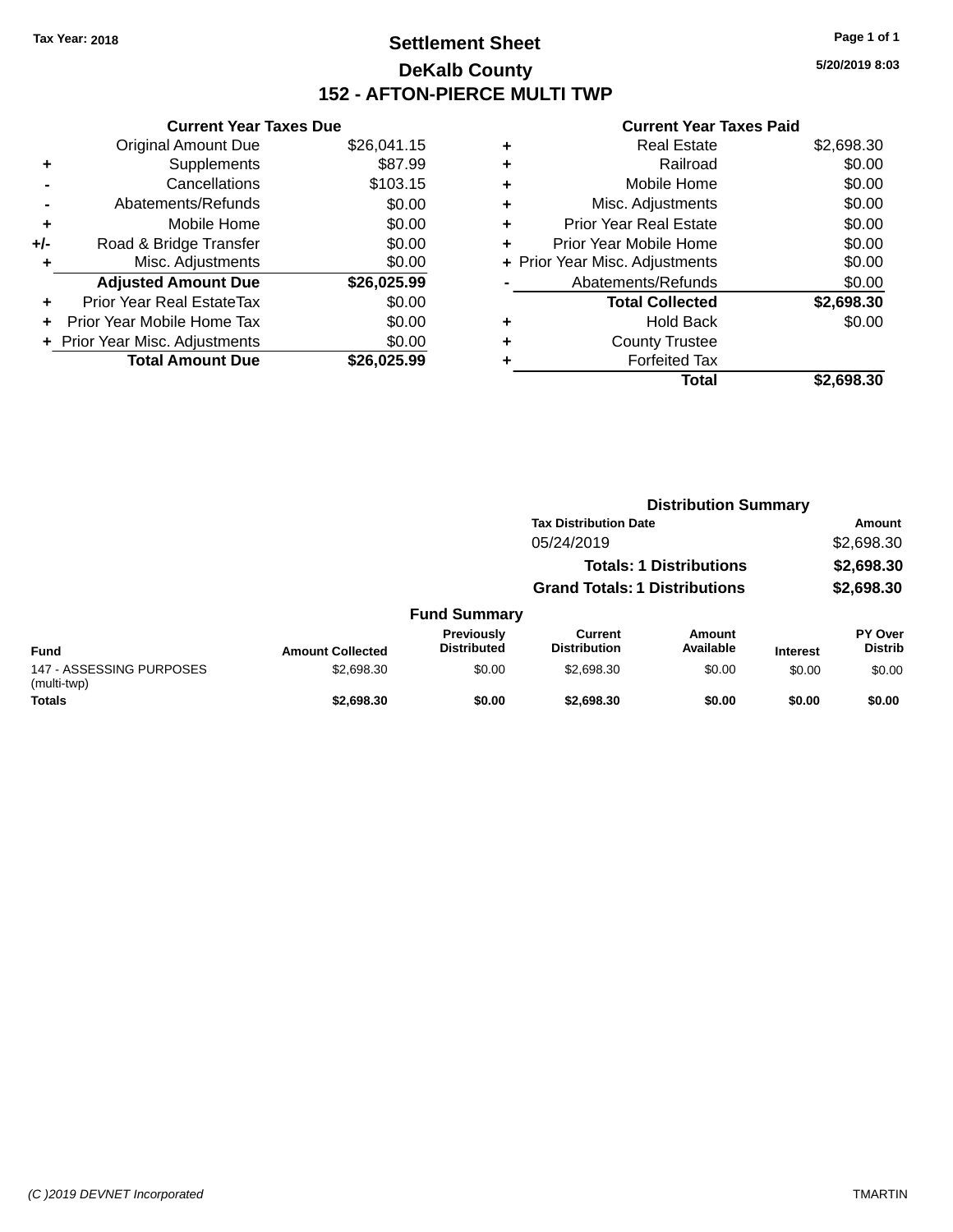Tax Year: 2018

# Settlement Sheet

## DeKalb County

## 152 - AFTON-PIERCE MULTI TWP

5/20/2019 8:03

### Current Year Taxes Due

| | | |
|---|---|---|
| | Original Amount Due | $26,041.15 |
| + | Supplements | $87.99 |
| - | Cancellations | $103.15 |
| - | Abatements/Refunds | $0.00 |
| + | Mobile Home | $0.00 |
| +/- | Road & Bridge Transfer | $0.00 |
| + | Misc. Adjustments | $0.00 |
| | **Adjusted Amount Due** | **$26,025.99** |
| + | Prior Year Real EstateTax | $0.00 |
| + | Prior Year Mobile Home Tax | $0.00 |
| + | Prior Year Misc. Adjustments | $0.00 |
| | **Total Amount Due** | **$26,025.99** |

### Current Year Taxes Paid

| | | |
|---|---|---|
| + | Real Estate | $2,698.30 |
| + | Railroad | $0.00 |
| + | Mobile Home | $0.00 |
| + | Misc. Adjustments | $0.00 |
| + | Prior Year Real Estate | $0.00 |
| + | Prior Year Mobile Home | $0.00 |
| + | Prior Year Misc. Adjustments | $0.00 |
| - | Abatements/Refunds | $0.00 |
| | **Total Collected** | **$2,698.30** |
| + | Hold Back | $0.00 |
| + | County Trustee | |
| + | Forfeited Tax | |
| | **Total** | **$2,698.30** |

### Distribution Summary

| Tax Distribution Date | Amount |
|---|---|
| 05/24/2019 | $2,698.30 |
| **Totals: 1 Distributions** | **$2,698.30** |
| **Grand Totals: 1 Distributions** | **$2,698.30** |

### Fund Summary

| Fund | Amount Collected | Previously Distributed | Current Distribution | Amount Available | Interest | PY Over Distrib |
|---|---|---|---|---|---|---|
| 147 - ASSESSING PURPOSES (multi-twp) | $2,698.30 | $0.00 | $2,698.30 | $0.00 | $0.00 | $0.00 |
| **Totals** | **$2,698.30** | **$0.00** | **$2,698.30** | **$0.00** | **$0.00** | **$0.00** |

(C )2019 DEVNET Incorporated — TMARTIN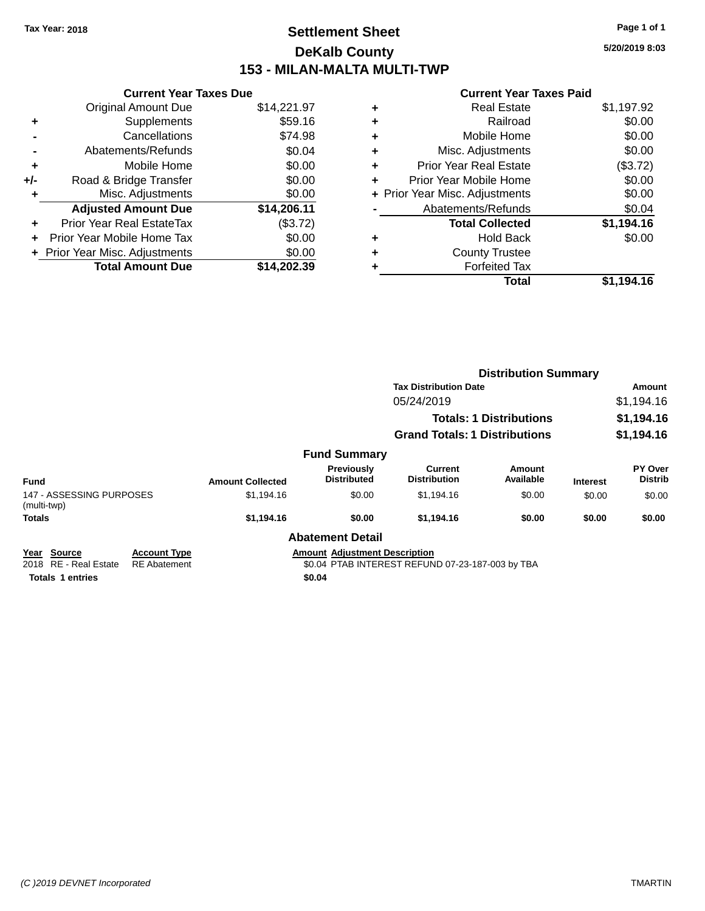Tax Year: 2018

# Settlement Sheet

## DeKalb County

## 153 - MILAN-MALTA MULTI-TWP

5/20/2019 8:03

### Current Year Taxes Due

| | | |
|---|---|---|
| | Original Amount Due | $14,221.97 |
| + | Supplements | $59.16 |
| - | Cancellations | $74.98 |
| - | Abatements/Refunds | $0.04 |
| + | Mobile Home | $0.00 |
| +/- | Road & Bridge Transfer | $0.00 |
| + | Misc. Adjustments | $0.00 |
| | **Adjusted Amount Due** | **$14,206.11** |
| + | Prior Year Real EstateTax | ($3.72) |
| + | Prior Year Mobile Home Tax | $0.00 |
| + | Prior Year Misc. Adjustments | $0.00 |
| | **Total Amount Due** | **$14,202.39** |

### Current Year Taxes Paid

| | | |
|---|---|---|
| + | Real Estate | $1,197.92 |
| + | Railroad | $0.00 |
| + | Mobile Home | $0.00 |
| + | Misc. Adjustments | $0.00 |
| + | Prior Year Real Estate | ($3.72) |
| + | Prior Year Mobile Home | $0.00 |
| + | Prior Year Misc. Adjustments | $0.00 |
| - | Abatements/Refunds | $0.04 |
| | **Total Collected** | **$1,194.16** |
| + | Hold Back | $0.00 |
| + | County Trustee | |
| + | Forfeited Tax | |
| | **Total** | **$1,194.16** |

### Distribution Summary

| Tax Distribution Date | Amount |
|---|---|
| 05/24/2019 | $1,194.16 |
| **Totals: 1 Distributions** | **$1,194.16** |
| **Grand Totals: 1 Distributions** | **$1,194.16** |

### Fund Summary

| Fund | Amount Collected | Previously Distributed | Current Distribution | Amount Available | Interest | PY Over Distrib |
|---|---|---|---|---|---|---|
| 147 - ASSESSING PURPOSES (multi-twp) | $1,194.16 | $0.00 | $1,194.16 | $0.00 | $0.00 | $0.00 |
| **Totals** | **$1,194.16** | **$0.00** | **$1,194.16** | **$0.00** | **$0.00** | **$0.00** |

### Abatement Detail

| Year | Source | Account Type | Amount | Adjustment Description |
|---|---|---|---|---|
| 2018 | RE - Real Estate | RE Abatement | $0.04 | PTAB INTEREST REFUND 07-23-187-003 by TBA |
| **Totals** | **1 entries** | | **$0.04** | |

(C )2019 DEVNET Incorporated TMARTIN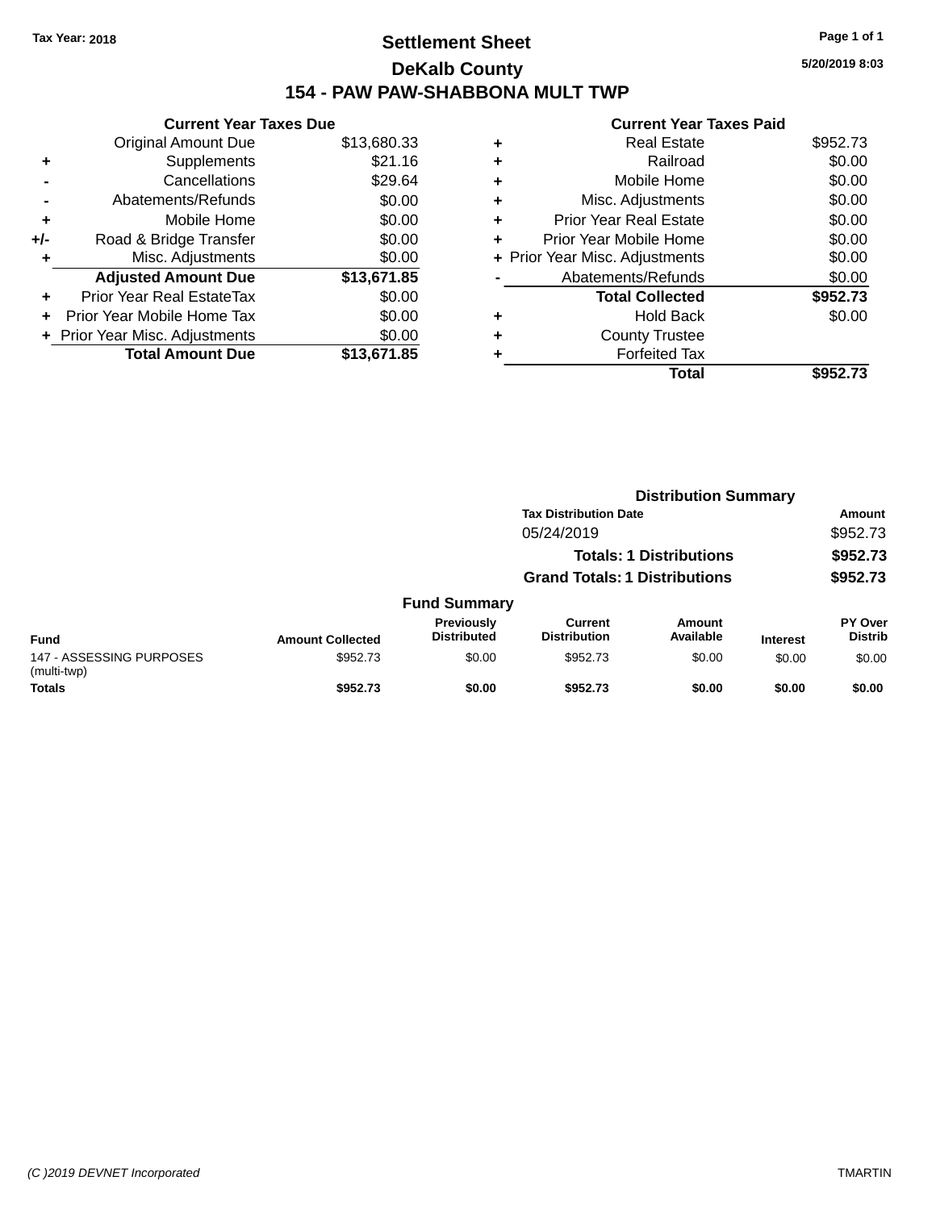Tax Year: 2018

# Settlement Sheet

## DeKalb County

## 154 - PAW PAW-SHABBONA MULT TWP

5/20/2019 8:03

### Current Year Taxes Due

| | | |
|---|---|---|
| | Original Amount Due | $13,680.33 |
| + | Supplements | $21.16 |
| - | Cancellations | $29.64 |
| - | Abatements/Refunds | $0.00 |
| + | Mobile Home | $0.00 |
| +/- | Road & Bridge Transfer | $0.00 |
| + | Misc. Adjustments | $0.00 |
| | **Adjusted Amount Due** | **$13,671.85** |
| + | Prior Year Real EstateTax | $0.00 |
| + | Prior Year Mobile Home Tax | $0.00 |
| + | Prior Year Misc. Adjustments | $0.00 |
| | **Total Amount Due** | **$13,671.85** |

### Current Year Taxes Paid

| | | |
|---|---|---|
| + | Real Estate | $952.73 |
| + | Railroad | $0.00 |
| + | Mobile Home | $0.00 |
| + | Misc. Adjustments | $0.00 |
| + | Prior Year Real Estate | $0.00 |
| + | Prior Year Mobile Home | $0.00 |
| + | Prior Year Misc. Adjustments | $0.00 |
| - | Abatements/Refunds | $0.00 |
| | **Total Collected** | **$952.73** |
| + | Hold Back | $0.00 |
| + | County Trustee | |
| + | Forfeited Tax | |
| | **Total** | **$952.73** |

### Distribution Summary

| Tax Distribution Date | Amount |
|---|---|
| 05/24/2019 | $952.73 |
| **Totals: 1 Distributions** | **$952.73** |
| **Grand Totals: 1 Distributions** | **$952.73** |

### Fund Summary

| Fund | Amount Collected | Previously Distributed | Current Distribution | Amount Available | Interest | PY Over Distrib |
|---|---|---|---|---|---|---|
| 147 - ASSESSING PURPOSES (multi-twp) | $952.73 | $0.00 | $952.73 | $0.00 | $0.00 | $0.00 |
| **Totals** | **$952.73** | **$0.00** | **$952.73** | **$0.00** | **$0.00** | **$0.00** |

(C )2019 DEVNET Incorporated TMARTIN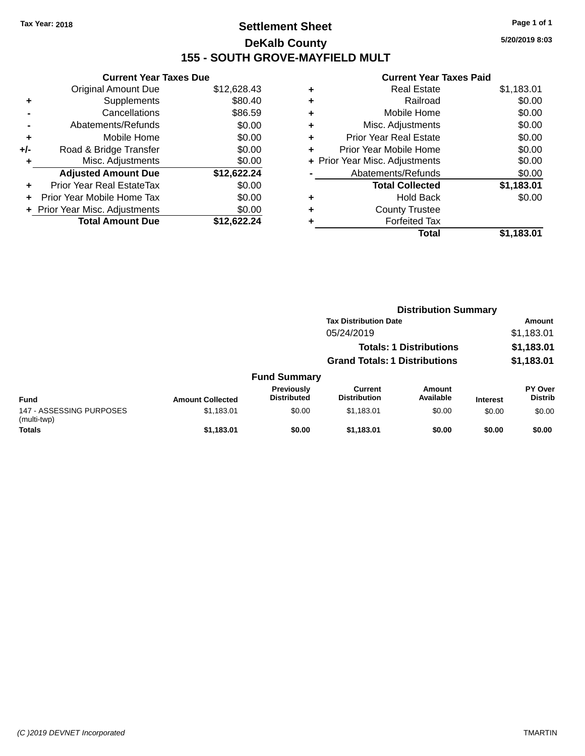Tax Year: 2018

# Settlement Sheet

## DeKalb County

## 155 - SOUTH GROVE-MAYFIELD MULT

5/20/2019 8:03

### Current Year Taxes Due

| | | |
|---|---|---|
| | Original Amount Due | $12,628.43 |
| + | Supplements | $80.40 |
| - | Cancellations | $86.59 |
| - | Abatements/Refunds | $0.00 |
| + | Mobile Home | $0.00 |
| +/- | Road & Bridge Transfer | $0.00 |
| + | Misc. Adjustments | $0.00 |
| | **Adjusted Amount Due** | **$12,622.24** |
| + | Prior Year Real EstateTax | $0.00 |
| + | Prior Year Mobile Home Tax | $0.00 |
| + | Prior Year Misc. Adjustments | $0.00 |
| | **Total Amount Due** | **$12,622.24** |

### Current Year Taxes Paid

| | | |
|---|---|---|
| + | Real Estate | $1,183.01 |
| + | Railroad | $0.00 |
| + | Mobile Home | $0.00 |
| + | Misc. Adjustments | $0.00 |
| + | Prior Year Real Estate | $0.00 |
| + | Prior Year Mobile Home | $0.00 |
| + | Prior Year Misc. Adjustments | $0.00 |
| - | Abatements/Refunds | $0.00 |
| | **Total Collected** | **$1,183.01** |
| + | Hold Back | $0.00 |
| + | County Trustee | |
| + | Forfeited Tax | |
| | **Total** | **$1,183.01** |

### Distribution Summary

| Tax Distribution Date | Amount |
|---|---|
| 05/24/2019 | $1,183.01 |
| **Totals: 1 Distributions** | **$1,183.01** |
| **Grand Totals: 1 Distributions** | **$1,183.01** |

### Fund Summary

| Fund | Amount Collected | Previously Distributed | Current Distribution | Amount Available | Interest | PY Over Distrib |
|---|---|---|---|---|---|---|
| 147 - ASSESSING PURPOSES (multi-twp) | $1,183.01 | $0.00 | $1,183.01 | $0.00 | $0.00 | $0.00 |
| **Totals** | **$1,183.01** | **$0.00** | **$1,183.01** | **$0.00** | **$0.00** | **$0.00** |

(C )2019 DEVNET Incorporated — TMARTIN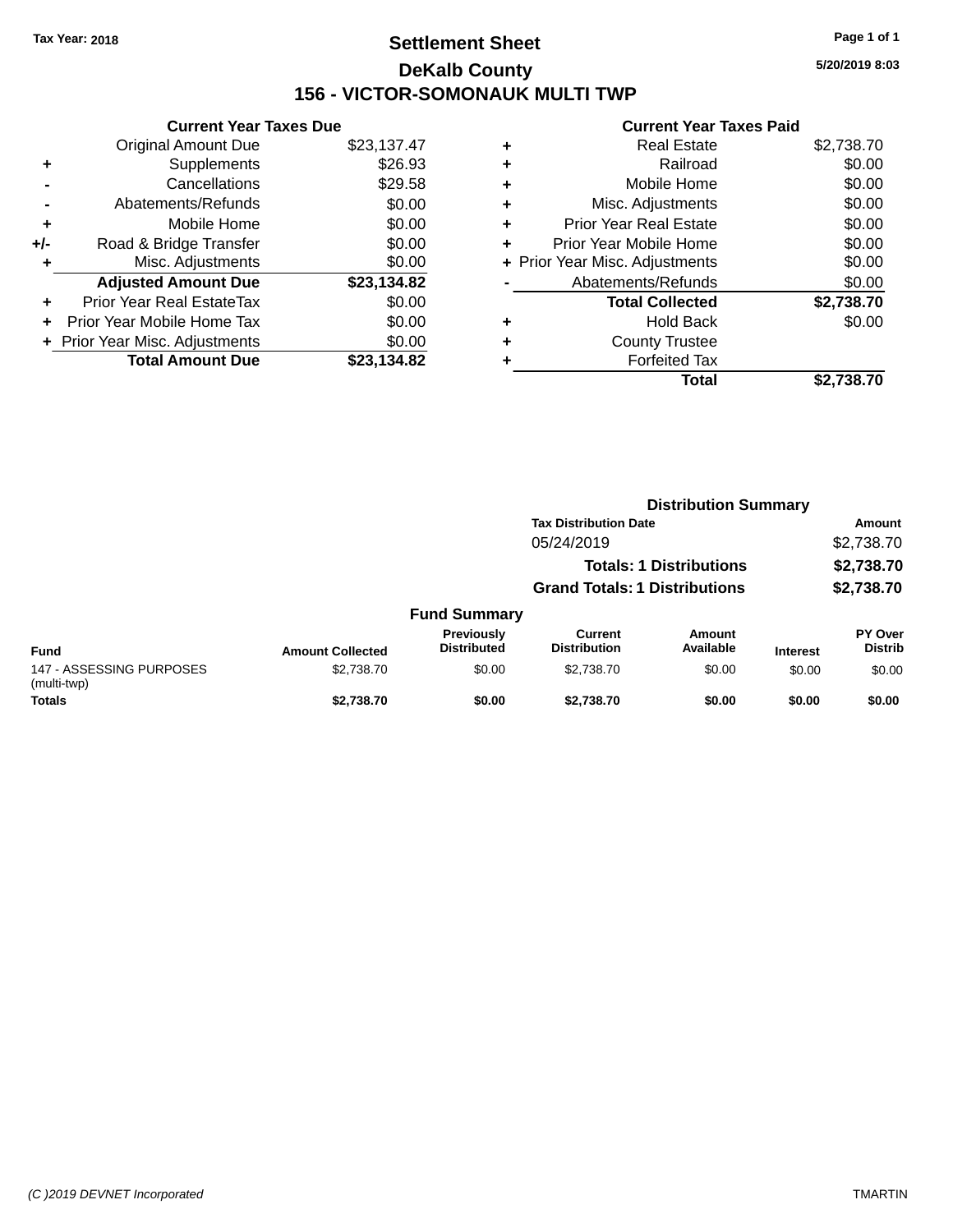**Tax Year: 2018**

# Settlement Sheet

## DeKalb County

## 156 - VICTOR-SOMONAUK MULTI TWP

5/20/2019 8:03

### Current Year Taxes Due

| | | |
|---|---|---|
| | Original Amount Due | $23,137.47 |
| + | Supplements | $26.93 |
| - | Cancellations | $29.58 |
| - | Abatements/Refunds | $0.00 |
| + | Mobile Home | $0.00 |
| +/- | Road & Bridge Transfer | $0.00 |
| + | Misc. Adjustments | $0.00 |
| | **Adjusted Amount Due** | **$23,134.82** |
| + | Prior Year Real EstateTax | $0.00 |
| + | Prior Year Mobile Home Tax | $0.00 |
| + | Prior Year Misc. Adjustments | $0.00 |
| | **Total Amount Due** | **$23,134.82** |

### Current Year Taxes Paid

| | | |
|---|---|---|
| + | Real Estate | $2,738.70 |
| + | Railroad | $0.00 |
| + | Mobile Home | $0.00 |
| + | Misc. Adjustments | $0.00 |
| + | Prior Year Real Estate | $0.00 |
| + | Prior Year Mobile Home | $0.00 |
| + | Prior Year Misc. Adjustments | $0.00 |
| - | Abatements/Refunds | $0.00 |
| | **Total Collected** | **$2,738.70** |
| + | Hold Back | $0.00 |
| + | County Trustee | |
| + | Forfeited Tax | |
| | **Total** | **$2,738.70** |

### Distribution Summary

| Tax Distribution Date | Amount |
|---|---|
| 05/24/2019 | $2,738.70 |
| **Totals: 1 Distributions** | **$2,738.70** |
| **Grand Totals: 1 Distributions** | **$2,738.70** |

### Fund Summary

| Fund | Amount Collected | Previously Distributed | Current Distribution | Amount Available | Interest | PY Over Distrib |
|---|---|---|---|---|---|---|
| 147 - ASSESSING PURPOSES (multi-twp) | $2,738.70 | $0.00 | $2,738.70 | $0.00 | $0.00 | $0.00 |
| **Totals** | **$2,738.70** | **$0.00** | **$2,738.70** | **$0.00** | **$0.00** | **$0.00** |

*(C )2019 DEVNET Incorporated* TMARTIN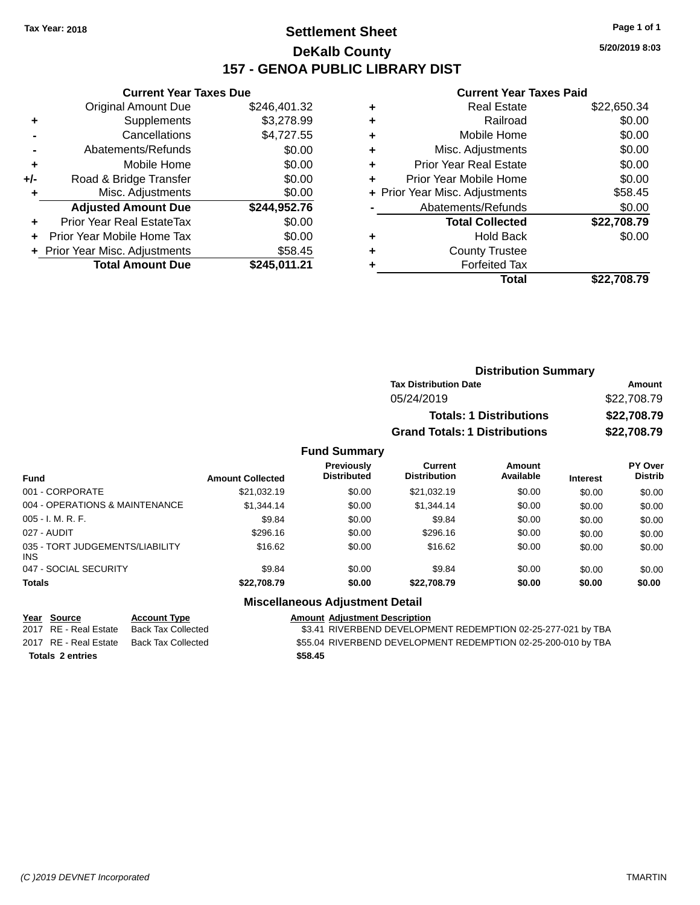Tax Year: 2018

# Settlement Sheet

## DeKalb County

## 157 - GENOA PUBLIC LIBRARY DIST

5/20/2019 8:03

### Current Year Taxes Due

| | | |
|---|---|---|
| | Original Amount Due | $246,401.32 |
| + | Supplements | $3,278.99 |
| - | Cancellations | $4,727.55 |
| - | Abatements/Refunds | $0.00 |
| + | Mobile Home | $0.00 |
| +/- | Road & Bridge Transfer | $0.00 |
| + | Misc. Adjustments | $0.00 |
| | **Adjusted Amount Due** | **$244,952.76** |
| + | Prior Year Real EstateTax | $0.00 |
| + | Prior Year Mobile Home Tax | $0.00 |
| + | Prior Year Misc. Adjustments | $58.45 |
| | **Total Amount Due** | **$245,011.21** |

### Current Year Taxes Paid

| | | |
|---|---|---|
| + | Real Estate | $22,650.34 |
| + | Railroad | $0.00 |
| + | Mobile Home | $0.00 |
| + | Misc. Adjustments | $0.00 |
| + | Prior Year Real Estate | $0.00 |
| + | Prior Year Mobile Home | $0.00 |
| + | Prior Year Misc. Adjustments | $58.45 |
| - | Abatements/Refunds | $0.00 |
| | **Total Collected** | **$22,708.79** |
| + | Hold Back | $0.00 |
| + | County Trustee | |
| + | Forfeited Tax | |
| | **Total** | **$22,708.79** |

### Distribution Summary

| Tax Distribution Date | Amount |
|---|---|
| 05/24/2019 | $22,708.79 |
| **Totals: 1 Distributions** | **$22,708.79** |
| **Grand Totals: 1 Distributions** | **$22,708.79** |

### Fund Summary

| Fund | Amount Collected | Previously Distributed | Current Distribution | Amount Available | Interest | PY Over Distrib |
|---|---|---|---|---|---|---|
| 001 - CORPORATE | $21,032.19 | $0.00 | $21,032.19 | $0.00 | $0.00 | $0.00 |
| 004 - OPERATIONS & MAINTENANCE | $1,344.14 | $0.00 | $1,344.14 | $0.00 | $0.00 | $0.00 |
| 005 - I. M. R. F. | $9.84 | $0.00 | $9.84 | $0.00 | $0.00 | $0.00 |
| 027 - AUDIT | $296.16 | $0.00 | $296.16 | $0.00 | $0.00 | $0.00 |
| 035 - TORT JUDGEMENTS/LIABILITY INS | $16.62 | $0.00 | $16.62 | $0.00 | $0.00 | $0.00 |
| 047 - SOCIAL SECURITY | $9.84 | $0.00 | $9.84 | $0.00 | $0.00 | $0.00 |
| **Totals** | **$22,708.79** | **$0.00** | **$22,708.79** | **$0.00** | **$0.00** | **$0.00** |

### Miscellaneous Adjustment Detail

| Year | Source | Account Type | Amount | Adjustment Description |
|---|---|---|---|---|
| 2017 | RE - Real Estate | Back Tax Collected | $3.41 | RIVERBEND DEVELOPMENT REDEMPTION 02-25-277-021 by TBA |
| 2017 | RE - Real Estate | Back Tax Collected | $55.04 | RIVERBEND DEVELOPMENT REDEMPTION 02-25-200-010 by TBA |
| **Totals 2 entries** | | | **$58.45** | |

(C )2019 DEVNET Incorporated TMARTIN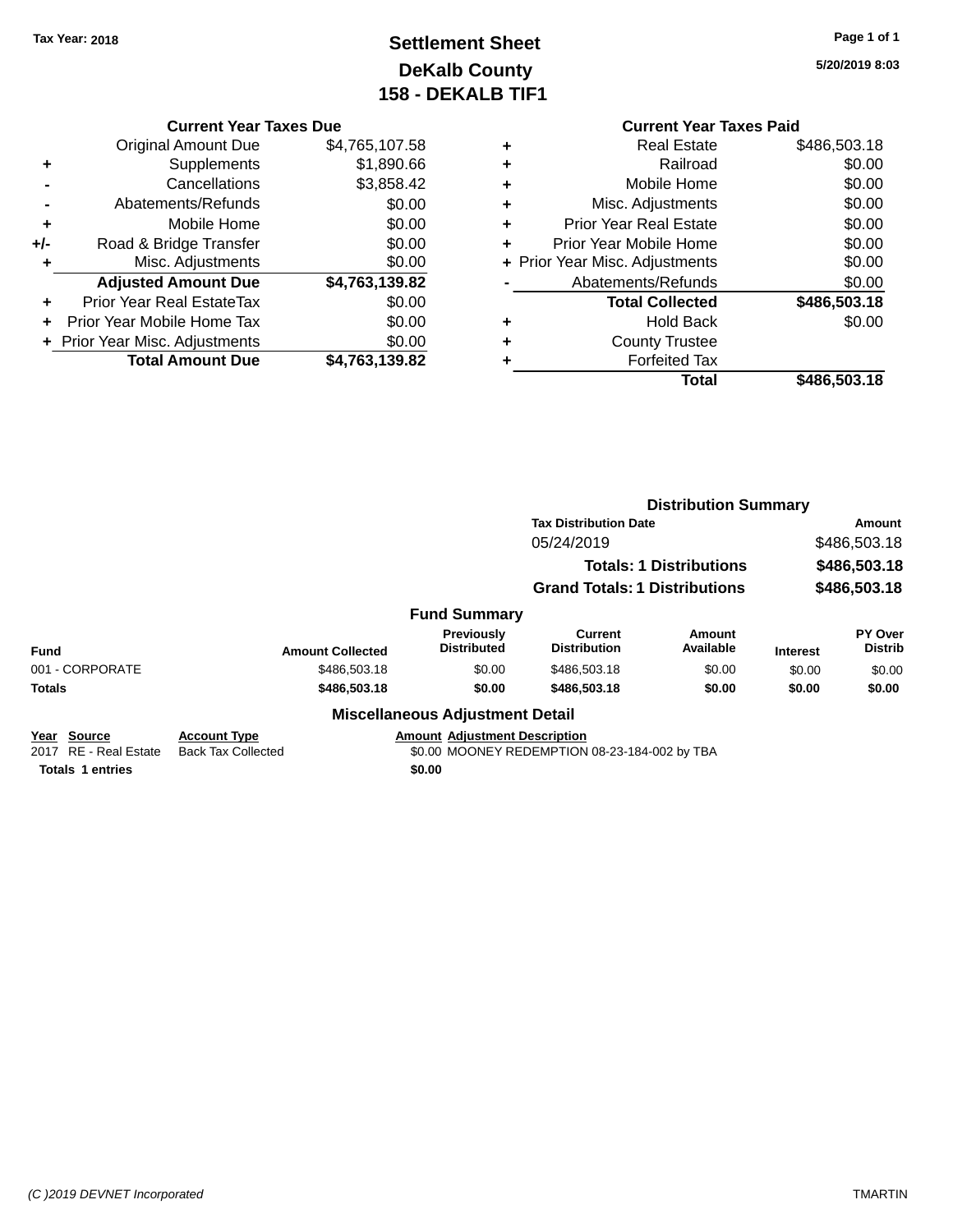Tax Year: 2018

# Settlement Sheet
## DeKalb County
## 158 - DEKALB TIF1

5/20/2019 8:03

### Current Year Taxes Due

| | | |
|---|---|---|
| | Original Amount Due | $4,765,107.58 |
| + | Supplements | $1,890.66 |
| - | Cancellations | $3,858.42 |
| - | Abatements/Refunds | $0.00 |
| + | Mobile Home | $0.00 |
| +/- | Road & Bridge Transfer | $0.00 |
| + | Misc. Adjustments | $0.00 |
| | **Adjusted Amount Due** | **$4,763,139.82** |
| + | Prior Year Real EstateTax | $0.00 |
| + | Prior Year Mobile Home Tax | $0.00 |
| + | Prior Year Misc. Adjustments | $0.00 |
| | **Total Amount Due** | **$4,763,139.82** |

### Current Year Taxes Paid

| | | |
|---|---|---|
| + | Real Estate | $486,503.18 |
| + | Railroad | $0.00 |
| + | Mobile Home | $0.00 |
| + | Misc. Adjustments | $0.00 |
| + | Prior Year Real Estate | $0.00 |
| + | Prior Year Mobile Home | $0.00 |
| + | Prior Year Misc. Adjustments | $0.00 |
| - | Abatements/Refunds | $0.00 |
| | **Total Collected** | **$486,503.18** |
| + | Hold Back | $0.00 |
| + | County Trustee | |
| + | Forfeited Tax | |
| | **Total** | **$486,503.18** |

### Distribution Summary

| Tax Distribution Date | Amount |
|---|---|
| 05/24/2019 | $486,503.18 |
| **Totals: 1 Distributions** | **$486,503.18** |
| **Grand Totals: 1 Distributions** | **$486,503.18** |

### Fund Summary

| Fund | Amount Collected | Previously Distributed | Current Distribution | Amount Available | Interest | PY Over Distrib |
|---|---|---|---|---|---|---|
| 001 - CORPORATE | $486,503.18 | $0.00 | $486,503.18 | $0.00 | $0.00 | $0.00 |
| **Totals** | **$486,503.18** | **$0.00** | **$486,503.18** | **$0.00** | **$0.00** | **$0.00** |

### Miscellaneous Adjustment Detail

| Year | Source | Account Type | Amount | Adjustment Description |
|---|---|---|---|---|
| 2017 | RE - Real Estate | Back Tax Collected | $0.00 | MOONEY REDEMPTION 08-23-184-002 by TBA |
| **Totals 1 entries** | | | **$0.00** | |

(C )2019 DEVNET Incorporated TMARTIN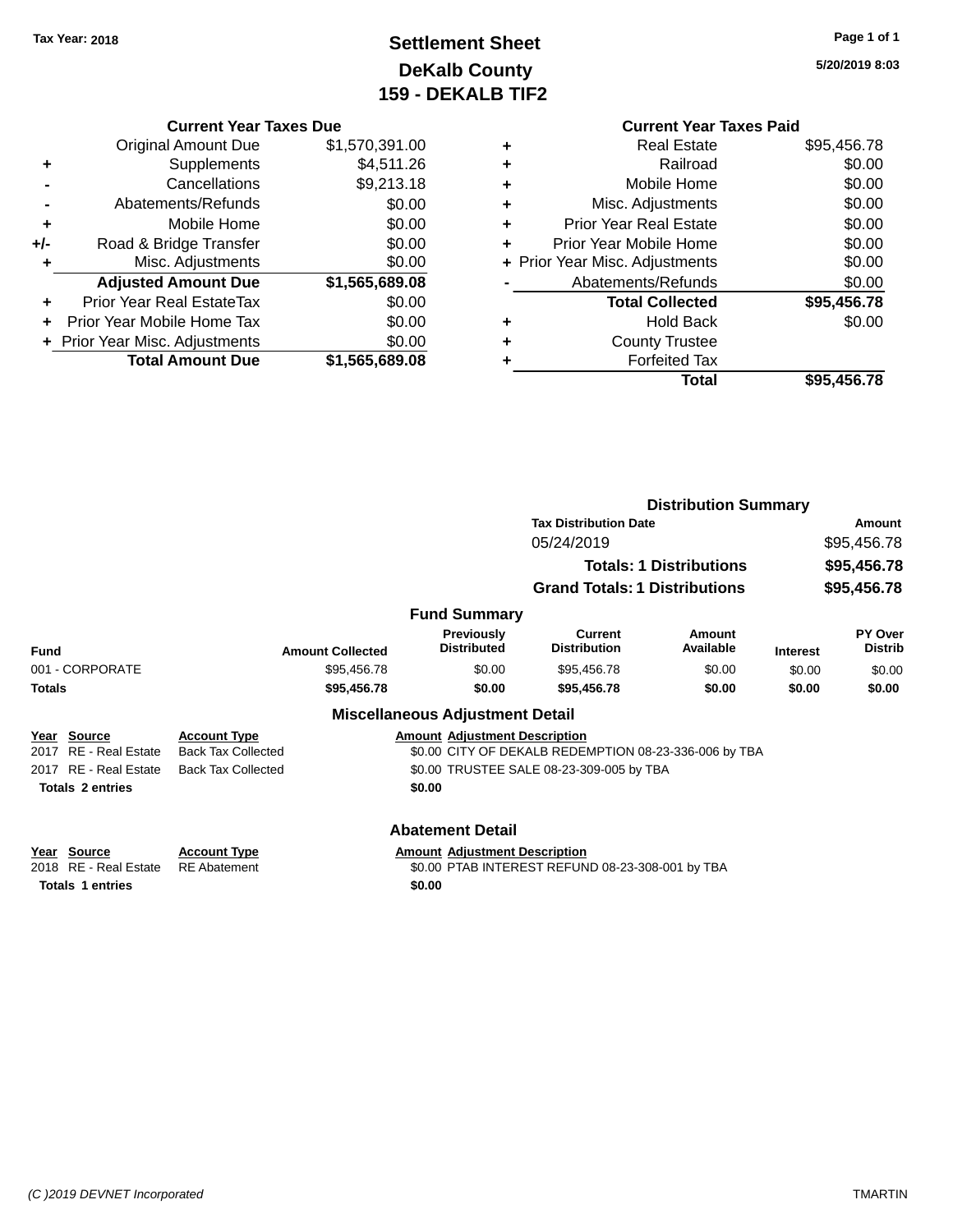Tax Year: 2018

# Settlement Sheet
## DeKalb County
## 159 - DEKALB TIF2

5/20/2019 8:03

### Current Year Taxes Due

| | | |
|---|---|---|
| | Original Amount Due | $1,570,391.00 |
| + | Supplements | $4,511.26 |
| - | Cancellations | $9,213.18 |
| - | Abatements/Refunds | $0.00 |
| + | Mobile Home | $0.00 |
| +/- | Road & Bridge Transfer | $0.00 |
| + | Misc. Adjustments | $0.00 |
| | **Adjusted Amount Due** | **$1,565,689.08** |
| + | Prior Year Real EstateTax | $0.00 |
| + | Prior Year Mobile Home Tax | $0.00 |
| + | Prior Year Misc. Adjustments | $0.00 |
| | **Total Amount Due** | **$1,565,689.08** |

### Current Year Taxes Paid

| | | |
|---|---|---|
| + | Real Estate | $95,456.78 |
| + | Railroad | $0.00 |
| + | Mobile Home | $0.00 |
| + | Misc. Adjustments | $0.00 |
| + | Prior Year Real Estate | $0.00 |
| + | Prior Year Mobile Home | $0.00 |
| + | Prior Year Misc. Adjustments | $0.00 |
| - | Abatements/Refunds | $0.00 |
| | **Total Collected** | **$95,456.78** |
| + | Hold Back | $0.00 |
| + | County Trustee | |
| + | Forfeited Tax | |
| | **Total** | **$95,456.78** |

### Distribution Summary

| Tax Distribution Date | Amount |
|---|---|
| 05/24/2019 | $95,456.78 |
| **Totals: 1 Distributions** | **$95,456.78** |
| **Grand Totals: 1 Distributions** | **$95,456.78** |

### Fund Summary

| Fund | Amount Collected | Previously Distributed | Current Distribution | Amount Available | Interest | PY Over Distrib |
|---|---|---|---|---|---|---|
| 001 - CORPORATE | $95,456.78 | $0.00 | $95,456.78 | $0.00 | $0.00 | $0.00 |
| **Totals** | **$95,456.78** | **$0.00** | **$95,456.78** | **$0.00** | **$0.00** | **$0.00** |

### Miscellaneous Adjustment Detail

| Year | Source | Account Type | Amount | Adjustment Description |
|---|---|---|---|---|
| 2017 | RE - Real Estate | Back Tax Collected | $0.00 | CITY OF DEKALB REDEMPTION 08-23-336-006 by TBA |
| 2017 | RE - Real Estate | Back Tax Collected | $0.00 | TRUSTEE SALE 08-23-309-005 by TBA |
| **Totals 2 entries** | | | **$0.00** | |

### Abatement Detail

| Year | Source | Account Type | Amount | Adjustment Description |
|---|---|---|---|---|
| 2018 | RE - Real Estate | RE Abatement | $0.00 | PTAB INTEREST REFUND 08-23-308-001 by TBA |
| **Totals 1 entries** | | | **$0.00** | |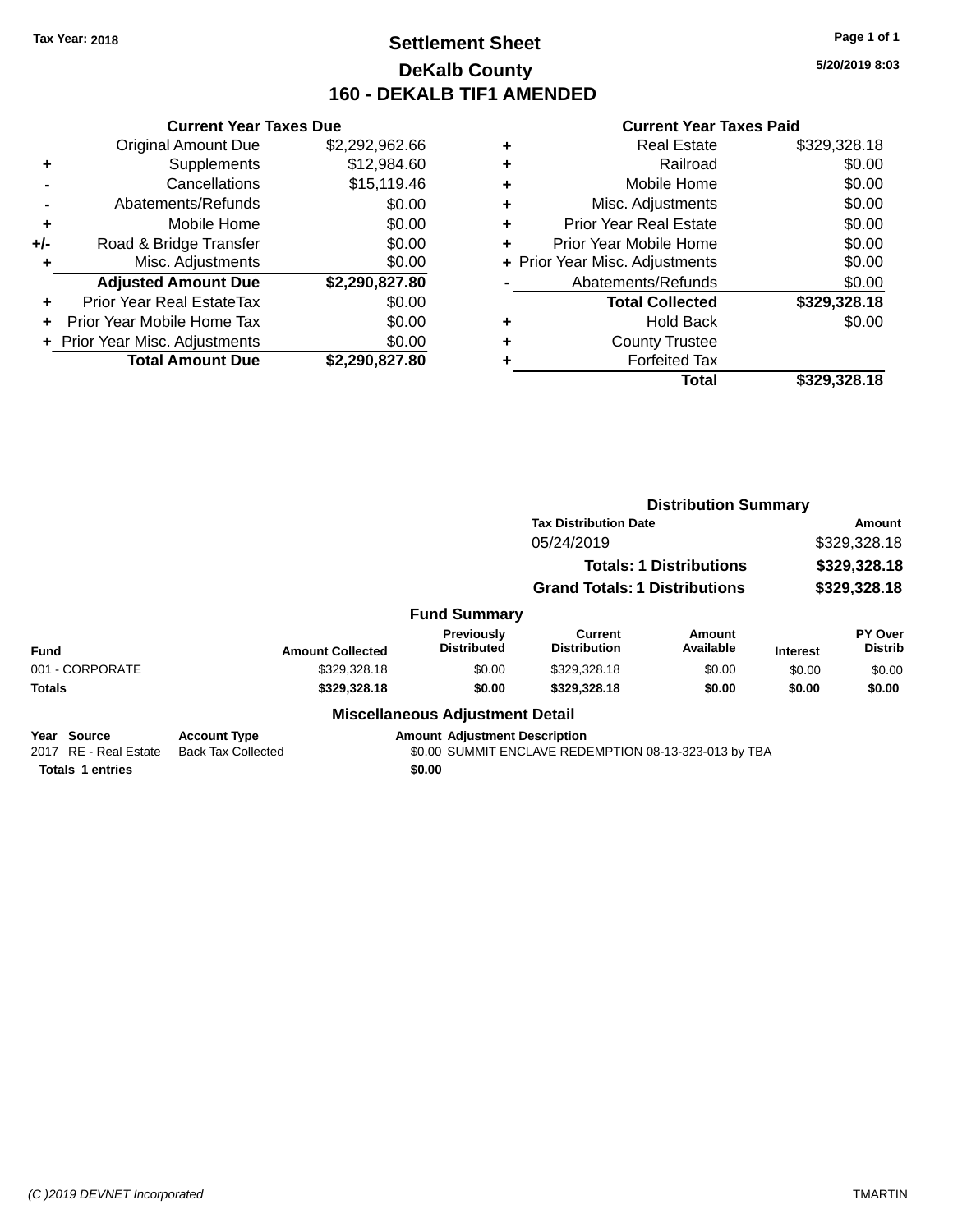Tax Year: 2018

# Settlement Sheet
## DeKalb County
## 160 - DEKALB TIF1 AMENDED

5/20/2019 8:03

### Current Year Taxes Due

| | | |
|---|---|---|
| | Original Amount Due | $2,292,962.66 |
| + | Supplements | $12,984.60 |
| - | Cancellations | $15,119.46 |
| - | Abatements/Refunds | $0.00 |
| + | Mobile Home | $0.00 |
| +/- | Road & Bridge Transfer | $0.00 |
| + | Misc. Adjustments | $0.00 |
| | **Adjusted Amount Due** | **$2,290,827.80** |
| + | Prior Year Real EstateTax | $0.00 |
| + | Prior Year Mobile Home Tax | $0.00 |
| + | Prior Year Misc. Adjustments | $0.00 |
| | **Total Amount Due** | **$2,290,827.80** |

### Current Year Taxes Paid

| | | |
|---|---|---|
| + | Real Estate | $329,328.18 |
| + | Railroad | $0.00 |
| + | Mobile Home | $0.00 |
| + | Misc. Adjustments | $0.00 |
| + | Prior Year Real Estate | $0.00 |
| + | Prior Year Mobile Home | $0.00 |
| + | Prior Year Misc. Adjustments | $0.00 |
| - | Abatements/Refunds | $0.00 |
| | **Total Collected** | **$329,328.18** |
| + | Hold Back | $0.00 |
| + | County Trustee | |
| + | Forfeited Tax | |
| | **Total** | **$329,328.18** |

### Distribution Summary

| Tax Distribution Date | Amount |
|---|---|
| 05/24/2019 | $329,328.18 |
| **Totals: 1 Distributions** | **$329,328.18** |
| **Grand Totals: 1 Distributions** | **$329,328.18** |

### Fund Summary

| Fund | Amount Collected | Previously Distributed | Current Distribution | Amount Available | Interest | PY Over Distrib |
|---|---|---|---|---|---|---|
| 001 - CORPORATE | $329,328.18 | $0.00 | $329,328.18 | $0.00 | $0.00 | $0.00 |
| **Totals** | **$329,328.18** | **$0.00** | **$329,328.18** | **$0.00** | **$0.00** | **$0.00** |

### Miscellaneous Adjustment Detail

| Year | Source | Account Type | Amount | Adjustment Description |
|---|---|---|---|---|
| 2017 | RE - Real Estate | Back Tax Collected | $0.00 | SUMMIT ENCLAVE REDEMPTION 08-13-323-013 by TBA |
| **Totals 1 entries** | | | **$0.00** | |

(C )2019 DEVNET Incorporated TMARTIN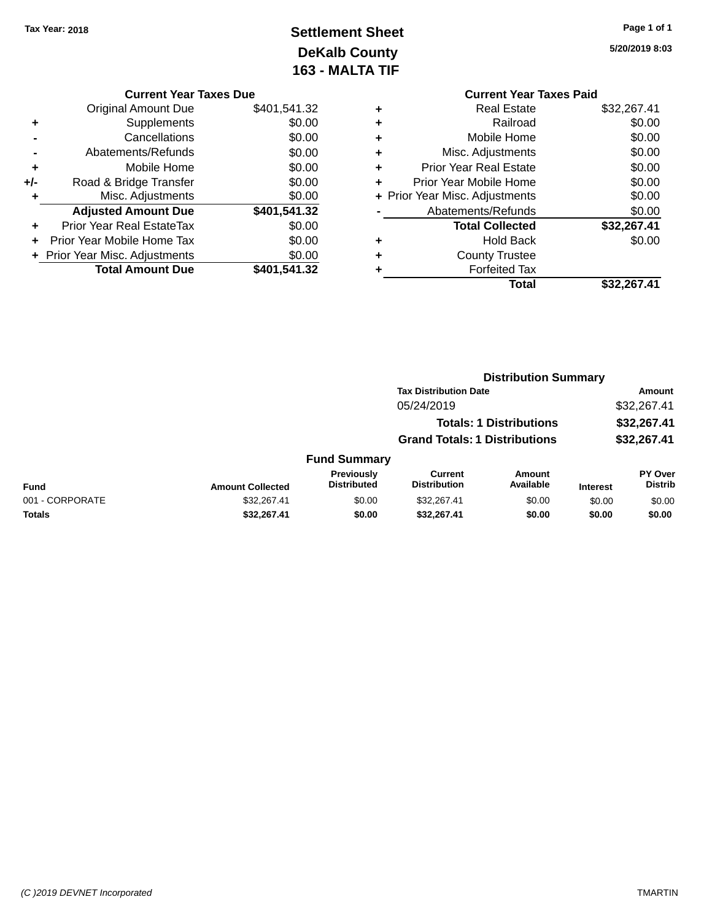Tax Year: 2018

# Settlement Sheet
## DeKalb County
## 163 - MALTA TIF

5/20/2019 8:03

### Current Year Taxes Due

| | | |
|---|---|---|
| | Original Amount Due | $401,541.32 |
| + | Supplements | $0.00 |
| - | Cancellations | $0.00 |
| - | Abatements/Refunds | $0.00 |
| + | Mobile Home | $0.00 |
| +/- | Road & Bridge Transfer | $0.00 |
| + | Misc. Adjustments | $0.00 |
| | **Adjusted Amount Due** | **$401,541.32** |
| + | Prior Year Real EstateTax | $0.00 |
| + | Prior Year Mobile Home Tax | $0.00 |
| + | Prior Year Misc. Adjustments | $0.00 |
| | **Total Amount Due** | **$401,541.32** |

### Current Year Taxes Paid

| | | |
|---|---|---|
| + | Real Estate | $32,267.41 |
| + | Railroad | $0.00 |
| + | Mobile Home | $0.00 |
| + | Misc. Adjustments | $0.00 |
| + | Prior Year Real Estate | $0.00 |
| + | Prior Year Mobile Home | $0.00 |
| + | Prior Year Misc. Adjustments | $0.00 |
| - | Abatements/Refunds | $0.00 |
| | **Total Collected** | **$32,267.41** |
| + | Hold Back | $0.00 |
| + | County Trustee | |
| + | Forfeited Tax | |
| | **Total** | **$32,267.41** |

### Distribution Summary

| Tax Distribution Date | Amount |
|---|---|
| 05/24/2019 | $32,267.41 |
| **Totals: 1 Distributions** | **$32,267.41** |
| **Grand Totals: 1 Distributions** | **$32,267.41** |

### Fund Summary

| Fund | Amount Collected | Previously Distributed | Current Distribution | Amount Available | Interest | PY Over Distrib |
|---|---|---|---|---|---|---|
| 001 - CORPORATE | $32,267.41 | $0.00 | $32,267.41 | $0.00 | $0.00 | $0.00 |
| **Totals** | **$32,267.41** | **$0.00** | **$32,267.41** | **$0.00** | **$0.00** | **$0.00** |

(C )2019 DEVNET Incorporated TMARTIN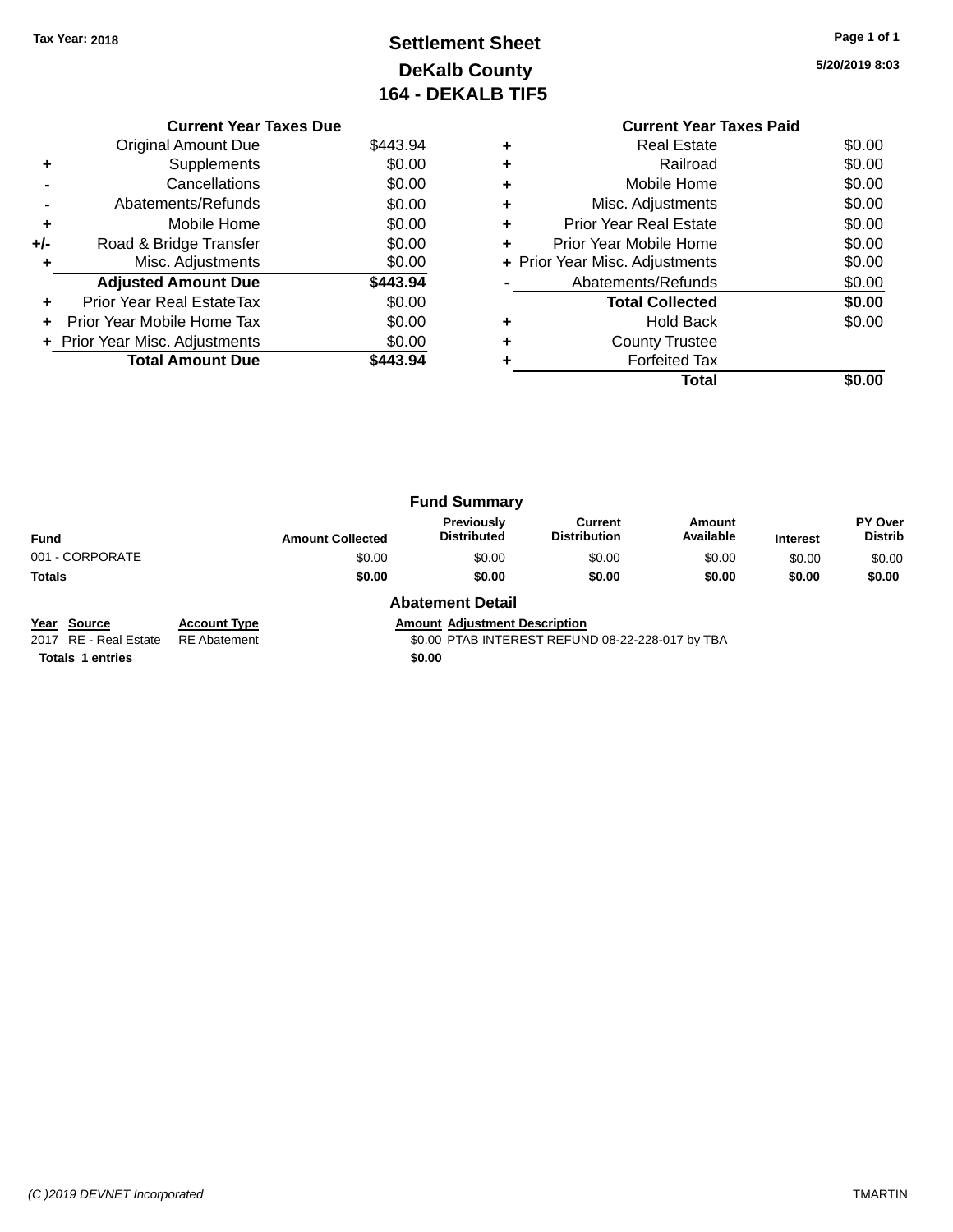Tax Year: 2018

# Settlement Sheet
## DeKalb County
## 164 - DEKALB TIF5

5/20/2019 8:03

### Current Year Taxes Due

| | | |
|---|---|---|
| | Original Amount Due | $443.94 |
| + | Supplements | $0.00 |
| - | Cancellations | $0.00 |
| - | Abatements/Refunds | $0.00 |
| + | Mobile Home | $0.00 |
| +/- | Road & Bridge Transfer | $0.00 |
| + | Misc. Adjustments | $0.00 |
| | **Adjusted Amount Due** | **$443.94** |
| + | Prior Year Real EstateTax | $0.00 |
| + | Prior Year Mobile Home Tax | $0.00 |
| + | Prior Year Misc. Adjustments | $0.00 |
| | **Total Amount Due** | **$443.94** |

### Current Year Taxes Paid

| | | |
|---|---|---|
| + | Real Estate | $0.00 |
| + | Railroad | $0.00 |
| + | Mobile Home | $0.00 |
| + | Misc. Adjustments | $0.00 |
| + | Prior Year Real Estate | $0.00 |
| + | Prior Year Mobile Home | $0.00 |
| + | Prior Year Misc. Adjustments | $0.00 |
| - | Abatements/Refunds | $0.00 |
| | **Total Collected** | **$0.00** |
| + | Hold Back | $0.00 |
| + | County Trustee | |
| + | Forfeited Tax | |
| | **Total** | **$0.00** |

### Fund Summary

| Fund | Amount Collected | Previously Distributed | Current Distribution | Amount Available | Interest | PY Over Distrib |
|---|---|---|---|---|---|---|
| 001 - CORPORATE | $0.00 | $0.00 | $0.00 | $0.00 | $0.00 | $0.00 |
| **Totals** | **$0.00** | **$0.00** | **$0.00** | **$0.00** | **$0.00** | **$0.00** |

### Abatement Detail

| Year | Source | Account Type | Amount | Adjustment Description |
|---|---|---|---|---|
| 2017 | RE - Real Estate | RE Abatement | $0.00 | PTAB INTEREST REFUND 08-22-228-017 by TBA |
| **Totals** | **1 entries** | | **$0.00** | |

(C )2019 DEVNET Incorporated TMARTIN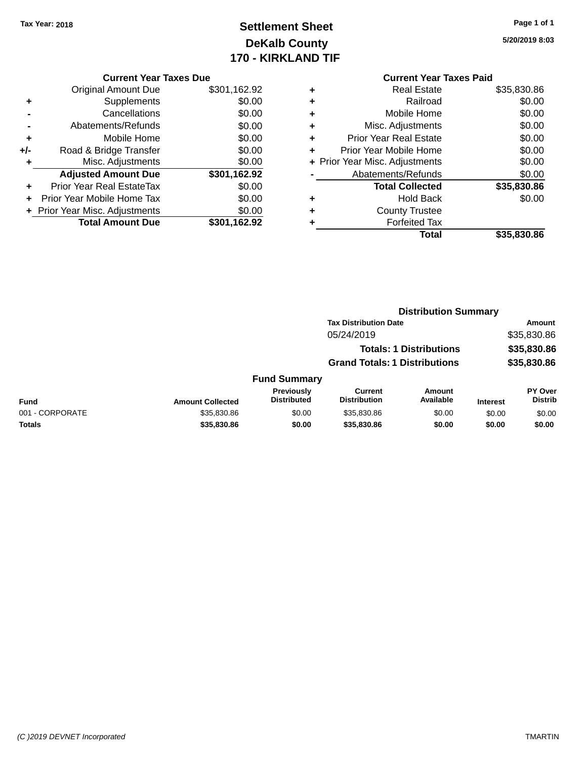**Tax Year: 2018**

# Settlement Sheet
## DeKalb County
## 170 - KIRKLAND TIF

5/20/2019 8:03

### Current Year Taxes Due

| | | |
|---|---|---|
| | Original Amount Due | $301,162.92 |
| + | Supplements | $0.00 |
| - | Cancellations | $0.00 |
| - | Abatements/Refunds | $0.00 |
| + | Mobile Home | $0.00 |
| +/- | Road & Bridge Transfer | $0.00 |
| + | Misc. Adjustments | $0.00 |
| | **Adjusted Amount Due** | **$301,162.92** |
| + | Prior Year Real EstateTax | $0.00 |
| + | Prior Year Mobile Home Tax | $0.00 |
| + | Prior Year Misc. Adjustments | $0.00 |
| | **Total Amount Due** | **$301,162.92** |

### Current Year Taxes Paid

| | | |
|---|---|---|
| + | Real Estate | $35,830.86 |
| + | Railroad | $0.00 |
| + | Mobile Home | $0.00 |
| + | Misc. Adjustments | $0.00 |
| + | Prior Year Real Estate | $0.00 |
| + | Prior Year Mobile Home | $0.00 |
| + | Prior Year Misc. Adjustments | $0.00 |
| - | Abatements/Refunds | $0.00 |
| | **Total Collected** | **$35,830.86** |
| + | Hold Back | $0.00 |
| + | County Trustee | |
| + | Forfeited Tax | |
| | **Total** | **$35,830.86** |

### Distribution Summary

| Tax Distribution Date | Amount |
|---|---|
| 05/24/2019 | $35,830.86 |
| **Totals: 1 Distributions** | **$35,830.86** |
| **Grand Totals: 1 Distributions** | **$35,830.86** |

### Fund Summary

| Fund | Amount Collected | Previously Distributed | Current Distribution | Amount Available | Interest | PY Over Distrib |
|---|---|---|---|---|---|---|
| 001 - CORPORATE | $35,830.86 | $0.00 | $35,830.86 | $0.00 | $0.00 | $0.00 |
| **Totals** | **$35,830.86** | **$0.00** | **$35,830.86** | **$0.00** | **$0.00** | **$0.00** |

*(C )2019 DEVNET Incorporated* TMARTIN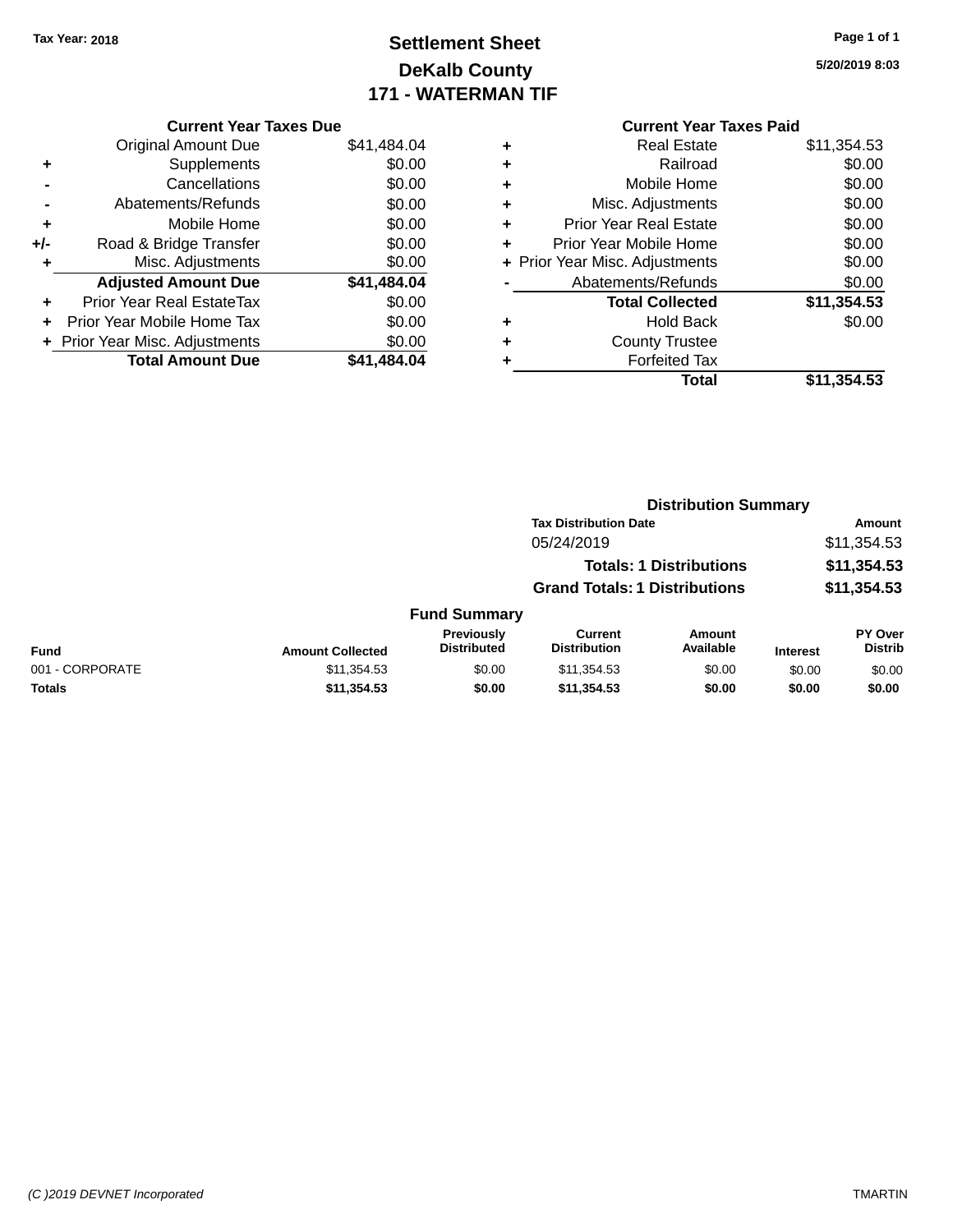Tax Year: 2018

# Settlement Sheet
## DeKalb County
## 171 - WATERMAN TIF

5/20/2019 8:03

### Current Year Taxes Due

| | | |
|---|---|---|
| | Original Amount Due | $41,484.04 |
| + | Supplements | $0.00 |
| - | Cancellations | $0.00 |
| - | Abatements/Refunds | $0.00 |
| + | Mobile Home | $0.00 |
| +/- | Road & Bridge Transfer | $0.00 |
| + | Misc. Adjustments | $0.00 |
| | **Adjusted Amount Due** | **$41,484.04** |
| + | Prior Year Real EstateTax | $0.00 |
| + | Prior Year Mobile Home Tax | $0.00 |
| + | Prior Year Misc. Adjustments | $0.00 |
| | **Total Amount Due** | **$41,484.04** |

### Current Year Taxes Paid

| | | |
|---|---|---|
| + | Real Estate | $11,354.53 |
| + | Railroad | $0.00 |
| + | Mobile Home | $0.00 |
| + | Misc. Adjustments | $0.00 |
| + | Prior Year Real Estate | $0.00 |
| + | Prior Year Mobile Home | $0.00 |
| + | Prior Year Misc. Adjustments | $0.00 |
| - | Abatements/Refunds | $0.00 |
| | **Total Collected** | **$11,354.53** |
| + | Hold Back | $0.00 |
| + | County Trustee | |
| + | Forfeited Tax | |
| | **Total** | **$11,354.53** |

### Distribution Summary

| Tax Distribution Date | Amount |
|---|---|
| 05/24/2019 | $11,354.53 |
| **Totals: 1 Distributions** | **$11,354.53** |
| **Grand Totals: 1 Distributions** | **$11,354.53** |

### Fund Summary

| Fund | Amount Collected | Previously Distributed | Current Distribution | Amount Available | Interest | PY Over Distrib |
|---|---|---|---|---|---|---|
| 001 - CORPORATE | $11,354.53 | $0.00 | $11,354.53 | $0.00 | $0.00 | $0.00 |
| **Totals** | **$11,354.53** | **$0.00** | **$11,354.53** | **$0.00** | **$0.00** | **$0.00** |

(C )2019 DEVNET Incorporated TMARTIN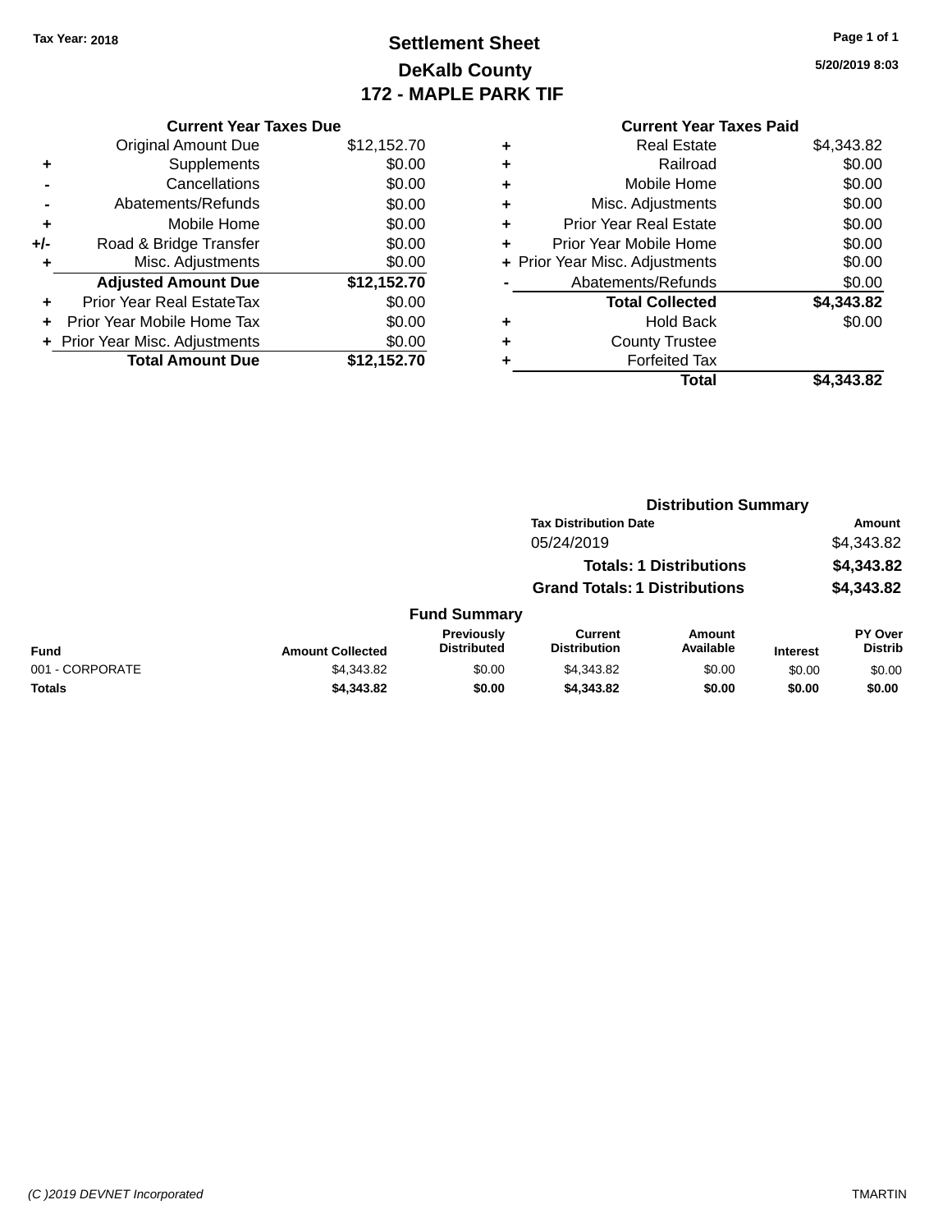Tax Year: 2018

# Settlement Sheet
## DeKalb County
## 172 - MAPLE PARK TIF

5/20/2019 8:03

### Current Year Taxes Due

| | | |
|---|---|---|
| | Original Amount Due | $12,152.70 |
| + | Supplements | $0.00 |
| - | Cancellations | $0.00 |
| - | Abatements/Refunds | $0.00 |
| + | Mobile Home | $0.00 |
| +/- | Road & Bridge Transfer | $0.00 |
| + | Misc. Adjustments | $0.00 |
| | **Adjusted Amount Due** | **$12,152.70** |
| + | Prior Year Real EstateTax | $0.00 |
| + | Prior Year Mobile Home Tax | $0.00 |
| + | Prior Year Misc. Adjustments | $0.00 |
| | **Total Amount Due** | **$12,152.70** |

### Current Year Taxes Paid

| | | |
|---|---|---|
| + | Real Estate | $4,343.82 |
| + | Railroad | $0.00 |
| + | Mobile Home | $0.00 |
| + | Misc. Adjustments | $0.00 |
| + | Prior Year Real Estate | $0.00 |
| + | Prior Year Mobile Home | $0.00 |
| + | Prior Year Misc. Adjustments | $0.00 |
| - | Abatements/Refunds | $0.00 |
| | **Total Collected** | **$4,343.82** |
| + | Hold Back | $0.00 |
| + | County Trustee | |
| + | Forfeited Tax | |
| | **Total** | **$4,343.82** |

### Distribution Summary

| Tax Distribution Date | Amount |
|---|---|
| 05/24/2019 | $4,343.82 |
| **Totals: 1 Distributions** | **$4,343.82** |
| **Grand Totals: 1 Distributions** | **$4,343.82** |

### Fund Summary

| Fund | Amount Collected | Previously Distributed | Current Distribution | Amount Available | Interest | PY Over Distrib |
|---|---|---|---|---|---|---|
| 001 - CORPORATE | $4,343.82 | $0.00 | $4,343.82 | $0.00 | $0.00 | $0.00 |
| **Totals** | **$4,343.82** | **$0.00** | **$4,343.82** | **$0.00** | **$0.00** | **$0.00** |

(C )2019 DEVNET Incorporated TMARTIN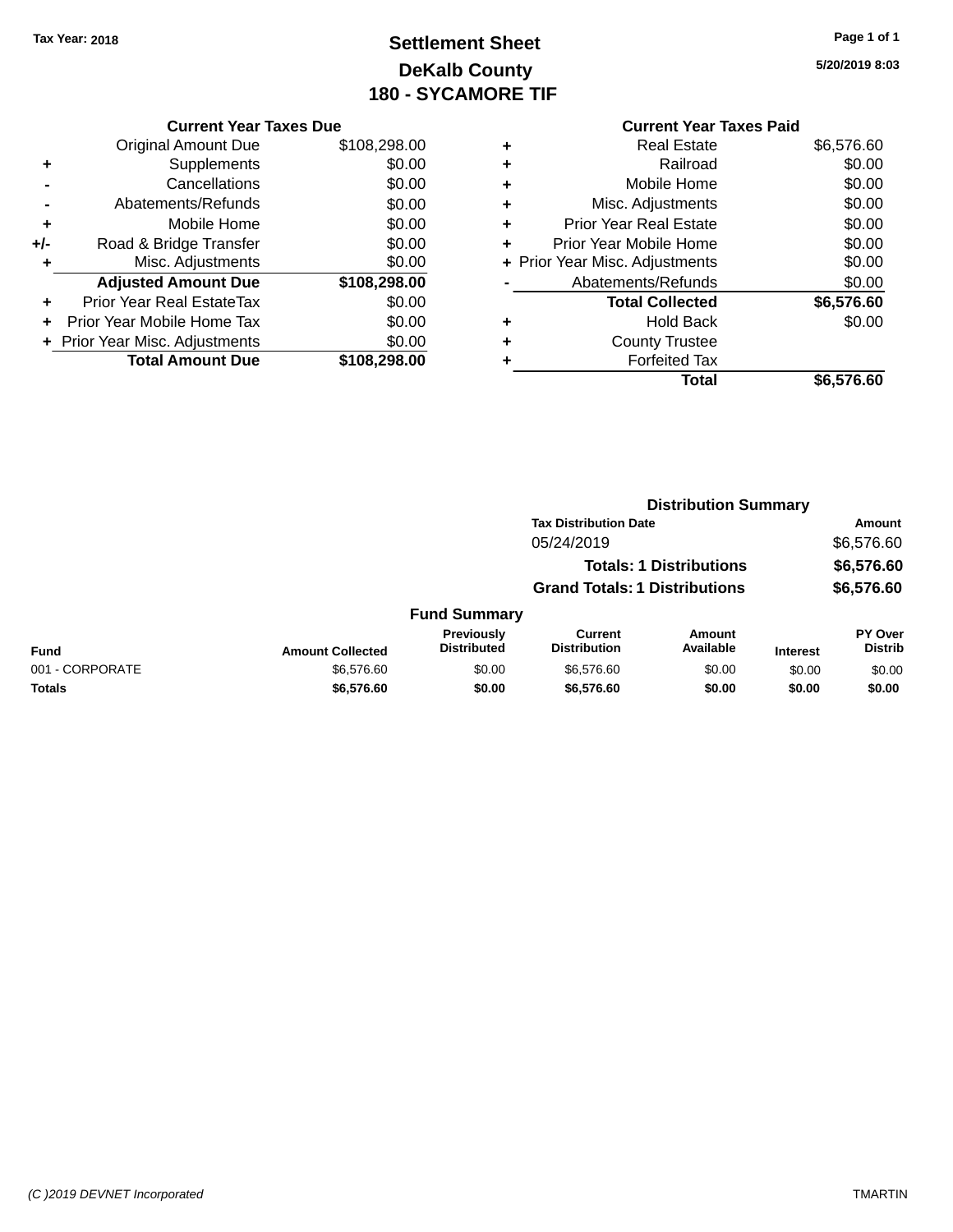Tax Year: 2018

# Settlement Sheet
## DeKalb County
## 180 - SYCAMORE TIF

5/20/2019 8:03

### Current Year Taxes Due

| | | |
|---|---|---|
| | Original Amount Due | $108,298.00 |
| + | Supplements | $0.00 |
| - | Cancellations | $0.00 |
| - | Abatements/Refunds | $0.00 |
| + | Mobile Home | $0.00 |
| +/- | Road & Bridge Transfer | $0.00 |
| + | Misc. Adjustments | $0.00 |
| | **Adjusted Amount Due** | **$108,298.00** |
| + | Prior Year Real EstateTax | $0.00 |
| + | Prior Year Mobile Home Tax | $0.00 |
| + | Prior Year Misc. Adjustments | $0.00 |
| | **Total Amount Due** | **$108,298.00** |

### Current Year Taxes Paid

| | | |
|---|---|---|
| + | Real Estate | $6,576.60 |
| + | Railroad | $0.00 |
| + | Mobile Home | $0.00 |
| + | Misc. Adjustments | $0.00 |
| + | Prior Year Real Estate | $0.00 |
| + | Prior Year Mobile Home | $0.00 |
| + | Prior Year Misc. Adjustments | $0.00 |
| - | Abatements/Refunds | $0.00 |
| | **Total Collected** | **$6,576.60** |
| + | Hold Back | $0.00 |
| + | County Trustee | |
| + | Forfeited Tax | |
| | **Total** | **$6,576.60** |

### Distribution Summary

| Tax Distribution Date | Amount |
|---|---|
| 05/24/2019 | $6,576.60 |
| **Totals: 1 Distributions** | **$6,576.60** |
| **Grand Totals: 1 Distributions** | **$6,576.60** |

### Fund Summary

| Fund | Amount Collected | Previously Distributed | Current Distribution | Amount Available | Interest | PY Over Distrib |
|---|---|---|---|---|---|---|
| 001 - CORPORATE | $6,576.60 | $0.00 | $6,576.60 | $0.00 | $0.00 | $0.00 |
| **Totals** | **$6,576.60** | **$0.00** | **$6,576.60** | **$0.00** | **$0.00** | **$0.00** |

(C )2019 DEVNET Incorporated

TMARTIN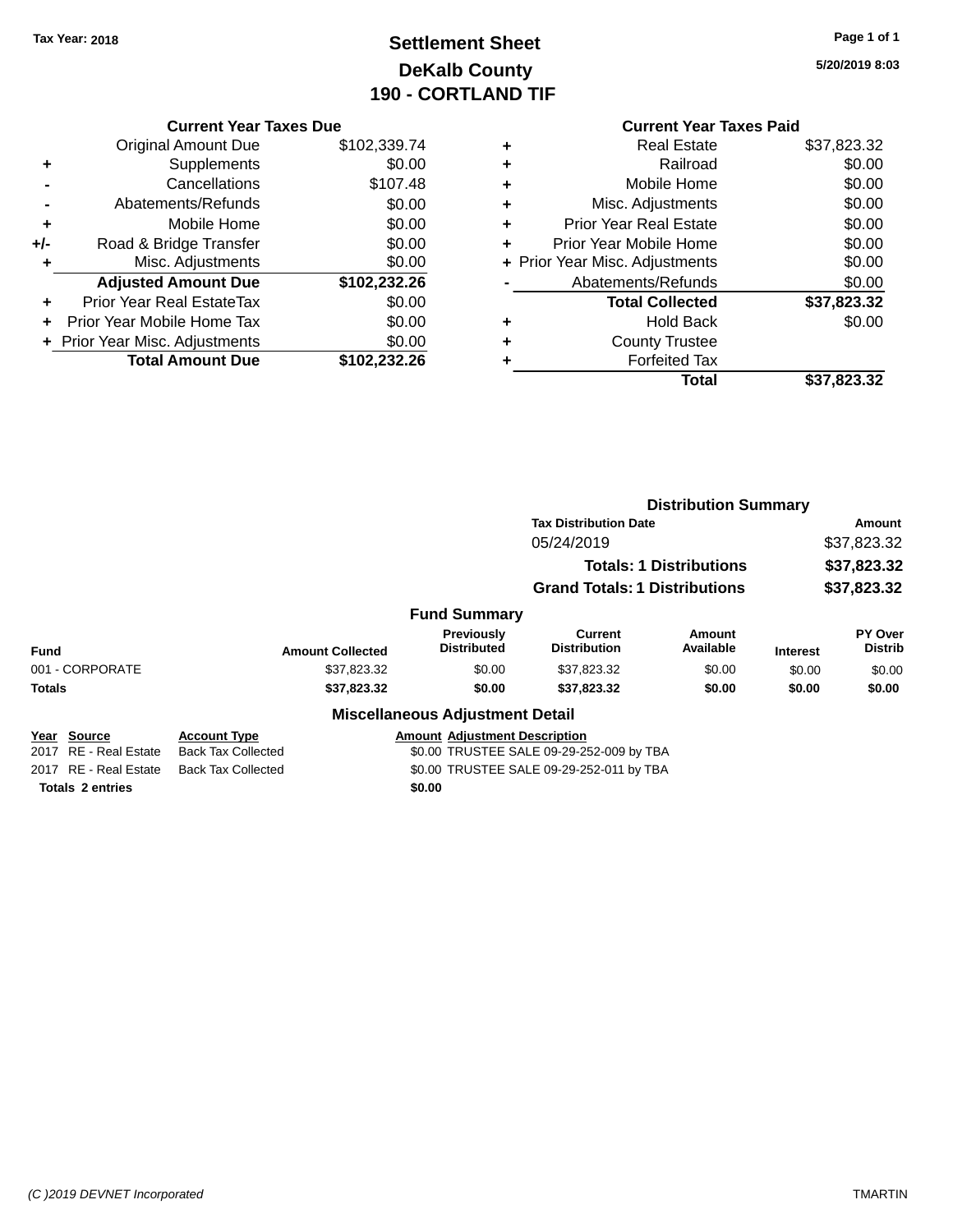Tax Year: 2018

# Settlement Sheet

## DeKalb County

## 190 - CORTLAND TIF

5/20/2019 8:03

### Current Year Taxes Due

| | | |
|---|---|---|
| | Original Amount Due | $102,339.74 |
| + | Supplements | $0.00 |
| - | Cancellations | $107.48 |
| - | Abatements/Refunds | $0.00 |
| + | Mobile Home | $0.00 |
| +/- | Road & Bridge Transfer | $0.00 |
| + | Misc. Adjustments | $0.00 |
| | **Adjusted Amount Due** | **$102,232.26** |
| + | Prior Year Real EstateTax | $0.00 |
| + | Prior Year Mobile Home Tax | $0.00 |
| + | Prior Year Misc. Adjustments | $0.00 |
| | **Total Amount Due** | **$102,232.26** |

### Current Year Taxes Paid

| | | |
|---|---|---|
| + | Real Estate | $37,823.32 |
| + | Railroad | $0.00 |
| + | Mobile Home | $0.00 |
| + | Misc. Adjustments | $0.00 |
| + | Prior Year Real Estate | $0.00 |
| + | Prior Year Mobile Home | $0.00 |
| + | Prior Year Misc. Adjustments | $0.00 |
| - | Abatements/Refunds | $0.00 |
| | **Total Collected** | **$37,823.32** |
| + | Hold Back | $0.00 |
| + | County Trustee | |
| + | Forfeited Tax | |
| | **Total** | **$37,823.32** |

### Distribution Summary

| Tax Distribution Date | Amount |
|---|---|
| 05/24/2019 | $37,823.32 |
| **Totals: 1 Distributions** | **$37,823.32** |
| **Grand Totals: 1 Distributions** | **$37,823.32** |

### Fund Summary

| Fund | Amount Collected | Previously Distributed | Current Distribution | Amount Available | Interest | PY Over Distrib |
|---|---|---|---|---|---|---|
| 001 - CORPORATE | $37,823.32 | $0.00 | $37,823.32 | $0.00 | $0.00 | $0.00 |
| **Totals** | **$37,823.32** | **$0.00** | **$37,823.32** | **$0.00** | **$0.00** | **$0.00** |

### Miscellaneous Adjustment Detail

| Year | Source | Account Type | Amount | Adjustment Description |
|---|---|---|---|---|
| 2017 | RE - Real Estate | Back Tax Collected | $0.00 | TRUSTEE SALE 09-29-252-009 by TBA |
| 2017 | RE - Real Estate | Back Tax Collected | $0.00 | TRUSTEE SALE 09-29-252-011 by TBA |
| **Totals** | **2 entries** | | **$0.00** | |

(C )2019 DEVNET Incorporated TMARTIN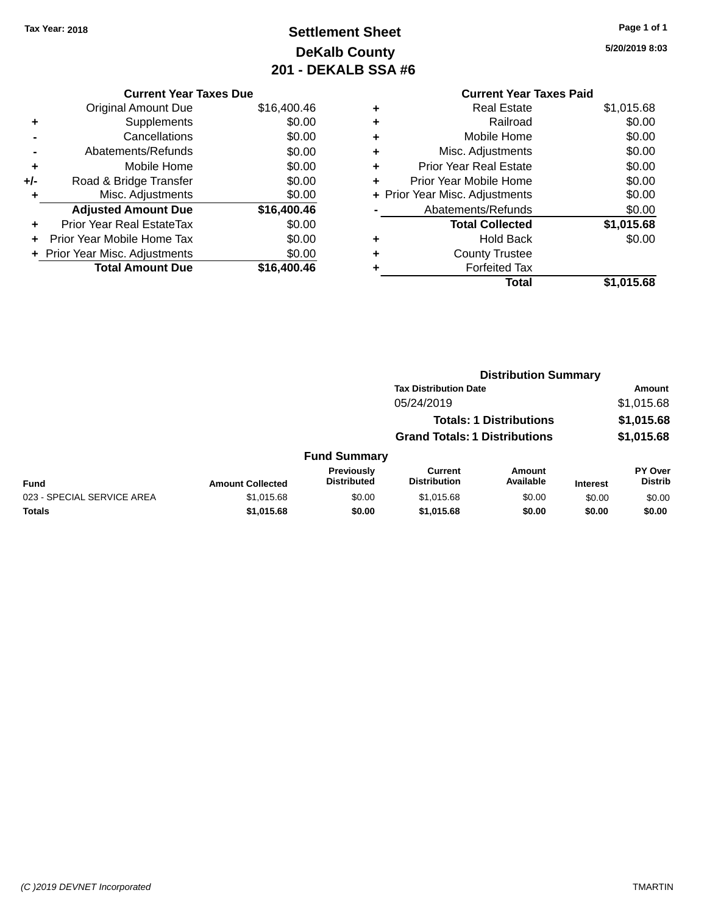Tax Year: 2018

# Settlement Sheet
## DeKalb County
## 201 - DEKALB SSA #6

5/20/2019 8:03

### Current Year Taxes Due

| | | |
|---|---|---|
| | Original Amount Due | $16,400.46 |
| + | Supplements | $0.00 |
| - | Cancellations | $0.00 |
| - | Abatements/Refunds | $0.00 |
| + | Mobile Home | $0.00 |
| +/- | Road & Bridge Transfer | $0.00 |
| + | Misc. Adjustments | $0.00 |
| | **Adjusted Amount Due** | **$16,400.46** |
| + | Prior Year Real EstateTax | $0.00 |
| + | Prior Year Mobile Home Tax | $0.00 |
| + | Prior Year Misc. Adjustments | $0.00 |
| | **Total Amount Due** | **$16,400.46** |

### Current Year Taxes Paid

| | | |
|---|---|---|
| + | Real Estate | $1,015.68 |
| + | Railroad | $0.00 |
| + | Mobile Home | $0.00 |
| + | Misc. Adjustments | $0.00 |
| + | Prior Year Real Estate | $0.00 |
| + | Prior Year Mobile Home | $0.00 |
| + | Prior Year Misc. Adjustments | $0.00 |
| - | Abatements/Refunds | $0.00 |
| | **Total Collected** | **$1,015.68** |
| + | Hold Back | $0.00 |
| + | County Trustee | |
| + | Forfeited Tax | |
| | **Total** | **$1,015.68** |

### Distribution Summary

| Tax Distribution Date | Amount |
|---|---|
| 05/24/2019 | $1,015.68 |
| **Totals: 1 Distributions** | **$1,015.68** |
| **Grand Totals: 1 Distributions** | **$1,015.68** |

### Fund Summary

| Fund | Amount Collected | Previously Distributed | Current Distribution | Amount Available | Interest | PY Over Distrib |
|---|---|---|---|---|---|---|
| 023 - SPECIAL SERVICE AREA | $1,015.68 | $0.00 | $1,015.68 | $0.00 | $0.00 | $0.00 |
| **Totals** | **$1,015.68** | **$0.00** | **$1,015.68** | **$0.00** | **$0.00** | **$0.00** |

(C )2019 DEVNET Incorporated TMARTIN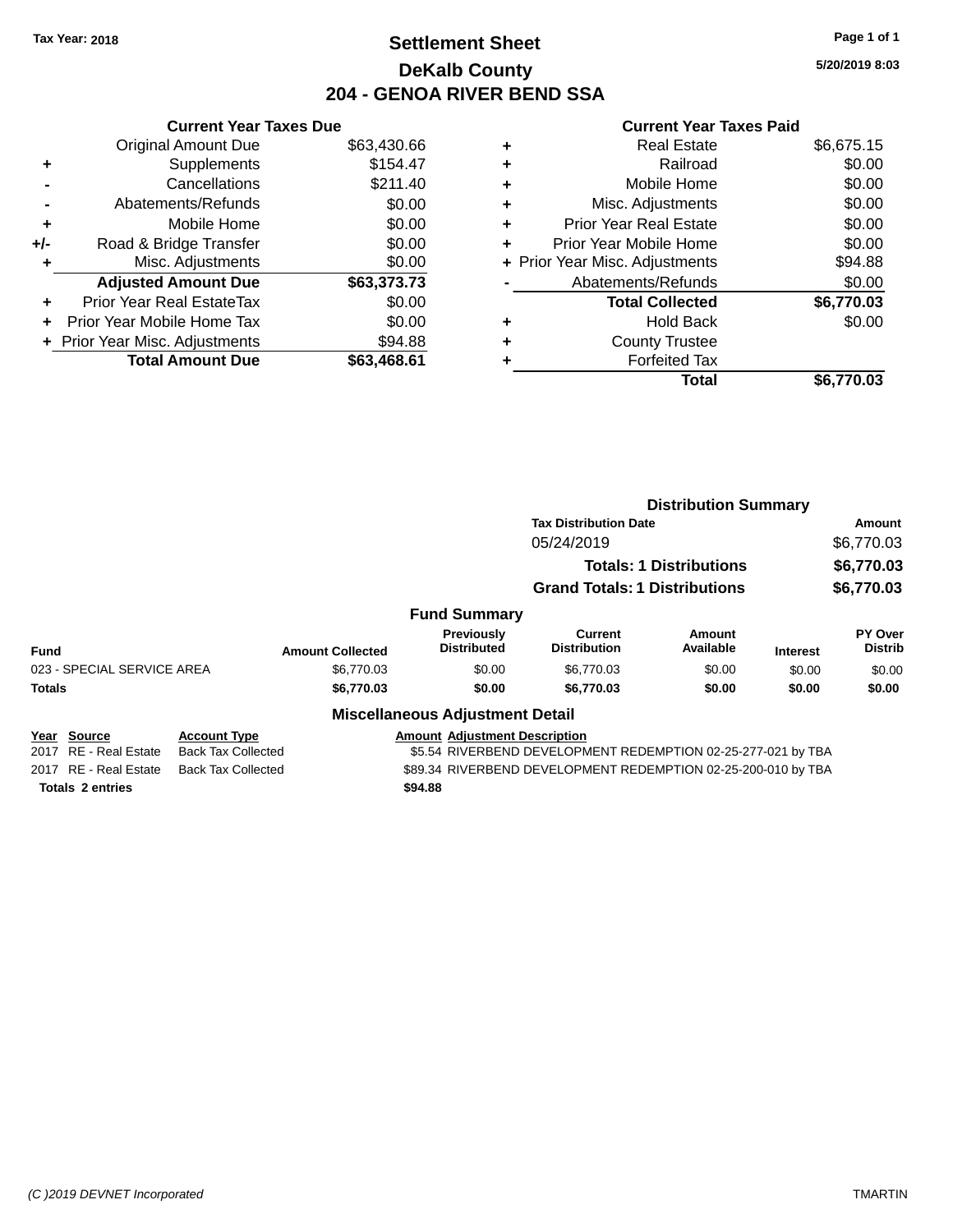Tax Year: 2018

# Settlement Sheet

## DeKalb County

## 204 - GENOA RIVER BEND SSA

5/20/2019 8:03

### Current Year Taxes Due

| | | |
|---|---|---|
| | Original Amount Due | $63,430.66 |
| + | Supplements | $154.47 |
| - | Cancellations | $211.40 |
| - | Abatements/Refunds | $0.00 |
| + | Mobile Home | $0.00 |
| +/- | Road & Bridge Transfer | $0.00 |
| + | Misc. Adjustments | $0.00 |
| | **Adjusted Amount Due** | **$63,373.73** |
| + | Prior Year Real EstateTax | $0.00 |
| + | Prior Year Mobile Home Tax | $0.00 |
| + | Prior Year Misc. Adjustments | $94.88 |
| | **Total Amount Due** | **$63,468.61** |

### Current Year Taxes Paid

| | | |
|---|---|---|
| + | Real Estate | $6,675.15 |
| + | Railroad | $0.00 |
| + | Mobile Home | $0.00 |
| + | Misc. Adjustments | $0.00 |
| + | Prior Year Real Estate | $0.00 |
| + | Prior Year Mobile Home | $0.00 |
| + | Prior Year Misc. Adjustments | $94.88 |
| - | Abatements/Refunds | $0.00 |
| | **Total Collected** | **$6,770.03** |
| + | Hold Back | $0.00 |
| + | County Trustee | |
| + | Forfeited Tax | |
| | **Total** | **$6,770.03** |

### Distribution Summary

| Tax Distribution Date | Amount |
|---|---|
| 05/24/2019 | $6,770.03 |
| **Totals: 1 Distributions** | **$6,770.03** |
| **Grand Totals: 1 Distributions** | **$6,770.03** |

### Fund Summary

| Fund | Amount Collected | Previously Distributed | Current Distribution | Amount Available | Interest | PY Over Distrib |
|---|---|---|---|---|---|---|
| 023 - SPECIAL SERVICE AREA | $6,770.03 | $0.00 | $6,770.03 | $0.00 | $0.00 | $0.00 |
| **Totals** | **$6,770.03** | **$0.00** | **$6,770.03** | **$0.00** | **$0.00** | **$0.00** |

### Miscellaneous Adjustment Detail

| Year | Source | Account Type | Amount | Adjustment Description |
|---|---|---|---|---|
| 2017 | RE - Real Estate | Back Tax Collected | $5.54 | RIVERBEND DEVELOPMENT REDEMPTION 02-25-277-021 by TBA |
| 2017 | RE - Real Estate | Back Tax Collected | $89.34 | RIVERBEND DEVELOPMENT REDEMPTION 02-25-200-010 by TBA |
| **Totals** | **2 entries** | | **$94.88** | |

(C )2019 DEVNET Incorporated TMARTIN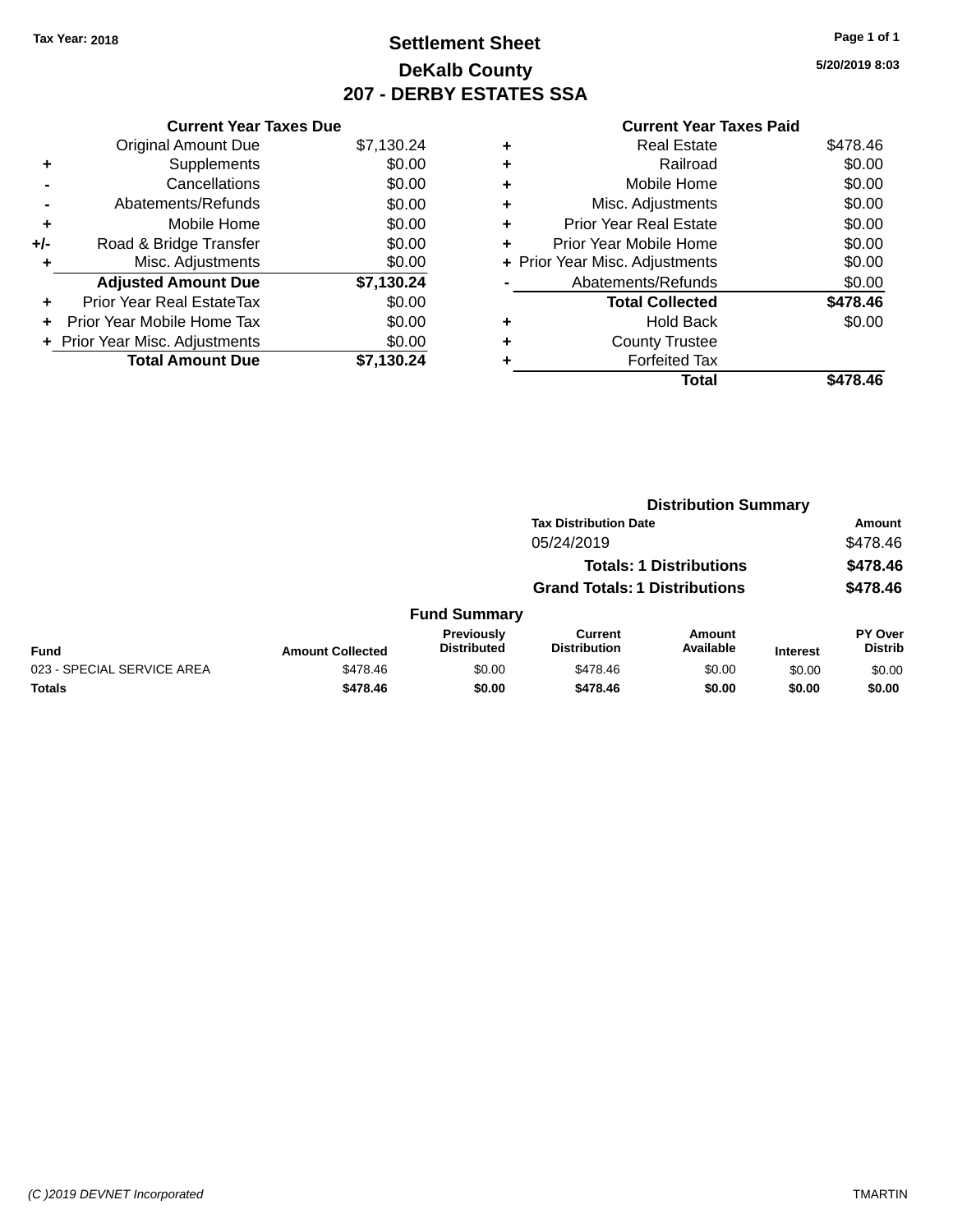Tax Year: 2018

# Settlement Sheet

## DeKalb County

## 207 - DERBY ESTATES SSA

5/20/2019 8:03

### Current Year Taxes Due

| | | |
|---|---|---|
| | Original Amount Due | $7,130.24 |
| + | Supplements | $0.00 |
| - | Cancellations | $0.00 |
| - | Abatements/Refunds | $0.00 |
| + | Mobile Home | $0.00 |
| +/- | Road & Bridge Transfer | $0.00 |
| + | Misc. Adjustments | $0.00 |
| | **Adjusted Amount Due** | **$7,130.24** |
| + | Prior Year Real EstateTax | $0.00 |
| + | Prior Year Mobile Home Tax | $0.00 |
| + | Prior Year Misc. Adjustments | $0.00 |
| | **Total Amount Due** | **$7,130.24** |

### Current Year Taxes Paid

| | | |
|---|---|---|
| + | Real Estate | $478.46 |
| + | Railroad | $0.00 |
| + | Mobile Home | $0.00 |
| + | Misc. Adjustments | $0.00 |
| + | Prior Year Real Estate | $0.00 |
| + | Prior Year Mobile Home | $0.00 |
| + | Prior Year Misc. Adjustments | $0.00 |
| - | Abatements/Refunds | $0.00 |
| | **Total Collected** | **$478.46** |
| + | Hold Back | $0.00 |
| + | County Trustee | |
| + | Forfeited Tax | |
| | **Total** | **$478.46** |

### Distribution Summary

| Tax Distribution Date | Amount |
|---|---|
| 05/24/2019 | $478.46 |
| **Totals: 1 Distributions** | **$478.46** |
| **Grand Totals: 1 Distributions** | **$478.46** |

### Fund Summary

| Fund | Amount Collected | Previously Distributed | Current Distribution | Amount Available | Interest | PY Over Distrib |
|---|---|---|---|---|---|---|
| 023 - SPECIAL SERVICE AREA | $478.46 | $0.00 | $478.46 | $0.00 | $0.00 | $0.00 |
| **Totals** | **$478.46** | **$0.00** | **$478.46** | **$0.00** | **$0.00** | **$0.00** |

(C )2019 DEVNET Incorporated — TMARTIN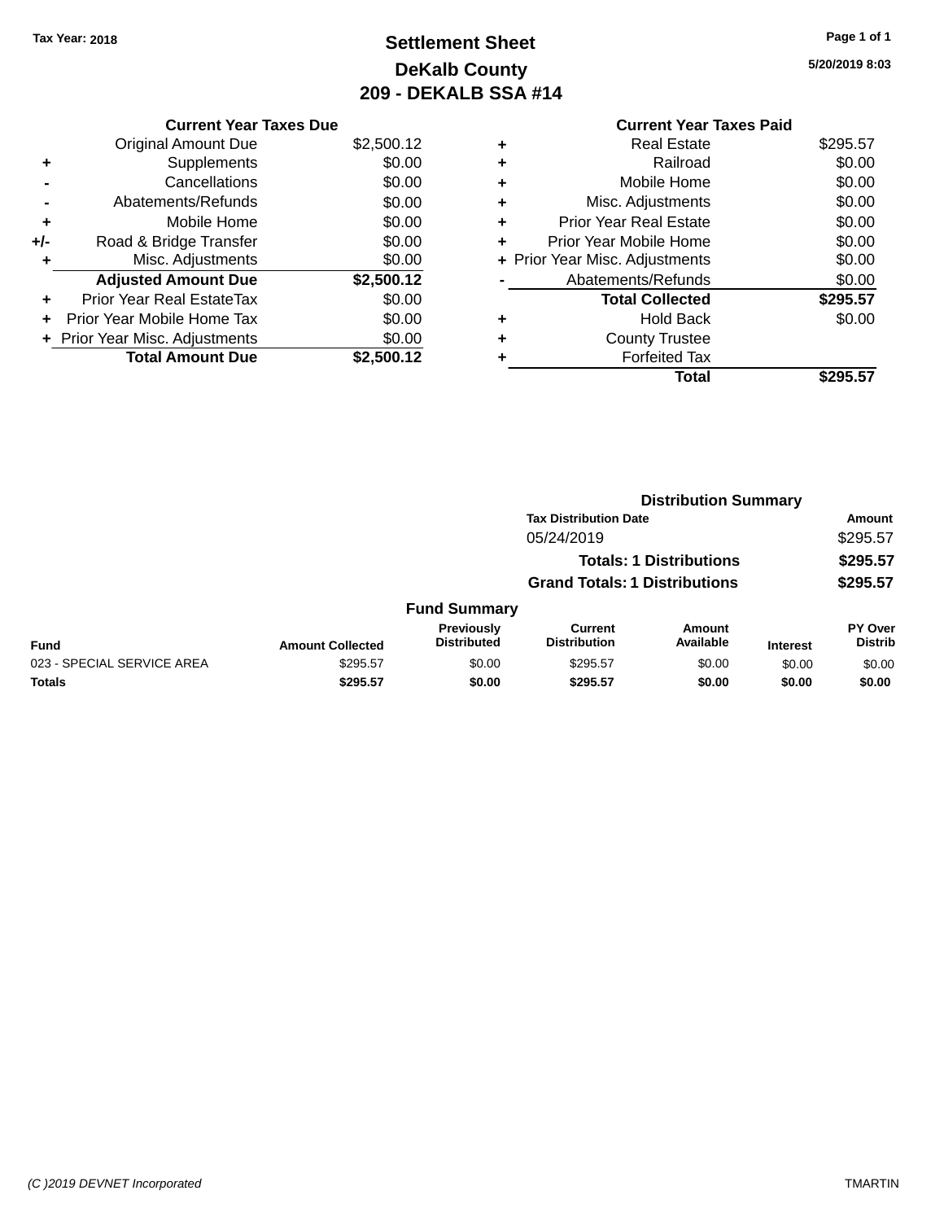Tax Year: 2018

# Settlement Sheet
## DeKalb County
## 209 - DEKALB SSA #14

5/20/2019 8:03

### Current Year Taxes Due

| | | |
|---|---|---|
| | Original Amount Due | $2,500.12 |
| + | Supplements | $0.00 |
| - | Cancellations | $0.00 |
| - | Abatements/Refunds | $0.00 |
| + | Mobile Home | $0.00 |
| +/- | Road & Bridge Transfer | $0.00 |
| + | Misc. Adjustments | $0.00 |
| | **Adjusted Amount Due** | **$2,500.12** |
| + | Prior Year Real EstateTax | $0.00 |
| + | Prior Year Mobile Home Tax | $0.00 |
| + | Prior Year Misc. Adjustments | $0.00 |
| | **Total Amount Due** | **$2,500.12** |

### Current Year Taxes Paid

| | | |
|---|---|---|
| + | Real Estate | $295.57 |
| + | Railroad | $0.00 |
| + | Mobile Home | $0.00 |
| + | Misc. Adjustments | $0.00 |
| + | Prior Year Real Estate | $0.00 |
| + | Prior Year Mobile Home | $0.00 |
| + | Prior Year Misc. Adjustments | $0.00 |
| - | Abatements/Refunds | $0.00 |
| | **Total Collected** | **$295.57** |
| + | Hold Back | $0.00 |
| + | County Trustee | |
| + | Forfeited Tax | |
| | **Total** | **$295.57** |

### Distribution Summary

| Tax Distribution Date | Amount |
|---|---|
| 05/24/2019 | $295.57 |
| **Totals: 1 Distributions** | **$295.57** |
| **Grand Totals: 1 Distributions** | **$295.57** |

### Fund Summary

| Fund | Amount Collected | Previously Distributed | Current Distribution | Amount Available | Interest | PY Over Distrib |
|---|---|---|---|---|---|---|
| 023 - SPECIAL SERVICE AREA | $295.57 | $0.00 | $295.57 | $0.00 | $0.00 | $0.00 |
| **Totals** | **$295.57** | **$0.00** | **$295.57** | **$0.00** | **$0.00** | **$0.00** |

(C )2019 DEVNET Incorporated — TMARTIN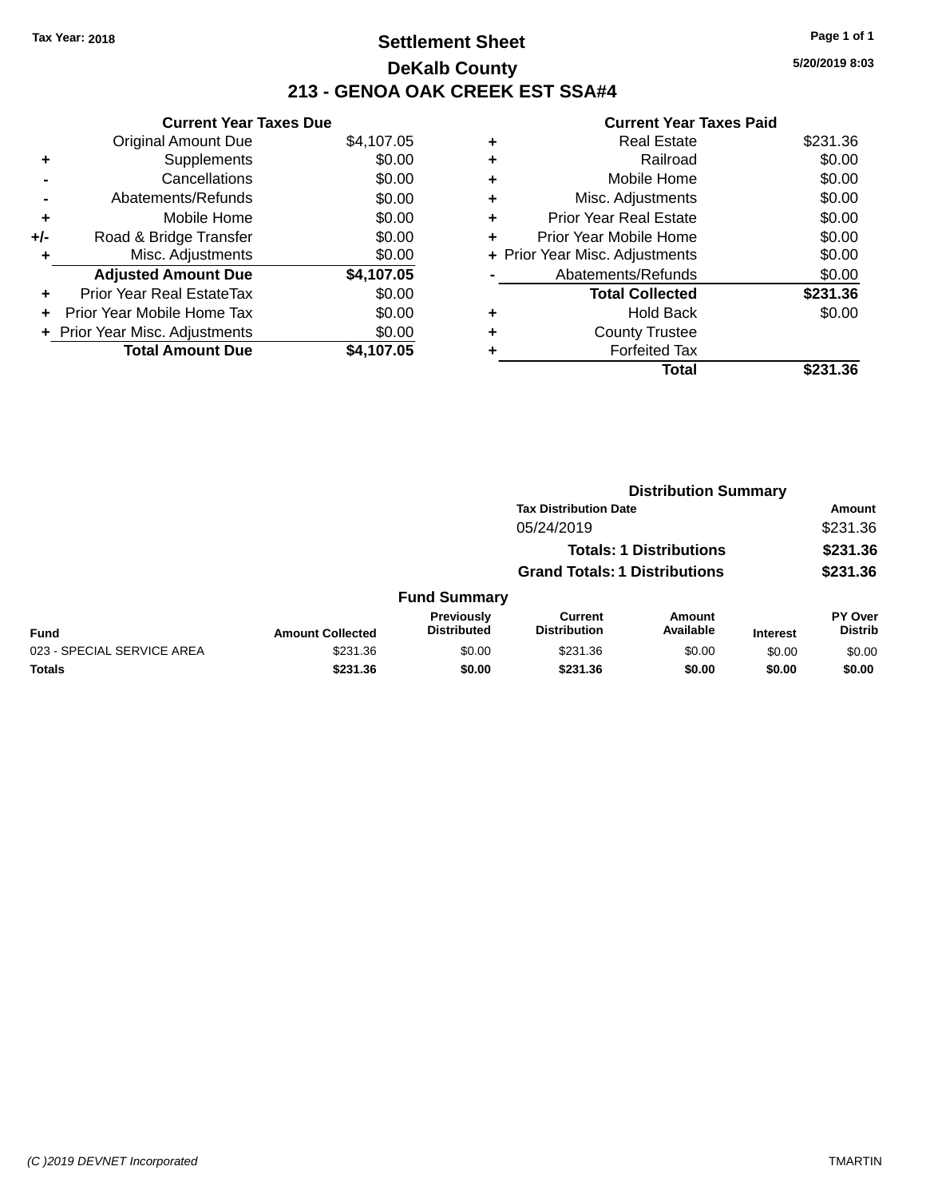**Tax Year: 2018**

# Settlement Sheet

## DeKalb County

## 213 - GENOA OAK CREEK EST SSA#4

**5/20/2019 8:03**

### Current Year Taxes Due

| | | |
|---|---|---|
| | Original Amount Due | $4,107.05 |
| + | Supplements | $0.00 |
| - | Cancellations | $0.00 |
| - | Abatements/Refunds | $0.00 |
| + | Mobile Home | $0.00 |
| +/- | Road & Bridge Transfer | $0.00 |
| + | Misc. Adjustments | $0.00 |
| | **Adjusted Amount Due** | **$4,107.05** |
| + | Prior Year Real EstateTax | $0.00 |
| + | Prior Year Mobile Home Tax | $0.00 |
| + | Prior Year Misc. Adjustments | $0.00 |
| | **Total Amount Due** | **$4,107.05** |

### Current Year Taxes Paid

| | | |
|---|---|---|
| + | Real Estate | $231.36 |
| + | Railroad | $0.00 |
| + | Mobile Home | $0.00 |
| + | Misc. Adjustments | $0.00 |
| + | Prior Year Real Estate | $0.00 |
| + | Prior Year Mobile Home | $0.00 |
| + | Prior Year Misc. Adjustments | $0.00 |
| - | Abatements/Refunds | $0.00 |
| | **Total Collected** | **$231.36** |
| + | Hold Back | $0.00 |
| + | County Trustee | |
| + | Forfeited Tax | |
| | **Total** | **$231.36** |

### Distribution Summary

| Tax Distribution Date | Amount |
|---|---|
| 05/24/2019 | $231.36 |
| **Totals: 1 Distributions** | **$231.36** |
| **Grand Totals: 1 Distributions** | **$231.36** |

### Fund Summary

| Fund | Amount Collected | Previously Distributed | Current Distribution | Amount Available | Interest | PY Over Distrib |
|---|---|---|---|---|---|---|
| 023 - SPECIAL SERVICE AREA | $231.36 | $0.00 | $231.36 | $0.00 | $0.00 | $0.00 |
| **Totals** | **$231.36** | **$0.00** | **$231.36** | **$0.00** | **$0.00** | **$0.00** |

*(C )2019 DEVNET Incorporated* TMARTIN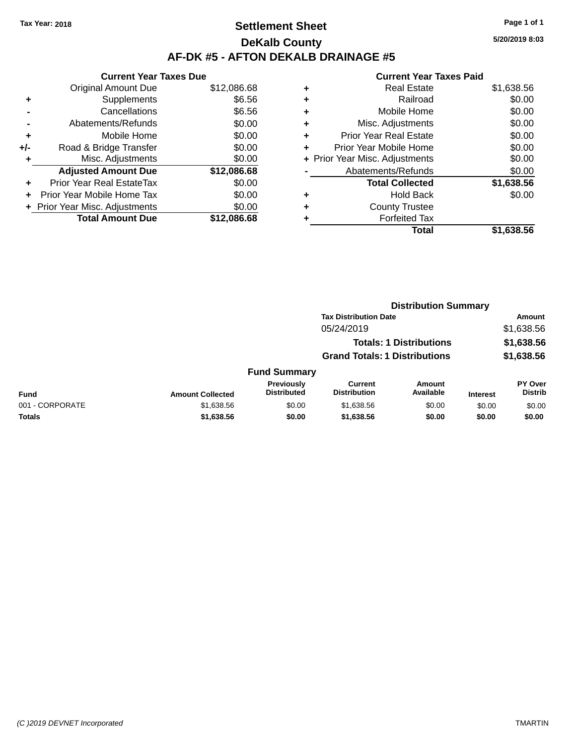Tax Year: 2018

# Settlement Sheet

## DeKalb County

## AF-DK #5 - AFTON DEKALB DRAINAGE #5

5/20/2019 8:03

### Current Year Taxes Due

| | | |
|---|---|---|
| | Original Amount Due | $12,086.68 |
| + | Supplements | $6.56 |
| - | Cancellations | $6.56 |
| - | Abatements/Refunds | $0.00 |
| + | Mobile Home | $0.00 |
| +/- | Road & Bridge Transfer | $0.00 |
| + | Misc. Adjustments | $0.00 |
| | **Adjusted Amount Due** | **$12,086.68** |
| + | Prior Year Real EstateTax | $0.00 |
| + | Prior Year Mobile Home Tax | $0.00 |
| + | Prior Year Misc. Adjustments | $0.00 |
| | **Total Amount Due** | **$12,086.68** |

### Current Year Taxes Paid

| | | |
|---|---|---|
| + | Real Estate | $1,638.56 |
| + | Railroad | $0.00 |
| + | Mobile Home | $0.00 |
| + | Misc. Adjustments | $0.00 |
| + | Prior Year Real Estate | $0.00 |
| + | Prior Year Mobile Home | $0.00 |
| + | Prior Year Misc. Adjustments | $0.00 |
| - | Abatements/Refunds | $0.00 |
| | **Total Collected** | **$1,638.56** |
| + | Hold Back | $0.00 |
| + | County Trustee | |
| + | Forfeited Tax | |
| | **Total** | **$1,638.56** |

### Distribution Summary

| Tax Distribution Date | Amount |
|---|---|
| 05/24/2019 | $1,638.56 |
| **Totals: 1 Distributions** | **$1,638.56** |
| **Grand Totals: 1 Distributions** | **$1,638.56** |

### Fund Summary

| Fund | Amount Collected | Previously Distributed | Current Distribution | Amount Available | Interest | PY Over Distrib |
|---|---|---|---|---|---|---|
| 001 - CORPORATE | $1,638.56 | $0.00 | $1,638.56 | $0.00 | $0.00 | $0.00 |
| **Totals** | **$1,638.56** | **$0.00** | **$1,638.56** | **$0.00** | **$0.00** | **$0.00** |

(C )2019 DEVNET Incorporated — TMARTIN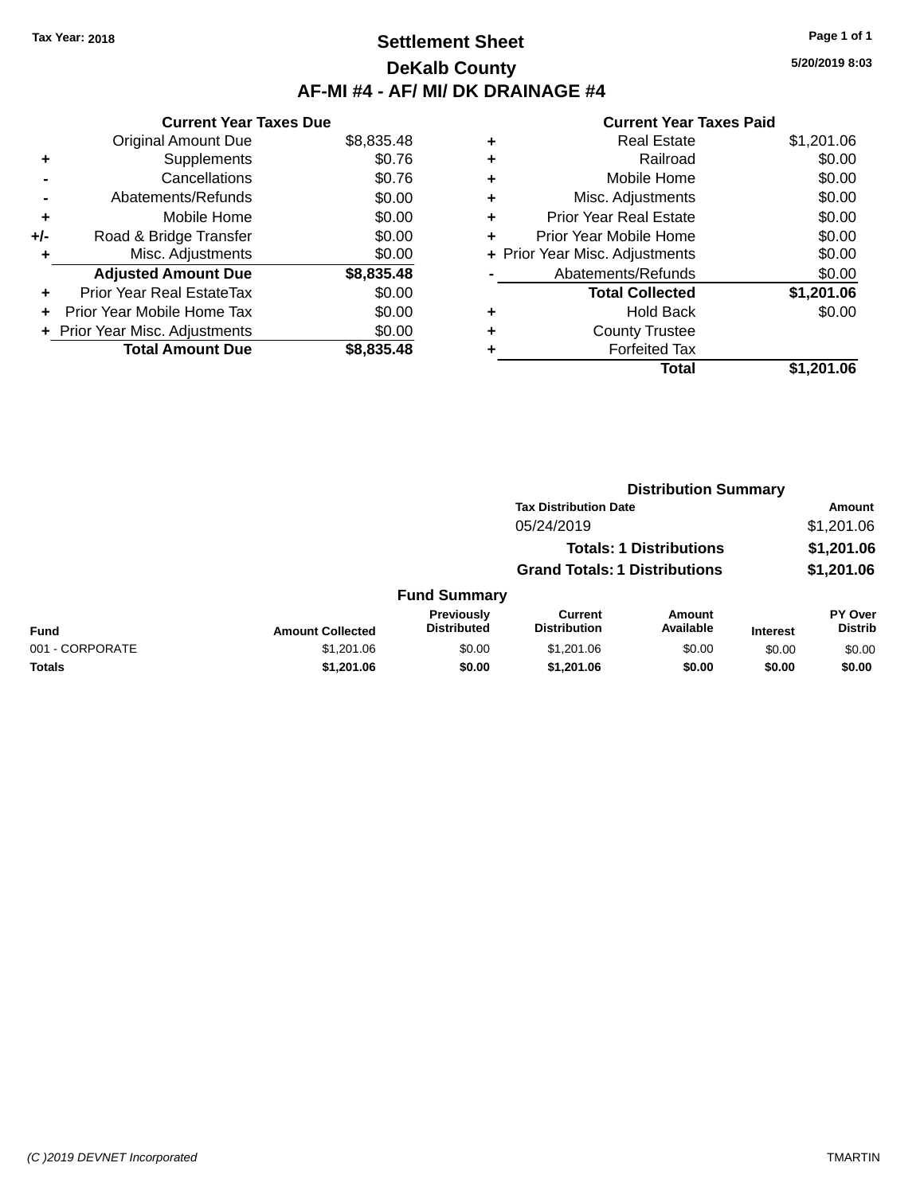Tax Year: 2018

# Settlement Sheet
## DeKalb County
## AF-MI #4 - AF/ MI/ DK DRAINAGE #4

5/20/2019 8:03

### Current Year Taxes Due

| | | |
|---|---|---|
| | Original Amount Due | $8,835.48 |
| + | Supplements | $0.76 |
| - | Cancellations | $0.76 |
| - | Abatements/Refunds | $0.00 |
| + | Mobile Home | $0.00 |
| +/- | Road & Bridge Transfer | $0.00 |
| + | Misc. Adjustments | $0.00 |
| | **Adjusted Amount Due** | **$8,835.48** |
| + | Prior Year Real EstateTax | $0.00 |
| + | Prior Year Mobile Home Tax | $0.00 |
| + | Prior Year Misc. Adjustments | $0.00 |
| | **Total Amount Due** | **$8,835.48** |

### Current Year Taxes Paid

| | | |
|---|---|---|
| + | Real Estate | $1,201.06 |
| + | Railroad | $0.00 |
| + | Mobile Home | $0.00 |
| + | Misc. Adjustments | $0.00 |
| + | Prior Year Real Estate | $0.00 |
| + | Prior Year Mobile Home | $0.00 |
| + | Prior Year Misc. Adjustments | $0.00 |
| - | Abatements/Refunds | $0.00 |
| | **Total Collected** | **$1,201.06** |
| + | Hold Back | $0.00 |
| + | County Trustee | |
| + | Forfeited Tax | |
| | **Total** | **$1,201.06** |

### Distribution Summary

| Tax Distribution Date | Amount |
|---|---|
| 05/24/2019 | $1,201.06 |
| **Totals: 1 Distributions** | **$1,201.06** |
| **Grand Totals: 1 Distributions** | **$1,201.06** |

### Fund Summary

| Fund | Amount Collected | Previously Distributed | Current Distribution | Amount Available | Interest | PY Over Distrib |
|---|---|---|---|---|---|---|
| 001 - CORPORATE | $1,201.06 | $0.00 | $1,201.06 | $0.00 | $0.00 | $0.00 |
| **Totals** | **$1,201.06** | **$0.00** | **$1,201.06** | **$0.00** | **$0.00** | **$0.00** |

(C )2019 DEVNET Incorporated TMARTIN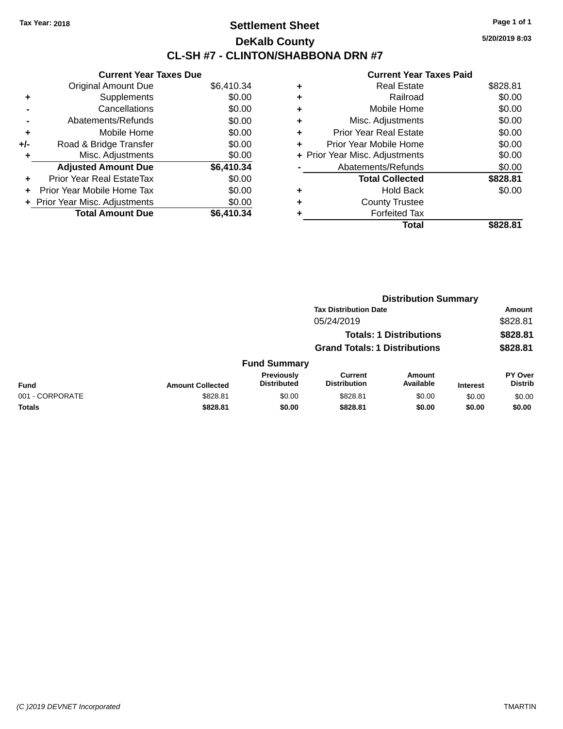Tax Year: 2018

# Settlement Sheet

## DeKalb County

## CL-SH #7 - CLINTON/SHABBONA DRN #7

5/20/2019 8:03

### Current Year Taxes Due

| | | |
|---|---|---|
| | Original Amount Due | $6,410.34 |
| + | Supplements | $0.00 |
| - | Cancellations | $0.00 |
| - | Abatements/Refunds | $0.00 |
| + | Mobile Home | $0.00 |
| +/- | Road & Bridge Transfer | $0.00 |
| + | Misc. Adjustments | $0.00 |
| | **Adjusted Amount Due** | **$6,410.34** |
| + | Prior Year Real EstateTax | $0.00 |
| + | Prior Year Mobile Home Tax | $0.00 |
| + | Prior Year Misc. Adjustments | $0.00 |
| | **Total Amount Due** | **$6,410.34** |

### Current Year Taxes Paid

| | | |
|---|---|---|
| + | Real Estate | $828.81 |
| + | Railroad | $0.00 |
| + | Mobile Home | $0.00 |
| + | Misc. Adjustments | $0.00 |
| + | Prior Year Real Estate | $0.00 |
| + | Prior Year Mobile Home | $0.00 |
| + | Prior Year Misc. Adjustments | $0.00 |
| - | Abatements/Refunds | $0.00 |
| | **Total Collected** | **$828.81** |
| + | Hold Back | $0.00 |
| + | County Trustee | |
| + | Forfeited Tax | |
| | **Total** | **$828.81** |

### Distribution Summary

| Tax Distribution Date | Amount |
|---|---|
| 05/24/2019 | $828.81 |
| **Totals: 1 Distributions** | **$828.81** |
| **Grand Totals: 1 Distributions** | **$828.81** |

### Fund Summary

| Fund | Amount Collected | Previously Distributed | Current Distribution | Amount Available | Interest | PY Over Distrib |
|---|---|---|---|---|---|---|
| 001 - CORPORATE | $828.81 | $0.00 | $828.81 | $0.00 | $0.00 | $0.00 |
| **Totals** | **$828.81** | **$0.00** | **$828.81** | **$0.00** | **$0.00** | **$0.00** |

(C )2019 DEVNET Incorporated — TMARTIN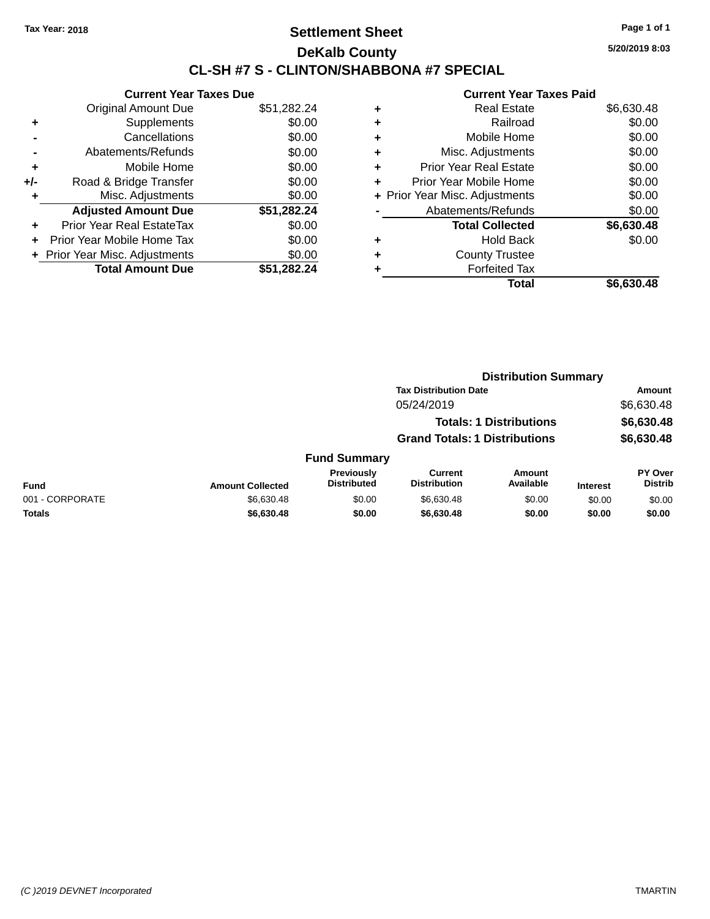Tax Year: 2018

# Settlement Sheet

## DeKalb County

## CL-SH #7 S - CLINTON/SHABBONA #7 SPECIAL

5/20/2019 8:03

### Current Year Taxes Due

| | | |
|---|---|---|
| | Original Amount Due | $51,282.24 |
| + | Supplements | $0.00 |
| - | Cancellations | $0.00 |
| - | Abatements/Refunds | $0.00 |
| + | Mobile Home | $0.00 |
| +/- | Road & Bridge Transfer | $0.00 |
| + | Misc. Adjustments | $0.00 |
| | **Adjusted Amount Due** | **$51,282.24** |
| + | Prior Year Real EstateTax | $0.00 |
| + | Prior Year Mobile Home Tax | $0.00 |
| + | Prior Year Misc. Adjustments | $0.00 |
| | **Total Amount Due** | **$51,282.24** |

### Current Year Taxes Paid

| | | |
|---|---|---|
| + | Real Estate | $6,630.48 |
| + | Railroad | $0.00 |
| + | Mobile Home | $0.00 |
| + | Misc. Adjustments | $0.00 |
| + | Prior Year Real Estate | $0.00 |
| + | Prior Year Mobile Home | $0.00 |
| + | Prior Year Misc. Adjustments | $0.00 |
| - | Abatements/Refunds | $0.00 |
| | **Total Collected** | **$6,630.48** |
| + | Hold Back | $0.00 |
| + | County Trustee | |
| + | Forfeited Tax | |
| | **Total** | **$6,630.48** |

### Distribution Summary

| Tax Distribution Date | Amount |
|---|---|
| 05/24/2019 | $6,630.48 |
| **Totals: 1 Distributions** | **$6,630.48** |
| **Grand Totals: 1 Distributions** | **$6,630.48** |

### Fund Summary

| Fund | Amount Collected | Previously Distributed | Current Distribution | Amount Available | Interest | PY Over Distrib |
|---|---|---|---|---|---|---|
| 001 - CORPORATE | $6,630.48 | $0.00 | $6,630.48 | $0.00 | $0.00 | $0.00 |
| **Totals** | **$6,630.48** | **$0.00** | **$6,630.48** | **$0.00** | **$0.00** | **$0.00** |

(C )2019 DEVNET Incorporated — TMARTIN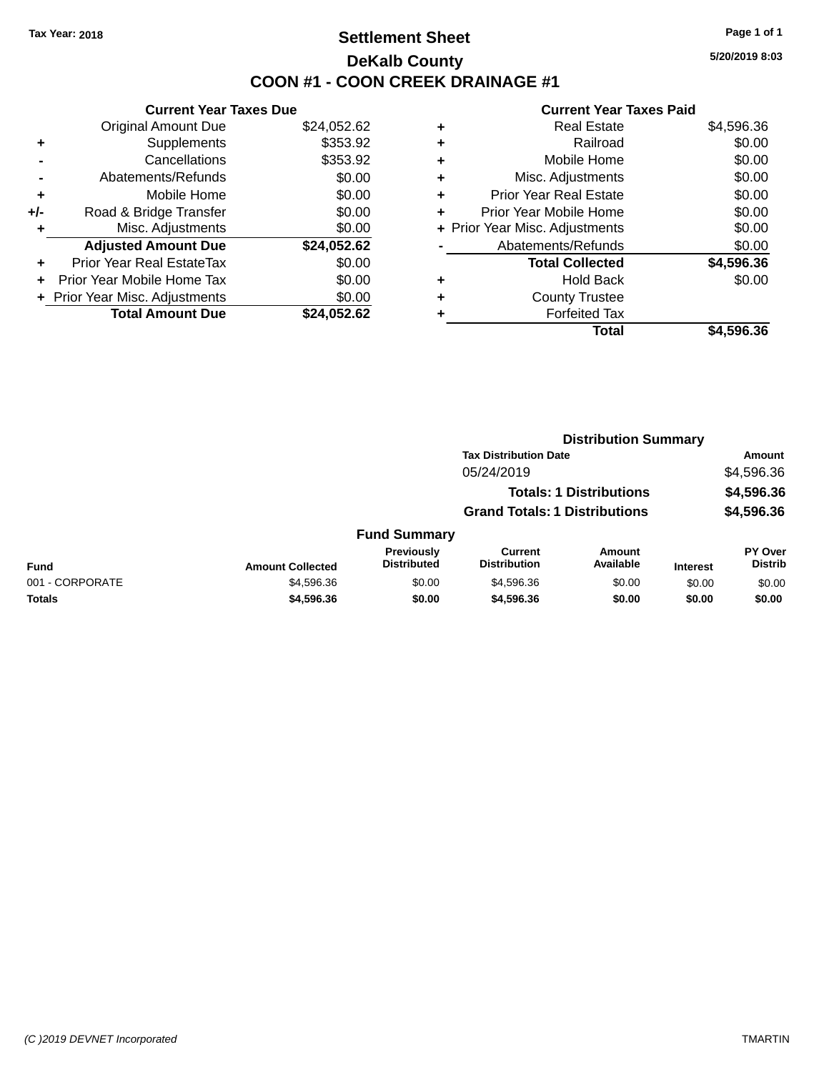Tax Year: 2018

# Settlement Sheet

## DeKalb County

## COON #1 - COON CREEK DRAINAGE #1

5/20/2019 8:03

### Current Year Taxes Due

| | | |
|---|---|---|
| | Original Amount Due | $24,052.62 |
| + | Supplements | $353.92 |
| - | Cancellations | $353.92 |
| - | Abatements/Refunds | $0.00 |
| + | Mobile Home | $0.00 |
| +/- | Road & Bridge Transfer | $0.00 |
| + | Misc. Adjustments | $0.00 |
| | **Adjusted Amount Due** | **$24,052.62** |
| + | Prior Year Real EstateTax | $0.00 |
| + | Prior Year Mobile Home Tax | $0.00 |
| + | Prior Year Misc. Adjustments | $0.00 |
| | **Total Amount Due** | **$24,052.62** |

### Current Year Taxes Paid

| | | |
|---|---|---|
| + | Real Estate | $4,596.36 |
| + | Railroad | $0.00 |
| + | Mobile Home | $0.00 |
| + | Misc. Adjustments | $0.00 |
| + | Prior Year Real Estate | $0.00 |
| + | Prior Year Mobile Home | $0.00 |
| + | Prior Year Misc. Adjustments | $0.00 |
| - | Abatements/Refunds | $0.00 |
| | **Total Collected** | **$4,596.36** |
| + | Hold Back | $0.00 |
| + | County Trustee | |
| + | Forfeited Tax | |
| | **Total** | **$4,596.36** |

### Distribution Summary

| Tax Distribution Date | Amount |
|---|---|
| 05/24/2019 | $4,596.36 |
| **Totals: 1 Distributions** | **$4,596.36** |
| **Grand Totals: 1 Distributions** | **$4,596.36** |

### Fund Summary

| Fund | Amount Collected | Previously Distributed | Current Distribution | Amount Available | Interest | PY Over Distrib |
|---|---|---|---|---|---|---|
| 001 - CORPORATE | $4,596.36 | $0.00 | $4,596.36 | $0.00 | $0.00 | $0.00 |
| **Totals** | **$4,596.36** | **$0.00** | **$4,596.36** | **$0.00** | **$0.00** | **$0.00** |

(C )2019 DEVNET Incorporated — TMARTIN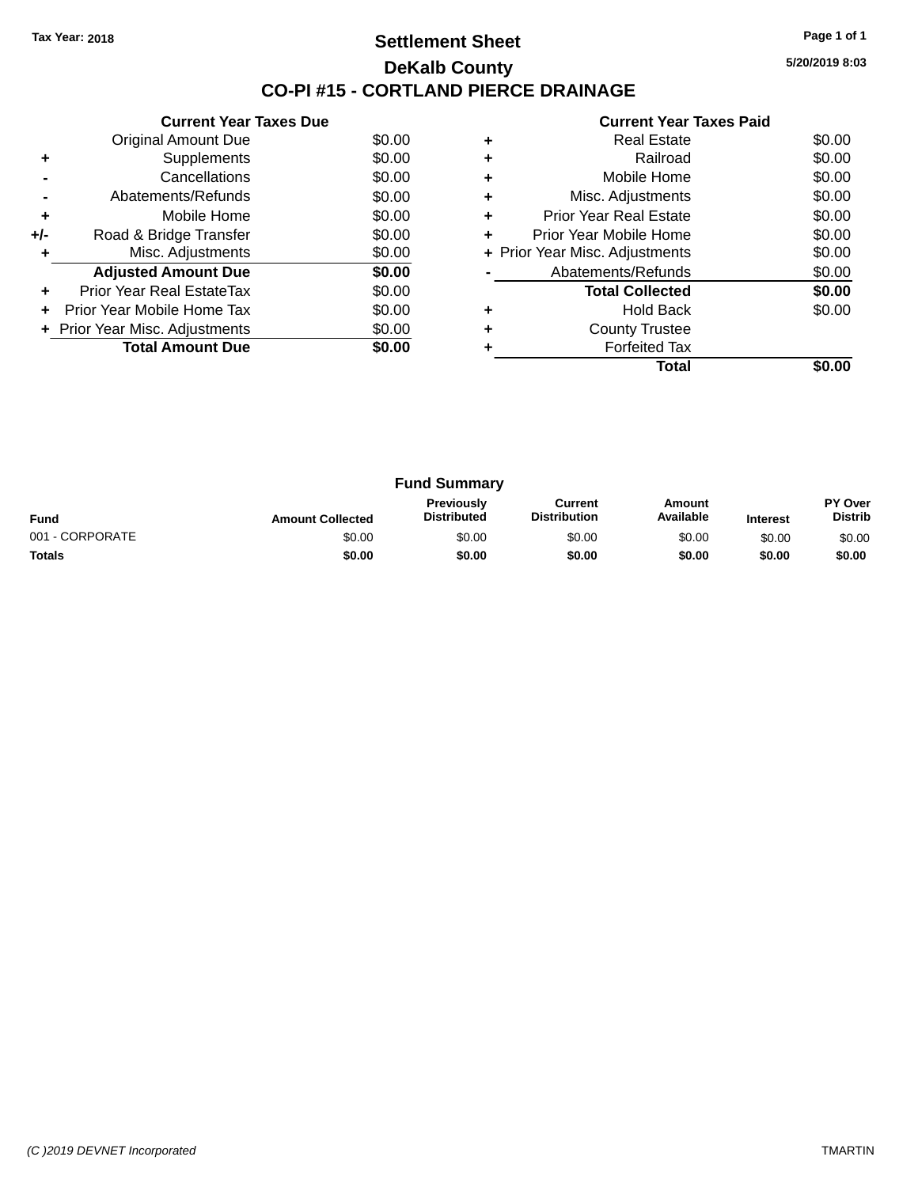Tax Year: 2018

# Settlement Sheet

## DeKalb County

## CO-PI #15 - CORTLAND PIERCE DRAINAGE

5/20/2019 8:03

### Current Year Taxes Due

| | | |
|---|---|---|
| | Original Amount Due | $0.00 |
| + | Supplements | $0.00 |
| - | Cancellations | $0.00 |
| - | Abatements/Refunds | $0.00 |
| + | Mobile Home | $0.00 |
| +/- | Road & Bridge Transfer | $0.00 |
| + | Misc. Adjustments | $0.00 |
| | **Adjusted Amount Due** | **$0.00** |
| + | Prior Year Real EstateTax | $0.00 |
| + | Prior Year Mobile Home Tax | $0.00 |
| + | Prior Year Misc. Adjustments | $0.00 |
| | **Total Amount Due** | **$0.00** |

### Current Year Taxes Paid

| | | |
|---|---|---|
| + | Real Estate | $0.00 |
| + | Railroad | $0.00 |
| + | Mobile Home | $0.00 |
| + | Misc. Adjustments | $0.00 |
| + | Prior Year Real Estate | $0.00 |
| + | Prior Year Mobile Home | $0.00 |
| + | Prior Year Misc. Adjustments | $0.00 |
| - | Abatements/Refunds | $0.00 |
| | **Total Collected** | **$0.00** |
| + | Hold Back | $0.00 |
| + | County Trustee | |
| + | Forfeited Tax | |
| | **Total** | **$0.00** |

### Fund Summary

| Fund | Amount Collected | Previously Distributed | Current Distribution | Amount Available | Interest | PY Over Distrib |
|---|---|---|---|---|---|---|
| 001 - CORPORATE | $0.00 | $0.00 | $0.00 | $0.00 | $0.00 | $0.00 |
| **Totals** | **$0.00** | **$0.00** | **$0.00** | **$0.00** | **$0.00** | **$0.00** |

(C )2019 DEVNET Incorporated

TMARTIN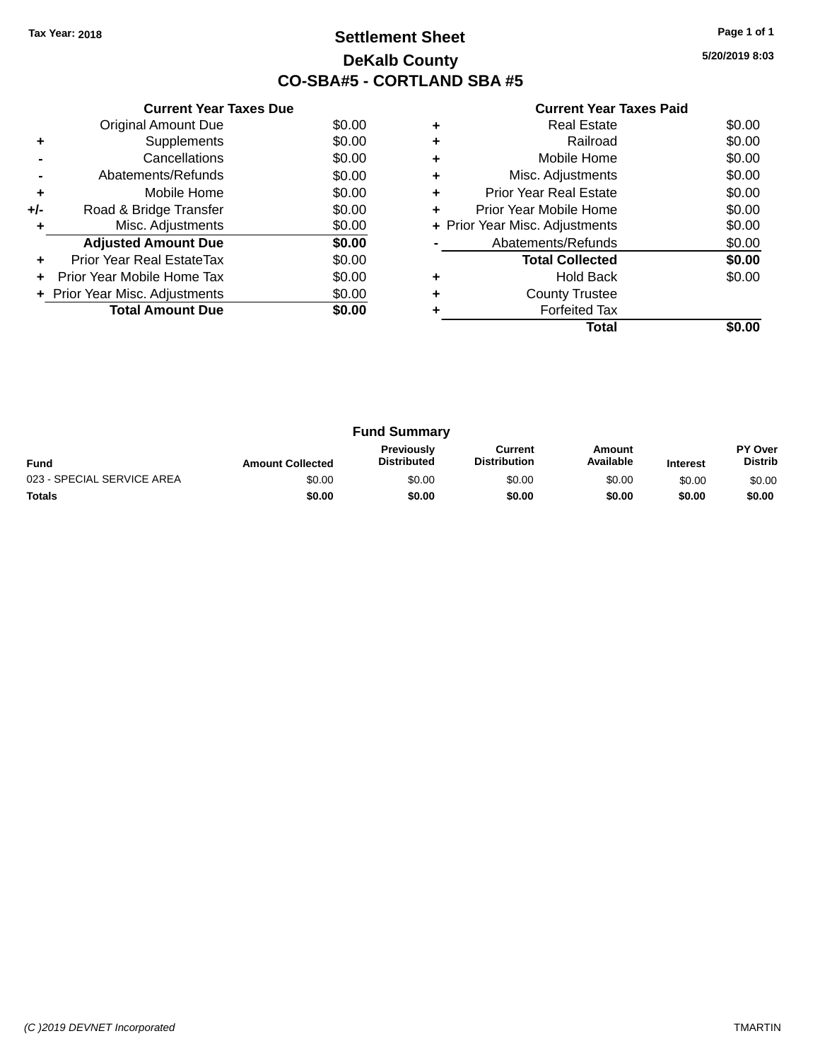Tax Year: 2018

# Settlement Sheet

## DeKalb County

## CO-SBA#5 - CORTLAND SBA #5

5/20/2019 8:03

### Current Year Taxes Due

| | | |
|---|---|---|
| | Original Amount Due | $0.00 |
| + | Supplements | $0.00 |
| - | Cancellations | $0.00 |
| - | Abatements/Refunds | $0.00 |
| + | Mobile Home | $0.00 |
| +/- | Road & Bridge Transfer | $0.00 |
| + | Misc. Adjustments | $0.00 |
| | **Adjusted Amount Due** | **$0.00** |
| + | Prior Year Real EstateTax | $0.00 |
| + | Prior Year Mobile Home Tax | $0.00 |
| + | Prior Year Misc. Adjustments | $0.00 |
| | **Total Amount Due** | **$0.00** |

### Current Year Taxes Paid

| | | |
|---|---|---|
| + | Real Estate | $0.00 |
| + | Railroad | $0.00 |
| + | Mobile Home | $0.00 |
| + | Misc. Adjustments | $0.00 |
| + | Prior Year Real Estate | $0.00 |
| + | Prior Year Mobile Home | $0.00 |
| + | Prior Year Misc. Adjustments | $0.00 |
| - | Abatements/Refunds | $0.00 |
| | **Total Collected** | **$0.00** |
| + | Hold Back | $0.00 |
| + | County Trustee | |
| + | Forfeited Tax | |
| | **Total** | **$0.00** |

### Fund Summary

| Fund | Amount Collected | Previously Distributed | Current Distribution | Amount Available | Interest | PY Over Distrib |
|---|---|---|---|---|---|---|
| 023 - SPECIAL SERVICE AREA | $0.00 | $0.00 | $0.00 | $0.00 | $0.00 | $0.00 |
| **Totals** | **$0.00** | **$0.00** | **$0.00** | **$0.00** | **$0.00** | **$0.00** |

(C )2019 DEVNET Incorporated TMARTIN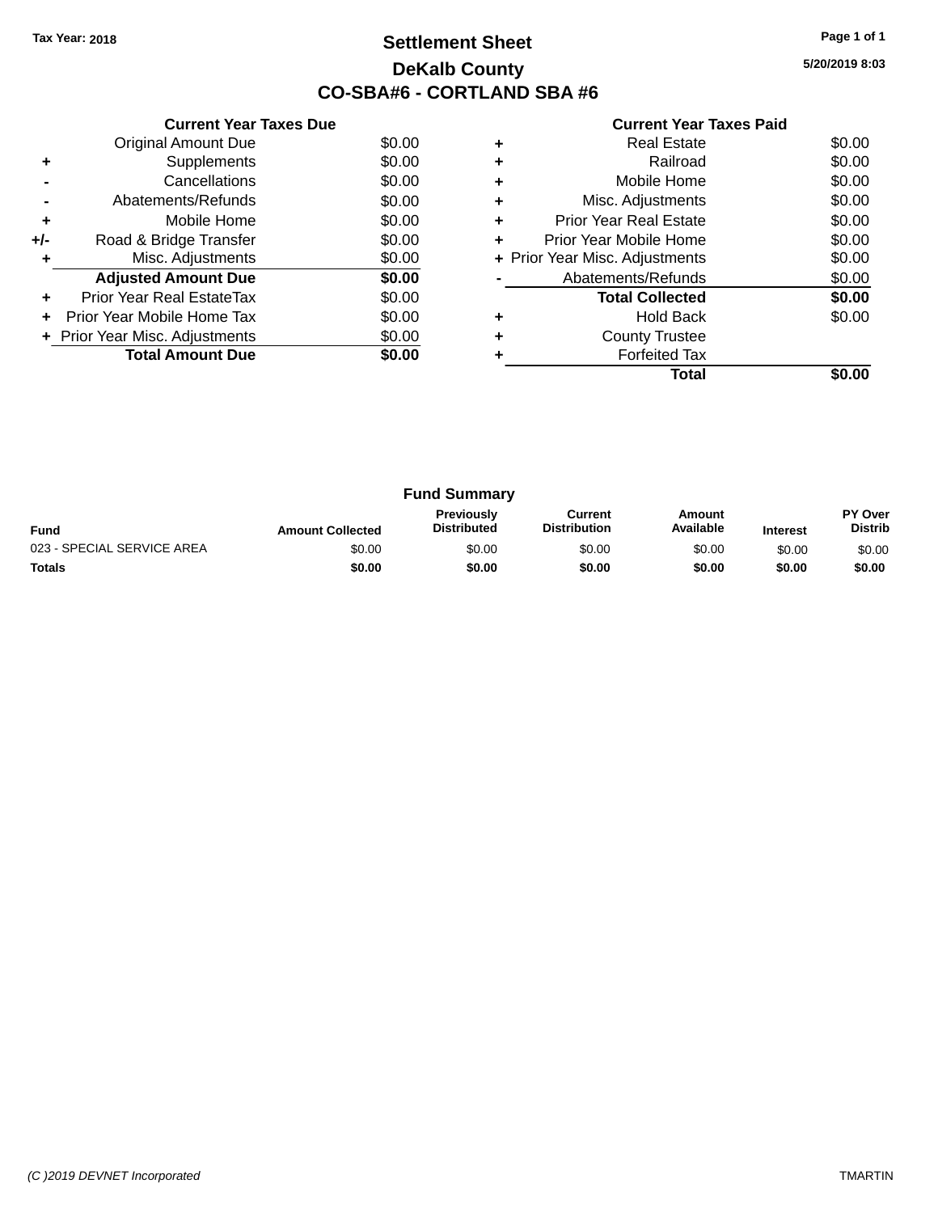Tax Year: 2018

# Settlement Sheet

## DeKalb County

## CO-SBA#6 - CORTLAND SBA #6

5/20/2019 8:03

### Current Year Taxes Due

| | | |
|---|---|---|
| | Original Amount Due | $0.00 |
| + | Supplements | $0.00 |
| - | Cancellations | $0.00 |
| - | Abatements/Refunds | $0.00 |
| + | Mobile Home | $0.00 |
| +/- | Road & Bridge Transfer | $0.00 |
| + | Misc. Adjustments | $0.00 |
| | **Adjusted Amount Due** | **$0.00** |
| + | Prior Year Real EstateTax | $0.00 |
| + | Prior Year Mobile Home Tax | $0.00 |
| + | Prior Year Misc. Adjustments | $0.00 |
| | **Total Amount Due** | **$0.00** |

### Current Year Taxes Paid

| | | |
|---|---|---|
| + | Real Estate | $0.00 |
| + | Railroad | $0.00 |
| + | Mobile Home | $0.00 |
| + | Misc. Adjustments | $0.00 |
| + | Prior Year Real Estate | $0.00 |
| + | Prior Year Mobile Home | $0.00 |
| + | Prior Year Misc. Adjustments | $0.00 |
| - | Abatements/Refunds | $0.00 |
| | **Total Collected** | **$0.00** |
| + | Hold Back | $0.00 |
| + | County Trustee | |
| + | Forfeited Tax | |
| | **Total** | **$0.00** |

### Fund Summary

| Fund | Amount Collected | Previously Distributed | Current Distribution | Amount Available | Interest | PY Over Distrib |
|---|---|---|---|---|---|---|
| 023 - SPECIAL SERVICE AREA | $0.00 | $0.00 | $0.00 | $0.00 | $0.00 | $0.00 |
| **Totals** | **$0.00** | **$0.00** | **$0.00** | **$0.00** | **$0.00** | **$0.00** |

(C )2019 DEVNET Incorporated

TMARTIN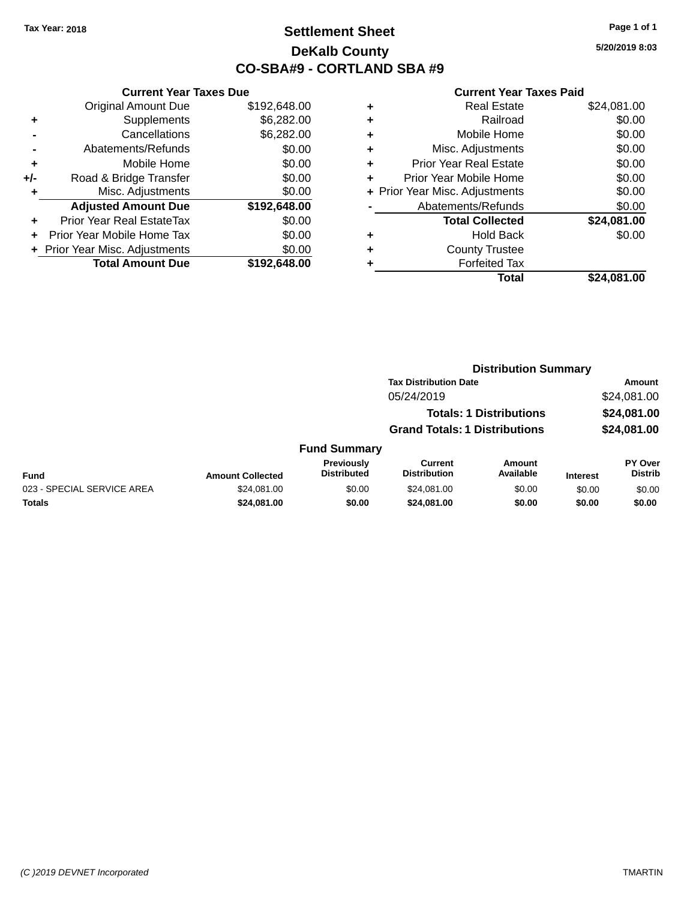Tax Year: 2018

# Settlement Sheet

## DeKalb County

## CO-SBA#9 - CORTLAND SBA #9

5/20/2019 8:03

### Current Year Taxes Due

| | | |
|---|---|---|
| | Original Amount Due | $192,648.00 |
| + | Supplements | $6,282.00 |
| - | Cancellations | $6,282.00 |
| - | Abatements/Refunds | $0.00 |
| + | Mobile Home | $0.00 |
| +/- | Road & Bridge Transfer | $0.00 |
| + | Misc. Adjustments | $0.00 |
| | **Adjusted Amount Due** | **$192,648.00** |
| + | Prior Year Real EstateTax | $0.00 |
| + | Prior Year Mobile Home Tax | $0.00 |
| + | Prior Year Misc. Adjustments | $0.00 |
| | **Total Amount Due** | **$192,648.00** |

### Current Year Taxes Paid

| | | |
|---|---|---|
| + | Real Estate | $24,081.00 |
| + | Railroad | $0.00 |
| + | Mobile Home | $0.00 |
| + | Misc. Adjustments | $0.00 |
| + | Prior Year Real Estate | $0.00 |
| + | Prior Year Mobile Home | $0.00 |
| + | Prior Year Misc. Adjustments | $0.00 |
| - | Abatements/Refunds | $0.00 |
| | **Total Collected** | **$24,081.00** |
| + | Hold Back | $0.00 |
| + | County Trustee | |
| + | Forfeited Tax | |
| | **Total** | **$24,081.00** |

### Distribution Summary

| Tax Distribution Date | Amount |
|---|---|
| 05/24/2019 | $24,081.00 |
| **Totals: 1 Distributions** | **$24,081.00** |
| **Grand Totals: 1 Distributions** | **$24,081.00** |

### Fund Summary

| Fund | Amount Collected | Previously Distributed | Current Distribution | Amount Available | Interest | PY Over Distrib |
|---|---|---|---|---|---|---|
| 023 - SPECIAL SERVICE AREA | $24,081.00 | $0.00 | $24,081.00 | $0.00 | $0.00 | $0.00 |
| **Totals** | **$24,081.00** | **$0.00** | **$24,081.00** | **$0.00** | **$0.00** | **$0.00** |

(C )2019 DEVNET Incorporated — TMARTIN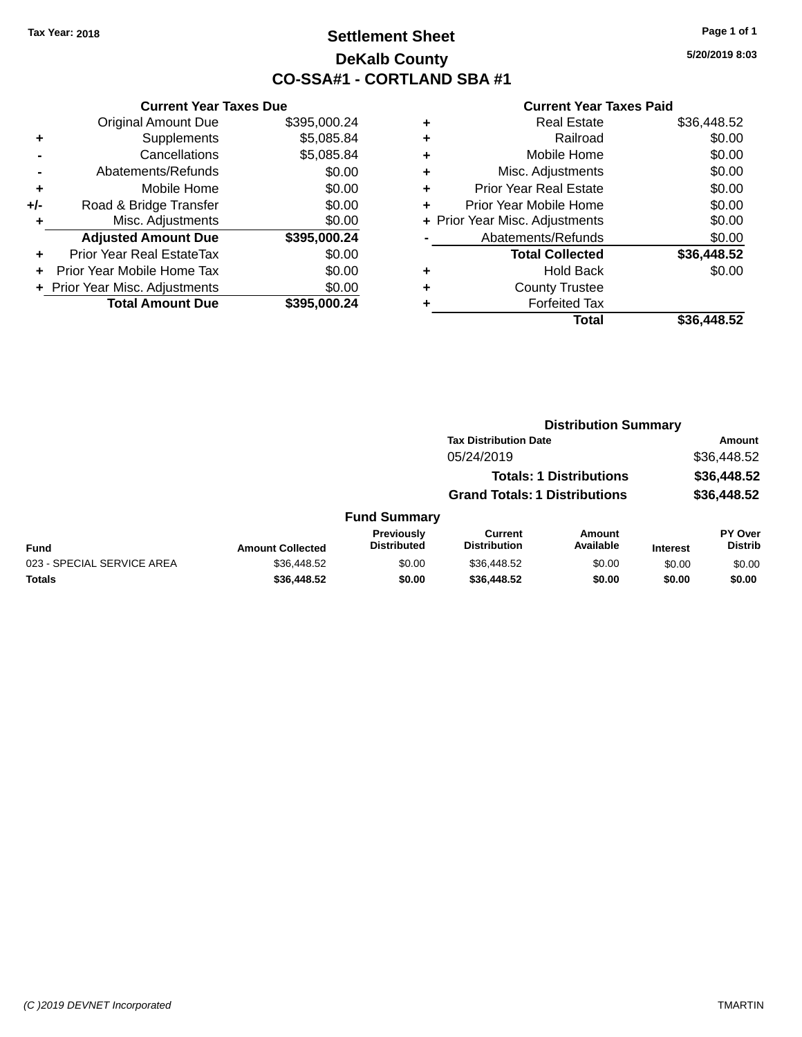Tax Year: 2018

# Settlement Sheet

## DeKalb County

## CO-SSA#1 - CORTLAND SBA #1

5/20/2019 8:03

### Current Year Taxes Due

| | | |
|---|---|---|
| | Original Amount Due | $395,000.24 |
| + | Supplements | $5,085.84 |
| - | Cancellations | $5,085.84 |
| - | Abatements/Refunds | $0.00 |
| + | Mobile Home | $0.00 |
| +/- | Road & Bridge Transfer | $0.00 |
| + | Misc. Adjustments | $0.00 |
| | **Adjusted Amount Due** | **$395,000.24** |
| + | Prior Year Real EstateTax | $0.00 |
| + | Prior Year Mobile Home Tax | $0.00 |
| + | Prior Year Misc. Adjustments | $0.00 |
| | **Total Amount Due** | **$395,000.24** |

### Current Year Taxes Paid

| | | |
|---|---|---|
| + | Real Estate | $36,448.52 |
| + | Railroad | $0.00 |
| + | Mobile Home | $0.00 |
| + | Misc. Adjustments | $0.00 |
| + | Prior Year Real Estate | $0.00 |
| + | Prior Year Mobile Home | $0.00 |
| + | Prior Year Misc. Adjustments | $0.00 |
| - | Abatements/Refunds | $0.00 |
| | **Total Collected** | **$36,448.52** |
| + | Hold Back | $0.00 |
| + | County Trustee | |
| + | Forfeited Tax | |
| | **Total** | **$36,448.52** |

### Distribution Summary

| Tax Distribution Date | Amount |
|---|---|
| 05/24/2019 | $36,448.52 |
| **Totals: 1 Distributions** | **$36,448.52** |
| **Grand Totals: 1 Distributions** | **$36,448.52** |

### Fund Summary

| Fund | Amount Collected | Previously Distributed | Current Distribution | Amount Available | Interest | PY Over Distrib |
|---|---|---|---|---|---|---|
| 023 - SPECIAL SERVICE AREA | $36,448.52 | $0.00 | $36,448.52 | $0.00 | $0.00 | $0.00 |
| **Totals** | **$36,448.52** | **$0.00** | **$36,448.52** | **$0.00** | **$0.00** | **$0.00** |

(C )2019 DEVNET Incorporated TMARTIN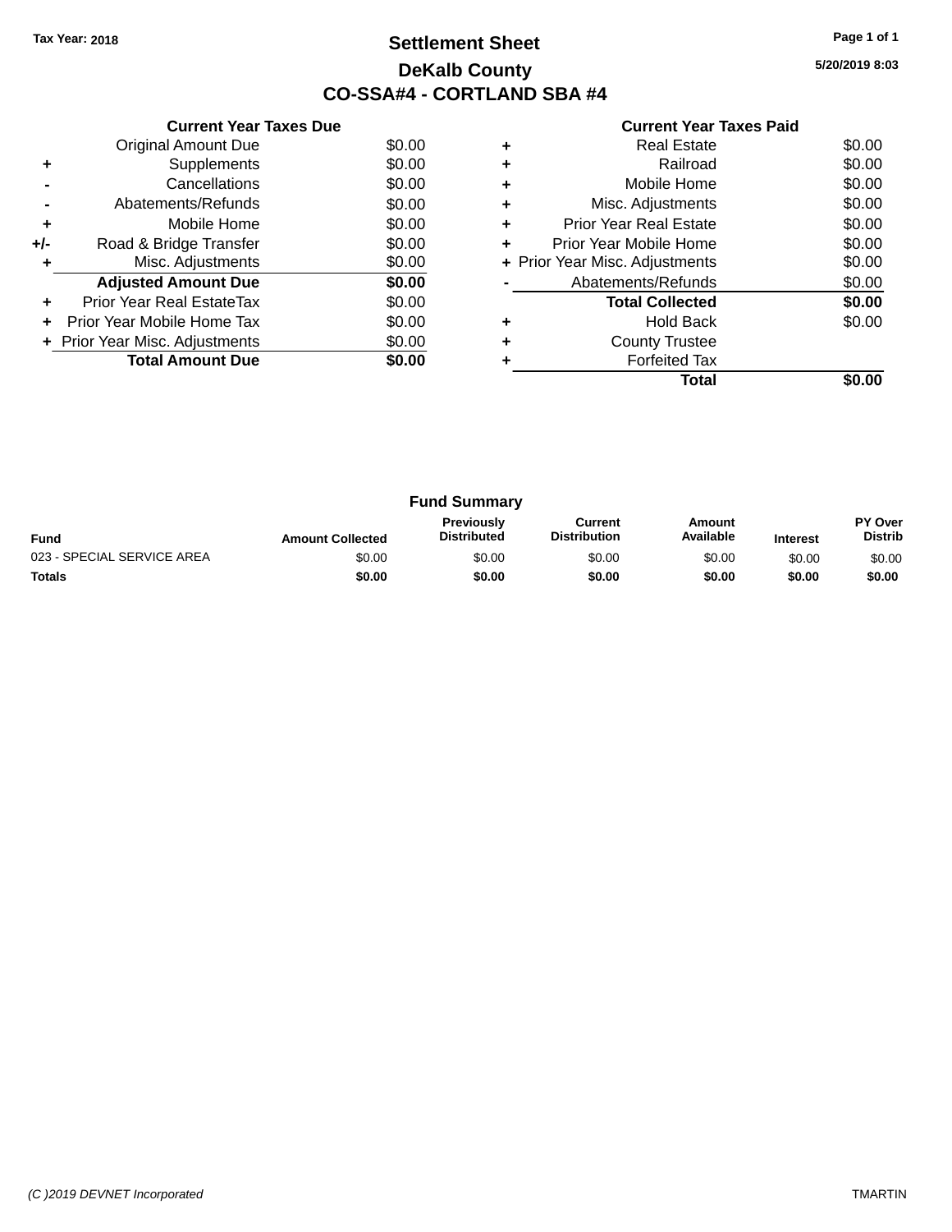Tax Year: 2018

# Settlement Sheet

## DeKalb County

## CO-SSA#4 - CORTLAND SBA #4

5/20/2019 8:03

**Current Year Taxes Due**

| | | |
|---|---|---|
| | Original Amount Due | $0.00 |
| + | Supplements | $0.00 |
| - | Cancellations | $0.00 |
| - | Abatements/Refunds | $0.00 |
| + | Mobile Home | $0.00 |
| +/- | Road & Bridge Transfer | $0.00 |
| + | Misc. Adjustments | $0.00 |
| | **Adjusted Amount Due** | **$0.00** |
| + | Prior Year Real EstateTax | $0.00 |
| + | Prior Year Mobile Home Tax | $0.00 |
| + | Prior Year Misc. Adjustments | $0.00 |
| | **Total Amount Due** | **$0.00** |

**Current Year Taxes Paid**

| | | |
|---|---|---|
| + | Real Estate | $0.00 |
| + | Railroad | $0.00 |
| + | Mobile Home | $0.00 |
| + | Misc. Adjustments | $0.00 |
| + | Prior Year Real Estate | $0.00 |
| + | Prior Year Mobile Home | $0.00 |
| + | Prior Year Misc. Adjustments | $0.00 |
| - | Abatements/Refunds | $0.00 |
| | **Total Collected** | **$0.00** |
| + | Hold Back | $0.00 |
| + | County Trustee | |
| + | Forfeited Tax | |
| | **Total** | **$0.00** |

**Fund Summary**

| Fund | Amount Collected | Previously Distributed | Current Distribution | Amount Available | Interest | PY Over Distrib |
|---|---|---|---|---|---|---|
| 023 - SPECIAL SERVICE AREA | $0.00 | $0.00 | $0.00 | $0.00 | $0.00 | $0.00 |
| **Totals** | **$0.00** | **$0.00** | **$0.00** | **$0.00** | **$0.00** | **$0.00** |

(C )2019 DEVNET Incorporated TMARTIN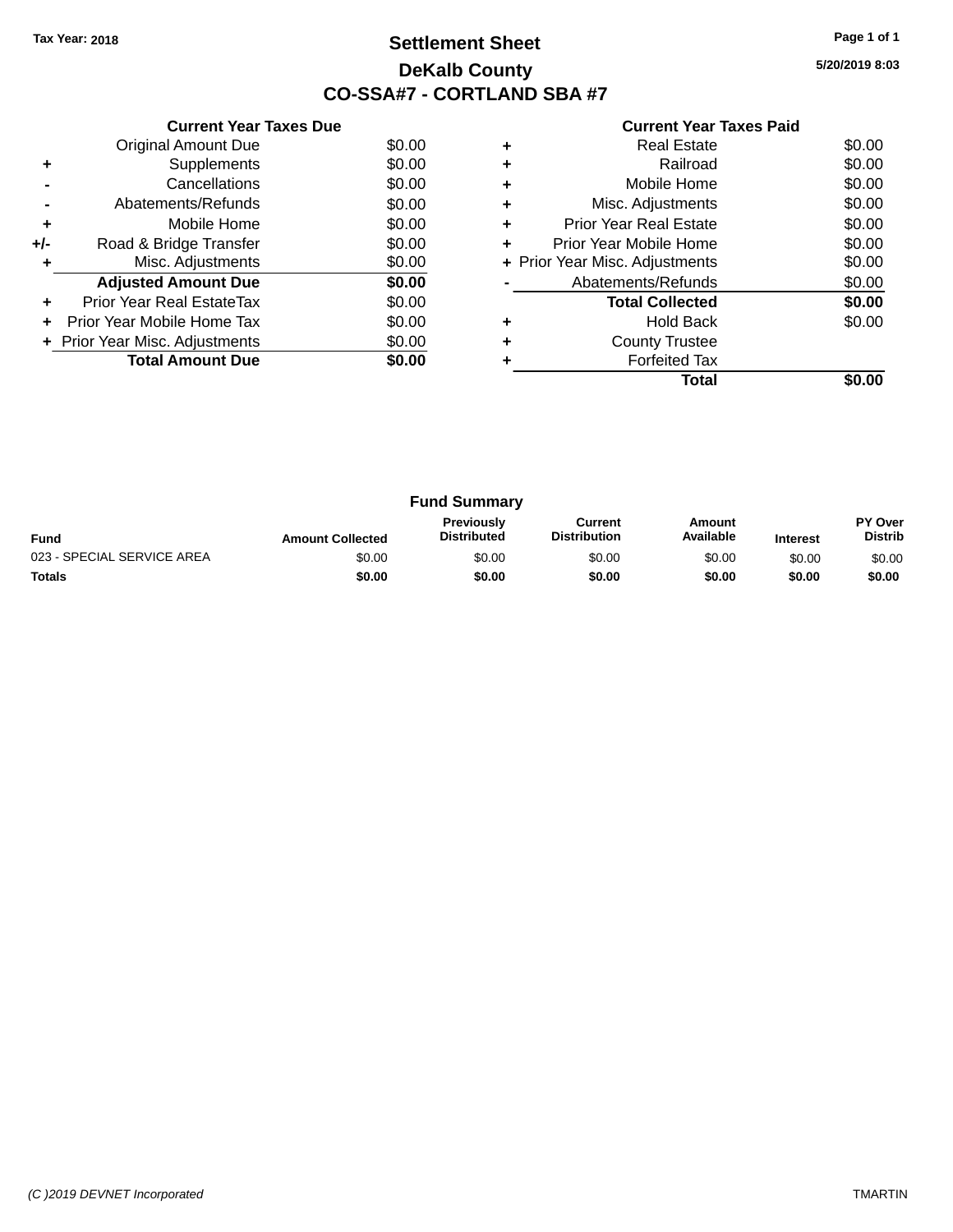Tax Year: 2018

# Settlement Sheet

## DeKalb County

## CO-SSA#7 - CORTLAND SBA #7

5/20/2019 8:03

### Current Year Taxes Due

| | | |
|---|---|---|
| | Original Amount Due | $0.00 |
| + | Supplements | $0.00 |
| - | Cancellations | $0.00 |
| - | Abatements/Refunds | $0.00 |
| + | Mobile Home | $0.00 |
| +/- | Road & Bridge Transfer | $0.00 |
| + | Misc. Adjustments | $0.00 |
| | **Adjusted Amount Due** | **$0.00** |
| + | Prior Year Real EstateTax | $0.00 |
| + | Prior Year Mobile Home Tax | $0.00 |
| + | Prior Year Misc. Adjustments | $0.00 |
| | **Total Amount Due** | **$0.00** |

### Current Year Taxes Paid

| | | |
|---|---|---|
| + | Real Estate | $0.00 |
| + | Railroad | $0.00 |
| + | Mobile Home | $0.00 |
| + | Misc. Adjustments | $0.00 |
| + | Prior Year Real Estate | $0.00 |
| + | Prior Year Mobile Home | $0.00 |
| + | Prior Year Misc. Adjustments | $0.00 |
| - | Abatements/Refunds | $0.00 |
| | **Total Collected** | **$0.00** |
| + | Hold Back | $0.00 |
| + | County Trustee | |
| + | Forfeited Tax | |
| | **Total** | **$0.00** |

### Fund Summary

| Fund | Amount Collected | Previously Distributed | Current Distribution | Amount Available | Interest | PY Over Distrib |
|---|---|---|---|---|---|---|
| 023 - SPECIAL SERVICE AREA | $0.00 | $0.00 | $0.00 | $0.00 | $0.00 | $0.00 |
| **Totals** | **$0.00** | **$0.00** | **$0.00** | **$0.00** | **$0.00** | **$0.00** |

(C )2019 DEVNET Incorporated TMARTIN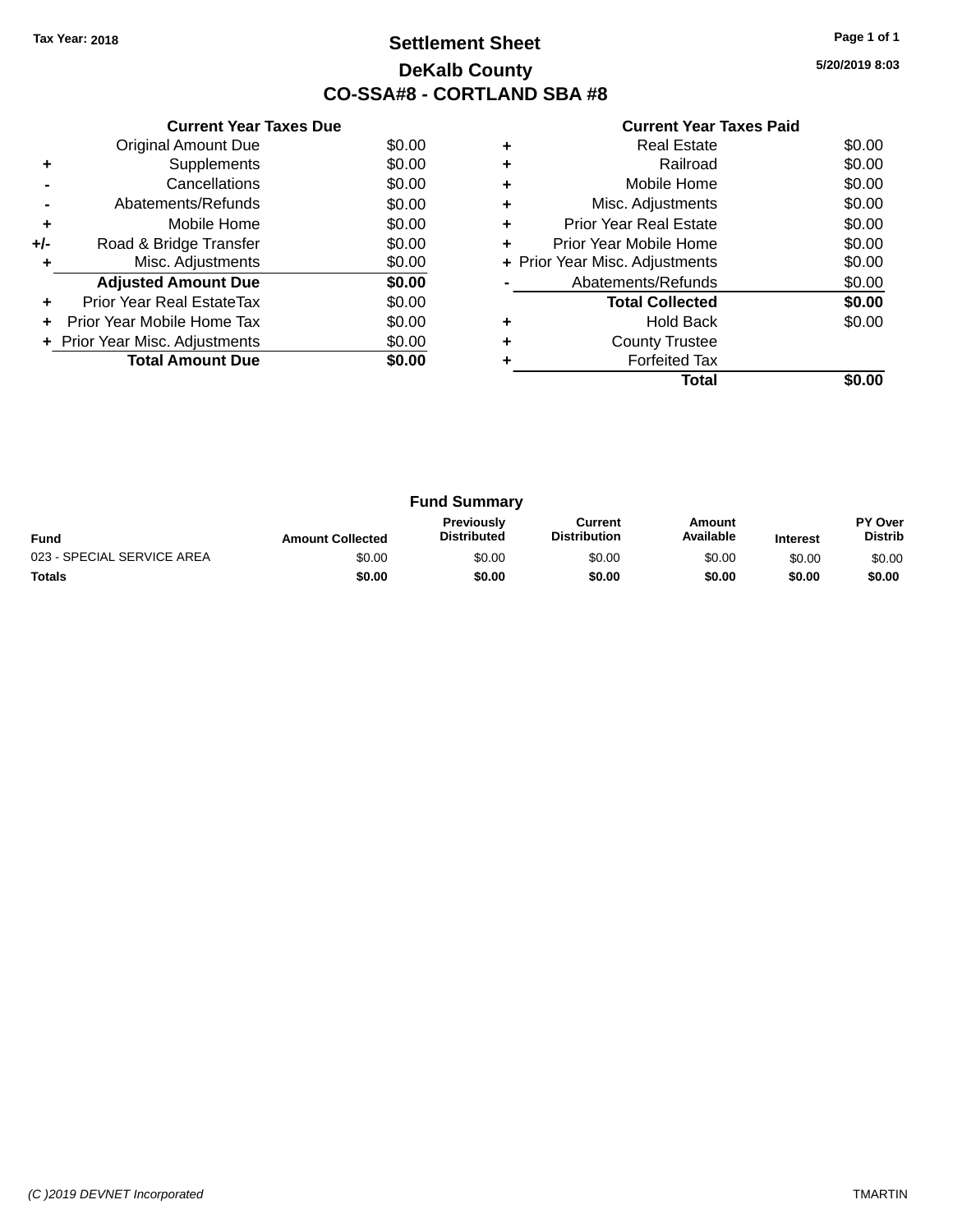Tax Year: 2018

# Settlement Sheet
## DeKalb County
## CO-SSA#8 - CORTLAND SBA #8

5/20/2019 8:03

### Current Year Taxes Due

| | | |
|---|---|---|
| | Original Amount Due | $0.00 |
| + | Supplements | $0.00 |
| - | Cancellations | $0.00 |
| - | Abatements/Refunds | $0.00 |
| + | Mobile Home | $0.00 |
| +/- | Road & Bridge Transfer | $0.00 |
| + | Misc. Adjustments | $0.00 |
| | **Adjusted Amount Due** | **$0.00** |
| + | Prior Year Real EstateTax | $0.00 |
| + | Prior Year Mobile Home Tax | $0.00 |
| + | Prior Year Misc. Adjustments | $0.00 |
| | **Total Amount Due** | **$0.00** |

### Current Year Taxes Paid

| | | |
|---|---|---|
| + | Real Estate | $0.00 |
| + | Railroad | $0.00 |
| + | Mobile Home | $0.00 |
| + | Misc. Adjustments | $0.00 |
| + | Prior Year Real Estate | $0.00 |
| + | Prior Year Mobile Home | $0.00 |
| + | Prior Year Misc. Adjustments | $0.00 |
| - | Abatements/Refunds | $0.00 |
| | **Total Collected** | **$0.00** |
| + | Hold Back | $0.00 |
| + | County Trustee | |
| + | Forfeited Tax | |
| | **Total** | **$0.00** |

### Fund Summary

| Fund | Amount Collected | Previously Distributed | Current Distribution | Amount Available | Interest | PY Over Distrib |
|---|---|---|---|---|---|---|
| 023 - SPECIAL SERVICE AREA | $0.00 | $0.00 | $0.00 | $0.00 | $0.00 | $0.00 |
| **Totals** | **$0.00** | **$0.00** | **$0.00** | **$0.00** | **$0.00** | **$0.00** |

(C )2019 DEVNET Incorporated TMARTIN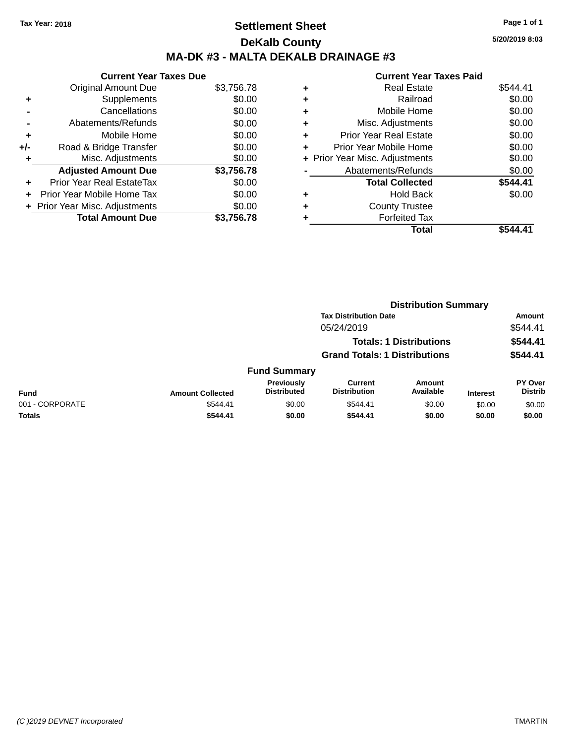Tax Year: 2018

# Settlement Sheet

## DeKalb County

## MA-DK #3 - MALTA DEKALB DRAINAGE #3

5/20/2019 8:03

### Current Year Taxes Due

| | | |
|---|---|---|
| | Original Amount Due | $3,756.78 |
| + | Supplements | $0.00 |
| - | Cancellations | $0.00 |
| - | Abatements/Refunds | $0.00 |
| + | Mobile Home | $0.00 |
| +/- | Road & Bridge Transfer | $0.00 |
| + | Misc. Adjustments | $0.00 |
| | **Adjusted Amount Due** | **$3,756.78** |
| + | Prior Year Real EstateTax | $0.00 |
| + | Prior Year Mobile Home Tax | $0.00 |
| + | Prior Year Misc. Adjustments | $0.00 |
| | **Total Amount Due** | **$3,756.78** |

### Current Year Taxes Paid

| | | |
|---|---|---|
| + | Real Estate | $544.41 |
| + | Railroad | $0.00 |
| + | Mobile Home | $0.00 |
| + | Misc. Adjustments | $0.00 |
| + | Prior Year Real Estate | $0.00 |
| + | Prior Year Mobile Home | $0.00 |
| + | Prior Year Misc. Adjustments | $0.00 |
| - | Abatements/Refunds | $0.00 |
| | **Total Collected** | **$544.41** |
| + | Hold Back | $0.00 |
| + | County Trustee | |
| + | Forfeited Tax | |
| | **Total** | **$544.41** |

### Distribution Summary

| Tax Distribution Date | Amount |
|---|---|
| 05/24/2019 | $544.41 |
| **Totals: 1 Distributions** | **$544.41** |
| **Grand Totals: 1 Distributions** | **$544.41** |

### Fund Summary

| Fund | Amount Collected | Previously Distributed | Current Distribution | Amount Available | Interest | PY Over Distrib |
|---|---|---|---|---|---|---|
| 001 - CORPORATE | $544.41 | $0.00 | $544.41 | $0.00 | $0.00 | $0.00 |
| **Totals** | **$544.41** | **$0.00** | **$544.41** | **$0.00** | **$0.00** | **$0.00** |

(C )2019 DEVNET Incorporated TMARTIN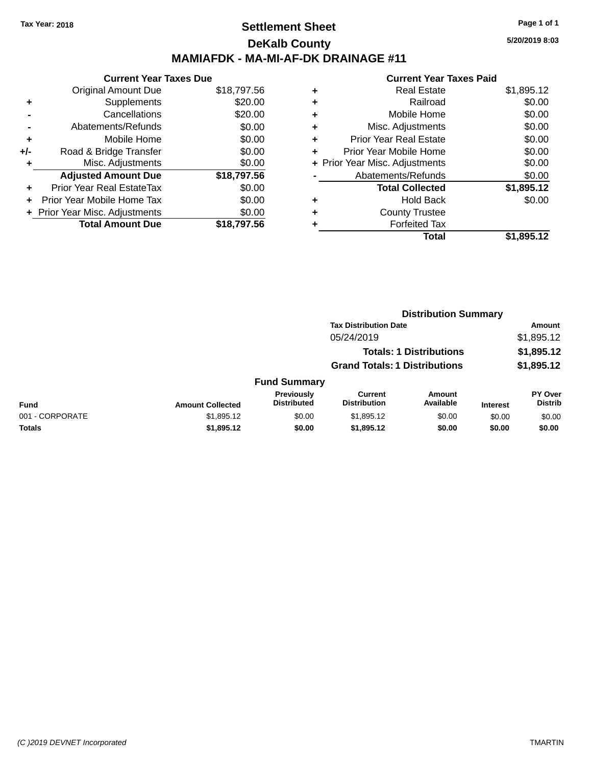Tax Year: 2018

# Settlement Sheet

## DeKalb County

## MAMIAFDK - MA-MI-AF-DK DRAINAGE #11

5/20/2019 8:03

### Current Year Taxes Due

| | | |
|---|---|---|
| | Original Amount Due | $18,797.56 |
| + | Supplements | $20.00 |
| - | Cancellations | $20.00 |
| - | Abatements/Refunds | $0.00 |
| + | Mobile Home | $0.00 |
| +/- | Road & Bridge Transfer | $0.00 |
| + | Misc. Adjustments | $0.00 |
| | **Adjusted Amount Due** | **$18,797.56** |
| + | Prior Year Real EstateTax | $0.00 |
| + | Prior Year Mobile Home Tax | $0.00 |
| + | Prior Year Misc. Adjustments | $0.00 |
| | **Total Amount Due** | **$18,797.56** |

### Current Year Taxes Paid

| | | |
|---|---|---|
| + | Real Estate | $1,895.12 |
| + | Railroad | $0.00 |
| + | Mobile Home | $0.00 |
| + | Misc. Adjustments | $0.00 |
| + | Prior Year Real Estate | $0.00 |
| + | Prior Year Mobile Home | $0.00 |
| + | Prior Year Misc. Adjustments | $0.00 |
| - | Abatements/Refunds | $0.00 |
| | **Total Collected** | **$1,895.12** |
| + | Hold Back | $0.00 |
| + | County Trustee | |
| + | Forfeited Tax | |
| | **Total** | **$1,895.12** |

### Distribution Summary

| Tax Distribution Date | Amount |
|---|---|
| 05/24/2019 | $1,895.12 |
| **Totals: 1 Distributions** | **$1,895.12** |
| **Grand Totals: 1 Distributions** | **$1,895.12** |

### Fund Summary

| Fund | Amount Collected | Previously Distributed | Current Distribution | Amount Available | Interest | PY Over Distrib |
|---|---|---|---|---|---|---|
| 001 - CORPORATE | $1,895.12 | $0.00 | $1,895.12 | $0.00 | $0.00 | $0.00 |
| **Totals** | **$1,895.12** | **$0.00** | **$1,895.12** | **$0.00** | **$0.00** | **$0.00** |

(C )2019 DEVNET Incorporated TMARTIN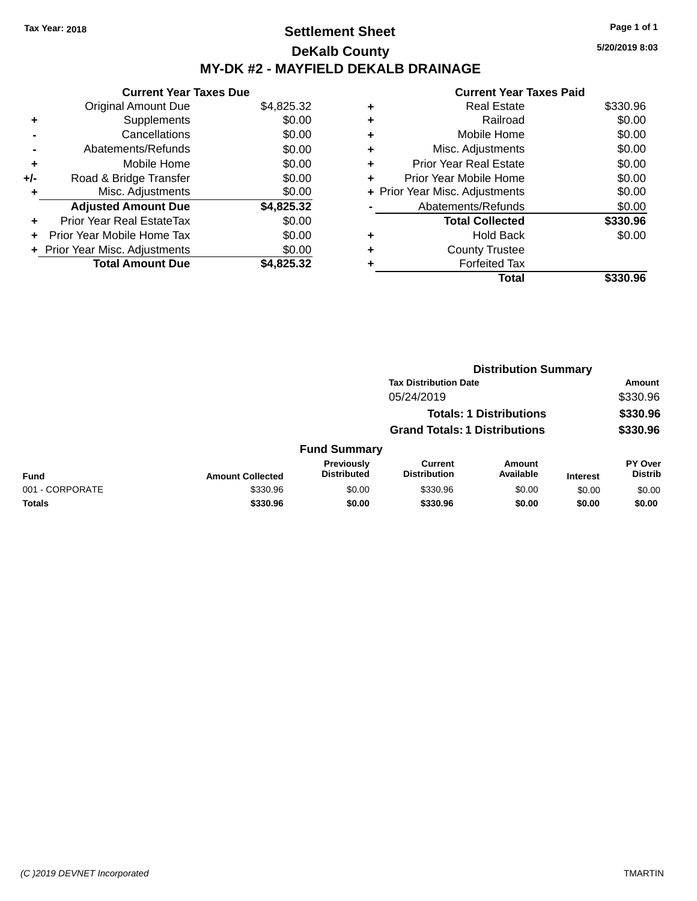Tax Year: 2018

# Settlement Sheet

## DeKalb County

## MY-DK #2 - MAYFIELD DEKALB DRAINAGE

5/20/2019 8:03

### Current Year Taxes Due

| | | |
|---|---|---|
| | Original Amount Due | $4,825.32 |
| + | Supplements | $0.00 |
| - | Cancellations | $0.00 |
| - | Abatements/Refunds | $0.00 |
| + | Mobile Home | $0.00 |
| +/- | Road & Bridge Transfer | $0.00 |
| + | Misc. Adjustments | $0.00 |
| | **Adjusted Amount Due** | **$4,825.32** |
| + | Prior Year Real EstateTax | $0.00 |
| + | Prior Year Mobile Home Tax | $0.00 |
| + | Prior Year Misc. Adjustments | $0.00 |
| | **Total Amount Due** | **$4,825.32** |

### Current Year Taxes Paid

| | | |
|---|---|---|
| + | Real Estate | $330.96 |
| + | Railroad | $0.00 |
| + | Mobile Home | $0.00 |
| + | Misc. Adjustments | $0.00 |
| + | Prior Year Real Estate | $0.00 |
| + | Prior Year Mobile Home | $0.00 |
| + | Prior Year Misc. Adjustments | $0.00 |
| - | Abatements/Refunds | $0.00 |
| | **Total Collected** | **$330.96** |
| + | Hold Back | $0.00 |
| + | County Trustee | |
| + | Forfeited Tax | |
| | **Total** | **$330.96** |

### Distribution Summary

| Tax Distribution Date | Amount |
|---|---|
| 05/24/2019 | $330.96 |
| **Totals: 1 Distributions** | **$330.96** |
| **Grand Totals: 1 Distributions** | **$330.96** |

### Fund Summary

| Fund | Amount Collected | Previously Distributed | Current Distribution | Amount Available | Interest | PY Over Distrib |
|---|---|---|---|---|---|---|
| 001 - CORPORATE | $330.96 | $0.00 | $330.96 | $0.00 | $0.00 | $0.00 |
| **Totals** | **$330.96** | **$0.00** | **$330.96** | **$0.00** | **$0.00** | **$0.00** |

(C )2019 DEVNET Incorporated TMARTIN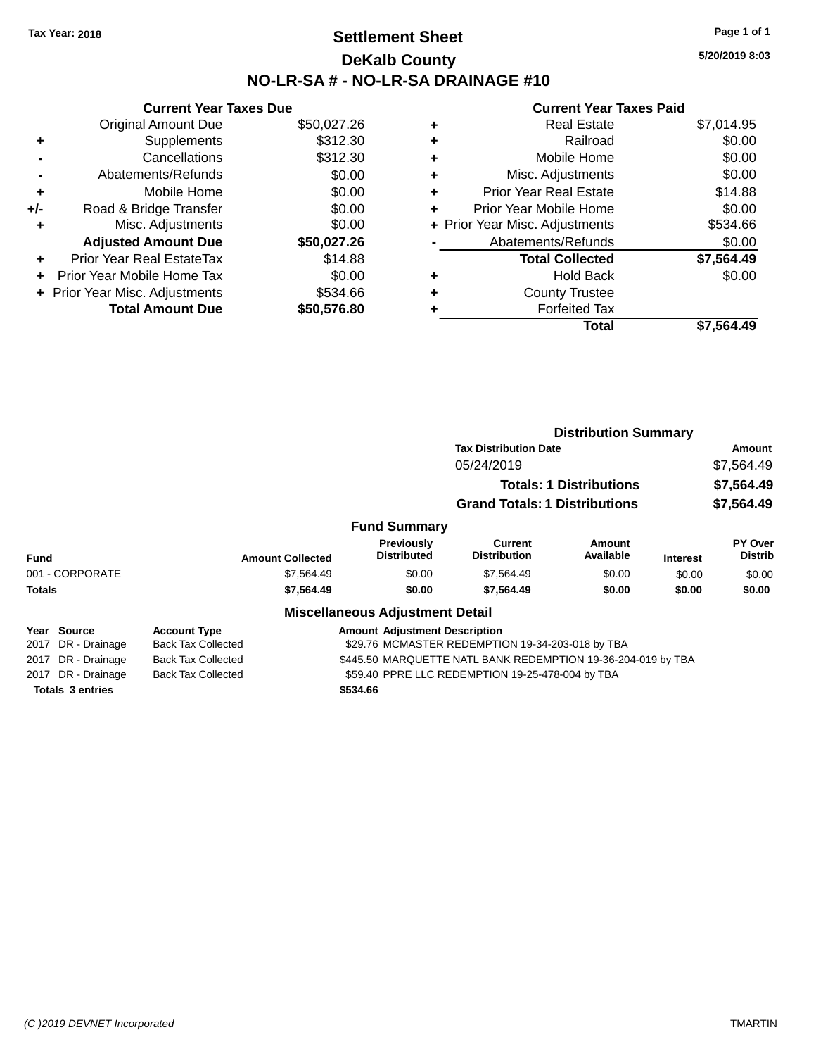Tax Year: 2018

# Settlement Sheet

## DeKalb County

## NO-LR-SA # - NO-LR-SA DRAINAGE #10

5/20/2019 8:03

### Current Year Taxes Due

| | | |
|---|---|---|
| | Original Amount Due | $50,027.26 |
| + | Supplements | $312.30 |
| - | Cancellations | $312.30 |
| - | Abatements/Refunds | $0.00 |
| + | Mobile Home | $0.00 |
| +/- | Road & Bridge Transfer | $0.00 |
| + | Misc. Adjustments | $0.00 |
| | **Adjusted Amount Due** | **$50,027.26** |
| + | Prior Year Real EstateTax | $14.88 |
| + | Prior Year Mobile Home Tax | $0.00 |
| + | Prior Year Misc. Adjustments | $534.66 |
| | **Total Amount Due** | **$50,576.80** |

### Current Year Taxes Paid

| | | |
|---|---|---|
| + | Real Estate | $7,014.95 |
| + | Railroad | $0.00 |
| + | Mobile Home | $0.00 |
| + | Misc. Adjustments | $0.00 |
| + | Prior Year Real Estate | $14.88 |
| + | Prior Year Mobile Home | $0.00 |
| + | Prior Year Misc. Adjustments | $534.66 |
| - | Abatements/Refunds | $0.00 |
| | **Total Collected** | **$7,564.49** |
| + | Hold Back | $0.00 |
| + | County Trustee | |
| + | Forfeited Tax | |
| | **Total** | **$7,564.49** |

### Distribution Summary

| Tax Distribution Date | Amount |
|---|---|
| 05/24/2019 | $7,564.49 |
| **Totals: 1 Distributions** | **$7,564.49** |
| **Grand Totals: 1 Distributions** | **$7,564.49** |

### Fund Summary

| Fund | Amount Collected | Previously Distributed | Current Distribution | Amount Available | Interest | PY Over Distrib |
|---|---|---|---|---|---|---|
| 001 - CORPORATE | $7,564.49 | $0.00 | $7,564.49 | $0.00 | $0.00 | $0.00 |
| **Totals** | **$7,564.49** | **$0.00** | **$7,564.49** | **$0.00** | **$0.00** | **$0.00** |

### Miscellaneous Adjustment Detail

| Year | Source | Account Type | Amount | Adjustment Description |
|---|---|---|---|---|
| 2017 | DR - Drainage | Back Tax Collected | $29.76 | MCMASTER REDEMPTION 19-34-203-018 by TBA |
| 2017 | DR - Drainage | Back Tax Collected | $445.50 | MARQUETTE NATL BANK REDEMPTION 19-36-204-019 by TBA |
| 2017 | DR - Drainage | Back Tax Collected | $59.40 | PPRE LLC REDEMPTION 19-25-478-004 by TBA |
| **Totals 3 entries** | | | **$534.66** | |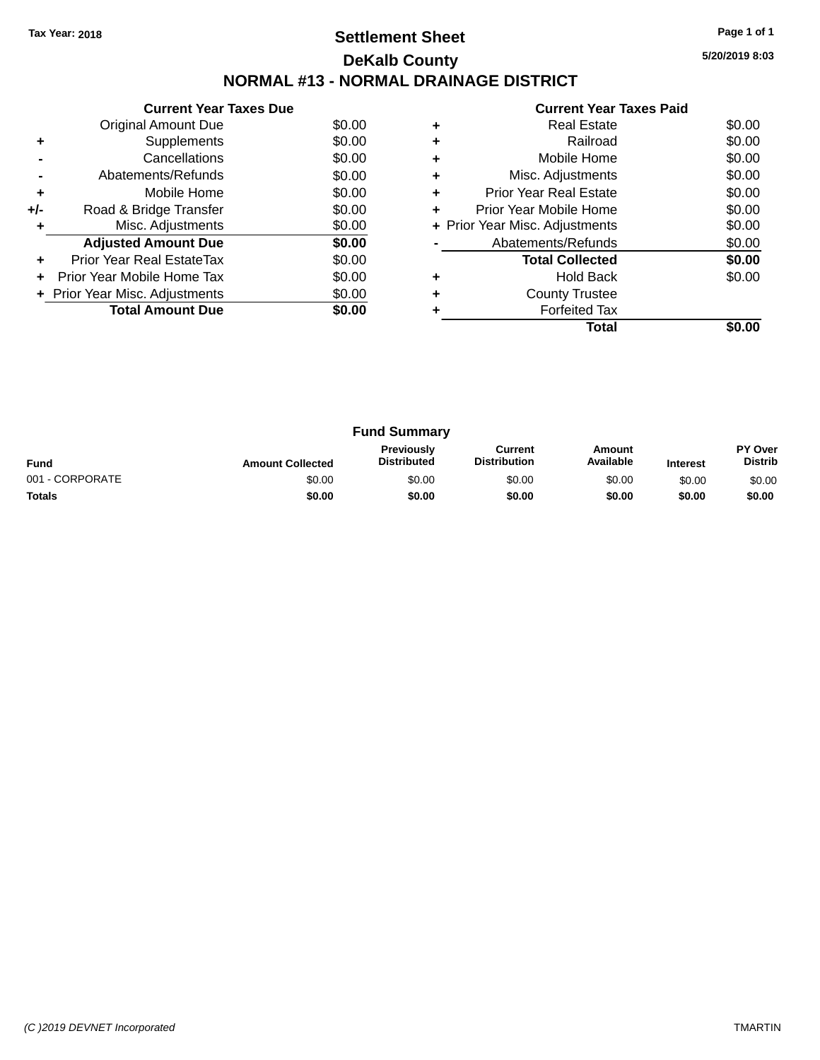**Tax Year: 2018**

# Settlement Sheet

## DeKalb County

## NORMAL #13 - NORMAL DRAINAGE DISTRICT

5/20/2019 8:03

### Current Year Taxes Due

| | | |
|---|---|---|
| | Original Amount Due | $0.00 |
| + | Supplements | $0.00 |
| - | Cancellations | $0.00 |
| - | Abatements/Refunds | $0.00 |
| + | Mobile Home | $0.00 |
| +/- | Road & Bridge Transfer | $0.00 |
| + | Misc. Adjustments | $0.00 |
| | **Adjusted Amount Due** | **$0.00** |
| + | Prior Year Real EstateTax | $0.00 |
| + | Prior Year Mobile Home Tax | $0.00 |
| + | Prior Year Misc. Adjustments | $0.00 |
| | **Total Amount Due** | **$0.00** |

### Current Year Taxes Paid

| | | |
|---|---|---|
| + | Real Estate | $0.00 |
| + | Railroad | $0.00 |
| + | Mobile Home | $0.00 |
| + | Misc. Adjustments | $0.00 |
| + | Prior Year Real Estate | $0.00 |
| + | Prior Year Mobile Home | $0.00 |
| + | Prior Year Misc. Adjustments | $0.00 |
| - | Abatements/Refunds | $0.00 |
| | **Total Collected** | **$0.00** |
| + | Hold Back | $0.00 |
| + | County Trustee | |
| + | Forfeited Tax | |
| | **Total** | **$0.00** |

### Fund Summary

| Fund | Amount Collected | Previously Distributed | Current Distribution | Amount Available | Interest | PY Over Distrib |
|---|---|---|---|---|---|---|
| 001 - CORPORATE | $0.00 | $0.00 | $0.00 | $0.00 | $0.00 | $0.00 |
| **Totals** | **$0.00** | **$0.00** | **$0.00** | **$0.00** | **$0.00** | **$0.00** |

*(C )2019 DEVNET Incorporated* TMARTIN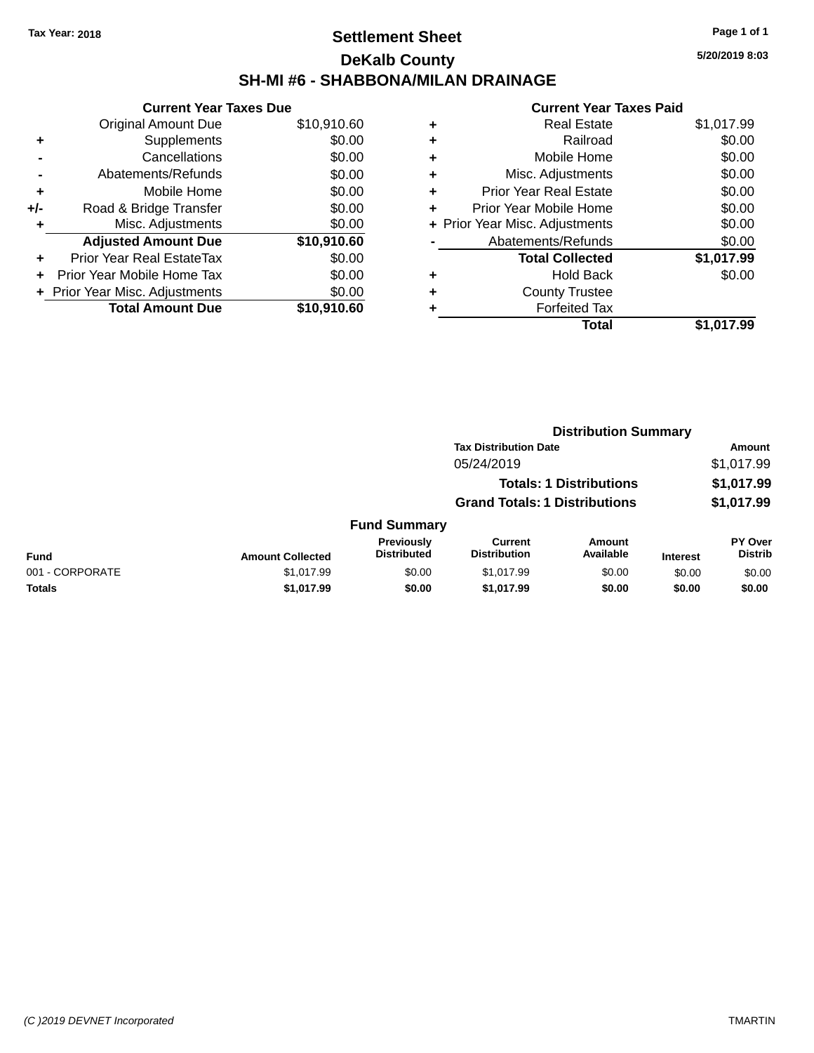Tax Year: 2018

# Settlement Sheet

## DeKalb County

## SH-MI #6 - SHABBONA/MILAN DRAINAGE

5/20/2019 8:03

### Current Year Taxes Due

| | | |
|---|---|---|
| | Original Amount Due | $10,910.60 |
| + | Supplements | $0.00 |
| - | Cancellations | $0.00 |
| - | Abatements/Refunds | $0.00 |
| + | Mobile Home | $0.00 |
| +/- | Road & Bridge Transfer | $0.00 |
| + | Misc. Adjustments | $0.00 |
| | **Adjusted Amount Due** | **$10,910.60** |
| + | Prior Year Real EstateTax | $0.00 |
| + | Prior Year Mobile Home Tax | $0.00 |
| + | Prior Year Misc. Adjustments | $0.00 |
| | **Total Amount Due** | **$10,910.60** |

### Current Year Taxes Paid

| | | |
|---|---|---|
| + | Real Estate | $1,017.99 |
| + | Railroad | $0.00 |
| + | Mobile Home | $0.00 |
| + | Misc. Adjustments | $0.00 |
| + | Prior Year Real Estate | $0.00 |
| + | Prior Year Mobile Home | $0.00 |
| + | Prior Year Misc. Adjustments | $0.00 |
| - | Abatements/Refunds | $0.00 |
| | **Total Collected** | **$1,017.99** |
| + | Hold Back | $0.00 |
| + | County Trustee | |
| + | Forfeited Tax | |
| | **Total** | **$1,017.99** |

### Distribution Summary

| Tax Distribution Date | Amount |
|---|---|
| 05/24/2019 | $1,017.99 |
| **Totals: 1 Distributions** | **$1,017.99** |
| **Grand Totals: 1 Distributions** | **$1,017.99** |

### Fund Summary

| Fund | Amount Collected | Previously Distributed | Current Distribution | Amount Available | Interest | PY Over Distrib |
|---|---|---|---|---|---|---|
| 001 - CORPORATE | $1,017.99 | $0.00 | $1,017.99 | $0.00 | $0.00 | $0.00 |
| **Totals** | **$1,017.99** | **$0.00** | **$1,017.99** | **$0.00** | **$0.00** | **$0.00** |

(C )2019 DEVNET Incorporated

TMARTIN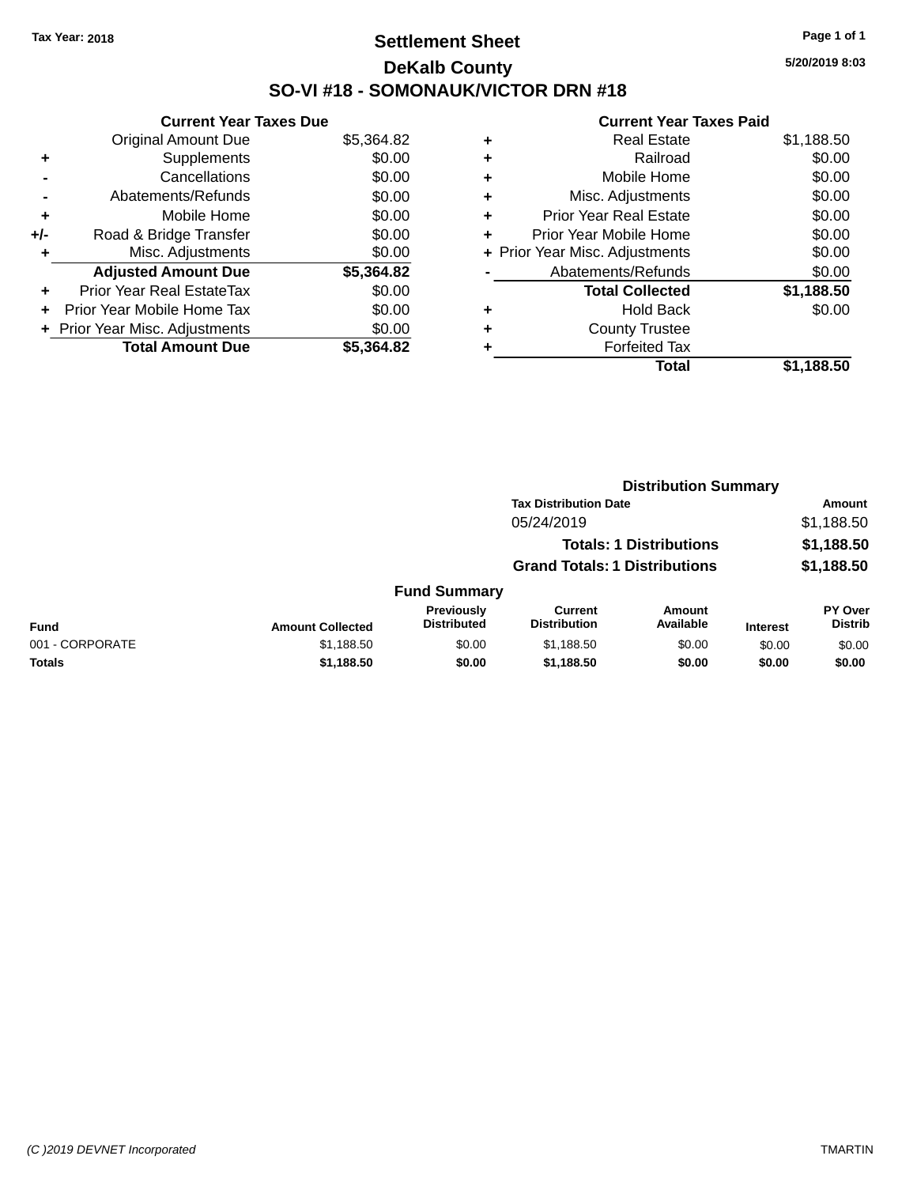Tax Year: 2018

# Settlement Sheet

## DeKalb County

## SO-VI #18 - SOMONAUK/VICTOR DRN #18

5/20/2019 8:03

### Current Year Taxes Due

| | | |
|---|---|---|
| | Original Amount Due | $5,364.82 |
| + | Supplements | $0.00 |
| - | Cancellations | $0.00 |
| - | Abatements/Refunds | $0.00 |
| + | Mobile Home | $0.00 |
| +/- | Road & Bridge Transfer | $0.00 |
| + | Misc. Adjustments | $0.00 |
| | **Adjusted Amount Due** | **$5,364.82** |
| + | Prior Year Real EstateTax | $0.00 |
| + | Prior Year Mobile Home Tax | $0.00 |
| + | Prior Year Misc. Adjustments | $0.00 |
| | **Total Amount Due** | **$5,364.82** |

### Current Year Taxes Paid

| | | |
|---|---|---|
| + | Real Estate | $1,188.50 |
| + | Railroad | $0.00 |
| + | Mobile Home | $0.00 |
| + | Misc. Adjustments | $0.00 |
| + | Prior Year Real Estate | $0.00 |
| + | Prior Year Mobile Home | $0.00 |
| + | Prior Year Misc. Adjustments | $0.00 |
| - | Abatements/Refunds | $0.00 |
| | **Total Collected** | **$1,188.50** |
| + | Hold Back | $0.00 |
| + | County Trustee | |
| + | Forfeited Tax | |
| | **Total** | **$1,188.50** |

### Distribution Summary

| Tax Distribution Date | Amount |
|---|---|
| 05/24/2019 | $1,188.50 |
| **Totals: 1 Distributions** | **$1,188.50** |
| **Grand Totals: 1 Distributions** | **$1,188.50** |

### Fund Summary

| Fund | Amount Collected | Previously Distributed | Current Distribution | Amount Available | Interest | PY Over Distrib |
|---|---|---|---|---|---|---|
| 001 - CORPORATE | $1,188.50 | $0.00 | $1,188.50 | $0.00 | $0.00 | $0.00 |
| **Totals** | **$1,188.50** | **$0.00** | **$1,188.50** | **$0.00** | **$0.00** | **$0.00** |

(C )2019 DEVNET Incorporated TMARTIN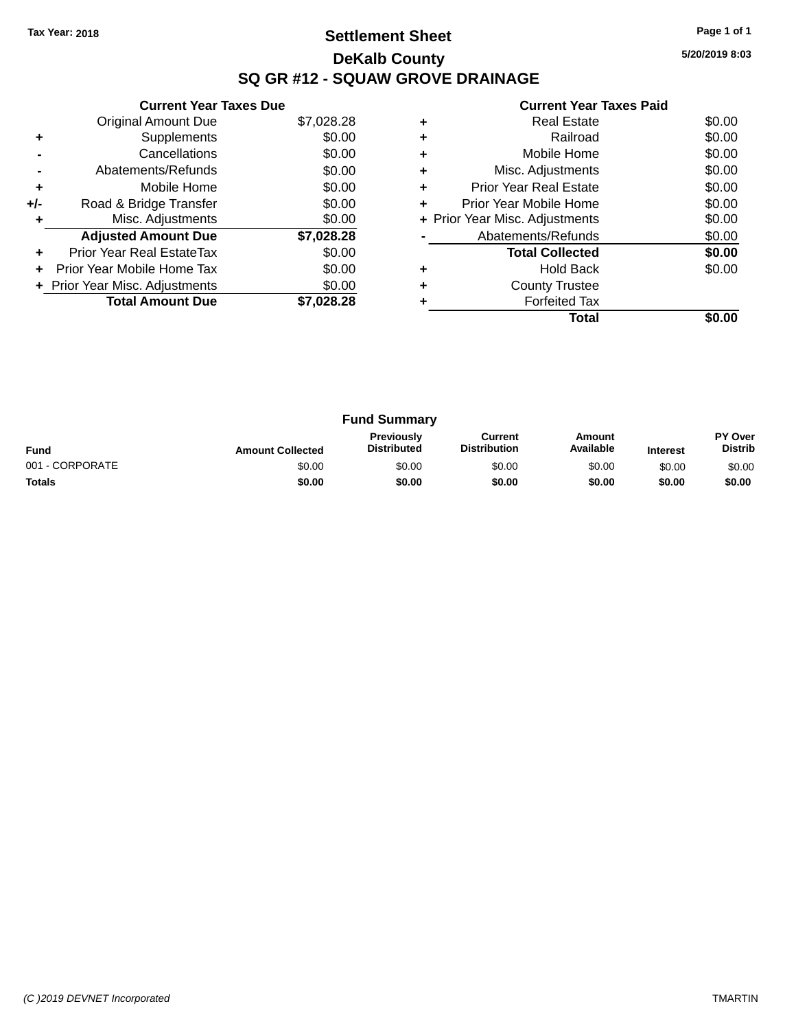Tax Year: 2018

# Settlement Sheet

## DeKalb County

## SQ GR #12 - SQUAW GROVE DRAINAGE

5/20/2019 8:03

### Current Year Taxes Due

| | | |
|---|---|---|
| | Original Amount Due | $7,028.28 |
| + | Supplements | $0.00 |
| - | Cancellations | $0.00 |
| - | Abatements/Refunds | $0.00 |
| + | Mobile Home | $0.00 |
| +/- | Road & Bridge Transfer | $0.00 |
| + | Misc. Adjustments | $0.00 |
| | **Adjusted Amount Due** | **$7,028.28** |
| + | Prior Year Real EstateTax | $0.00 |
| + | Prior Year Mobile Home Tax | $0.00 |
| + | Prior Year Misc. Adjustments | $0.00 |
| | **Total Amount Due** | **$7,028.28** |

### Current Year Taxes Paid

| | | |
|---|---|---|
| + | Real Estate | $0.00 |
| + | Railroad | $0.00 |
| + | Mobile Home | $0.00 |
| + | Misc. Adjustments | $0.00 |
| + | Prior Year Real Estate | $0.00 |
| + | Prior Year Mobile Home | $0.00 |
| + | Prior Year Misc. Adjustments | $0.00 |
| - | Abatements/Refunds | $0.00 |
| | **Total Collected** | **$0.00** |
| + | Hold Back | $0.00 |
| + | County Trustee | |
| + | Forfeited Tax | |
| | **Total** | **$0.00** |

### Fund Summary

| Fund | Amount Collected | Previously Distributed | Current Distribution | Amount Available | Interest | PY Over Distrib |
|---|---|---|---|---|---|---|
| 001 - CORPORATE | $0.00 | $0.00 | $0.00 | $0.00 | $0.00 | $0.00 |
| **Totals** | **$0.00** | **$0.00** | **$0.00** | **$0.00** | **$0.00** | **$0.00** |

(C )2019 DEVNET Incorporated TMARTIN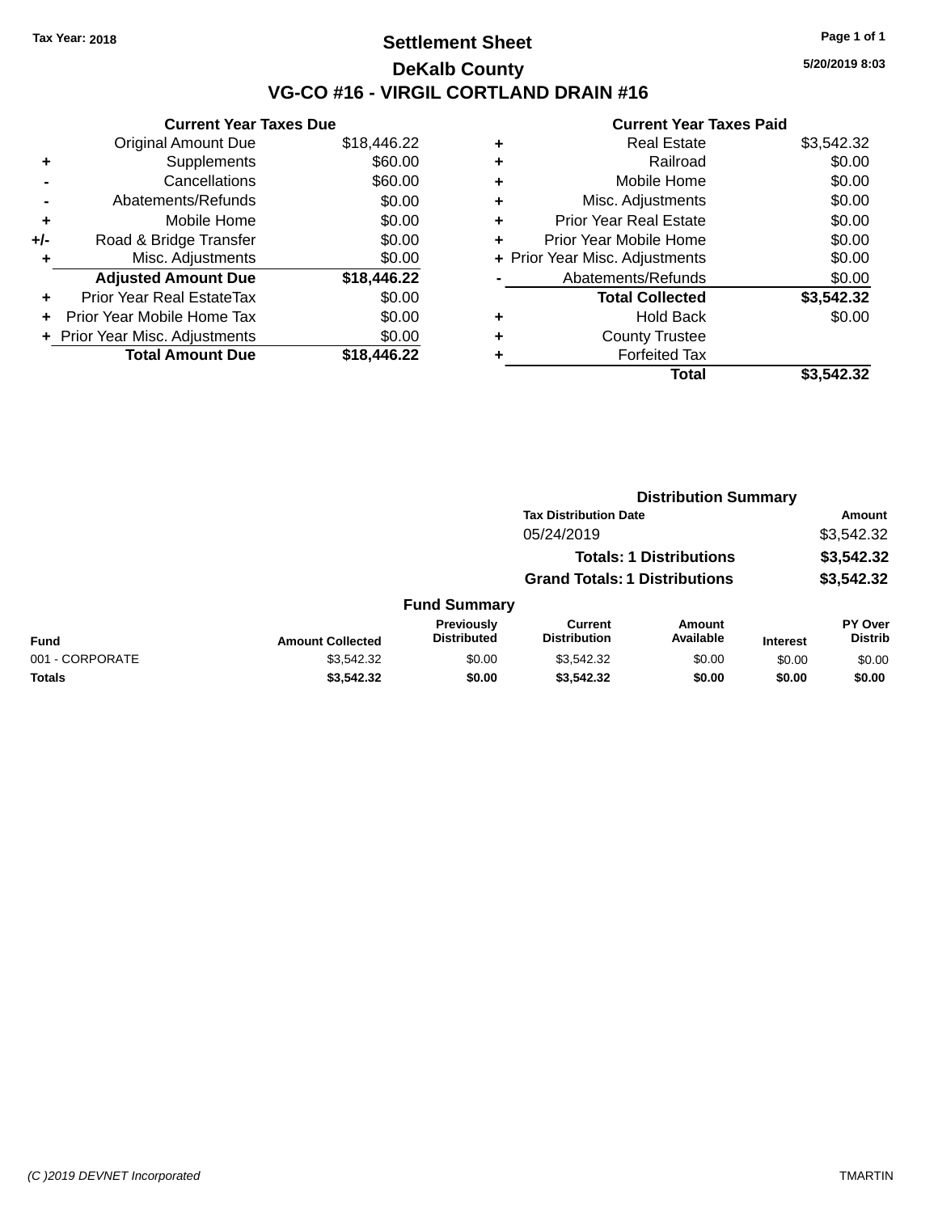Tax Year: 2018

# Settlement Sheet

## DeKalb County

## VG-CO #16 - VIRGIL CORTLAND DRAIN #16

5/20/2019 8:03

### Current Year Taxes Due

| | | |
|---|---|---|
| | Original Amount Due | $18,446.22 |
| + | Supplements | $60.00 |
| - | Cancellations | $60.00 |
| - | Abatements/Refunds | $0.00 |
| + | Mobile Home | $0.00 |
| +/- | Road & Bridge Transfer | $0.00 |
| + | Misc. Adjustments | $0.00 |
| | **Adjusted Amount Due** | **$18,446.22** |
| + | Prior Year Real EstateTax | $0.00 |
| + | Prior Year Mobile Home Tax | $0.00 |
| + | Prior Year Misc. Adjustments | $0.00 |
| | **Total Amount Due** | **$18,446.22** |

### Current Year Taxes Paid

| | | |
|---|---|---|
| + | Real Estate | $3,542.32 |
| + | Railroad | $0.00 |
| + | Mobile Home | $0.00 |
| + | Misc. Adjustments | $0.00 |
| + | Prior Year Real Estate | $0.00 |
| + | Prior Year Mobile Home | $0.00 |
| + | Prior Year Misc. Adjustments | $0.00 |
| - | Abatements/Refunds | $0.00 |
| | **Total Collected** | **$3,542.32** |
| + | Hold Back | $0.00 |
| + | County Trustee | |
| + | Forfeited Tax | |
| | **Total** | **$3,542.32** |

### Distribution Summary

| Tax Distribution Date | Amount |
|---|---|
| 05/24/2019 | $3,542.32 |
| **Totals: 1 Distributions** | **$3,542.32** |
| **Grand Totals: 1 Distributions** | **$3,542.32** |

### Fund Summary

| Fund | Amount Collected | Previously Distributed | Current Distribution | Amount Available | Interest | PY Over Distrib |
|---|---|---|---|---|---|---|
| 001 - CORPORATE | $3,542.32 | $0.00 | $3,542.32 | $0.00 | $0.00 | $0.00 |
| **Totals** | **$3,542.32** | **$0.00** | **$3,542.32** | **$0.00** | **$0.00** | **$0.00** |

(C )2019 DEVNET Incorporated TMARTIN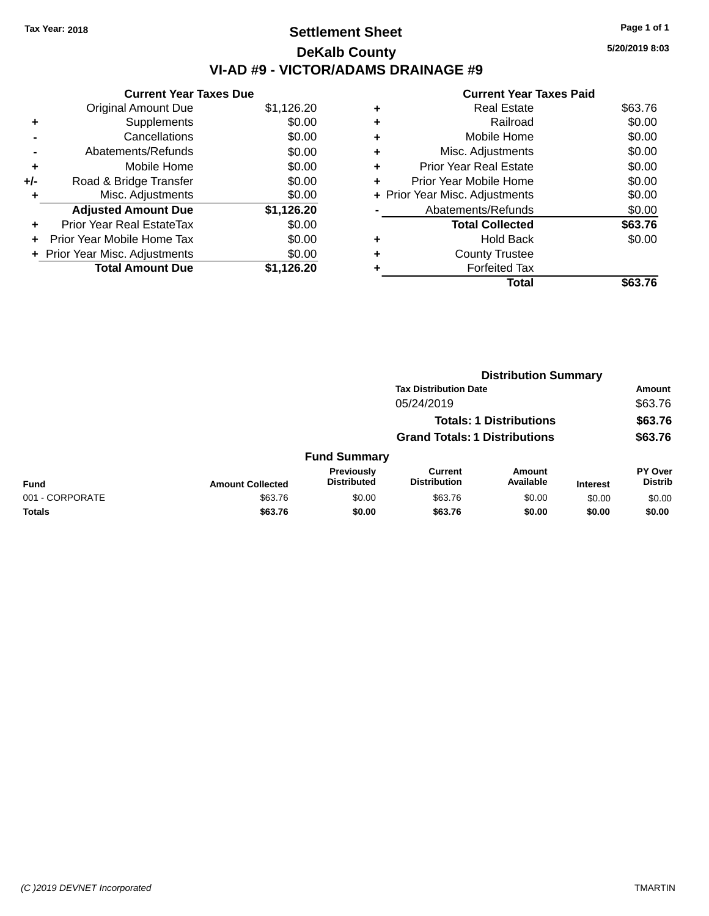Tax Year: 2018

# Settlement Sheet

## DeKalb County

## VI-AD #9 - VICTOR/ADAMS DRAINAGE #9

5/20/2019 8:03

### Current Year Taxes Due

| | | |
|---|---|---|
| | Original Amount Due | $1,126.20 |
| + | Supplements | $0.00 |
| - | Cancellations | $0.00 |
| - | Abatements/Refunds | $0.00 |
| + | Mobile Home | $0.00 |
| +/- | Road & Bridge Transfer | $0.00 |
| + | Misc. Adjustments | $0.00 |
| | **Adjusted Amount Due** | **$1,126.20** |
| + | Prior Year Real EstateTax | $0.00 |
| + | Prior Year Mobile Home Tax | $0.00 |
| + | Prior Year Misc. Adjustments | $0.00 |
| | **Total Amount Due** | **$1,126.20** |

### Current Year Taxes Paid

| | | |
|---|---|---|
| + | Real Estate | $63.76 |
| + | Railroad | $0.00 |
| + | Mobile Home | $0.00 |
| + | Misc. Adjustments | $0.00 |
| + | Prior Year Real Estate | $0.00 |
| + | Prior Year Mobile Home | $0.00 |
| + | Prior Year Misc. Adjustments | $0.00 |
| - | Abatements/Refunds | $0.00 |
| | **Total Collected** | **$63.76** |
| + | Hold Back | $0.00 |
| + | County Trustee | |
| + | Forfeited Tax | |
| | **Total** | **$63.76** |

### Distribution Summary

| Tax Distribution Date | Amount |
|---|---|
| 05/24/2019 | $63.76 |
| **Totals: 1 Distributions** | **$63.76** |
| **Grand Totals: 1 Distributions** | **$63.76** |

### Fund Summary

| Fund | Amount Collected | Previously Distributed | Current Distribution | Amount Available | Interest | PY Over Distrib |
|---|---|---|---|---|---|---|
| 001 - CORPORATE | $63.76 | $0.00 | $63.76 | $0.00 | $0.00 | $0.00 |
| **Totals** | **$63.76** | **$0.00** | **$63.76** | **$0.00** | **$0.00** | **$0.00** |

(C )2019 DEVNET Incorporated — TMARTIN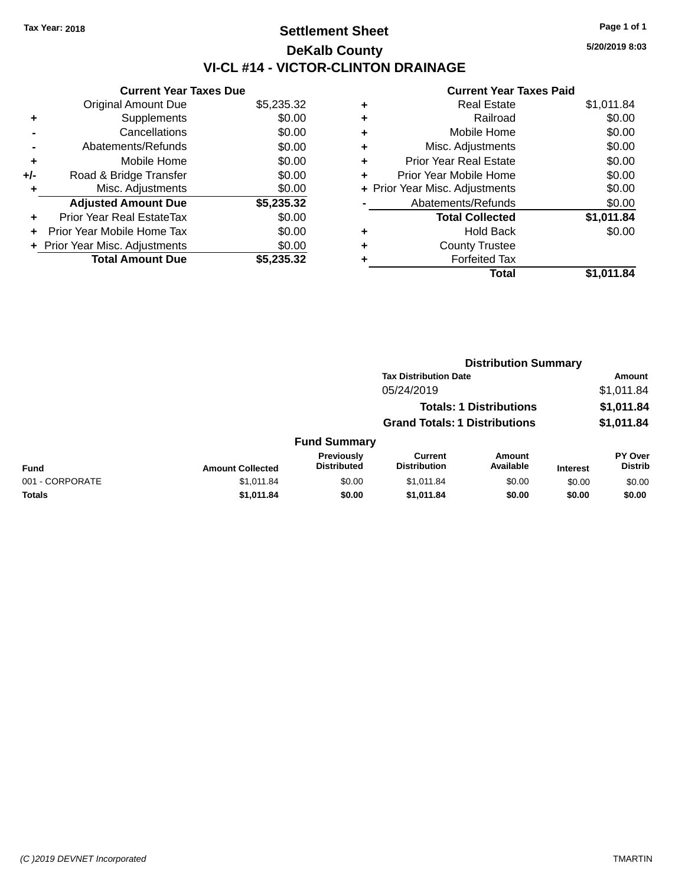Tax Year: 2018

# Settlement Sheet

## DeKalb County

## VI-CL #14 - VICTOR-CLINTON DRAINAGE

5/20/2019 8:03

### Current Year Taxes Due

| | | |
|---|---|---|
| | Original Amount Due | $5,235.32 |
| + | Supplements | $0.00 |
| - | Cancellations | $0.00 |
| - | Abatements/Refunds | $0.00 |
| + | Mobile Home | $0.00 |
| +/- | Road & Bridge Transfer | $0.00 |
| + | Misc. Adjustments | $0.00 |
| | **Adjusted Amount Due** | **$5,235.32** |
| + | Prior Year Real EstateTax | $0.00 |
| + | Prior Year Mobile Home Tax | $0.00 |
| + | Prior Year Misc. Adjustments | $0.00 |
| | **Total Amount Due** | **$5,235.32** |

### Current Year Taxes Paid

| | | |
|---|---|---|
| + | Real Estate | $1,011.84 |
| + | Railroad | $0.00 |
| + | Mobile Home | $0.00 |
| + | Misc. Adjustments | $0.00 |
| + | Prior Year Real Estate | $0.00 |
| + | Prior Year Mobile Home | $0.00 |
| + | Prior Year Misc. Adjustments | $0.00 |
| - | Abatements/Refunds | $0.00 |
| | **Total Collected** | **$1,011.84** |
| + | Hold Back | $0.00 |
| + | County Trustee | |
| + | Forfeited Tax | |
| | **Total** | **$1,011.84** |

### Distribution Summary

| Tax Distribution Date | Amount |
|---|---|
| 05/24/2019 | $1,011.84 |
| **Totals: 1 Distributions** | **$1,011.84** |
| **Grand Totals: 1 Distributions** | **$1,011.84** |

### Fund Summary

| Fund | Amount Collected | Previously Distributed | Current Distribution | Amount Available | Interest | PY Over Distrib |
|---|---|---|---|---|---|---|
| 001 - CORPORATE | $1,011.84 | $0.00 | $1,011.84 | $0.00 | $0.00 | $0.00 |
| **Totals** | **$1,011.84** | **$0.00** | **$1,011.84** | **$0.00** | **$0.00** | **$0.00** |

(C )2019 DEVNET Incorporated TMARTIN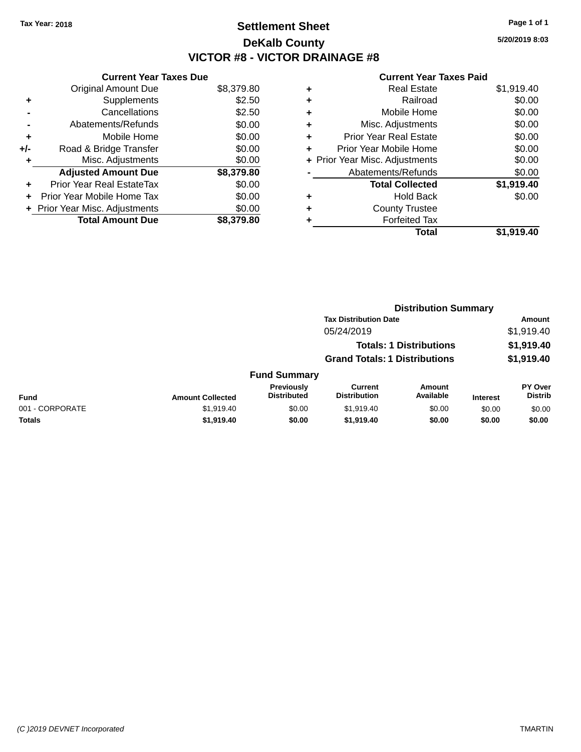Tax Year: 2018

# Settlement Sheet

## DeKalb County

## VICTOR #8 - VICTOR DRAINAGE #8

5/20/2019 8:03

### Current Year Taxes Due

| | | |
|---|---|---|
| | Original Amount Due | $8,379.80 |
| + | Supplements | $2.50 |
| - | Cancellations | $2.50 |
| - | Abatements/Refunds | $0.00 |
| + | Mobile Home | $0.00 |
| +/- | Road & Bridge Transfer | $0.00 |
| + | Misc. Adjustments | $0.00 |
| | **Adjusted Amount Due** | **$8,379.80** |
| + | Prior Year Real EstateTax | $0.00 |
| + | Prior Year Mobile Home Tax | $0.00 |
| + | Prior Year Misc. Adjustments | $0.00 |
| | **Total Amount Due** | **$8,379.80** |

### Current Year Taxes Paid

| | | |
|---|---|---|
| + | Real Estate | $1,919.40 |
| + | Railroad | $0.00 |
| + | Mobile Home | $0.00 |
| + | Misc. Adjustments | $0.00 |
| + | Prior Year Real Estate | $0.00 |
| + | Prior Year Mobile Home | $0.00 |
| + | Prior Year Misc. Adjustments | $0.00 |
| - | Abatements/Refunds | $0.00 |
| | **Total Collected** | **$1,919.40** |
| + | Hold Back | $0.00 |
| + | County Trustee | |
| + | Forfeited Tax | |
| | **Total** | **$1,919.40** |

### Distribution Summary

| Tax Distribution Date | Amount |
|---|---|
| 05/24/2019 | $1,919.40 |
| **Totals: 1 Distributions** | **$1,919.40** |
| **Grand Totals: 1 Distributions** | **$1,919.40** |

### Fund Summary

| Fund | Amount Collected | Previously Distributed | Current Distribution | Amount Available | Interest | PY Over Distrib |
|---|---|---|---|---|---|---|
| 001 - CORPORATE | $1,919.40 | $0.00 | $1,919.40 | $0.00 | $0.00 | $0.00 |
| **Totals** | **$1,919.40** | **$0.00** | **$1,919.40** | **$0.00** | **$0.00** | **$0.00** |

(C )2019 DEVNET Incorporated TMARTIN